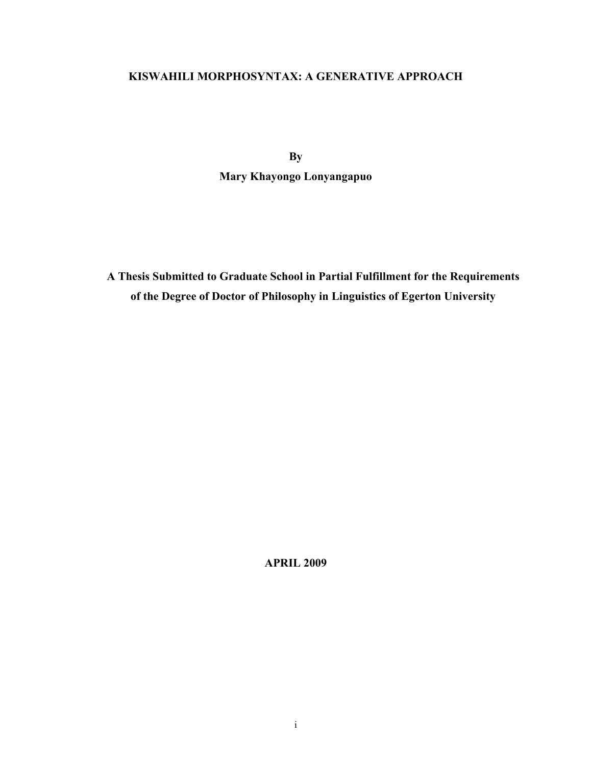# KISWAHILI MORPHOSYNTAX: A GENERATIVE APPROACH

**By**

**Mary Khayongo Lonyangapuo**

**A Thesis Submitted to Graduate School in Partial Fulfillment for the Requirements of the Degree of Doctor of Philosophy in Linguistics of Egerton University**

**APRIL 2009**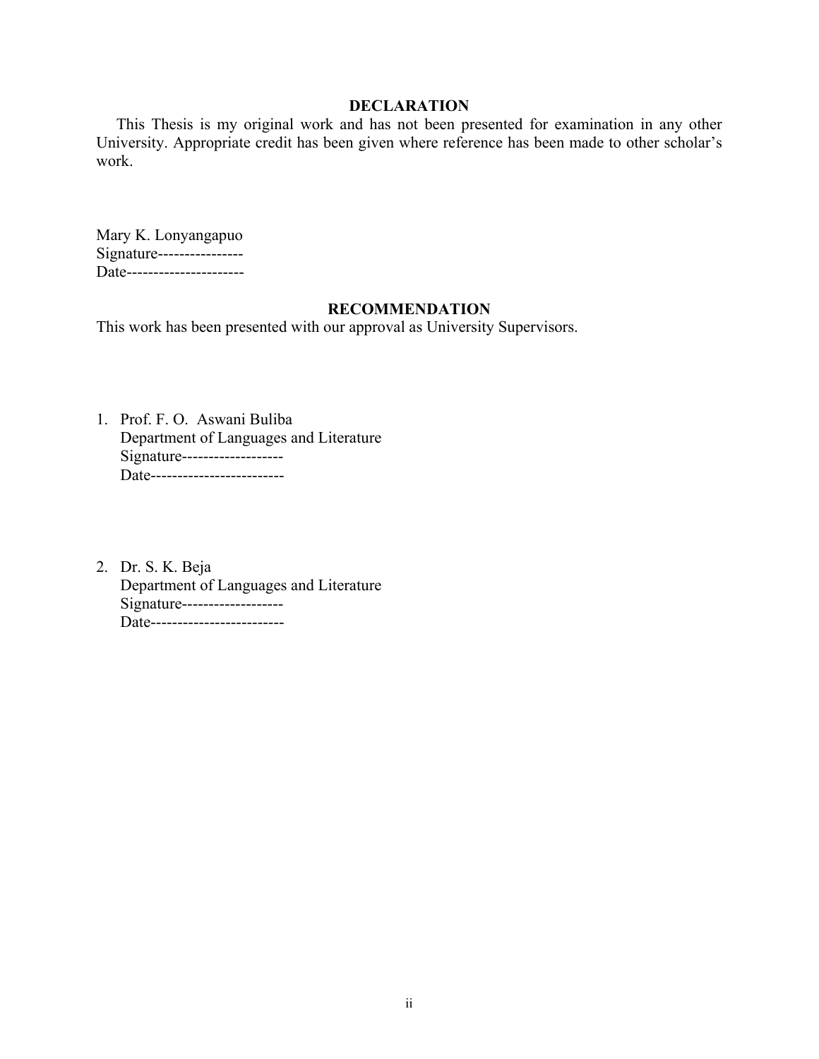## DECLARATION

This Thesis is my original work and has not been presented for examination in any other University. Appropriate credit has been given where reference has been made to other scholar's work.

Mary K. Lonyangapuo
Signature----------------
Date----------------------

## RECOMMENDATION

This work has been presented with our approval as University Supervisors.

1. Prof. F. O. Aswani Buliba
   Department of Languages and Literature
   Signature-------------------
   Date-------------------------

2. Dr. S. K. Beja
   Department of Languages and Literature
   Signature-------------------
   Date-------------------------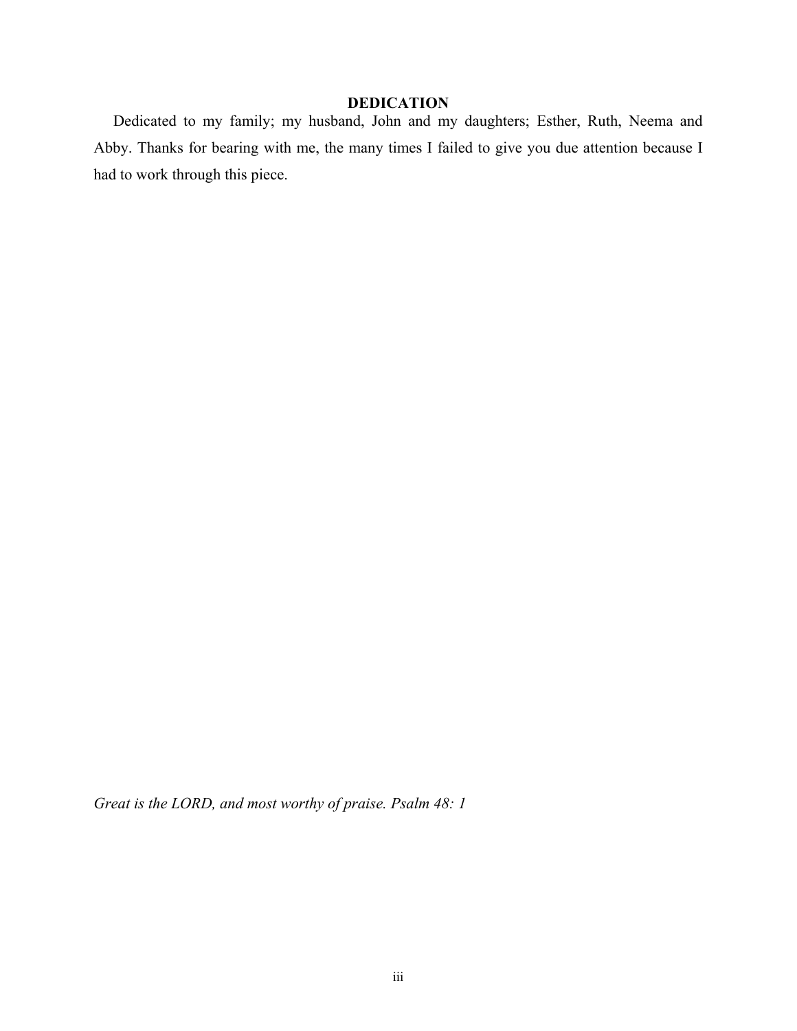# DEDICATION

Dedicated to my family; my husband, John and my daughters; Esther, Ruth, Neema and Abby. Thanks for bearing with me, the many times I failed to give you due attention because I had to work through this piece.

*Great is the LORD, and most worthy of praise. Psalm 48: 1*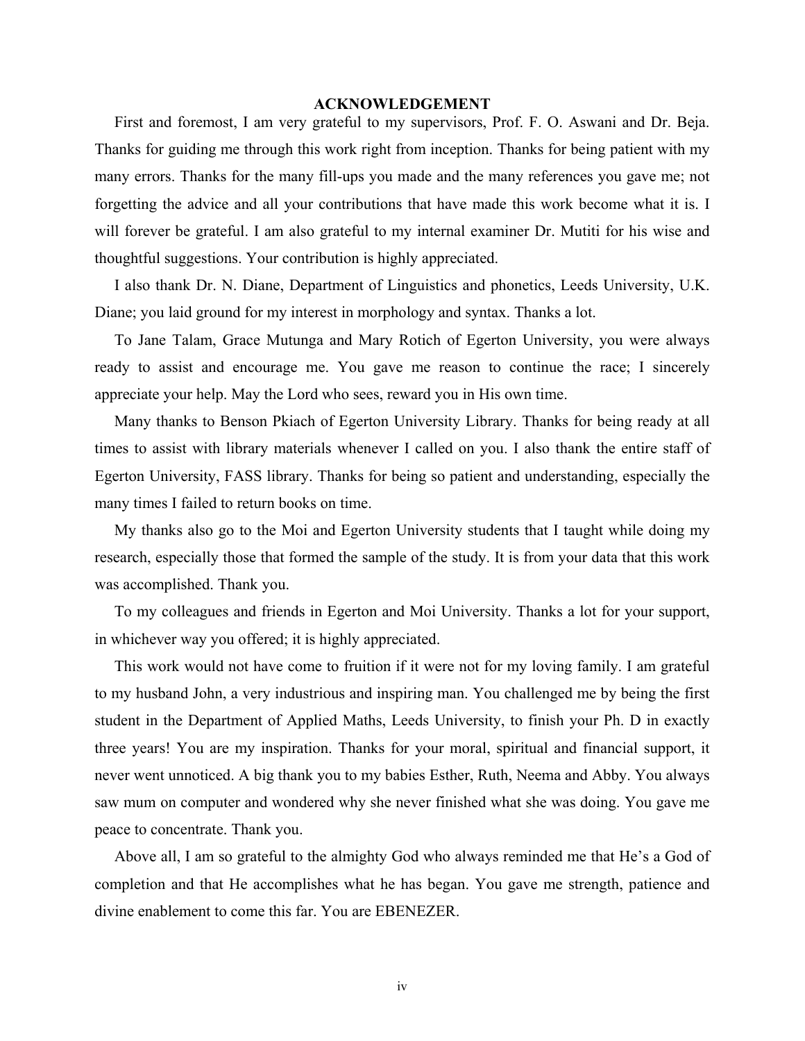# ACKNOWLEDGEMENT

First and foremost, I am very grateful to my supervisors, Prof. F. O. Aswani and Dr. Beja. Thanks for guiding me through this work right from inception. Thanks for being patient with my many errors. Thanks for the many fill-ups you made and the many references you gave me; not forgetting the advice and all your contributions that have made this work become what it is. I will forever be grateful. I am also grateful to my internal examiner Dr. Mutiti for his wise and thoughtful suggestions. Your contribution is highly appreciated.

I also thank Dr. N. Diane, Department of Linguistics and phonetics, Leeds University, U.K. Diane; you laid ground for my interest in morphology and syntax. Thanks a lot.

To Jane Talam, Grace Mutunga and Mary Rotich of Egerton University, you were always ready to assist and encourage me. You gave me reason to continue the race; I sincerely appreciate your help. May the Lord who sees, reward you in His own time.

Many thanks to Benson Pkiach of Egerton University Library. Thanks for being ready at all times to assist with library materials whenever I called on you. I also thank the entire staff of Egerton University, FASS library. Thanks for being so patient and understanding, especially the many times I failed to return books on time.

My thanks also go to the Moi and Egerton University students that I taught while doing my research, especially those that formed the sample of the study. It is from your data that this work was accomplished. Thank you.

To my colleagues and friends in Egerton and Moi University. Thanks a lot for your support, in whichever way you offered; it is highly appreciated.

This work would not have come to fruition if it were not for my loving family. I am grateful to my husband John, a very industrious and inspiring man. You challenged me by being the first student in the Department of Applied Maths, Leeds University, to finish your Ph. D in exactly three years! You are my inspiration. Thanks for your moral, spiritual and financial support, it never went unnoticed. A big thank you to my babies Esther, Ruth, Neema and Abby. You always saw mum on computer and wondered why she never finished what she was doing. You gave me peace to concentrate. Thank you.

Above all, I am so grateful to the almighty God who always reminded me that He's a God of completion and that He accomplishes what he has began. You gave me strength, patience and divine enablement to come this far. You are EBENEZER.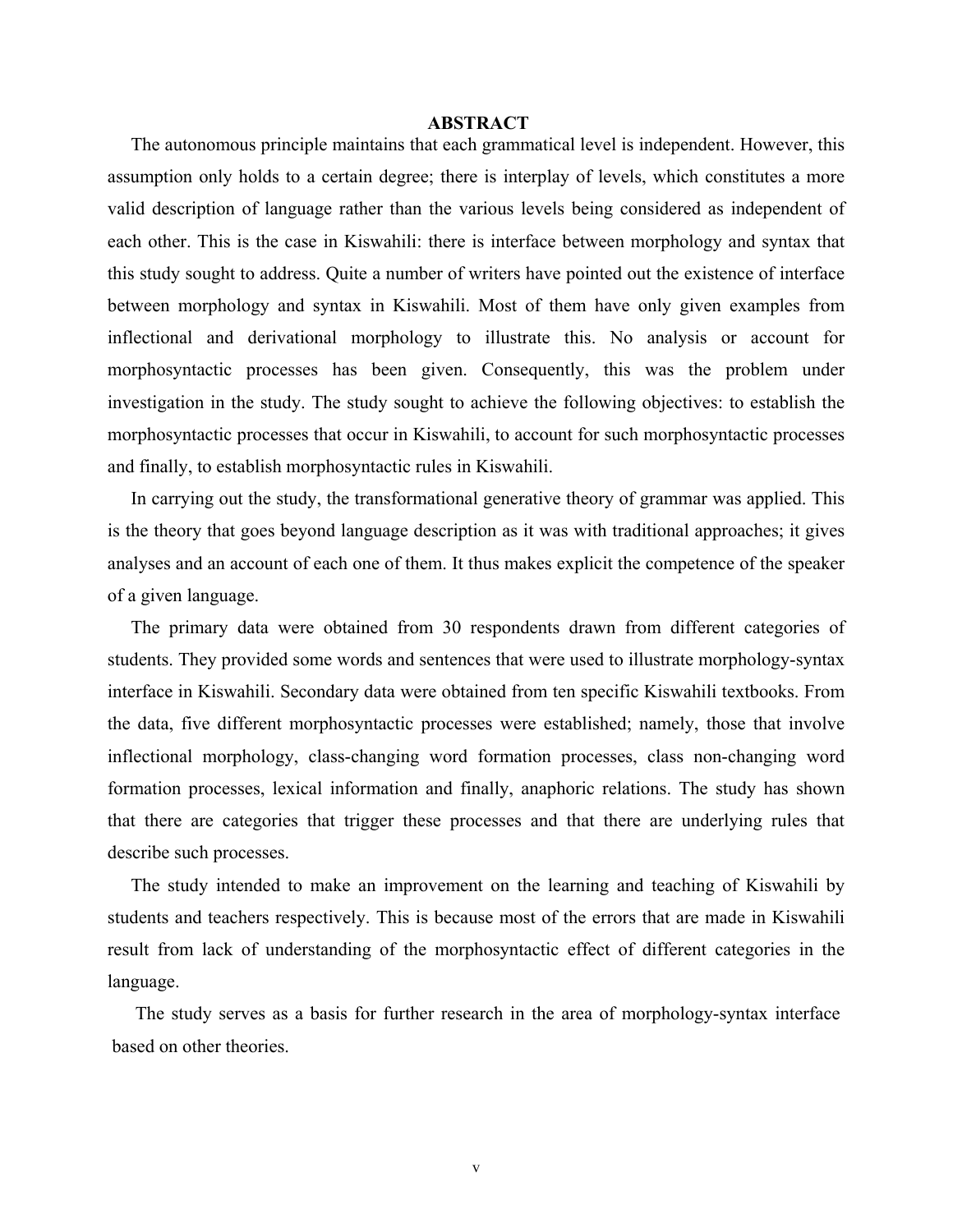# ABSTRACT

The autonomous principle maintains that each grammatical level is independent. However, this assumption only holds to a certain degree; there is interplay of levels, which constitutes a more valid description of language rather than the various levels being considered as independent of each other. This is the case in Kiswahili: there is interface between morphology and syntax that this study sought to address. Quite a number of writers have pointed out the existence of interface between morphology and syntax in Kiswahili. Most of them have only given examples from inflectional and derivational morphology to illustrate this. No analysis or account for morphosyntactic processes has been given. Consequently, this was the problem under investigation in the study. The study sought to achieve the following objectives: to establish the morphosyntactic processes that occur in Kiswahili, to account for such morphosyntactic processes and finally, to establish morphosyntactic rules in Kiswahili.

In carrying out the study, the transformational generative theory of grammar was applied. This is the theory that goes beyond language description as it was with traditional approaches; it gives analyses and an account of each one of them. It thus makes explicit the competence of the speaker of a given language.

The primary data were obtained from 30 respondents drawn from different categories of students. They provided some words and sentences that were used to illustrate morphology-syntax interface in Kiswahili. Secondary data were obtained from ten specific Kiswahili textbooks. From the data, five different morphosyntactic processes were established; namely, those that involve inflectional morphology, class-changing word formation processes, class non-changing word formation processes, lexical information and finally, anaphoric relations. The study has shown that there are categories that trigger these processes and that there are underlying rules that describe such processes.

The study intended to make an improvement on the learning and teaching of Kiswahili by students and teachers respectively. This is because most of the errors that are made in Kiswahili result from lack of understanding of the morphosyntactic effect of different categories in the language.

The study serves as a basis for further research in the area of morphology-syntax interface based on other theories.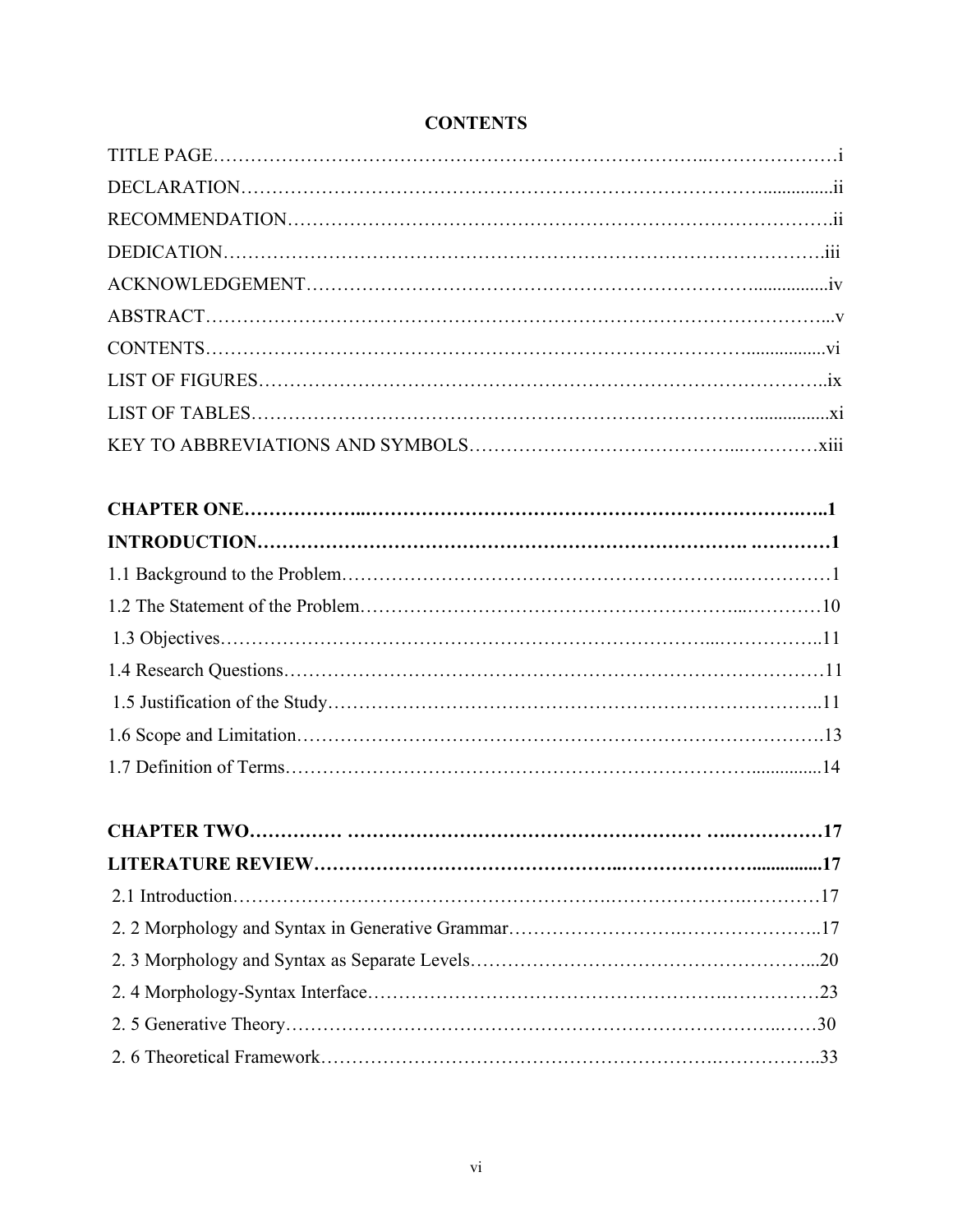# CONTENTS

TITLE PAGE……………………………………………………………………..…………………i

DECLARATION…………………………………………………………………………................ii

RECOMMENDATION……………………………………………………………………………ii

DEDICATION……………………………………………………………………………………iii

ACKNOWLEDGEMENT……………………………………………………………….................iv

ABSTRACT……………………………………………………………………………………...v

CONTENTS…………………………………………………………………………….................vi

LIST OF FIGURES………………………………………………………………………………ix

LIST OF TABLES…………………………………………………………………….................xi

KEY TO ABBREVIATIONS AND SYMBOLS……………………………………...…………xiii

**CHAPTER ONE………………..……………………………………………………………..…..1**

**INTRODUCTION……………………………………………………………….…………1**

1.1 Background to the Problem……………………………………………………….……………1

1.2 The Statement of the Problem……………………………………………………...…………10

1.3 Objectives…………………………………………………………………...……………..11

1.4 Research Questions……………………………………………………………………………11

1.5 Justification of the Study……………………………………………………………………..11

1.6 Scope and Limitation………………………………………………………………………….13

1.7 Definition of Terms……………………………………………………………….................14

**CHAPTER TWO…………… ……………………………………………… ….……………17**

**LITERATURE REVIEW………………………………………..………………….................17**

2.1 Introduction……………………………………………….……………………….…………17

2. 2 Morphology and Syntax in Generative Grammar……………………….…………………..17

2. 3 Morphology and Syntax as Separate Levels………………………………………………...20

2. 4 Morphology-Syntax Interface……………………………………………….……………23

2. 5 Generative Theory……………………………………………………………………..……30

2. 6 Theoretical Framework………………………………………………………….…………..33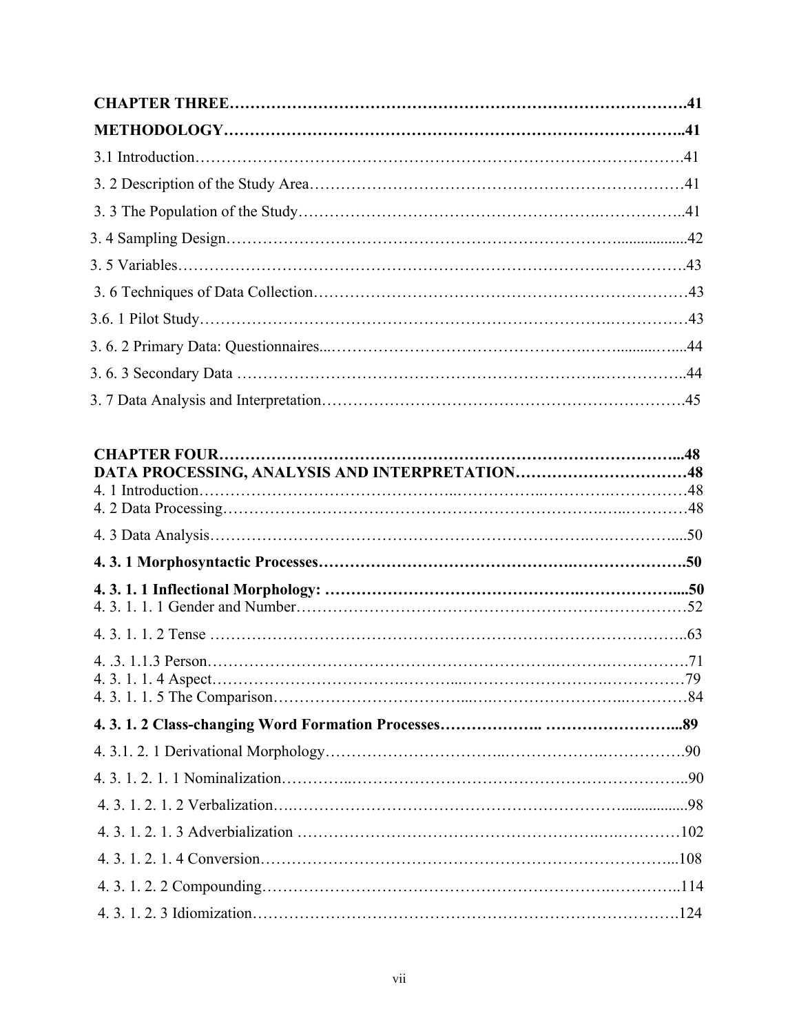**CHAPTER THREE……………………………………………………………………………….41**

**METHODOLOGY……………………………………………………………………………..41**

3.1 Introduction……………………………………………………………………………….41

3. 2 Description of the Study Area……………………………………………………………41

3. 3 The Population of the Study……………………………………………………….……………..41

3. 4 Sampling Design………………………………………………………………….................42

3. 5 Variables……………………………………………………………………….…………….43

3. 6 Techniques of Data Collection……………………………………………………………43

3.6. 1 Pilot Study……………………………………………………………………….……………43

3. 6. 2 Primary Data: Questionnaires...……………………………………………….….........….....44

3. 6. 3 Secondary Data ………………………………………………………….……………..44

3. 7 Data Analysis and Interpretation………………………………………………………….45

**CHAPTER FOUR……………………………………………………………………………...48**

**DATA PROCESSING, ANALYSIS AND INTERPRETATION……………………………48**

4. 1 Introduction…………………………………….………….………….……………48

4. 2 Data Processing………………………………………………………….…..…………48

4. 3 Data Analysis……………………………………………………….….……………....50

**4. 3. 1 Morphosyntactic Processes………………………………………….………………….50**

**4. 3. 1. 1 Inflectional Morphology: ……………………………………….………………....50**

4. 3. 1. 1. 1 Gender and Number…………………………………………………………………52

4. 3. 1. 1. 2 Tense ……………………………………………………………………………..63

4. .3. 1.1.3 Person……………………………………………………….……….…………….71

4. 3. 1. 1. 4 Aspect……………………….………...…………………….……………79

4. 3. 1. 1. 5 The Comparison……………………………...….…………………..…………84

**4. 3. 1. 2 Class-changing Word Formation Processes……………….. ……………………...89**

4. 3.1. 2. 1 Derivational Morphology…………………………….……………….……………90

4. 3. 1. 2. 1. 1 Nominalization…………..……………………………………………………..90

4. 3. 1. 2. 1. 2 Verbalization….……………………………………………………................98

4. 3. 1. 2. 1. 3 Adverbialization ………………………………………………….….………102

4. 3. 1. 2. 1. 4 Conversion…………………………………………………………………...108

4. 3. 1. 2. 2 Compounding………………………………………………………….…………..114

4. 3. 1. 2. 3 Idiomization……………………………………………………………………….124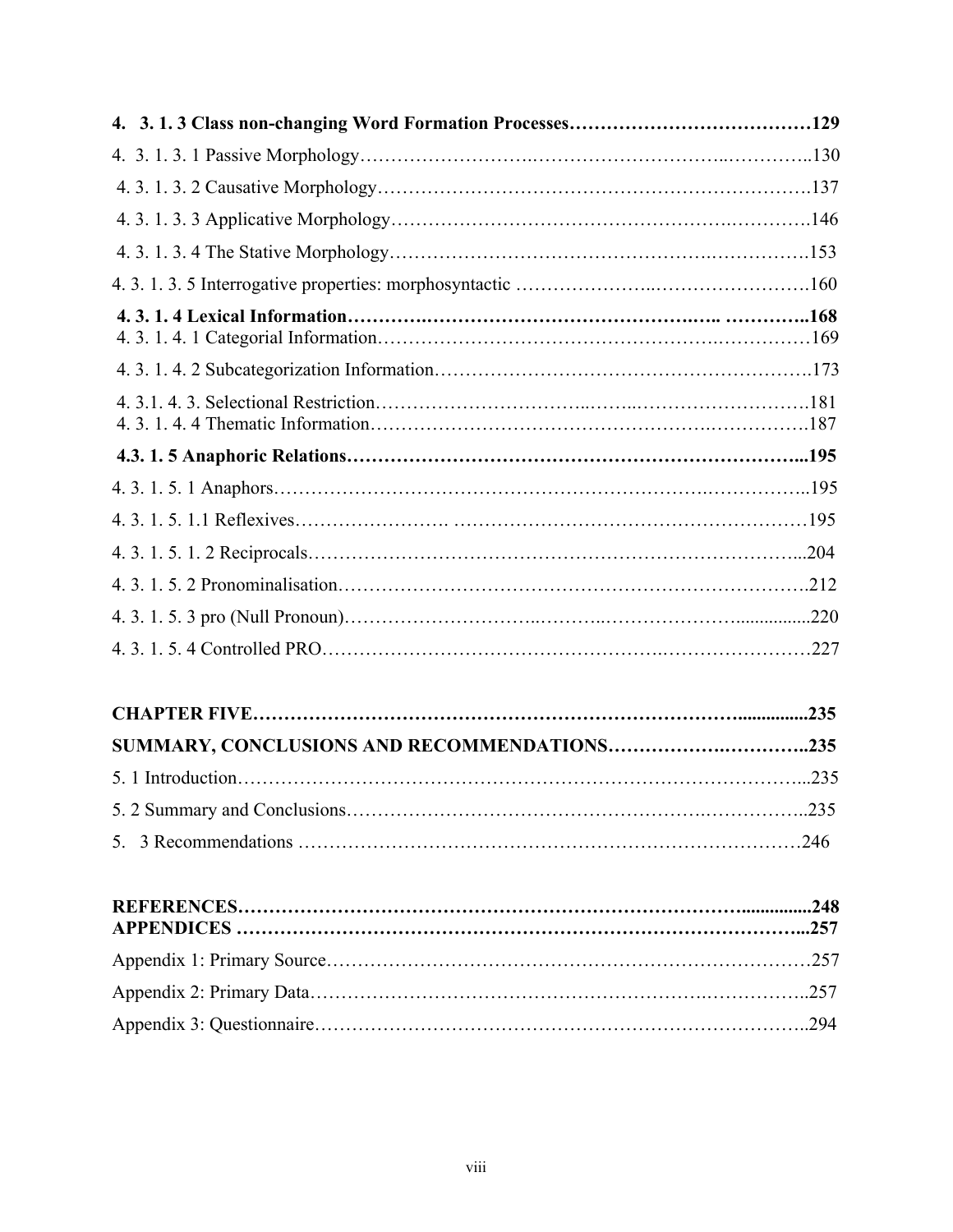**4. 3. 1. 3 Class non-changing Word Formation Processes……………………………………129**

4. 3. 1. 3. 1 Passive Morphology……………………..…………………………..…………..130

4. 3. 1. 3. 2 Causative Morphology……………………………………………………………….137

4. 3. 1. 3. 3 Applicative Morphology……………………………………………….…………146

4. 3. 1. 3. 4 The Stative Morphology…………………………………………….…………….153

4. 3. 1. 3. 5 Interrogative properties: morphosyntactic ………………..…………………….160

**4. 3. 1. 4 Lexical Information……….………………………………………….….. …………..168**

4. 3. 1. 4. 1 Categorial Information……………………………………………….……………169

4. 3. 1. 4. 2 Subcategorization Information……………………………………………………173

4. 3.1. 4. 3. Selectional Restriction…………………………..……..……………………….181

4. 3. 1. 4. 4 Thematic Information……………………………………………….…………….187

**4.3. 1. 5 Anaphoric Relations…………………………………………………………………...195**

4. 3. 1. 5. 1 Anaphors…………………………………………………………….……………..195

4. 3. 1. 5. 1.1 Reflexives……………………. ……………………………….………………195

4. 3. 1. 5. 1. 2 Reciprocals…………………………………………………………………...204

4. 3. 1. 5. 2 Pronominalisation……………………………………………………………….212

4. 3. 1. 5. 3 pro (Null Pronoun)…………………..………..………………….................220

4. 3. 1. 5. 4 Controlled PRO…………………………………………….……………………227

**CHAPTER FIVE…………………………………………………………………...............235**

**SUMMARY, CONCLUSIONS AND RECOMMENDATIONS…………….…………..235**

5. 1 Introduction…………………………………………………………………………...235

5. 2 Summary and Conclusions…………………………………………….……………..235

5. 3 Recommendations ………………………………………………….…………………246

**REFERENCES………………………………………………………………….................248**

**APPENDICES ……………………………………………………………………………...257**

Appendix 1: Primary Source……………………………………………………………………257

Appendix 2: Primary Data…………………………………………………….……………..257

Appendix 3: Questionnaire……………………………………………………………………..294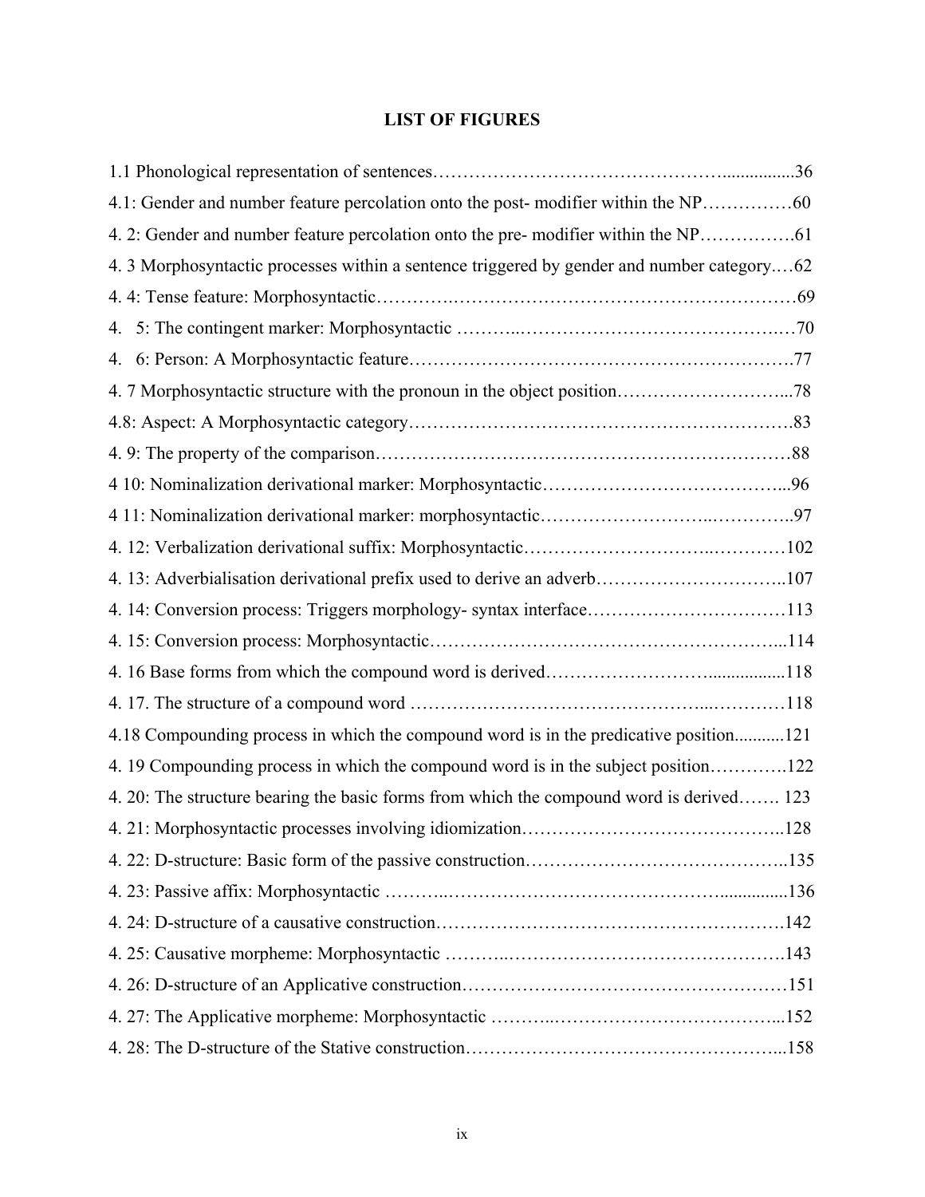## LIST OF FIGURES

1.1 Phonological representation of sentences…………………………………………................36

4.1: Gender and number feature percolation onto the post- modifier within the NP……………60

4. 2: Gender and number feature percolation onto the pre- modifier within the NP…………….61

4. 3 Morphosyntactic processes within a sentence triggered by gender and number category.…62

4. 4: Tense feature: Morphosyntactic……………………………………………………………69

4. 5: The contingent marker: Morphosyntactic ………..…………………………………….…70

4. 6: Person: A Morphosyntactic feature…………………………………………………….77

4. 7 Morphosyntactic structure with the pronoun in the object position………………………...78

4.8: Aspect: A Morphosyntactic category…………………………………………………….83

4. 9: The property of the comparison……………………………………………………………88

4 10: Nominalization derivational marker: Morphosyntactic…………………………………...96

4 11: Nominalization derivational marker: morphosyntactic……………………….…………..97

4. 12: Verbalization derivational suffix: Morphosyntactic………………………….…………102

4. 13: Adverbialisation derivational prefix used to derive an adverb…………………………..107

4. 14: Conversion process: Triggers morphology- syntax interface……………………………113

4. 15: Conversion process: Morphosyntactic…………………………………………………...114

4. 16 Base forms from which the compound word is derived……………………..................118

4. 17. The structure of a compound word ……………………………………...…………118

4.18 Compounding process in which the compound word is in the predicative position...........121

4. 19 Compounding process in which the compound word is in the subject position………….122

4. 20: The structure bearing the basic forms from which the compound word is derived……. 123

4. 21: Morphosyntactic processes involving idiomization……………………………………..128

4. 22: D-structure: Basic form of the passive construction……………………………………..135

4. 23: Passive affix: Morphosyntactic ………..……………………………………...............136

4. 24: D-structure of a causative construction……………………………………………….142

4. 25: Causative morpheme: Morphosyntactic ………..……………………………………….143

4. 26: D-structure of an Applicative construction……………………………………………151

4. 27: The Applicative morpheme: Morphosyntactic ………..………………………………...152

4. 28: The D-structure of the Stative construction……………………………………………...158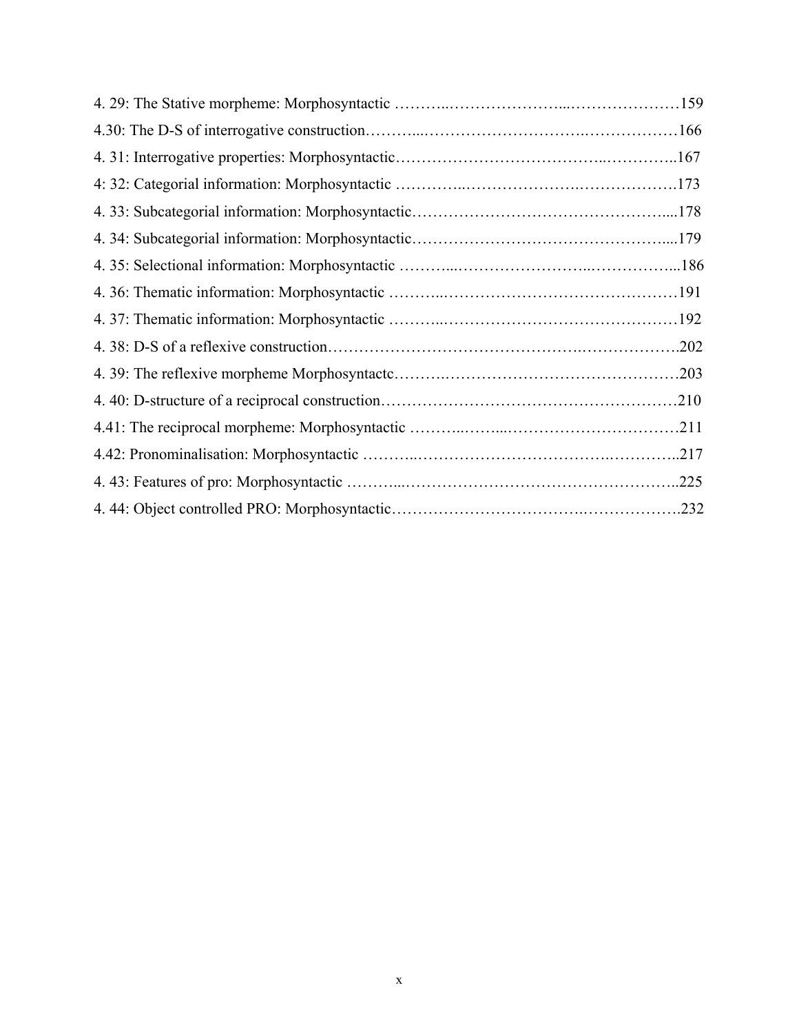4. 29: The Stative morpheme: Morphosyntactic ………..…………………...…………………159

4.30: The D-S of interrogative construction………...………………………….………………166

4. 31: Interrogative properties: Morphosyntactic………………………………..…………..167

4: 32: Categorial information: Morphosyntactic …………..………………….……………….173

4. 33: Subcategorial information: Morphosyntactic……………………………………….....178

4. 34: Subcategorial information: Morphosyntactic…………………….…………………....179

4. 35: Selectional information: Morphosyntactic ………...……………………..……………...186

4. 36: Thematic information: Morphosyntactic ………..………………………………………191

4. 37: Thematic information: Morphosyntactic ………..………………………………………192

4. 38: D-S of a reflexive construction……………………………………….……………….202

4. 39: The reflexive morpheme Morphosyntactc……….………………………….……………203

4. 40: D-structure of a reciprocal construction………………………………………………210

4.41: The reciprocal morpheme: Morphosyntactic ………..……...……………………………211

4.42: Pronominalisation: Morphosyntactic ………..……………………………….…………..217

4. 43: Features of pro: Morphosyntactic ………...……………………………………………..225

4. 44: Object controlled PRO: Morphosyntactic…………………………….……………….232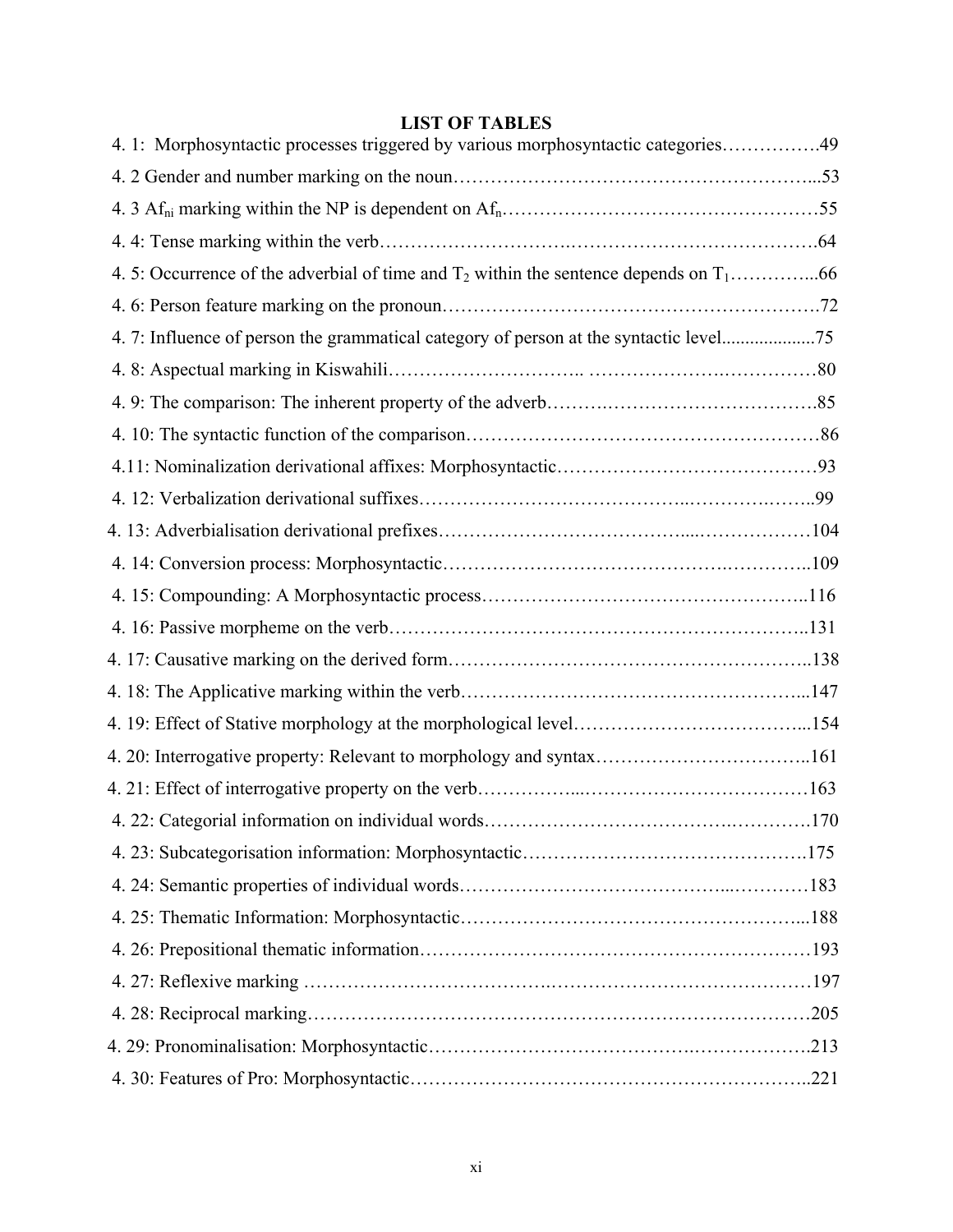# LIST OF TABLES

4. 1: Morphosyntactic processes triggered by various morphosyntactic categories…………….49

4. 2 Gender and number marking on the noun…………………………………………………...53

4. 3 $Af_{ni}$ marking within the NP is dependent on $Af_n$……………………………………………55

4. 4: Tense marking within the verb………………………….…………………………………….64

4. 5: Occurrence of the adverbial of time and $T_2$ within the sentence depends on $T_1$…………...66

4. 6: Person feature marking on the pronoun…………………………………………………….72

4. 7: Influence of person the grammatical category of person at the syntactic level....................75

4. 8: Aspectual marking in Kiswahili………………………….. ………………….……………80

4. 9: The comparison: The inherent property of the adverb……….……………………………….85

4. 10: The syntactic function of the comparison…………………………………….……………86

4.11: Nominalization derivational affixes: Morphosyntactic……………………………………93

4. 12: Verbalization derivational suffixes…………………………………..……….……..99

4. 13: Adverbialisation derivational prefixes………………………………....………………104

4. 14: Conversion process: Morphosyntactic…………………………………….…………..109

4. 15: Compounding: A Morphosyntactic process…………………………………………..116

4. 16: Passive morpheme on the verb………………………………………………………..131

4. 17: Causative marking on the derived form………………………………………………..138

4. 18: The Applicative marking within the verb……………………………………………...147

4. 19: Effect of Stative morphology at the morphological level………………………………...154

4. 20: Interrogative property: Relevant to morphology and syntax……………………………..161

4. 21: Effect of interrogative property on the verb……………...………………………………163

4. 22: Categorial information on individual words……………………………….………….170

4. 23: Subcategorisation information: Morphosyntactic……………………………………..175

4. 24: Semantic properties of individual words…………………………………...…………183

4. 25: Thematic Information: Morphosyntactic……………………………………………...188

4. 26: Prepositional thematic information……………………………………………………193

4. 27: Reflexive marking ……………………………….……………………………………197

4. 28: Reciprocal marking……………………………………………………………………205

4. 29: Pronominalisation: Morphosyntactic………………………………….……………….213

4. 30: Features of Pro: Morphosyntactic……………………………………………………..221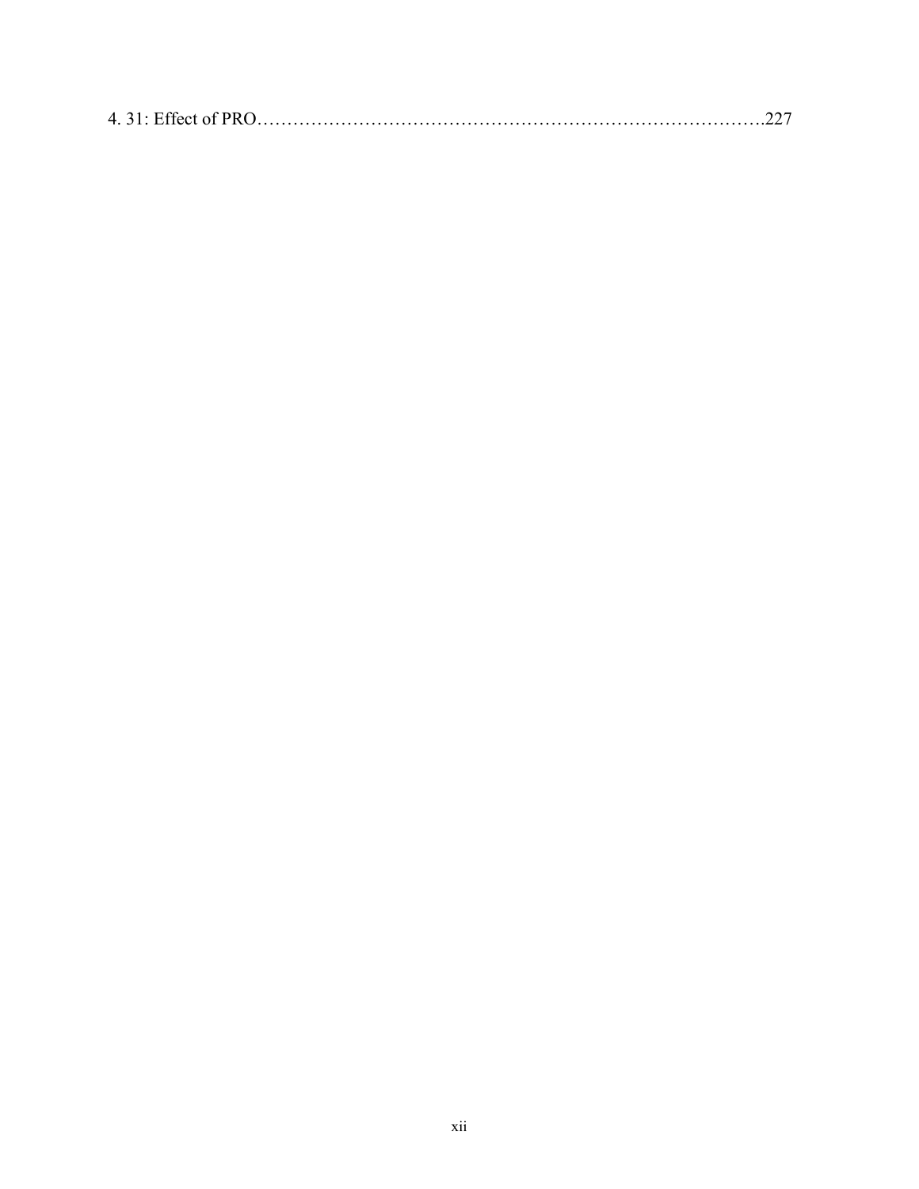4. 31: Effect of PRO……………………………………………………………………….227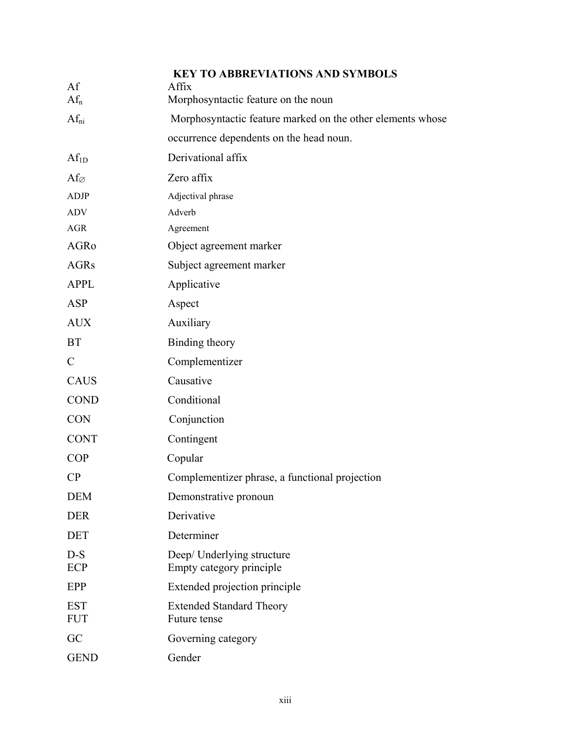## KEY TO ABBREVIATIONS AND SYMBOLS

| | |
|---|---|
| Af | Affix |
| $Af_n$ | Morphosyntactic feature on the noun |
| $Af_{ni}$ | Morphosyntactic feature marked on the other elements whose occurrence dependents on the head noun. |
| $Af_{1D}$ | Derivational affix |
| $Af_{\varnothing}$ | Zero affix |
| ADJP | Adjectival phrase |
| ADV | Adverb |
| AGR | Agreement |
| AGRo | Object agreement marker |
| AGRs | Subject agreement marker |
| APPL | Applicative |
| ASP | Aspect |
| AUX | Auxiliary |
| BT | Binding theory |
| C | Complementizer |
| CAUS | Causative |
| COND | Conditional |
| CON | Conjunction |
| CONT | Contingent |
| COP | Copular |
| CP | Complementizer phrase, a functional projection |
| DEM | Demonstrative pronoun |
| DER | Derivative |
| DET | Determiner |
| D-S | Deep/ Underlying structure |
| ECP | Empty category principle |
| EPP | Extended projection principle |
| EST | Extended Standard Theory |
| FUT | Future tense |
| GC | Governing category |
| GEND | Gender |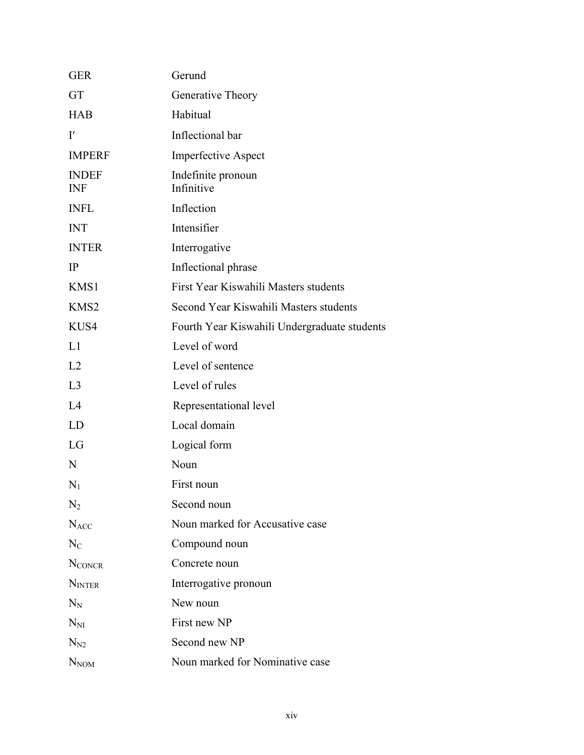| | |
|---|---|
| GER | Gerund |
| GT | Generative Theory |
| HAB | Habitual |
| I′ | Inflectional bar |
| IMPERF | Imperfective Aspect |
| INDEF | Indefinite pronoun |
| INF | Infinitive |
| INFL | Inflection |
| INT | Intensifier |
| INTER | Interrogative |
| IP | Inflectional phrase |
| KMS1 | First Year Kiswahili Masters students |
| KMS2 | Second Year Kiswahili Masters students |
| KUS4 | Fourth Year Kiswahili Undergraduate students |
| L1 | Level of word |
| L2 | Level of sentence |
| L3 | Level of rules |
| L4 | Representational level |
| LD | Local domain |
| LG | Logical form |
| N | Noun |
| $N_1$ | First noun |
| $N_2$ | Second noun |
| $N_{ACC}$ | Noun marked for Accusative case |
| $N_C$ | Compound noun |
| $N_{CONCR}$ | Concrete noun |
| $N_{INTER}$ | Interrogative pronoun |
| $N_N$ | New noun |
| $N_{NI}$ | First new NP |
| $N_{N2}$ | Second new NP |
| $N_{NOM}$ | Noun marked for Nominative case |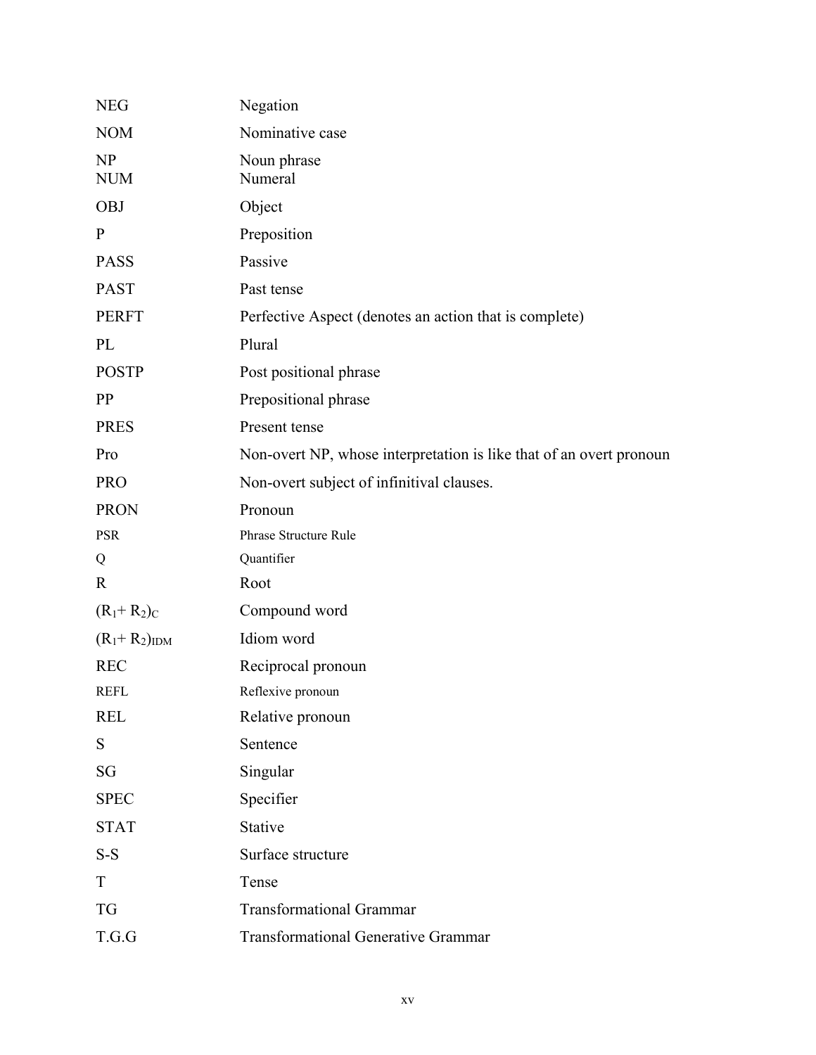| | |
|---|---|
| NEG | Negation |
| NOM | Nominative case |
| NP | Noun phrase |
| NUM | Numeral |
| OBJ | Object |
| P | Preposition |
| PASS | Passive |
| PAST | Past tense |
| PERFT | Perfective Aspect (denotes an action that is complete) |
| PL | Plural |
| POSTP | Post positional phrase |
| PP | Prepositional phrase |
| PRES | Present tense |
| Pro | Non-overt NP, whose interpretation is like that of an overt pronoun |
| PRO | Non-overt subject of infinitival clauses. |
| PRON | Pronoun |
| PSR | Phrase Structure Rule |
| Q | Quantifier |
| R | Root |
| $(R_1 + R_2)_C$ | Compound word |
| $(R_1 + R_2)_{IDM}$ | Idiom word |
| REC | Reciprocal pronoun |
| REFL | Reflexive pronoun |
| REL | Relative pronoun |
| S | Sentence |
| SG | Singular |
| SPEC | Specifier |
| STAT | Stative |
| S-S | Surface structure |
| T | Tense |
| TG | Transformational Grammar |
| T.G.G | Transformational Generative Grammar |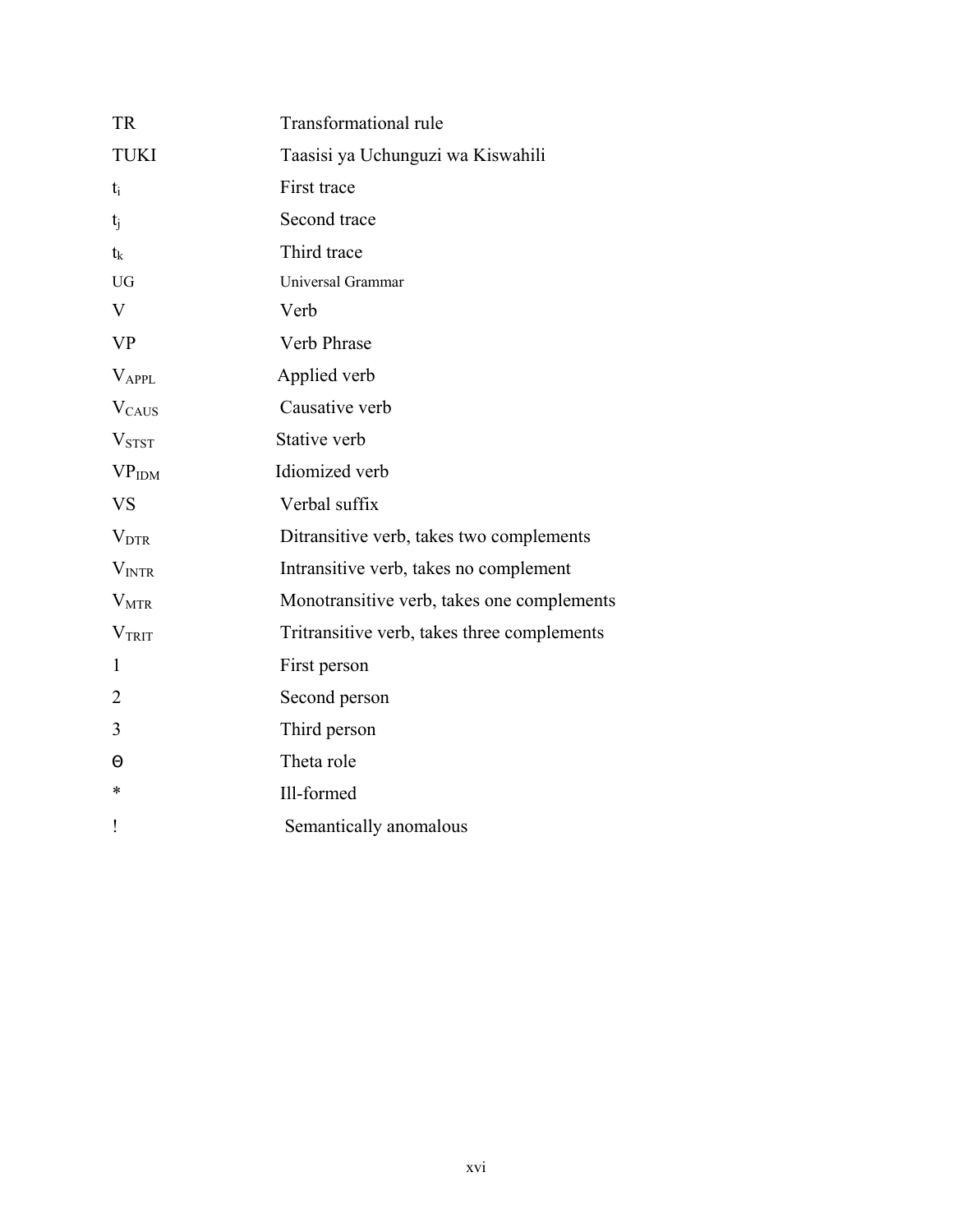| | |
|---|---|
| TR | Transformational rule |
| TUKI | Taasisi ya Uchunguzi wa Kiswahili |
| $t_i$ | First trace |
| $t_j$ | Second trace |
| $t_k$ | Third trace |
| UG | Universal Grammar |
| V | Verb |
| VP | Verb Phrase |
| $V_{APPL}$ | Applied verb |
| $V_{CAUS}$ | Causative verb |
| $V_{STST}$ | Stative verb |
| $VP_{IDM}$ | Idiomized verb |
| VS | Verbal suffix |
| $V_{DTR}$ | Ditransitive verb, takes two complements |
| $V_{INTR}$ | Intransitive verb, takes no complement |
| $V_{MTR}$ | Monotransitive verb, takes one complements |
| $V_{TRIT}$ | Tritransitive verb, takes three complements |
| 1 | First person |
| 2 | Second person |
| 3 | Third person |
| Θ | Theta role |
| * | Ill-formed |
| ! | Semantically anomalous |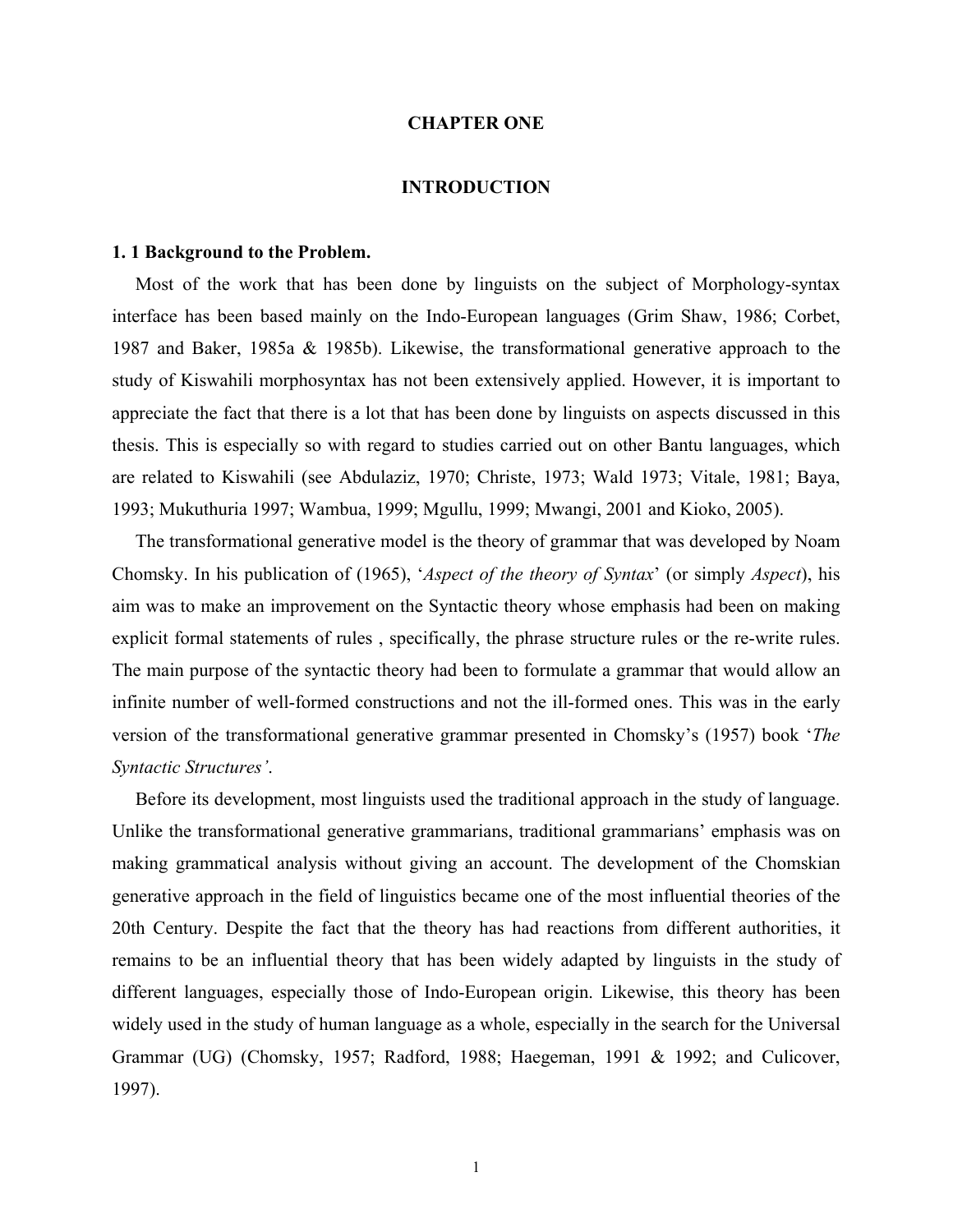# CHAPTER ONE

# INTRODUCTION

## 1. 1 Background to the Problem.

Most of the work that has been done by linguists on the subject of Morphology-syntax interface has been based mainly on the Indo-European languages (Grim Shaw, 1986; Corbet, 1987 and Baker, 1985a & 1985b). Likewise, the transformational generative approach to the study of Kiswahili morphosyntax has not been extensively applied. However, it is important to appreciate the fact that there is a lot that has been done by linguists on aspects discussed in this thesis. This is especially so with regard to studies carried out on other Bantu languages, which are related to Kiswahili (see Abdulaziz, 1970; Christe, 1973; Wald 1973; Vitale, 1981; Baya, 1993; Mukuthuria 1997; Wambua, 1999; Mgullu, 1999; Mwangi, 2001 and Kioko, 2005).

The transformational generative model is the theory of grammar that was developed by Noam Chomsky. In his publication of (1965), '*Aspect of the theory of Syntax*' (or simply *Aspect*), his aim was to make an improvement on the Syntactic theory whose emphasis had been on making explicit formal statements of rules , specifically, the phrase structure rules or the re-write rules. The main purpose of the syntactic theory had been to formulate a grammar that would allow an infinite number of well-formed constructions and not the ill-formed ones. This was in the early version of the transformational generative grammar presented in Chomsky's (1957) book '*The Syntactic Structures'*.

Before its development, most linguists used the traditional approach in the study of language. Unlike the transformational generative grammarians, traditional grammarians' emphasis was on making grammatical analysis without giving an account. The development of the Chomskian generative approach in the field of linguistics became one of the most influential theories of the 20th Century. Despite the fact that the theory has had reactions from different authorities, it remains to be an influential theory that has been widely adapted by linguists in the study of different languages, especially those of Indo-European origin. Likewise, this theory has been widely used in the study of human language as a whole, especially in the search for the Universal Grammar (UG) (Chomsky, 1957; Radford, 1988; Haegeman, 1991 & 1992; and Culicover, 1997).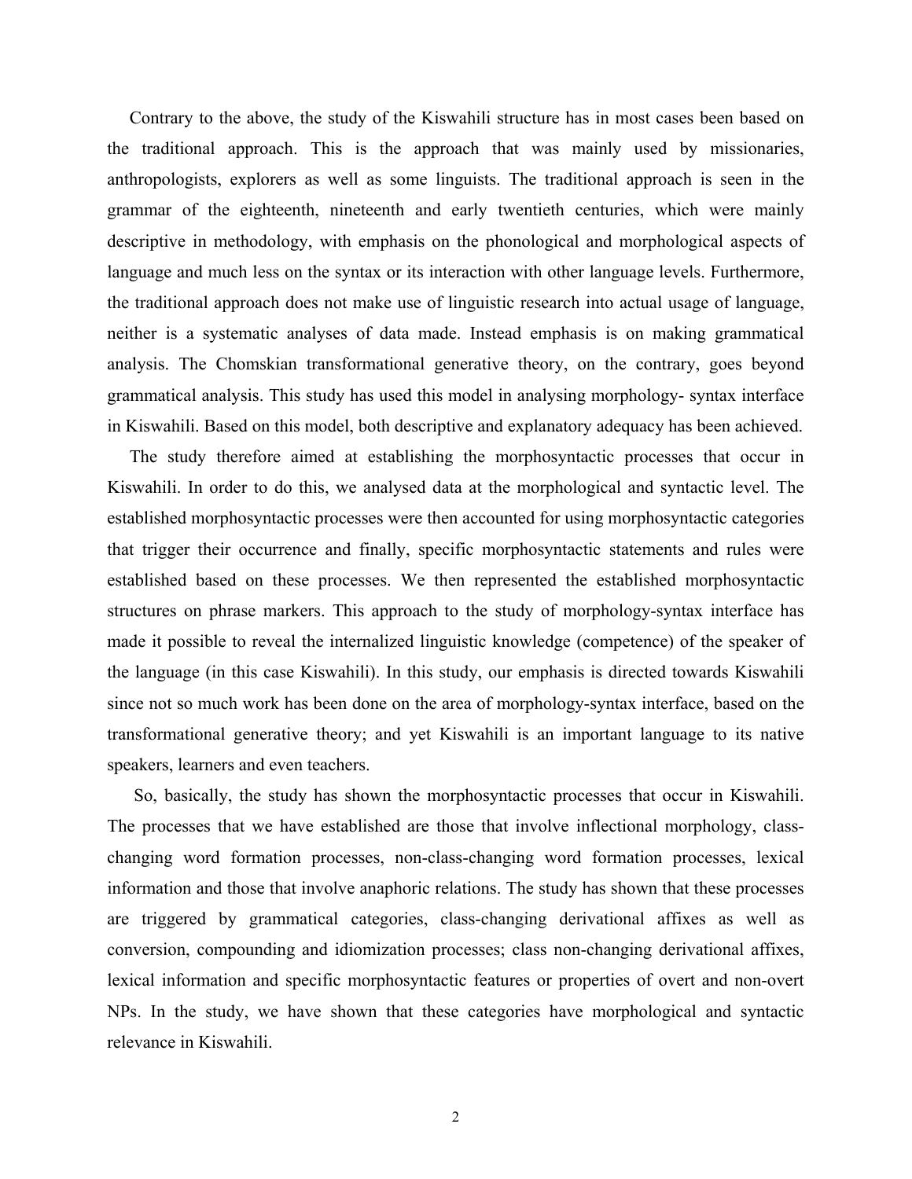Contrary to the above, the study of the Kiswahili structure has in most cases been based on the traditional approach. This is the approach that was mainly used by missionaries, anthropologists, explorers as well as some linguists. The traditional approach is seen in the grammar of the eighteenth, nineteenth and early twentieth centuries, which were mainly descriptive in methodology, with emphasis on the phonological and morphological aspects of language and much less on the syntax or its interaction with other language levels. Furthermore, the traditional approach does not make use of linguistic research into actual usage of language, neither is a systematic analyses of data made. Instead emphasis is on making grammatical analysis. The Chomskian transformational generative theory, on the contrary, goes beyond grammatical analysis. This study has used this model in analysing morphology- syntax interface in Kiswahili. Based on this model, both descriptive and explanatory adequacy has been achieved.

The study therefore aimed at establishing the morphosyntactic processes that occur in Kiswahili. In order to do this, we analysed data at the morphological and syntactic level. The established morphosyntactic processes were then accounted for using morphosyntactic categories that trigger their occurrence and finally, specific morphosyntactic statements and rules were established based on these processes. We then represented the established morphosyntactic structures on phrase markers. This approach to the study of morphology-syntax interface has made it possible to reveal the internalized linguistic knowledge (competence) of the speaker of the language (in this case Kiswahili). In this study, our emphasis is directed towards Kiswahili since not so much work has been done on the area of morphology-syntax interface, based on the transformational generative theory; and yet Kiswahili is an important language to its native speakers, learners and even teachers.

So, basically, the study has shown the morphosyntactic processes that occur in Kiswahili. The processes that we have established are those that involve inflectional morphology, class-changing word formation processes, non-class-changing word formation processes, lexical information and those that involve anaphoric relations. The study has shown that these processes are triggered by grammatical categories, class-changing derivational affixes as well as conversion, compounding and idiomization processes; class non-changing derivational affixes, lexical information and specific morphosyntactic features or properties of overt and non-overt NPs. In the study, we have shown that these categories have morphological and syntactic relevance in Kiswahili.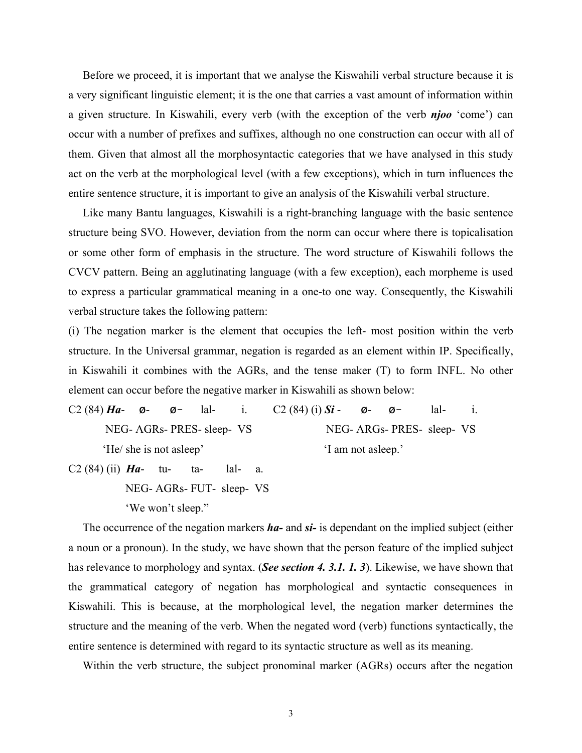Before we proceed, it is important that we analyse the Kiswahili verbal structure because it is a very significant linguistic element; it is the one that carries a vast amount of information within a given structure. In Kiswahili, every verb (with the exception of the verb ***njoo*** 'come') can occur with a number of prefixes and suffixes, although no one construction can occur with all of them. Given that almost all the morphosyntactic categories that we have analysed in this study act on the verb at the morphological level (with a few exceptions), which in turn influences the entire sentence structure, it is important to give an analysis of the Kiswahili verbal structure.

Like many Bantu languages, Kiswahili is a right-branching language with the basic sentence structure being SVO. However, deviation from the norm can occur where there is topicalisation or some other form of emphasis in the structure. The word structure of Kiswahili follows the CVCV pattern. Being an agglutinating language (with a few exception), each morpheme is used to express a particular grammatical meaning in a one-to one way. Consequently, the Kiswahili verbal structure takes the following pattern:

(i) The negation marker is the element that occupies the left- most position within the verb structure. In the Universal grammar, negation is regarded as an element within IP. Specifically, in Kiswahili it combines with the AGRs, and the tense maker (T) to form INFL. No other element can occur before the negative marker in Kiswahili as shown below:

C2 (84) ***Ha***- ø- ø− lal- i.
NEG- AGRs- PRES- sleep- VS
'He/ she is not asleep'

C2 (84) (i) ***Si*** - ø- ø− lal- i.
NEG- ARGs- PRES- sleep- VS
'I am not asleep.'

C2 (84) (ii) ***Ha***- tu- ta- lal- a.
NEG- AGRs- FUT- sleep- VS
'We won't sleep."

The occurrence of the negation markers ***ha-*** and ***si-*** is dependant on the implied subject (either a noun or a pronoun). In the study, we have shown that the person feature of the implied subject has relevance to morphology and syntax. (***See section 4. 3.1. 1. 3***). Likewise, we have shown that the grammatical category of negation has morphological and syntactic consequences in Kiswahili. This is because, at the morphological level, the negation marker determines the structure and the meaning of the verb. When the negated word (verb) functions syntactically, the entire sentence is determined with regard to its syntactic structure as well as its meaning.

Within the verb structure, the subject pronominal marker (AGRs) occurs after the negation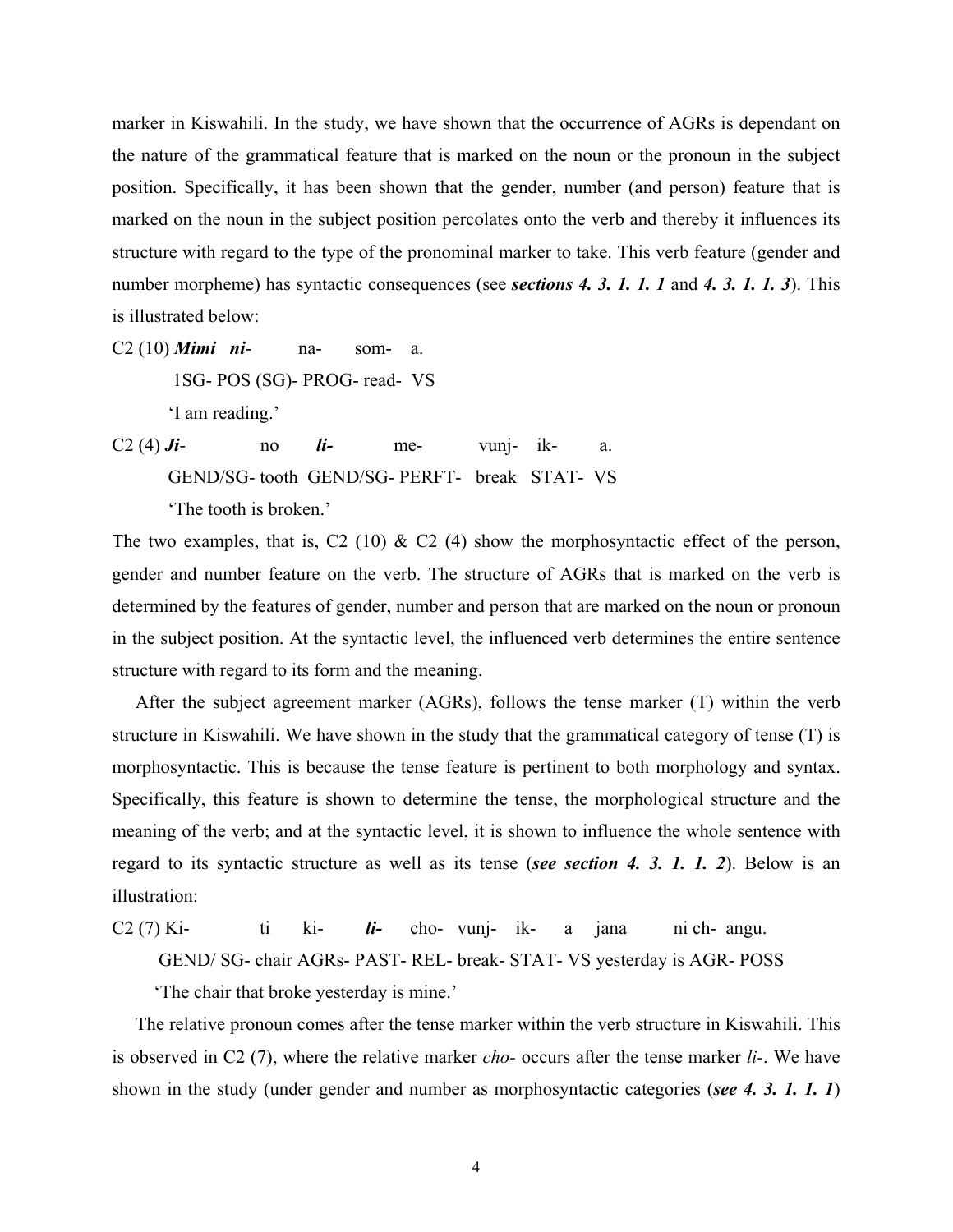marker in Kiswahili. In the study, we have shown that the occurrence of AGRs is dependant on the nature of the grammatical feature that is marked on the noun or the pronoun in the subject position. Specifically, it has been shown that the gender, number (and person) feature that is marked on the noun in the subject position percolates onto the verb and thereby it influences its structure with regard to the type of the pronominal marker to take. This verb feature (gender and number morpheme) has syntactic consequences (see ***sections 4. 3. 1. 1. 1*** and ***4. 3. 1. 1. 3***). This is illustrated below:

C2 (10) ***Mimi ni***- na- som- a.

1SG- POS (SG)- PROG- read- VS

'I am reading.'

C2 (4) ***Ji***- no ***li-*** me- vunj- ik- a.

GEND/SG- tooth GEND/SG- PERFT- break STAT- VS

'The tooth is broken.'

The two examples, that is, C2 (10) & C2 (4) show the morphosyntactic effect of the person, gender and number feature on the verb. The structure of AGRs that is marked on the verb is determined by the features of gender, number and person that are marked on the noun or pronoun in the subject position. At the syntactic level, the influenced verb determines the entire sentence structure with regard to its form and the meaning.

After the subject agreement marker (AGRs), follows the tense marker (T) within the verb structure in Kiswahili. We have shown in the study that the grammatical category of tense (T) is morphosyntactic. This is because the tense feature is pertinent to both morphology and syntax. Specifically, this feature is shown to determine the tense, the morphological structure and the meaning of the verb; and at the syntactic level, it is shown to influence the whole sentence with regard to its syntactic structure as well as its tense (***see section 4. 3. 1. 1. 2***). Below is an illustration:

C2 (7) Ki- ti ki- ***li-*** cho- vunj- ik- a jana ni ch- angu.

GEND/ SG- chair AGRs- PAST- REL- break- STAT- VS yesterday is AGR- POSS

'The chair that broke yesterday is mine.'

The relative pronoun comes after the tense marker within the verb structure in Kiswahili. This is observed in C2 (7), where the relative marker *cho-* occurs after the tense marker *li-*. We have shown in the study (under gender and number as morphosyntactic categories (***see 4. 3. 1. 1. 1***)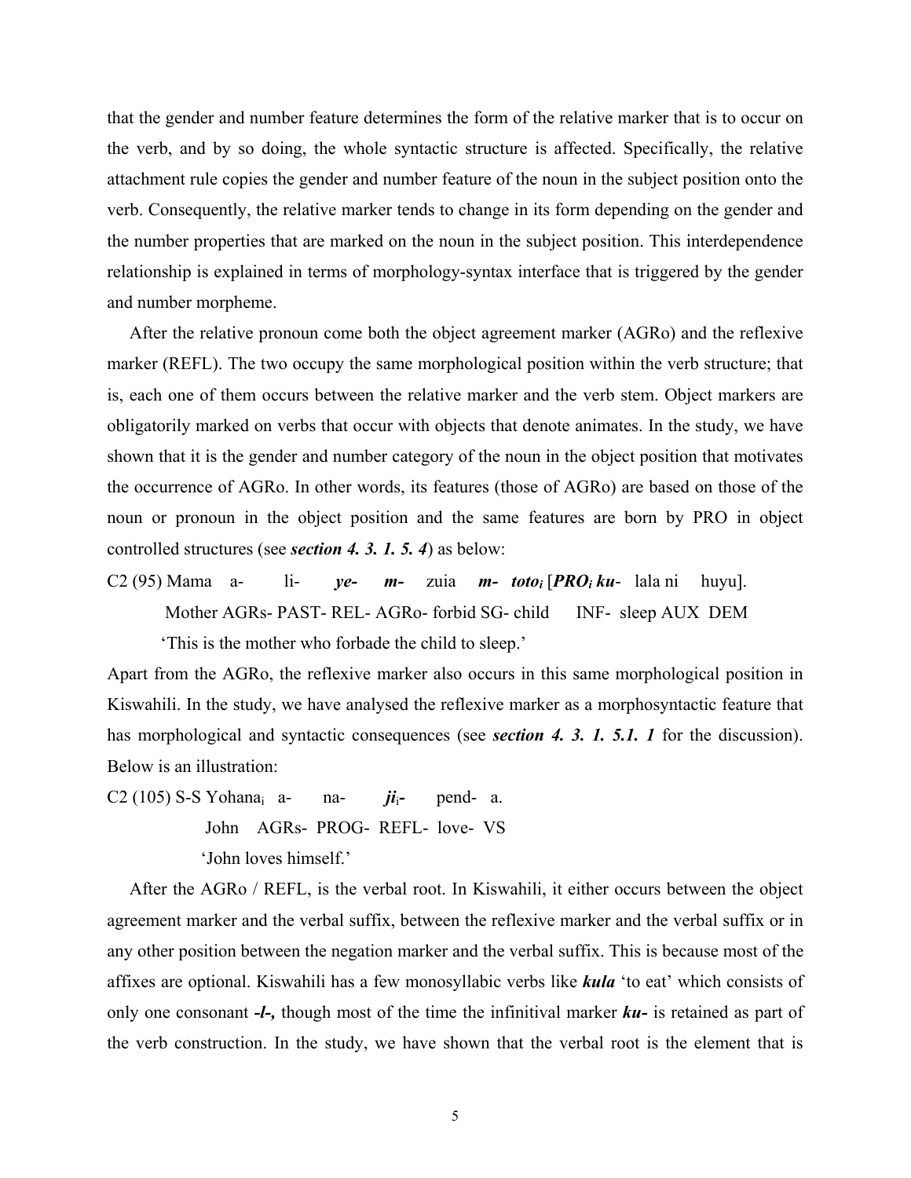that the gender and number feature determines the form of the relative marker that is to occur on the verb, and by so doing, the whole syntactic structure is affected. Specifically, the relative attachment rule copies the gender and number feature of the noun in the subject position onto the verb. Consequently, the relative marker tends to change in its form depending on the gender and the number properties that are marked on the noun in the subject position. This interdependence relationship is explained in terms of morphology-syntax interface that is triggered by the gender and number morpheme.

After the relative pronoun come both the object agreement marker (AGRo) and the reflexive marker (REFL). The two occupy the same morphological position within the verb structure; that is, each one of them occurs between the relative marker and the verb stem. Object markers are obligatorily marked on verbs that occur with objects that denote animates. In the study, we have shown that it is the gender and number category of the noun in the object position that motivates the occurrence of AGRo. In other words, its features (those of AGRo) are based on those of the noun or pronoun in the object position and the same features are born by PRO in object controlled structures (see ***section 4. 3. 1. 5. 4***) as below:

C2 (95) Mama a- li- ***ye- m-*** zuia ***m- toto$_i$*** [***PRO$_i$ ku-*** lala ni huyu].
Mother AGRs- PAST- REL- AGRo- forbid SG- child INF- sleep AUX DEM
'This is the mother who forbade the child to sleep.'

Apart from the AGRo, the reflexive marker also occurs in this same morphological position in Kiswahili. In the study, we have analysed the reflexive marker as a morphosyntactic feature that has morphological and syntactic consequences (see ***section 4. 3. 1. 5.1. 1*** for the discussion). Below is an illustration:

C2 (105) S-S Yohana$_i$ a- na- ***ji$_i$-*** pend- a.
John AGRs- PROG- REFL- love- VS
'John loves himself.'

After the AGRo / REFL, is the verbal root. In Kiswahili, it either occurs between the object agreement marker and the verbal suffix, between the reflexive marker and the verbal suffix or in any other position between the negation marker and the verbal suffix. This is because most of the affixes are optional. Kiswahili has a few monosyllabic verbs like ***kula*** 'to eat' which consists of only one consonant ***-l-,*** though most of the time the infinitival marker ***ku-*** is retained as part of the verb construction. In the study, we have shown that the verbal root is the element that is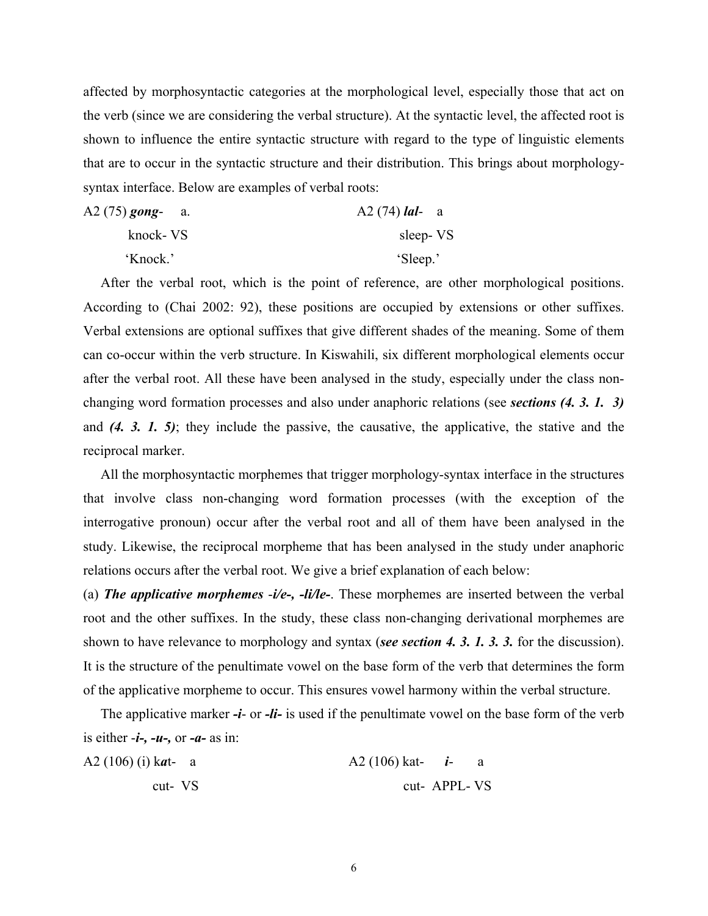affected by morphosyntactic categories at the morphological level, especially those that act on the verb (since we are considering the verbal structure). At the syntactic level, the affected root is shown to influence the entire syntactic structure with regard to the type of linguistic elements that are to occur in the syntactic structure and their distribution. This brings about morphology-syntax interface. Below are examples of verbal roots:

A2 (75) ***gong***- a.
knock- VS
'Knock.'

A2 (74) ***lal***- a
sleep- VS
'Sleep.'

After the verbal root, which is the point of reference, are other morphological positions. According to (Chai 2002: 92), these positions are occupied by extensions or other suffixes. Verbal extensions are optional suffixes that give different shades of the meaning. Some of them can co-occur within the verb structure. In Kiswahili, six different morphological elements occur after the verbal root. All these have been analysed in the study, especially under the class non-changing word formation processes and also under anaphoric relations (see ***sections (4. 3. 1. 3)*** and ***(4. 3. 1. 5)***; they include the passive, the causative, the applicative, the stative and the reciprocal marker.

All the morphosyntactic morphemes that trigger morphology-syntax interface in the structures that involve class non-changing word formation processes (with the exception of the interrogative pronoun) occur after the verbal root and all of them have been analysed in the study. Likewise, the reciprocal morpheme that has been analysed in the study under anaphoric relations occurs after the verbal root. We give a brief explanation of each below:

(a) ***The applicative morphemes -i/e-, -li/le-***. These morphemes are inserted between the verbal root and the other suffixes. In the study, these class non-changing derivational morphemes are shown to have relevance to morphology and syntax (***see section 4. 3. 1. 3. 3.*** for the discussion). It is the structure of the penultimate vowel on the base form of the verb that determines the form of the applicative morpheme to occur. This ensures vowel harmony within the verbal structure.

The applicative marker ***-i***- or ***-li-*** is used if the penultimate vowel on the base form of the verb is either -***i-, -u-,*** or ***-a-*** as in:

A2 (106) (i) k***a***t- a
cut- VS

A2 (106) kat- ***i***- a
cut- APPL- VS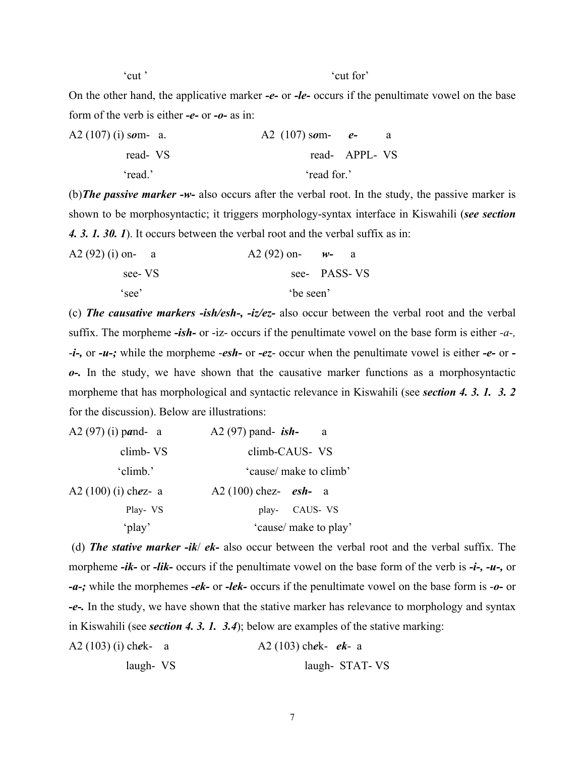'cut '                                                  'cut for'

On the other hand, the applicative marker ***-e-*** or ***-le-*** occurs if the penultimate vowel on the base form of the verb is either ***-e-*** or ***-o-*** as in:

```
A2 (107) (i) sOm-  a.              A2 (107) sOm-   e-    a
             read-  VS                      read-  APPL-  VS
             'read.'                        'read for.'
```

(b)***The passive marker -w-*** also occurs after the verbal root. In the study, the passive marker is shown to be morphosyntactic; it triggers morphology-syntax interface in Kiswahili (***see section 4. 3. 1. 30. 1***). It occurs between the verbal root and the verbal suffix as in:

```
A2 (92) (i) on-   a              A2 (92) on-   w-   a
            see- VS                      see-  PASS- VS
            'see'                        'be seen'
```

(c) ***The causative markers -ish/esh-, -iz/ez-*** also occur between the verbal root and the verbal suffix. The morpheme ***-ish-*** or -iz- occurs if the penultimate vowel on the base form is either *-a-,* ***-i-,*** or ***-u-;*** while the morpheme *-**esh-*** or ***-ez-*** occur when the penultimate vowel is either ***-e-*** or ***-o-.*** In the study, we have shown that the causative marker functions as a morphosyntactic morpheme that has morphological and syntactic relevance in Kiswahili (see ***section 4. 3. 1. 3. 2*** for the discussion). Below are illustrations:

```
A2 (97) (i) pAnd-  a           A2 (97) pand-  ish-   a
            climb- VS                  climb-CAUS-  VS
            'climb.'                   'cause/ make to climb'
A2 (100) (i) chEz-  a          A2 (100) chez-  esh-  a
             Play-  VS                  play-  CAUS- VS
             'play'                     'cause/ make to play'
```

(d) ***The stative marker -ik/ ek-*** also occur between the verbal root and the verbal suffix. The morpheme ***-ik-*** or ***-lik-*** occurs if the penultimate vowel on the base form of the verb is ***-i-, -u-,*** or ***-a-;*** while the morphemes ***-ek-*** or ***-lek-*** occurs if the penultimate vowel on the base form is ***-o-*** or ***-e-.*** In the study, we have shown that the stative marker has relevance to morphology and syntax in Kiswahili (see ***section 4. 3. 1. 3.4***); below are examples of the stative marking:

```
A2 (103) (i) chEk-  a          A2 (103) chEk-  ek-  a
             laugh- VS                  laugh- STAT- VS
```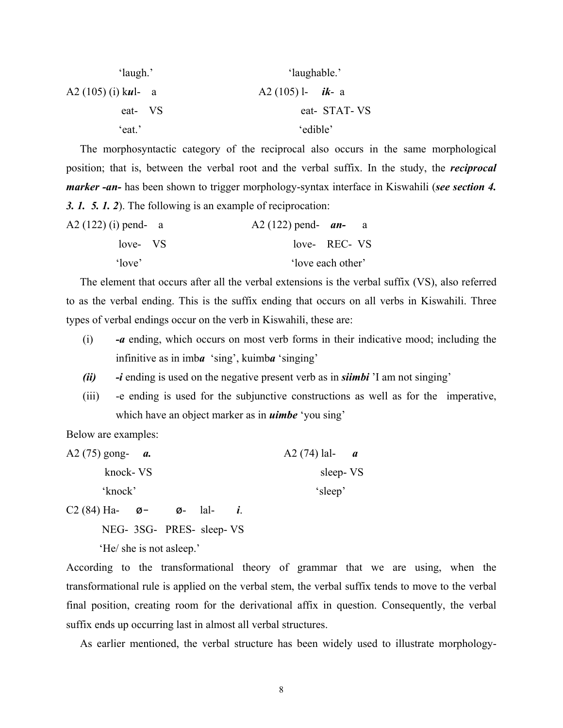'laugh.'                                        'laughable.'

A2 (105) (i) k***u***l-   a                          A2 (105) l-   ***ik***-  a

eat-   VS                                        eat-  STAT- VS

'eat.'                                            'edible'

The morphosyntactic category of the reciprocal also occurs in the same morphological position; that is, between the verbal root and the verbal suffix. In the study, the ***reciprocal marker -an-*** has been shown to trigger morphology-syntax interface in Kiswahili (***see section 4. 3. 1. 5. 1. 2***). The following is an example of reciprocation:

A2 (122) (i) pend-   a                          A2 (122) pend-   ***an-***   a

love-   VS                                        love-   REC- VS

'love'                                            'love each other'

The element that occurs after all the verbal extensions is the verbal suffix (VS), also referred to as the verbal ending. This is the suffix ending that occurs on all verbs in Kiswahili. Three types of verbal endings occur on the verb in Kiswahili, these are:

(i) ***-a*** ending, which occurs on most verb forms in their indicative mood; including the infinitive as in imb***a*** 'sing', kuimb***a*** 'singing'

***(ii)*** ***-i*** ending is used on the negative present verb as in ***siimbi*** 'I am not singing'

(iii) -e ending is used for the subjunctive constructions as well as for the imperative, which have an object marker as in ***uimbe*** 'you sing'

Below are examples:

A2 (75) gong-   ***a.***                          A2 (74) lal-   ***a***

knock- VS                                        sleep- VS

'knock'                                          'sleep'

C2 (84) Ha-   ø-   ø-   lal-   ***i***.

NEG- 3SG- PRES- sleep- VS

'He/ she is not asleep.'

According to the transformational theory of grammar that we are using, when the transformational rule is applied on the verbal stem, the verbal suffix tends to move to the verbal final position, creating room for the derivational affix in question. Consequently, the verbal suffix ends up occurring last in almost all verbal structures.

As earlier mentioned, the verbal structure has been widely used to illustrate morphology-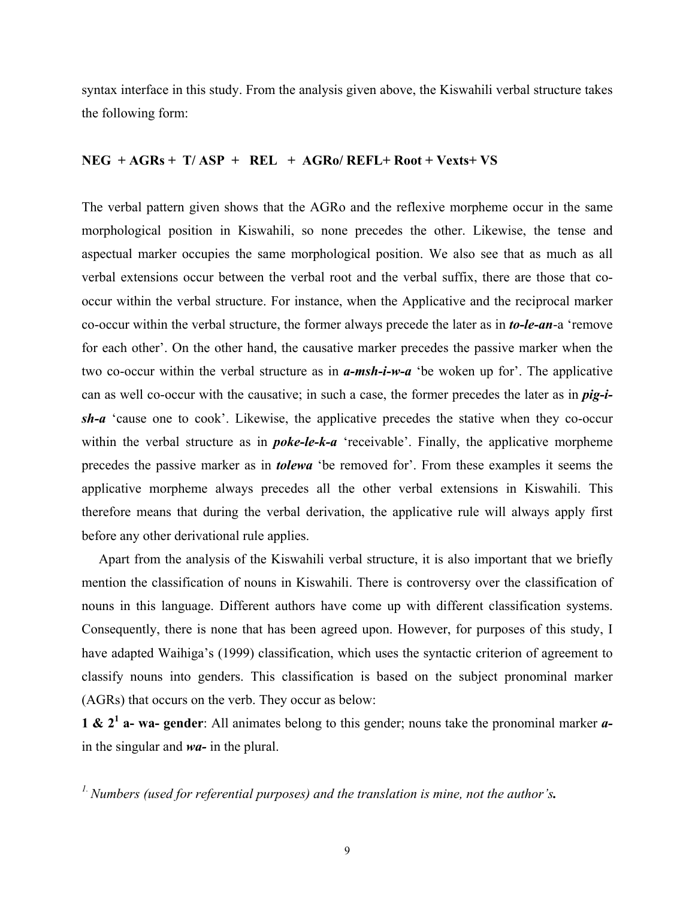syntax interface in this study. From the analysis given above, the Kiswahili verbal structure takes the following form:

**NEG + AGRs + T/ ASP + REL + AGRo/ REFL+ Root + Vexts+ VS**

The verbal pattern given shows that the AGRo and the reflexive morpheme occur in the same morphological position in Kiswahili, so none precedes the other. Likewise, the tense and aspectual marker occupies the same morphological position. We also see that as much as all verbal extensions occur between the verbal root and the verbal suffix, there are those that co-occur within the verbal structure. For instance, when the Applicative and the reciprocal marker co-occur within the verbal structure, the former always precede the later as in ***to-le-an***-a 'remove for each other'. On the other hand, the causative marker precedes the passive marker when the two co-occur within the verbal structure as in ***a-msh-i-w-a*** 'be woken up for'. The applicative can as well co-occur with the causative; in such a case, the former precedes the later as in ***pig-i-sh-a*** 'cause one to cook'. Likewise, the applicative precedes the stative when they co-occur within the verbal structure as in ***poke-le-k-a*** 'receivable'. Finally, the applicative morpheme precedes the passive marker as in ***tolewa*** 'be removed for'. From these examples it seems the applicative morpheme always precedes all the other verbal extensions in Kiswahili. This therefore means that during the verbal derivation, the applicative rule will always apply first before any other derivational rule applies.

Apart from the analysis of the Kiswahili verbal structure, it is also important that we briefly mention the classification of nouns in Kiswahili. There is controversy over the classification of nouns in this language. Different authors have come up with different classification systems. Consequently, there is none that has been agreed upon. However, for purposes of this study, I have adapted Waihiga's (1999) classification, which uses the syntactic criterion of agreement to classify nouns into genders. This classification is based on the subject pronominal marker (AGRs) that occurs on the verb. They occur as below:

**1 & 2[1] a- wa- gender**: All animates belong to this gender; nouns take the pronominal marker ***a-*** in the singular and ***wa-*** in the plural.

[1.] *Numbers (used for referential purposes) and the translation is mine, not the author's**.***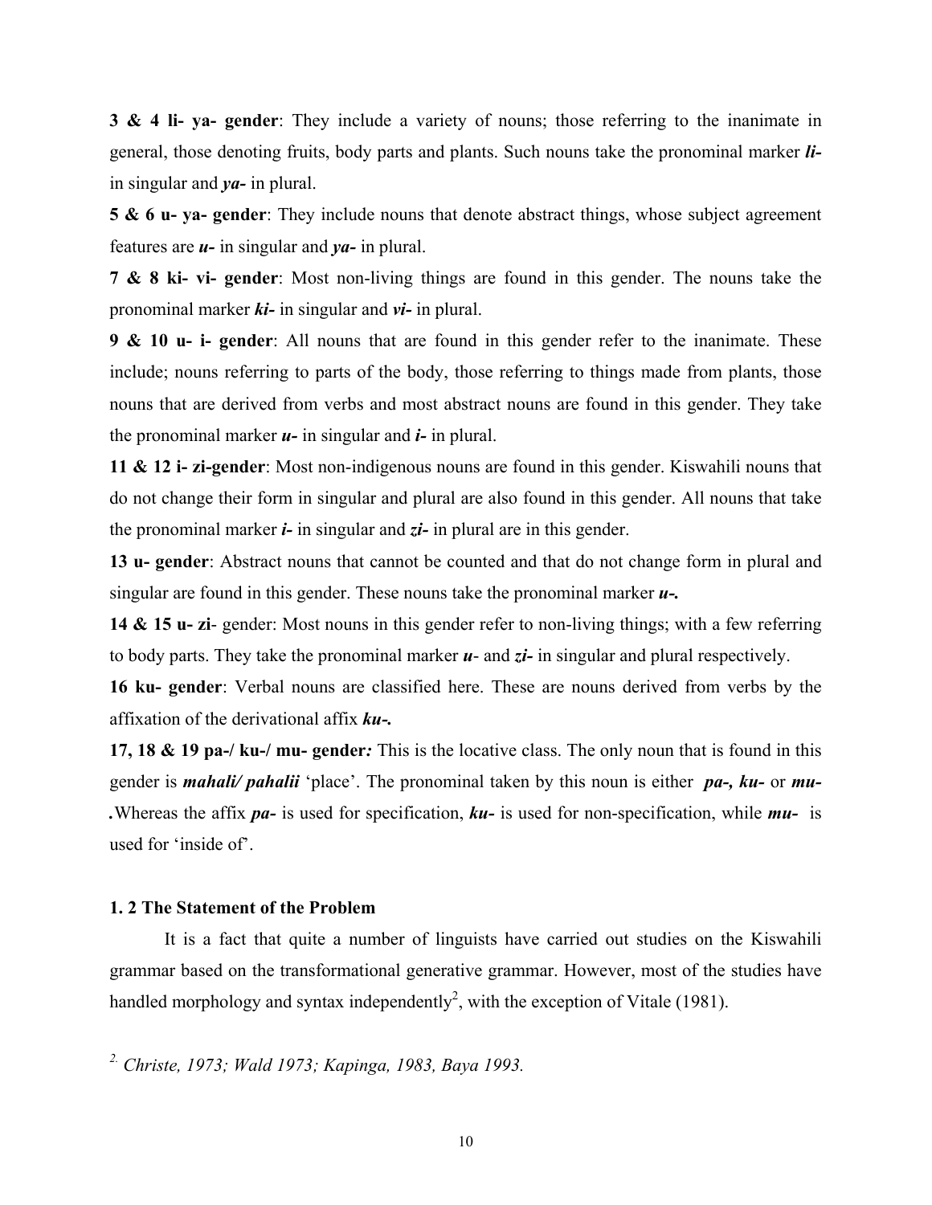**3 & 4 li- ya- gender**: They include a variety of nouns; those referring to the inanimate in general, those denoting fruits, body parts and plants. Such nouns take the pronominal marker ***li-*** in singular and ***ya-*** in plural.

**5 & 6 u- ya- gender**: They include nouns that denote abstract things, whose subject agreement features are ***u-*** in singular and ***ya-*** in plural.

**7 & 8 ki- vi- gender**: Most non-living things are found in this gender. The nouns take the pronominal marker ***ki-*** in singular and ***vi-*** in plural.

**9 & 10 u- i- gender**: All nouns that are found in this gender refer to the inanimate. These include; nouns referring to parts of the body, those referring to things made from plants, those nouns that are derived from verbs and most abstract nouns are found in this gender. They take the pronominal marker ***u-*** in singular and ***i-*** in plural.

**11 & 12 i- zi-gender**: Most non-indigenous nouns are found in this gender. Kiswahili nouns that do not change their form in singular and plural are also found in this gender. All nouns that take the pronominal marker ***i-*** in singular and ***zi-*** in plural are in this gender.

**13 u- gender**: Abstract nouns that cannot be counted and that do not change form in plural and singular are found in this gender. These nouns take the pronominal marker ***u-.***

**14 & 15 u- zi**- gender: Most nouns in this gender refer to non-living things; with a few referring to body parts. They take the pronominal marker ***u***- and ***zi-*** in singular and plural respectively.

**16 ku- gender**: Verbal nouns are classified here. These are nouns derived from verbs by the affixation of the derivational affix ***ku-.***

**17, 18 & 19 pa-/ ku-/ mu- gender*:*** This is the locative class. The only noun that is found in this gender is ***mahali/ pahalii*** 'place'. The pronominal taken by this noun is either ***pa-, ku-*** or ***mu-*** **.**Whereas the affix ***pa-*** is used for specification, ***ku-*** is used for non-specification, while ***mu-*** is used for 'inside of'.

### 1. 2 The Statement of the Problem

It is a fact that quite a number of linguists have carried out studies on the Kiswahili grammar based on the transformational generative grammar. However, most of the studies have handled morphology and syntax independently[2], with the exception of Vitale (1981).

[2.] *Christe, 1973; Wald 1973; Kapinga, 1983, Baya 1993.*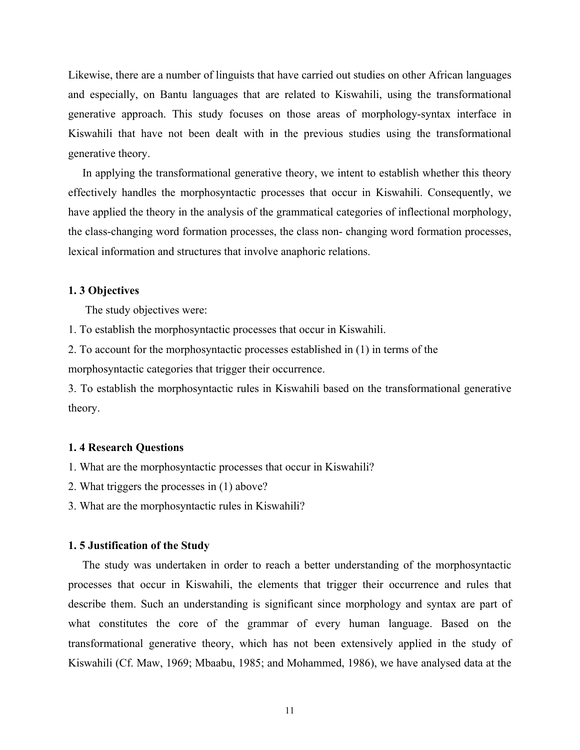Likewise, there are a number of linguists that have carried out studies on other African languages and especially, on Bantu languages that are related to Kiswahili, using the transformational generative approach. This study focuses on those areas of morphology-syntax interface in Kiswahili that have not been dealt with in the previous studies using the transformational generative theory.

In applying the transformational generative theory, we intent to establish whether this theory effectively handles the morphosyntactic processes that occur in Kiswahili. Consequently, we have applied the theory in the analysis of the grammatical categories of inflectional morphology, the class-changing word formation processes, the class non- changing word formation processes, lexical information and structures that involve anaphoric relations.

### 1. 3 Objectives

The study objectives were:

1. To establish the morphosyntactic processes that occur in Kiswahili.
2. To account for the morphosyntactic processes established in (1) in terms of the morphosyntactic categories that trigger their occurrence.
3. To establish the morphosyntactic rules in Kiswahili based on the transformational generative theory.

### 1. 4 Research Questions

1. What are the morphosyntactic processes that occur in Kiswahili?
2. What triggers the processes in (1) above?
3. What are the morphosyntactic rules in Kiswahili?

### 1. 5 Justification of the Study

The study was undertaken in order to reach a better understanding of the morphosyntactic processes that occur in Kiswahili, the elements that trigger their occurrence and rules that describe them. Such an understanding is significant since morphology and syntax are part of what constitutes the core of the grammar of every human language. Based on the transformational generative theory, which has not been extensively applied in the study of Kiswahili (Cf. Maw, 1969; Mbaabu, 1985; and Mohammed, 1986), we have analysed data at the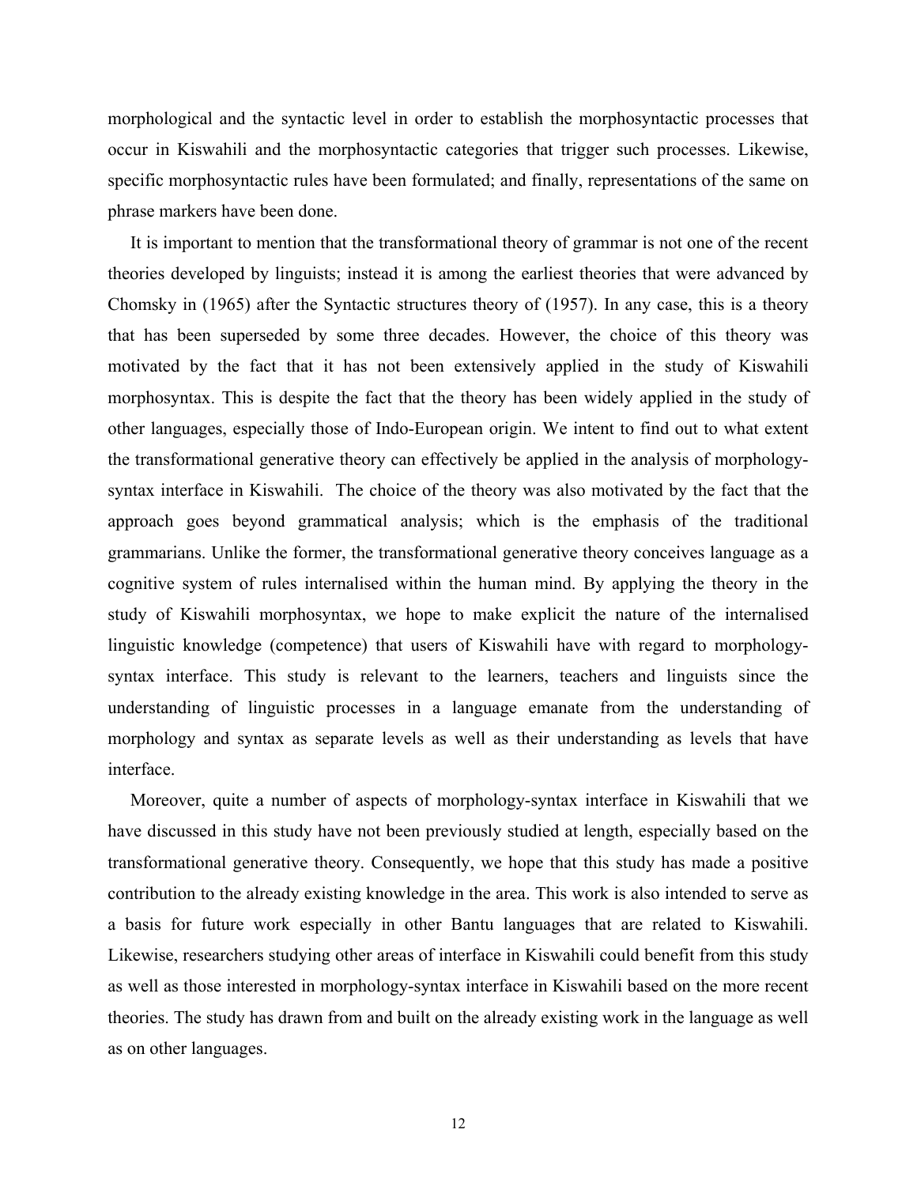morphological and the syntactic level in order to establish the morphosyntactic processes that occur in Kiswahili and the morphosyntactic categories that trigger such processes. Likewise, specific morphosyntactic rules have been formulated; and finally, representations of the same on phrase markers have been done.

It is important to mention that the transformational theory of grammar is not one of the recent theories developed by linguists; instead it is among the earliest theories that were advanced by Chomsky in (1965) after the Syntactic structures theory of (1957). In any case, this is a theory that has been superseded by some three decades. However, the choice of this theory was motivated by the fact that it has not been extensively applied in the study of Kiswahili morphosyntax. This is despite the fact that the theory has been widely applied in the study of other languages, especially those of Indo-European origin. We intent to find out to what extent the transformational generative theory can effectively be applied in the analysis of morphology-syntax interface in Kiswahili. The choice of the theory was also motivated by the fact that the approach goes beyond grammatical analysis; which is the emphasis of the traditional grammarians. Unlike the former, the transformational generative theory conceives language as a cognitive system of rules internalised within the human mind. By applying the theory in the study of Kiswahili morphosyntax, we hope to make explicit the nature of the internalised linguistic knowledge (competence) that users of Kiswahili have with regard to morphology-syntax interface. This study is relevant to the learners, teachers and linguists since the understanding of linguistic processes in a language emanate from the understanding of morphology and syntax as separate levels as well as their understanding as levels that have interface.

Moreover, quite a number of aspects of morphology-syntax interface in Kiswahili that we have discussed in this study have not been previously studied at length, especially based on the transformational generative theory. Consequently, we hope that this study has made a positive contribution to the already existing knowledge in the area. This work is also intended to serve as a basis for future work especially in other Bantu languages that are related to Kiswahili. Likewise, researchers studying other areas of interface in Kiswahili could benefit from this study as well as those interested in morphology-syntax interface in Kiswahili based on the more recent theories. The study has drawn from and built on the already existing work in the language as well as on other languages.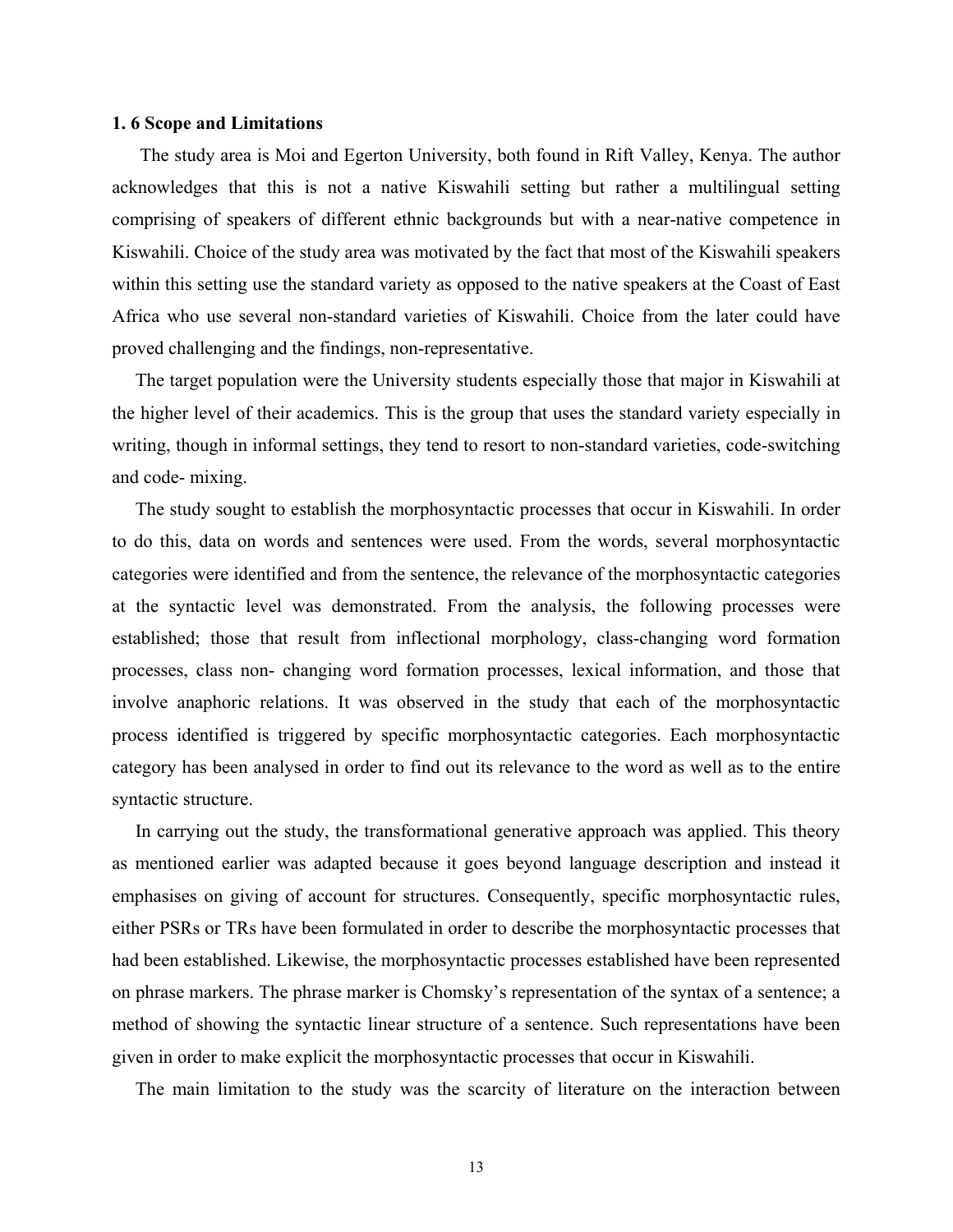### 1. 6 Scope and Limitations

The study area is Moi and Egerton University, both found in Rift Valley, Kenya. The author acknowledges that this is not a native Kiswahili setting but rather a multilingual setting comprising of speakers of different ethnic backgrounds but with a near-native competence in Kiswahili. Choice of the study area was motivated by the fact that most of the Kiswahili speakers within this setting use the standard variety as opposed to the native speakers at the Coast of East Africa who use several non-standard varieties of Kiswahili. Choice from the later could have proved challenging and the findings, non-representative.

The target population were the University students especially those that major in Kiswahili at the higher level of their academics. This is the group that uses the standard variety especially in writing, though in informal settings, they tend to resort to non-standard varieties, code-switching and code- mixing.

The study sought to establish the morphosyntactic processes that occur in Kiswahili. In order to do this, data on words and sentences were used. From the words, several morphosyntactic categories were identified and from the sentence, the relevance of the morphosyntactic categories at the syntactic level was demonstrated. From the analysis, the following processes were established; those that result from inflectional morphology, class-changing word formation processes, class non- changing word formation processes, lexical information, and those that involve anaphoric relations. It was observed in the study that each of the morphosyntactic process identified is triggered by specific morphosyntactic categories. Each morphosyntactic category has been analysed in order to find out its relevance to the word as well as to the entire syntactic structure.

In carrying out the study, the transformational generative approach was applied. This theory as mentioned earlier was adapted because it goes beyond language description and instead it emphasises on giving of account for structures. Consequently, specific morphosyntactic rules, either PSRs or TRs have been formulated in order to describe the morphosyntactic processes that had been established. Likewise, the morphosyntactic processes established have been represented on phrase markers. The phrase marker is Chomsky's representation of the syntax of a sentence; a method of showing the syntactic linear structure of a sentence. Such representations have been given in order to make explicit the morphosyntactic processes that occur in Kiswahili.

The main limitation to the study was the scarcity of literature on the interaction between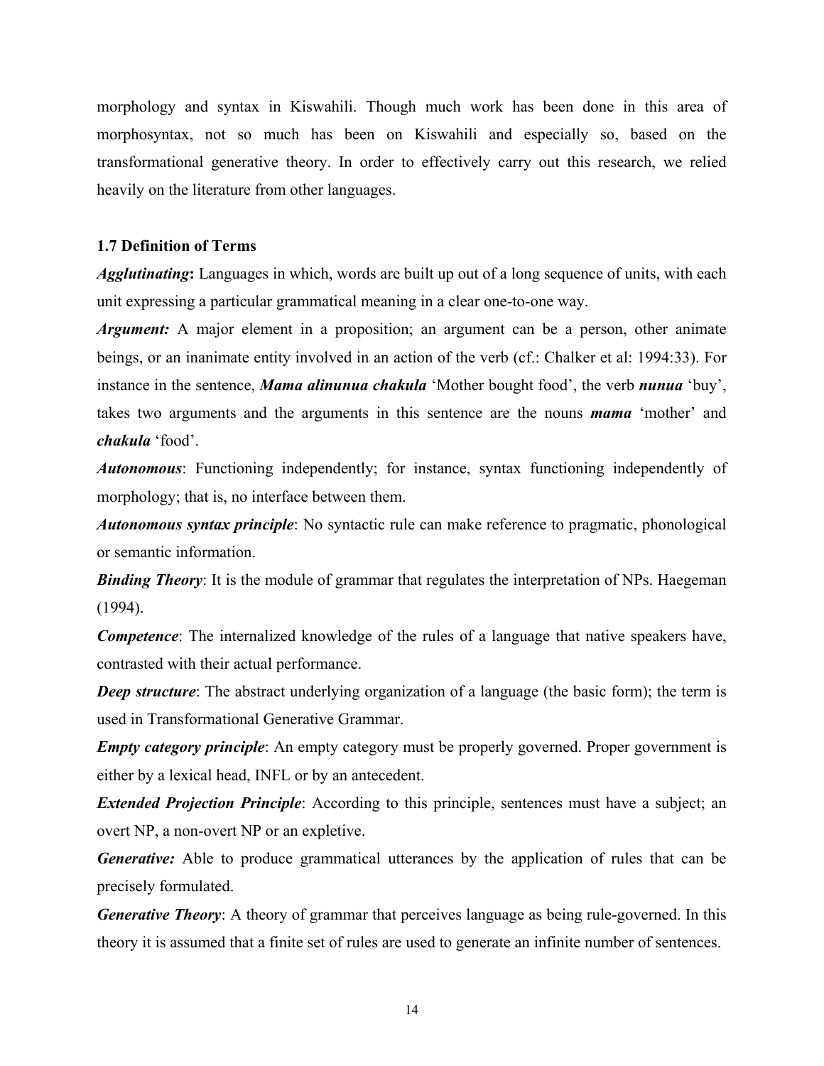morphology and syntax in Kiswahili. Though much work has been done in this area of morphosyntax, not so much has been on Kiswahili and especially so, based on the transformational generative theory. In order to effectively carry out this research, we relied heavily on the literature from other languages.

### 1.7 Definition of Terms

***Agglutinating*****:** Languages in which, words are built up out of a long sequence of units, with each unit expressing a particular grammatical meaning in a clear one-to-one way.

***Argument:*** A major element in a proposition; an argument can be a person, other animate beings, or an inanimate entity involved in an action of the verb (cf.: Chalker et al: 1994:33). For instance in the sentence, ***Mama alinunua chakula*** 'Mother bought food', the verb ***nunua*** 'buy', takes two arguments and the arguments in this sentence are the nouns ***mama*** 'mother' and ***chakula*** 'food'.

***Autonomous***: Functioning independently; for instance, syntax functioning independently of morphology; that is, no interface between them.

***Autonomous syntax principle***: No syntactic rule can make reference to pragmatic, phonological or semantic information.

***Binding Theory***: It is the module of grammar that regulates the interpretation of NPs. Haegeman (1994).

***Competence***: The internalized knowledge of the rules of a language that native speakers have, contrasted with their actual performance.

***Deep structure***: The abstract underlying organization of a language (the basic form); the term is used in Transformational Generative Grammar.

***Empty category principle***: An empty category must be properly governed. Proper government is either by a lexical head, INFL or by an antecedent.

***Extended Projection Principle***: According to this principle, sentences must have a subject; an overt NP, a non-overt NP or an expletive.

***Generative:*** Able to produce grammatical utterances by the application of rules that can be precisely formulated.

***Generative Theory***: A theory of grammar that perceives language as being rule-governed. In this theory it is assumed that a finite set of rules are used to generate an infinite number of sentences.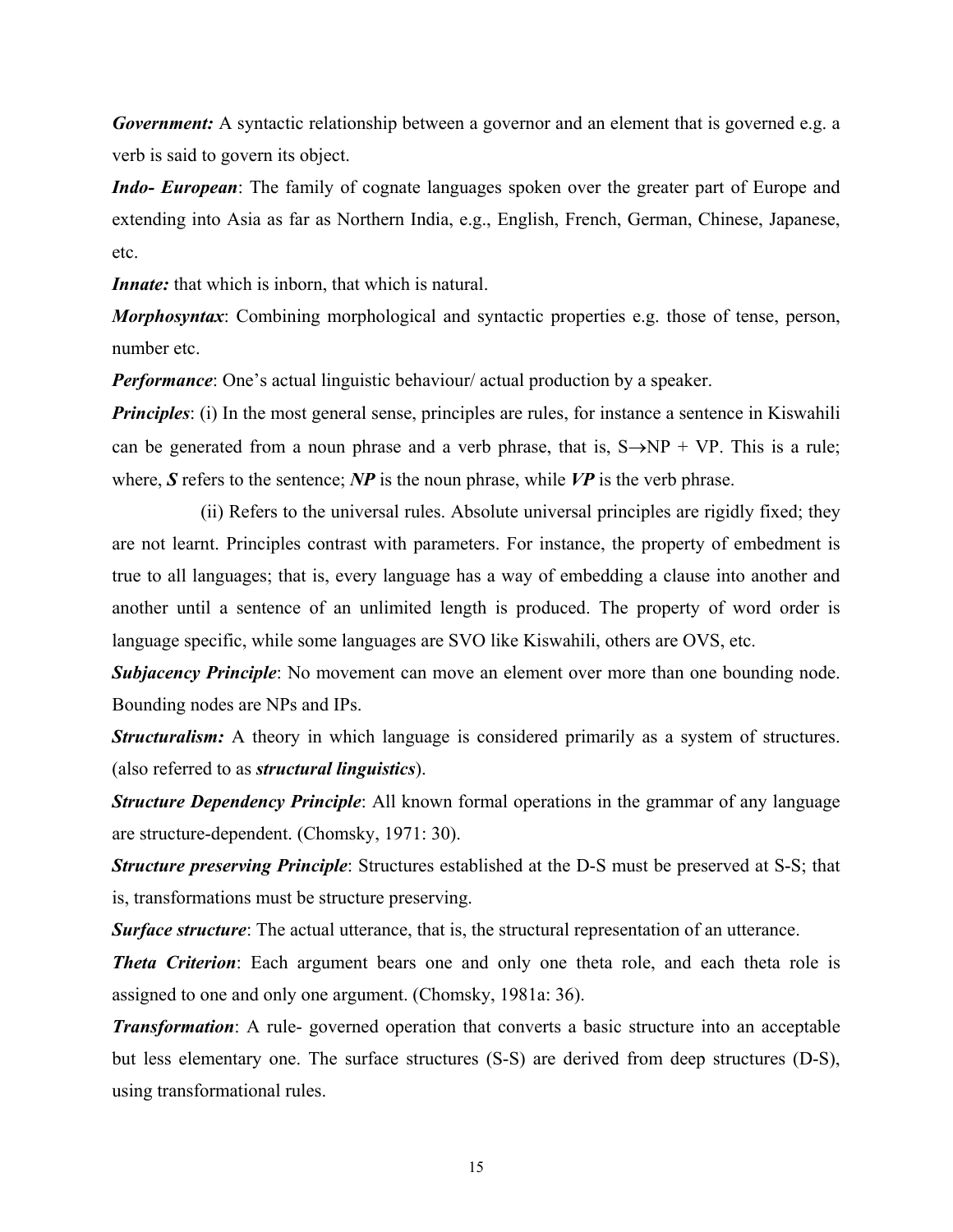***Government:*** A syntactic relationship between a governor and an element that is governed e.g. a verb is said to govern its object.

***Indo- European***: The family of cognate languages spoken over the greater part of Europe and extending into Asia as far as Northern India, e.g., English, French, German, Chinese, Japanese, etc.

***Innate:*** that which is inborn, that which is natural.

***Morphosyntax***: Combining morphological and syntactic properties e.g. those of tense, person, number etc.

***Performance***: One's actual linguistic behaviour/ actual production by a speaker.

***Principles***: (i) In the most general sense, principles are rules, for instance a sentence in Kiswahili can be generated from a noun phrase and a verb phrase, that is, S→NP + VP. This is a rule; where, ***S*** refers to the sentence; ***NP*** is the noun phrase, while ***VP*** is the verb phrase.

(ii) Refers to the universal rules. Absolute universal principles are rigidly fixed; they are not learnt. Principles contrast with parameters. For instance, the property of embedment is true to all languages; that is, every language has a way of embedding a clause into another and another until a sentence of an unlimited length is produced. The property of word order is language specific, while some languages are SVO like Kiswahili, others are OVS, etc.

***Subjacency Principle***: No movement can move an element over more than one bounding node. Bounding nodes are NPs and IPs.

***Structuralism:*** A theory in which language is considered primarily as a system of structures. (also referred to as ***structural linguistics***).

***Structure Dependency Principle***: All known formal operations in the grammar of any language are structure-dependent. (Chomsky, 1971: 30).

***Structure preserving Principle***: Structures established at the D-S must be preserved at S-S; that is, transformations must be structure preserving.

***Surface structure***: The actual utterance, that is, the structural representation of an utterance.

***Theta Criterion***: Each argument bears one and only one theta role, and each theta role is assigned to one and only one argument. (Chomsky, 1981a: 36).

***Transformation***: A rule- governed operation that converts a basic structure into an acceptable but less elementary one. The surface structures (S-S) are derived from deep structures (D-S), using transformational rules.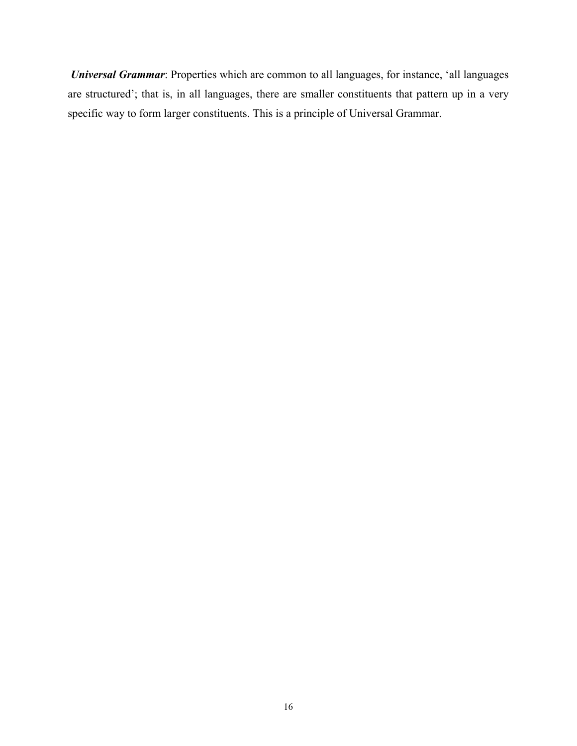***Universal Grammar***: Properties which are common to all languages, for instance, ‘all languages are structured’; that is, in all languages, there are smaller constituents that pattern up in a very specific way to form larger constituents. This is a principle of Universal Grammar.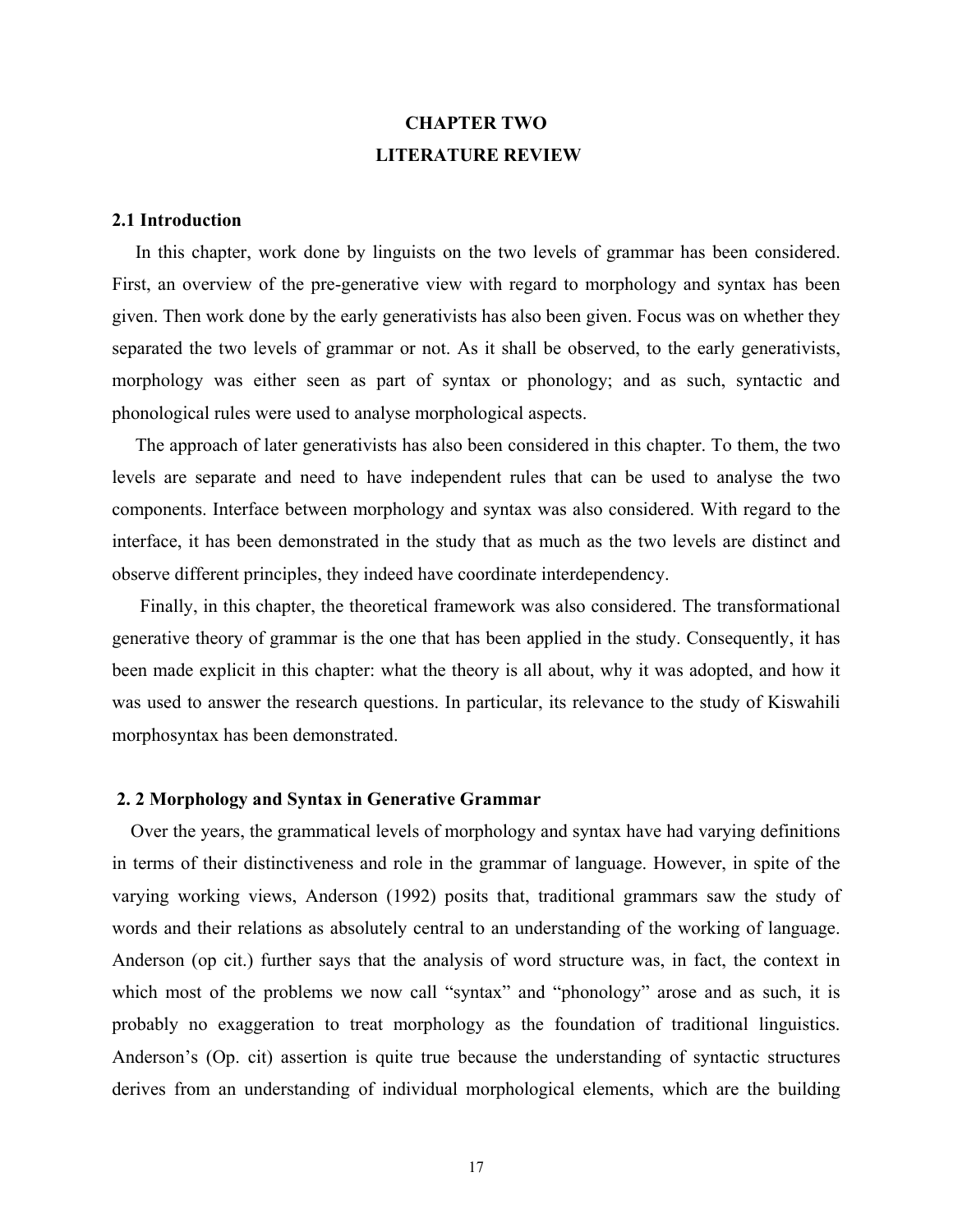# CHAPTER TWO

# LITERATURE REVIEW

## 2.1 Introduction

In this chapter, work done by linguists on the two levels of grammar has been considered. First, an overview of the pre-generative view with regard to morphology and syntax has been given. Then work done by the early generativists has also been given. Focus was on whether they separated the two levels of grammar or not. As it shall be observed, to the early generativists, morphology was either seen as part of syntax or phonology; and as such, syntactic and phonological rules were used to analyse morphological aspects.

The approach of later generativists has also been considered in this chapter. To them, the two levels are separate and need to have independent rules that can be used to analyse the two components. Interface between morphology and syntax was also considered. With regard to the interface, it has been demonstrated in the study that as much as the two levels are distinct and observe different principles, they indeed have coordinate interdependency.

Finally, in this chapter, the theoretical framework was also considered. The transformational generative theory of grammar is the one that has been applied in the study. Consequently, it has been made explicit in this chapter: what the theory is all about, why it was adopted, and how it was used to answer the research questions. In particular, its relevance to the study of Kiswahili morphosyntax has been demonstrated.

## 2. 2 Morphology and Syntax in Generative Grammar

Over the years, the grammatical levels of morphology and syntax have had varying definitions in terms of their distinctiveness and role in the grammar of language. However, in spite of the varying working views, Anderson (1992) posits that, traditional grammars saw the study of words and their relations as absolutely central to an understanding of the working of language. Anderson (op cit.) further says that the analysis of word structure was, in fact, the context in which most of the problems we now call "syntax" and "phonology" arose and as such, it is probably no exaggeration to treat morphology as the foundation of traditional linguistics. Anderson's (Op. cit) assertion is quite true because the understanding of syntactic structures derives from an understanding of individual morphological elements, which are the building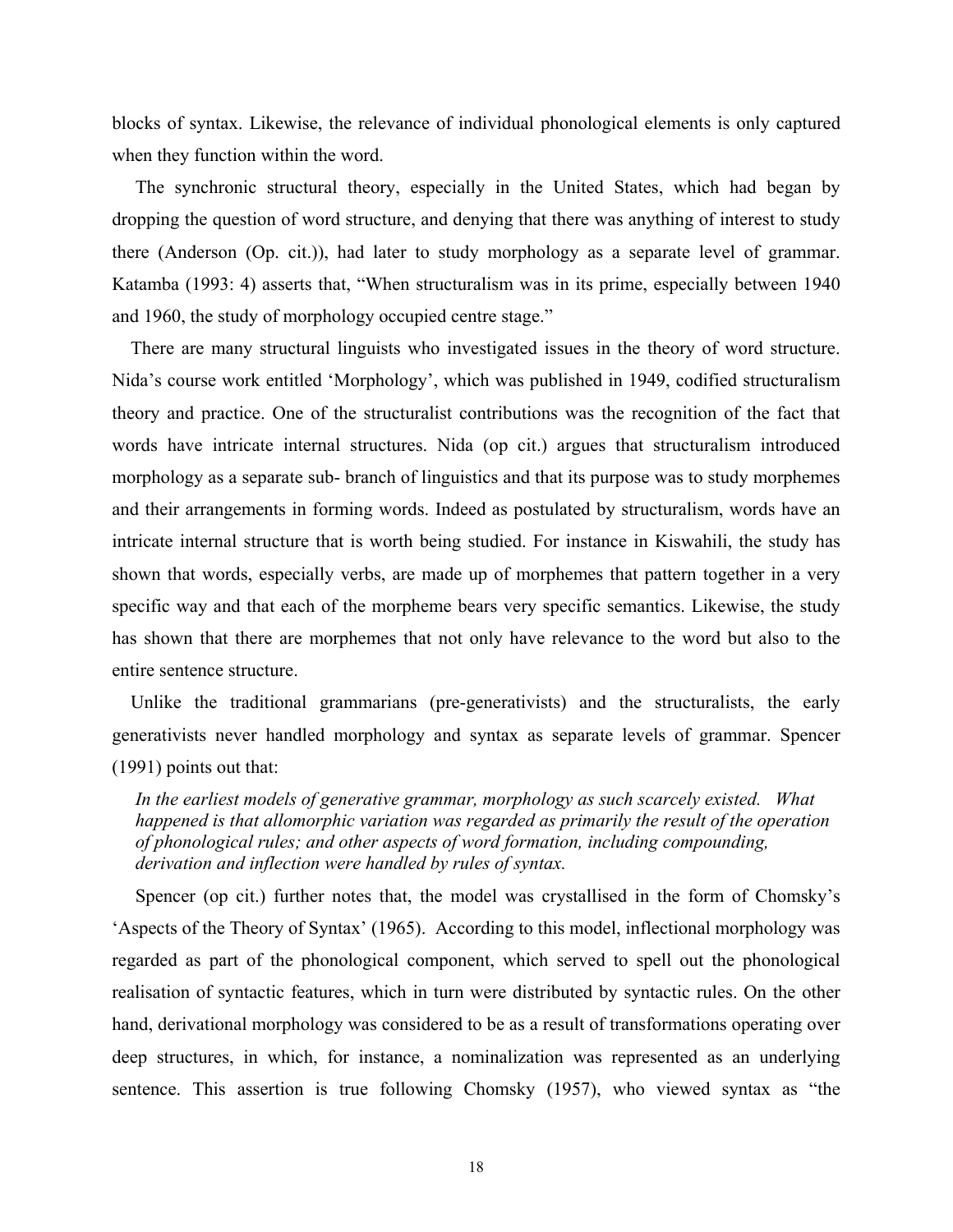blocks of syntax. Likewise, the relevance of individual phonological elements is only captured when they function within the word.

The synchronic structural theory, especially in the United States, which had began by dropping the question of word structure, and denying that there was anything of interest to study there (Anderson (Op. cit.)), had later to study morphology as a separate level of grammar. Katamba (1993: 4) asserts that, "When structuralism was in its prime, especially between 1940 and 1960, the study of morphology occupied centre stage."

There are many structural linguists who investigated issues in the theory of word structure. Nida's course work entitled 'Morphology', which was published in 1949, codified structuralism theory and practice. One of the structuralist contributions was the recognition of the fact that words have intricate internal structures. Nida (op cit.) argues that structuralism introduced morphology as a separate sub- branch of linguistics and that its purpose was to study morphemes and their arrangements in forming words. Indeed as postulated by structuralism, words have an intricate internal structure that is worth being studied. For instance in Kiswahili, the study has shown that words, especially verbs, are made up of morphemes that pattern together in a very specific way and that each of the morpheme bears very specific semantics. Likewise, the study has shown that there are morphemes that not only have relevance to the word but also to the entire sentence structure.

Unlike the traditional grammarians (pre-generativists) and the structuralists, the early generativists never handled morphology and syntax as separate levels of grammar. Spencer (1991) points out that:

> *In the earliest models of generative grammar, morphology as such scarcely existed. What happened is that allomorphic variation was regarded as primarily the result of the operation of phonological rules; and other aspects of word formation, including compounding, derivation and inflection were handled by rules of syntax.*

Spencer (op cit.) further notes that, the model was crystallised in the form of Chomsky's 'Aspects of the Theory of Syntax' (1965). According to this model, inflectional morphology was regarded as part of the phonological component, which served to spell out the phonological realisation of syntactic features, which in turn were distributed by syntactic rules. On the other hand, derivational morphology was considered to be as a result of transformations operating over deep structures, in which, for instance, a nominalization was represented as an underlying sentence. This assertion is true following Chomsky (1957), who viewed syntax as "the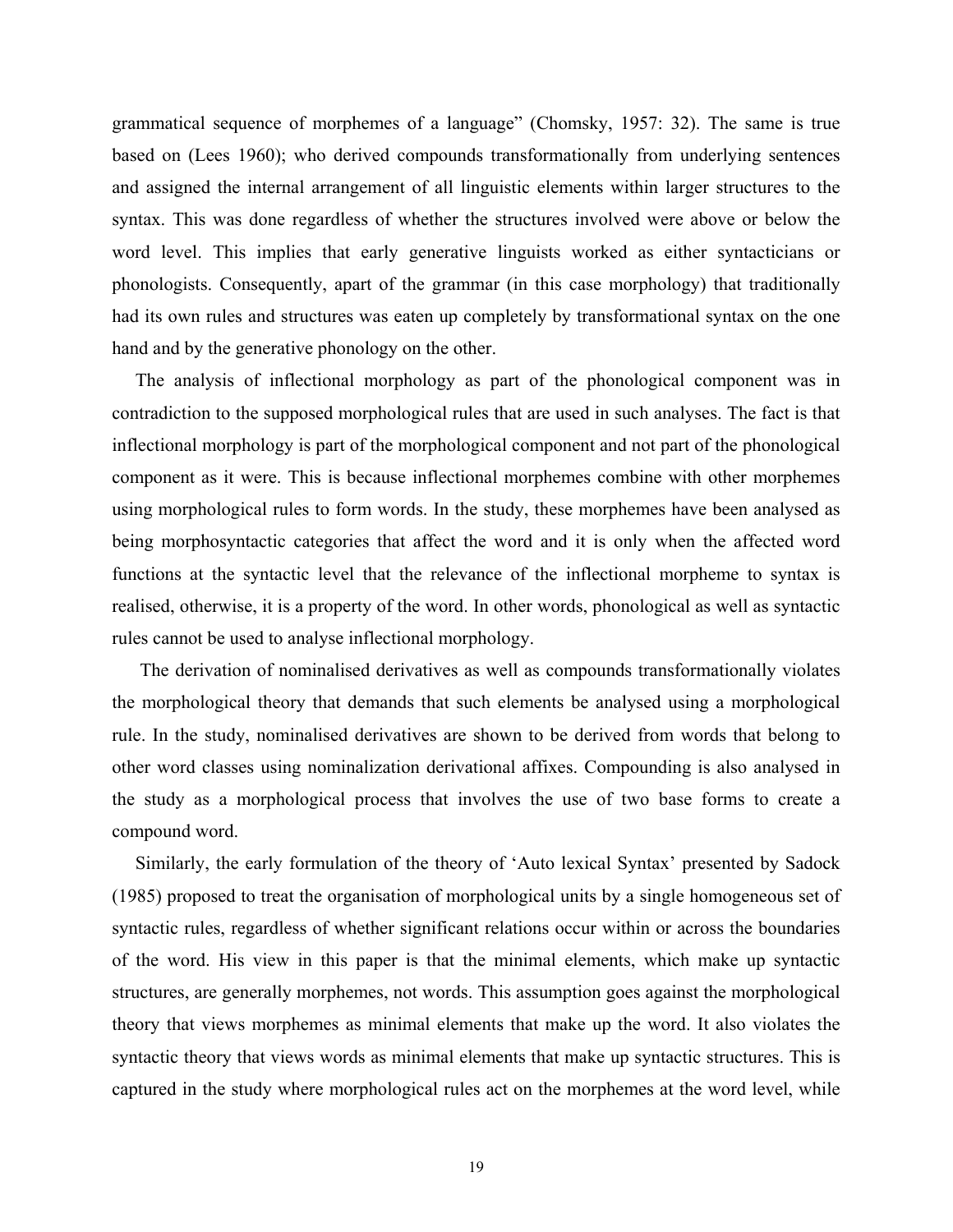grammatical sequence of morphemes of a language" (Chomsky, 1957: 32). The same is true based on (Lees 1960); who derived compounds transformationally from underlying sentences and assigned the internal arrangement of all linguistic elements within larger structures to the syntax. This was done regardless of whether the structures involved were above or below the word level. This implies that early generative linguists worked as either syntacticians or phonologists. Consequently, apart of the grammar (in this case morphology) that traditionally had its own rules and structures was eaten up completely by transformational syntax on the one hand and by the generative phonology on the other.

The analysis of inflectional morphology as part of the phonological component was in contradiction to the supposed morphological rules that are used in such analyses. The fact is that inflectional morphology is part of the morphological component and not part of the phonological component as it were. This is because inflectional morphemes combine with other morphemes using morphological rules to form words. In the study, these morphemes have been analysed as being morphosyntactic categories that affect the word and it is only when the affected word functions at the syntactic level that the relevance of the inflectional morpheme to syntax is realised, otherwise, it is a property of the word. In other words, phonological as well as syntactic rules cannot be used to analyse inflectional morphology.

The derivation of nominalised derivatives as well as compounds transformationally violates the morphological theory that demands that such elements be analysed using a morphological rule. In the study, nominalised derivatives are shown to be derived from words that belong to other word classes using nominalization derivational affixes. Compounding is also analysed in the study as a morphological process that involves the use of two base forms to create a compound word.

Similarly, the early formulation of the theory of 'Auto lexical Syntax' presented by Sadock (1985) proposed to treat the organisation of morphological units by a single homogeneous set of syntactic rules, regardless of whether significant relations occur within or across the boundaries of the word. His view in this paper is that the minimal elements, which make up syntactic structures, are generally morphemes, not words. This assumption goes against the morphological theory that views morphemes as minimal elements that make up the word. It also violates the syntactic theory that views words as minimal elements that make up syntactic structures. This is captured in the study where morphological rules act on the morphemes at the word level, while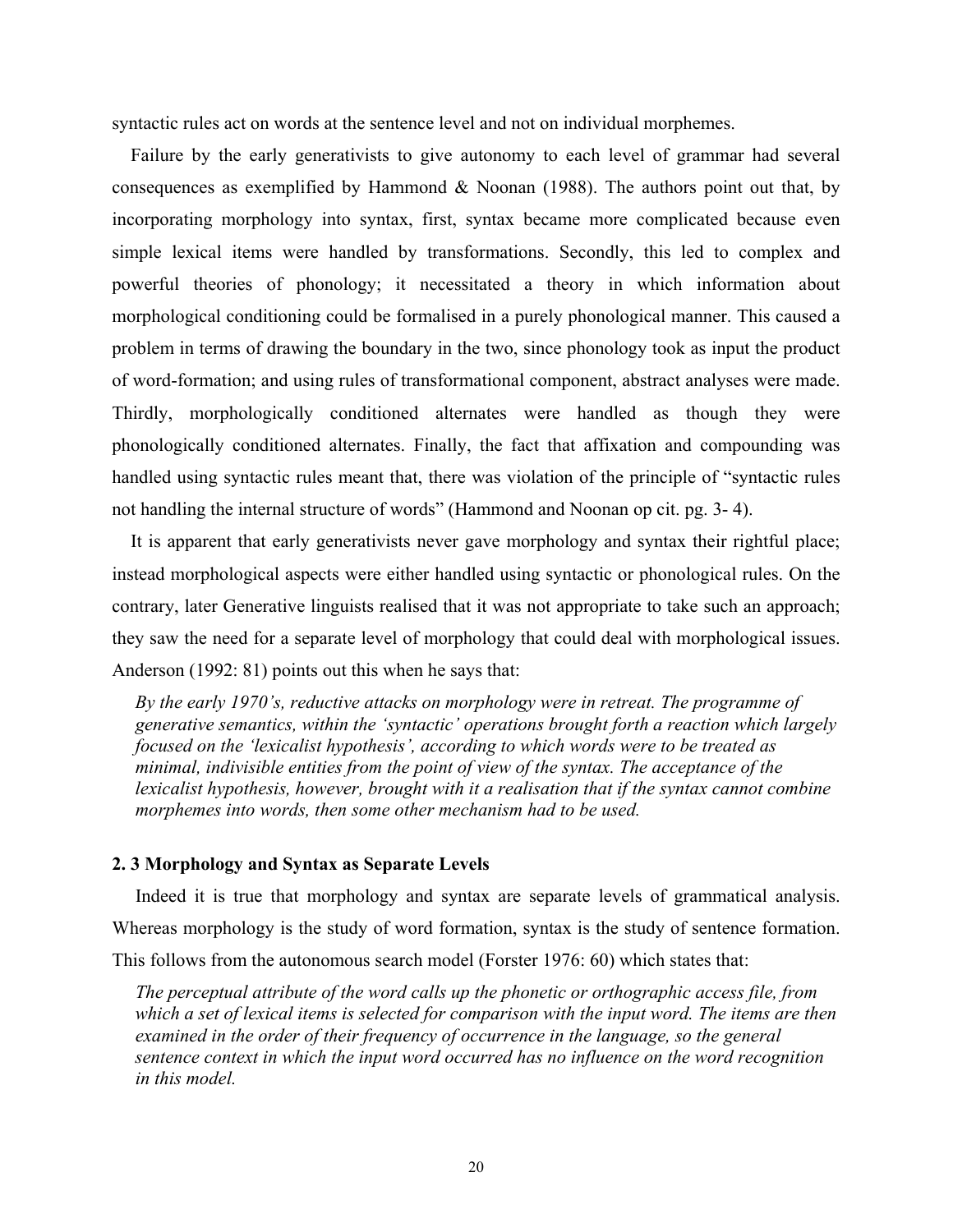syntactic rules act on words at the sentence level and not on individual morphemes.

Failure by the early generativists to give autonomy to each level of grammar had several consequences as exemplified by Hammond & Noonan (1988). The authors point out that, by incorporating morphology into syntax, first, syntax became more complicated because even simple lexical items were handled by transformations. Secondly, this led to complex and powerful theories of phonology; it necessitated a theory in which information about morphological conditioning could be formalised in a purely phonological manner. This caused a problem in terms of drawing the boundary in the two, since phonology took as input the product of word-formation; and using rules of transformational component, abstract analyses were made. Thirdly, morphologically conditioned alternates were handled as though they were phonologically conditioned alternates. Finally, the fact that affixation and compounding was handled using syntactic rules meant that, there was violation of the principle of "syntactic rules not handling the internal structure of words" (Hammond and Noonan op cit. pg. 3- 4).

It is apparent that early generativists never gave morphology and syntax their rightful place; instead morphological aspects were either handled using syntactic or phonological rules. On the contrary, later Generative linguists realised that it was not appropriate to take such an approach; they saw the need for a separate level of morphology that could deal with morphological issues. Anderson (1992: 81) points out this when he says that:

> *By the early 1970's, reductive attacks on morphology were in retreat. The programme of generative semantics, within the 'syntactic' operations brought forth a reaction which largely focused on the 'lexicalist hypothesis', according to which words were to be treated as minimal, indivisible entities from the point of view of the syntax. The acceptance of the lexicalist hypothesis, however, brought with it a realisation that if the syntax cannot combine morphemes into words, then some other mechanism had to be used.*

### 2. 3 Morphology and Syntax as Separate Levels

Indeed it is true that morphology and syntax are separate levels of grammatical analysis. Whereas morphology is the study of word formation, syntax is the study of sentence formation. This follows from the autonomous search model (Forster 1976: 60) which states that:

> *The perceptual attribute of the word calls up the phonetic or orthographic access file, from which a set of lexical items is selected for comparison with the input word. The items are then examined in the order of their frequency of occurrence in the language, so the general sentence context in which the input word occurred has no influence on the word recognition in this model.*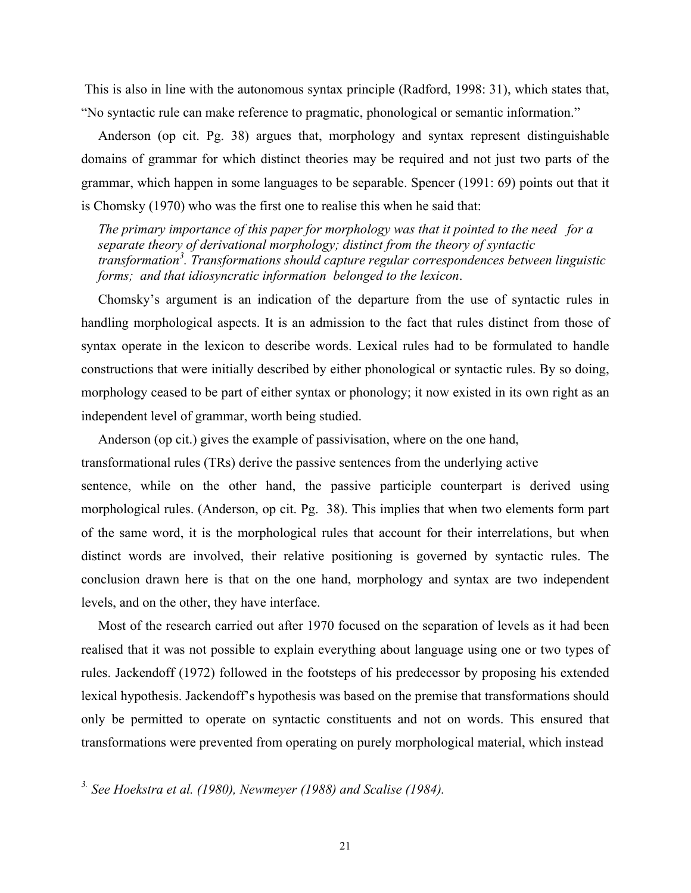This is also in line with the autonomous syntax principle (Radford, 1998: 31), which states that, "No syntactic rule can make reference to pragmatic, phonological or semantic information."

Anderson (op cit. Pg. 38) argues that, morphology and syntax represent distinguishable domains of grammar for which distinct theories may be required and not just two parts of the grammar, which happen in some languages to be separable. Spencer (1991: 69) points out that it is Chomsky (1970) who was the first one to realise this when he said that:

> *The primary importance of this paper for morphology was that it pointed to the need for a separate theory of derivational morphology; distinct from the theory of syntactic transformation*[3]*. Transformations should capture regular correspondences between linguistic forms; and that idiosyncratic information belonged to the lexicon*.

Chomsky's argument is an indication of the departure from the use of syntactic rules in handling morphological aspects. It is an admission to the fact that rules distinct from those of syntax operate in the lexicon to describe words. Lexical rules had to be formulated to handle constructions that were initially described by either phonological or syntactic rules. By so doing, morphology ceased to be part of either syntax or phonology; it now existed in its own right as an independent level of grammar, worth being studied.

Anderson (op cit.) gives the example of passivisation, where on the one hand, transformational rules (TRs) derive the passive sentences from the underlying active sentence, while on the other hand, the passive participle counterpart is derived using morphological rules. (Anderson, op cit. Pg. 38). This implies that when two elements form part of the same word, it is the morphological rules that account for their interrelations, but when distinct words are involved, their relative positioning is governed by syntactic rules. The conclusion drawn here is that on the one hand, morphology and syntax are two independent levels, and on the other, they have interface.

Most of the research carried out after 1970 focused on the separation of levels as it had been realised that it was not possible to explain everything about language using one or two types of rules. Jackendoff (1972) followed in the footsteps of his predecessor by proposing his extended lexical hypothesis. Jackendoff's hypothesis was based on the premise that transformations should only be permitted to operate on syntactic constituents and not on words. This ensured that transformations were prevented from operating on purely morphological material, which instead

[3] *See Hoekstra et al. (1980), Newmeyer (1988) and Scalise (1984).*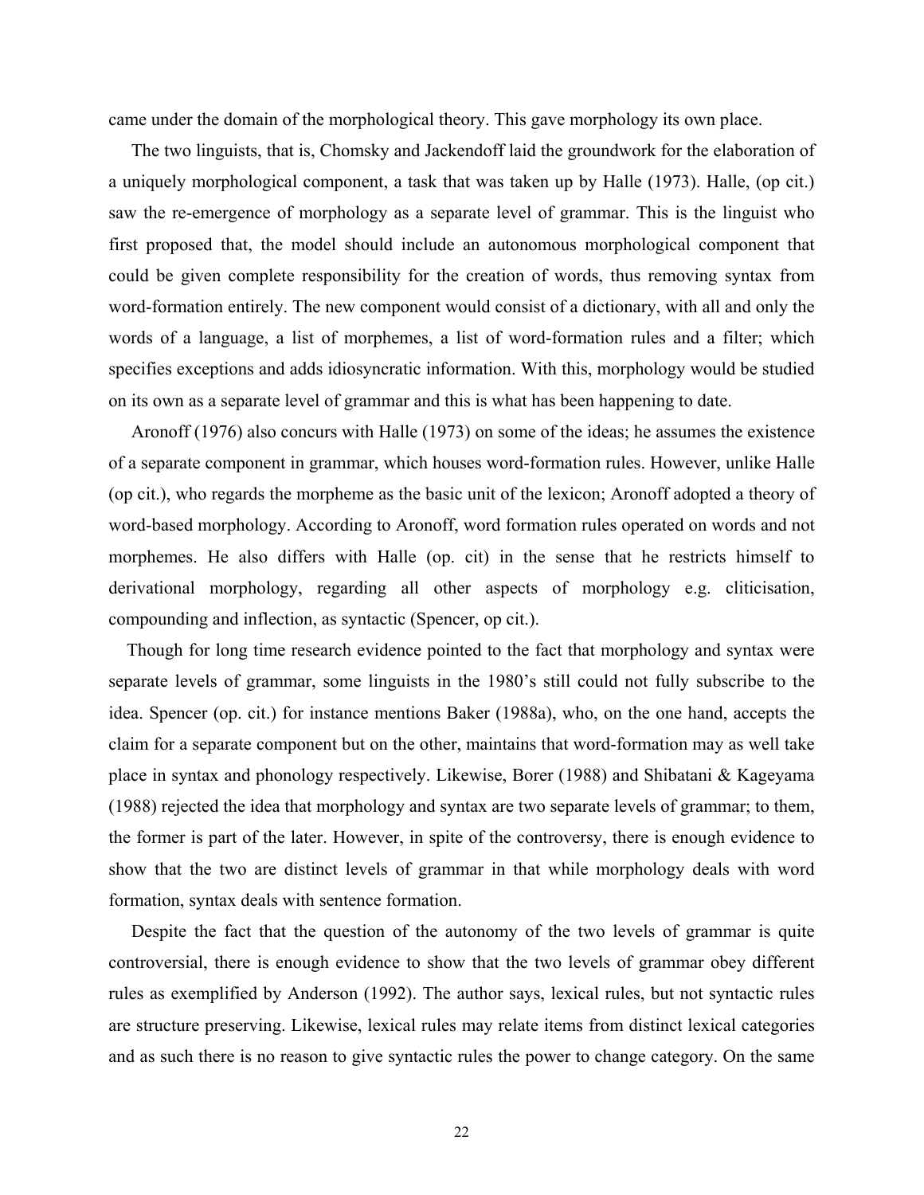came under the domain of the morphological theory. This gave morphology its own place.

The two linguists, that is, Chomsky and Jackendoff laid the groundwork for the elaboration of a uniquely morphological component, a task that was taken up by Halle (1973). Halle, (op cit.) saw the re-emergence of morphology as a separate level of grammar. This is the linguist who first proposed that, the model should include an autonomous morphological component that could be given complete responsibility for the creation of words, thus removing syntax from word-formation entirely. The new component would consist of a dictionary, with all and only the words of a language, a list of morphemes, a list of word-formation rules and a filter; which specifies exceptions and adds idiosyncratic information. With this, morphology would be studied on its own as a separate level of grammar and this is what has been happening to date.

Aronoff (1976) also concurs with Halle (1973) on some of the ideas; he assumes the existence of a separate component in grammar, which houses word-formation rules. However, unlike Halle (op cit.), who regards the morpheme as the basic unit of the lexicon; Aronoff adopted a theory of word-based morphology. According to Aronoff, word formation rules operated on words and not morphemes. He also differs with Halle (op. cit) in the sense that he restricts himself to derivational morphology, regarding all other aspects of morphology e.g. cliticisation, compounding and inflection, as syntactic (Spencer, op cit.).

Though for long time research evidence pointed to the fact that morphology and syntax were separate levels of grammar, some linguists in the 1980's still could not fully subscribe to the idea. Spencer (op. cit.) for instance mentions Baker (1988a), who, on the one hand, accepts the claim for a separate component but on the other, maintains that word-formation may as well take place in syntax and phonology respectively. Likewise, Borer (1988) and Shibatani & Kageyama (1988) rejected the idea that morphology and syntax are two separate levels of grammar; to them, the former is part of the later. However, in spite of the controversy, there is enough evidence to show that the two are distinct levels of grammar in that while morphology deals with word formation, syntax deals with sentence formation.

Despite the fact that the question of the autonomy of the two levels of grammar is quite controversial, there is enough evidence to show that the two levels of grammar obey different rules as exemplified by Anderson (1992). The author says, lexical rules, but not syntactic rules are structure preserving. Likewise, lexical rules may relate items from distinct lexical categories and as such there is no reason to give syntactic rules the power to change category. On the same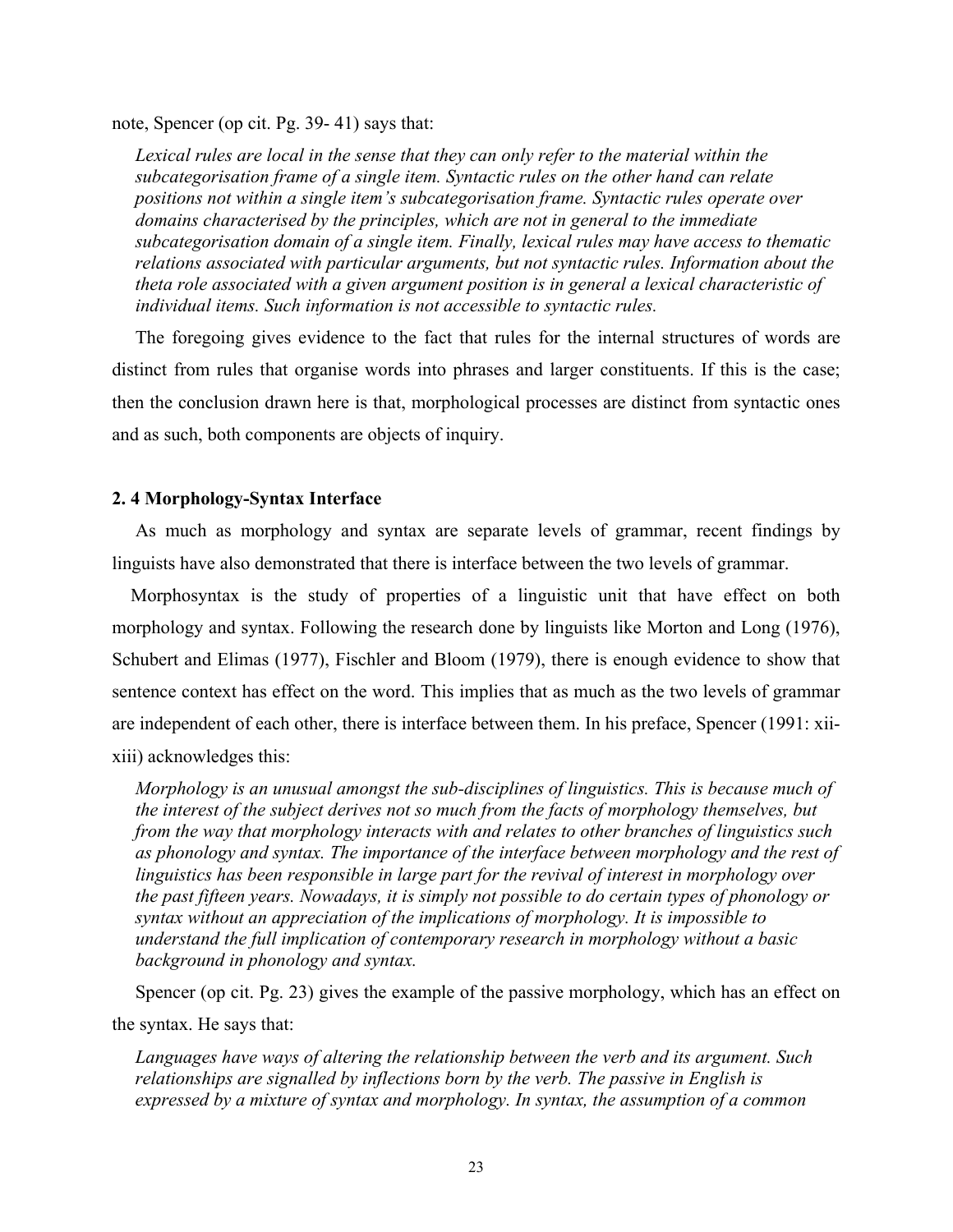note, Spencer (op cit. Pg. 39- 41) says that:

> *Lexical rules are local in the sense that they can only refer to the material within the subcategorisation frame of a single item. Syntactic rules on the other hand can relate positions not within a single item's subcategorisation frame. Syntactic rules operate over domains characterised by the principles, which are not in general to the immediate subcategorisation domain of a single item. Finally, lexical rules may have access to thematic relations associated with particular arguments, but not syntactic rules. Information about the theta role associated with a given argument position is in general a lexical characteristic of individual items. Such information is not accessible to syntactic rules.*

The foregoing gives evidence to the fact that rules for the internal structures of words are distinct from rules that organise words into phrases and larger constituents. If this is the case; then the conclusion drawn here is that, morphological processes are distinct from syntactic ones and as such, both components are objects of inquiry.

#### 2. 4 Morphology-Syntax Interface

As much as morphology and syntax are separate levels of grammar, recent findings by linguists have also demonstrated that there is interface between the two levels of grammar.

Morphosyntax is the study of properties of a linguistic unit that have effect on both morphology and syntax. Following the research done by linguists like Morton and Long (1976), Schubert and Elimas (1977), Fischler and Bloom (1979), there is enough evidence to show that sentence context has effect on the word. This implies that as much as the two levels of grammar are independent of each other, there is interface between them. In his preface, Spencer (1991: xii-xiii) acknowledges this:

> *Morphology is an unusual amongst the sub-disciplines of linguistics. This is because much of the interest of the subject derives not so much from the facts of morphology themselves, but from the way that morphology interacts with and relates to other branches of linguistics such as phonology and syntax. The importance of the interface between morphology and the rest of linguistics has been responsible in large part for the revival of interest in morphology over the past fifteen years. Nowadays, it is simply not possible to do certain types of phonology or syntax without an appreciation of the implications of morphology. It is impossible to understand the full implication of contemporary research in morphology without a basic background in phonology and syntax.*

Spencer (op cit. Pg. 23) gives the example of the passive morphology, which has an effect on the syntax. He says that:

> *Languages have ways of altering the relationship between the verb and its argument. Such relationships are signalled by inflections born by the verb. The passive in English is expressed by a mixture of syntax and morphology. In syntax, the assumption of a common*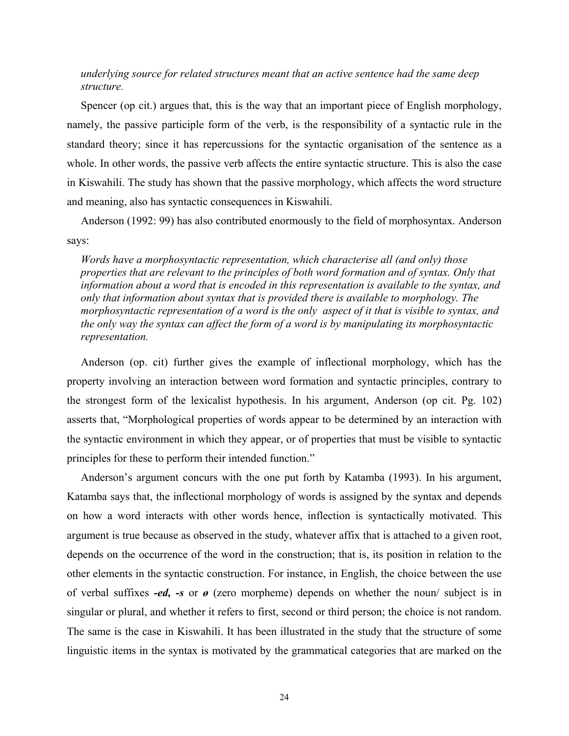*underlying source for related structures meant that an active sentence had the same deep structure.*

Spencer (op cit.) argues that, this is the way that an important piece of English morphology, namely, the passive participle form of the verb, is the responsibility of a syntactic rule in the standard theory; since it has repercussions for the syntactic organisation of the sentence as a whole. In other words, the passive verb affects the entire syntactic structure. This is also the case in Kiswahili. The study has shown that the passive morphology, which affects the word structure and meaning, also has syntactic consequences in Kiswahili.

Anderson (1992: 99) has also contributed enormously to the field of morphosyntax. Anderson says:

*Words have a morphosyntactic representation, which characterise all (and only) those properties that are relevant to the principles of both word formation and of syntax. Only that information about a word that is encoded in this representation is available to the syntax, and only that information about syntax that is provided there is available to morphology. The morphosyntactic representation of a word is the only aspect of it that is visible to syntax, and the only way the syntax can affect the form of a word is by manipulating its morphosyntactic representation.*

Anderson (op. cit) further gives the example of inflectional morphology, which has the property involving an interaction between word formation and syntactic principles, contrary to the strongest form of the lexicalist hypothesis. In his argument, Anderson (op cit. Pg. 102) asserts that, "Morphological properties of words appear to be determined by an interaction with the syntactic environment in which they appear, or of properties that must be visible to syntactic principles for these to perform their intended function."

Anderson's argument concurs with the one put forth by Katamba (1993). In his argument, Katamba says that, the inflectional morphology of words is assigned by the syntax and depends on how a word interacts with other words hence, inflection is syntactically motivated. This argument is true because as observed in the study, whatever affix that is attached to a given root, depends on the occurrence of the word in the construction; that is, its position in relation to the other elements in the syntactic construction. For instance, in English, the choice between the use of verbal suffixes ***-ed, -s*** or ***ø*** (zero morpheme) depends on whether the noun/ subject is in singular or plural, and whether it refers to first, second or third person; the choice is not random. The same is the case in Kiswahili. It has been illustrated in the study that the structure of some linguistic items in the syntax is motivated by the grammatical categories that are marked on the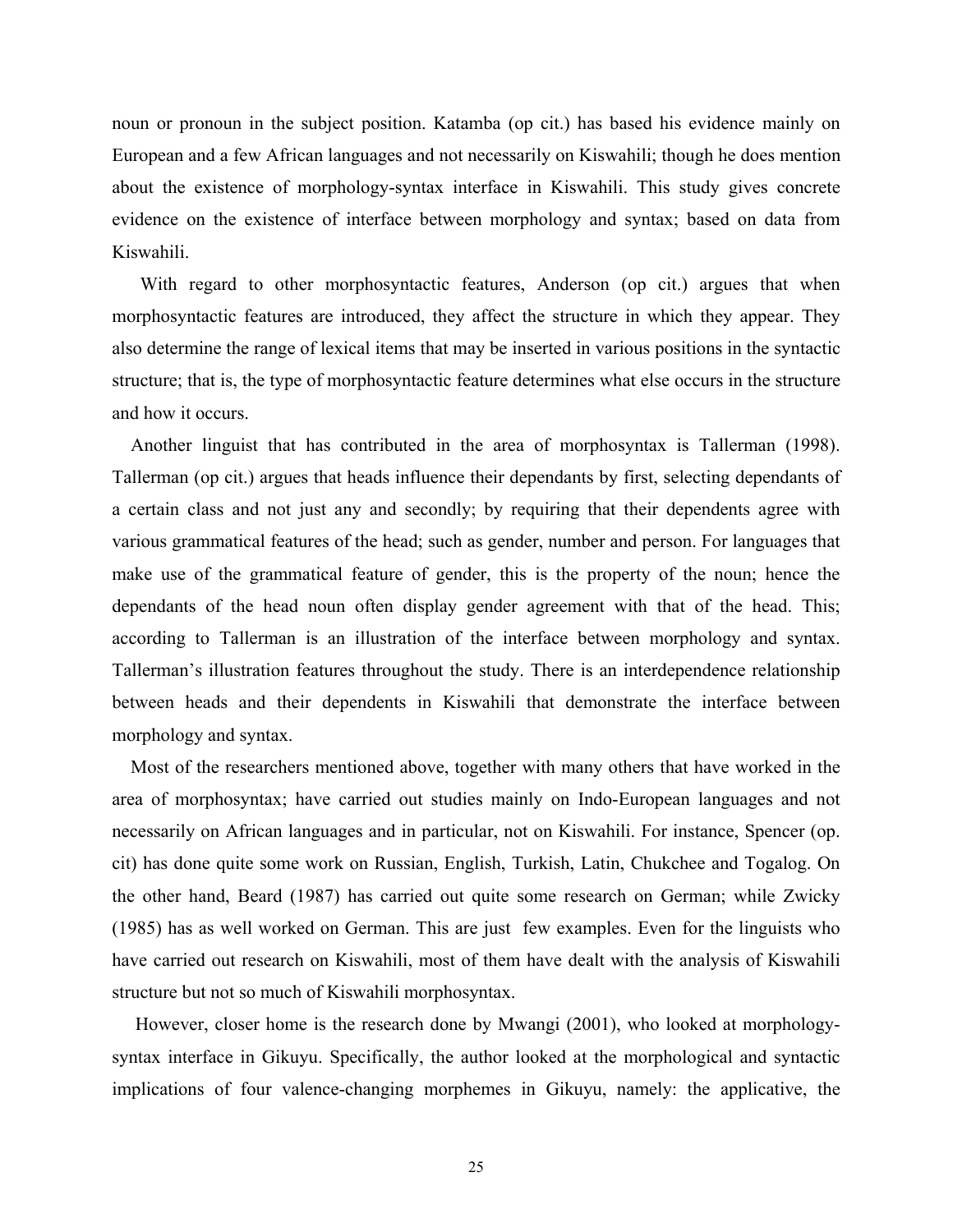noun or pronoun in the subject position. Katamba (op cit.) has based his evidence mainly on European and a few African languages and not necessarily on Kiswahili; though he does mention about the existence of morphology-syntax interface in Kiswahili. This study gives concrete evidence on the existence of interface between morphology and syntax; based on data from Kiswahili.

With regard to other morphosyntactic features, Anderson (op cit.) argues that when morphosyntactic features are introduced, they affect the structure in which they appear. They also determine the range of lexical items that may be inserted in various positions in the syntactic structure; that is, the type of morphosyntactic feature determines what else occurs in the structure and how it occurs.

Another linguist that has contributed in the area of morphosyntax is Tallerman (1998). Tallerman (op cit.) argues that heads influence their dependants by first, selecting dependants of a certain class and not just any and secondly; by requiring that their dependents agree with various grammatical features of the head; such as gender, number and person. For languages that make use of the grammatical feature of gender, this is the property of the noun; hence the dependants of the head noun often display gender agreement with that of the head. This; according to Tallerman is an illustration of the interface between morphology and syntax. Tallerman's illustration features throughout the study. There is an interdependence relationship between heads and their dependents in Kiswahili that demonstrate the interface between morphology and syntax.

Most of the researchers mentioned above, together with many others that have worked in the area of morphosyntax; have carried out studies mainly on Indo-European languages and not necessarily on African languages and in particular, not on Kiswahili. For instance, Spencer (op. cit) has done quite some work on Russian, English, Turkish, Latin, Chukchee and Togalog. On the other hand, Beard (1987) has carried out quite some research on German; while Zwicky (1985) has as well worked on German. This are just few examples. Even for the linguists who have carried out research on Kiswahili, most of them have dealt with the analysis of Kiswahili structure but not so much of Kiswahili morphosyntax.

However, closer home is the research done by Mwangi (2001), who looked at morphology-syntax interface in Gikuyu. Specifically, the author looked at the morphological and syntactic implications of four valence-changing morphemes in Gikuyu, namely: the applicative, the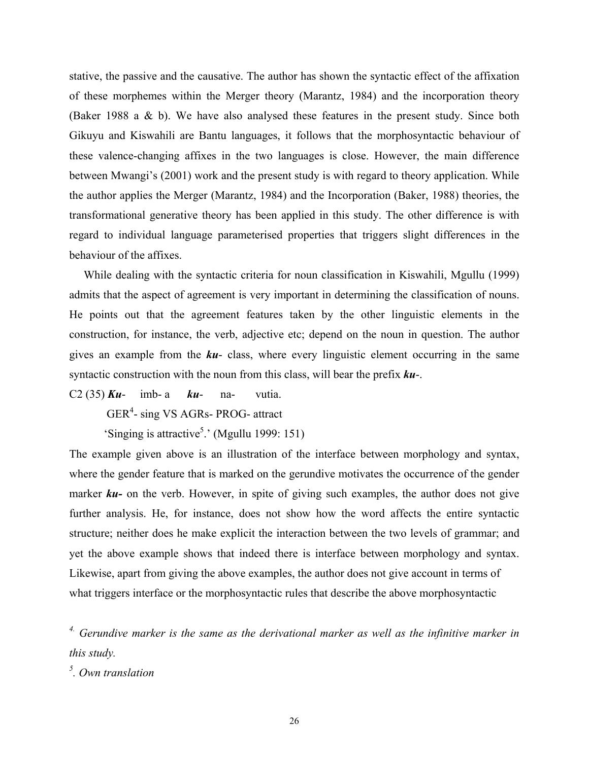stative, the passive and the causative. The author has shown the syntactic effect of the affixation of these morphemes within the Merger theory (Marantz, 1984) and the incorporation theory (Baker 1988 a & b). We have also analysed these features in the present study. Since both Gikuyu and Kiswahili are Bantu languages, it follows that the morphosyntactic behaviour of these valence-changing affixes in the two languages is close. However, the main difference between Mwangi's (2001) work and the present study is with regard to theory application. While the author applies the Merger (Marantz, 1984) and the Incorporation (Baker, 1988) theories, the transformational generative theory has been applied in this study. The other difference is with regard to individual language parameterised properties that triggers slight differences in the behaviour of the affixes.

While dealing with the syntactic criteria for noun classification in Kiswahili, Mgullu (1999) admits that the aspect of agreement is very important in determining the classification of nouns. He points out that the agreement features taken by the other linguistic elements in the construction, for instance, the verb, adjective etc; depend on the noun in question. The author gives an example from the ***ku***- class, where every linguistic element occurring in the same syntactic construction with the noun from this class, will bear the prefix ***ku***-.

C2 (35) ***Ku***- imb- a ***ku***- na- vutia.

GER[4]- sing VS AGRs- PROG- attract

'Singing is attractive[5].' (Mgullu 1999: 151)

The example given above is an illustration of the interface between morphology and syntax, where the gender feature that is marked on the gerundive motivates the occurrence of the gender marker ***ku-*** on the verb. However, in spite of giving such examples, the author does not give further analysis. He, for instance, does not show how the word affects the entire syntactic structure; neither does he make explicit the interaction between the two levels of grammar; and yet the above example shows that indeed there is interface between morphology and syntax. Likewise, apart from giving the above examples, the author does not give account in terms of what triggers interface or the morphosyntactic rules that describe the above morphosyntactic

[4]. *Gerundive marker is the same as the derivational marker as well as the infinitive marker in this study.*

[5]. *Own translation*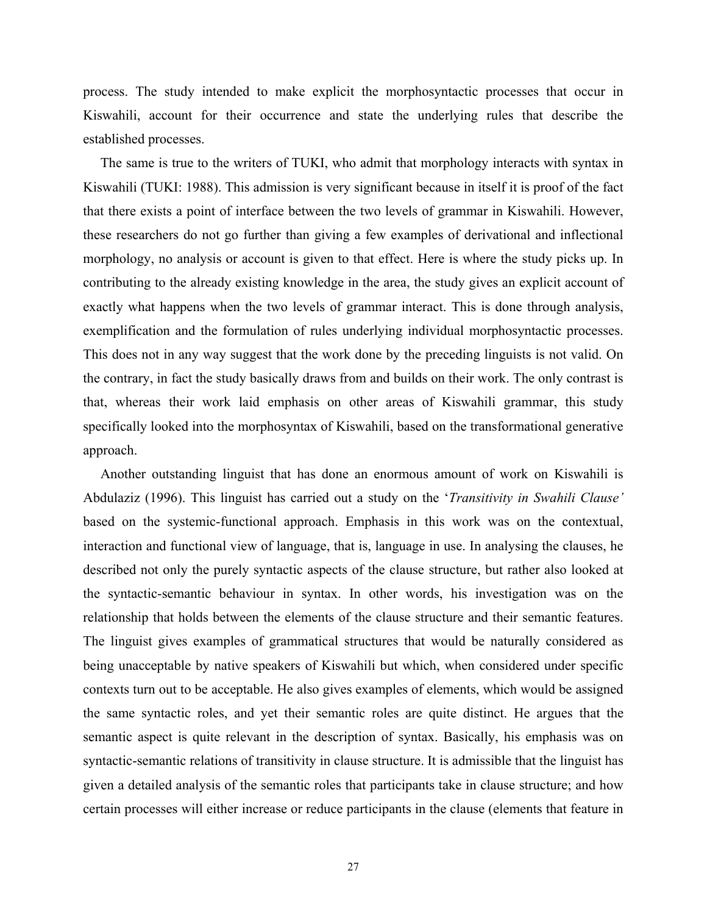process. The study intended to make explicit the morphosyntactic processes that occur in Kiswahili, account for their occurrence and state the underlying rules that describe the established processes.

The same is true to the writers of TUKI, who admit that morphology interacts with syntax in Kiswahili (TUKI: 1988). This admission is very significant because in itself it is proof of the fact that there exists a point of interface between the two levels of grammar in Kiswahili. However, these researchers do not go further than giving a few examples of derivational and inflectional morphology, no analysis or account is given to that effect. Here is where the study picks up. In contributing to the already existing knowledge in the area, the study gives an explicit account of exactly what happens when the two levels of grammar interact. This is done through analysis, exemplification and the formulation of rules underlying individual morphosyntactic processes. This does not in any way suggest that the work done by the preceding linguists is not valid. On the contrary, in fact the study basically draws from and builds on their work. The only contrast is that, whereas their work laid emphasis on other areas of Kiswahili grammar, this study specifically looked into the morphosyntax of Kiswahili, based on the transformational generative approach.

Another outstanding linguist that has done an enormous amount of work on Kiswahili is Abdulaziz (1996). This linguist has carried out a study on the '*Transitivity in Swahili Clause'* based on the systemic-functional approach. Emphasis in this work was on the contextual, interaction and functional view of language, that is, language in use. In analysing the clauses, he described not only the purely syntactic aspects of the clause structure, but rather also looked at the syntactic-semantic behaviour in syntax. In other words, his investigation was on the relationship that holds between the elements of the clause structure and their semantic features. The linguist gives examples of grammatical structures that would be naturally considered as being unacceptable by native speakers of Kiswahili but which, when considered under specific contexts turn out to be acceptable. He also gives examples of elements, which would be assigned the same syntactic roles, and yet their semantic roles are quite distinct. He argues that the semantic aspect is quite relevant in the description of syntax. Basically, his emphasis was on syntactic-semantic relations of transitivity in clause structure. It is admissible that the linguist has given a detailed analysis of the semantic roles that participants take in clause structure; and how certain processes will either increase or reduce participants in the clause (elements that feature in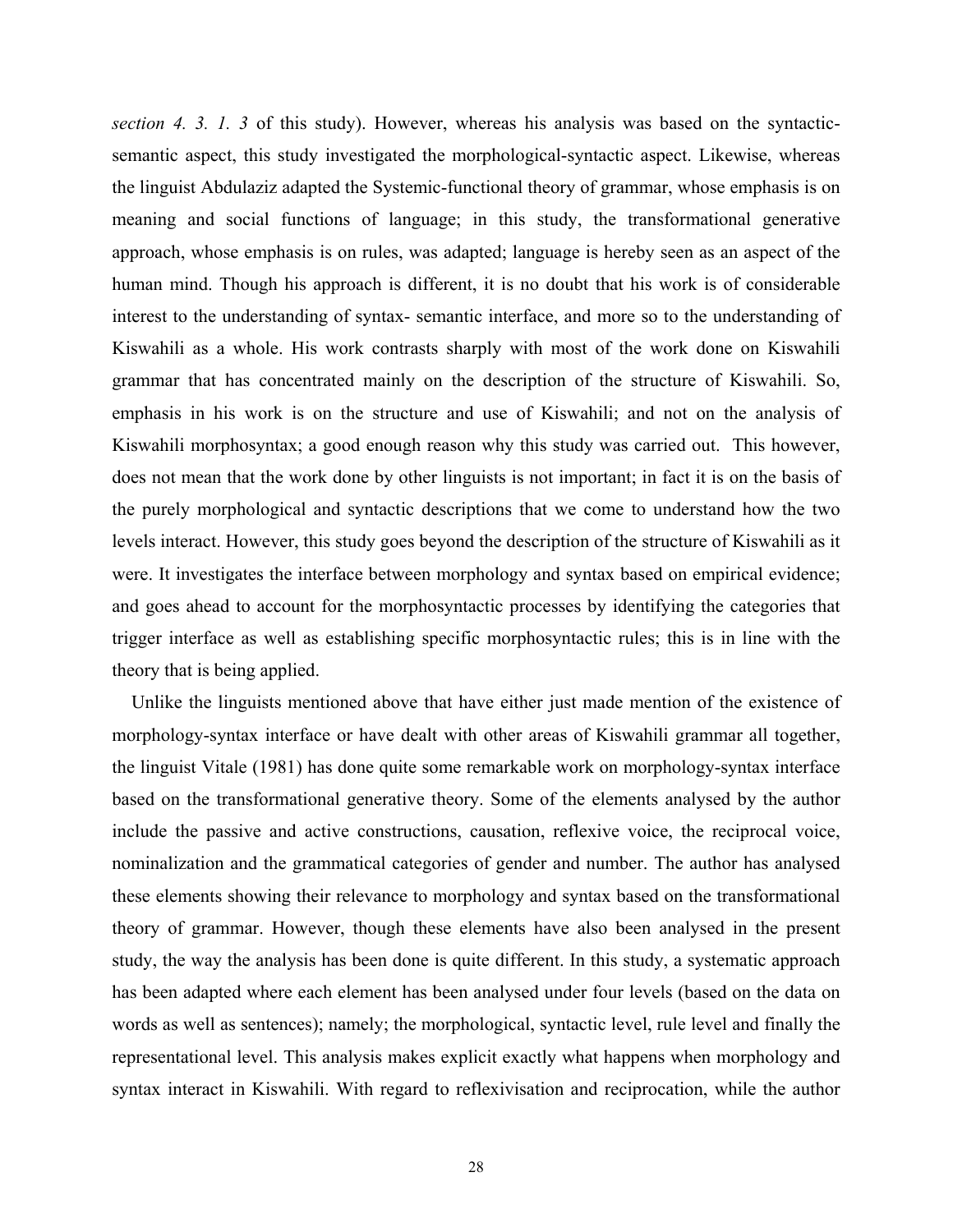*section 4. 3. 1. 3* of this study). However, whereas his analysis was based on the syntactic-semantic aspect, this study investigated the morphological-syntactic aspect. Likewise, whereas the linguist Abdulaziz adapted the Systemic-functional theory of grammar, whose emphasis is on meaning and social functions of language; in this study, the transformational generative approach, whose emphasis is on rules, was adapted; language is hereby seen as an aspect of the human mind. Though his approach is different, it is no doubt that his work is of considerable interest to the understanding of syntax- semantic interface, and more so to the understanding of Kiswahili as a whole. His work contrasts sharply with most of the work done on Kiswahili grammar that has concentrated mainly on the description of the structure of Kiswahili. So, emphasis in his work is on the structure and use of Kiswahili; and not on the analysis of Kiswahili morphosyntax; a good enough reason why this study was carried out. This however, does not mean that the work done by other linguists is not important; in fact it is on the basis of the purely morphological and syntactic descriptions that we come to understand how the two levels interact. However, this study goes beyond the description of the structure of Kiswahili as it were. It investigates the interface between morphology and syntax based on empirical evidence; and goes ahead to account for the morphosyntactic processes by identifying the categories that trigger interface as well as establishing specific morphosyntactic rules; this is in line with the theory that is being applied.

Unlike the linguists mentioned above that have either just made mention of the existence of morphology-syntax interface or have dealt with other areas of Kiswahili grammar all together, the linguist Vitale (1981) has done quite some remarkable work on morphology-syntax interface based on the transformational generative theory. Some of the elements analysed by the author include the passive and active constructions, causation, reflexive voice, the reciprocal voice, nominalization and the grammatical categories of gender and number. The author has analysed these elements showing their relevance to morphology and syntax based on the transformational theory of grammar. However, though these elements have also been analysed in the present study, the way the analysis has been done is quite different. In this study, a systematic approach has been adapted where each element has been analysed under four levels (based on the data on words as well as sentences); namely; the morphological, syntactic level, rule level and finally the representational level. This analysis makes explicit exactly what happens when morphology and syntax interact in Kiswahili. With regard to reflexivisation and reciprocation, while the author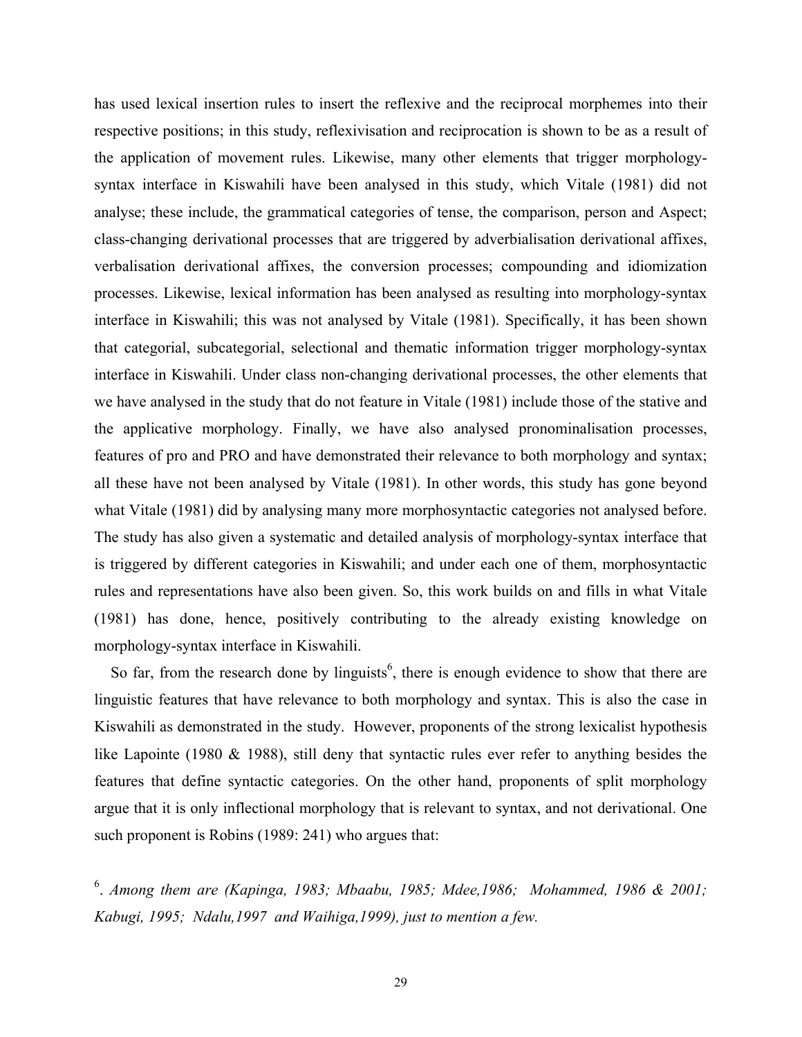has used lexical insertion rules to insert the reflexive and the reciprocal morphemes into their respective positions; in this study, reflexivisation and reciprocation is shown to be as a result of the application of movement rules. Likewise, many other elements that trigger morphology-syntax interface in Kiswahili have been analysed in this study, which Vitale (1981) did not analyse; these include, the grammatical categories of tense, the comparison, person and Aspect; class-changing derivational processes that are triggered by adverbialisation derivational affixes, verbalisation derivational affixes, the conversion processes; compounding and idiomization processes. Likewise, lexical information has been analysed as resulting into morphology-syntax interface in Kiswahili; this was not analysed by Vitale (1981). Specifically, it has been shown that categorial, subcategorial, selectional and thematic information trigger morphology-syntax interface in Kiswahili. Under class non-changing derivational processes, the other elements that we have analysed in the study that do not feature in Vitale (1981) include those of the stative and the applicative morphology. Finally, we have also analysed pronominalisation processes, features of pro and PRO and have demonstrated their relevance to both morphology and syntax; all these have not been analysed by Vitale (1981). In other words, this study has gone beyond what Vitale (1981) did by analysing many more morphosyntactic categories not analysed before. The study has also given a systematic and detailed analysis of morphology-syntax interface that is triggered by different categories in Kiswahili; and under each one of them, morphosyntactic rules and representations have also been given. So, this work builds on and fills in what Vitale (1981) has done, hence, positively contributing to the already existing knowledge on morphology-syntax interface in Kiswahili.

So far, from the research done by linguists[6], there is enough evidence to show that there are linguistic features that have relevance to both morphology and syntax. This is also the case in Kiswahili as demonstrated in the study. However, proponents of the strong lexicalist hypothesis like Lapointe (1980 & 1988), still deny that syntactic rules ever refer to anything besides the features that define syntactic categories. On the other hand, proponents of split morphology argue that it is only inflectional morphology that is relevant to syntax, and not derivational. One such proponent is Robins (1989: 241) who argues that:

[6]. *Among them are (Kapinga, 1983; Mbaabu, 1985; Mdee,1986; Mohammed, 1986 & 2001; Kabugi, 1995; Ndalu,1997 and Waihiga,1999), just to mention a few.*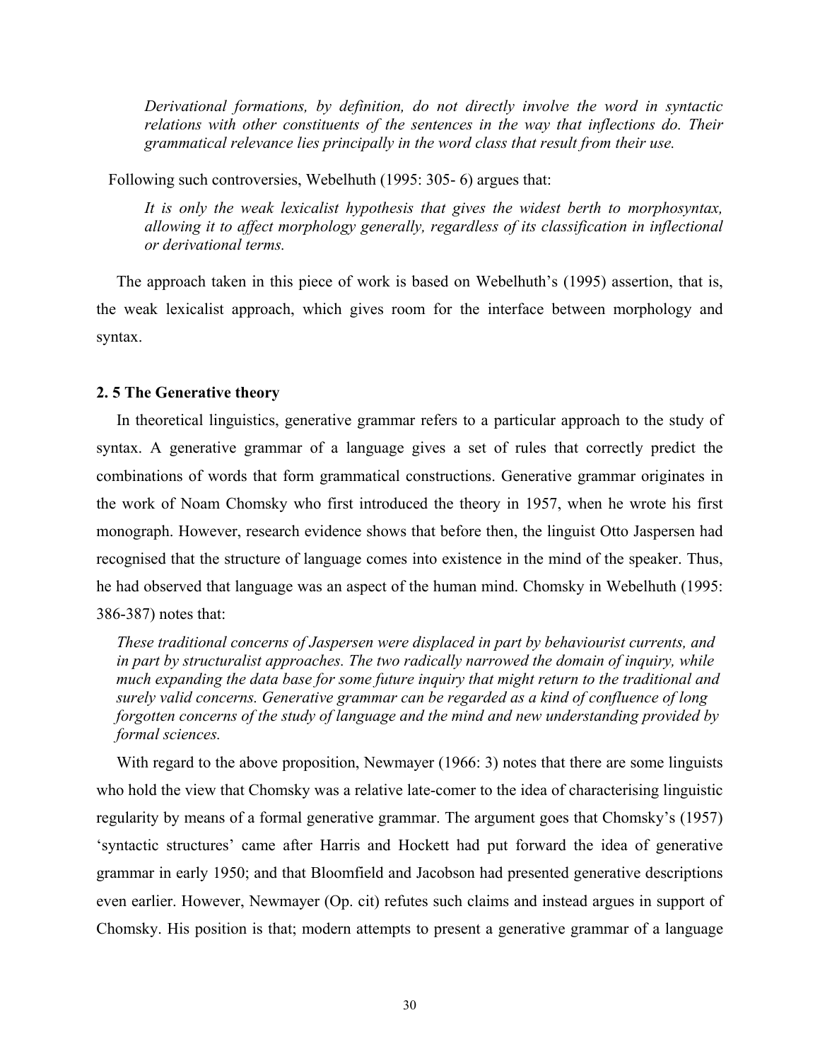> *Derivational formations, by definition, do not directly involve the word in syntactic relations with other constituents of the sentences in the way that inflections do. Their grammatical relevance lies principally in the word class that result from their use.*

Following such controversies, Webelhuth (1995: 305- 6) argues that:

> *It is only the weak lexicalist hypothesis that gives the widest berth to morphosyntax, allowing it to affect morphology generally, regardless of its classification in inflectional or derivational terms.*

The approach taken in this piece of work is based on Webelhuth's (1995) assertion, that is, the weak lexicalist approach, which gives room for the interface between morphology and syntax.

### 2. 5 The Generative theory

In theoretical linguistics, generative grammar refers to a particular approach to the study of syntax. A generative grammar of a language gives a set of rules that correctly predict the combinations of words that form grammatical constructions. Generative grammar originates in the work of Noam Chomsky who first introduced the theory in 1957, when he wrote his first monograph. However, research evidence shows that before then, the linguist Otto Jaspersen had recognised that the structure of language comes into existence in the mind of the speaker. Thus, he had observed that language was an aspect of the human mind. Chomsky in Webelhuth (1995: 386-387) notes that:

> *These traditional concerns of Jaspersen were displaced in part by behaviourist currents, and in part by structuralist approaches. The two radically narrowed the domain of inquiry, while much expanding the data base for some future inquiry that might return to the traditional and surely valid concerns. Generative grammar can be regarded as a kind of confluence of long forgotten concerns of the study of language and the mind and new understanding provided by formal sciences.*

With regard to the above proposition, Newmayer (1966: 3) notes that there are some linguists who hold the view that Chomsky was a relative late-comer to the idea of characterising linguistic regularity by means of a formal generative grammar. The argument goes that Chomsky's (1957) 'syntactic structures' came after Harris and Hockett had put forward the idea of generative grammar in early 1950; and that Bloomfield and Jacobson had presented generative descriptions even earlier. However, Newmayer (Op. cit) refutes such claims and instead argues in support of Chomsky. His position is that; modern attempts to present a generative grammar of a language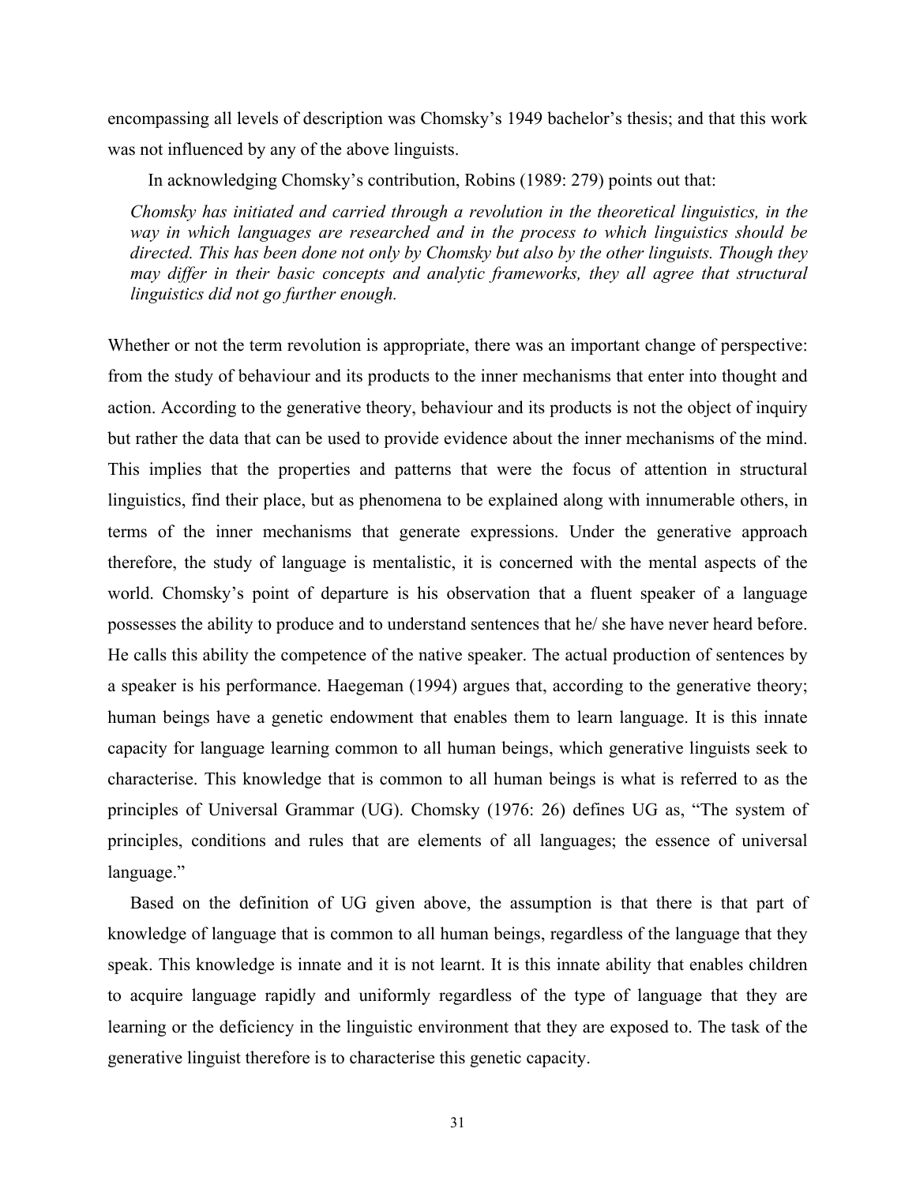encompassing all levels of description was Chomsky's 1949 bachelor's thesis; and that this work was not influenced by any of the above linguists.

In acknowledging Chomsky's contribution, Robins (1989: 279) points out that:

> *Chomsky has initiated and carried through a revolution in the theoretical linguistics, in the way in which languages are researched and in the process to which linguistics should be directed. This has been done not only by Chomsky but also by the other linguists. Though they may differ in their basic concepts and analytic frameworks, they all agree that structural linguistics did not go further enough.*

Whether or not the term revolution is appropriate, there was an important change of perspective: from the study of behaviour and its products to the inner mechanisms that enter into thought and action. According to the generative theory, behaviour and its products is not the object of inquiry but rather the data that can be used to provide evidence about the inner mechanisms of the mind. This implies that the properties and patterns that were the focus of attention in structural linguistics, find their place, but as phenomena to be explained along with innumerable others, in terms of the inner mechanisms that generate expressions. Under the generative approach therefore, the study of language is mentalistic, it is concerned with the mental aspects of the world. Chomsky's point of departure is his observation that a fluent speaker of a language possesses the ability to produce and to understand sentences that he/ she have never heard before. He calls this ability the competence of the native speaker. The actual production of sentences by a speaker is his performance. Haegeman (1994) argues that, according to the generative theory; human beings have a genetic endowment that enables them to learn language. It is this innate capacity for language learning common to all human beings, which generative linguists seek to characterise. This knowledge that is common to all human beings is what is referred to as the principles of Universal Grammar (UG). Chomsky (1976: 26) defines UG as, "The system of principles, conditions and rules that are elements of all languages; the essence of universal language."

Based on the definition of UG given above, the assumption is that there is that part of knowledge of language that is common to all human beings, regardless of the language that they speak. This knowledge is innate and it is not learnt. It is this innate ability that enables children to acquire language rapidly and uniformly regardless of the type of language that they are learning or the deficiency in the linguistic environment that they are exposed to. The task of the generative linguist therefore is to characterise this genetic capacity.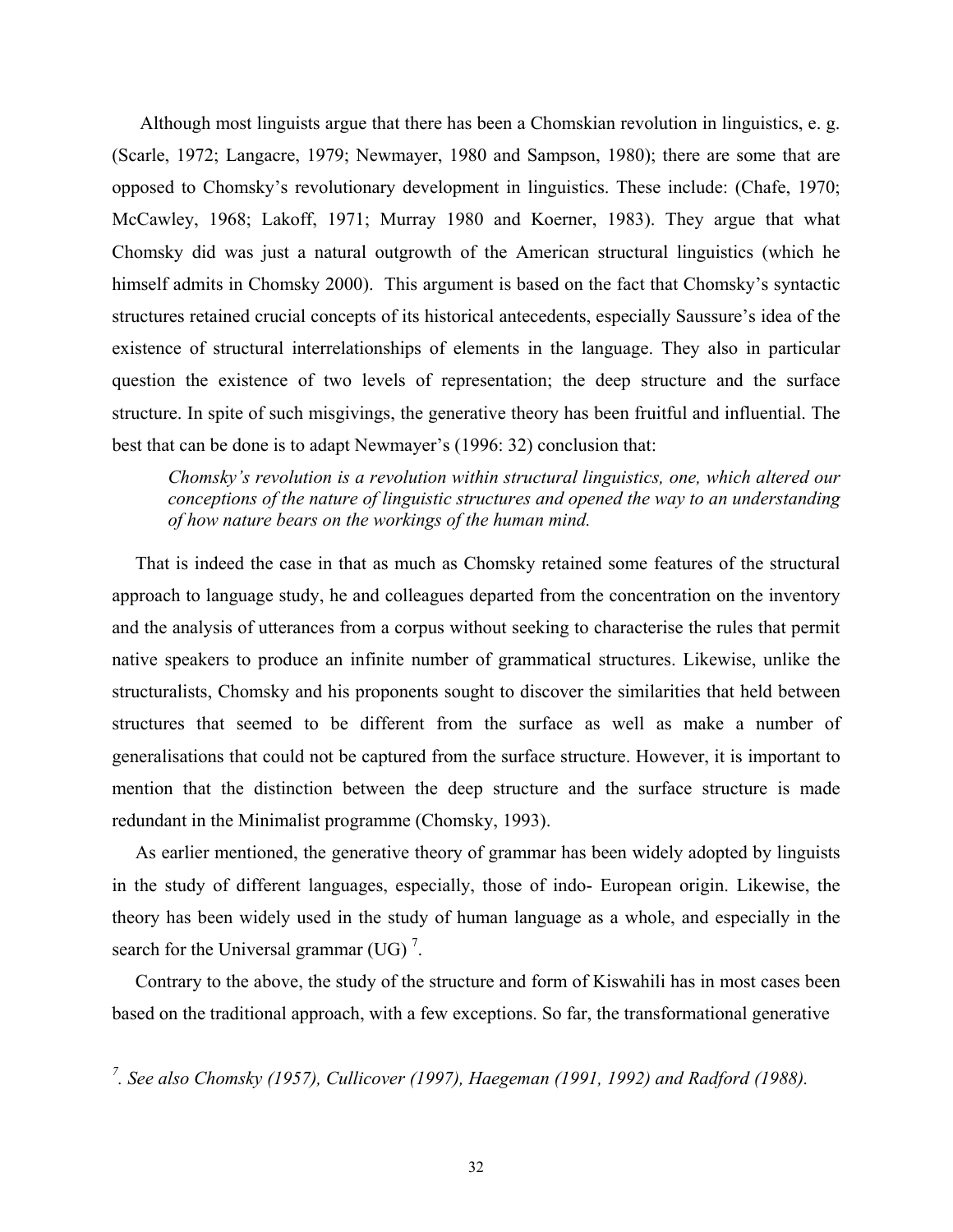Although most linguists argue that there has been a Chomskian revolution in linguistics, e. g. (Scarle, 1972; Langacre, 1979; Newmayer, 1980 and Sampson, 1980); there are some that are opposed to Chomsky's revolutionary development in linguistics. These include: (Chafe, 1970; McCawley, 1968; Lakoff, 1971; Murray 1980 and Koerner, 1983). They argue that what Chomsky did was just a natural outgrowth of the American structural linguistics (which he himself admits in Chomsky 2000). This argument is based on the fact that Chomsky's syntactic structures retained crucial concepts of its historical antecedents, especially Saussure's idea of the existence of structural interrelationships of elements in the language. They also in particular question the existence of two levels of representation; the deep structure and the surface structure. In spite of such misgivings, the generative theory has been fruitful and influential. The best that can be done is to adapt Newmayer's (1996: 32) conclusion that:

> *Chomsky's revolution is a revolution within structural linguistics, one, which altered our conceptions of the nature of linguistic structures and opened the way to an understanding of how nature bears on the workings of the human mind.*

That is indeed the case in that as much as Chomsky retained some features of the structural approach to language study, he and colleagues departed from the concentration on the inventory and the analysis of utterances from a corpus without seeking to characterise the rules that permit native speakers to produce an infinite number of grammatical structures. Likewise, unlike the structuralists, Chomsky and his proponents sought to discover the similarities that held between structures that seemed to be different from the surface as well as make a number of generalisations that could not be captured from the surface structure. However, it is important to mention that the distinction between the deep structure and the surface structure is made redundant in the Minimalist programme (Chomsky, 1993).

As earlier mentioned, the generative theory of grammar has been widely adopted by linguists in the study of different languages, especially, those of indo- European origin. Likewise, the theory has been widely used in the study of human language as a whole, and especially in the search for the Universal grammar (UG) [7].

Contrary to the above, the study of the structure and form of Kiswahili has in most cases been based on the traditional approach, with a few exceptions. So far, the transformational generative

[7]. *See also Chomsky (1957), Cullicover (1997), Haegeman (1991, 1992) and Radford (1988).*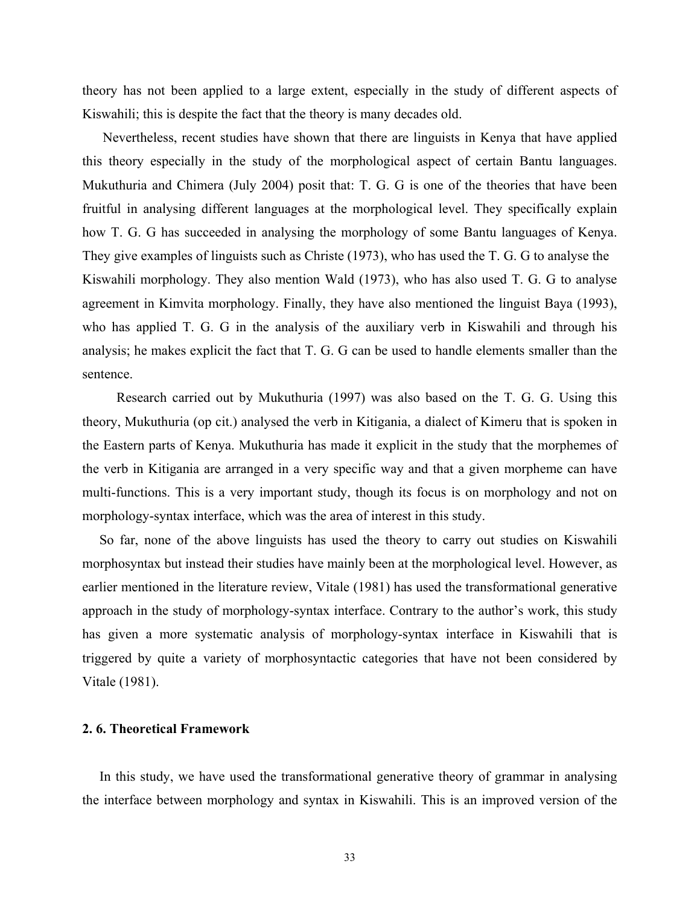theory has not been applied to a large extent, especially in the study of different aspects of Kiswahili; this is despite the fact that the theory is many decades old.

Nevertheless, recent studies have shown that there are linguists in Kenya that have applied this theory especially in the study of the morphological aspect of certain Bantu languages. Mukuthuria and Chimera (July 2004) posit that: T. G. G is one of the theories that have been fruitful in analysing different languages at the morphological level. They specifically explain how T. G. G has succeeded in analysing the morphology of some Bantu languages of Kenya. They give examples of linguists such as Christe (1973), who has used the T. G. G to analyse the Kiswahili morphology. They also mention Wald (1973), who has also used T. G. G to analyse agreement in Kimvita morphology. Finally, they have also mentioned the linguist Baya (1993), who has applied T. G. G in the analysis of the auxiliary verb in Kiswahili and through his analysis; he makes explicit the fact that T. G. G can be used to handle elements smaller than the sentence.

Research carried out by Mukuthuria (1997) was also based on the T. G. G. Using this theory, Mukuthuria (op cit.) analysed the verb in Kitigania, a dialect of Kimeru that is spoken in the Eastern parts of Kenya. Mukuthuria has made it explicit in the study that the morphemes of the verb in Kitigania are arranged in a very specific way and that a given morpheme can have multi-functions. This is a very important study, though its focus is on morphology and not on morphology-syntax interface, which was the area of interest in this study.

So far, none of the above linguists has used the theory to carry out studies on Kiswahili morphosyntax but instead their studies have mainly been at the morphological level. However, as earlier mentioned in the literature review, Vitale (1981) has used the transformational generative approach in the study of morphology-syntax interface. Contrary to the author's work, this study has given a more systematic analysis of morphology-syntax interface in Kiswahili that is triggered by quite a variety of morphosyntactic categories that have not been considered by Vitale (1981).

## 2. 6. Theoretical Framework

In this study, we have used the transformational generative theory of grammar in analysing the interface between morphology and syntax in Kiswahili. This is an improved version of the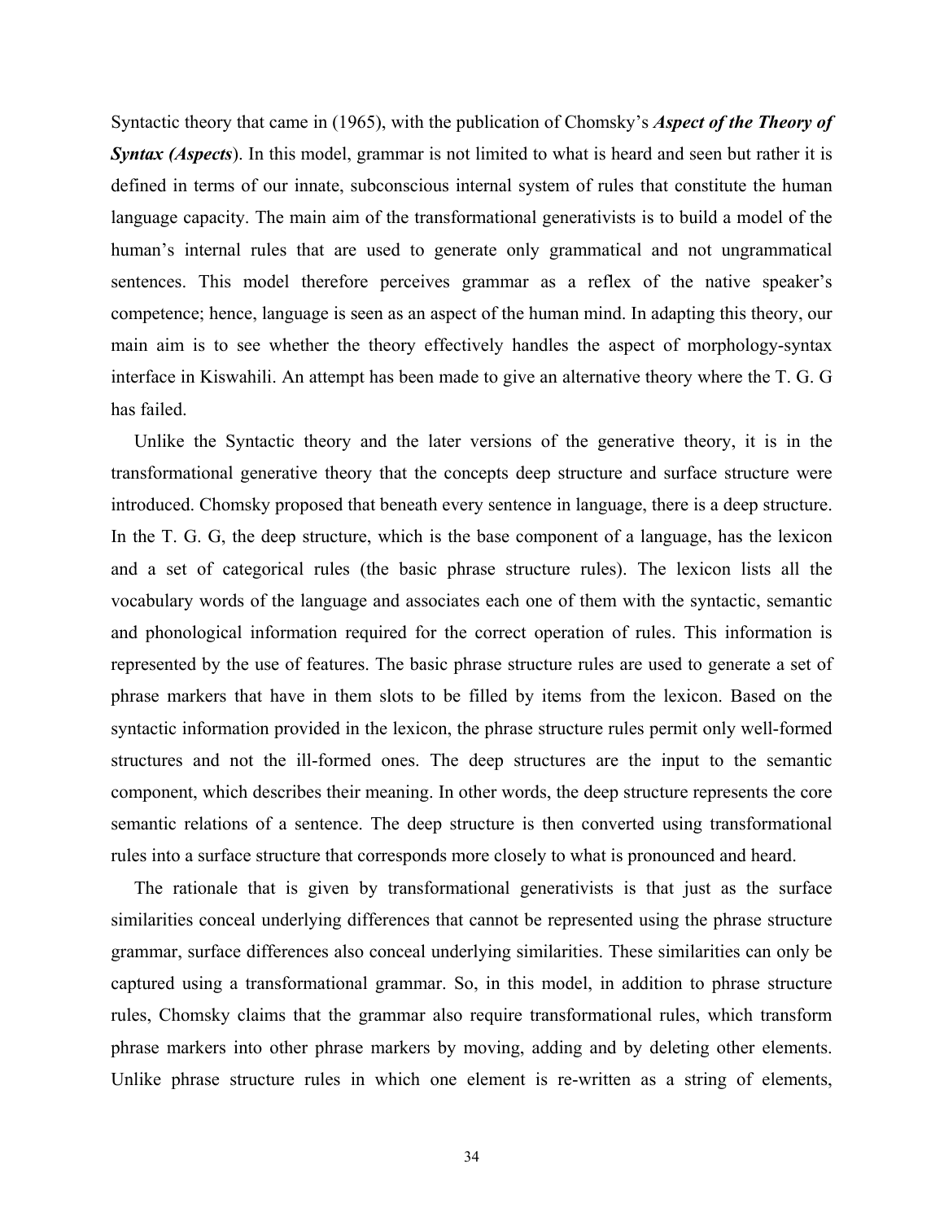Syntactic theory that came in (1965), with the publication of Chomsky's ***Aspect of the Theory of Syntax (Aspects***). In this model, grammar is not limited to what is heard and seen but rather it is defined in terms of our innate, subconscious internal system of rules that constitute the human language capacity. The main aim of the transformational generativists is to build a model of the human's internal rules that are used to generate only grammatical and not ungrammatical sentences. This model therefore perceives grammar as a reflex of the native speaker's competence; hence, language is seen as an aspect of the human mind. In adapting this theory, our main aim is to see whether the theory effectively handles the aspect of morphology-syntax interface in Kiswahili. An attempt has been made to give an alternative theory where the T. G. G has failed.

Unlike the Syntactic theory and the later versions of the generative theory, it is in the transformational generative theory that the concepts deep structure and surface structure were introduced. Chomsky proposed that beneath every sentence in language, there is a deep structure. In the T. G. G, the deep structure, which is the base component of a language, has the lexicon and a set of categorical rules (the basic phrase structure rules). The lexicon lists all the vocabulary words of the language and associates each one of them with the syntactic, semantic and phonological information required for the correct operation of rules. This information is represented by the use of features. The basic phrase structure rules are used to generate a set of phrase markers that have in them slots to be filled by items from the lexicon. Based on the syntactic information provided in the lexicon, the phrase structure rules permit only well-formed structures and not the ill-formed ones. The deep structures are the input to the semantic component, which describes their meaning. In other words, the deep structure represents the core semantic relations of a sentence. The deep structure is then converted using transformational rules into a surface structure that corresponds more closely to what is pronounced and heard.

The rationale that is given by transformational generativists is that just as the surface similarities conceal underlying differences that cannot be represented using the phrase structure grammar, surface differences also conceal underlying similarities. These similarities can only be captured using a transformational grammar. So, in this model, in addition to phrase structure rules, Chomsky claims that the grammar also require transformational rules, which transform phrase markers into other phrase markers by moving, adding and by deleting other elements. Unlike phrase structure rules in which one element is re-written as a string of elements,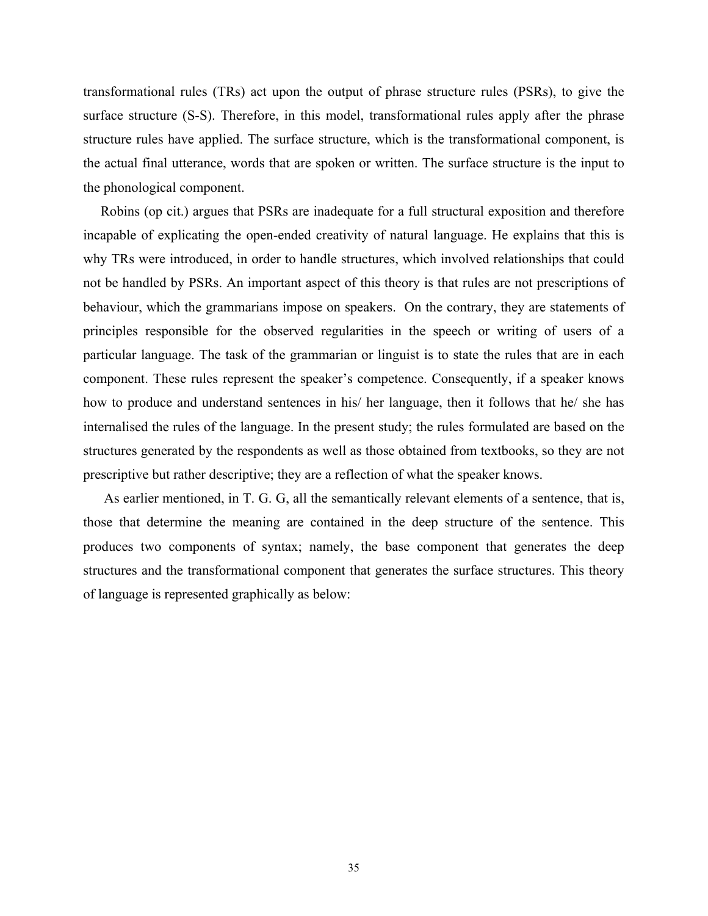transformational rules (TRs) act upon the output of phrase structure rules (PSRs), to give the surface structure (S-S). Therefore, in this model, transformational rules apply after the phrase structure rules have applied. The surface structure, which is the transformational component, is the actual final utterance, words that are spoken or written. The surface structure is the input to the phonological component.

Robins (op cit.) argues that PSRs are inadequate for a full structural exposition and therefore incapable of explicating the open-ended creativity of natural language. He explains that this is why TRs were introduced, in order to handle structures, which involved relationships that could not be handled by PSRs. An important aspect of this theory is that rules are not prescriptions of behaviour, which the grammarians impose on speakers. On the contrary, they are statements of principles responsible for the observed regularities in the speech or writing of users of a particular language. The task of the grammarian or linguist is to state the rules that are in each component. These rules represent the speaker's competence. Consequently, if a speaker knows how to produce and understand sentences in his/ her language, then it follows that he/ she has internalised the rules of the language. In the present study; the rules formulated are based on the structures generated by the respondents as well as those obtained from textbooks, so they are not prescriptive but rather descriptive; they are a reflection of what the speaker knows.

As earlier mentioned, in T. G. G, all the semantically relevant elements of a sentence, that is, those that determine the meaning are contained in the deep structure of the sentence. This produces two components of syntax; namely, the base component that generates the deep structures and the transformational component that generates the surface structures. This theory of language is represented graphically as below: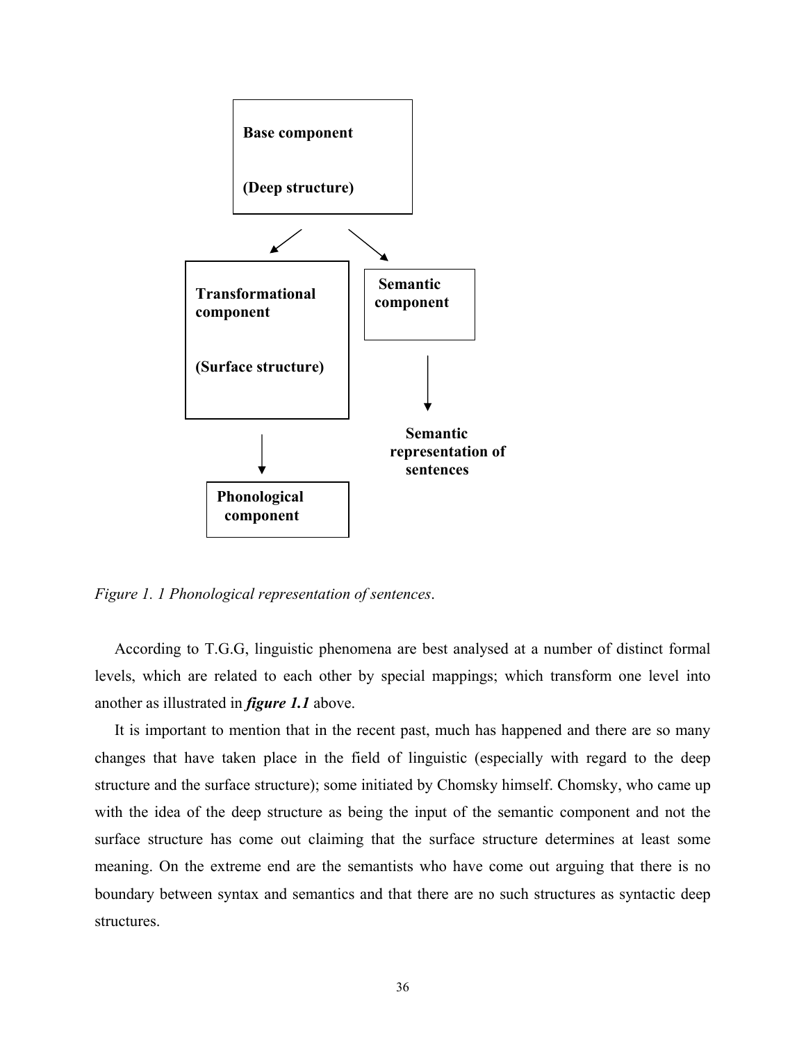**Base component**

**(Deep structure)**

**Transformational component**

**(Surface structure)**

**Semantic component**

**Semantic representation of sentences**

**Phonological component**

*Figure 1. 1 Phonological representation of sentences.*

According to T.G.G, linguistic phenomena are best analysed at a number of distinct formal levels, which are related to each other by special mappings; which transform one level into another as illustrated in ***figure 1.1*** above.

It is important to mention that in the recent past, much has happened and there are so many changes that have taken place in the field of linguistic (especially with regard to the deep structure and the surface structure); some initiated by Chomsky himself. Chomsky, who came up with the idea of the deep structure as being the input of the semantic component and not the surface structure has come out claiming that the surface structure determines at least some meaning. On the extreme end are the semantists who have come out arguing that there is no boundary between syntax and semantics and that there are no such structures as syntactic deep structures.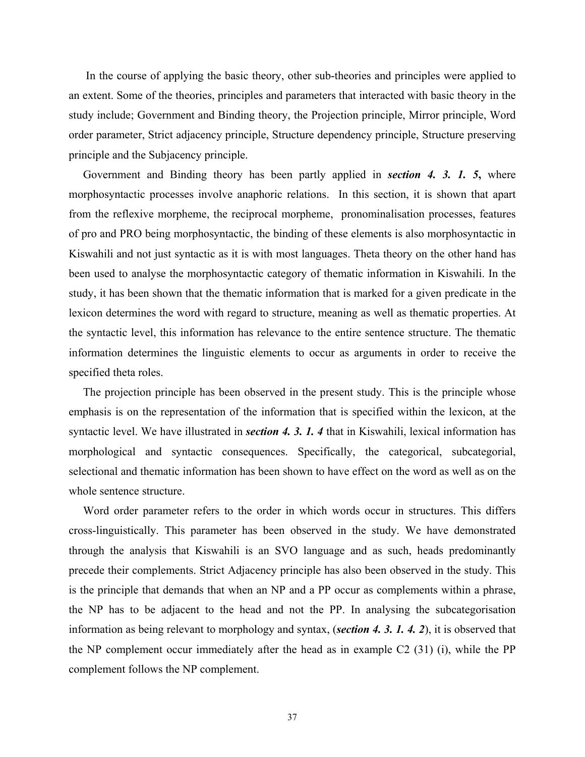In the course of applying the basic theory, other sub-theories and principles were applied to an extent. Some of the theories, principles and parameters that interacted with basic theory in the study include; Government and Binding theory, the Projection principle, Mirror principle, Word order parameter, Strict adjacency principle, Structure dependency principle, Structure preserving principle and the Subjacency principle.

Government and Binding theory has been partly applied in ***section 4. 3. 1. 5***, where morphosyntactic processes involve anaphoric relations. In this section, it is shown that apart from the reflexive morpheme, the reciprocal morpheme, pronominalisation processes, features of pro and PRO being morphosyntactic, the binding of these elements is also morphosyntactic in Kiswahili and not just syntactic as it is with most languages. Theta theory on the other hand has been used to analyse the morphosyntactic category of thematic information in Kiswahili. In the study, it has been shown that the thematic information that is marked for a given predicate in the lexicon determines the word with regard to structure, meaning as well as thematic properties. At the syntactic level, this information has relevance to the entire sentence structure. The thematic information determines the linguistic elements to occur as arguments in order to receive the specified theta roles.

The projection principle has been observed in the present study. This is the principle whose emphasis is on the representation of the information that is specified within the lexicon, at the syntactic level. We have illustrated in ***section 4. 3. 1. 4*** that in Kiswahili, lexical information has morphological and syntactic consequences. Specifically, the categorical, subcategorial, selectional and thematic information has been shown to have effect on the word as well as on the whole sentence structure.

Word order parameter refers to the order in which words occur in structures. This differs cross-linguistically. This parameter has been observed in the study. We have demonstrated through the analysis that Kiswahili is an SVO language and as such, heads predominantly precede their complements. Strict Adjacency principle has also been observed in the study. This is the principle that demands that when an NP and a PP occur as complements within a phrase, the NP has to be adjacent to the head and not the PP. In analysing the subcategorisation information as being relevant to morphology and syntax, (***section 4. 3. 1. 4. 2***), it is observed that the NP complement occur immediately after the head as in example C2 (31) (i), while the PP complement follows the NP complement.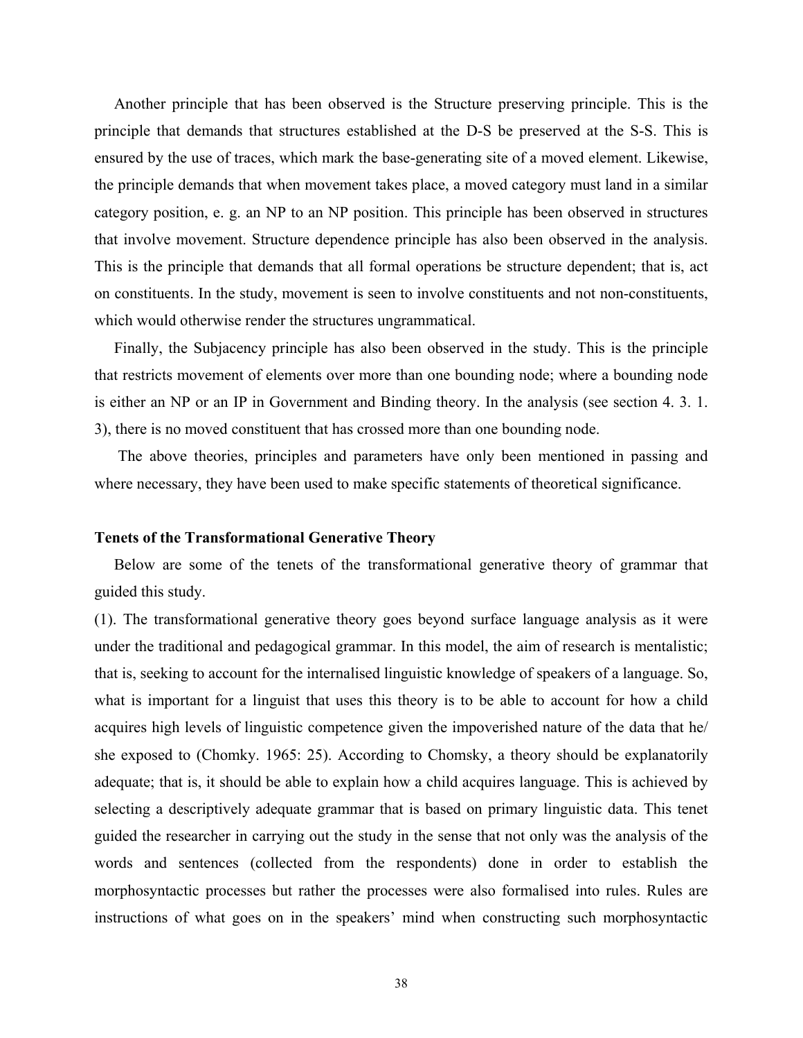Another principle that has been observed is the Structure preserving principle. This is the principle that demands that structures established at the D-S be preserved at the S-S. This is ensured by the use of traces, which mark the base-generating site of a moved element. Likewise, the principle demands that when movement takes place, a moved category must land in a similar category position, e. g. an NP to an NP position. This principle has been observed in structures that involve movement. Structure dependence principle has also been observed in the analysis. This is the principle that demands that all formal operations be structure dependent; that is, act on constituents. In the study, movement is seen to involve constituents and not non-constituents, which would otherwise render the structures ungrammatical.

Finally, the Subjacency principle has also been observed in the study. This is the principle that restricts movement of elements over more than one bounding node; where a bounding node is either an NP or an IP in Government and Binding theory. In the analysis (see section 4. 3. 1. 3), there is no moved constituent that has crossed more than one bounding node.

The above theories, principles and parameters have only been mentioned in passing and where necessary, they have been used to make specific statements of theoretical significance.

**Tenets of the Transformational Generative Theory**

Below are some of the tenets of the transformational generative theory of grammar that guided this study.

(1). The transformational generative theory goes beyond surface language analysis as it were under the traditional and pedagogical grammar. In this model, the aim of research is mentalistic; that is, seeking to account for the internalised linguistic knowledge of speakers of a language. So, what is important for a linguist that uses this theory is to be able to account for how a child acquires high levels of linguistic competence given the impoverished nature of the data that he/ she exposed to (Chomky. 1965: 25). According to Chomsky, a theory should be explanatorily adequate; that is, it should be able to explain how a child acquires language. This is achieved by selecting a descriptively adequate grammar that is based on primary linguistic data. This tenet guided the researcher in carrying out the study in the sense that not only was the analysis of the words and sentences (collected from the respondents) done in order to establish the morphosyntactic processes but rather the processes were also formalised into rules. Rules are instructions of what goes on in the speakers' mind when constructing such morphosyntactic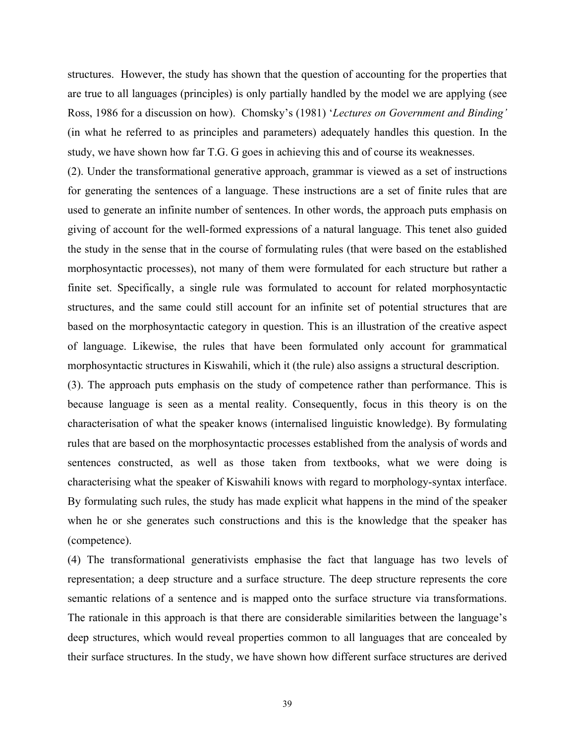structures. However, the study has shown that the question of accounting for the properties that are true to all languages (principles) is only partially handled by the model we are applying (see Ross, 1986 for a discussion on how). Chomsky's (1981) '*Lectures on Government and Binding'* (in what he referred to as principles and parameters) adequately handles this question. In the study, we have shown how far T.G. G goes in achieving this and of course its weaknesses.

(2). Under the transformational generative approach, grammar is viewed as a set of instructions for generating the sentences of a language. These instructions are a set of finite rules that are used to generate an infinite number of sentences. In other words, the approach puts emphasis on giving of account for the well-formed expressions of a natural language. This tenet also guided the study in the sense that in the course of formulating rules (that were based on the established morphosyntactic processes), not many of them were formulated for each structure but rather a finite set. Specifically, a single rule was formulated to account for related morphosyntactic structures, and the same could still account for an infinite set of potential structures that are based on the morphosyntactic category in question. This is an illustration of the creative aspect of language. Likewise, the rules that have been formulated only account for grammatical morphosyntactic structures in Kiswahili, which it (the rule) also assigns a structural description.

(3). The approach puts emphasis on the study of competence rather than performance. This is because language is seen as a mental reality. Consequently, focus in this theory is on the characterisation of what the speaker knows (internalised linguistic knowledge). By formulating rules that are based on the morphosyntactic processes established from the analysis of words and sentences constructed, as well as those taken from textbooks, what we were doing is characterising what the speaker of Kiswahili knows with regard to morphology-syntax interface. By formulating such rules, the study has made explicit what happens in the mind of the speaker when he or she generates such constructions and this is the knowledge that the speaker has (competence).

(4) The transformational generativists emphasise the fact that language has two levels of representation; a deep structure and a surface structure. The deep structure represents the core semantic relations of a sentence and is mapped onto the surface structure via transformations. The rationale in this approach is that there are considerable similarities between the language's deep structures, which would reveal properties common to all languages that are concealed by their surface structures. In the study, we have shown how different surface structures are derived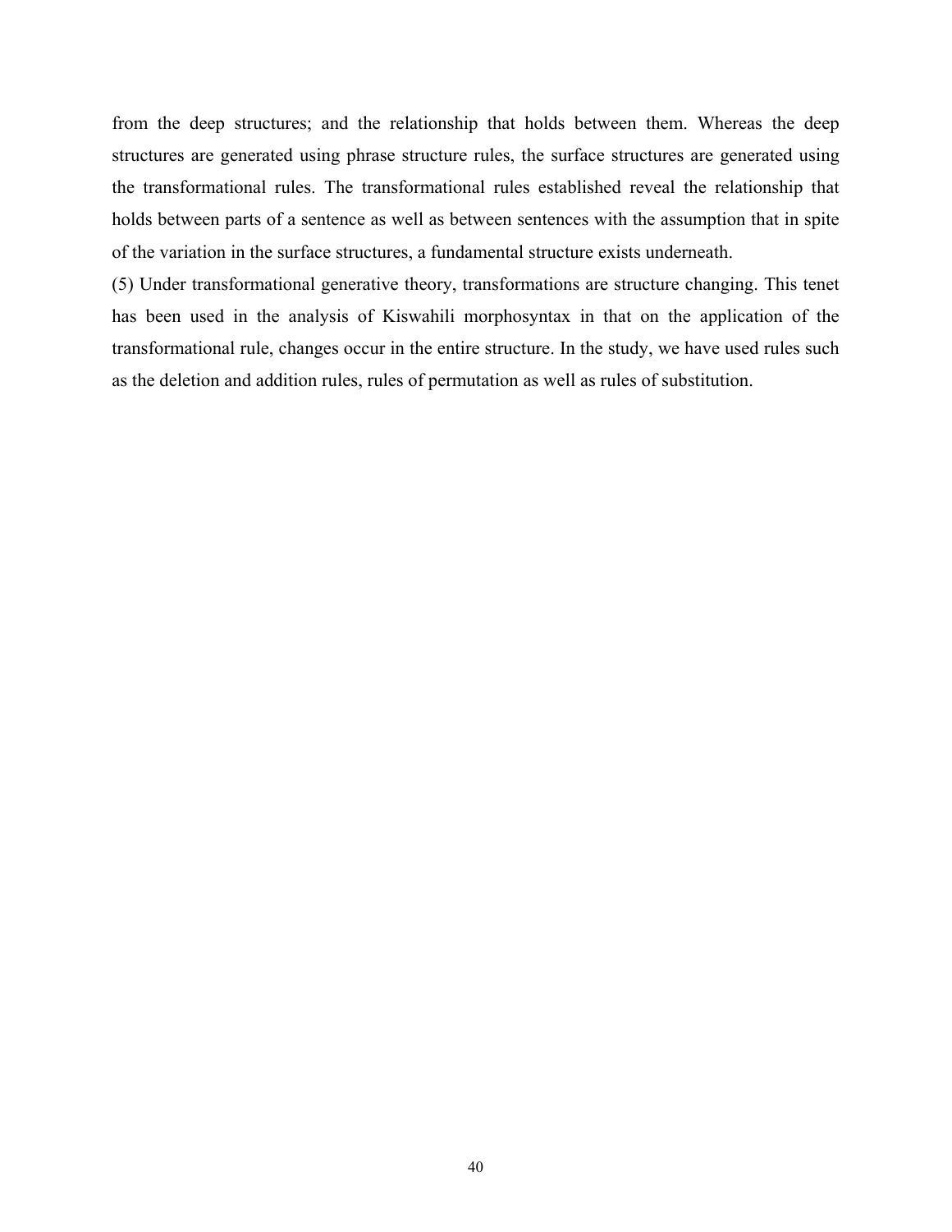from the deep structures; and the relationship that holds between them. Whereas the deep structures are generated using phrase structure rules, the surface structures are generated using the transformational rules. The transformational rules established reveal the relationship that holds between parts of a sentence as well as between sentences with the assumption that in spite of the variation in the surface structures, a fundamental structure exists underneath.

(5) Under transformational generative theory, transformations are structure changing. This tenet has been used in the analysis of Kiswahili morphosyntax in that on the application of the transformational rule, changes occur in the entire structure. In the study, we have used rules such as the deletion and addition rules, rules of permutation as well as rules of substitution.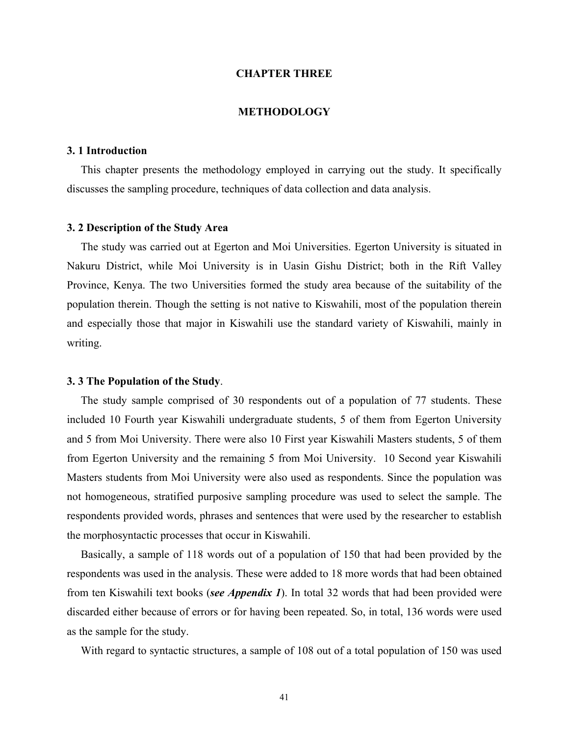# CHAPTER THREE

# METHODOLOGY

## 3. 1 Introduction

This chapter presents the methodology employed in carrying out the study. It specifically discusses the sampling procedure, techniques of data collection and data analysis.

## 3. 2 Description of the Study Area

The study was carried out at Egerton and Moi Universities. Egerton University is situated in Nakuru District, while Moi University is in Uasin Gishu District; both in the Rift Valley Province, Kenya. The two Universities formed the study area because of the suitability of the population therein. Though the setting is not native to Kiswahili, most of the population therein and especially those that major in Kiswahili use the standard variety of Kiswahili, mainly in writing.

## 3. 3 The Population of the Study.

The study sample comprised of 30 respondents out of a population of 77 students. These included 10 Fourth year Kiswahili undergraduate students, 5 of them from Egerton University and 5 from Moi University. There were also 10 First year Kiswahili Masters students, 5 of them from Egerton University and the remaining 5 from Moi University. 10 Second year Kiswahili Masters students from Moi University were also used as respondents. Since the population was not homogeneous, stratified purposive sampling procedure was used to select the sample. The respondents provided words, phrases and sentences that were used by the researcher to establish the morphosyntactic processes that occur in Kiswahili.

Basically, a sample of 118 words out of a population of 150 that had been provided by the respondents was used in the analysis. These were added to 18 more words that had been obtained from ten Kiswahili text books (***see Appendix 1***). In total 32 words that had been provided were discarded either because of errors or for having been repeated. So, in total, 136 words were used as the sample for the study.

With regard to syntactic structures, a sample of 108 out of a total population of 150 was used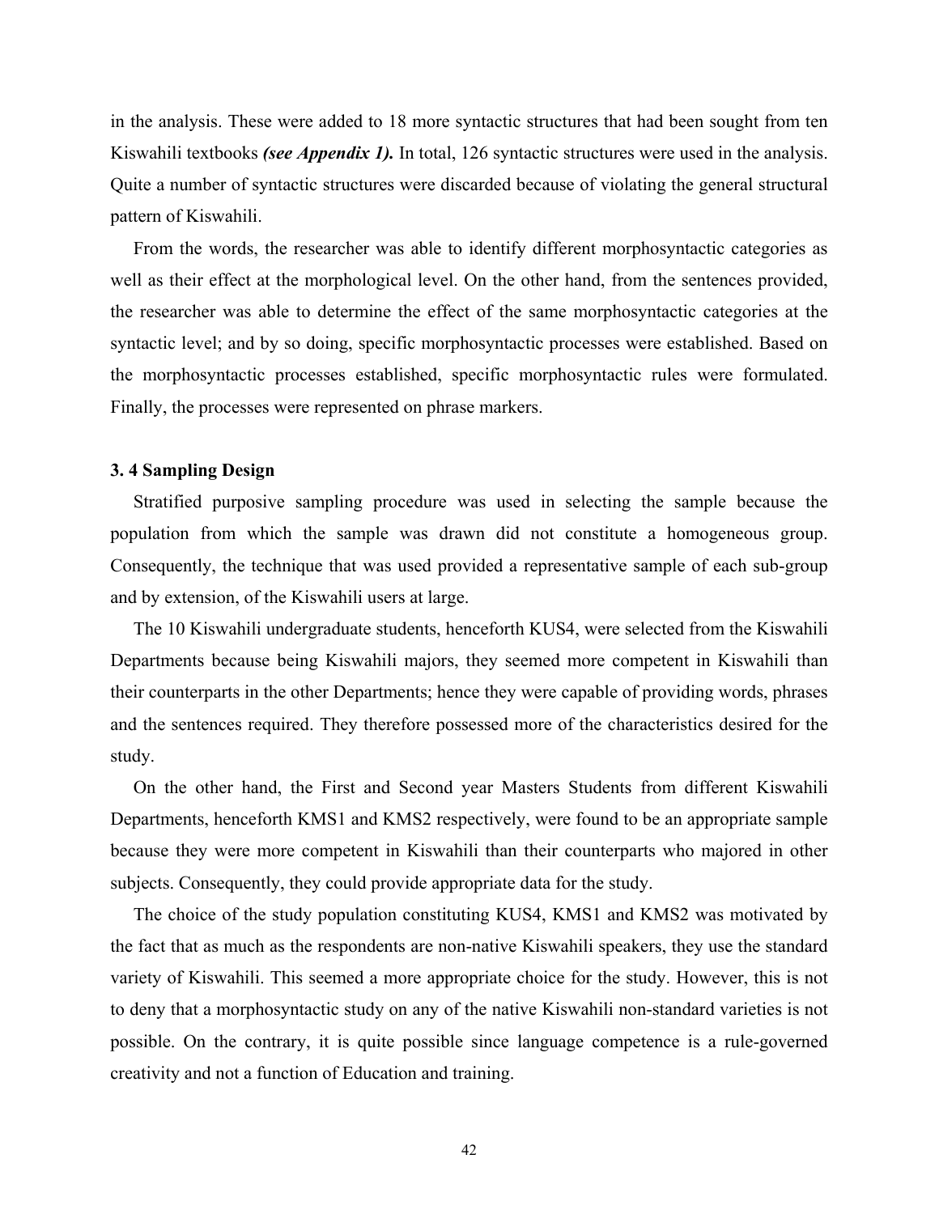in the analysis. These were added to 18 more syntactic structures that had been sought from ten Kiswahili textbooks ***(see Appendix 1).*** In total, 126 syntactic structures were used in the analysis. Quite a number of syntactic structures were discarded because of violating the general structural pattern of Kiswahili.

From the words, the researcher was able to identify different morphosyntactic categories as well as their effect at the morphological level. On the other hand, from the sentences provided, the researcher was able to determine the effect of the same morphosyntactic categories at the syntactic level; and by so doing, specific morphosyntactic processes were established. Based on the morphosyntactic processes established, specific morphosyntactic rules were formulated. Finally, the processes were represented on phrase markers.

### 3. 4 Sampling Design

Stratified purposive sampling procedure was used in selecting the sample because the population from which the sample was drawn did not constitute a homogeneous group. Consequently, the technique that was used provided a representative sample of each sub-group and by extension, of the Kiswahili users at large.

The 10 Kiswahili undergraduate students, henceforth KUS4, were selected from the Kiswahili Departments because being Kiswahili majors, they seemed more competent in Kiswahili than their counterparts in the other Departments; hence they were capable of providing words, phrases and the sentences required. They therefore possessed more of the characteristics desired for the study.

On the other hand, the First and Second year Masters Students from different Kiswahili Departments, henceforth KMS1 and KMS2 respectively, were found to be an appropriate sample because they were more competent in Kiswahili than their counterparts who majored in other subjects. Consequently, they could provide appropriate data for the study.

The choice of the study population constituting KUS4, KMS1 and KMS2 was motivated by the fact that as much as the respondents are non-native Kiswahili speakers, they use the standard variety of Kiswahili. This seemed a more appropriate choice for the study. However, this is not to deny that a morphosyntactic study on any of the native Kiswahili non-standard varieties is not possible. On the contrary, it is quite possible since language competence is a rule-governed creativity and not a function of Education and training.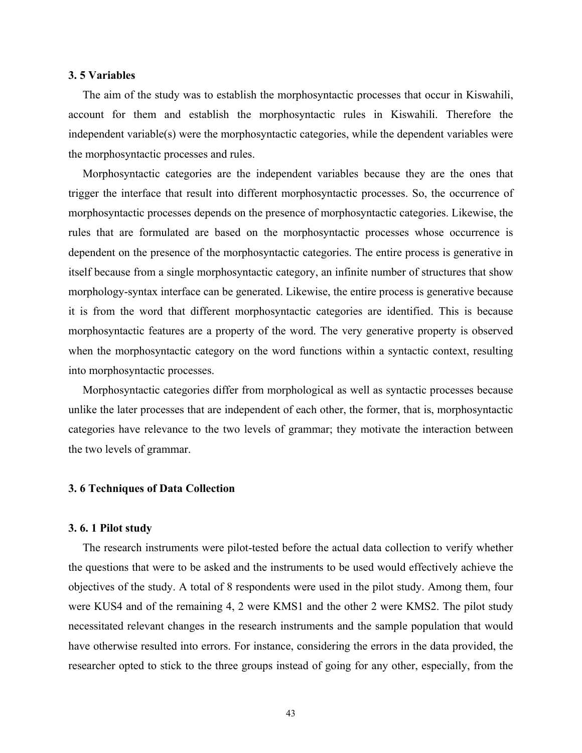### 3. 5 Variables

The aim of the study was to establish the morphosyntactic processes that occur in Kiswahili, account for them and establish the morphosyntactic rules in Kiswahili. Therefore the independent variable(s) were the morphosyntactic categories, while the dependent variables were the morphosyntactic processes and rules.

Morphosyntactic categories are the independent variables because they are the ones that trigger the interface that result into different morphosyntactic processes. So, the occurrence of morphosyntactic processes depends on the presence of morphosyntactic categories. Likewise, the rules that are formulated are based on the morphosyntactic processes whose occurrence is dependent on the presence of the morphosyntactic categories. The entire process is generative in itself because from a single morphosyntactic category, an infinite number of structures that show morphology-syntax interface can be generated. Likewise, the entire process is generative because it is from the word that different morphosyntactic categories are identified. This is because morphosyntactic features are a property of the word. The very generative property is observed when the morphosyntactic category on the word functions within a syntactic context, resulting into morphosyntactic processes.

Morphosyntactic categories differ from morphological as well as syntactic processes because unlike the later processes that are independent of each other, the former, that is, morphosyntactic categories have relevance to the two levels of grammar; they motivate the interaction between the two levels of grammar.

### 3. 6 Techniques of Data Collection

#### 3. 6. 1 Pilot study

The research instruments were pilot-tested before the actual data collection to verify whether the questions that were to be asked and the instruments to be used would effectively achieve the objectives of the study. A total of 8 respondents were used in the pilot study. Among them, four were KUS4 and of the remaining 4, 2 were KMS1 and the other 2 were KMS2. The pilot study necessitated relevant changes in the research instruments and the sample population that would have otherwise resulted into errors. For instance, considering the errors in the data provided, the researcher opted to stick to the three groups instead of going for any other, especially, from the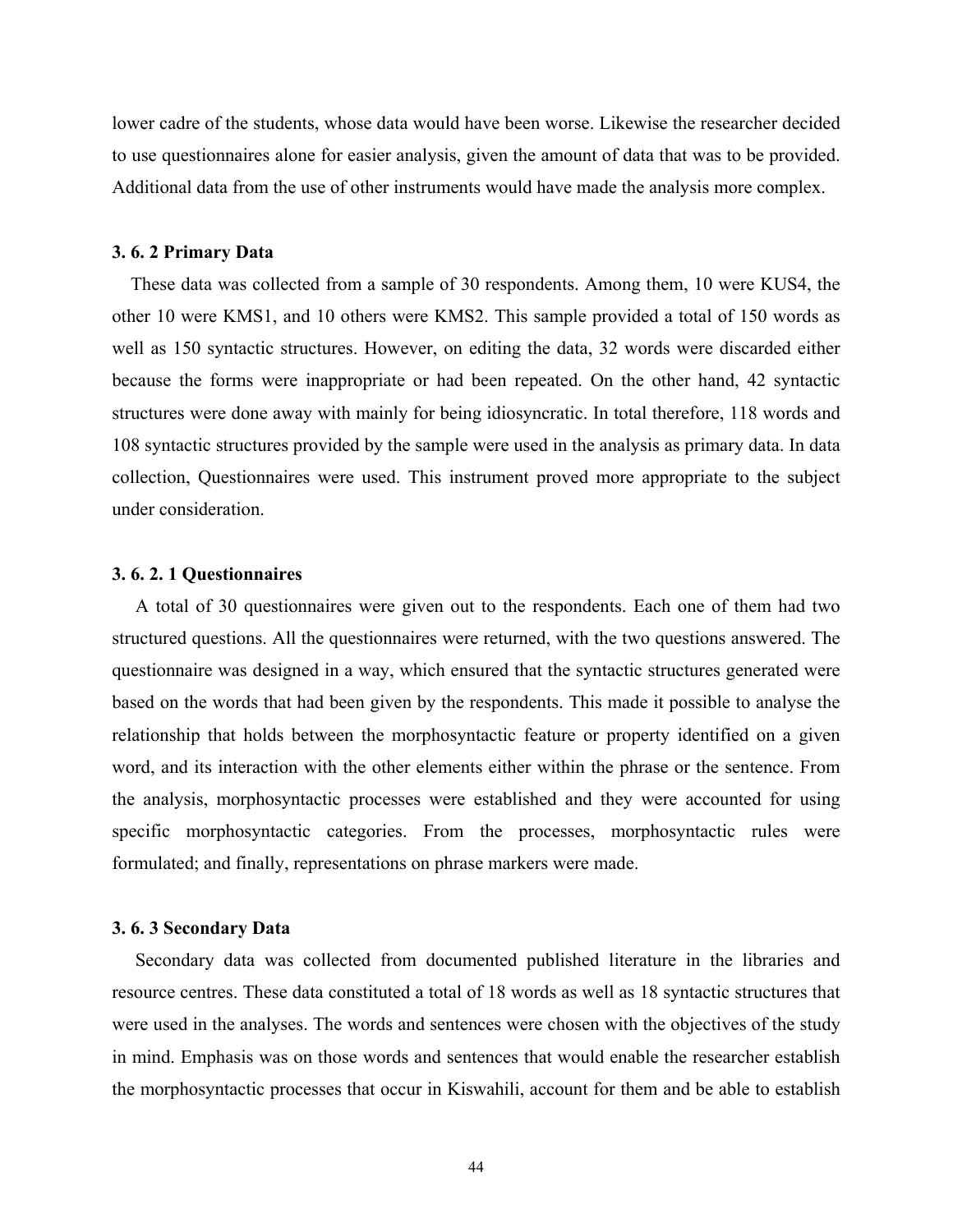lower cadre of the students, whose data would have been worse. Likewise the researcher decided to use questionnaires alone for easier analysis, given the amount of data that was to be provided. Additional data from the use of other instruments would have made the analysis more complex.

### 3. 6. 2 Primary Data

These data was collected from a sample of 30 respondents. Among them, 10 were KUS4, the other 10 were KMS1, and 10 others were KMS2. This sample provided a total of 150 words as well as 150 syntactic structures. However, on editing the data, 32 words were discarded either because the forms were inappropriate or had been repeated. On the other hand, 42 syntactic structures were done away with mainly for being idiosyncratic. In total therefore, 118 words and 108 syntactic structures provided by the sample were used in the analysis as primary data. In data collection, Questionnaires were used. This instrument proved more appropriate to the subject under consideration.

#### 3. 6. 2. 1 Questionnaires

A total of 30 questionnaires were given out to the respondents. Each one of them had two structured questions. All the questionnaires were returned, with the two questions answered. The questionnaire was designed in a way, which ensured that the syntactic structures generated were based on the words that had been given by the respondents. This made it possible to analyse the relationship that holds between the morphosyntactic feature or property identified on a given word, and its interaction with the other elements either within the phrase or the sentence. From the analysis, morphosyntactic processes were established and they were accounted for using specific morphosyntactic categories. From the processes, morphosyntactic rules were formulated; and finally, representations on phrase markers were made.

### 3. 6. 3 Secondary Data

Secondary data was collected from documented published literature in the libraries and resource centres. These data constituted a total of 18 words as well as 18 syntactic structures that were used in the analyses. The words and sentences were chosen with the objectives of the study in mind. Emphasis was on those words and sentences that would enable the researcher establish the morphosyntactic processes that occur in Kiswahili, account for them and be able to establish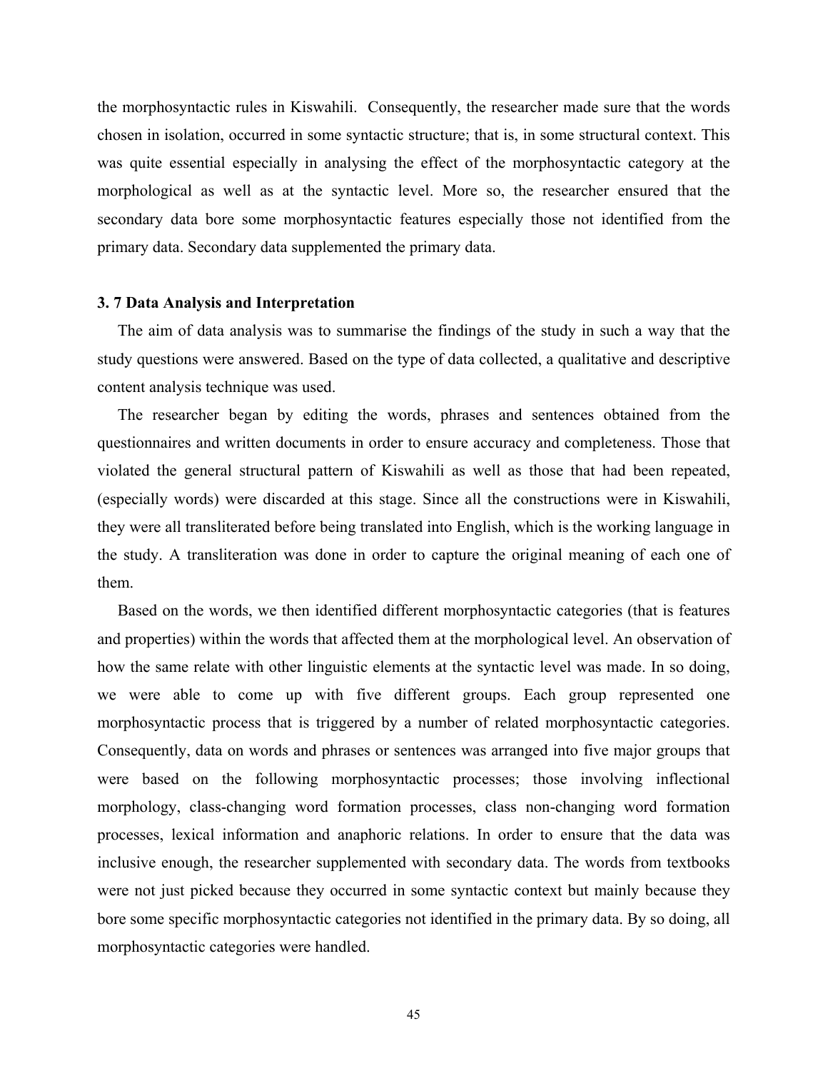the morphosyntactic rules in Kiswahili. Consequently, the researcher made sure that the words chosen in isolation, occurred in some syntactic structure; that is, in some structural context. This was quite essential especially in analysing the effect of the morphosyntactic category at the morphological as well as at the syntactic level. More so, the researcher ensured that the secondary data bore some morphosyntactic features especially those not identified from the primary data. Secondary data supplemented the primary data.

### 3. 7 Data Analysis and Interpretation

The aim of data analysis was to summarise the findings of the study in such a way that the study questions were answered. Based on the type of data collected, a qualitative and descriptive content analysis technique was used.

The researcher began by editing the words, phrases and sentences obtained from the questionnaires and written documents in order to ensure accuracy and completeness. Those that violated the general structural pattern of Kiswahili as well as those that had been repeated, (especially words) were discarded at this stage. Since all the constructions were in Kiswahili, they were all transliterated before being translated into English, which is the working language in the study. A transliteration was done in order to capture the original meaning of each one of them.

Based on the words, we then identified different morphosyntactic categories (that is features and properties) within the words that affected them at the morphological level. An observation of how the same relate with other linguistic elements at the syntactic level was made. In so doing, we were able to come up with five different groups. Each group represented one morphosyntactic process that is triggered by a number of related morphosyntactic categories. Consequently, data on words and phrases or sentences was arranged into five major groups that were based on the following morphosyntactic processes; those involving inflectional morphology, class-changing word formation processes, class non-changing word formation processes, lexical information and anaphoric relations. In order to ensure that the data was inclusive enough, the researcher supplemented with secondary data. The words from textbooks were not just picked because they occurred in some syntactic context but mainly because they bore some specific morphosyntactic categories not identified in the primary data. By so doing, all morphosyntactic categories were handled.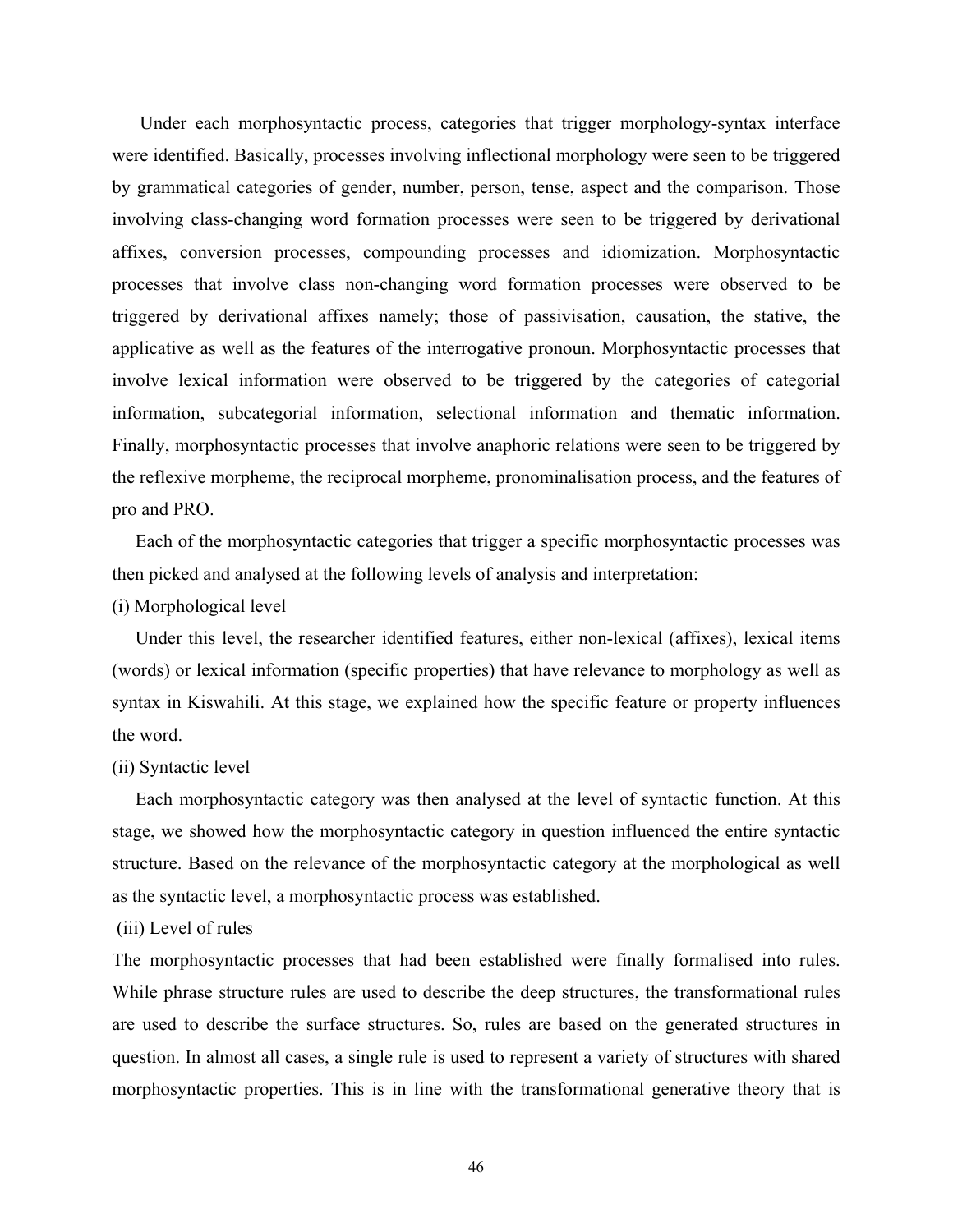Under each morphosyntactic process, categories that trigger morphology-syntax interface were identified. Basically, processes involving inflectional morphology were seen to be triggered by grammatical categories of gender, number, person, tense, aspect and the comparison. Those involving class-changing word formation processes were seen to be triggered by derivational affixes, conversion processes, compounding processes and idiomization. Morphosyntactic processes that involve class non-changing word formation processes were observed to be triggered by derivational affixes namely; those of passivisation, causation, the stative, the applicative as well as the features of the interrogative pronoun. Morphosyntactic processes that involve lexical information were observed to be triggered by the categories of categorial information, subcategorial information, selectional information and thematic information. Finally, morphosyntactic processes that involve anaphoric relations were seen to be triggered by the reflexive morpheme, the reciprocal morpheme, pronominalisation process, and the features of pro and PRO.

Each of the morphosyntactic categories that trigger a specific morphosyntactic processes was then picked and analysed at the following levels of analysis and interpretation:

(i) Morphological level

Under this level, the researcher identified features, either non-lexical (affixes), lexical items (words) or lexical information (specific properties) that have relevance to morphology as well as syntax in Kiswahili. At this stage, we explained how the specific feature or property influences the word.

(ii) Syntactic level

Each morphosyntactic category was then analysed at the level of syntactic function. At this stage, we showed how the morphosyntactic category in question influenced the entire syntactic structure. Based on the relevance of the morphosyntactic category at the morphological as well as the syntactic level, a morphosyntactic process was established.

(iii) Level of rules

The morphosyntactic processes that had been established were finally formalised into rules. While phrase structure rules are used to describe the deep structures, the transformational rules are used to describe the surface structures. So, rules are based on the generated structures in question. In almost all cases, a single rule is used to represent a variety of structures with shared morphosyntactic properties. This is in line with the transformational generative theory that is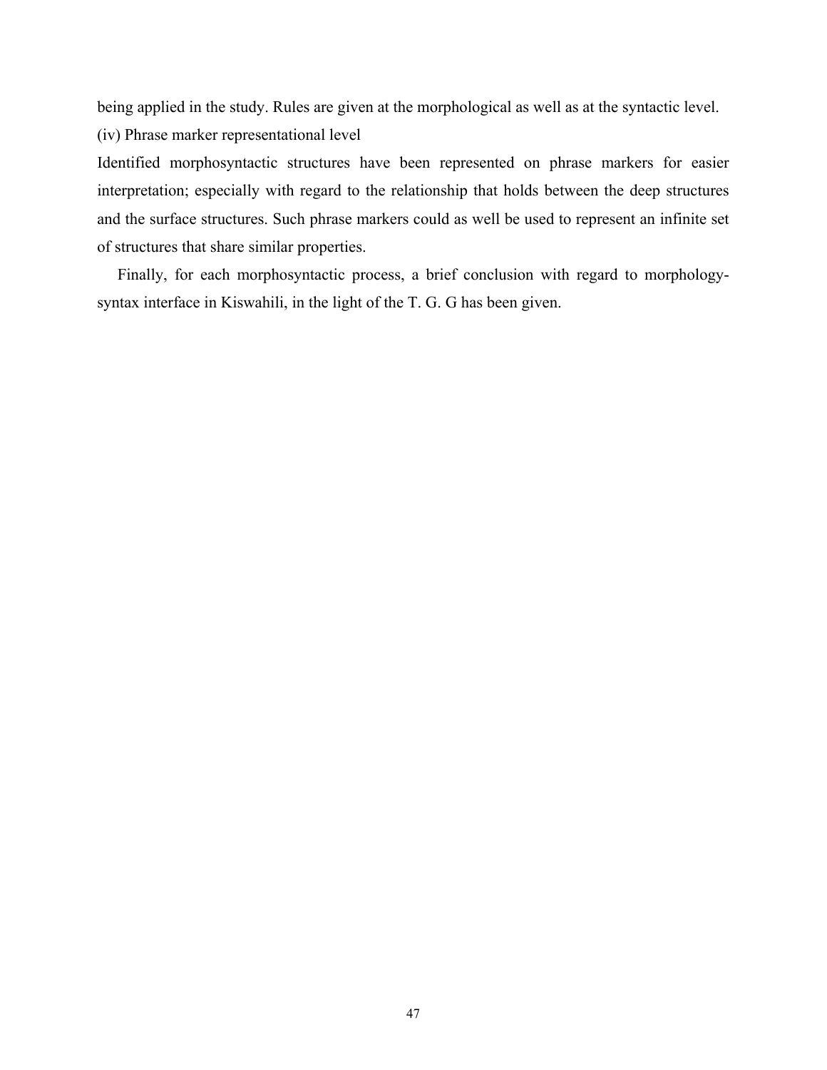being applied in the study. Rules are given at the morphological as well as at the syntactic level.

(iv) Phrase marker representational level

Identified morphosyntactic structures have been represented on phrase markers for easier interpretation; especially with regard to the relationship that holds between the deep structures and the surface structures. Such phrase markers could as well be used to represent an infinite set of structures that share similar properties.

Finally, for each morphosyntactic process, a brief conclusion with regard to morphology-syntax interface in Kiswahili, in the light of the T. G. G has been given.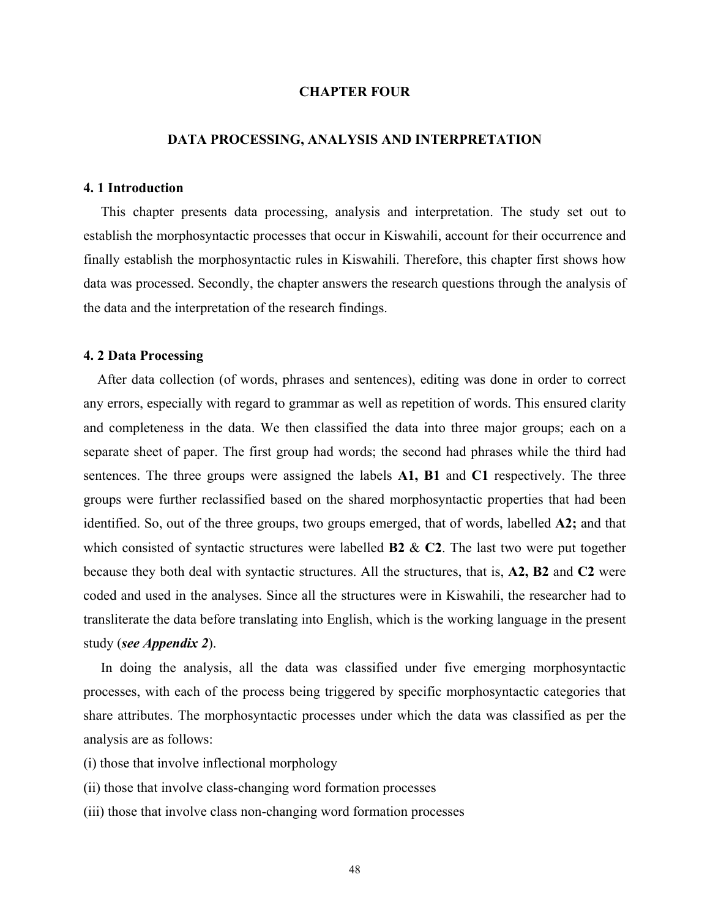# CHAPTER FOUR

## DATA PROCESSING, ANALYSIS AND INTERPRETATION

### 4. 1 Introduction

This chapter presents data processing, analysis and interpretation. The study set out to establish the morphosyntactic processes that occur in Kiswahili, account for their occurrence and finally establish the morphosyntactic rules in Kiswahili. Therefore, this chapter first shows how data was processed. Secondly, the chapter answers the research questions through the analysis of the data and the interpretation of the research findings.

### 4. 2 Data Processing

After data collection (of words, phrases and sentences), editing was done in order to correct any errors, especially with regard to grammar as well as repetition of words. This ensured clarity and completeness in the data. We then classified the data into three major groups; each on a separate sheet of paper. The first group had words; the second had phrases while the third had sentences. The three groups were assigned the labels **A1, B1** and **C1** respectively. The three groups were further reclassified based on the shared morphosyntactic properties that had been identified. So, out of the three groups, two groups emerged, that of words, labelled **A2;** and that which consisted of syntactic structures were labelled **B2** & **C2**. The last two were put together because they both deal with syntactic structures. All the structures, that is, **A2, B2** and **C2** were coded and used in the analyses. Since all the structures were in Kiswahili, the researcher had to transliterate the data before translating into English, which is the working language in the present study (***see Appendix 2***).

In doing the analysis, all the data was classified under five emerging morphosyntactic processes, with each of the process being triggered by specific morphosyntactic categories that share attributes. The morphosyntactic processes under which the data was classified as per the analysis are as follows:

(i) those that involve inflectional morphology

(ii) those that involve class-changing word formation processes

(iii) those that involve class non-changing word formation processes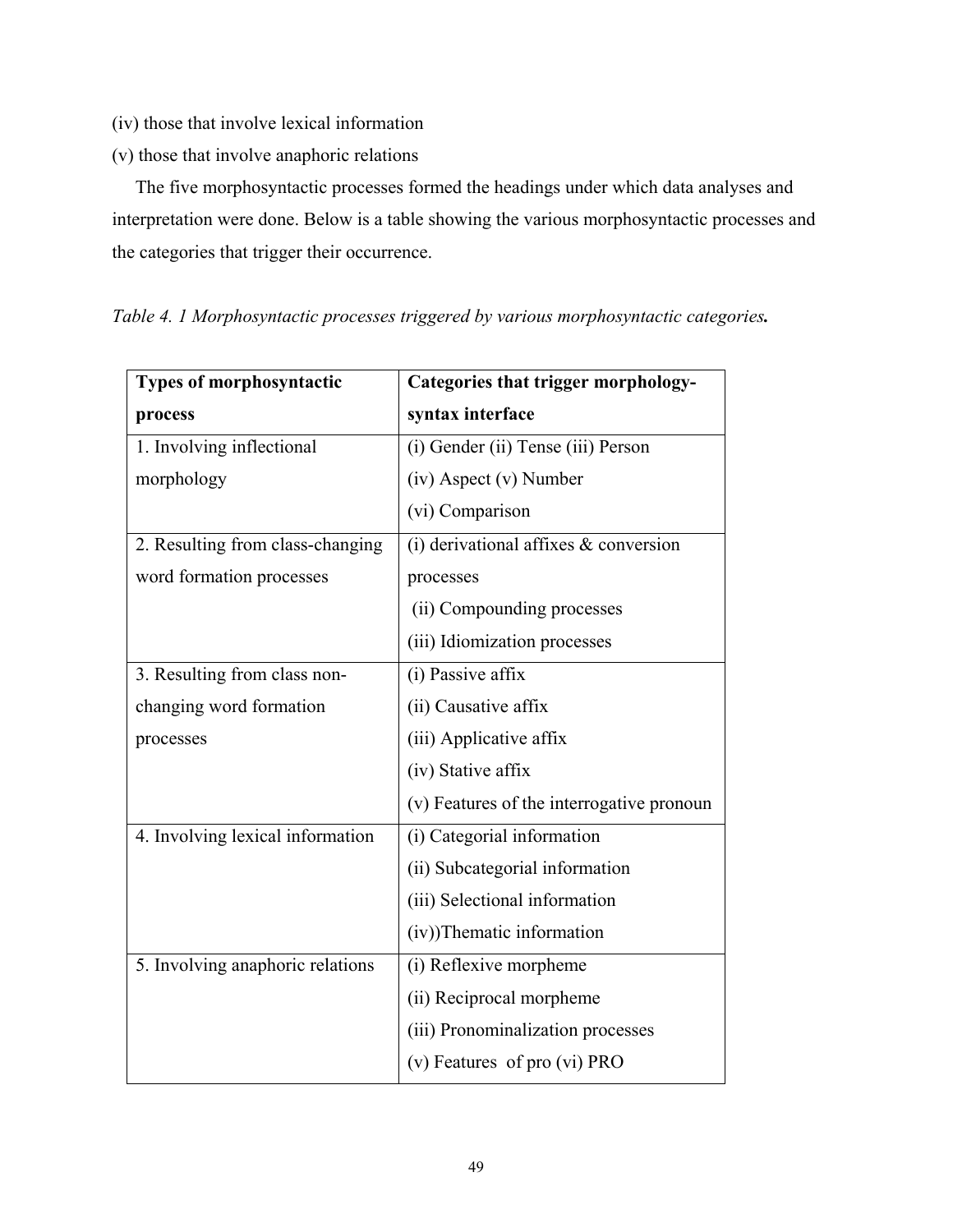(iv) those that involve lexical information

(v) those that involve anaphoric relations

The five morphosyntactic processes formed the headings under which data analyses and interpretation were done. Below is a table showing the various morphosyntactic processes and the categories that trigger their occurrence.

*Table 4. 1 Morphosyntactic processes triggered by various morphosyntactic categories.*

| **Types of morphosyntactic process** | **Categories that trigger morphology-syntax interface** |
|---|---|
| 1. Involving inflectional morphology | (i) Gender (ii) Tense (iii) Person (iv) Aspect (v) Number (vi) Comparison |
| 2. Resulting from class-changing word formation processes | (i) derivational affixes & conversion processes (ii) Compounding processes (iii) Idiomization processes |
| 3. Resulting from class non-changing word formation processes | (i) Passive affix (ii) Causative affix (iii) Applicative affix (iv) Stative affix (v) Features of the interrogative pronoun |
| 4. Involving lexical information | (i) Categorial information (ii) Subcategorial information (iii) Selectional information (iv))Thematic information |
| 5. Involving anaphoric relations | (i) Reflexive morpheme (ii) Reciprocal morpheme (iii) Pronominalization processes (v) Features of pro (vi) PRO |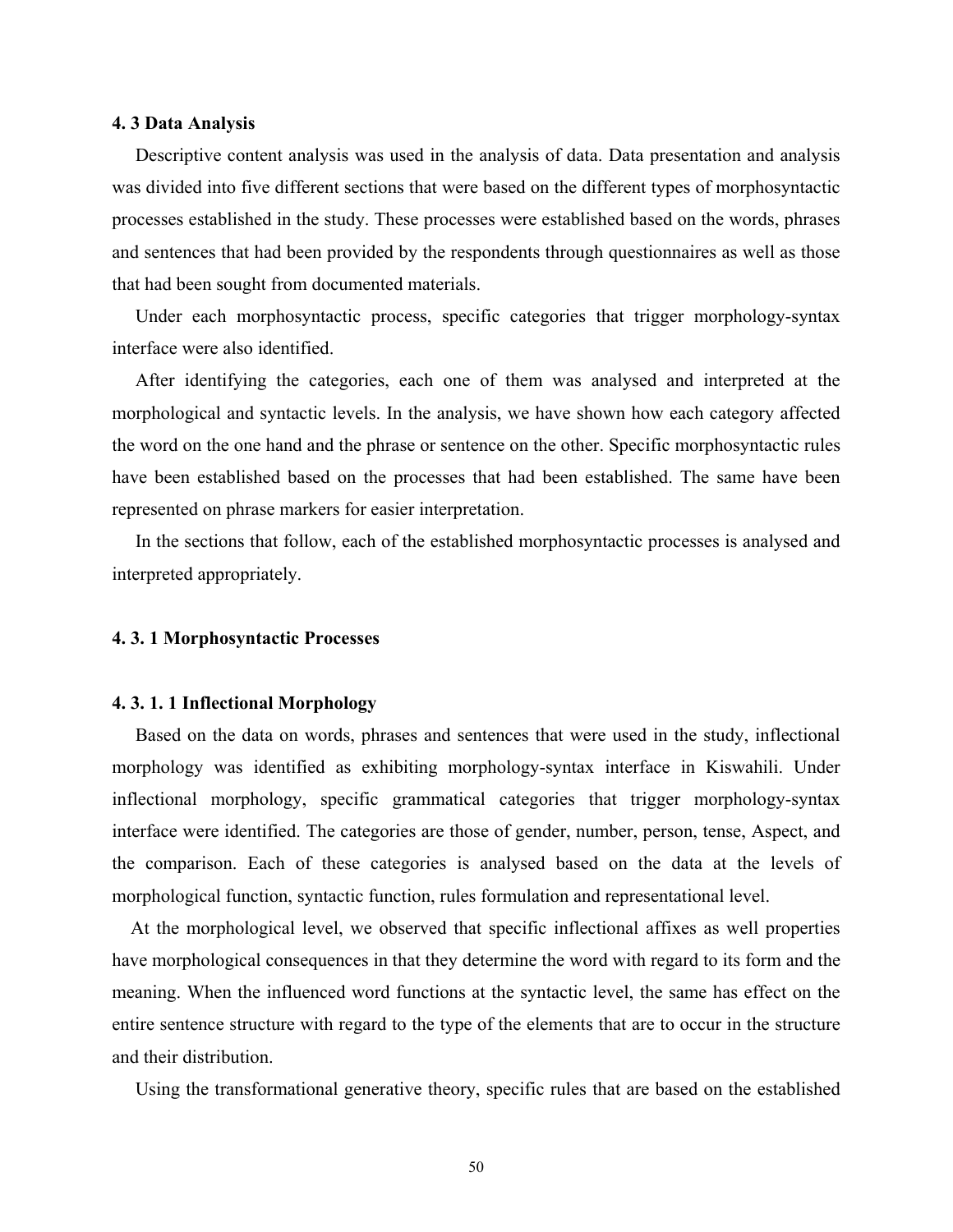### 4. 3 Data Analysis

Descriptive content analysis was used in the analysis of data. Data presentation and analysis was divided into five different sections that were based on the different types of morphosyntactic processes established in the study. These processes were established based on the words, phrases and sentences that had been provided by the respondents through questionnaires as well as those that had been sought from documented materials.

Under each morphosyntactic process, specific categories that trigger morphology-syntax interface were also identified.

After identifying the categories, each one of them was analysed and interpreted at the morphological and syntactic levels. In the analysis, we have shown how each category affected the word on the one hand and the phrase or sentence on the other. Specific morphosyntactic rules have been established based on the processes that had been established. The same have been represented on phrase markers for easier interpretation.

In the sections that follow, each of the established morphosyntactic processes is analysed and interpreted appropriately.

#### 4. 3. 1 Morphosyntactic Processes

##### 4. 3. 1. 1 Inflectional Morphology

Based on the data on words, phrases and sentences that were used in the study, inflectional morphology was identified as exhibiting morphology-syntax interface in Kiswahili. Under inflectional morphology, specific grammatical categories that trigger morphology-syntax interface were identified. The categories are those of gender, number, person, tense, Aspect, and the comparison. Each of these categories is analysed based on the data at the levels of morphological function, syntactic function, rules formulation and representational level.

At the morphological level, we observed that specific inflectional affixes as well properties have morphological consequences in that they determine the word with regard to its form and the meaning. When the influenced word functions at the syntactic level, the same has effect on the entire sentence structure with regard to the type of the elements that are to occur in the structure and their distribution.

Using the transformational generative theory, specific rules that are based on the established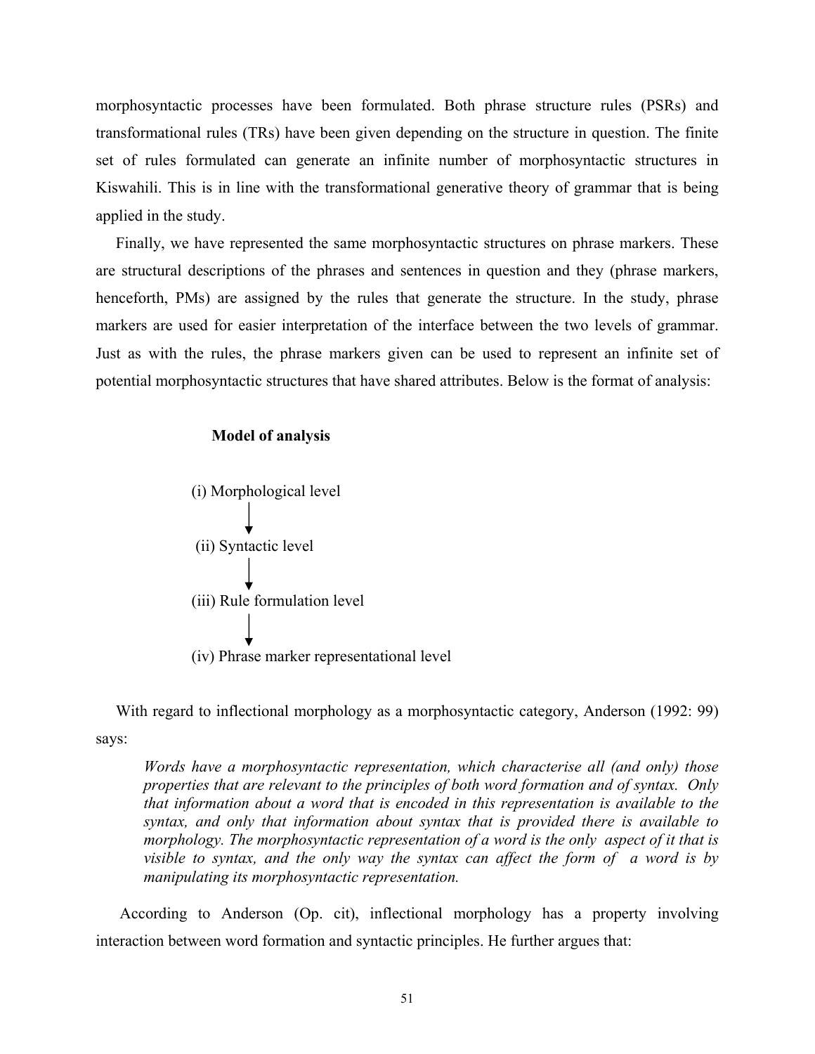morphosyntactic processes have been formulated. Both phrase structure rules (PSRs) and transformational rules (TRs) have been given depending on the structure in question. The finite set of rules formulated can generate an infinite number of morphosyntactic structures in Kiswahili. This is in line with the transformational generative theory of grammar that is being applied in the study.

Finally, we have represented the same morphosyntactic structures on phrase markers. These are structural descriptions of the phrases and sentences in question and they (phrase markers, henceforth, PMs) are assigned by the rules that generate the structure. In the study, phrase markers are used for easier interpretation of the interface between the two levels of grammar. Just as with the rules, the phrase markers given can be used to represent an infinite set of potential morphosyntactic structures that have shared attributes. Below is the format of analysis:

**Model of analysis**

(i) Morphological level

↓

(ii) Syntactic level

↓

(iii) Rule formulation level

↓

(iv) Phrase marker representational level

With regard to inflectional morphology as a morphosyntactic category, Anderson (1992: 99) says:

> *Words have a morphosyntactic representation, which characterise all (and only) those properties that are relevant to the principles of both word formation and of syntax. Only that information about a word that is encoded in this representation is available to the syntax, and only that information about syntax that is provided there is available to morphology. The morphosyntactic representation of a word is the only aspect of it that is visible to syntax, and the only way the syntax can affect the form of a word is by manipulating its morphosyntactic representation.*

According to Anderson (Op. cit), inflectional morphology has a property involving interaction between word formation and syntactic principles. He further argues that: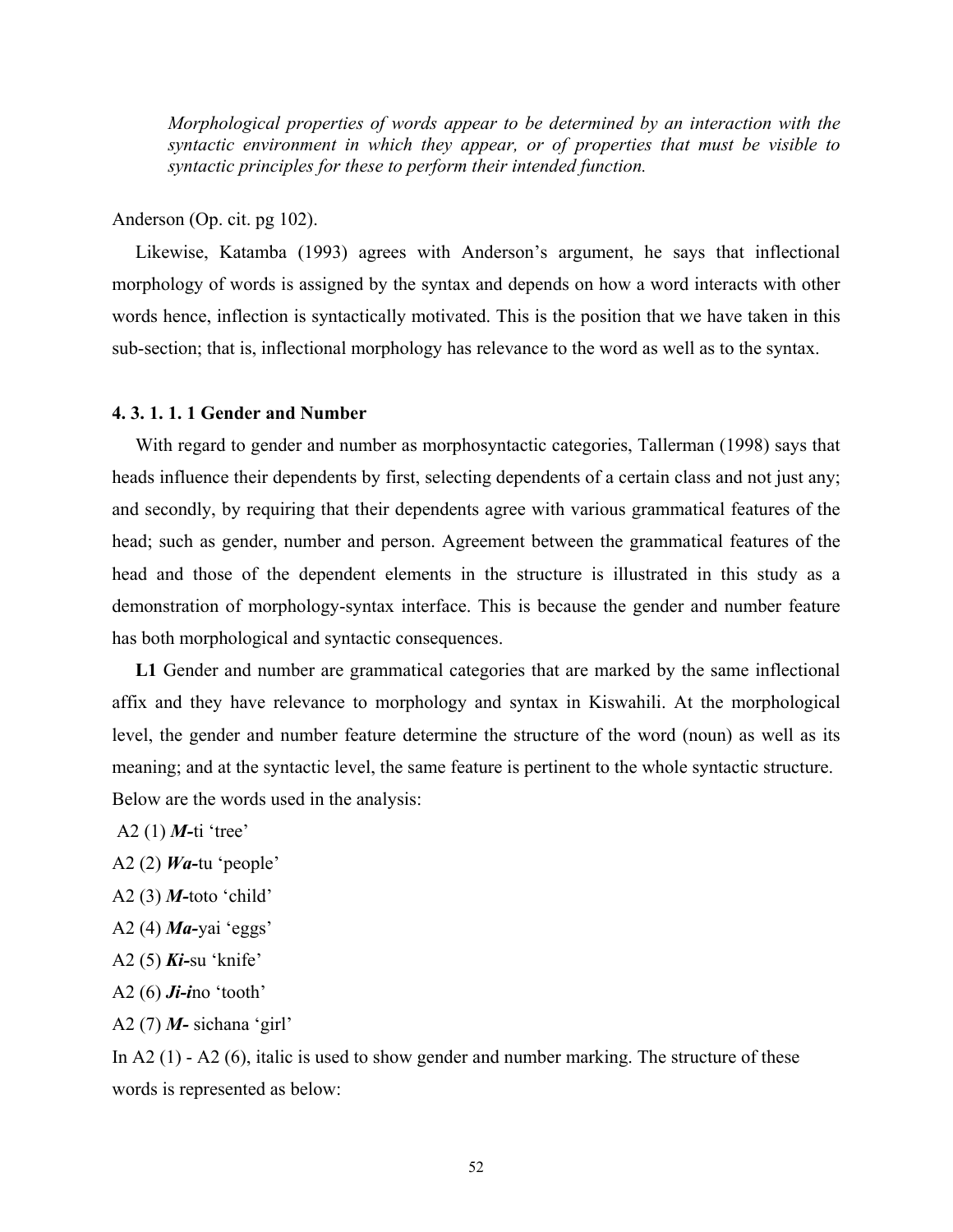> *Morphological properties of words appear to be determined by an interaction with the syntactic environment in which they appear, or of properties that must be visible to syntactic principles for these to perform their intended function.*

Anderson (Op. cit. pg 102).

Likewise, Katamba (1993) agrees with Anderson's argument, he says that inflectional morphology of words is assigned by the syntax and depends on how a word interacts with other words hence, inflection is syntactically motivated. This is the position that we have taken in this sub-section; that is, inflectional morphology has relevance to the word as well as to the syntax.

#### 4. 3. 1. 1. 1 Gender and Number

With regard to gender and number as morphosyntactic categories, Tallerman (1998) says that heads influence their dependents by first, selecting dependents of a certain class and not just any; and secondly, by requiring that their dependents agree with various grammatical features of the head; such as gender, number and person. Agreement between the grammatical features of the head and those of the dependent elements in the structure is illustrated in this study as a demonstration of morphology-syntax interface. This is because the gender and number feature has both morphological and syntactic consequences.

**L1** Gender and number are grammatical categories that are marked by the same inflectional affix and they have relevance to morphology and syntax in Kiswahili. At the morphological level, the gender and number feature determine the structure of the word (noun) as well as its meaning; and at the syntactic level, the same feature is pertinent to the whole syntactic structure. Below are the words used in the analysis:

A2 (1) ***M-***ti 'tree'

A2 (2) ***Wa-***tu 'people'

A2 (3) ***M-***toto 'child'

A2 (4) ***Ma-***yai 'eggs'

A2 (5) ***Ki-***su 'knife'

A2 (6) ***Ji-i***no 'tooth'

A2 (7) ***M-*** sichana 'girl'

In A2 (1) - A2 (6), italic is used to show gender and number marking. The structure of these words is represented as below: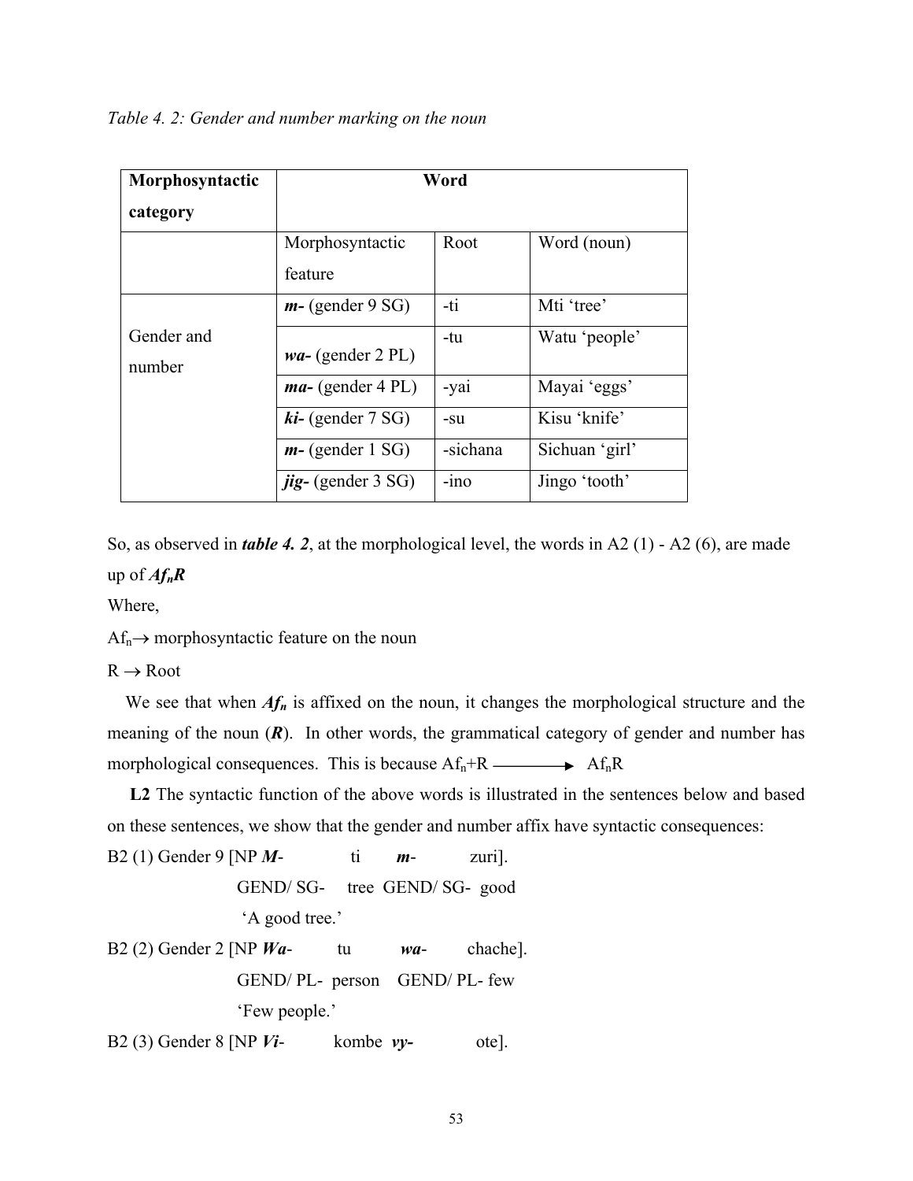*Table 4. 2: Gender and number marking on the noun*

| **Morphosyntactic category** | **Word** | | |
|---|---|---|---|
| | Morphosyntactic feature | Root | Word (noun) |
| Gender and number | ***m-*** (gender 9 SG) | -ti | Mti 'tree' |
| | ***wa-*** (gender 2 PL) | -tu | Watu 'people' |
| | ***ma-*** (gender 4 PL) | -yai | Mayai 'eggs' |
| | ***ki-*** (gender 7 SG) | -su | Kisu 'knife' |
| | ***m-*** (gender 1 SG) | -sichana | Sichuan 'girl' |
| | ***jig-*** (gender 3 SG) | -ino | Jingo 'tooth' |

So, as observed in ***table 4. 2***, at the morphological level, the words in A2 (1) - A2 (6), are made up of $\boldsymbol{Af_nR}$

Where,

$Af_n \rightarrow$ morphosyntactic feature on the noun

$R \rightarrow$ Root

We see that when $\boldsymbol{Af_n}$ is affixed on the noun, it changes the morphological structure and the meaning of the noun (***R***). In other words, the grammatical category of gender and number has morphological consequences. This is because $Af_n + R \longrightarrow Af_nR$

**L2** The syntactic function of the above words is illustrated in the sentences below and based on these sentences, we show that the gender and number affix have syntactic consequences:

B2 (1) Gender 9 [NP ***M***- ti ***m***- zuri].
GEND/ SG- tree GEND/ SG- good
'A good tree.'

B2 (2) Gender 2 [NP ***Wa***- tu ***wa***- chache].
GEND/ PL- person GEND/ PL- few
'Few people.'

B2 (3) Gender 8 [NP ***Vi***- kombe ***vy-*** ote].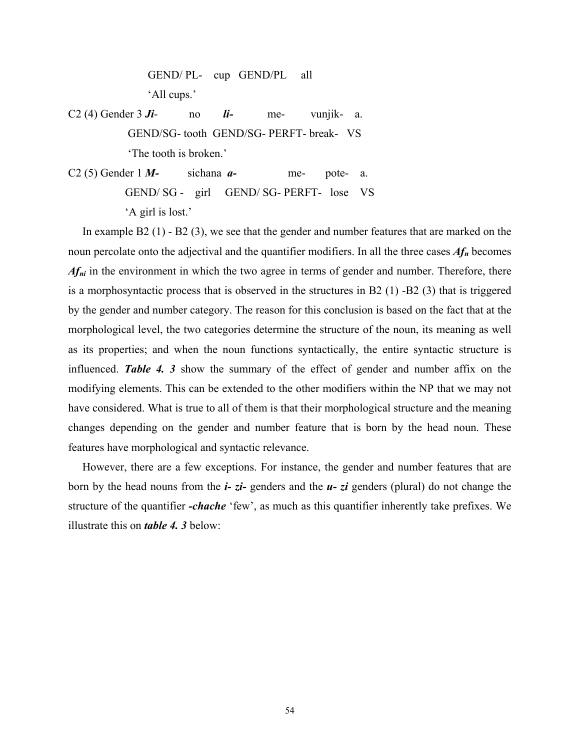GEND/ PL-  cup  GEND/PL  all

'All cups.'

C2 (4) Gender 3 ***Ji***-  no  ***li-***  me-  vunjik-  a.

GEND/SG- tooth  GEND/SG- PERFT- break-  VS

'The tooth is broken.'

C2 (5) Gender 1 ***M-***  sichana  ***a-***  me-  pote-  a.

GEND/ SG -  girl  GEND/ SG- PERFT-  lose  VS

'A girl is lost.'

In example B2 (1) - B2 (3), we see that the gender and number features that are marked on the noun percolate onto the adjectival and the quantifier modifiers. In all the three cases ***Af$_n$*** becomes ***Af$_{ni}$*** in the environment in which the two agree in terms of gender and number. Therefore, there is a morphosyntactic process that is observed in the structures in B2 (1) -B2 (3) that is triggered by the gender and number category. The reason for this conclusion is based on the fact that at the morphological level, the two categories determine the structure of the noun, its meaning as well as its properties; and when the noun functions syntactically, the entire syntactic structure is influenced. ***Table 4. 3*** show the summary of the effect of gender and number affix on the modifying elements. This can be extended to the other modifiers within the NP that we may not have considered. What is true to all of them is that their morphological structure and the meaning changes depending on the gender and number feature that is born by the head noun. These features have morphological and syntactic relevance.

However, there are a few exceptions. For instance, the gender and number features that are born by the head nouns from the ***i- zi-*** genders and the ***u- zi*** genders (plural) do not change the structure of the quantifier ***-chache*** 'few', as much as this quantifier inherently take prefixes. We illustrate this on ***table 4. 3*** below: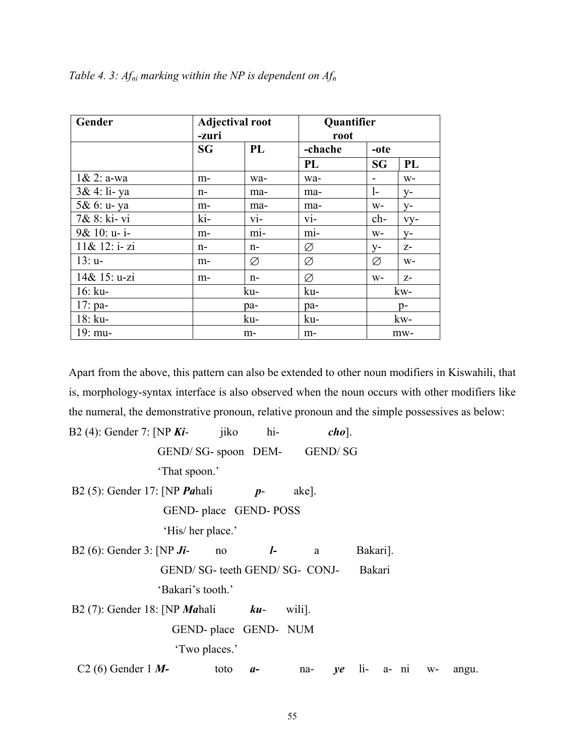*Table 4. 3: $Af_{ni}$ marking within the NP is dependent on $Af_n$*

| Gender | Adjectival root -zuri | | Quantifier root | | |
|---|---|---|---|---|---|
| | SG | PL | -chache | -ote | |
| | | | PL | SG | PL |
| 1& 2: a-wa | m- | wa- | wa- | - | w- |
| 3& 4: li- ya | n- | ma- | ma- | l- | y- |
| 5& 6: u- ya | m- | ma- | ma- | w- | y- |
| 7& 8: ki- vi | ki- | vi- | vi- | ch- | vy- |
| 9& 10: u- i- | m- | mi- | mi- | w- | y- |
| 11& 12: i- zi | n- | n- | ∅ | y- | z- |
| 13: u- | m- | ∅ | ∅ | ∅ | w- |
| 14& 15: u-zi | m- | n- | ∅ | w- | z- |
| 16: ku- | ku- | | ku- | kw- | |
| 17: pa- | pa- | | pa- | p- | |
| 18: ku- | ku- | | ku- | kw- | |
| 19: mu- | m- | | m- | mw- | |

Apart from the above, this pattern can also be extended to other noun modifiers in Kiswahili, that is, morphology-syntax interface is also observed when the noun occurs with other modifiers like the numeral, the demonstrative pronoun, relative pronoun and the simple possessives as below:

B2 (4): Gender 7: [NP ***Ki***- jiko hi- ***cho***].

GEND/ SG- spoon DEM- GEND/ SG

'That spoon.'

B2 (5): Gender 17: [NP ***Pa***hali ***p***- ake].

GEND- place GEND- POSS

'His/ her place.'

B2 (6): Gender 3: [NP ***Ji***- no ***l***- a Bakari].

GEND/ SG- teeth GEND/ SG- CONJ- Bakari

'Bakari's tooth.'

B2 (7): Gender 18: [NP ***Ma***hali ***ku***- wili].

GEND- place GEND- NUM

'Two places.'

C2 (6) Gender 1 ***M***- toto ***a***- na- ***ye*** li- a- ni w- angu.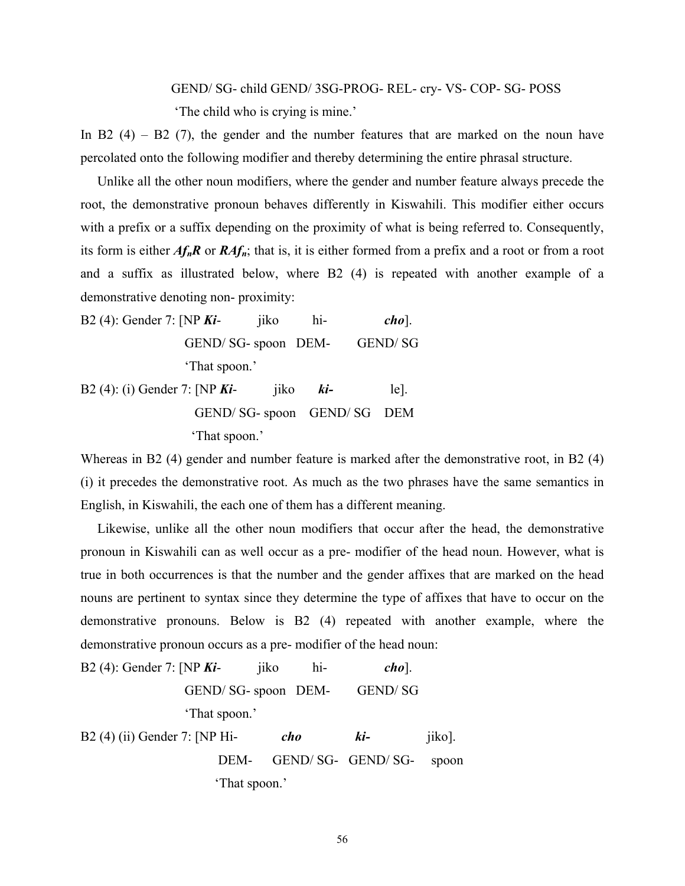GEND/ SG- child GEND/ 3SG-PROG- REL- cry- VS- COP- SG- POSS

'The child who is crying is mine.'

In B2 (4) – B2 (7), the gender and the number features that are marked on the noun have percolated onto the following modifier and thereby determining the entire phrasal structure.

Unlike all the other noun modifiers, where the gender and number feature always precede the root, the demonstrative pronoun behaves differently in Kiswahili. This modifier either occurs with a prefix or a suffix depending on the proximity of what is being referred to. Consequently, its form is either ***$Af_nR$*** or ***$RAf_n$***; that is, it is either formed from a prefix and a root or from a root and a suffix as illustrated below, where B2 (4) is repeated with another example of a demonstrative denoting non- proximity:

B2 (4): Gender 7: [NP ***Ki***- jiko hi- ***cho***].

GEND/ SG- spoon DEM- GEND/ SG

'That spoon.'

B2 (4): (i) Gender 7: [NP ***Ki***- jiko ***ki-*** le].

GEND/ SG- spoon GEND/ SG DEM

'That spoon.'

Whereas in B2 (4) gender and number feature is marked after the demonstrative root, in B2 (4) (i) it precedes the demonstrative root. As much as the two phrases have the same semantics in English, in Kiswahili, the each one of them has a different meaning.

Likewise, unlike all the other noun modifiers that occur after the head, the demonstrative pronoun in Kiswahili can as well occur as a pre- modifier of the head noun. However, what is true in both occurrences is that the number and the gender affixes that are marked on the head nouns are pertinent to syntax since they determine the type of affixes that have to occur on the demonstrative pronouns. Below is B2 (4) repeated with another example, where the demonstrative pronoun occurs as a pre- modifier of the head noun:

B2 (4): Gender 7: [NP ***Ki***- jiko hi- ***cho***].

GEND/ SG- spoon DEM- GEND/ SG

'That spoon.'

B2 (4) (ii) Gender 7: [NP Hi- ***cho*** ***ki-*** jiko].

DEM- GEND/ SG- GEND/ SG- spoon

'That spoon.'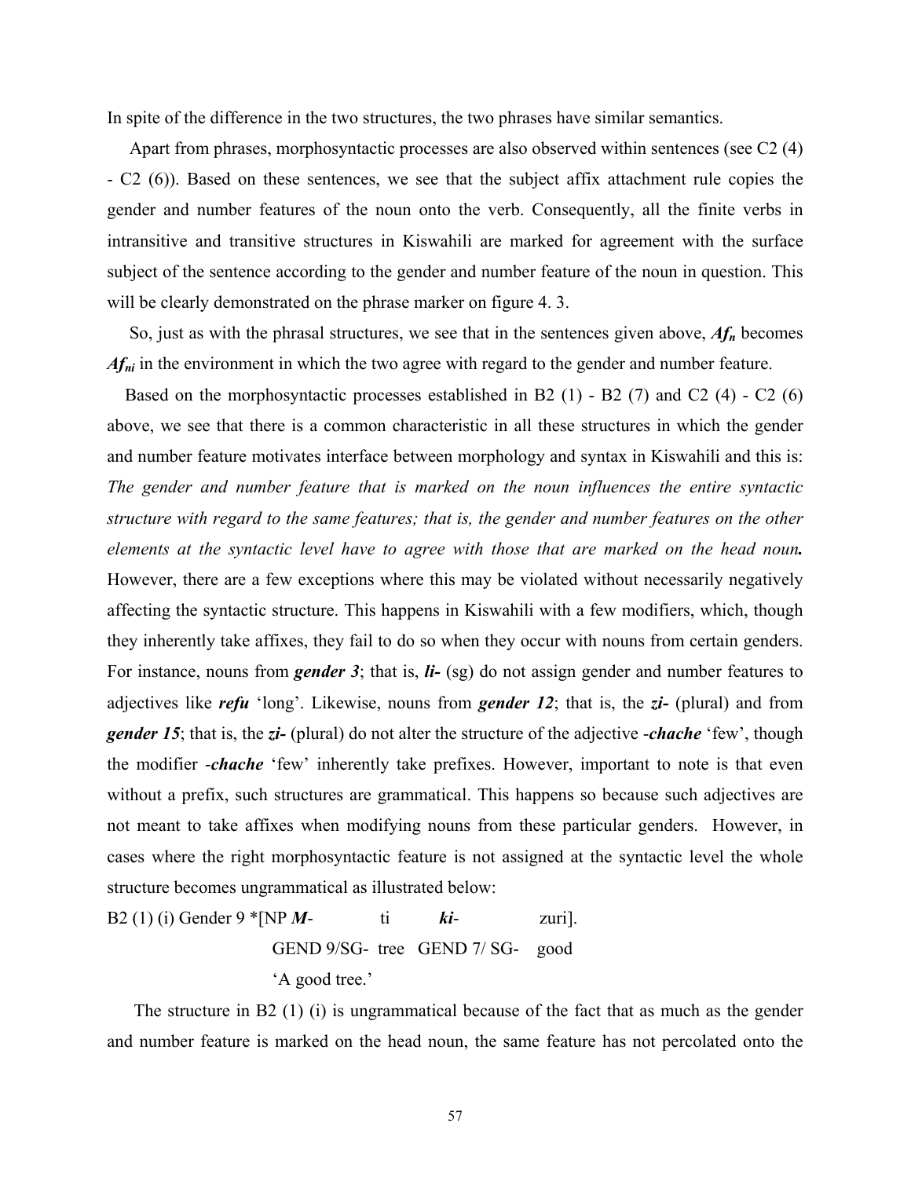In spite of the difference in the two structures, the two phrases have similar semantics.

Apart from phrases, morphosyntactic processes are also observed within sentences (see C2 (4) - C2 (6)). Based on these sentences, we see that the subject affix attachment rule copies the gender and number features of the noun onto the verb. Consequently, all the finite verbs in intransitive and transitive structures in Kiswahili are marked for agreement with the surface subject of the sentence according to the gender and number feature of the noun in question. This will be clearly demonstrated on the phrase marker on figure 4. 3.

So, just as with the phrasal structures, we see that in the sentences given above, $\boldsymbol{Af_n}$ becomes $\boldsymbol{Af_{ni}}$ in the environment in which the two agree with regard to the gender and number feature.

Based on the morphosyntactic processes established in B2 (1) - B2 (7) and C2 (4) - C2 (6) above, we see that there is a common characteristic in all these structures in which the gender and number feature motivates interface between morphology and syntax in Kiswahili and this is: *The gender and number feature that is marked on the noun influences the entire syntactic structure with regard to the same features; that is, the gender and number features on the other elements at the syntactic level have to agree with those that are marked on the head noun.* However, there are a few exceptions where this may be violated without necessarily negatively affecting the syntactic structure. This happens in Kiswahili with a few modifiers, which, though they inherently take affixes, they fail to do so when they occur with nouns from certain genders. For instance, nouns from ***gender 3***; that is, ***li-*** (sg) do not assign gender and number features to adjectives like ***refu*** 'long'. Likewise, nouns from ***gender 12***; that is, the ***zi-*** (plural) and from ***gender 15***; that is, the ***zi-*** (plural) do not alter the structure of the adjective -***chache*** 'few', though the modifier -***chache*** 'few' inherently take prefixes. However, important to note is that even without a prefix, such structures are grammatical. This happens so because such adjectives are not meant to take affixes when modifying nouns from these particular genders. However, in cases where the right morphosyntactic feature is not assigned at the syntactic level the whole structure becomes ungrammatical as illustrated below:

B2 (1) (i) Gender 9 *[NP ***M-*** ti ***ki-*** zuri].

GEND 9/SG- tree GEND 7/ SG- good

'A good tree.'

The structure in B2 (1) (i) is ungrammatical because of the fact that as much as the gender and number feature is marked on the head noun, the same feature has not percolated onto the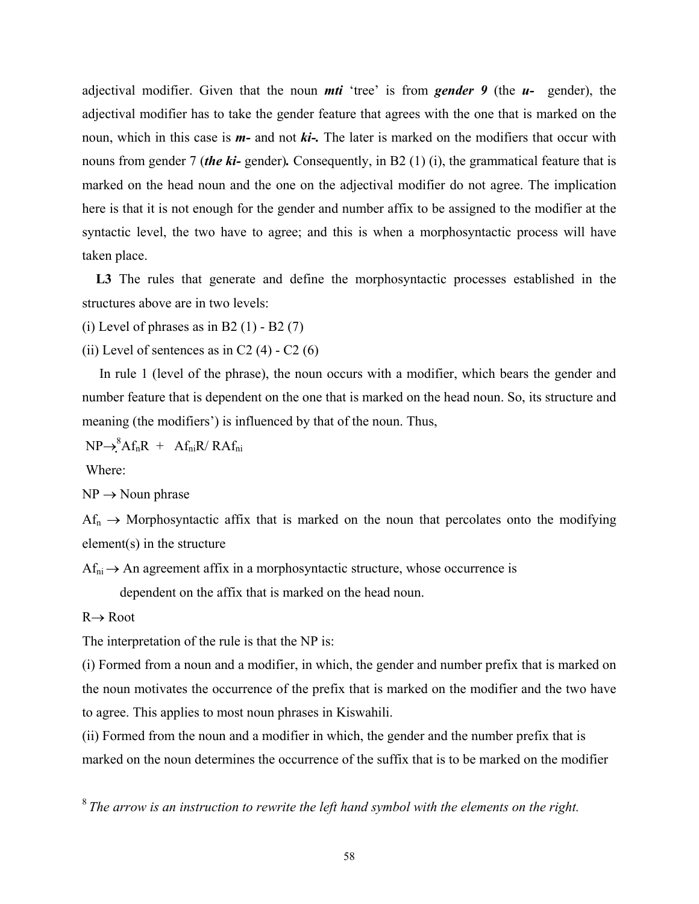adjectival modifier. Given that the noun ***mti*** 'tree' is from ***gender 9*** (the ***u-*** gender), the adjectival modifier has to take the gender feature that agrees with the one that is marked on the noun, which in this case is ***m-*** and not ***ki-.*** The later is marked on the modifiers that occur with nouns from gender 7 (***the ki-*** gender)***.*** Consequently, in B2 (1) (i), the grammatical feature that is marked on the head noun and the one on the adjectival modifier do not agree. The implication here is that it is not enough for the gender and number affix to be assigned to the modifier at the syntactic level, the two have to agree; and this is when a morphosyntactic process will have taken place.

**L3** The rules that generate and define the morphosyntactic processes established in the structures above are in two levels:

(i) Level of phrases as in B2 (1) - B2 (7)

(ii) Level of sentences as in C2 (4) - C2 (6)

In rule 1 (level of the phrase), the noun occurs with a modifier, which bears the gender and number feature that is dependent on the one that is marked on the head noun. So, its structure and meaning (the modifiers') is influenced by that of the noun. Thus,

$NP \rightarrow$[8] $Af_nR \; + \; Af_{ni}R / RAf_{ni}$

Where:

$NP \rightarrow$ Noun phrase

$Af_n \rightarrow$ Morphosyntactic affix that is marked on the noun that percolates onto the modifying element(s) in the structure

$Af_{ni} \rightarrow$ An agreement affix in a morphosyntactic structure, whose occurrence is dependent on the affix that is marked on the head noun.

$R \rightarrow$ Root

The interpretation of the rule is that the NP is:

(i) Formed from a noun and a modifier, in which, the gender and number prefix that is marked on the noun motivates the occurrence of the prefix that is marked on the modifier and the two have to agree. This applies to most noun phrases in Kiswahili.

(ii) Formed from the noun and a modifier in which, the gender and the number prefix that is marked on the noun determines the occurrence of the suffix that is to be marked on the modifier

[8] *The arrow is an instruction to rewrite the left hand symbol with the elements on the right.*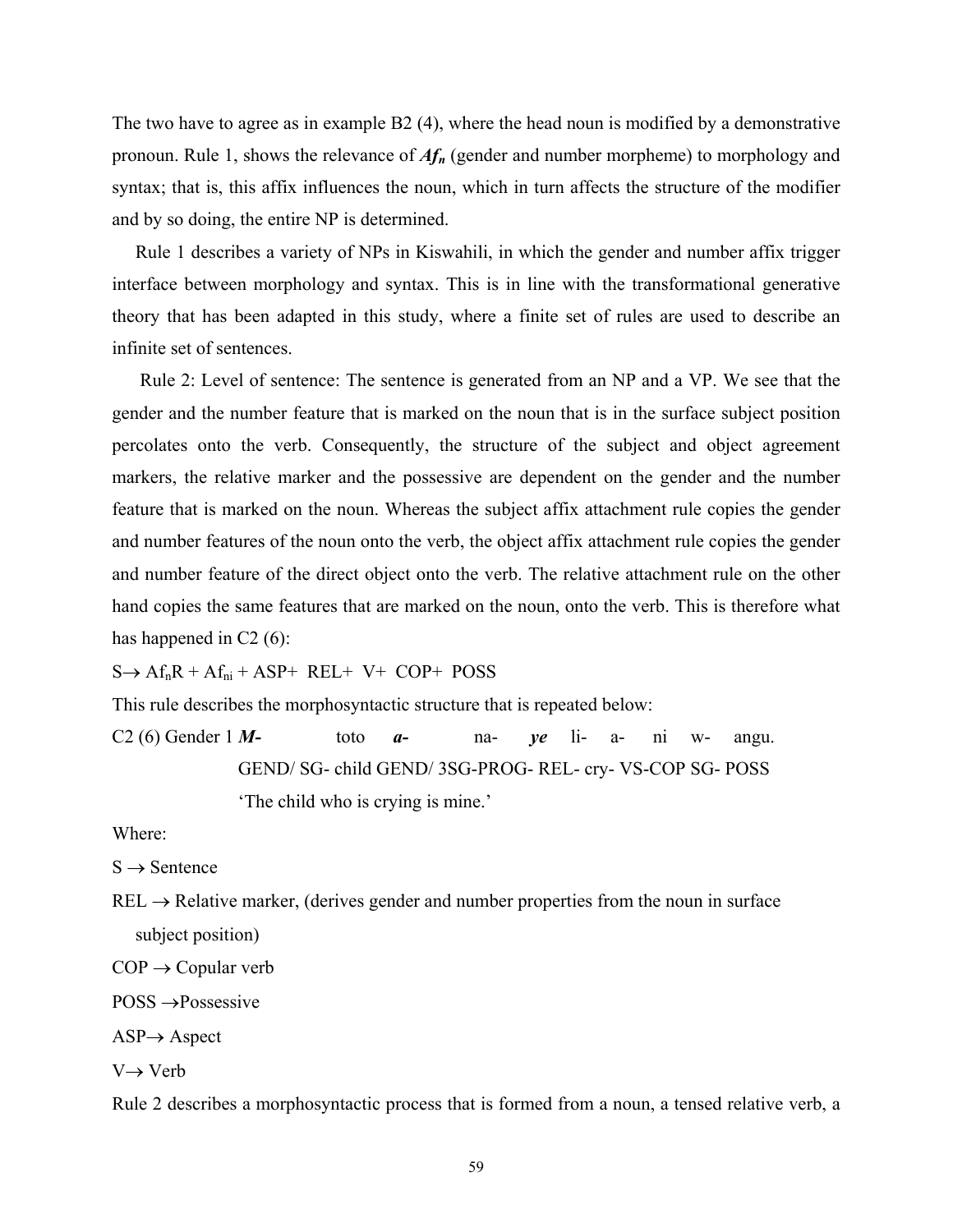The two have to agree as in example B2 (4), where the head noun is modified by a demonstrative pronoun. Rule 1, shows the relevance of ***$Af_n$*** (gender and number morpheme) to morphology and syntax; that is, this affix influences the noun, which in turn affects the structure of the modifier and by so doing, the entire NP is determined.

Rule 1 describes a variety of NPs in Kiswahili, in which the gender and number affix trigger interface between morphology and syntax. This is in line with the transformational generative theory that has been adapted in this study, where a finite set of rules are used to describe an infinite set of sentences.

Rule 2: Level of sentence: The sentence is generated from an NP and a VP. We see that the gender and the number feature that is marked on the noun that is in the surface subject position percolates onto the verb. Consequently, the structure of the subject and object agreement markers, the relative marker and the possessive are dependent on the gender and the number feature that is marked on the noun. Whereas the subject affix attachment rule copies the gender and number features of the noun onto the verb, the object affix attachment rule copies the gender and number feature of the direct object onto the verb. The relative attachment rule on the other hand copies the same features that are marked on the noun, onto the verb. This is therefore what has happened in C2 (6):

$S \rightarrow Af_nR + Af_{ni} + ASP + REL + V + COP + POSS$

This rule describes the morphosyntactic structure that is repeated below:

C2 (6) Gender 1 ***M-*** toto ***a-*** na- ***ye*** li- a- ni w- angu.

GEND/ SG- child GEND/ 3SG-PROG- REL- cry- VS-COP SG- POSS

'The child who is crying is mine.'

Where:

$S \rightarrow$ Sentence

$REL \rightarrow$ Relative marker, (derives gender and number properties from the noun in surface subject position)

$COP \rightarrow$ Copular verb

$POSS \rightarrow$ Possessive

$ASP \rightarrow$ Aspect

$V \rightarrow$ Verb

Rule 2 describes a morphosyntactic process that is formed from a noun, a tensed relative verb, a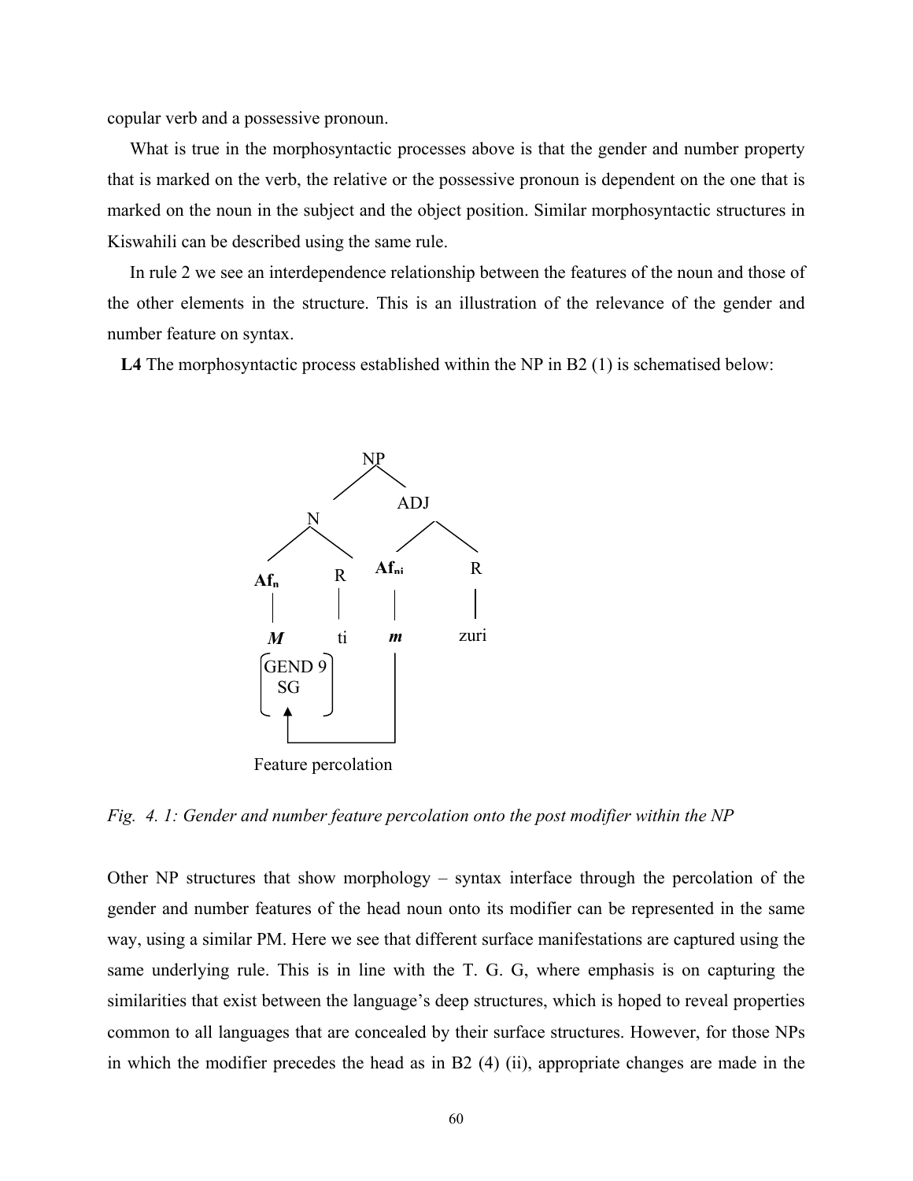copular verb and a possessive pronoun.

What is true in the morphosyntactic processes above is that the gender and number property that is marked on the verb, the relative or the possessive pronoun is dependent on the one that is marked on the noun in the subject and the object position. Similar morphosyntactic structures in Kiswahili can be described using the same rule.

In rule 2 we see an interdependence relationship between the features of the noun and those of the other elements in the structure. This is an illustration of the relevance of the gender and number feature on syntax.

**L4** The morphosyntactic process established within the NP in B2 (1) is schematised below:

```
                NP
              /    \
             N      ADJ
           /   \    /   \
        Af_n    R  Af_ni  R
         |      |    |    |
         M      ti   m    zuri
      [GEND 9]       |
      [ SG   ]       |
          ^          |
          |__________|
     Feature percolation
```

*Fig. 4. 1: Gender and number feature percolation onto the post modifier within the NP*

Other NP structures that show morphology – syntax interface through the percolation of the gender and number features of the head noun onto its modifier can be represented in the same way, using a similar PM. Here we see that different surface manifestations are captured using the same underlying rule. This is in line with the T. G. G, where emphasis is on capturing the similarities that exist between the language's deep structures, which is hoped to reveal properties common to all languages that are concealed by their surface structures. However, for those NPs in which the modifier precedes the head as in B2 (4) (ii), appropriate changes are made in the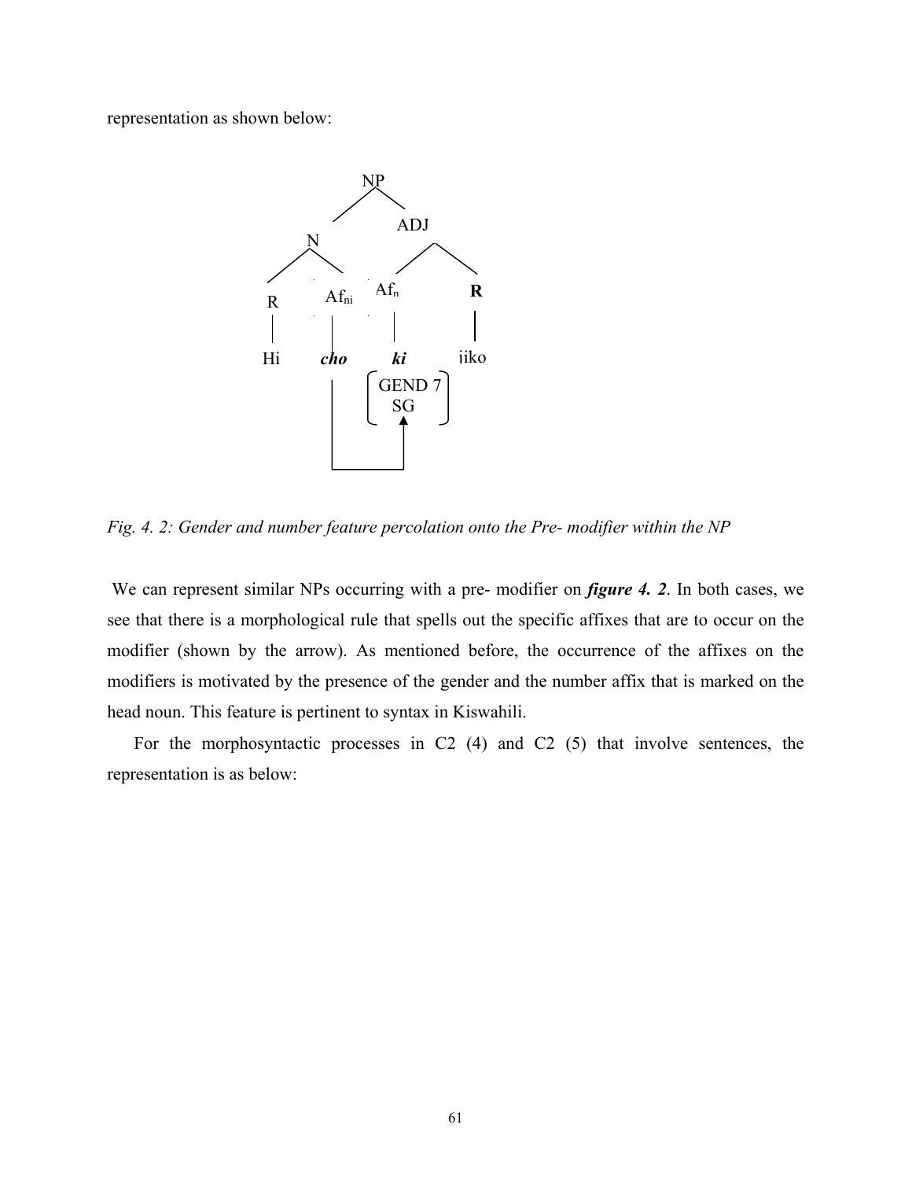representation as shown below:

```
                    NP
                  /    \
                N        ADJ
              /   \     /    \
            R    Af_ni Af_n    R
            |     |     |      |
            Hi   cho   ki    iiko
                  |   [GEND 7]
                  |   [ SG   ]
                  |      ^
                  |______|
```

*Fig. 4. 2: Gender and number feature percolation onto the Pre- modifier within the NP*

We can represent similar NPs occurring with a pre- modifier on ***figure 4. 2***. In both cases, we see that there is a morphological rule that spells out the specific affixes that are to occur on the modifier (shown by the arrow). As mentioned before, the occurrence of the affixes on the modifiers is motivated by the presence of the gender and the number affix that is marked on the head noun. This feature is pertinent to syntax in Kiswahili.

For the morphosyntactic processes in C2 (4) and C2 (5) that involve sentences, the representation is as below: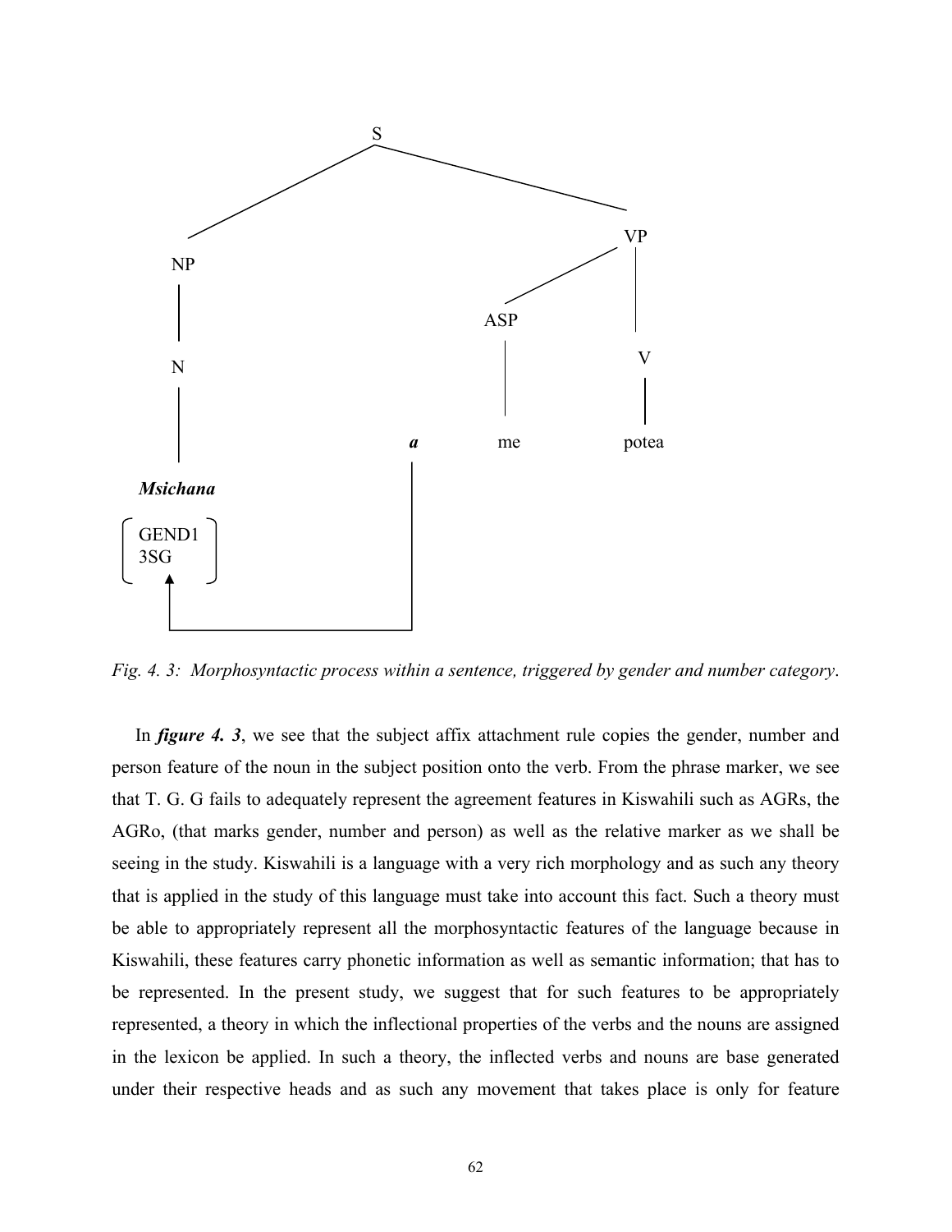```
                    S
                   / \
                 NP   VP
                 |   /  \
                 N  ASP   V
                 |   |    |
                 |  a  me  potea
                 |  |
           Msichana |
          [GEND1    |
           3SG  ]   |
              ^     |
              |_____|
```

*Fig. 4. 3: Morphosyntactic process within a sentence, triggered by gender and number category.*

In ***figure 4. 3***, we see that the subject affix attachment rule copies the gender, number and person feature of the noun in the subject position onto the verb. From the phrase marker, we see that T. G. G fails to adequately represent the agreement features in Kiswahili such as AGRs, the AGRo, (that marks gender, number and person) as well as the relative marker as we shall be seeing in the study. Kiswahili is a language with a very rich morphology and as such any theory that is applied in the study of this language must take into account this fact. Such a theory must be able to appropriately represent all the morphosyntactic features of the language because in Kiswahili, these features carry phonetic information as well as semantic information; that has to be represented. In the present study, we suggest that for such features to be appropriately represented, a theory in which the inflectional properties of the verbs and the nouns are assigned in the lexicon be applied. In such a theory, the inflected verbs and nouns are base generated under their respective heads and as such any movement that takes place is only for feature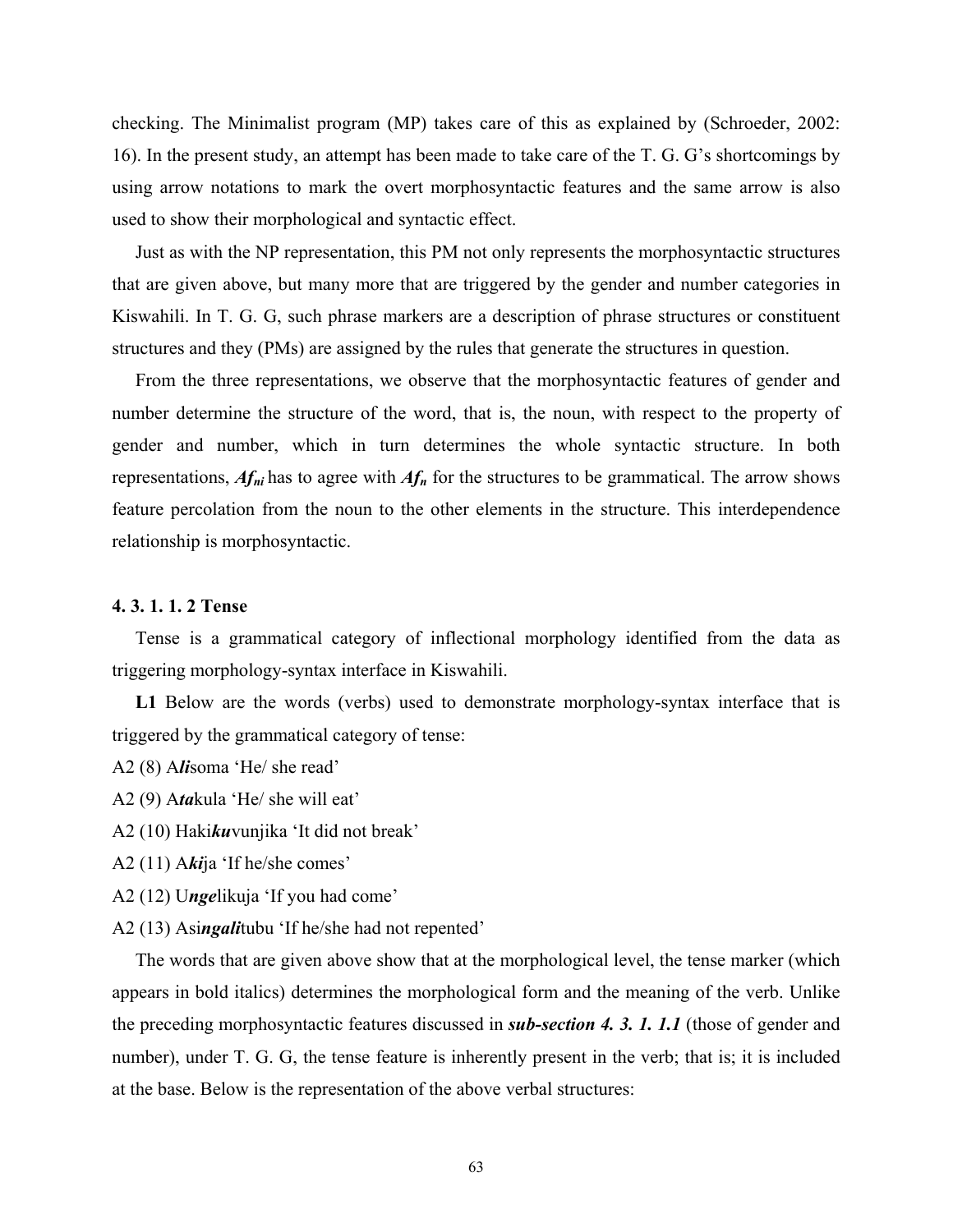checking. The Minimalist program (MP) takes care of this as explained by (Schroeder, 2002: 16). In the present study, an attempt has been made to take care of the T. G. G's shortcomings by using arrow notations to mark the overt morphosyntactic features and the same arrow is also used to show their morphological and syntactic effect.

Just as with the NP representation, this PM not only represents the morphosyntactic structures that are given above, but many more that are triggered by the gender and number categories in Kiswahili. In T. G. G, such phrase markers are a description of phrase structures or constituent structures and they (PMs) are assigned by the rules that generate the structures in question.

From the three representations, we observe that the morphosyntactic features of gender and number determine the structure of the word, that is, the noun, with respect to the property of gender and number, which in turn determines the whole syntactic structure. In both representations, $Af_{ni}$ has to agree with $Af_{n}$ for the structures to be grammatical. The arrow shows feature percolation from the noun to the other elements in the structure. This interdependence relationship is morphosyntactic.

#### 4. 3. 1. 1. 2 Tense

Tense is a grammatical category of inflectional morphology identified from the data as triggering morphology-syntax interface in Kiswahili.

**L1** Below are the words (verbs) used to demonstrate morphology-syntax interface that is triggered by the grammatical category of tense:

A2 (8) A***li***soma 'He/ she read'

A2 (9) A***ta***kula 'He/ she will eat'

A2 (10) Haki***ku***vunjika 'It did not break'

A2 (11) A***ki***ja 'If he/she comes'

A2 (12) U***nge***likuja 'If you had come'

A2 (13) Asi***ngali***tubu 'If he/she had not repented'

The words that are given above show that at the morphological level, the tense marker (which appears in bold italics) determines the morphological form and the meaning of the verb. Unlike the preceding morphosyntactic features discussed in ***sub-section 4. 3. 1. 1.1*** (those of gender and number), under T. G. G, the tense feature is inherently present in the verb; that is; it is included at the base. Below is the representation of the above verbal structures: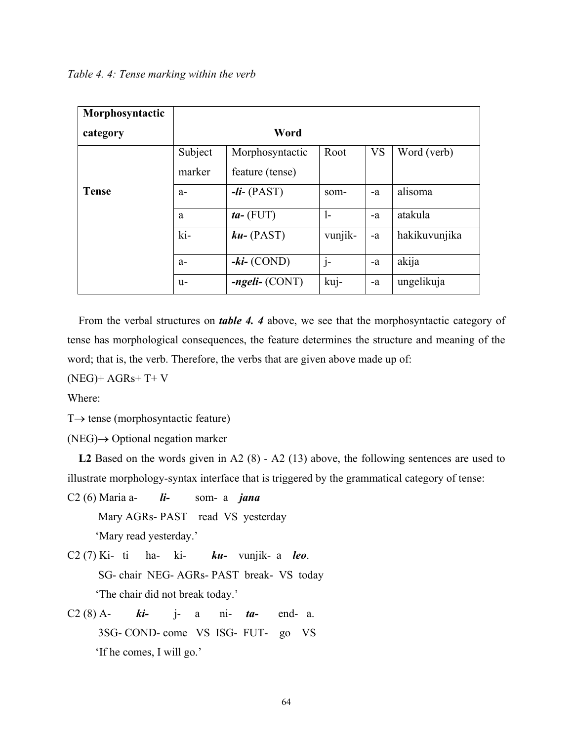*Table 4. 4: Tense marking within the verb*

| Morphosyntactic category | Word | | | | |
|---|---|---|---|---|---|
| | Subject marker | Morphosyntactic feature (tense) | Root | VS | Word (verb) |
| **Tense** | a- | ***-li-*** (PAST) | som- | -a | alisoma |
| | a | ***ta-*** (FUT) | l- | -a | atakula |
| | ki- | ***ku-*** (PAST) | vunjik- | -a | hakikuvunjika |
| | a- | ***-ki-*** (COND) | j- | -a | akija |
| | u- | ***-ngeli-*** (CONT) | kuj- | -a | ungelikuja |

From the verbal structures on ***table 4. 4*** above, we see that the morphosyntactic category of tense has morphological consequences, the feature determines the structure and meaning of the word; that is, the verb. Therefore, the verbs that are given above made up of:

(NEG)+ AGRs+ T+ V

Where:

T→ tense (morphosyntactic feature)

(NEG)→ Optional negation marker

**L2** Based on the words given in A2 (8) - A2 (13) above, the following sentences are used to illustrate morphology-syntax interface that is triggered by the grammatical category of tense:

C2 (6) Maria a- ***li-*** som- a ***jana***
Mary AGRs- PAST read VS yesterday
'Mary read yesterday.'

C2 (7) Ki- ti ha- ki- ***ku-*** vunjik- a ***leo***.
SG- chair NEG- AGRs- PAST break- VS today
'The chair did not break today.'

C2 (8) A- ***ki-*** j- a ni- ***ta-*** end- a.
3SG- COND- come VS ISG- FUT- go VS
'If he comes, I will go.'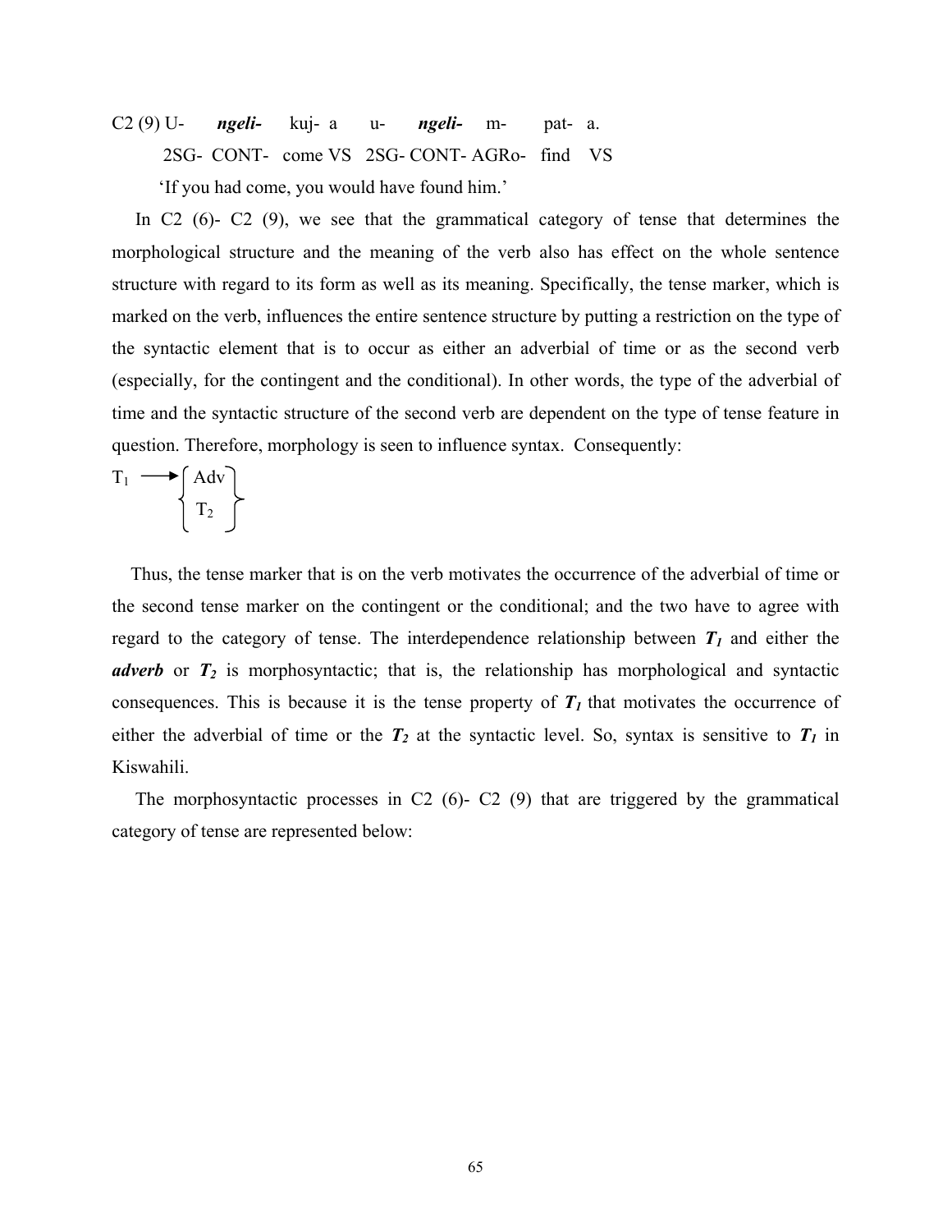C2 (9) U-  ***ngeli-***  kuj- a  u-  ***ngeli-***  m-  pat- a.

2SG- CONT- come VS 2SG- CONT- AGRo- find VS

'If you had come, you would have found him.'

In C2 (6)- C2 (9), we see that the grammatical category of tense that determines the morphological structure and the meaning of the verb also has effect on the whole sentence structure with regard to its form as well as its meaning. Specifically, the tense marker, which is marked on the verb, influences the entire sentence structure by putting a restriction on the type of the syntactic element that is to occur as either an adverbial of time or as the second verb (especially, for the contingent and the conditional). In other words, the type of the adverbial of time and the syntactic structure of the second verb are dependent on the type of tense feature in question. Therefore, morphology is seen to influence syntax. Consequently:

$$T_1 \longrightarrow \begin{Bmatrix} \text{Adv} \\ T_2 \end{Bmatrix}$$

Thus, the tense marker that is on the verb motivates the occurrence of the adverbial of time or the second tense marker on the contingent or the conditional; and the two have to agree with regard to the category of tense. The interdependence relationship between $\boldsymbol{T_1}$ and either the ***adverb*** or $\boldsymbol{T_2}$ is morphosyntactic; that is, the relationship has morphological and syntactic consequences. This is because it is the tense property of $\boldsymbol{T_1}$ that motivates the occurrence of either the adverbial of time or the $\boldsymbol{T_2}$ at the syntactic level. So, syntax is sensitive to $\boldsymbol{T_1}$ in Kiswahili.

The morphosyntactic processes in C2 (6)- C2 (9) that are triggered by the grammatical category of tense are represented below: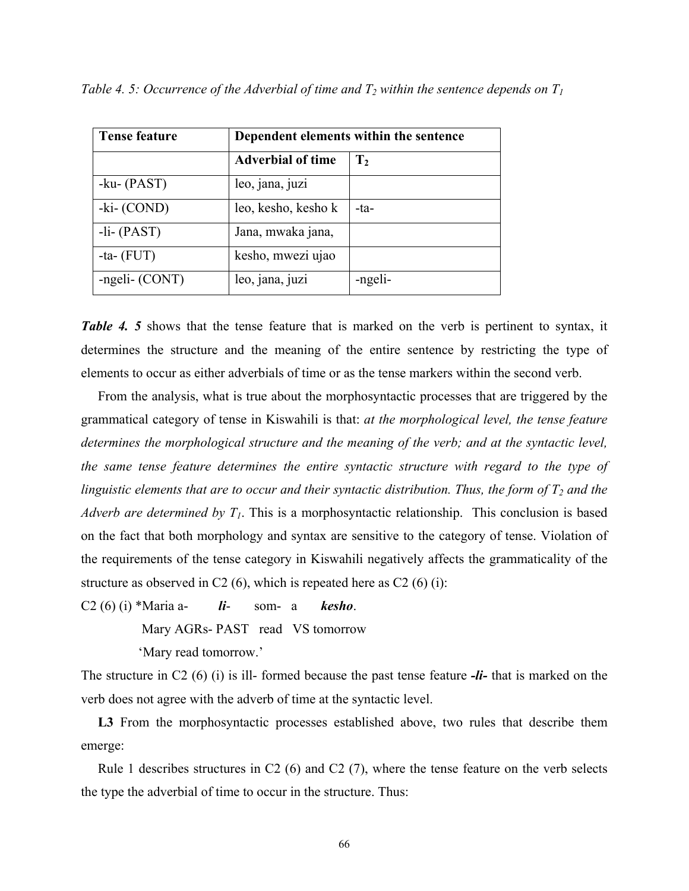*Table 4. 5: Occurrence of the Adverbial of time and $T_2$ within the sentence depends on $T_1$*

| **Tense feature** | **Dependent elements within the sentence** | |
|---|---|---|
| | **Adverbial of time** | **$T_2$** |
| -ku- (PAST) | leo, jana, juzi | |
| -ki- (COND) | leo, kesho, kesho k | -ta- |
| -li- (PAST) | Jana, mwaka jana, | |
| -ta- (FUT) | kesho, mwezi ujao | |
| -ngeli- (CONT) | leo, jana, juzi | -ngeli- |

***Table 4. 5*** shows that the tense feature that is marked on the verb is pertinent to syntax, it determines the structure and the meaning of the entire sentence by restricting the type of elements to occur as either adverbials of time or as the tense markers within the second verb.

From the analysis, what is true about the morphosyntactic processes that are triggered by the grammatical category of tense in Kiswahili is that: *at the morphological level, the tense feature determines the morphological structure and the meaning of the verb; and at the syntactic level, the same tense feature determines the entire syntactic structure with regard to the type of linguistic elements that are to occur and their syntactic distribution. Thus, the form of $T_2$ and the Adverb are determined by $T_1$*. This is a morphosyntactic relationship. This conclusion is based on the fact that both morphology and syntax are sensitive to the category of tense. Violation of the requirements of the tense category in Kiswahili negatively affects the grammaticality of the structure as observed in C2 (6), which is repeated here as C2 (6) (i):

C2 (6) (i) *Maria a- ***li***- som- a ***kesho***.
Mary AGRs- PAST read VS tomorrow
'Mary read tomorrow.'

The structure in C2 (6) (i) is ill- formed because the past tense feature ***-li-*** that is marked on the verb does not agree with the adverb of time at the syntactic level.

**L3** From the morphosyntactic processes established above, two rules that describe them emerge:

Rule 1 describes structures in C2 (6) and C2 (7), where the tense feature on the verb selects the type the adverbial of time to occur in the structure. Thus: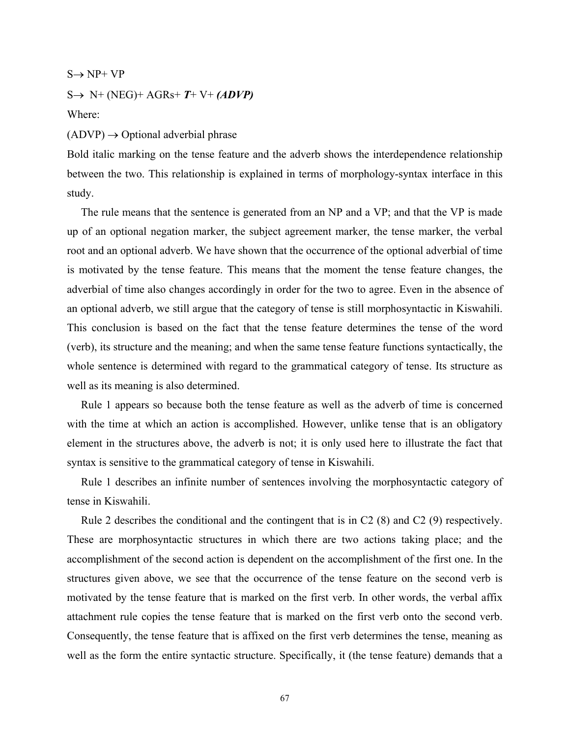S→ NP+ VP

S→  N+ (NEG)+ AGRs+ ***T***+ V+ ***(ADVP)***

Where:

(ADVP) → Optional adverbial phrase

Bold italic marking on the tense feature and the adverb shows the interdependence relationship between the two. This relationship is explained in terms of morphology-syntax interface in this study.

The rule means that the sentence is generated from an NP and a VP; and that the VP is made up of an optional negation marker, the subject agreement marker, the tense marker, the verbal root and an optional adverb. We have shown that the occurrence of the optional adverbial of time is motivated by the tense feature. This means that the moment the tense feature changes, the adverbial of time also changes accordingly in order for the two to agree. Even in the absence of an optional adverb, we still argue that the category of tense is still morphosyntactic in Kiswahili. This conclusion is based on the fact that the tense feature determines the tense of the word (verb), its structure and the meaning; and when the same tense feature functions syntactically, the whole sentence is determined with regard to the grammatical category of tense. Its structure as well as its meaning is also determined.

Rule 1 appears so because both the tense feature as well as the adverb of time is concerned with the time at which an action is accomplished. However, unlike tense that is an obligatory element in the structures above, the adverb is not; it is only used here to illustrate the fact that syntax is sensitive to the grammatical category of tense in Kiswahili.

Rule 1 describes an infinite number of sentences involving the morphosyntactic category of tense in Kiswahili.

Rule 2 describes the conditional and the contingent that is in C2 (8) and C2 (9) respectively. These are morphosyntactic structures in which there are two actions taking place; and the accomplishment of the second action is dependent on the accomplishment of the first one. In the structures given above, we see that the occurrence of the tense feature on the second verb is motivated by the tense feature that is marked on the first verb. In other words, the verbal affix attachment rule copies the tense feature that is marked on the first verb onto the second verb. Consequently, the tense feature that is affixed on the first verb determines the tense, meaning as well as the form the entire syntactic structure. Specifically, it (the tense feature) demands that a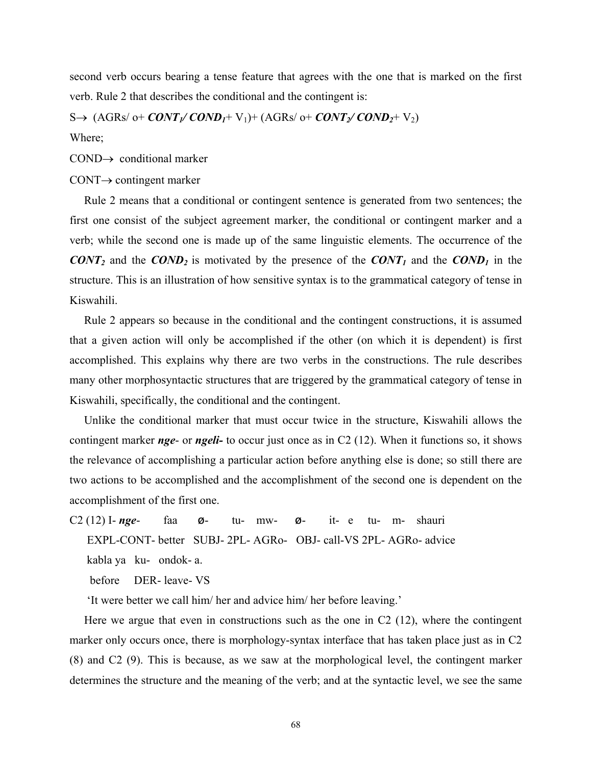second verb occurs bearing a tense feature that agrees with the one that is marked on the first verb. Rule 2 that describes the conditional and the contingent is:

S→ (AGRs/ o+ ***CONT₁/ COND₁***+ V₁)+ (AGRs/ o+ ***CONT₂/ COND₂***+ V₂)

Where;

COND→ conditional marker

CONT→ contingent marker

Rule 2 means that a conditional or contingent sentence is generated from two sentences; the first one consist of the subject agreement marker, the conditional or contingent marker and a verb; while the second one is made up of the same linguistic elements. The occurrence of the ***CONT₂*** and the ***COND₂*** is motivated by the presence of the ***CONT₁*** and the ***COND₁*** in the structure. This is an illustration of how sensitive syntax is to the grammatical category of tense in Kiswahili.

Rule 2 appears so because in the conditional and the contingent constructions, it is assumed that a given action will only be accomplished if the other (on which it is dependent) is first accomplished. This explains why there are two verbs in the constructions. The rule describes many other morphosyntactic structures that are triggered by the grammatical category of tense in Kiswahili, specifically, the conditional and the contingent.

Unlike the conditional marker that must occur twice in the structure, Kiswahili allows the contingent marker ***nge-*** or ***ngeli-*** to occur just once as in C2 (12). When it functions so, it shows the relevance of accomplishing a particular action before anything else is done; so still there are two actions to be accomplished and the accomplishment of the second one is dependent on the accomplishment of the first one.

C2 (12) I- ***nge***- faa ø- tu- mw- ø- it- e tu- m- shauri
EXPL-CONT- better SUBJ- 2PL- AGRo- OBJ- call-VS 2PL- AGRo- advice
kabla ya ku- ondok- a.
before DER- leave- VS
'It were better we call him/ her and advice him/ her before leaving.'

Here we argue that even in constructions such as the one in C2 (12), where the contingent marker only occurs once, there is morphology-syntax interface that has taken place just as in C2 (8) and C2 (9). This is because, as we saw at the morphological level, the contingent marker determines the structure and the meaning of the verb; and at the syntactic level, we see the same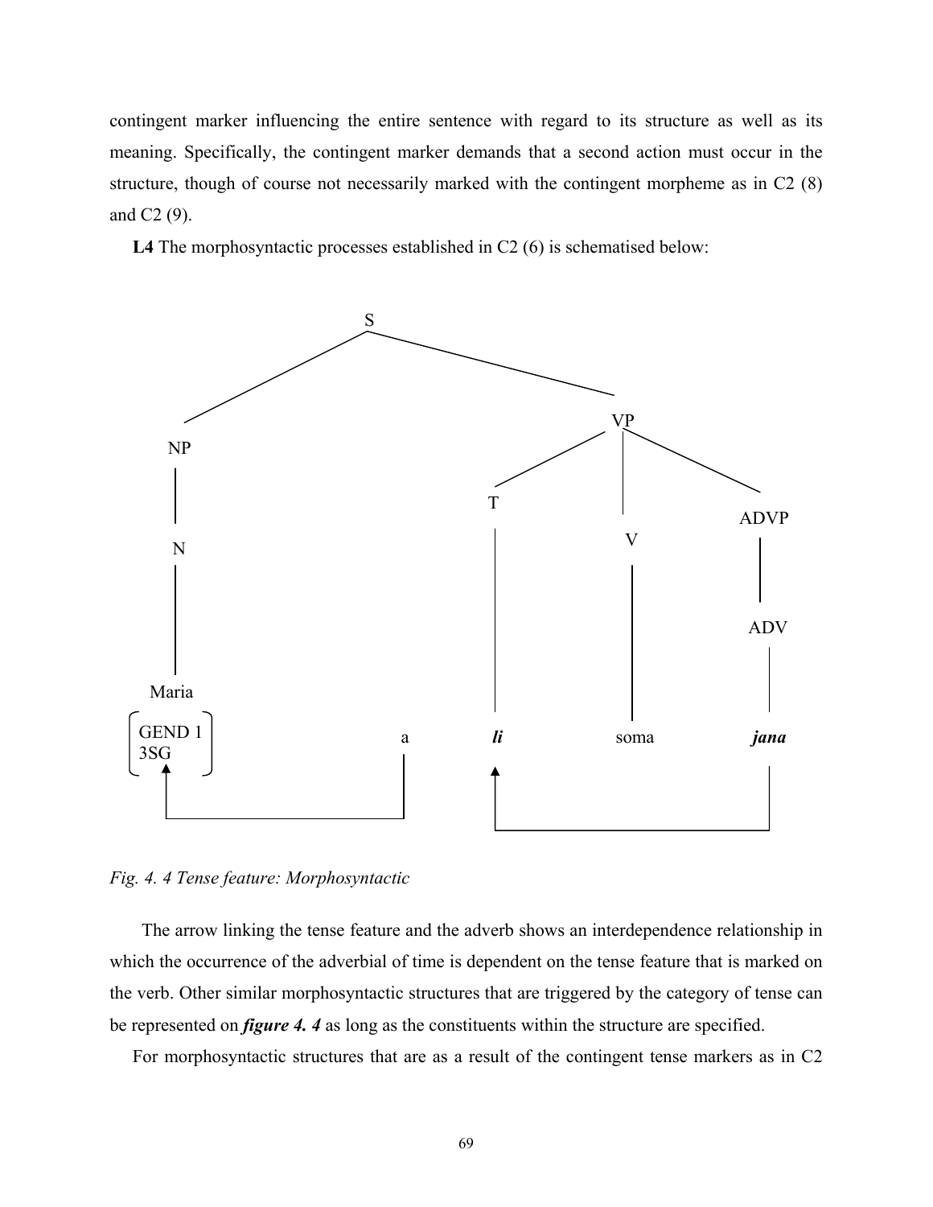contingent marker influencing the entire sentence with regard to its structure as well as its meaning. Specifically, the contingent marker demands that a second action must occur in the structure, though of course not necessarily marked with the contingent morpheme as in C2 (8) and C2 (9).

**L4** The morphosyntactic processes established in C2 (6) is schematised below:

```
                          S
                _________|_________________
               |                           |
              NP                           VP
               |                  _________|_________
               N                 |         |         |
               |                 T         V        ADVP
               |                 |         |         |
               |                 |         |        ADV
               |                 |         |         |
             Maria               |         |         |
          [GEND 1      a         li       soma      jana
           3SG  ]      |         ^                   |
             ^         |         |___________________|
             |_________|
```

*Fig. 4. 4 Tense feature: Morphosyntactic*

The arrow linking the tense feature and the adverb shows an interdependence relationship in which the occurrence of the adverbial of time is dependent on the tense feature that is marked on the verb. Other similar morphosyntactic structures that are triggered by the category of tense can be represented on ***figure 4. 4*** as long as the constituents within the structure are specified.

For morphosyntactic structures that are as a result of the contingent tense markers as in C2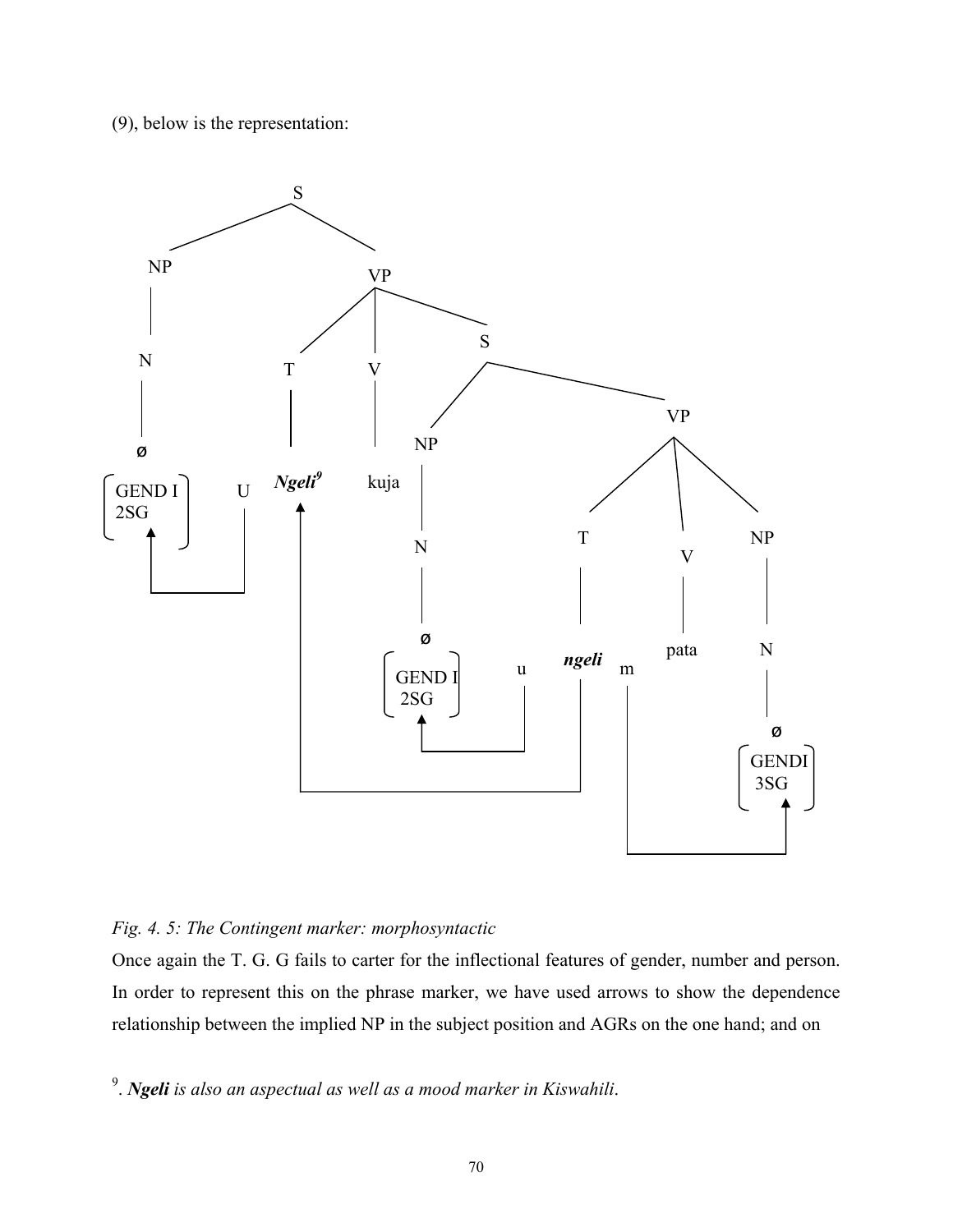(9), below is the representation:

Fig. 4. 5: *The Contingent marker: morphosyntactic*

Once again the T. G. G fails to carter for the inflectional features of gender, number and person. In order to represent this on the phrase marker, we have used arrows to show the dependence relationship between the implied NP in the subject position and AGRs on the one hand; and on

[9]. ***Ngeli*** *is also an aspectual as well as a mood marker in Kiswahili*.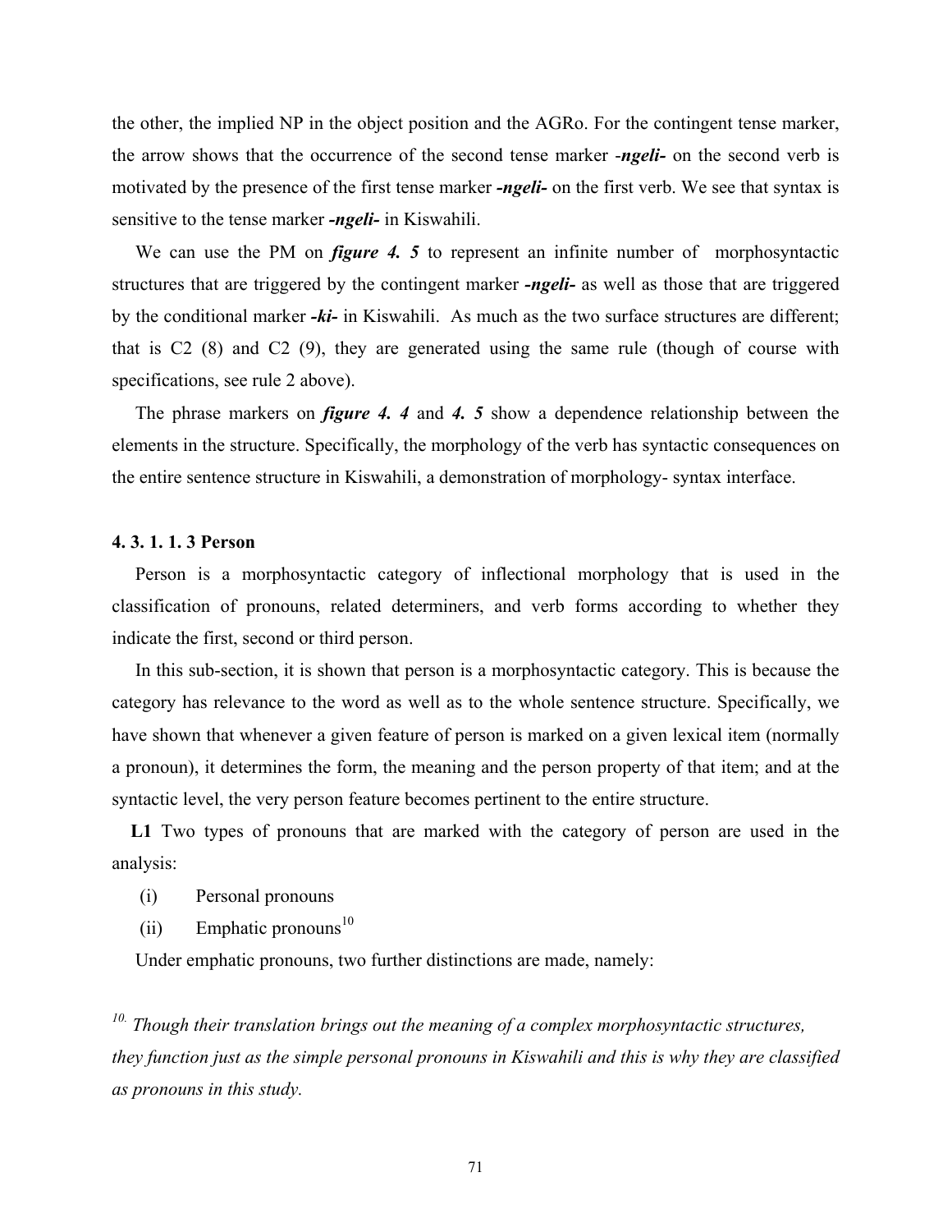the other, the implied NP in the object position and the AGRo. For the contingent tense marker, the arrow shows that the occurrence of the second tense marker -***ngeli-*** on the second verb is motivated by the presence of the first tense marker ***-ngeli-*** on the first verb. We see that syntax is sensitive to the tense marker ***-ngeli-*** in Kiswahili.

We can use the PM on ***figure 4. 5*** to represent an infinite number of morphosyntactic structures that are triggered by the contingent marker ***-ngeli-*** as well as those that are triggered by the conditional marker ***-ki-*** in Kiswahili. As much as the two surface structures are different; that is C2 (8) and C2 (9), they are generated using the same rule (though of course with specifications, see rule 2 above).

The phrase markers on ***figure 4. 4*** and ***4. 5*** show a dependence relationship between the elements in the structure. Specifically, the morphology of the verb has syntactic consequences on the entire sentence structure in Kiswahili, a demonstration of morphology- syntax interface.

#### 4. 3. 1. 1. 3 Person

Person is a morphosyntactic category of inflectional morphology that is used in the classification of pronouns, related determiners, and verb forms according to whether they indicate the first, second or third person.

In this sub-section, it is shown that person is a morphosyntactic category. This is because the category has relevance to the word as well as to the whole sentence structure. Specifically, we have shown that whenever a given feature of person is marked on a given lexical item (normally a pronoun), it determines the form, the meaning and the person property of that item; and at the syntactic level, the very person feature becomes pertinent to the entire structure.

**L1** Two types of pronouns that are marked with the category of person are used in the analysis:

(i) Personal pronouns

(ii) Emphatic pronouns[10]

Under emphatic pronouns, two further distinctions are made, namely:

*[10]. Though their translation brings out the meaning of a complex morphosyntactic structures, they function just as the simple personal pronouns in Kiswahili and this is why they are classified as pronouns in this study.*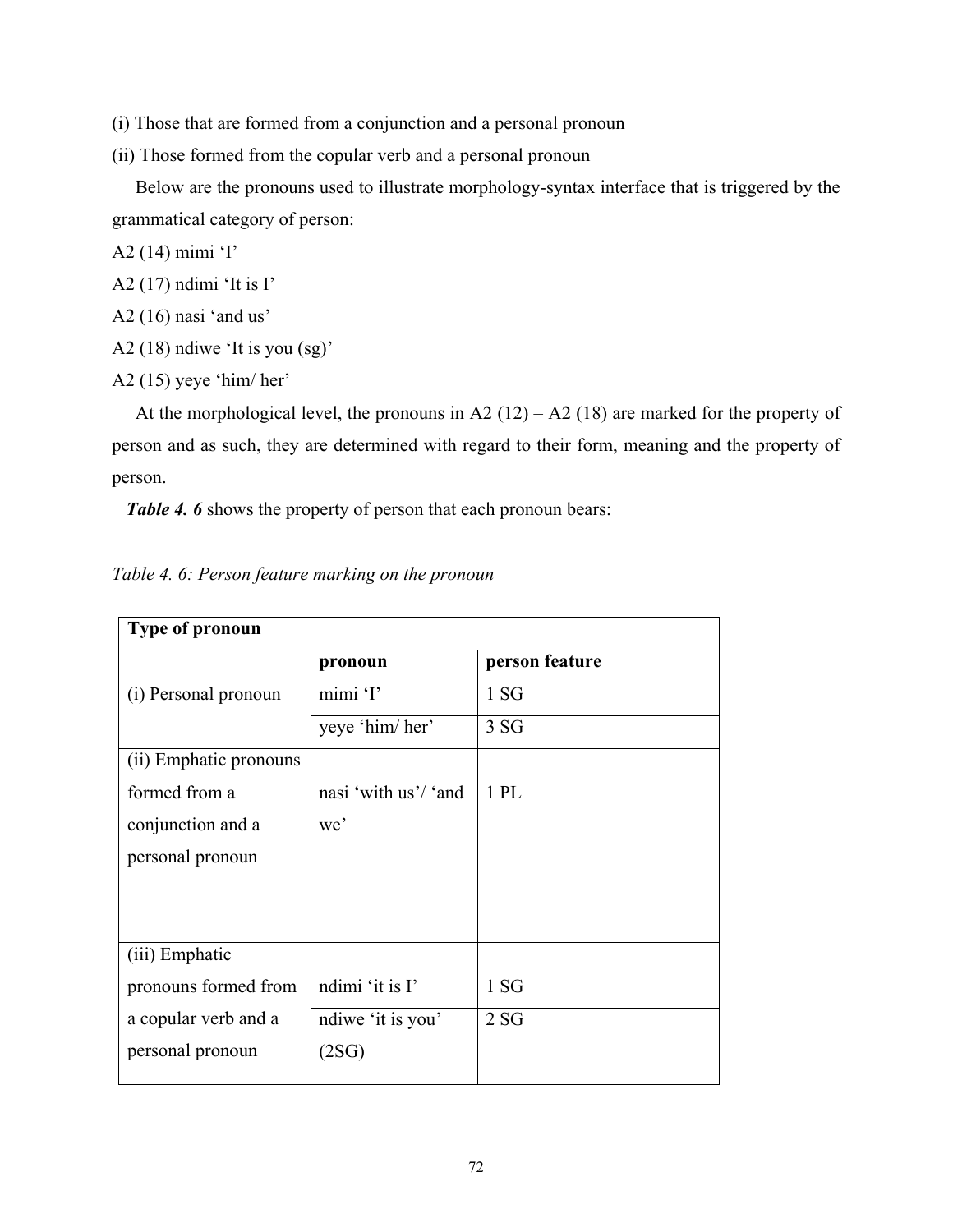(i) Those that are formed from a conjunction and a personal pronoun

(ii) Those formed from the copular verb and a personal pronoun

Below are the pronouns used to illustrate morphology-syntax interface that is triggered by the grammatical category of person:

A2 (14) mimi ‘I’

A2 (17) ndimi ‘It is I’

A2 (16) nasi ‘and us’

A2 (18) ndiwe ‘It is you (sg)’

A2 (15) yeye ‘him/ her’

At the morphological level, the pronouns in A2 (12) – A2 (18) are marked for the property of person and as such, they are determined with regard to their form, meaning and the property of person.

***Table 4. 6*** shows the property of person that each pronoun bears:

*Table 4. 6: Person feature marking on the pronoun*

| **Type of pronoun** | | |
|---|---|---|
| | **pronoun** | **person feature** |
| (i) Personal pronoun | mimi ‘I’ | 1 SG |
| | yeye ‘him/ her’ | 3 SG |
| (ii) Emphatic pronouns formed from a conjunction and a personal pronoun | nasi ‘with us’/ ‘and we’ | 1 PL |
| (iii) Emphatic pronouns formed from a copular verb and a personal pronoun | ndimi ‘it is I’ | 1 SG |
| | ndiwe ‘it is you’ (2SG) | 2 SG |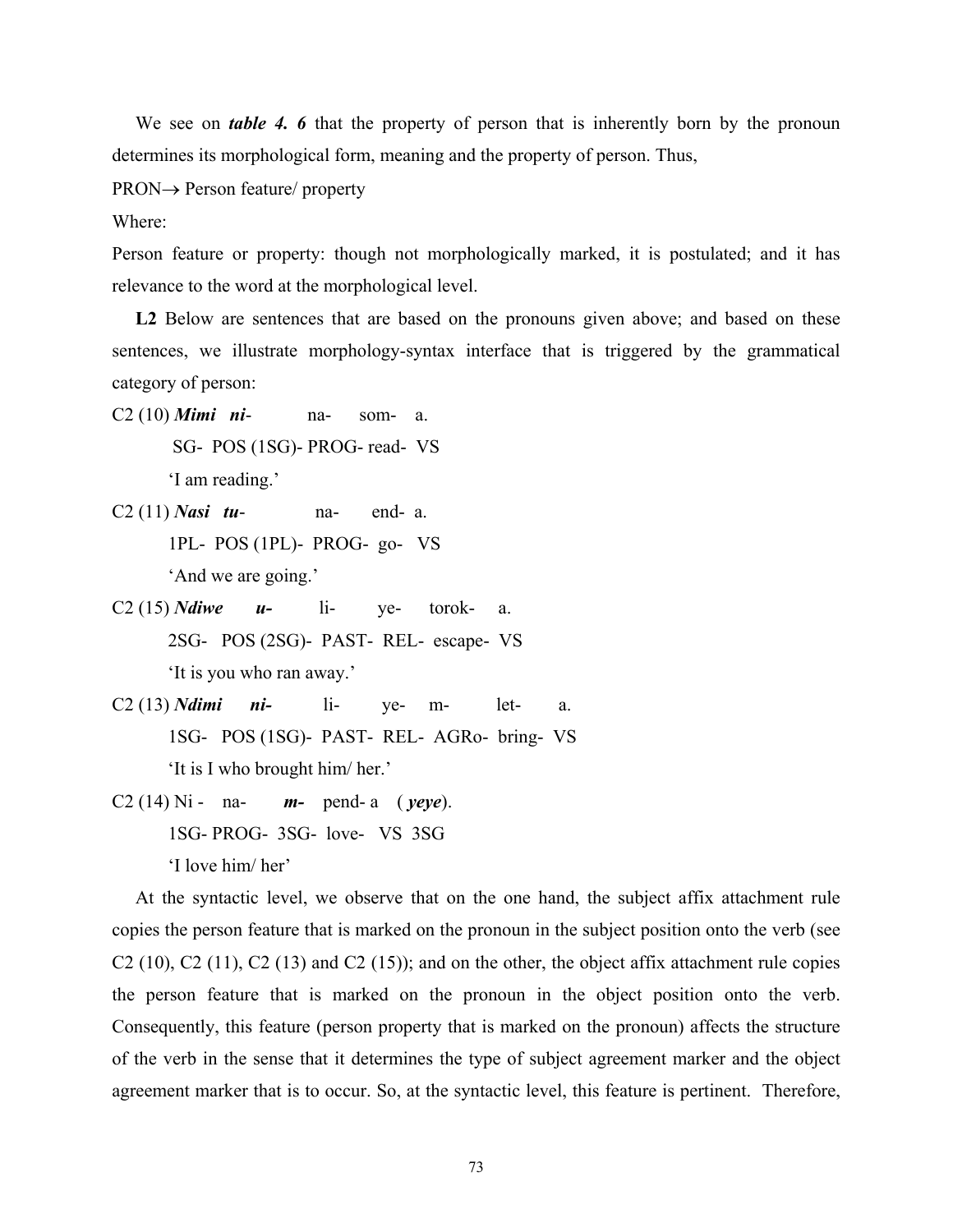We see on ***table 4. 6*** that the property of person that is inherently born by the pronoun determines its morphological form, meaning and the property of person. Thus,

PRON→ Person feature/ property

Where:

Person feature or property: though not morphologically marked, it is postulated; and it has relevance to the word at the morphological level.

**L2** Below are sentences that are based on the pronouns given above; and based on these sentences, we illustrate morphology-syntax interface that is triggered by the grammatical category of person:

C2 (10) ***Mimi ni-*** na- som- a.
SG- POS (1SG)- PROG- read- VS
'I am reading.'

C2 (11) ***Nasi tu-*** na- end- a.
1PL- POS (1PL)- PROG- go- VS
'And we are going.'

C2 (15) ***Ndiwe u-*** li- ye- torok- a.
2SG- POS (2SG)- PAST- REL- escape- VS
'It is you who ran away.'

C2 (13) ***Ndimi ni-*** li- ye- m- let- a.
1SG- POS (1SG)- PAST- REL- AGRo- bring- VS
'It is I who brought him/ her.'

C2 (14) Ni - na- ***m-*** pend- a ( ***yeye***).
1SG- PROG- 3SG- love- VS 3SG
'I love him/ her'

At the syntactic level, we observe that on the one hand, the subject affix attachment rule copies the person feature that is marked on the pronoun in the subject position onto the verb (see C2 (10), C2 (11), C2 (13) and C2 (15)); and on the other, the object affix attachment rule copies the person feature that is marked on the pronoun in the object position onto the verb. Consequently, this feature (person property that is marked on the pronoun) affects the structure of the verb in the sense that it determines the type of subject agreement marker and the object agreement marker that is to occur. So, at the syntactic level, this feature is pertinent. Therefore,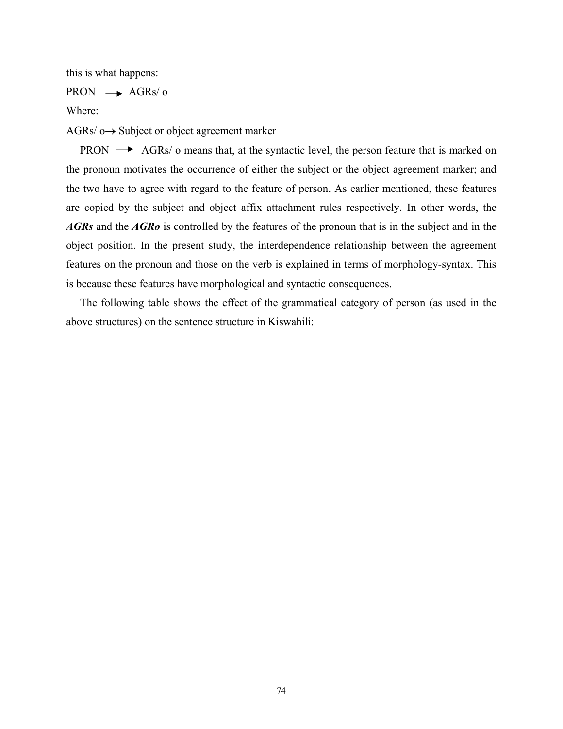this is what happens:

PRON $\longrightarrow$ AGRs/ o

Where:

AGRs/ o$\rightarrow$ Subject or object agreement marker

PRON $\longrightarrow$ AGRs/ o means that, at the syntactic level, the person feature that is marked on the pronoun motivates the occurrence of either the subject or the object agreement marker; and the two have to agree with regard to the feature of person. As earlier mentioned, these features are copied by the subject and object affix attachment rules respectively. In other words, the ***AGRs*** and the ***AGRo*** is controlled by the features of the pronoun that is in the subject and in the object position. In the present study, the interdependence relationship between the agreement features on the pronoun and those on the verb is explained in terms of morphology-syntax. This is because these features have morphological and syntactic consequences.

The following table shows the effect of the grammatical category of person (as used in the above structures) on the sentence structure in Kiswahili: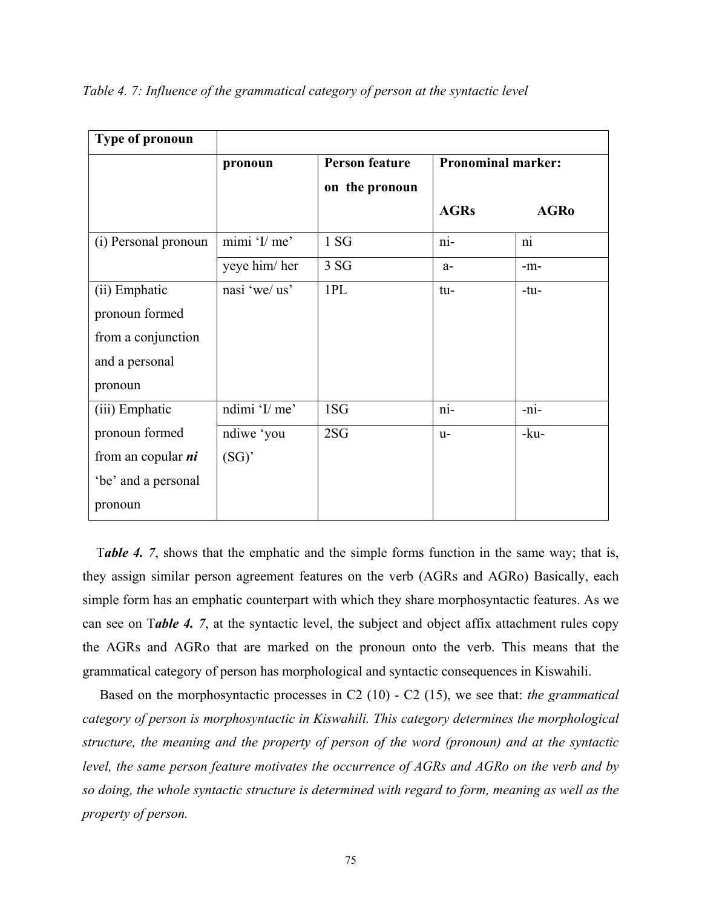*Table 4. 7: Influence of the grammatical category of person at the syntactic level*

| **Type of pronoun** | | | | |
|---|---|---|---|---|
| | **pronoun** | **Person feature on the pronoun** | **Pronominal marker:** **AGRs** | **AGRo** |
| (i) Personal pronoun | mimi 'I/ me' | 1 SG | ni- | ni |
| | yeye him/ her | 3 SG | a- | -m- |
| (ii) Emphatic pronoun formed from a conjunction and a personal pronoun | nasi 'we/ us' | 1PL | tu- | -tu- |
| (iii) Emphatic pronoun formed from an copular ***ni*** 'be' and a personal pronoun | ndimi 'I/ me' | 1SG | ni- | -ni- |
| | ndiwe 'you (SG)' | 2SG | u- | -ku- |

T***able 4. 7***, shows that the emphatic and the simple forms function in the same way; that is, they assign similar person agreement features on the verb (AGRs and AGRo) Basically, each simple form has an emphatic counterpart with which they share morphosyntactic features. As we can see on T***able 4. 7***, at the syntactic level, the subject and object affix attachment rules copy the AGRs and AGRo that are marked on the pronoun onto the verb. This means that the grammatical category of person has morphological and syntactic consequences in Kiswahili.

Based on the morphosyntactic processes in C2 (10) - C2 (15), we see that: *the grammatical category of person is morphosyntactic in Kiswahili. This category determines the morphological structure, the meaning and the property of person of the word (pronoun) and at the syntactic level, the same person feature motivates the occurrence of AGRs and AGRo on the verb and by so doing, the whole syntactic structure is determined with regard to form, meaning as well as the property of person.*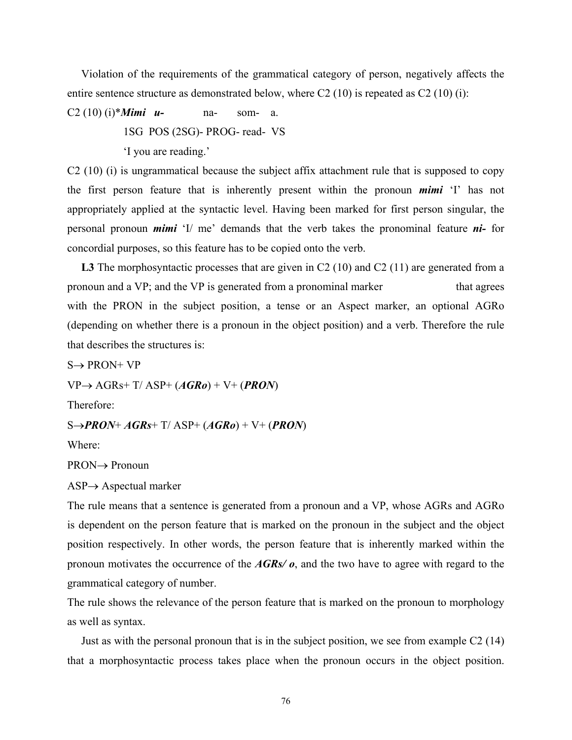Violation of the requirements of the grammatical category of person, negatively affects the entire sentence structure as demonstrated below, where C2 (10) is repeated as C2 (10) (i):

C2 (10) (i)****Mimi*** ***u-*** na- som- a.

1SG POS (2SG)- PROG- read- VS

'I you are reading.'

C2 (10) (i) is ungrammatical because the subject affix attachment rule that is supposed to copy the first person feature that is inherently present within the pronoun ***mimi*** 'I' has not appropriately applied at the syntactic level. Having been marked for first person singular, the personal pronoun ***mimi*** 'I/ me' demands that the verb takes the pronominal feature ***ni-*** for concordial purposes, so this feature has to be copied onto the verb.

**L3** The morphosyntactic processes that are given in C2 (10) and C2 (11) are generated from a pronoun and a VP; and the VP is generated from a pronominal marker that agrees with the PRON in the subject position, a tense or an Aspect marker, an optional AGRo (depending on whether there is a pronoun in the object position) and a verb. Therefore the rule that describes the structures is:

S→ PRON+ VP

VP→ AGRs+ T/ ASP+ (***AGRo***) + V+ (***PRON***)

Therefore:

S→***PRON***+ ***AGRs***+ T/ ASP+ (***AGRo***) + V+ (***PRON***)

Where:

PRON→ Pronoun

ASP→ Aspectual marker

The rule means that a sentence is generated from a pronoun and a VP, whose AGRs and AGRo is dependent on the person feature that is marked on the pronoun in the subject and the object position respectively. In other words, the person feature that is inherently marked within the pronoun motivates the occurrence of the ***AGRs/ o***, and the two have to agree with regard to the grammatical category of number.

The rule shows the relevance of the person feature that is marked on the pronoun to morphology as well as syntax.

Just as with the personal pronoun that is in the subject position, we see from example C2 (14) that a morphosyntactic process takes place when the pronoun occurs in the object position.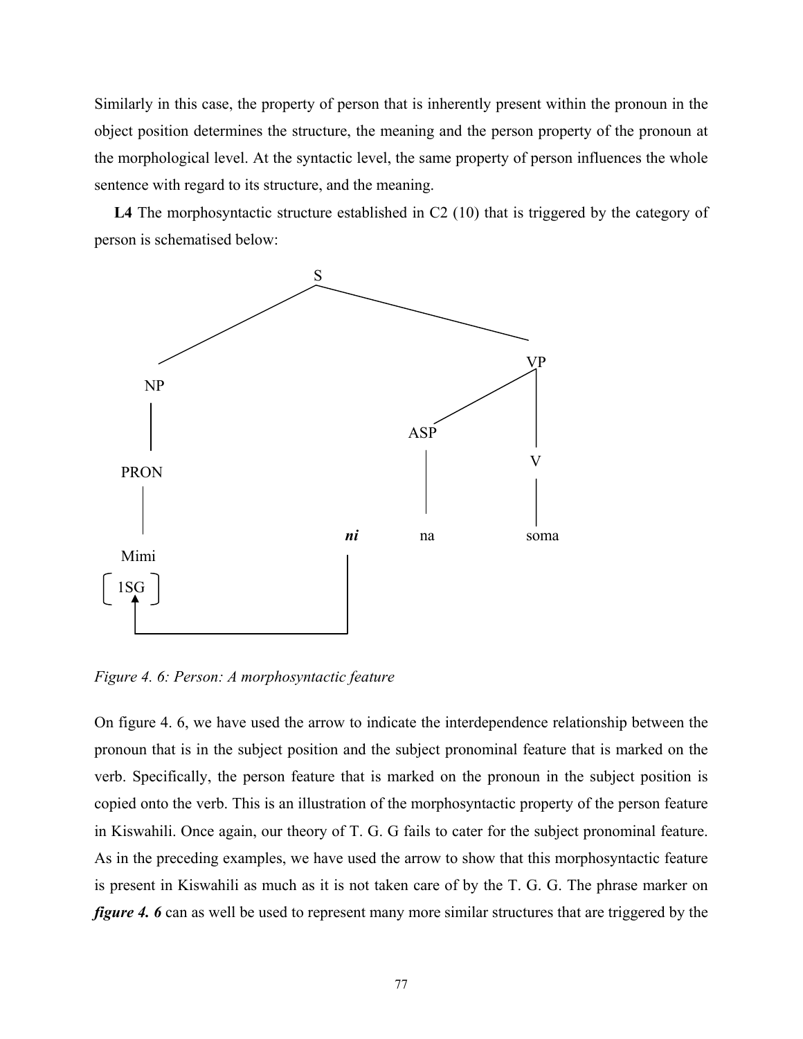Similarly in this case, the property of person that is inherently present within the pronoun in the object position determines the structure, the meaning and the person property of the pronoun at the morphological level. At the syntactic level, the same property of person influences the whole sentence with regard to its structure, and the meaning.

**L4** The morphosyntactic structure established in C2 (10) that is triggered by the category of person is schematised below:

```
                    S
          /                  \
        NP                    VP
        |                   /    \
       PRON               ASP     V
        |                  |      |
       Mimi        ni      na    soma
      [1SG]         |
        ^___________|
```

*Figure 4. 6: Person: A morphosyntactic feature*

On figure 4. 6, we have used the arrow to indicate the interdependence relationship between the pronoun that is in the subject position and the subject pronominal feature that is marked on the verb. Specifically, the person feature that is marked on the pronoun in the subject position is copied onto the verb. This is an illustration of the morphosyntactic property of the person feature in Kiswahili. Once again, our theory of T. G. G fails to cater for the subject pronominal feature. As in the preceding examples, we have used the arrow to show that this morphosyntactic feature is present in Kiswahili as much as it is not taken care of by the T. G. G. The phrase marker on ***figure 4. 6*** can as well be used to represent many more similar structures that are triggered by the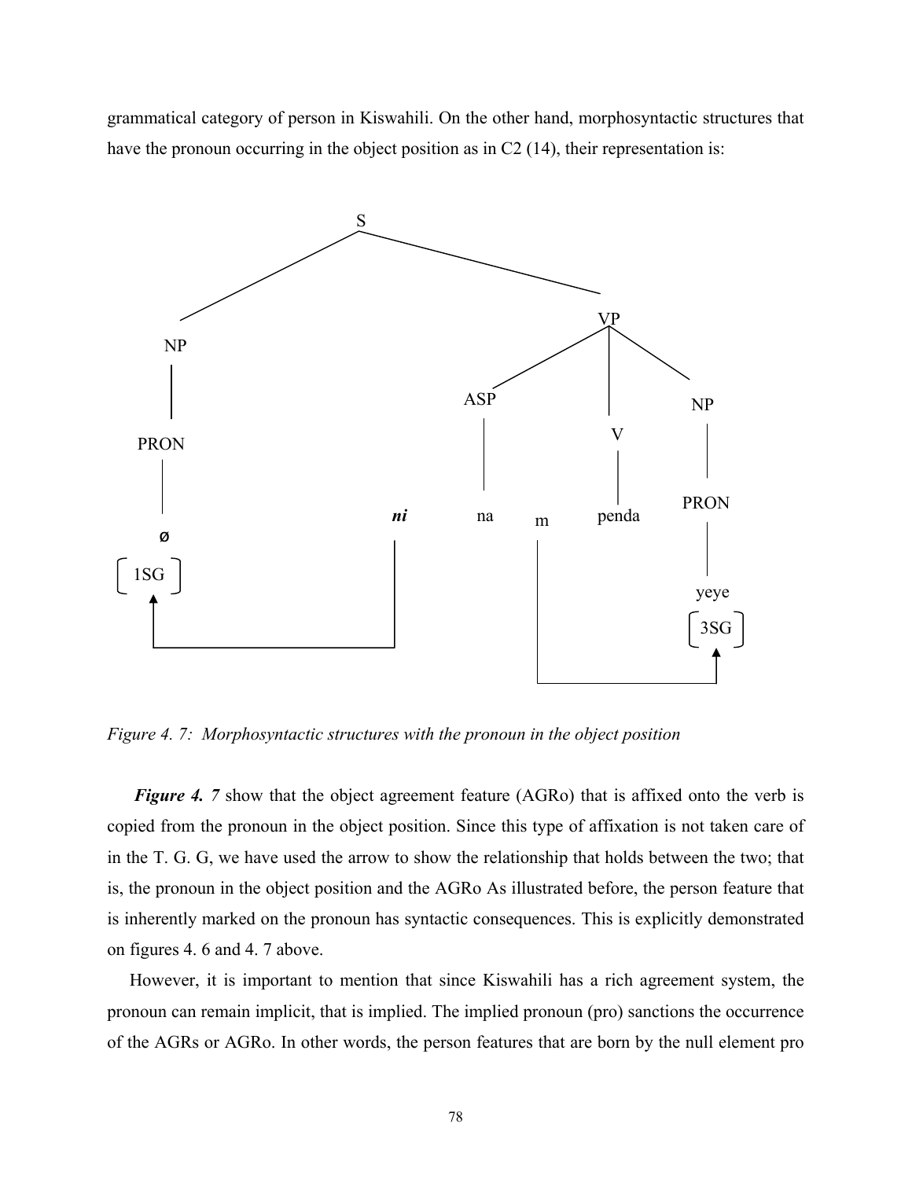grammatical category of person in Kiswahili. On the other hand, morphosyntactic structures that have the pronoun occurring in the object position as in C2 (14), their representation is:

```
                    S
          __________|__________
         |                     |
         NP                    VP
         |              _______|_______
        PRON           |       |       |
         |            ASP      V       NP
         ø             |       |       |
       [1SG]    ni     na  m  penda   PRON
         ^      |          |           |
         |______|          |          yeye
                           |          [3SG]
                           |            ^
                           |____________|
```

*Figure 4. 7: Morphosyntactic structures with the pronoun in the object position*

***Figure 4. 7*** show that the object agreement feature (AGRo) that is affixed onto the verb is copied from the pronoun in the object position. Since this type of affixation is not taken care of in the T. G. G, we have used the arrow to show the relationship that holds between the two; that is, the pronoun in the object position and the AGRo As illustrated before, the person feature that is inherently marked on the pronoun has syntactic consequences. This is explicitly demonstrated on figures 4. 6 and 4. 7 above.

However, it is important to mention that since Kiswahili has a rich agreement system, the pronoun can remain implicit, that is implied. The implied pronoun (pro) sanctions the occurrence of the AGRs or AGRo. In other words, the person features that are born by the null element pro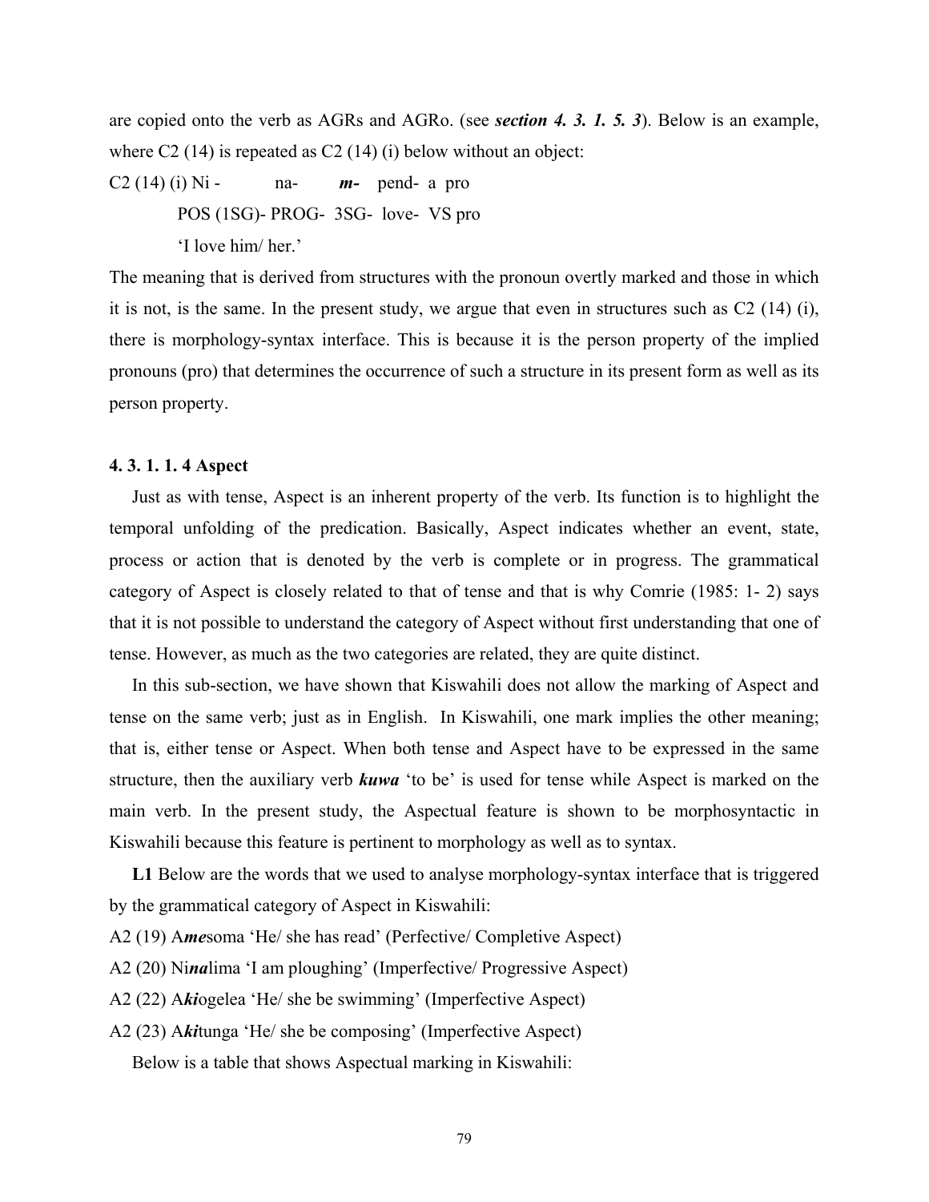are copied onto the verb as AGRs and AGRo. (see ***section 4. 3. 1. 5. 3***). Below is an example, where C2 (14) is repeated as C2 (14) (i) below without an object:

C2 (14) (i) Ni - na- ***m-*** pend- a pro

POS (1SG)- PROG- 3SG- love- VS pro

'I love him/ her.'

The meaning that is derived from structures with the pronoun overtly marked and those in which it is not, is the same. In the present study, we argue that even in structures such as C2 (14) (i), there is morphology-syntax interface. This is because it is the person property of the implied pronouns (pro) that determines the occurrence of such a structure in its present form as well as its person property.

#### 4. 3. 1. 1. 4 Aspect

Just as with tense, Aspect is an inherent property of the verb. Its function is to highlight the temporal unfolding of the predication. Basically, Aspect indicates whether an event, state, process or action that is denoted by the verb is complete or in progress. The grammatical category of Aspect is closely related to that of tense and that is why Comrie (1985: 1- 2) says that it is not possible to understand the category of Aspect without first understanding that one of tense. However, as much as the two categories are related, they are quite distinct.

In this sub-section, we have shown that Kiswahili does not allow the marking of Aspect and tense on the same verb; just as in English. In Kiswahili, one mark implies the other meaning; that is, either tense or Aspect. When both tense and Aspect have to be expressed in the same structure, then the auxiliary verb ***kuwa*** 'to be' is used for tense while Aspect is marked on the main verb. In the present study, the Aspectual feature is shown to be morphosyntactic in Kiswahili because this feature is pertinent to morphology as well as to syntax.

**L1** Below are the words that we used to analyse morphology-syntax interface that is triggered by the grammatical category of Aspect in Kiswahili:

A2 (19) A***me***soma 'He/ she has read' (Perfective/ Completive Aspect)

A2 (20) Ni***na***lima 'I am ploughing' (Imperfective/ Progressive Aspect)

A2 (22) A***ki***ogelea 'He/ she be swimming' (Imperfective Aspect)

A2 (23) A***ki***tunga 'He/ she be composing' (Imperfective Aspect)

Below is a table that shows Aspectual marking in Kiswahili: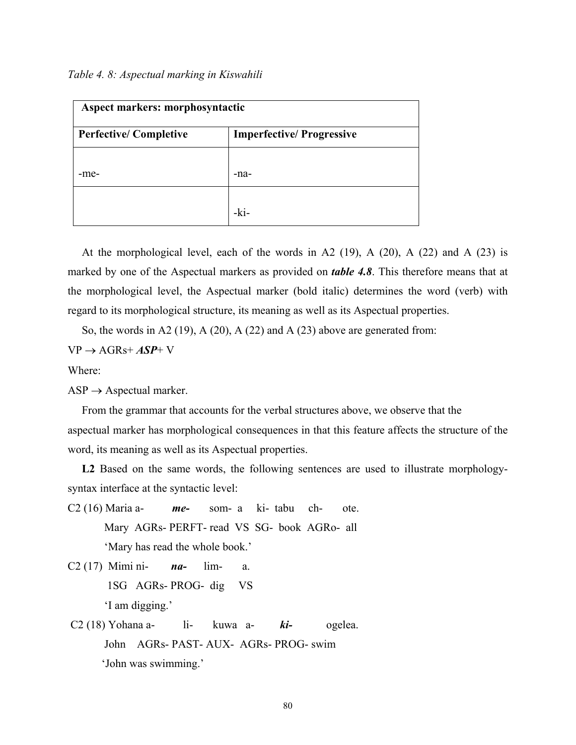*Table 4. 8: Aspectual marking in Kiswahili*

| **Aspect markers: morphosyntactic** | |
|---|---|
| **Perfective/ Completive** | **Imperfective/ Progressive** |
| -me- | -na- |
| | -ki- |

At the morphological level, each of the words in A2 (19), A (20), A (22) and A (23) is marked by one of the Aspectual markers as provided on ***table 4.8***. This therefore means that at the morphological level, the Aspectual marker (bold italic) determines the word (verb) with regard to its morphological structure, its meaning as well as its Aspectual properties.

So, the words in A2 (19), A (20), A (22) and A (23) above are generated from:

VP → AGRs+ ***ASP***+ V

Where:

ASP → Aspectual marker.

From the grammar that accounts for the verbal structures above, we observe that the aspectual marker has morphological consequences in that this feature affects the structure of the word, its meaning as well as its Aspectual properties.

**L2** Based on the same words, the following sentences are used to illustrate morphology-syntax interface at the syntactic level:

C2 (16) Maria a- ***me-*** som- a ki- tabu ch- ote.
Mary AGRs- PERFT- read VS SG- book AGRo- all
'Mary has read the whole book.'

C2 (17) Mimi ni- ***na-*** lim- a.
1SG AGRs- PROG- dig VS
'I am digging.'

C2 (18) Yohana a- li- kuwa a- ***ki-*** ogelea.
John AGRs- PAST- AUX- AGRs- PROG- swim
'John was swimming.'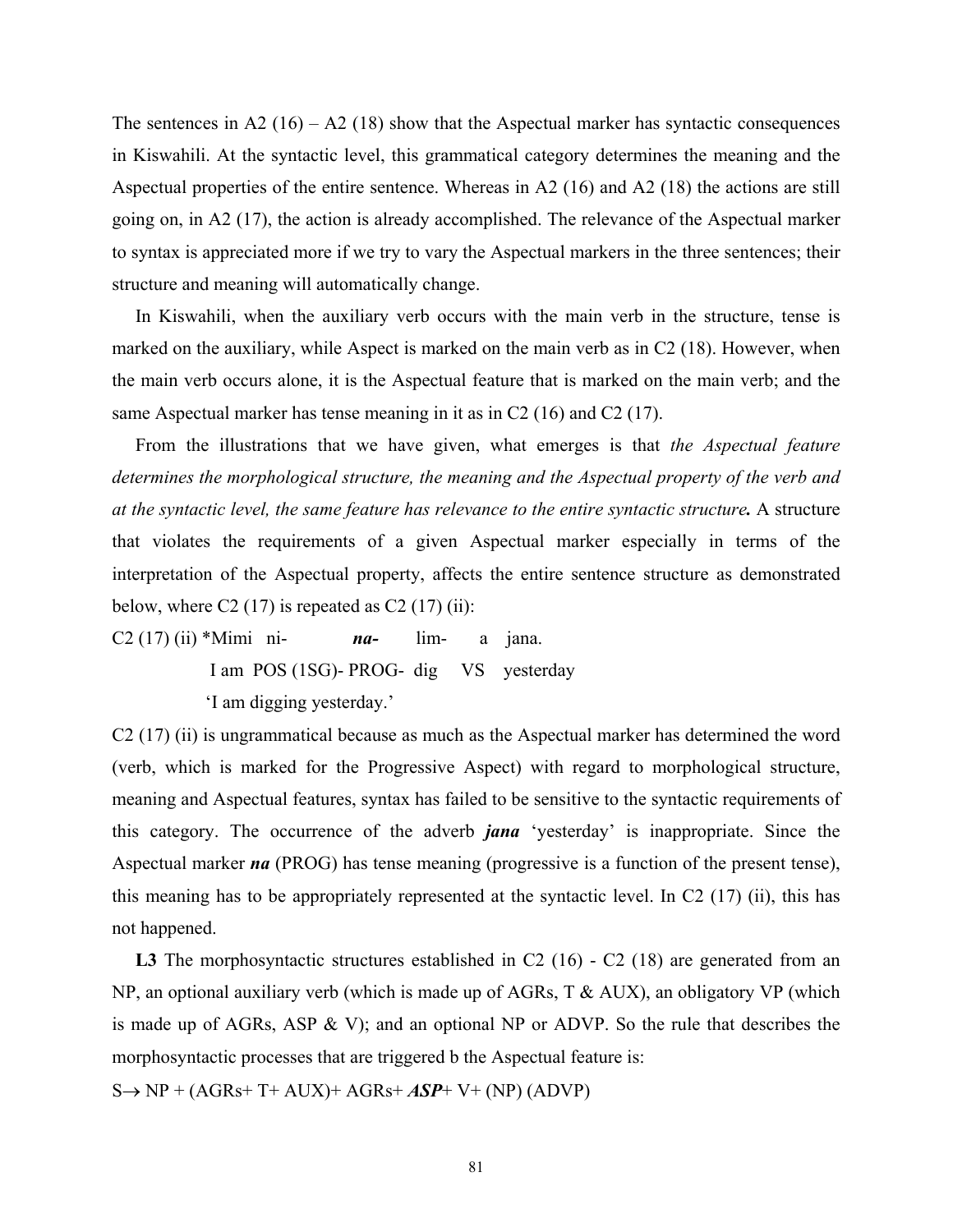The sentences in A2 (16) – A2 (18) show that the Aspectual marker has syntactic consequences in Kiswahili. At the syntactic level, this grammatical category determines the meaning and the Aspectual properties of the entire sentence. Whereas in A2 (16) and A2 (18) the actions are still going on, in A2 (17), the action is already accomplished. The relevance of the Aspectual marker to syntax is appreciated more if we try to vary the Aspectual markers in the three sentences; their structure and meaning will automatically change.

In Kiswahili, when the auxiliary verb occurs with the main verb in the structure, tense is marked on the auxiliary, while Aspect is marked on the main verb as in C2 (18). However, when the main verb occurs alone, it is the Aspectual feature that is marked on the main verb; and the same Aspectual marker has tense meaning in it as in C2 (16) and C2 (17).

From the illustrations that we have given, what emerges is that *the Aspectual feature determines the morphological structure, the meaning and the Aspectual property of the verb and at the syntactic level, the same feature has relevance to the entire syntactic structure.* A structure that violates the requirements of a given Aspectual marker especially in terms of the interpretation of the Aspectual property, affects the entire sentence structure as demonstrated below, where C2 (17) is repeated as C2 (17) (ii):

C2 (17) (ii) *Mimi ni- ***na-*** lim- a jana.
I am POS (1SG)- PROG- dig VS yesterday
'I am digging yesterday.'

C2 (17) (ii) is ungrammatical because as much as the Aspectual marker has determined the word (verb, which is marked for the Progressive Aspect) with regard to morphological structure, meaning and Aspectual features, syntax has failed to be sensitive to the syntactic requirements of this category. The occurrence of the adverb ***jana*** 'yesterday' is inappropriate. Since the Aspectual marker ***na*** (PROG) has tense meaning (progressive is a function of the present tense), this meaning has to be appropriately represented at the syntactic level. In C2 (17) (ii), this has not happened.

**L3** The morphosyntactic structures established in C2 (16) - C2 (18) are generated from an NP, an optional auxiliary verb (which is made up of AGRs, T & AUX), an obligatory VP (which is made up of AGRs, ASP & V); and an optional NP or ADVP. So the rule that describes the morphosyntactic processes that are triggered b the Aspectual feature is:

S→ NP + (AGRs+ T+ AUX)+ AGRs+ ***ASP***+ V+ (NP) (ADVP)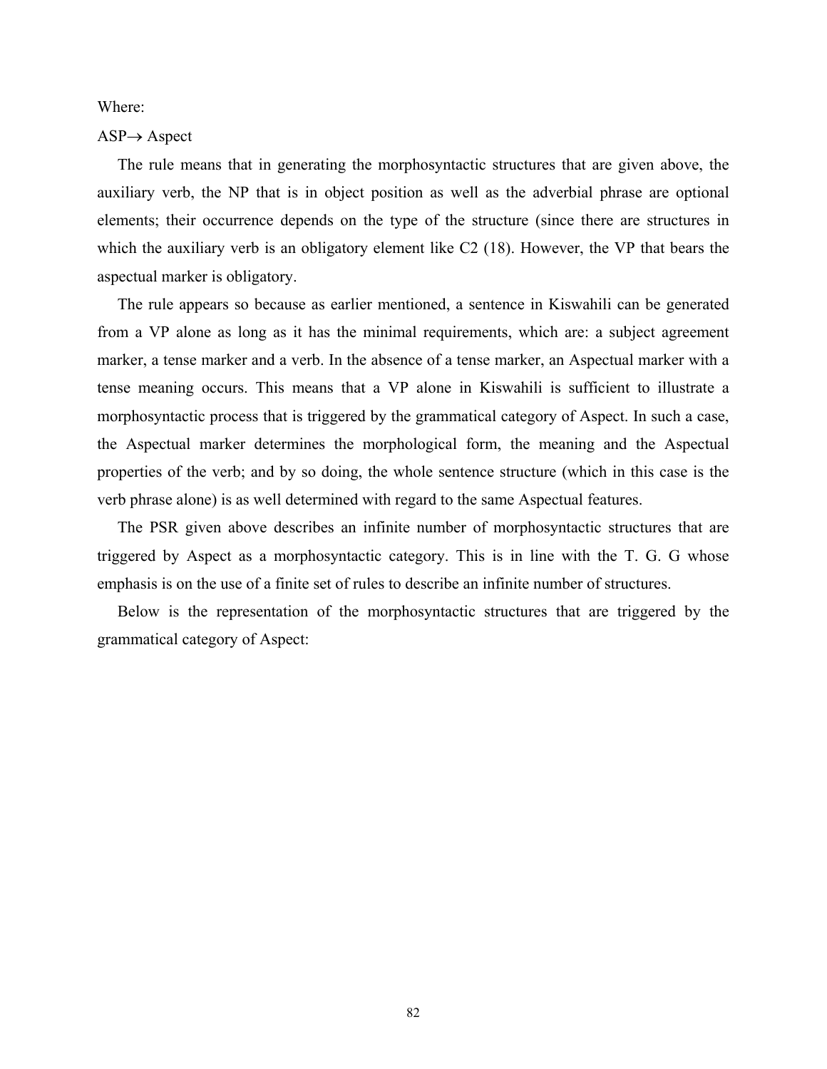Where:

ASP→ Aspect

The rule means that in generating the morphosyntactic structures that are given above, the auxiliary verb, the NP that is in object position as well as the adverbial phrase are optional elements; their occurrence depends on the type of the structure (since there are structures in which the auxiliary verb is an obligatory element like C2 (18). However, the VP that bears the aspectual marker is obligatory.

The rule appears so because as earlier mentioned, a sentence in Kiswahili can be generated from a VP alone as long as it has the minimal requirements, which are: a subject agreement marker, a tense marker and a verb. In the absence of a tense marker, an Aspectual marker with a tense meaning occurs. This means that a VP alone in Kiswahili is sufficient to illustrate a morphosyntactic process that is triggered by the grammatical category of Aspect. In such a case, the Aspectual marker determines the morphological form, the meaning and the Aspectual properties of the verb; and by so doing, the whole sentence structure (which in this case is the verb phrase alone) is as well determined with regard to the same Aspectual features.

The PSR given above describes an infinite number of morphosyntactic structures that are triggered by Aspect as a morphosyntactic category. This is in line with the T. G. G whose emphasis is on the use of a finite set of rules to describe an infinite number of structures.

Below is the representation of the morphosyntactic structures that are triggered by the grammatical category of Aspect: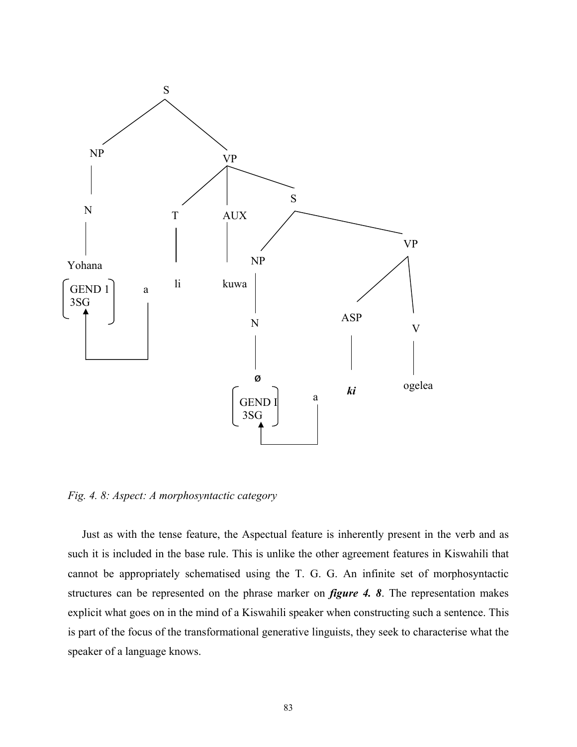```
                    S
                  /   \
                NP     VP
                |     / |  \
                N    T  AUX  S
                |    |   |   /  \
           Yohana   li  kuwa NP   VP
         [GEND 1]  a         |    /  \
         [3SG   ]            N  ASP   V
            ^      |         |   |    |
            |______|         ø   ki  ogelea
                         [GEND I]  a
                         [3SG   ]
                            ^      |
                            |______|
```

*Fig. 4. 8: Aspect: A morphosyntactic category*

Just as with the tense feature, the Aspectual feature is inherently present in the verb and as such it is included in the base rule. This is unlike the other agreement features in Kiswahili that cannot be appropriately schematised using the T. G. G. An infinite set of morphosyntactic structures can be represented on the phrase marker on ***figure 4. 8***. The representation makes explicit what goes on in the mind of a Kiswahili speaker when constructing such a sentence. This is part of the focus of the transformational generative linguists, they seek to characterise what the speaker of a language knows.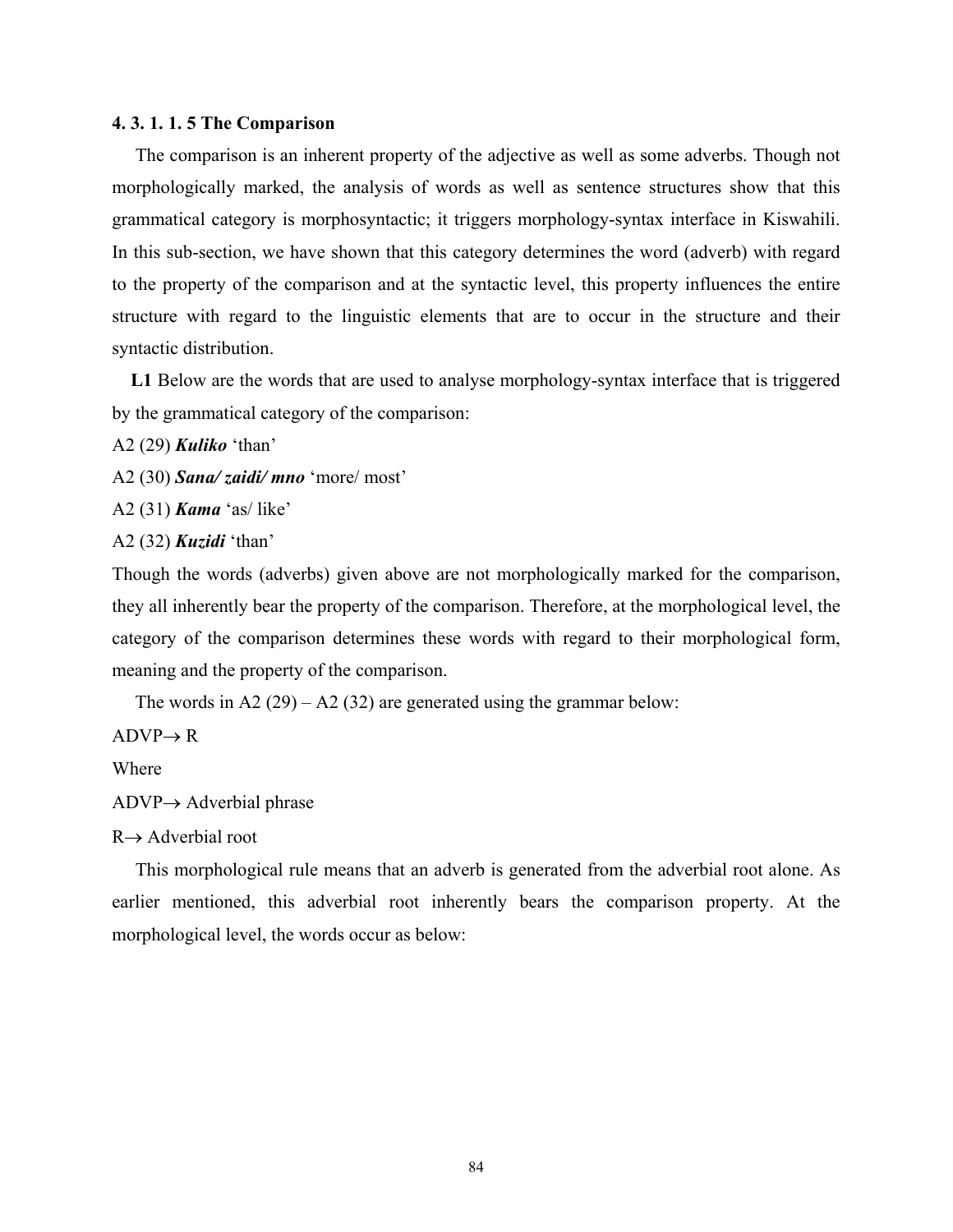#### 4. 3. 1. 1. 5 The Comparison

The comparison is an inherent property of the adjective as well as some adverbs. Though not morphologically marked, the analysis of words as well as sentence structures show that this grammatical category is morphosyntactic; it triggers morphology-syntax interface in Kiswahili. In this sub-section, we have shown that this category determines the word (adverb) with regard to the property of the comparison and at the syntactic level, this property influences the entire structure with regard to the linguistic elements that are to occur in the structure and their syntactic distribution.

**L1** Below are the words that are used to analyse morphology-syntax interface that is triggered by the grammatical category of the comparison:

A2 (29) ***Kuliko*** 'than'

A2 (30) ***Sana/ zaidi/ mno*** 'more/ most'

A2 (31) ***Kama*** 'as/ like'

A2 (32) ***Kuzidi*** 'than'

Though the words (adverbs) given above are not morphologically marked for the comparison, they all inherently bear the property of the comparison. Therefore, at the morphological level, the category of the comparison determines these words with regard to their morphological form, meaning and the property of the comparison.

The words in A2 (29) – A2 (32) are generated using the grammar below:

ADVP→ R

Where

ADVP→ Adverbial phrase

R→ Adverbial root

This morphological rule means that an adverb is generated from the adverbial root alone. As earlier mentioned, this adverbial root inherently bears the comparison property. At the morphological level, the words occur as below: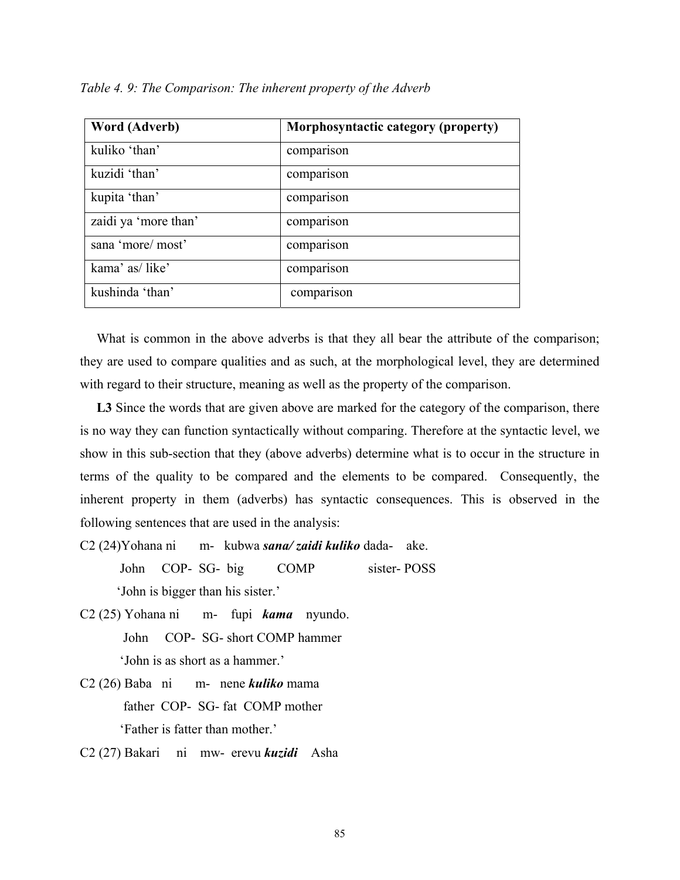*Table 4. 9: The Comparison: The inherent property of the Adverb*

| Word (Adverb) | Morphosyntactic category (property) |
|---|---|
| kuliko 'than' | comparison |
| kuzidi 'than' | comparison |
| kupita 'than' | comparison |
| zaidi ya 'more than' | comparison |
| sana 'more/ most' | comparison |
| kama' as/ like' | comparison |
| kushinda 'than' | comparison |

What is common in the above adverbs is that they all bear the attribute of the comparison; they are used to compare qualities and as such, at the morphological level, they are determined with regard to their structure, meaning as well as the property of the comparison.

**L3** Since the words that are given above are marked for the category of the comparison, there is no way they can function syntactically without comparing. Therefore at the syntactic level, we show in this sub-section that they (above adverbs) determine what is to occur in the structure in terms of the quality to be compared and the elements to be compared. Consequently, the inherent property in them (adverbs) has syntactic consequences. This is observed in the following sentences that are used in the analysis:

C2 (24)Yohana ni m- kubwa ***sana/ zaidi kuliko*** dada- ake.
John COP- SG- big COMP sister- POSS
'John is bigger than his sister.'

C2 (25) Yohana ni m- fupi ***kama*** nyundo.
John COP- SG- short COMP hammer
'John is as short as a hammer.'

C2 (26) Baba ni m- nene ***kuliko*** mama
father COP- SG- fat COMP mother
'Father is fatter than mother.'

C2 (27) Bakari ni mw- erevu ***kuzidi*** Asha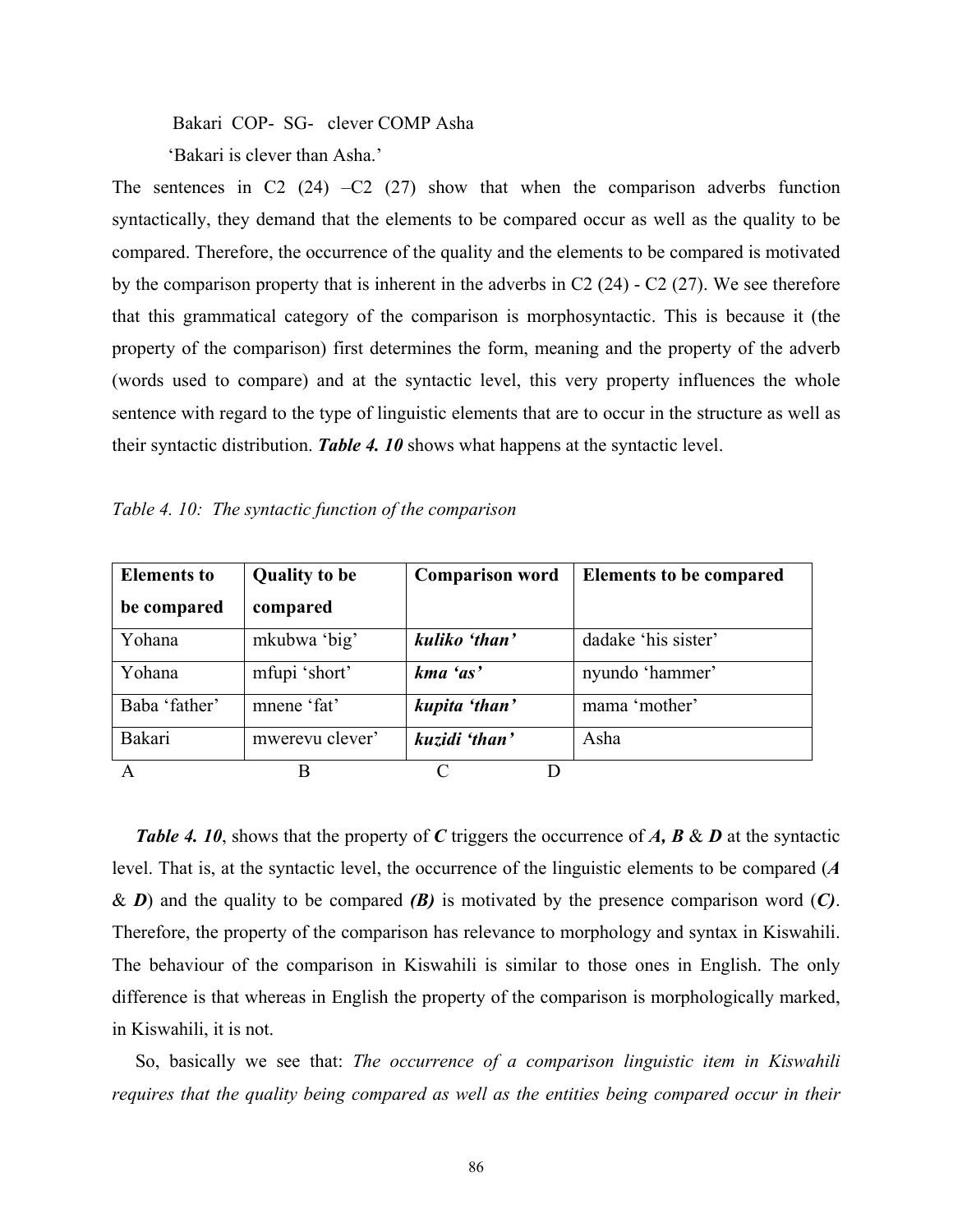Bakari COP- SG- clever COMP Asha

'Bakari is clever than Asha.'

The sentences in C2 (24) –C2 (27) show that when the comparison adverbs function syntactically, they demand that the elements to be compared occur as well as the quality to be compared. Therefore, the occurrence of the quality and the elements to be compared is motivated by the comparison property that is inherent in the adverbs in C2 (24) - C2 (27). We see therefore that this grammatical category of the comparison is morphosyntactic. This is because it (the property of the comparison) first determines the form, meaning and the property of the adverb (words used to compare) and at the syntactic level, this very property influences the whole sentence with regard to the type of linguistic elements that are to occur in the structure as well as their syntactic distribution. ***Table 4. 10*** shows what happens at the syntactic level.

*Table 4. 10: The syntactic function of the comparison*

| **Elements to be compared** | **Quality to be compared** | **Comparison word** | **Elements to be compared** |
|---|---|---|---|
| Yohana | mkubwa 'big' | ***kuliko 'than'*** | dadake 'his sister' |
| Yohana | mfupi 'short' | ***kma 'as'*** | nyundo 'hammer' |
| Baba 'father' | mnene 'fat' | ***kupita 'than'*** | mama 'mother' |
| Bakari | mwerevu clever' | ***kuzidi 'than'*** | Asha |
| A | B | C | D |

***Table 4. 10***, shows that the property of ***C*** triggers the occurrence of ***A, B*** & ***D*** at the syntactic level. That is, at the syntactic level, the occurrence of the linguistic elements to be compared (***A*** & ***D***) and the quality to be compared ***(B)*** is motivated by the presence comparison word (***C)***. Therefore, the property of the comparison has relevance to morphology and syntax in Kiswahili. The behaviour of the comparison in Kiswahili is similar to those ones in English. The only difference is that whereas in English the property of the comparison is morphologically marked, in Kiswahili, it is not.

So, basically we see that: *The occurrence of a comparison linguistic item in Kiswahili requires that the quality being compared as well as the entities being compared occur in their*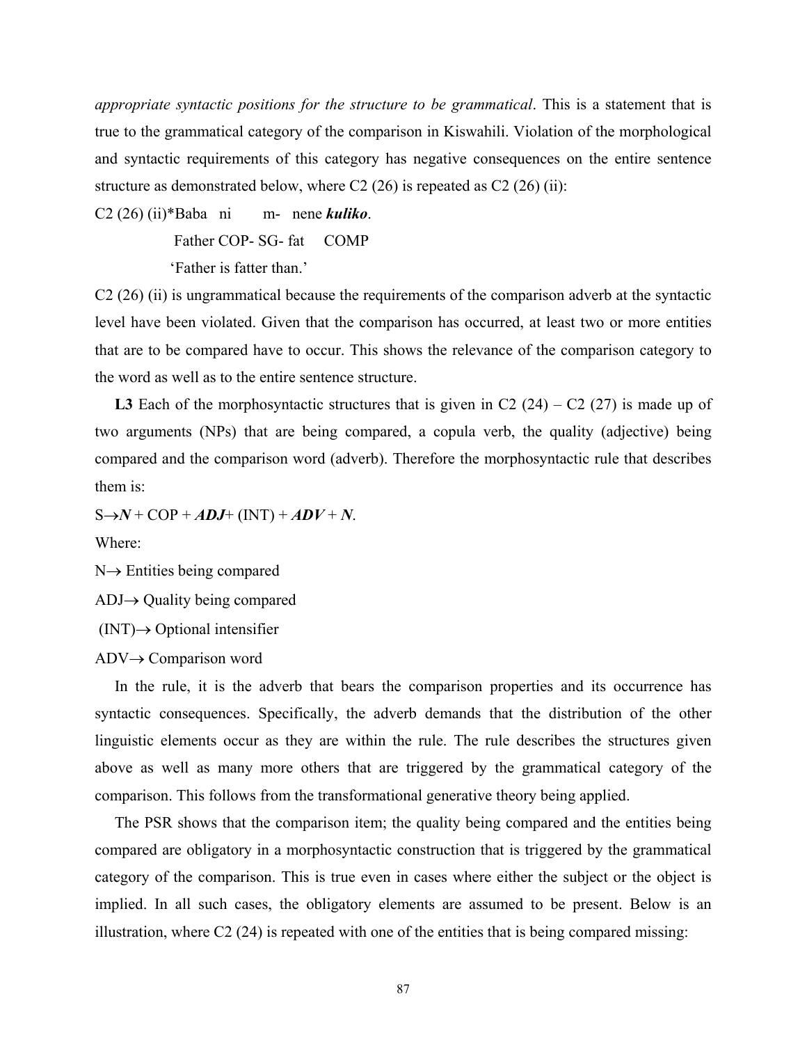*appropriate syntactic positions for the structure to be grammatical*. This is a statement that is true to the grammatical category of the comparison in Kiswahili. Violation of the morphological and syntactic requirements of this category has negative consequences on the entire sentence structure as demonstrated below, where C2 (26) is repeated as C2 (26) (ii):

C2 (26) (ii)*Baba ni m- nene ***kuliko***.

Father COP- SG- fat COMP

'Father is fatter than.'

C2 (26) (ii) is ungrammatical because the requirements of the comparison adverb at the syntactic level have been violated. Given that the comparison has occurred, at least two or more entities that are to be compared have to occur. This shows the relevance of the comparison category to the word as well as to the entire sentence structure.

**L3** Each of the morphosyntactic structures that is given in C2 (24) – C2 (27) is made up of two arguments (NPs) that are being compared, a copula verb, the quality (adjective) being compared and the comparison word (adverb). Therefore the morphosyntactic rule that describes them is:

S→***N*** + COP + ***ADJ***+ (INT) + ***ADV*** + ***N***.

Where:

N→ Entities being compared

ADJ→ Quality being compared

(INT)→ Optional intensifier

ADV→ Comparison word

In the rule, it is the adverb that bears the comparison properties and its occurrence has syntactic consequences. Specifically, the adverb demands that the distribution of the other linguistic elements occur as they are within the rule. The rule describes the structures given above as well as many more others that are triggered by the grammatical category of the comparison. This follows from the transformational generative theory being applied.

The PSR shows that the comparison item; the quality being compared and the entities being compared are obligatory in a morphosyntactic construction that is triggered by the grammatical category of the comparison. This is true even in cases where either the subject or the object is implied. In all such cases, the obligatory elements are assumed to be present. Below is an illustration, where C2 (24) is repeated with one of the entities that is being compared missing: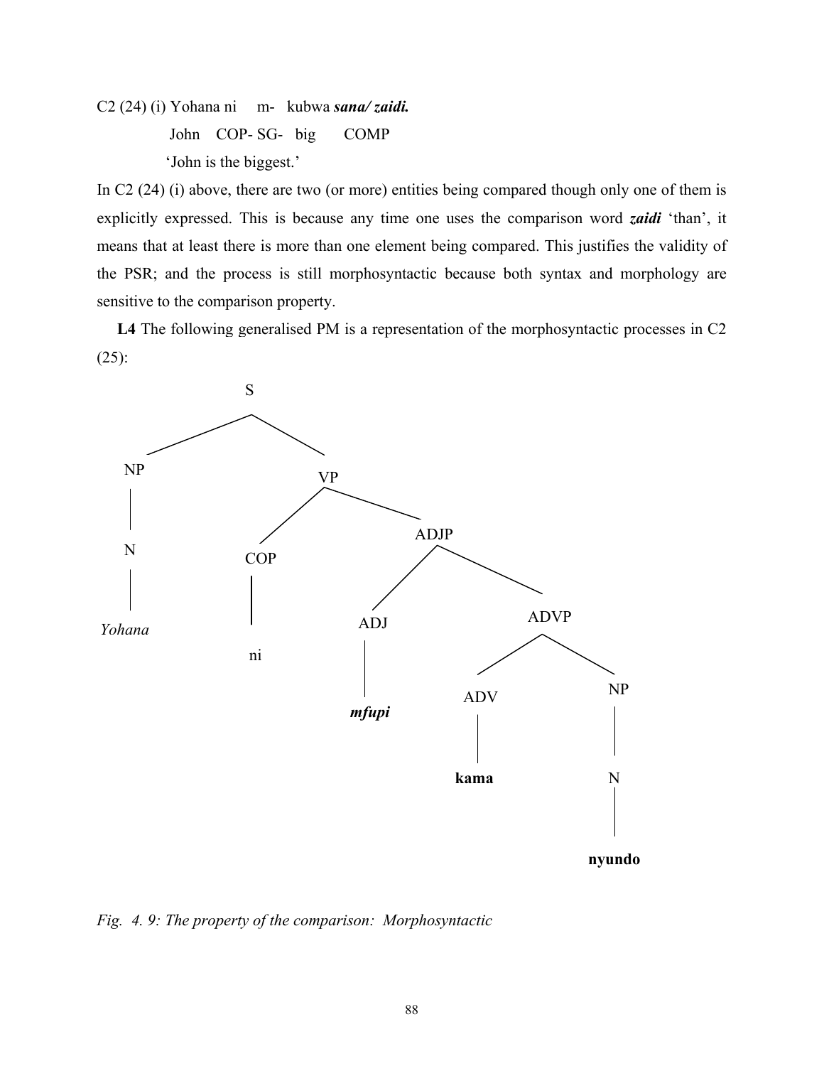C2 (24) (i) Yohana ni m- kubwa ***sana/ zaidi.***

John COP- SG- big COMP

'John is the biggest.'

In C2 (24) (i) above, there are two (or more) entities being compared though only one of them is explicitly expressed. This is because any time one uses the comparison word ***zaidi*** 'than', it means that at least there is more than one element being compared. This justifies the validity of the PSR; and the process is still morphosyntactic because both syntax and morphology are sensitive to the comparison property.

**L4** The following generalised PM is a representation of the morphosyntactic processes in C2 (25):

```
S
├── NP
│   └── N
│       └── Yohana
└── VP
    ├── COP
    │   └── ni
    └── ADJP
        ├── ADJ
        │   └── mfupi
        └── ADVP
            ├── ADV
            │   └── kama
            └── NP
                └── N
                    └── nyundo
```

*Fig. 4. 9: The property of the comparison: Morphosyntactic*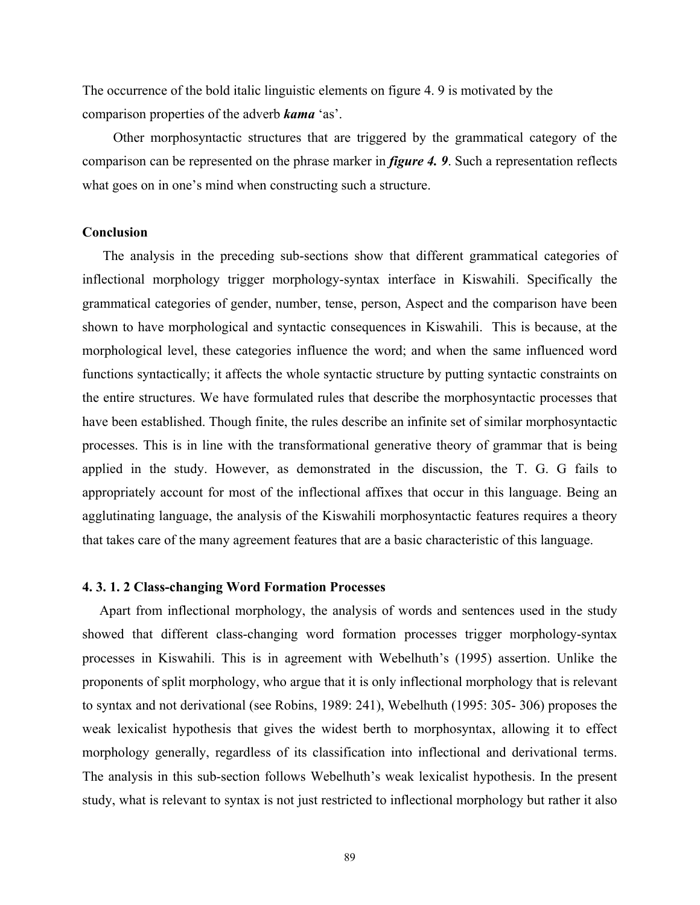The occurrence of the bold italic linguistic elements on figure 4. 9 is motivated by the comparison properties of the adverb ***kama*** 'as'.

Other morphosyntactic structures that are triggered by the grammatical category of the comparison can be represented on the phrase marker in ***figure 4. 9***. Such a representation reflects what goes on in one's mind when constructing such a structure.

**Conclusion**

The analysis in the preceding sub-sections show that different grammatical categories of inflectional morphology trigger morphology-syntax interface in Kiswahili. Specifically the grammatical categories of gender, number, tense, person, Aspect and the comparison have been shown to have morphological and syntactic consequences in Kiswahili. This is because, at the morphological level, these categories influence the word; and when the same influenced word functions syntactically; it affects the whole syntactic structure by putting syntactic constraints on the entire structures. We have formulated rules that describe the morphosyntactic processes that have been established. Though finite, the rules describe an infinite set of similar morphosyntactic processes. This is in line with the transformational generative theory of grammar that is being applied in the study. However, as demonstrated in the discussion, the T. G. G fails to appropriately account for most of the inflectional affixes that occur in this language. Being an agglutinating language, the analysis of the Kiswahili morphosyntactic features requires a theory that takes care of the many agreement features that are a basic characteristic of this language.

#### 4. 3. 1. 2 Class-changing Word Formation Processes

Apart from inflectional morphology, the analysis of words and sentences used in the study showed that different class-changing word formation processes trigger morphology-syntax processes in Kiswahili. This is in agreement with Webelhuth's (1995) assertion. Unlike the proponents of split morphology, who argue that it is only inflectional morphology that is relevant to syntax and not derivational (see Robins, 1989: 241), Webelhuth (1995: 305- 306) proposes the weak lexicalist hypothesis that gives the widest berth to morphosyntax, allowing it to effect morphology generally, regardless of its classification into inflectional and derivational terms. The analysis in this sub-section follows Webelhuth's weak lexicalist hypothesis. In the present study, what is relevant to syntax is not just restricted to inflectional morphology but rather it also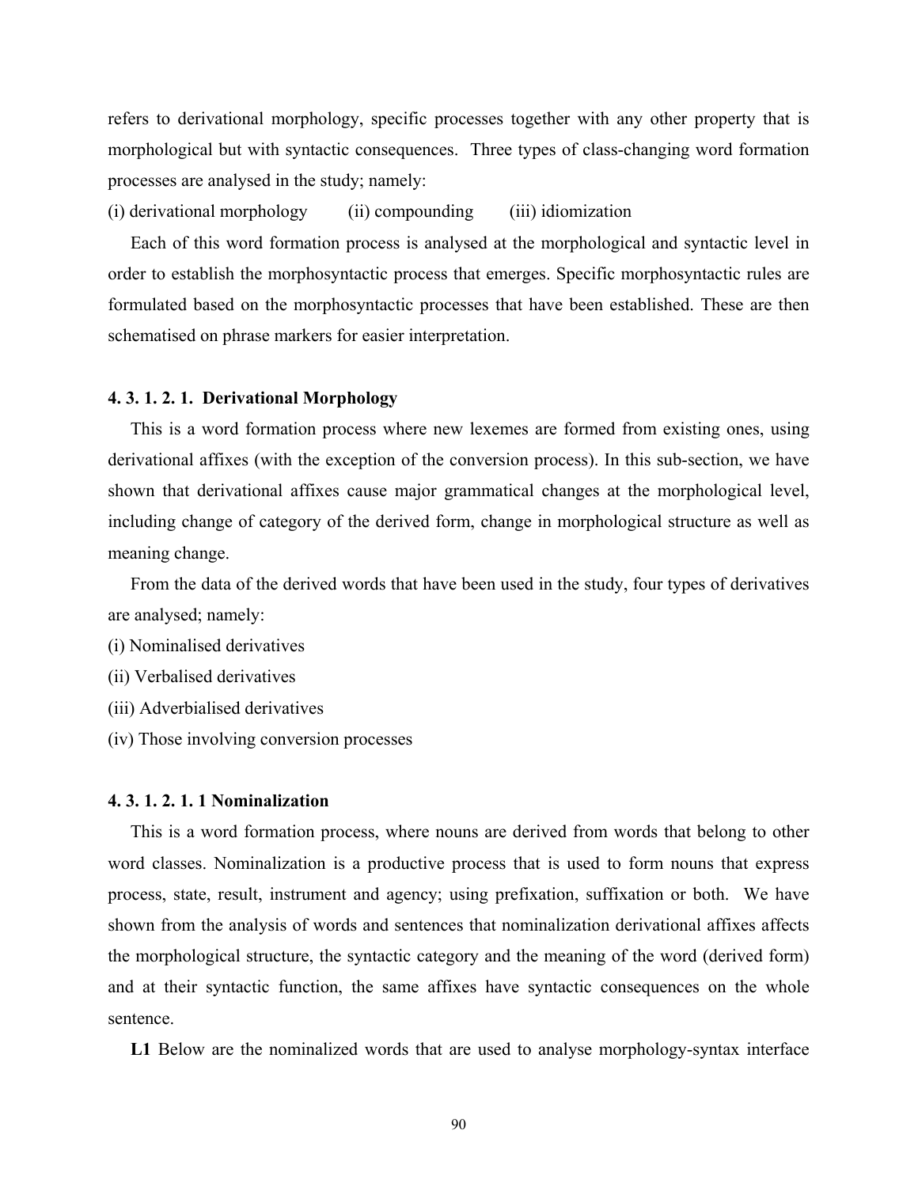refers to derivational morphology, specific processes together with any other property that is morphological but with syntactic consequences. Three types of class-changing word formation processes are analysed in the study; namely:

(i) derivational morphology (ii) compounding (iii) idiomization

Each of this word formation process is analysed at the morphological and syntactic level in order to establish the morphosyntactic process that emerges. Specific morphosyntactic rules are formulated based on the morphosyntactic processes that have been established. These are then schematised on phrase markers for easier interpretation.

#### 4. 3. 1. 2. 1. Derivational Morphology

This is a word formation process where new lexemes are formed from existing ones, using derivational affixes (with the exception of the conversion process). In this sub-section, we have shown that derivational affixes cause major grammatical changes at the morphological level, including change of category of the derived form, change in morphological structure as well as meaning change.

From the data of the derived words that have been used in the study, four types of derivatives are analysed; namely:

(i) Nominalised derivatives
(ii) Verbalised derivatives
(iii) Adverbialised derivatives
(iv) Those involving conversion processes

#### 4. 3. 1. 2. 1. 1 Nominalization

This is a word formation process, where nouns are derived from words that belong to other word classes. Nominalization is a productive process that is used to form nouns that express process, state, result, instrument and agency; using prefixation, suffixation or both. We have shown from the analysis of words and sentences that nominalization derivational affixes affects the morphological structure, the syntactic category and the meaning of the word (derived form) and at their syntactic function, the same affixes have syntactic consequences on the whole sentence.

**L1** Below are the nominalized words that are used to analyse morphology-syntax interface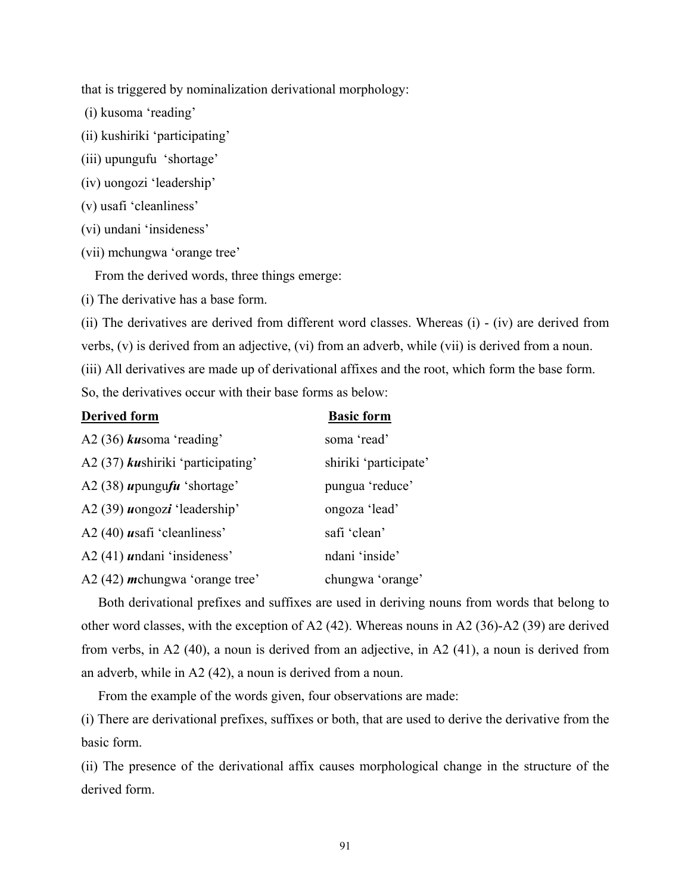that is triggered by nominalization derivational morphology:

(i) kusoma 'reading'

(ii) kushiriki 'participating'

(iii) upungufu 'shortage'

(iv) uongozi 'leadership'

(v) usafi 'cleanliness'

(vi) undani 'insideness'

(vii) mchungwa 'orange tree'

From the derived words, three things emerge:

(i) The derivative has a base form.

(ii) The derivatives are derived from different word classes. Whereas (i) - (iv) are derived from verbs, (v) is derived from an adjective, (vi) from an adverb, while (vii) is derived from a noun.

(iii) All derivatives are made up of derivational affixes and the root, which form the base form. So, the derivatives occur with their base forms as below:

| **Derived form** | **Basic form** |
|---|---|
| A2 (36) ***ku***soma 'reading' | soma 'read' |
| A2 (37) ***ku***shiriki 'participating' | shiriki 'participate' |
| A2 (38) ***u***pungu***fu*** 'shortage' | pungua 'reduce' |
| A2 (39) ***u***ongoz***i*** 'leadership' | ongoza 'lead' |
| A2 (40) ***u***safi 'cleanliness' | safi 'clean' |
| A2 (41) ***u***ndani 'insideness' | ndani 'inside' |
| A2 (42) ***m***chungwa 'orange tree' | chungwa 'orange' |

Both derivational prefixes and suffixes are used in deriving nouns from words that belong to other word classes, with the exception of A2 (42). Whereas nouns in A2 (36)-A2 (39) are derived from verbs, in A2 (40), a noun is derived from an adjective, in A2 (41), a noun is derived from an adverb, while in A2 (42), a noun is derived from a noun.

From the example of the words given, four observations are made:

(i) There are derivational prefixes, suffixes or both, that are used to derive the derivative from the basic form.

(ii) The presence of the derivational affix causes morphological change in the structure of the derived form.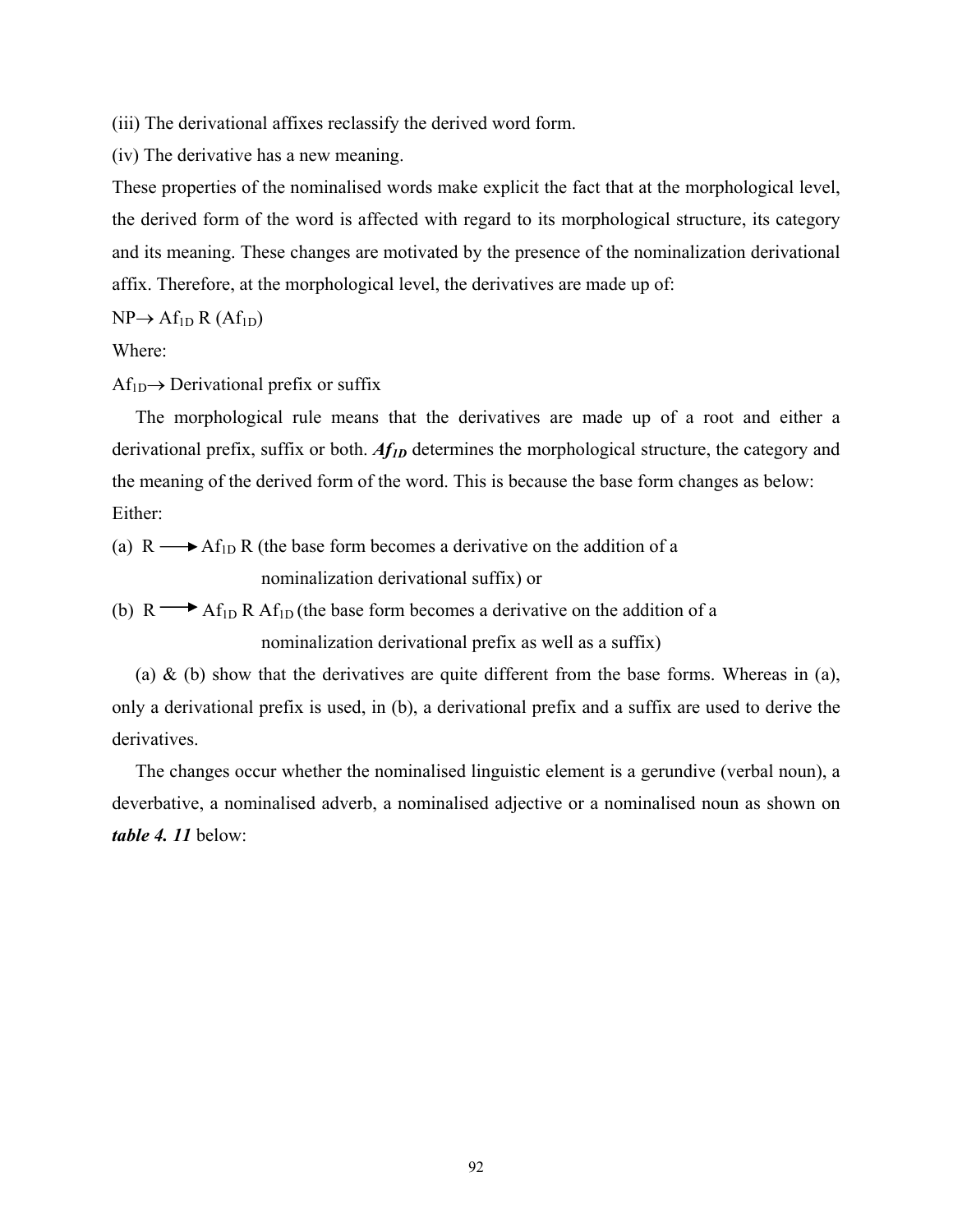(iii) The derivational affixes reclassify the derived word form.

(iv) The derivative has a new meaning.

These properties of the nominalised words make explicit the fact that at the morphological level, the derived form of the word is affected with regard to its morphological structure, its category and its meaning. These changes are motivated by the presence of the nominalization derivational affix. Therefore, at the morphological level, the derivatives are made up of:

$NP \rightarrow Af_{1D}\ R\ (Af_{1D})$

Where:

$Af_{1D} \rightarrow$ Derivational prefix or suffix

The morphological rule means that the derivatives are made up of a root and either a derivational prefix, suffix or both. ***$Af_{1D}$*** determines the morphological structure, the category and the meaning of the derived form of the word. This is because the base form changes as below:

Either:

(a) $R \longrightarrow Af_{1D}\ R$ (the base form becomes a derivative on the addition of a nominalization derivational suffix) or

(b) $R \longrightarrow Af_{1D}\ R\ Af_{1D}$ (the base form becomes a derivative on the addition of a nominalization derivational prefix as well as a suffix)

(a) & (b) show that the derivatives are quite different from the base forms. Whereas in (a), only a derivational prefix is used, in (b), a derivational prefix and a suffix are used to derive the derivatives.

The changes occur whether the nominalised linguistic element is a gerundive (verbal noun), a deverbative, a nominalised adverb, a nominalised adjective or a nominalised noun as shown on ***table 4. 11*** below: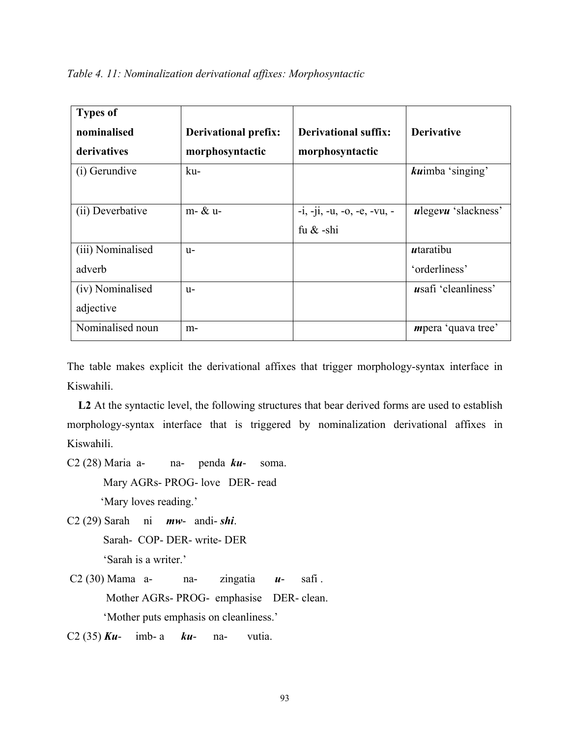*Table 4. 11: Nominalization derivational affixes: Morphosyntactic*

| Types of nominalised derivatives | Derivational prefix: morphosyntactic | Derivational suffix: morphosyntactic | Derivative |
|---|---|---|---|
| (i) Gerundive | ku- | | ***ku***imba 'singing' |
| (ii) Deverbative | m- & u- | -i, -ji, -u, -o, -e, -vu, -fu & -shi | ***u***lege***vu*** 'slackness' |
| (iii) Nominalised adverb | u- | | ***u***taratibu 'orderliness' |
| (iv) Nominalised adjective | u- | | ***u***safi 'cleanliness' |
| Nominalised noun | m- | | ***m***pera 'quava tree' |

The table makes explicit the derivational affixes that trigger morphology-syntax interface in Kiswahili.

**L2** At the syntactic level, the following structures that bear derived forms are used to establish morphology-syntax interface that is triggered by nominalization derivational affixes in Kiswahili.

C2 (28) Maria a- na- penda ***ku***- soma.
Mary AGRs- PROG- love DER- read
'Mary loves reading.'

C2 (29) Sarah ni ***mw***- andi- ***shi***.
Sarah- COP- DER- write- DER
'Sarah is a writer.'

C2 (30) Mama a- na- zingatia ***u***- safi .
Mother AGRs- PROG- emphasise DER- clean.
'Mother puts emphasis on cleanliness.'

C2 (35) ***Ku***- imb- a ***ku***- na- vutia.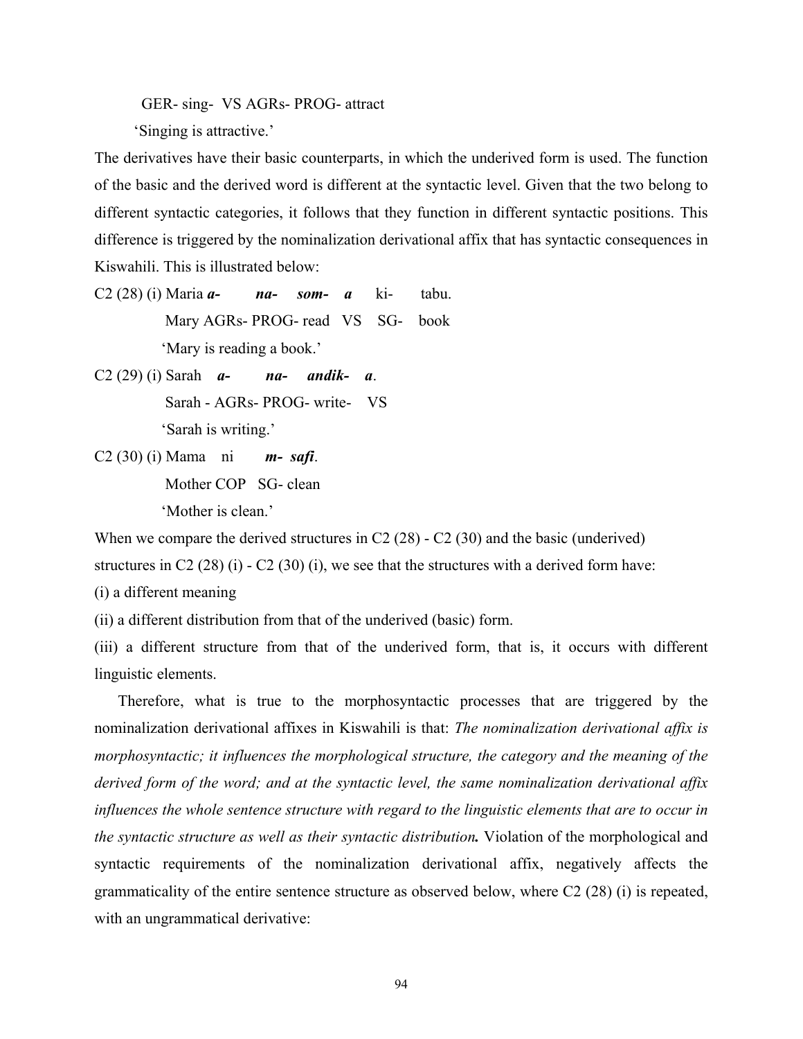GER- sing- VS AGRs- PROG- attract

'Singing is attractive.'

The derivatives have their basic counterparts, in which the underived form is used. The function of the basic and the derived word is different at the syntactic level. Given that the two belong to different syntactic categories, it follows that they function in different syntactic positions. This difference is triggered by the nominalization derivational affix that has syntactic consequences in Kiswahili. This is illustrated below:

C2 (28) (i) Maria ***a-*** ***na-*** ***som-*** ***a*** ki- tabu.

Mary AGRs- PROG- read VS SG- book

'Mary is reading a book.'

C2 (29) (i) Sarah ***a-*** ***na-*** ***andik-*** ***a***.

Sarah - AGRs- PROG- write- VS

'Sarah is writing.'

C2 (30) (i) Mama ni ***m-*** ***safi***.

Mother COP SG- clean

'Mother is clean.'

When we compare the derived structures in C2 (28) - C2 (30) and the basic (underived) structures in C2 (28) (i) - C2 (30) (i), we see that the structures with a derived form have:

(i) a different meaning

(ii) a different distribution from that of the underived (basic) form.

(iii) a different structure from that of the underived form, that is, it occurs with different linguistic elements.

Therefore, what is true to the morphosyntactic processes that are triggered by the nominalization derivational affixes in Kiswahili is that: *The nominalization derivational affix is morphosyntactic; it influences the morphological structure, the category and the meaning of the derived form of the word; and at the syntactic level, the same nominalization derivational affix influences the whole sentence structure with regard to the linguistic elements that are to occur in the syntactic structure as well as their syntactic distribution*. Violation of the morphological and syntactic requirements of the nominalization derivational affix, negatively affects the grammaticality of the entire sentence structure as observed below, where C2 (28) (i) is repeated, with an ungrammatical derivative: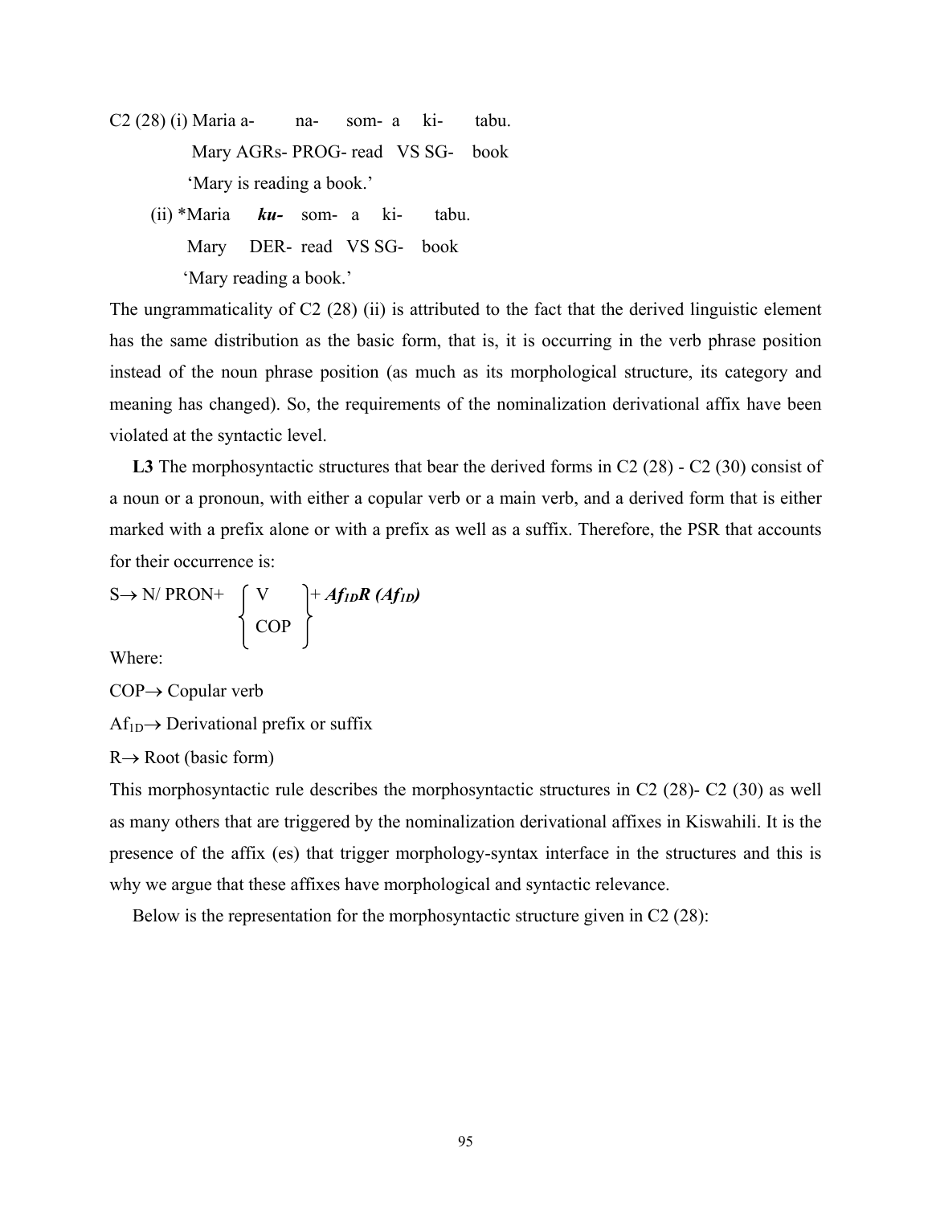C2 (28) (i) Maria a- na- som- a ki- tabu.

Mary AGRs- PROG- read VS SG- book

'Mary is reading a book.'

(ii) *Maria ***ku-*** som- a ki- tabu.

Mary DER- read VS SG- book

'Mary reading a book.'

The ungrammaticality of C2 (28) (ii) is attributed to the fact that the derived linguistic element has the same distribution as the basic form, that is, it is occurring in the verb phrase position instead of the noun phrase position (as much as its morphological structure, its category and meaning has changed). So, the requirements of the nominalization derivational affix have been violated at the syntactic level.

**L3** The morphosyntactic structures that bear the derived forms in C2 (28) - C2 (30) consist of a noun or a pronoun, with either a copular verb or a main verb, and a derived form that is either marked with a prefix alone or with a prefix as well as a suffix. Therefore, the PSR that accounts for their occurrence is:

$$S \rightarrow N/\ PRON + \left\{ \begin{matrix} V \\ COP \end{matrix} \right\} + \boldsymbol{Af_{1D}R\ (Af_{1D})}$$

Where:

$COP \rightarrow$ Copular verb

$Af_{1D} \rightarrow$ Derivational prefix or suffix

$R \rightarrow$ Root (basic form)

This morphosyntactic rule describes the morphosyntactic structures in C2 (28)- C2 (30) as well as many others that are triggered by the nominalization derivational affixes in Kiswahili. It is the presence of the affix (es) that trigger morphology-syntax interface in the structures and this is why we argue that these affixes have morphological and syntactic relevance.

Below is the representation for the morphosyntactic structure given in C2 (28):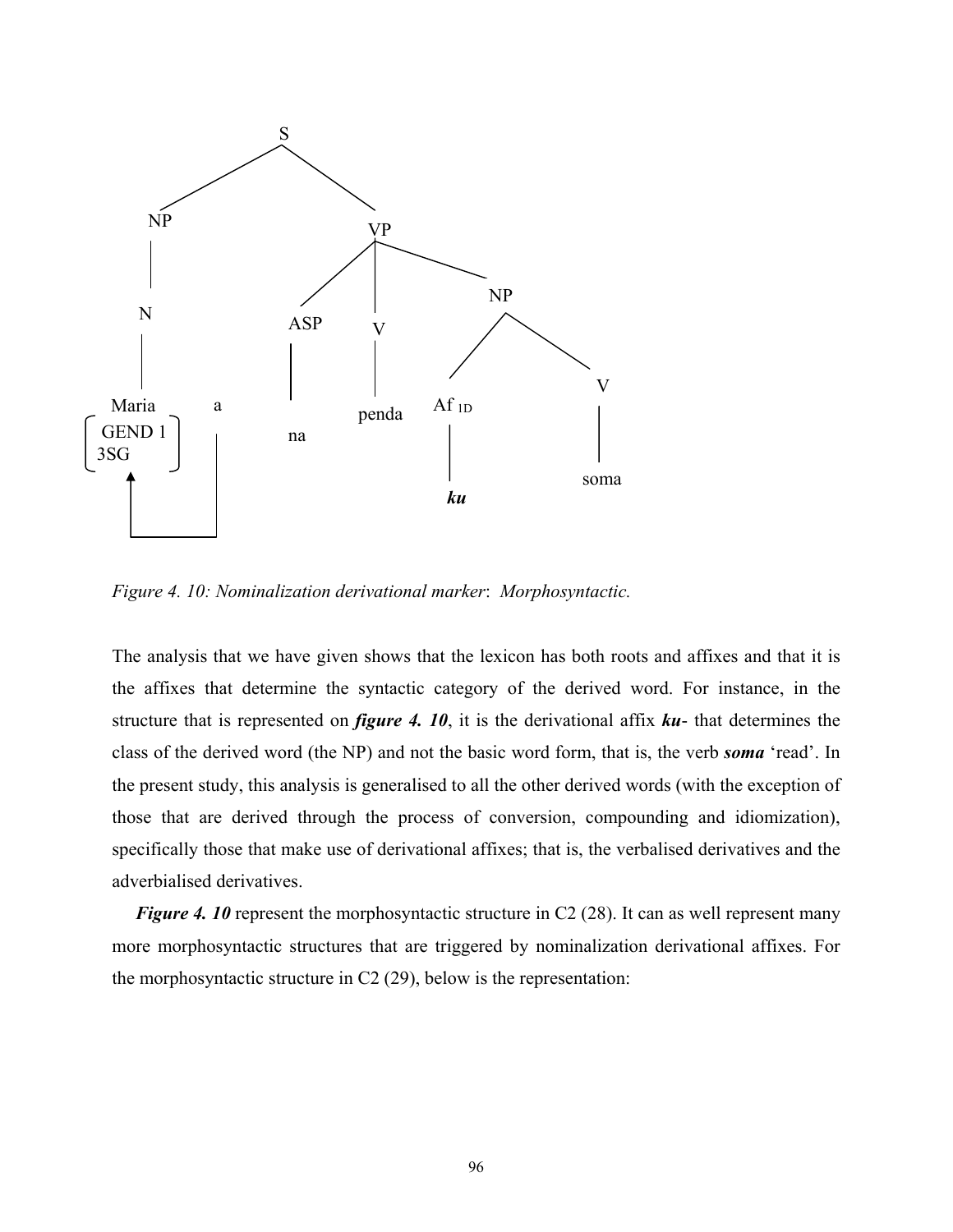```
                         S
                       /   \
                     NP     VP
                     |     / |  \
                     N   ASP  V   NP
                     |    |   |   /  \
                  Maria  a  na  penda Af 1D  V
              [GEND 1]   |              |    |
              [3SG   ]   |              ku   soma
                 ^       |
                 |_______|
```

*Figure 4. 10: Nominalization derivational marker*: *Morphosyntactic.*

The analysis that we have given shows that the lexicon has both roots and affixes and that it is the affixes that determine the syntactic category of the derived word. For instance, in the structure that is represented on ***figure 4. 10***, it is the derivational affix ***ku***- that determines the class of the derived word (the NP) and not the basic word form, that is, the verb ***soma*** 'read'. In the present study, this analysis is generalised to all the other derived words (with the exception of those that are derived through the process of conversion, compounding and idiomization), specifically those that make use of derivational affixes; that is, the verbalised derivatives and the adverbialised derivatives.

***Figure 4. 10*** represent the morphosyntactic structure in C2 (28). It can as well represent many more morphosyntactic structures that are triggered by nominalization derivational affixes. For the morphosyntactic structure in C2 (29), below is the representation: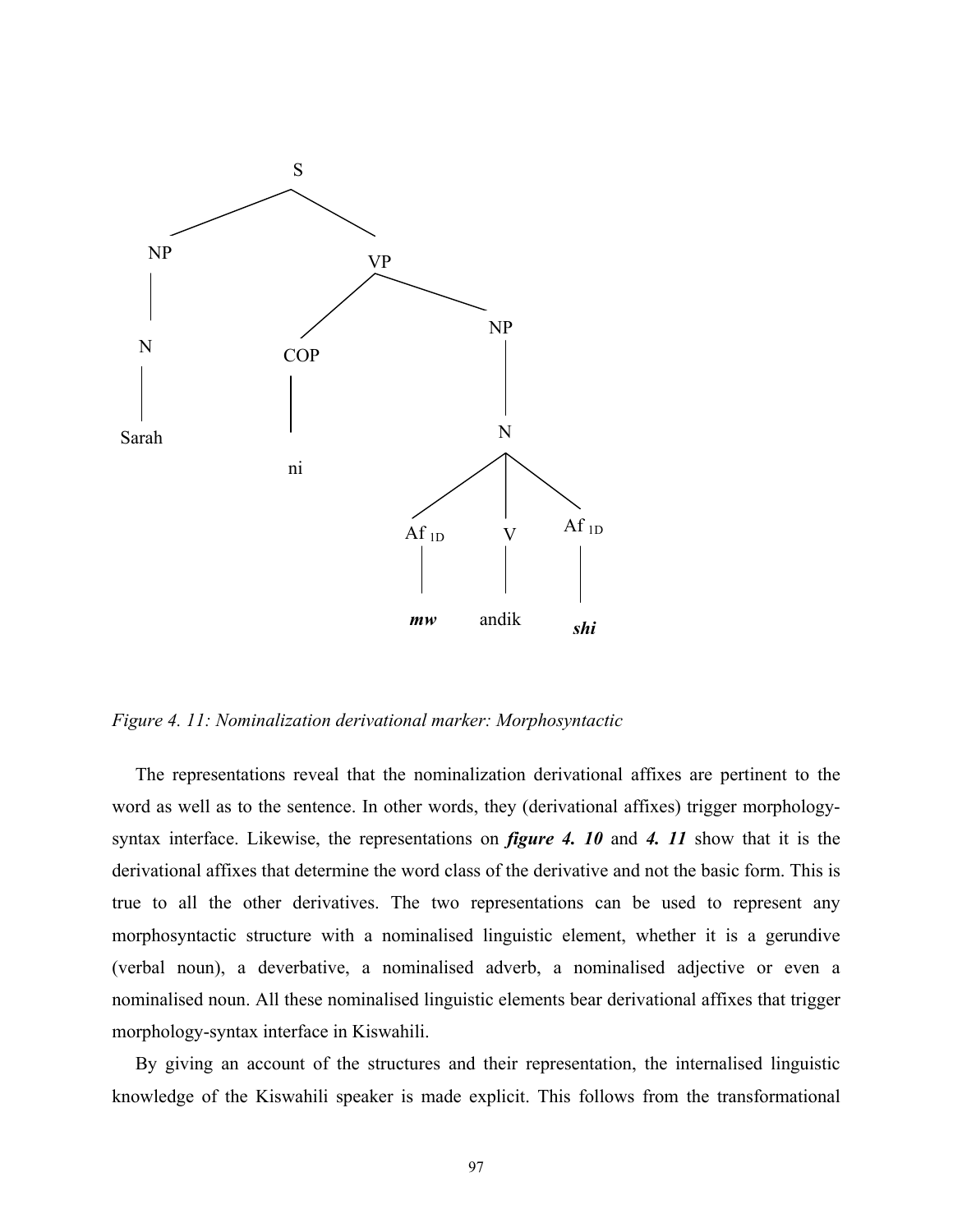```
                    S
                  /   \
               NP       VP
               |       /   \
               N    COP     NP
               |     |      |
             Sarah   ni     N
                          / | \
                   Af 1D    V    Af 1D
                     |      |      |
                    mw    andik   shi
```

*Figure 4. 11: Nominalization derivational marker: Morphosyntactic*

The representations reveal that the nominalization derivational affixes are pertinent to the word as well as to the sentence. In other words, they (derivational affixes) trigger morphology-syntax interface. Likewise, the representations on ***figure 4. 10*** and ***4. 11*** show that it is the derivational affixes that determine the word class of the derivative and not the basic form. This is true to all the other derivatives. The two representations can be used to represent any morphosyntactic structure with a nominalised linguistic element, whether it is a gerundive (verbal noun), a deverbative, a nominalised adverb, a nominalised adjective or even a nominalised noun. All these nominalised linguistic elements bear derivational affixes that trigger morphology-syntax interface in Kiswahili.

By giving an account of the structures and their representation, the internalised linguistic knowledge of the Kiswahili speaker is made explicit. This follows from the transformational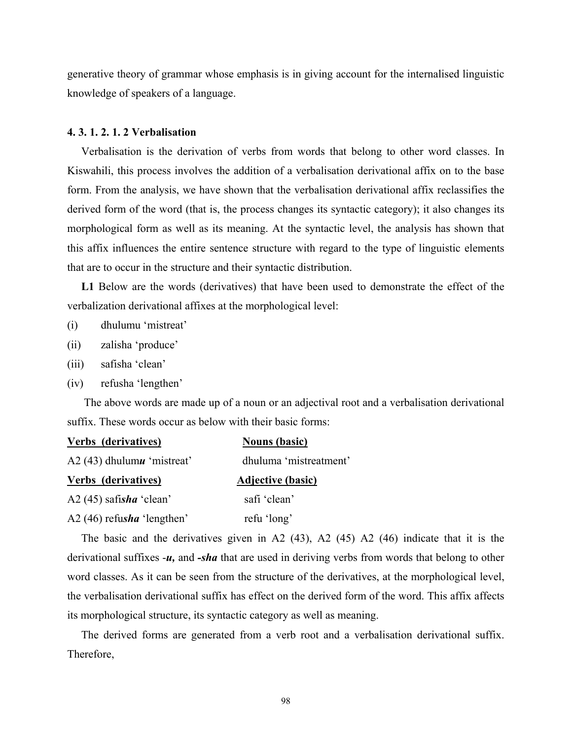generative theory of grammar whose emphasis is in giving account for the internalised linguistic knowledge of speakers of a language.

#### 4. 3. 1. 2. 1. 2 Verbalisation

Verbalisation is the derivation of verbs from words that belong to other word classes. In Kiswahili, this process involves the addition of a verbalisation derivational affix on to the base form. From the analysis, we have shown that the verbalisation derivational affix reclassifies the derived form of the word (that is, the process changes its syntactic category); it also changes its morphological form as well as its meaning. At the syntactic level, the analysis has shown that this affix influences the entire sentence structure with regard to the type of linguistic elements that are to occur in the structure and their syntactic distribution.

**L1** Below are the words (derivatives) that have been used to demonstrate the effect of the verbalization derivational affixes at the morphological level:

(i) dhulumu 'mistreat'

(ii) zalisha 'produce'

(iii) safisha 'clean'

(iv) refusha 'lengthen'

The above words are made up of a noun or an adjectival root and a verbalisation derivational suffix. These words occur as below with their basic forms:

| **Verbs (derivatives)** | **Nouns (basic)** |
|---|---|
| A2 (43) dhulum***u*** 'mistreat' | dhuluma 'mistreatment' |
| **Verbs (derivatives)** | **Adjective (basic)** |
| A2 (45) safi***sha*** 'clean' | safi 'clean' |
| A2 (46) refu***sha*** 'lengthen' | refu 'long' |

The basic and the derivatives given in A2 (43), A2 (45) A2 (46) indicate that it is the derivational suffixes -***u,*** and ***-sha*** that are used in deriving verbs from words that belong to other word classes. As it can be seen from the structure of the derivatives, at the morphological level, the verbalisation derivational suffix has effect on the derived form of the word. This affix affects its morphological structure, its syntactic category as well as meaning.

The derived forms are generated from a verb root and a verbalisation derivational suffix. Therefore,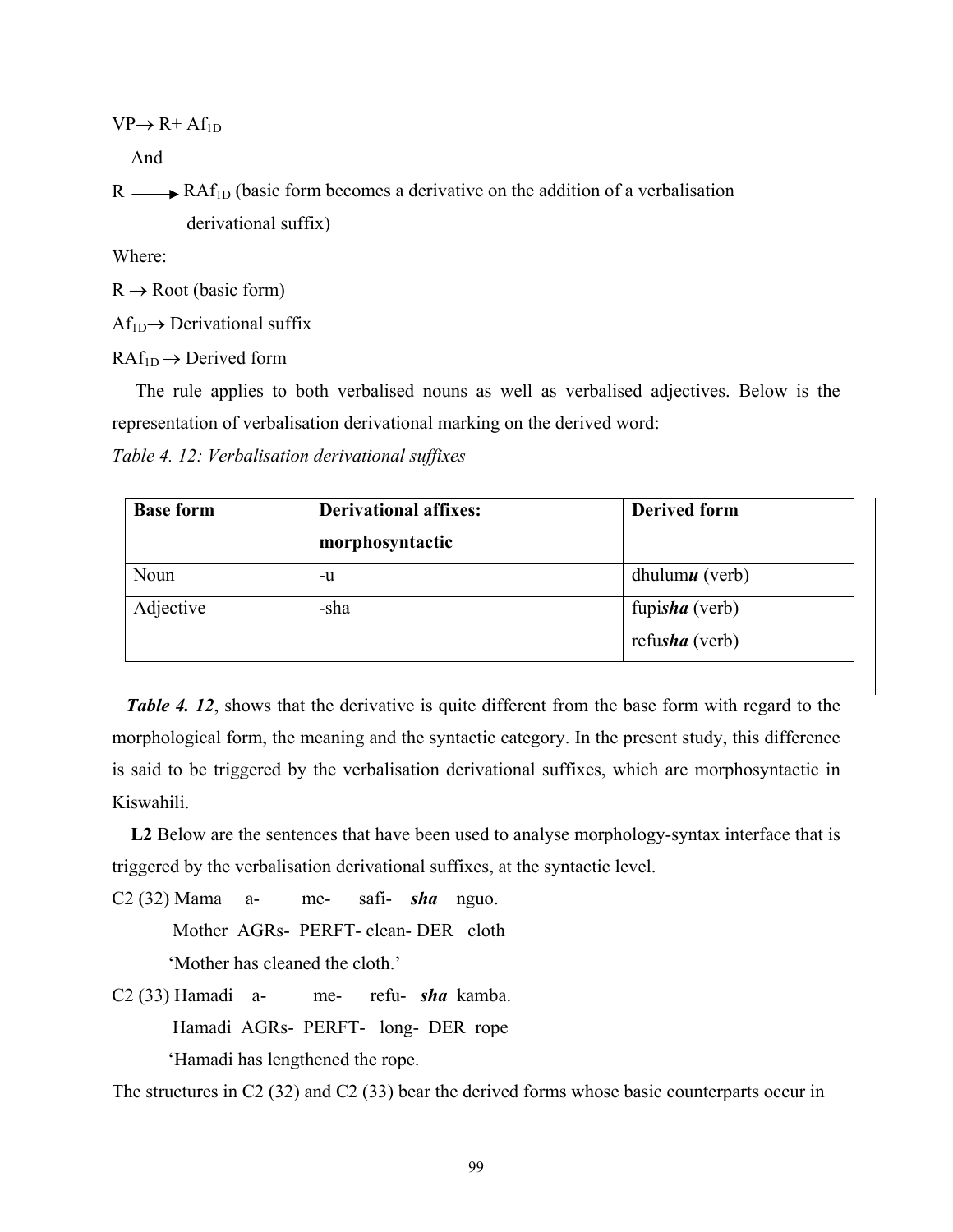$VP \rightarrow R + Af_{1D}$

And

$R \longrightarrow RAf_{1D}$ (basic form becomes a derivative on the addition of a verbalisation derivational suffix)

Where:

$R \rightarrow$ Root (basic form)

$Af_{1D} \rightarrow$ Derivational suffix

$RAf_{1D} \rightarrow$ Derived form

The rule applies to both verbalised nouns as well as verbalised adjectives. Below is the representation of verbalisation derivational marking on the derived word:

*Table 4. 12: Verbalisation derivational suffixes*

| **Base form** | **Derivational affixes: morphosyntactic** | **Derived form** |
|---|---|---|
| Noun | -u | dhulum***u*** (verb) |
| Adjective | -sha | fupi***sha*** (verb)<br>refu***sha*** (verb) |

***Table 4. 12***, shows that the derivative is quite different from the base form with regard to the morphological form, the meaning and the syntactic category. In the present study, this difference is said to be triggered by the verbalisation derivational suffixes, which are morphosyntactic in Kiswahili.

**L2** Below are the sentences that have been used to analyse morphology-syntax interface that is triggered by the verbalisation derivational suffixes, at the syntactic level.

C2 (32) Mama a- me- safi- ***sha*** nguo.
Mother AGRs- PERFT- clean- DER cloth
'Mother has cleaned the cloth.'

C2 (33) Hamadi a- me- refu- ***sha*** kamba.
Hamadi AGRs- PERFT- long- DER rope
'Hamadi has lengthened the rope.

The structures in C2 (32) and C2 (33) bear the derived forms whose basic counterparts occur in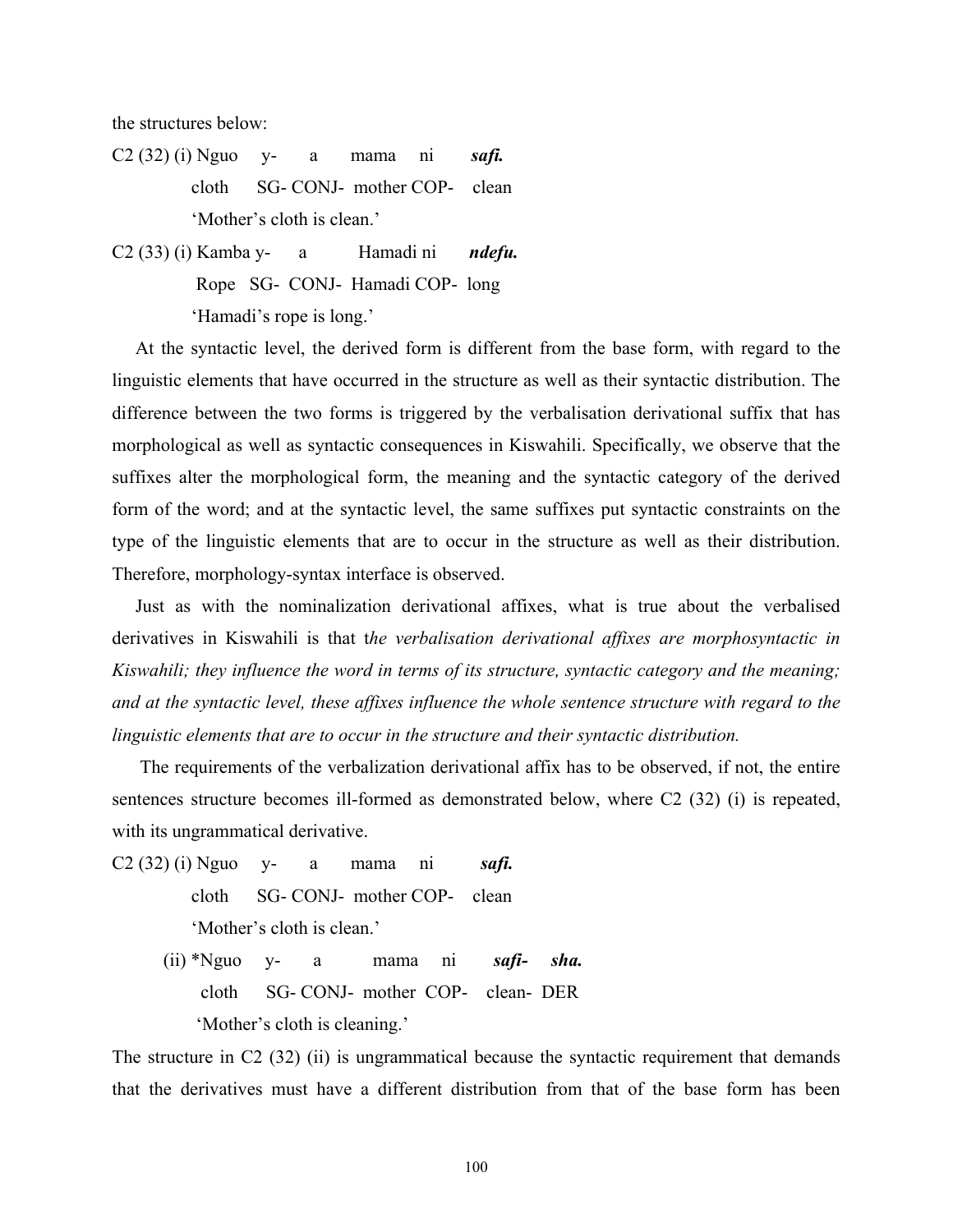the structures below:

C2 (32) (i) Nguo y- a mama ni ***safi.***
cloth SG- CONJ- mother COP- clean
'Mother's cloth is clean.'

C2 (33) (i) Kamba y- a Hamadi ni ***ndefu.***
Rope SG- CONJ- Hamadi COP- long
'Hamadi's rope is long.'

At the syntactic level, the derived form is different from the base form, with regard to the linguistic elements that have occurred in the structure as well as their syntactic distribution. The difference between the two forms is triggered by the verbalisation derivational suffix that has morphological as well as syntactic consequences in Kiswahili. Specifically, we observe that the suffixes alter the morphological form, the meaning and the syntactic category of the derived form of the word; and at the syntactic level, the same suffixes put syntactic constraints on the type of the linguistic elements that are to occur in the structure as well as their distribution. Therefore, morphology-syntax interface is observed.

Just as with the nominalization derivational affixes, what is true about the verbalised derivatives in Kiswahili is that t*he verbalisation derivational affixes are morphosyntactic in Kiswahili; they influence the word in terms of its structure, syntactic category and the meaning; and at the syntactic level, these affixes influence the whole sentence structure with regard to the linguistic elements that are to occur in the structure and their syntactic distribution.*

The requirements of the verbalization derivational affix has to be observed, if not, the entire sentences structure becomes ill-formed as demonstrated below, where C2 (32) (i) is repeated, with its ungrammatical derivative.

C2 (32) (i) Nguo y- a mama ni ***safi.***
cloth SG- CONJ- mother COP- clean
'Mother's cloth is clean.'

(ii) *Nguo y- a mama ni ***safi- sha.***
cloth SG- CONJ- mother COP- clean- DER
'Mother's cloth is cleaning.'

The structure in C2 (32) (ii) is ungrammatical because the syntactic requirement that demands that the derivatives must have a different distribution from that of the base form has been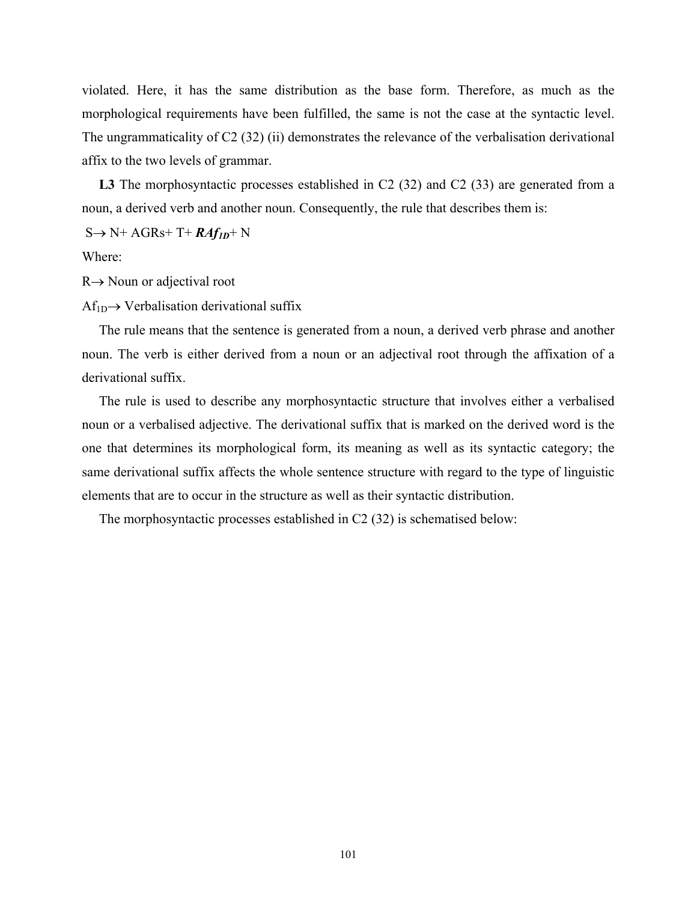violated. Here, it has the same distribution as the base form. Therefore, as much as the morphological requirements have been fulfilled, the same is not the case at the syntactic level. The ungrammaticality of C2 (32) (ii) demonstrates the relevance of the verbalisation derivational affix to the two levels of grammar.

**L3** The morphosyntactic processes established in C2 (32) and C2 (33) are generated from a noun, a derived verb and another noun. Consequently, the rule that describes them is:

$S \rightarrow N + AGRs + T + \boldsymbol{RAf_{1D}} + N$

Where:

$R \rightarrow$ Noun or adjectival root

$Af_{1D} \rightarrow$ Verbalisation derivational suffix

The rule means that the sentence is generated from a noun, a derived verb phrase and another noun. The verb is either derived from a noun or an adjectival root through the affixation of a derivational suffix.

The rule is used to describe any morphosyntactic structure that involves either a verbalised noun or a verbalised adjective. The derivational suffix that is marked on the derived word is the one that determines its morphological form, its meaning as well as its syntactic category; the same derivational suffix affects the whole sentence structure with regard to the type of linguistic elements that are to occur in the structure as well as their syntactic distribution.

The morphosyntactic processes established in C2 (32) is schematised below: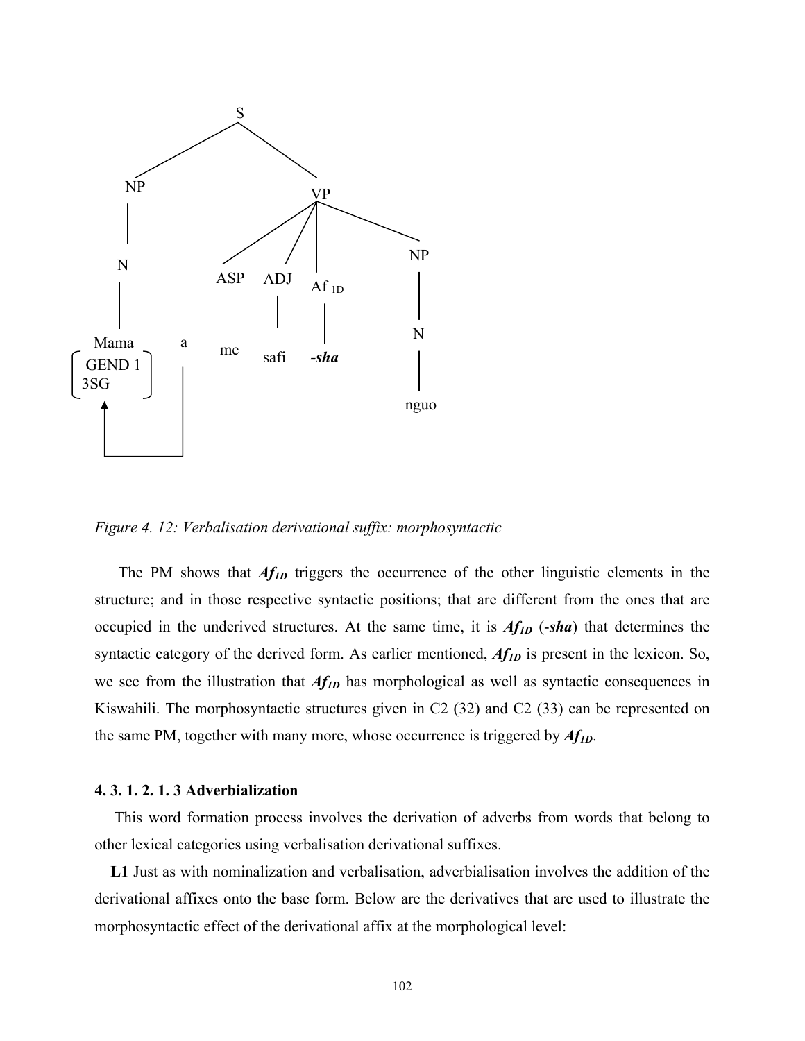```
S
├── NP
│   └── N
│       └── Mama [GEND 1, 3SG]  ←── a
└── VP
    ├── ASP
    │   └── me
    ├── ADJ
    │   └── safi
    ├── Af 1D
    │   └── -sha
    └── NP
        └── N
            └── nguo
```

*Figure 4. 12: Verbalisation derivational suffix: morphosyntactic*

The PM shows that ***$Af_{1D}$*** triggers the occurrence of the other linguistic elements in the structure; and in those respective syntactic positions; that are different from the ones that are occupied in the underived structures. At the same time, it is ***$Af_{1D}$*** (***-sha***) that determines the syntactic category of the derived form. As earlier mentioned, ***$Af_{1D}$*** is present in the lexicon. So, we see from the illustration that ***$Af_{1D}$*** has morphological as well as syntactic consequences in Kiswahili. The morphosyntactic structures given in C2 (32) and C2 (33) can be represented on the same PM, together with many more, whose occurrence is triggered by ***$Af_{1D}$***.

#### 4. 3. 1. 2. 1. 3 Adverbialization

This word formation process involves the derivation of adverbs from words that belong to other lexical categories using verbalisation derivational suffixes.

**L1** Just as with nominalization and verbalisation, adverbialisation involves the addition of the derivational affixes onto the base form. Below are the derivatives that are used to illustrate the morphosyntactic effect of the derivational affix at the morphological level: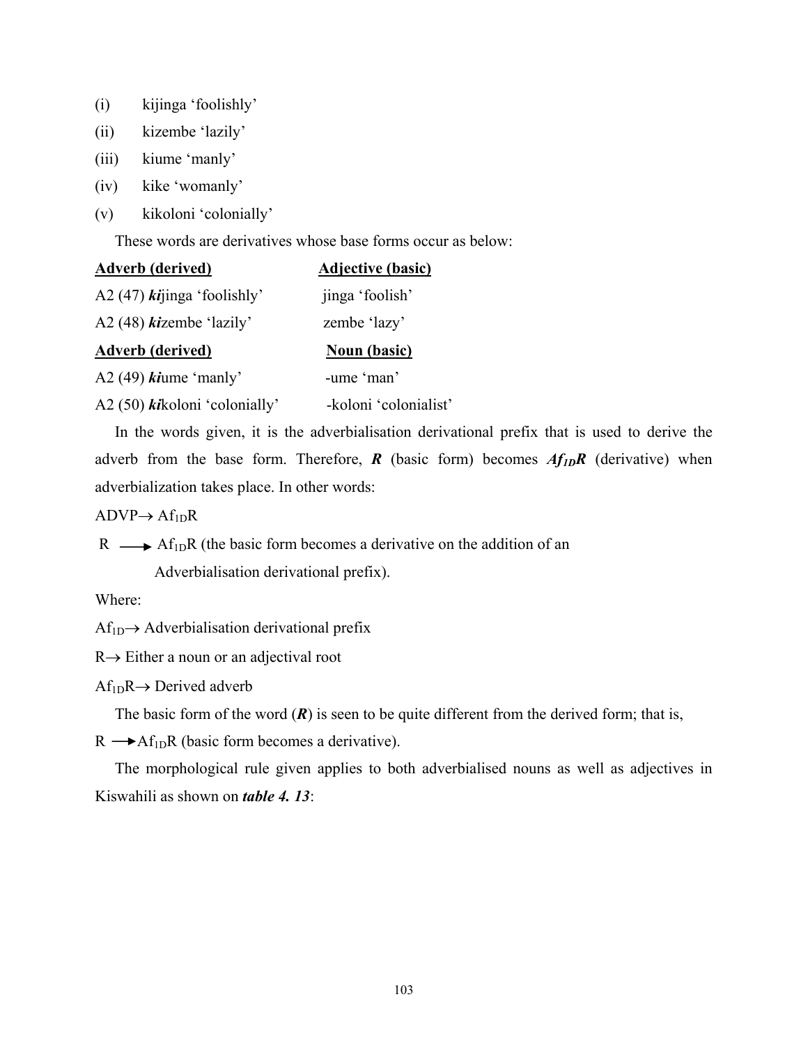(i) kijinga 'foolishly'

(ii) kizembe 'lazily'

(iii) kiume 'manly'

(iv) kike 'womanly'

(v) kikoloni 'colonially'

These words are derivatives whose base forms occur as below:

| **Adverb (derived)** | **Adjective (basic)** |
|---|---|
| A2 (47) ***ki***jinga 'foolishly' | jinga 'foolish' |
| A2 (48) ***ki***zembe 'lazily' | zembe 'lazy' |
| **Adverb (derived)** | **Noun (basic)** |
| A2 (49) ***ki***ume 'manly' | -ume 'man' |
| A2 (50) ***ki***koloni 'colonially' | -koloni 'colonialist' |

In the words given, it is the adverbialisation derivational prefix that is used to derive the adverb from the base form. Therefore, ***R*** (basic form) becomes $\boldsymbol{Af_{1D}R}$ (derivative) when adverbialization takes place. In other words:

$ADVP \rightarrow Af_{1D}R$

$R \longrightarrow Af_{1D}R$ (the basic form becomes a derivative on the addition of an Adverbialisation derivational prefix).

Where:

$Af_{1D} \rightarrow$ Adverbialisation derivational prefix

$R \rightarrow$ Either a noun or an adjectival root

$Af_{1D}R \rightarrow$ Derived adverb

The basic form of the word (***R***) is seen to be quite different from the derived form; that is, $R \longrightarrow Af_{1D}R$ (basic form becomes a derivative).

The morphological rule given applies to both adverbialised nouns as well as adjectives in Kiswahili as shown on ***table 4. 13***: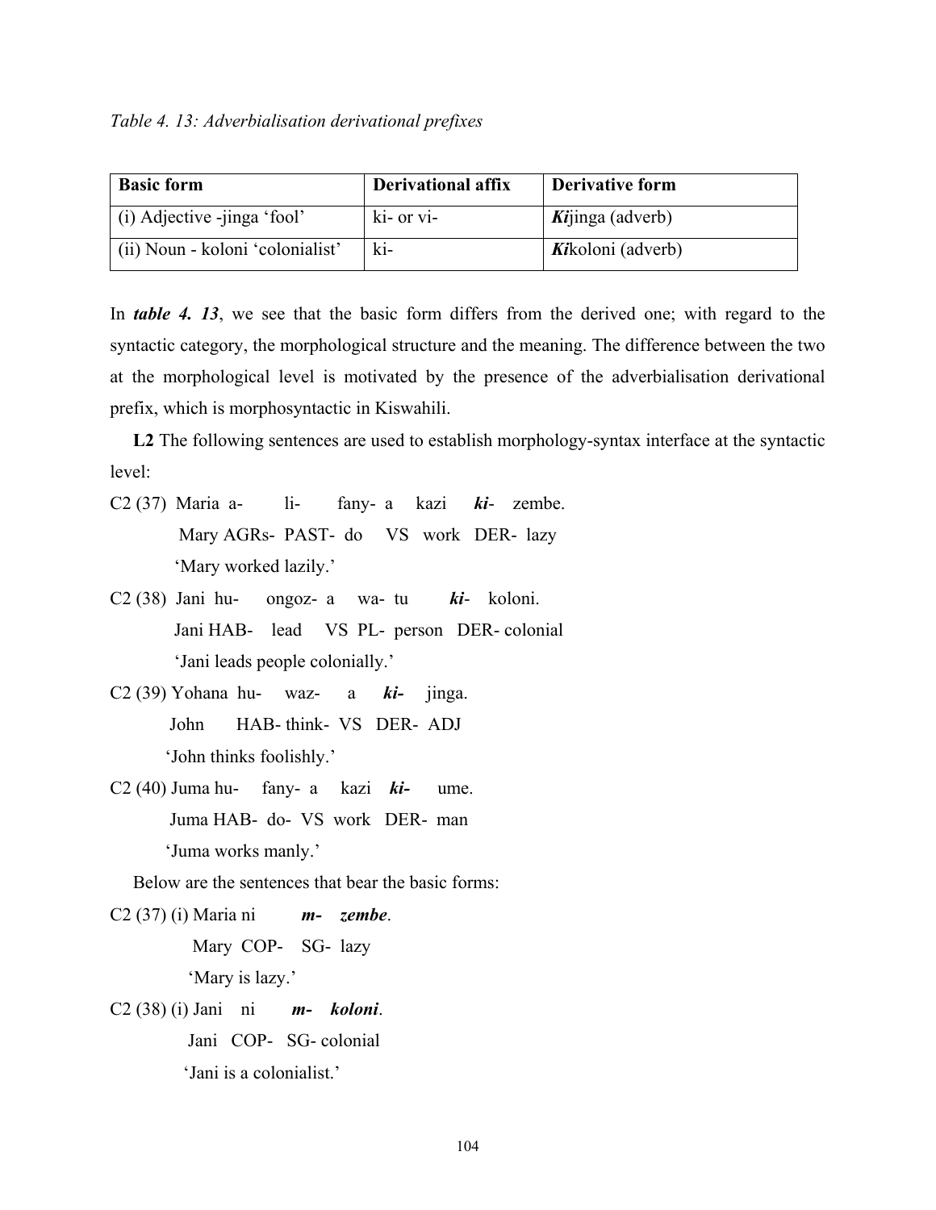*Table 4. 13: Adverbialisation derivational prefixes*

| Basic form | Derivational affix | Derivative form |
|---|---|---|
| (i) Adjective -jinga 'fool' | ki- or vi- | ***Ki***jinga (adverb) |
| (ii) Noun - koloni 'colonialist' | ki- | ***Ki***koloni (adverb) |

In ***table 4. 13***, we see that the basic form differs from the derived one; with regard to the syntactic category, the morphological structure and the meaning. The difference between the two at the morphological level is motivated by the presence of the adverbialisation derivational prefix, which is morphosyntactic in Kiswahili.

**L2** The following sentences are used to establish morphology-syntax interface at the syntactic level:

C2 (37) Maria a- li- fany- a kazi ***ki***- zembe.
Mary AGRs- PAST- do VS work DER- lazy
'Mary worked lazily.'

C2 (38) Jani hu- ongoz- a wa- tu ***ki***- koloni.
Jani HAB- lead VS PL- person DER- colonial
'Jani leads people colonially.'

C2 (39) Yohana hu- waz- a ***ki-*** jinga.
John HAB- think- VS DER- ADJ
'John thinks foolishly.'

C2 (40) Juma hu- fany- a kazi ***ki-*** ume.
Juma HAB- do- VS work DER- man
'Juma works manly.'

Below are the sentences that bear the basic forms:

C2 (37) (i) Maria ni ***m- zembe***.
Mary COP- SG- lazy
'Mary is lazy.'

C2 (38) (i) Jani ni ***m- koloni***.
Jani COP- SG- colonial
'Jani is a colonialist.'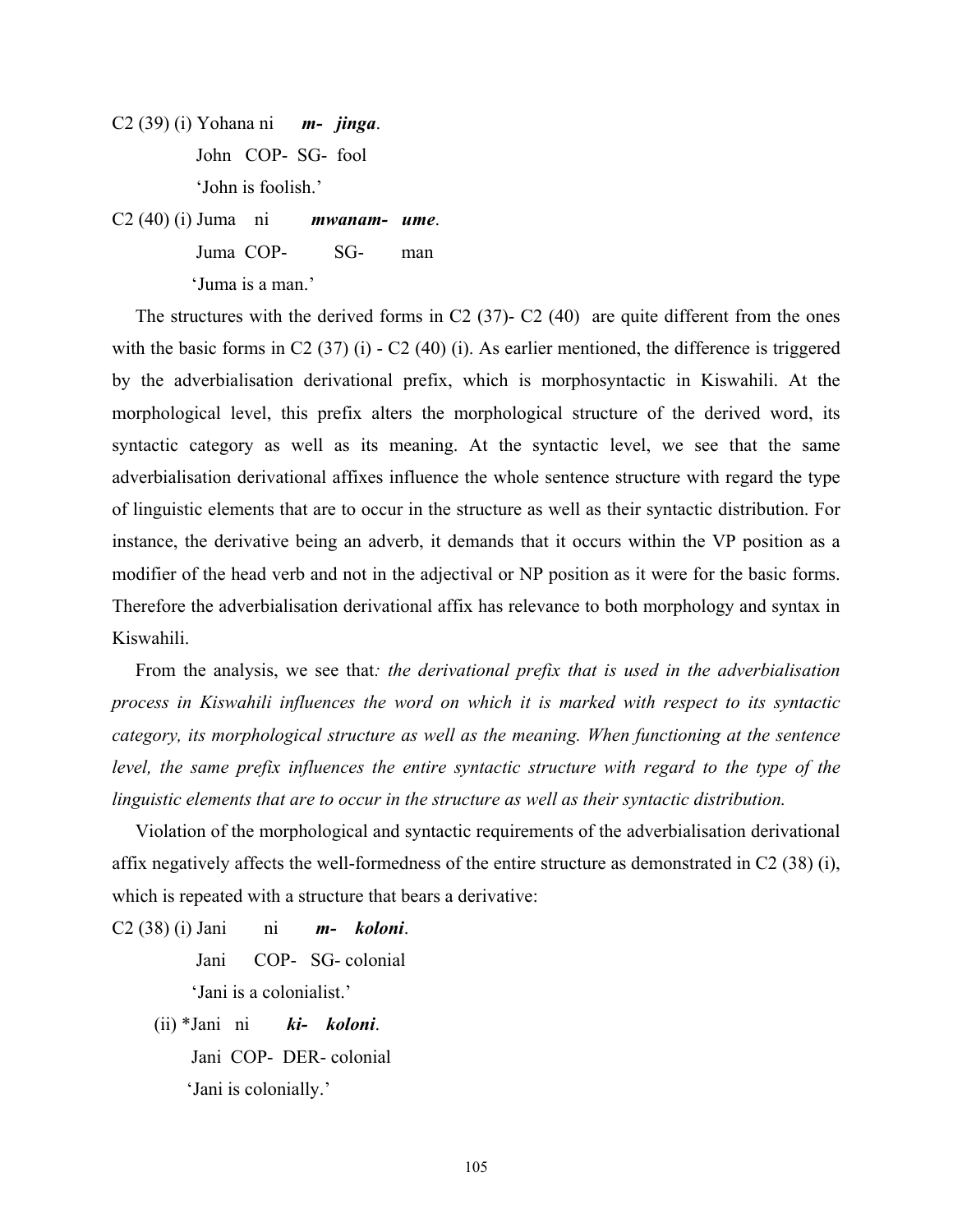C2 (39) (i) Yohana ni ***m- jinga***.

John COP- SG- fool

'John is foolish.'

C2 (40) (i) Juma ni ***mwanam- ume***.

Juma COP- SG- man

'Juma is a man.'

The structures with the derived forms in C2 (37)- C2 (40) are quite different from the ones with the basic forms in C2 (37) (i) - C2 (40) (i). As earlier mentioned, the difference is triggered by the adverbialisation derivational prefix, which is morphosyntactic in Kiswahili. At the morphological level, this prefix alters the morphological structure of the derived word, its syntactic category as well as its meaning. At the syntactic level, we see that the same adverbialisation derivational affixes influence the whole sentence structure with regard the type of linguistic elements that are to occur in the structure as well as their syntactic distribution. For instance, the derivative being an adverb, it demands that it occurs within the VP position as a modifier of the head verb and not in the adjectival or NP position as it were for the basic forms. Therefore the adverbialisation derivational affix has relevance to both morphology and syntax in Kiswahili.

From the analysis, we see that*: the derivational prefix that is used in the adverbialisation process in Kiswahili influences the word on which it is marked with respect to its syntactic category, its morphological structure as well as the meaning. When functioning at the sentence level, the same prefix influences the entire syntactic structure with regard to the type of the linguistic elements that are to occur in the structure as well as their syntactic distribution.*

Violation of the morphological and syntactic requirements of the adverbialisation derivational affix negatively affects the well-formedness of the entire structure as demonstrated in C2 (38) (i), which is repeated with a structure that bears a derivative:

C2 (38) (i) Jani ni ***m- koloni***.

Jani COP- SG- colonial

'Jani is a colonialist.'

(ii) *Jani ni ***ki- koloni***.

Jani COP- DER- colonial

'Jani is colonially.'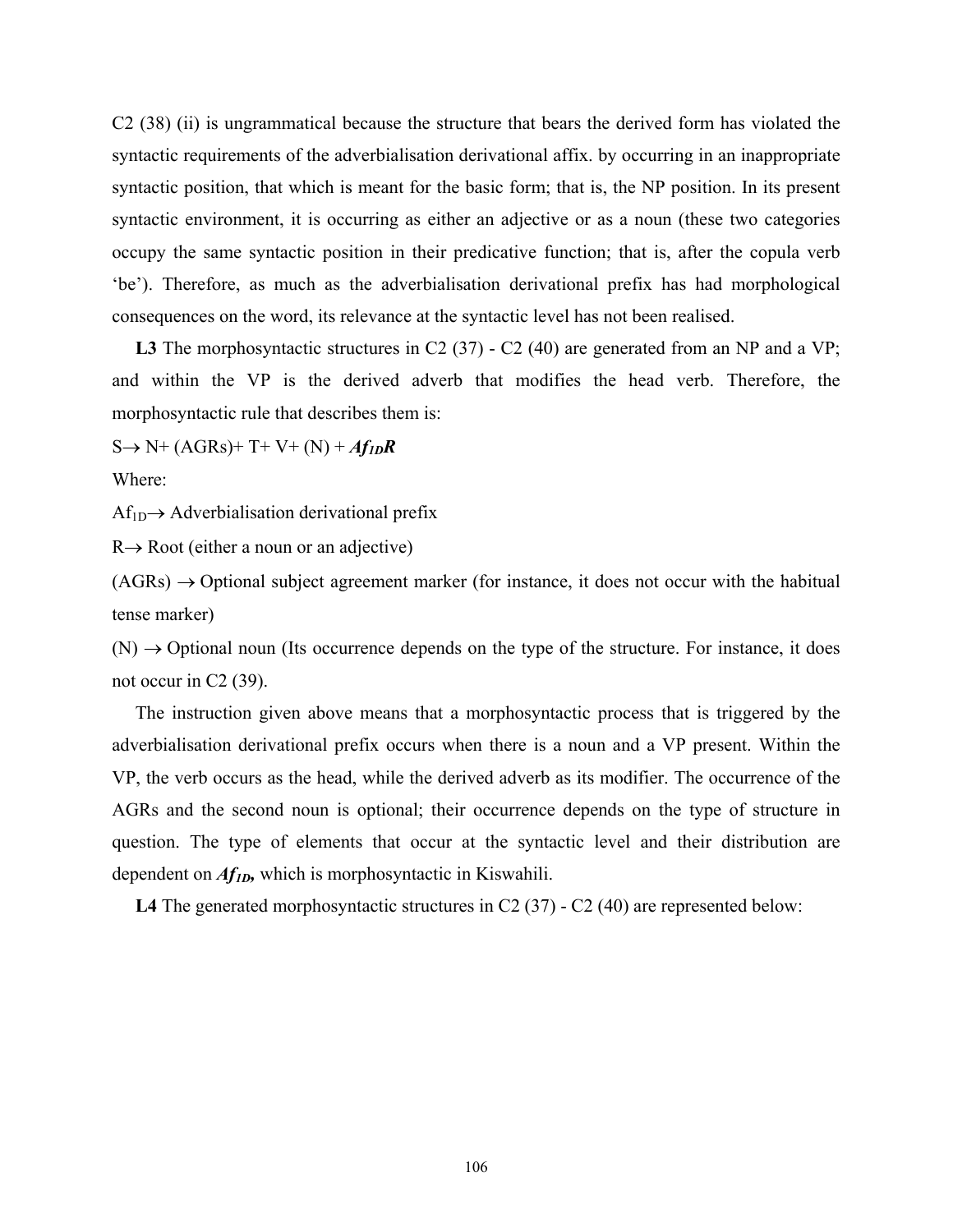C2 (38) (ii) is ungrammatical because the structure that bears the derived form has violated the syntactic requirements of the adverbialisation derivational affix. by occurring in an inappropriate syntactic position, that which is meant for the basic form; that is, the NP position. In its present syntactic environment, it is occurring as either an adjective or as a noun (these two categories occupy the same syntactic position in their predicative function; that is, after the copula verb 'be'). Therefore, as much as the adverbialisation derivational prefix has had morphological consequences on the word, its relevance at the syntactic level has not been realised.

**L3** The morphosyntactic structures in C2 (37) - C2 (40) are generated from an NP and a VP; and within the VP is the derived adverb that modifies the head verb. Therefore, the morphosyntactic rule that describes them is:

S→ N+ (AGRs)+ T+ V+ (N) + ***Af<sub>1D</sub>R***

Where:

$Af_{1D}$→ Adverbialisation derivational prefix

R→ Root (either a noun or an adjective)

(AGRs) → Optional subject agreement marker (for instance, it does not occur with the habitual tense marker)

(N) → Optional noun (Its occurrence depends on the type of the structure. For instance, it does not occur in C2 (39).

The instruction given above means that a morphosyntactic process that is triggered by the adverbialisation derivational prefix occurs when there is a noun and a VP present. Within the VP, the verb occurs as the head, while the derived adverb as its modifier. The occurrence of the AGRs and the second noun is optional; their occurrence depends on the type of structure in question. The type of elements that occur at the syntactic level and their distribution are dependent on ***$Af_{1D}$*,** which is morphosyntactic in Kiswahili.

**L4** The generated morphosyntactic structures in C2 (37) - C2 (40) are represented below: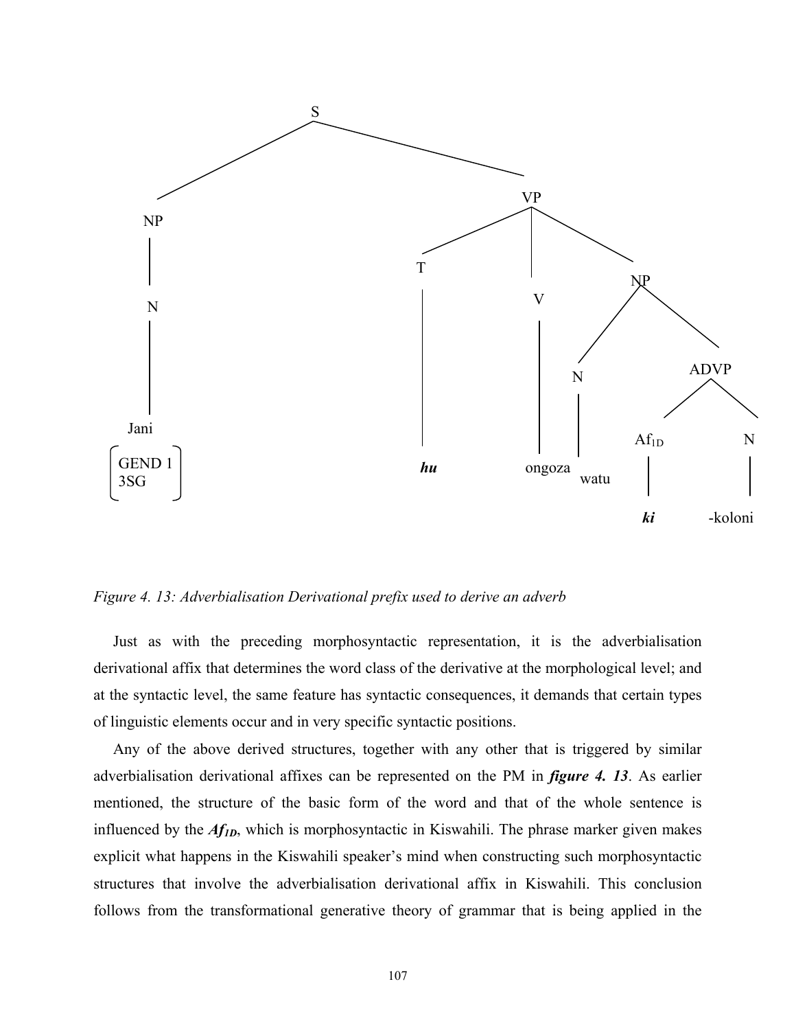```
S
├── NP
│   └── N
│       └── Jani
│           [GEND 1
│            3SG]
└── VP
    ├── T
    │   └── hu
    ├── V
    │   └── ongoza
    └── NP
        ├── N
        │   └── watu
        └── ADVP
            ├── Af1D
            │   └── ki
            └── N
                └── -koloni
```

*Figure 4. 13: Adverbialisation Derivational prefix used to derive an adverb*

Just as with the preceding morphosyntactic representation, it is the adverbialisation derivational affix that determines the word class of the derivative at the morphological level; and at the syntactic level, the same feature has syntactic consequences, it demands that certain types of linguistic elements occur and in very specific syntactic positions.

Any of the above derived structures, together with any other that is triggered by similar adverbialisation derivational affixes can be represented on the PM in ***figure 4. 13***. As earlier mentioned, the structure of the basic form of the word and that of the whole sentence is influenced by the ***Af<sub>1D</sub>***, which is morphosyntactic in Kiswahili. The phrase marker given makes explicit what happens in the Kiswahili speaker's mind when constructing such morphosyntactic structures that involve the adverbialisation derivational affix in Kiswahili. This conclusion follows from the transformational generative theory of grammar that is being applied in the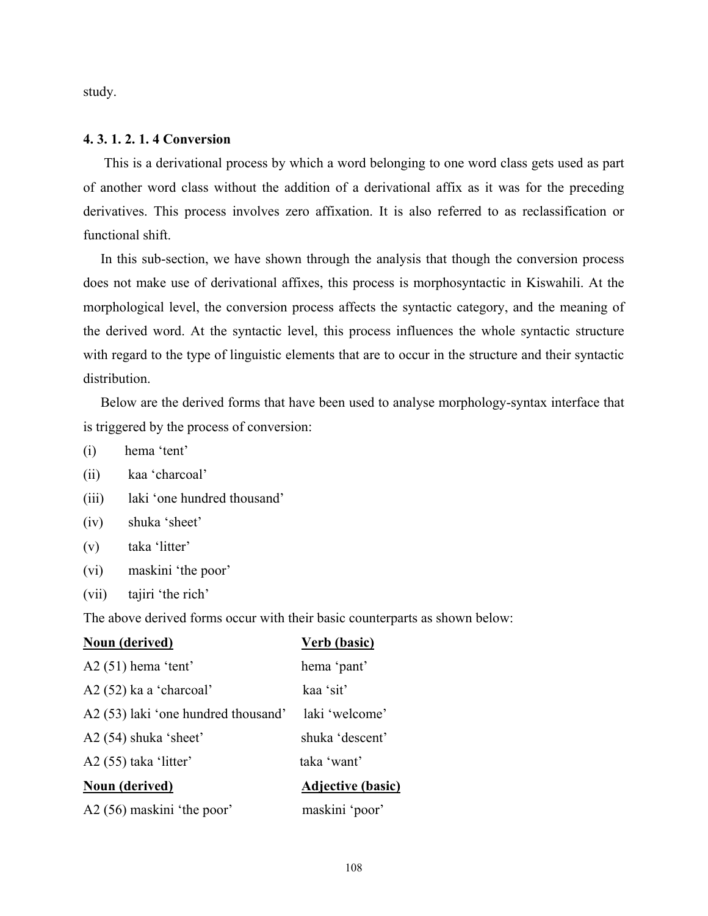study.

#### 4. 3. 1. 2. 1. 4 Conversion

This is a derivational process by which a word belonging to one word class gets used as part of another word class without the addition of a derivational affix as it was for the preceding derivatives. This process involves zero affixation. It is also referred to as reclassification or functional shift.

In this sub-section, we have shown through the analysis that though the conversion process does not make use of derivational affixes, this process is morphosyntactic in Kiswahili. At the morphological level, the conversion process affects the syntactic category, and the meaning of the derived word. At the syntactic level, this process influences the whole syntactic structure with regard to the type of linguistic elements that are to occur in the structure and their syntactic distribution.

Below are the derived forms that have been used to analyse morphology-syntax interface that is triggered by the process of conversion:

(i) hema 'tent'

(ii) kaa 'charcoal'

(iii) laki 'one hundred thousand'

(iv) shuka 'sheet'

(v) taka 'litter'

(vi) maskini 'the poor'

(vii) tajiri 'the rich'

The above derived forms occur with their basic counterparts as shown below:

| **Noun (derived)** | **Verb (basic)** |
|---|---|
| A2 (51) hema 'tent' | hema 'pant' |
| A2 (52) ka a 'charcoal' | kaa 'sit' |
| A2 (53) laki 'one hundred thousand' | laki 'welcome' |
| A2 (54) shuka 'sheet' | shuka 'descent' |
| A2 (55) taka 'litter' | taka 'want' |
| **Noun (derived)** | **Adjective (basic)** |
| A2 (56) maskini 'the poor' | maskini 'poor' |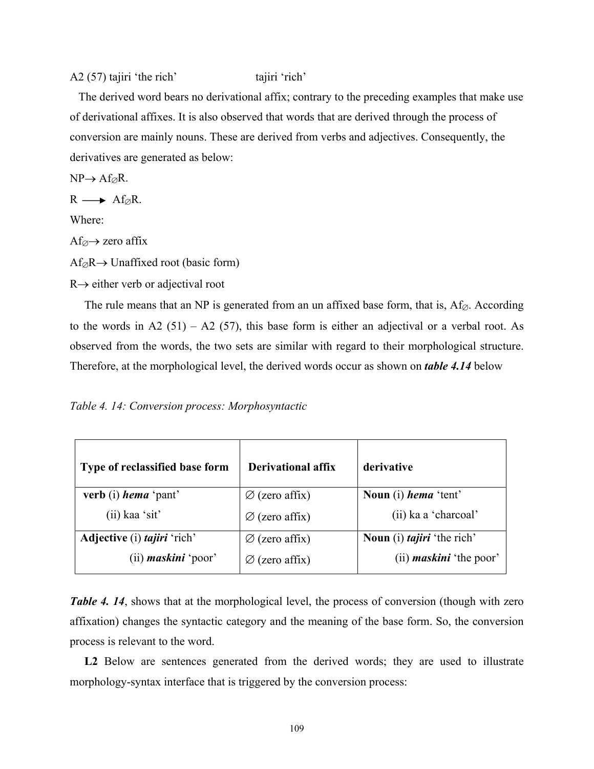A2 (57) tajiri 'the rich' tajiri 'rich'

The derived word bears no derivational affix; contrary to the preceding examples that make use of derivational affixes. It is also observed that words that are derived through the process of conversion are mainly nouns. These are derived from verbs and adjectives. Consequently, the derivatives are generated as below:

NP→ Af∅R.

R ⟶ Af∅R.

Where:

Af∅→ zero affix

Af∅R→ Unaffixed root (basic form)

R→ either verb or adjectival root

The rule means that an NP is generated from an un affixed base form, that is, Af∅. According to the words in A2 (51) – A2 (57), this base form is either an adjectival or a verbal root. As observed from the words, the two sets are similar with regard to their morphological structure. Therefore, at the morphological level, the derived words occur as shown on ***table 4.14*** below

*Table 4. 14: Conversion process: Morphosyntactic*

| Type of reclassified base form | Derivational affix | derivative |
|---|---|---|
| **verb** (i) ***hema*** 'pant'<br>(ii) kaa 'sit' | ∅ (zero affix)<br>∅ (zero affix) | **Noun** (i) ***hema*** 'tent'<br>(ii) ka a 'charcoal' |
| **Adjective** (i) ***tajiri*** 'rich'<br>(ii) ***maskini*** 'poor' | ∅ (zero affix)<br>∅ (zero affix) | **Noun** (i) ***tajiri*** 'the rich'<br>(ii) ***maskini*** 'the poor' |

***Table 4. 14***, shows that at the morphological level, the process of conversion (though with zero affixation) changes the syntactic category and the meaning of the base form. So, the conversion process is relevant to the word.

**L2** Below are sentences generated from the derived words; they are used to illustrate morphology-syntax interface that is triggered by the conversion process: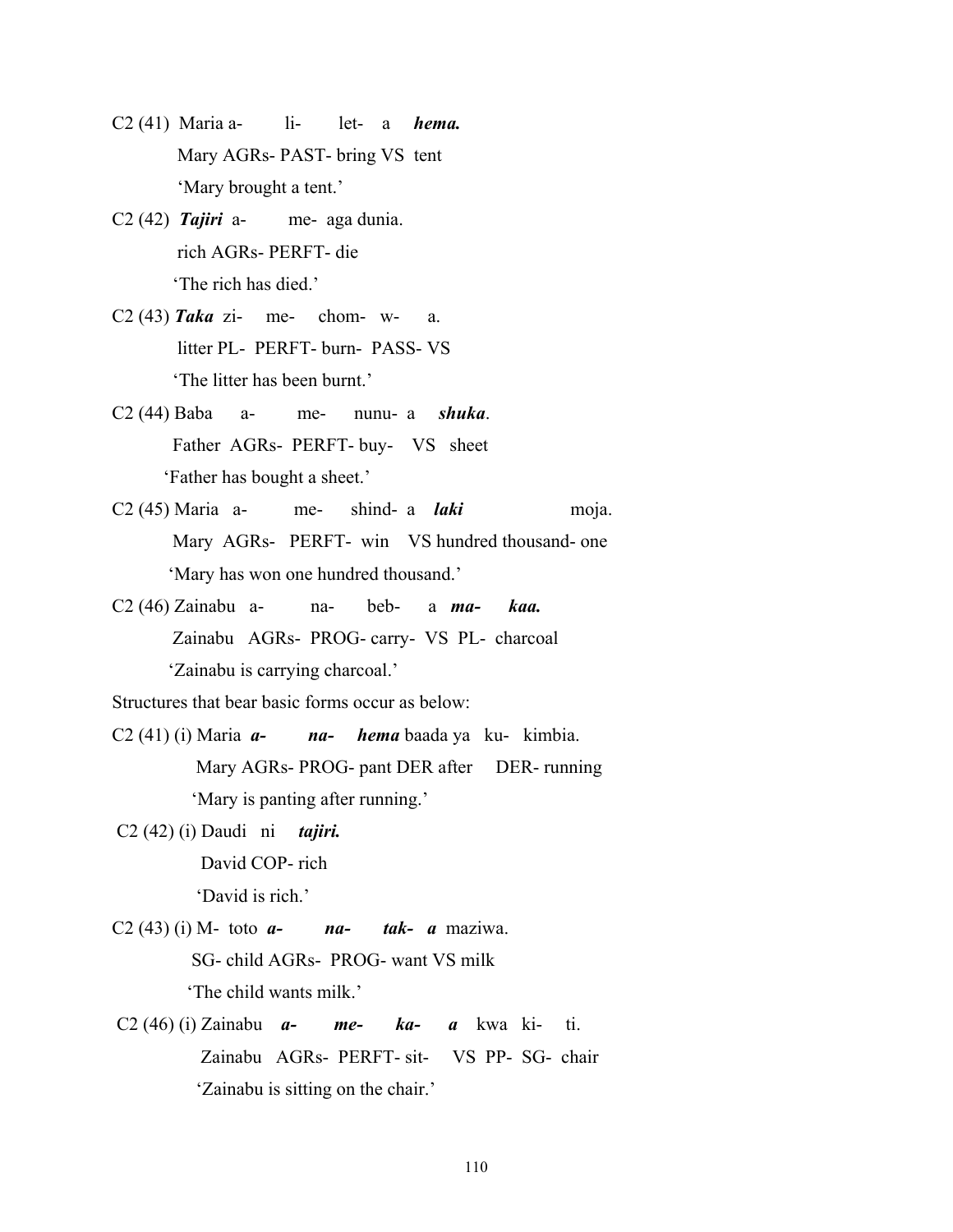C2 (41) Maria a- li- let- a ***hema.***
Mary AGRs- PAST- bring VS tent
'Mary brought a tent.'

C2 (42) ***Tajiri*** a- me- aga dunia.
rich AGRs- PERFT- die
'The rich has died.'

C2 (43) ***Taka*** zi- me- chom- w- a.
litter PL- PERFT- burn- PASS- VS
'The litter has been burnt.'

C2 (44) Baba a- me- nunu- a ***shuka***.
Father AGRs- PERFT- buy- VS sheet
'Father has bought a sheet.'

C2 (45) Maria a- me- shind- a ***laki*** moja.
Mary AGRs- PERFT- win VS hundred thousand- one
'Mary has won one hundred thousand.'

C2 (46) Zainabu a- na- beb- a ***ma- kaa.***
Zainabu AGRs- PROG- carry- VS PL- charcoal
'Zainabu is carrying charcoal.'

Structures that bear basic forms occur as below:

C2 (41) (i) Maria ***a- na- hema*** baada ya ku- kimbia.
Mary AGRs- PROG- pant DER after DER- running
'Mary is panting after running.'

C2 (42) (i) Daudi ni ***tajiri.***
David COP- rich
'David is rich.'

C2 (43) (i) M- toto ***a- na- tak- a*** maziwa.
SG- child AGRs- PROG- want VS milk
'The child wants milk.'

C2 (46) (i) Zainabu ***a- me- ka- a*** kwa ki- ti.
Zainabu AGRs- PERFT- sit- VS PP- SG- chair
'Zainabu is sitting on the chair.'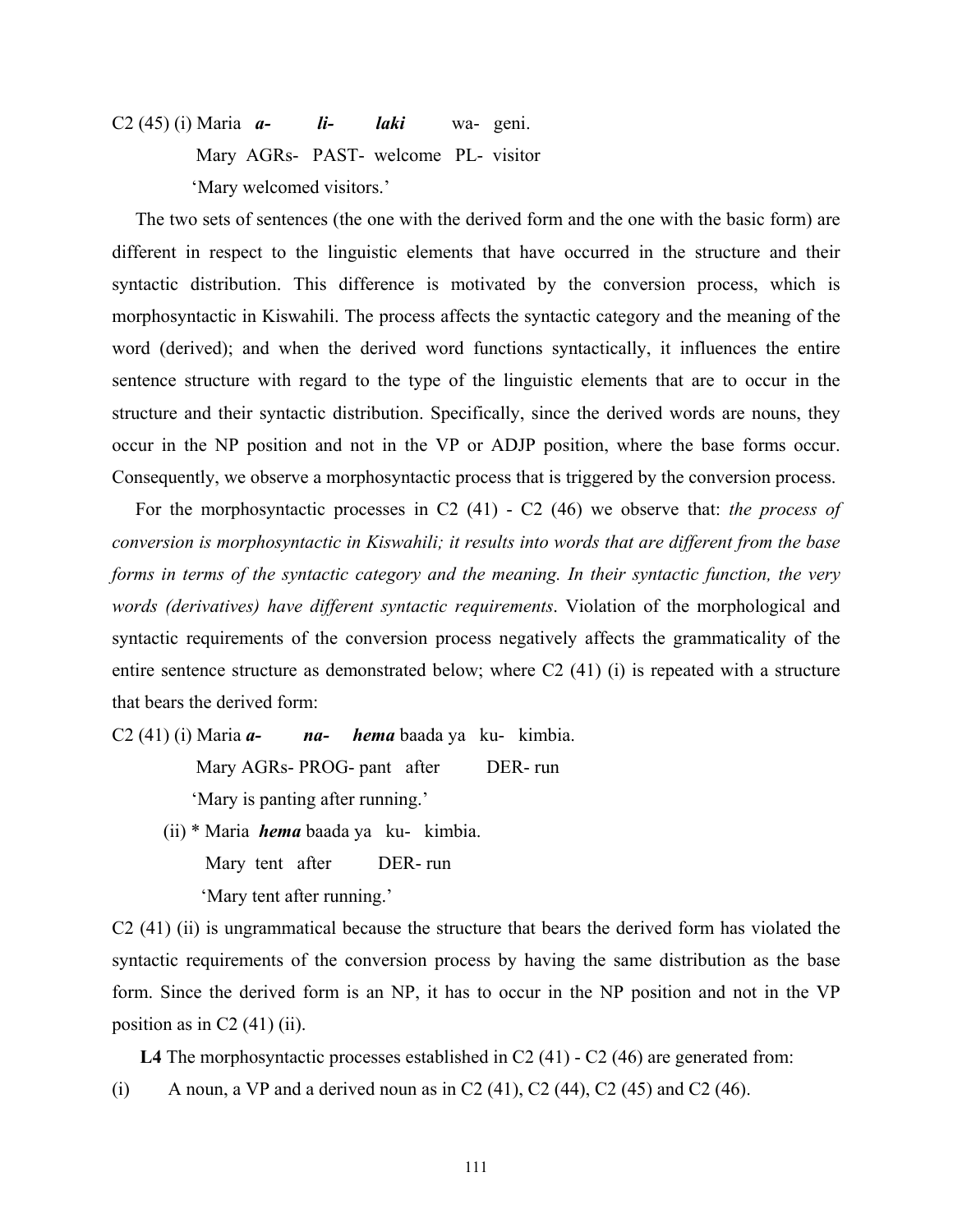C2 (45) (i) Maria ***a-*** ***li-*** ***laki*** wa- geni.

Mary AGRs- PAST- welcome PL- visitor

'Mary welcomed visitors.'

The two sets of sentences (the one with the derived form and the one with the basic form) are different in respect to the linguistic elements that have occurred in the structure and their syntactic distribution. This difference is motivated by the conversion process, which is morphosyntactic in Kiswahili. The process affects the syntactic category and the meaning of the word (derived); and when the derived word functions syntactically, it influences the entire sentence structure with regard to the type of the linguistic elements that are to occur in the structure and their syntactic distribution. Specifically, since the derived words are nouns, they occur in the NP position and not in the VP or ADJP position, where the base forms occur. Consequently, we observe a morphosyntactic process that is triggered by the conversion process.

For the morphosyntactic processes in C2 (41) - C2 (46) we observe that: *the process of conversion is morphosyntactic in Kiswahili; it results into words that are different from the base forms in terms of the syntactic category and the meaning. In their syntactic function, the very words (derivatives) have different syntactic requirements*. Violation of the morphological and syntactic requirements of the conversion process negatively affects the grammaticality of the entire sentence structure as demonstrated below; where C2 (41) (i) is repeated with a structure that bears the derived form:

C2 (41) (i) Maria ***a-*** ***na-*** ***hema*** baada ya ku- kimbia.

Mary AGRs- PROG- pant after DER- run

'Mary is panting after running.'

(ii) * Maria ***hema*** baada ya ku- kimbia.

Mary tent after DER- run

'Mary tent after running.'

C2 (41) (ii) is ungrammatical because the structure that bears the derived form has violated the syntactic requirements of the conversion process by having the same distribution as the base form. Since the derived form is an NP, it has to occur in the NP position and not in the VP position as in C2 (41) (ii).

**L4** The morphosyntactic processes established in C2 (41) - C2 (46) are generated from:

(i) A noun, a VP and a derived noun as in C2 (41), C2 (44), C2 (45) and C2 (46).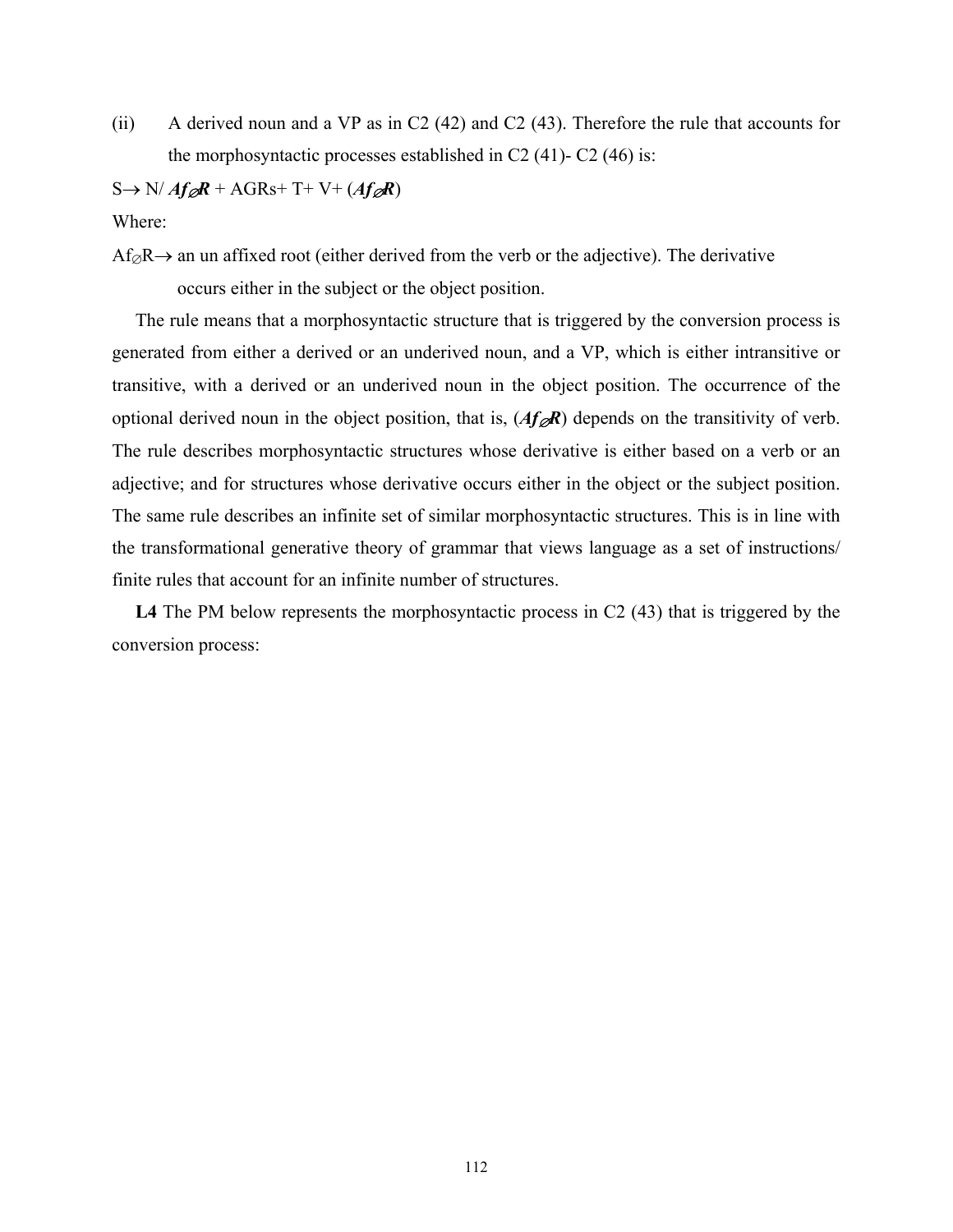(ii) A derived noun and a VP as in C2 (42) and C2 (43). Therefore the rule that accounts for the morphosyntactic processes established in C2 (41)- C2 (46) is:

S→ N/ ***Af***$_{\emptyset}$***R*** + AGRs+ T+ V+ (***Af***$_{\emptyset}$***R***)

Where:

Af$_{\emptyset}$R→ an un affixed root (either derived from the verb or the adjective). The derivative occurs either in the subject or the object position.

The rule means that a morphosyntactic structure that is triggered by the conversion process is generated from either a derived or an underived noun, and a VP, which is either intransitive or transitive, with a derived or an underived noun in the object position. The occurrence of the optional derived noun in the object position, that is, (***Af***$_{\emptyset}$***R***) depends on the transitivity of verb. The rule describes morphosyntactic structures whose derivative is either based on a verb or an adjective; and for structures whose derivative occurs either in the object or the subject position. The same rule describes an infinite set of similar morphosyntactic structures. This is in line with the transformational generative theory of grammar that views language as a set of instructions/ finite rules that account for an infinite number of structures.

**L4** The PM below represents the morphosyntactic process in C2 (43) that is triggered by the conversion process: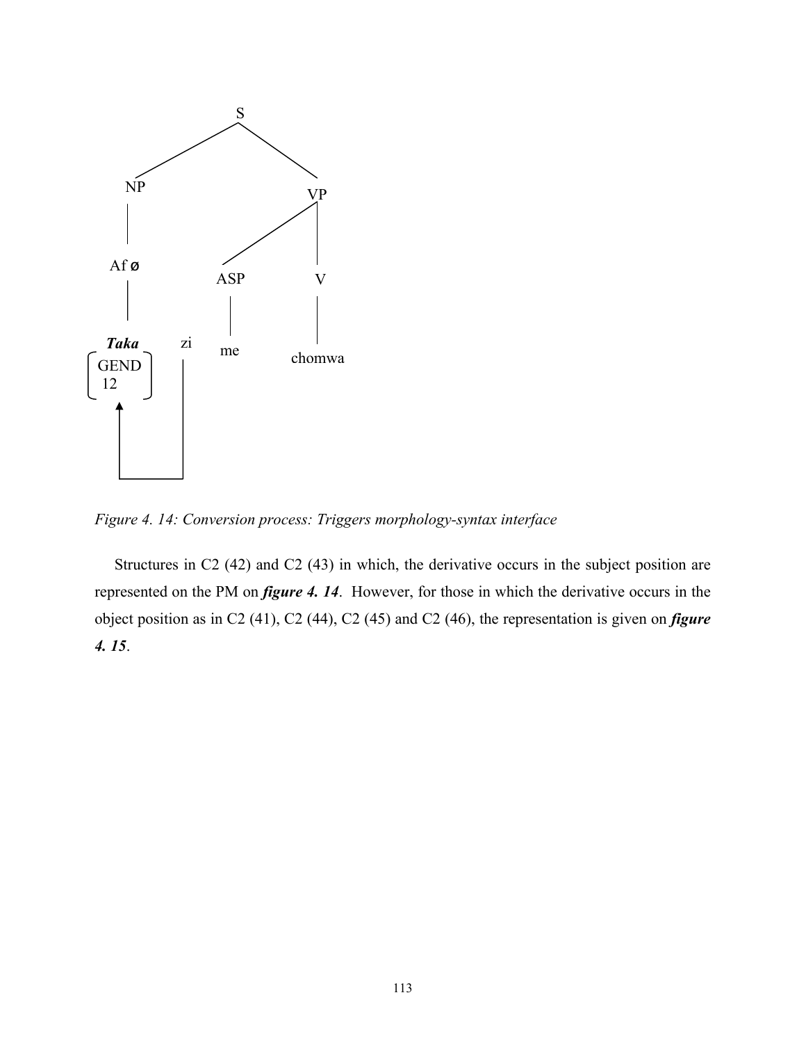```
                S
              /   \
            NP     VP
            |     /  \
           Af ø  ASP   V
            |     |    |
          Taka  zi   me  chomwa
        [GEND    |
          12]    |
           ^     |
           |_____|
```

*Figure 4. 14: Conversion process: Triggers morphology-syntax interface*

Structures in C2 (42) and C2 (43) in which, the derivative occurs in the subject position are represented on the PM on ***figure 4. 14***. However, for those in which the derivative occurs in the object position as in C2 (41), C2 (44), C2 (45) and C2 (46), the representation is given on ***figure 4. 15***.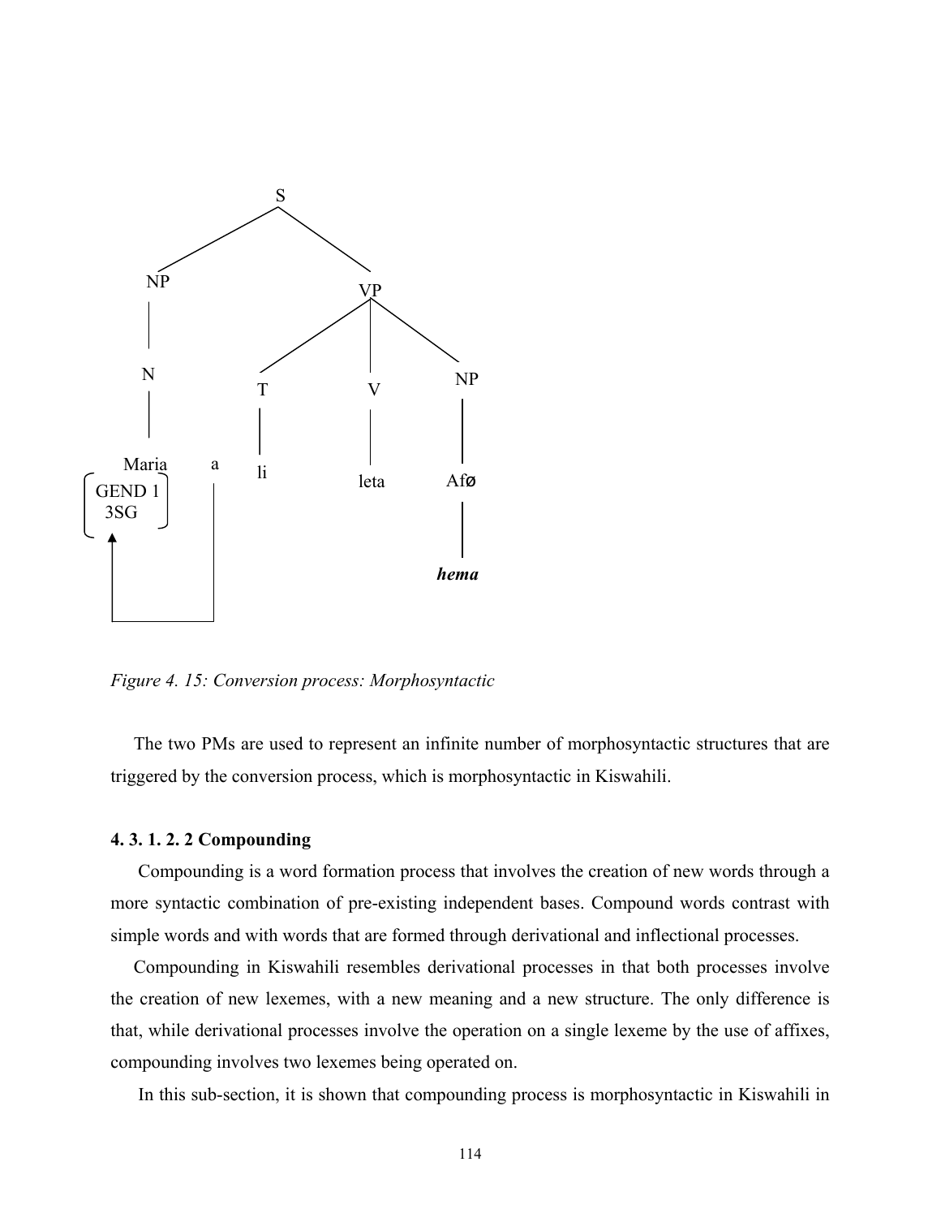```
                    S
                  /   \
                NP      VP
                |     /  |  \
                N    T   V   NP
                |    |   |    |
      Maria  a   li  leta  Afø
   [GEND 1]  |              |
   [3SG   ]  |            hema
      ^      |
      |______|
```

*Figure 4. 15: Conversion process: Morphosyntactic*

The two PMs are used to represent an infinite number of morphosyntactic structures that are triggered by the conversion process, which is morphosyntactic in Kiswahili.

#### 4. 3. 1. 2. 2 Compounding

Compounding is a word formation process that involves the creation of new words through a more syntactic combination of pre-existing independent bases. Compound words contrast with simple words and with words that are formed through derivational and inflectional processes.

Compounding in Kiswahili resembles derivational processes in that both processes involve the creation of new lexemes, with a new meaning and a new structure. The only difference is that, while derivational processes involve the operation on a single lexeme by the use of affixes, compounding involves two lexemes being operated on.

In this sub-section, it is shown that compounding process is morphosyntactic in Kiswahili in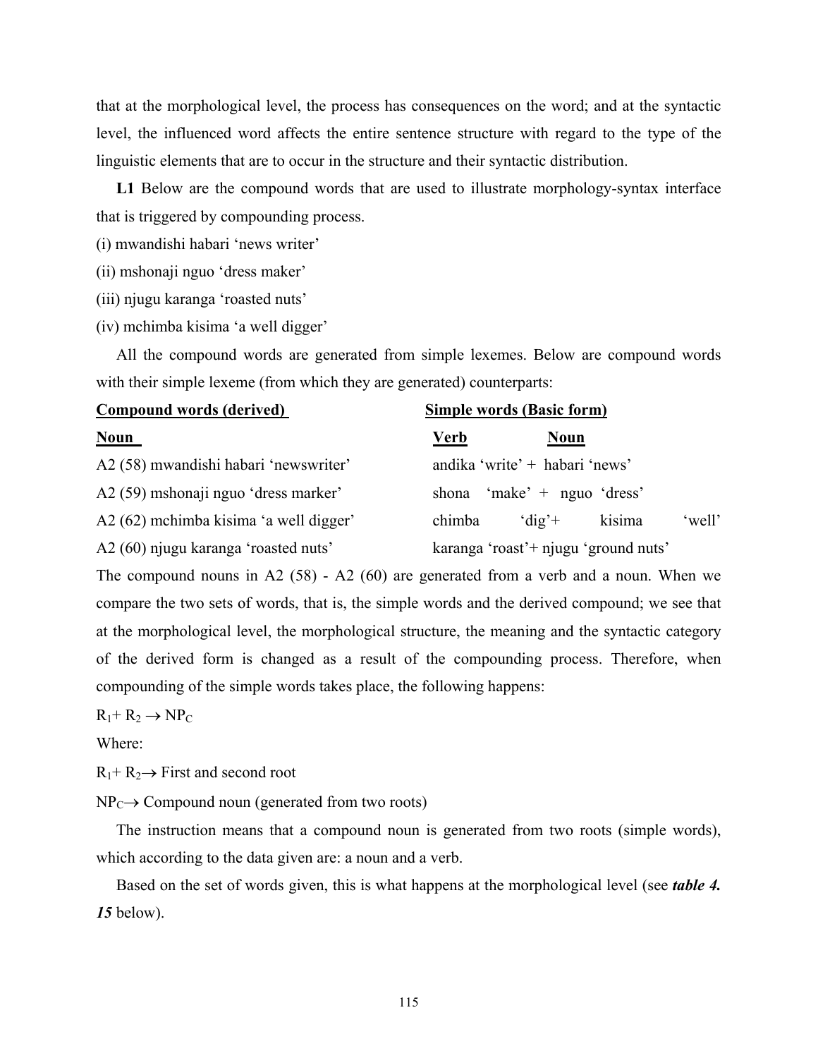that at the morphological level, the process has consequences on the word; and at the syntactic level, the influenced word affects the entire sentence structure with regard to the type of the linguistic elements that are to occur in the structure and their syntactic distribution.

**L1** Below are the compound words that are used to illustrate morphology-syntax interface that is triggered by compounding process.

(i) mwandishi habari 'news writer'

(ii) mshonaji nguo 'dress maker'

(iii) njugu karanga 'roasted nuts'

(iv) mchimba kisima 'a well digger'

All the compound words are generated from simple lexemes. Below are compound words with their simple lexeme (from which they are generated) counterparts:

| **Compound words (derived)** | **Simple words (Basic form)** | |
|---|---|---|
| **Noun** | **Verb** | **Noun** |
| A2 (58) mwandishi habari 'newswriter' | andika 'write' + | habari 'news' |
| A2 (59) mshonaji nguo 'dress marker' | shona 'make' + | nguo 'dress' |
| A2 (62) mchimba kisima 'a well digger' | chimba 'dig'+ | kisima 'well' |
| A2 (60) njugu karanga 'roasted nuts' | karanga 'roast'+ | njugu 'ground nuts' |

The compound nouns in A2 (58) - A2 (60) are generated from a verb and a noun. When we compare the two sets of words, that is, the simple words and the derived compound; we see that at the morphological level, the morphological structure, the meaning and the syntactic category of the derived form is changed as a result of the compounding process. Therefore, when compounding of the simple words takes place, the following happens:

$R_1 + R_2 \rightarrow NP_C$

Where:

$R_1 + R_2 \rightarrow$ First and second root

$NP_C \rightarrow$ Compound noun (generated from two roots)

The instruction means that a compound noun is generated from two roots (simple words), which according to the data given are: a noun and a verb.

Based on the set of words given, this is what happens at the morphological level (see ***table 4. 15*** below).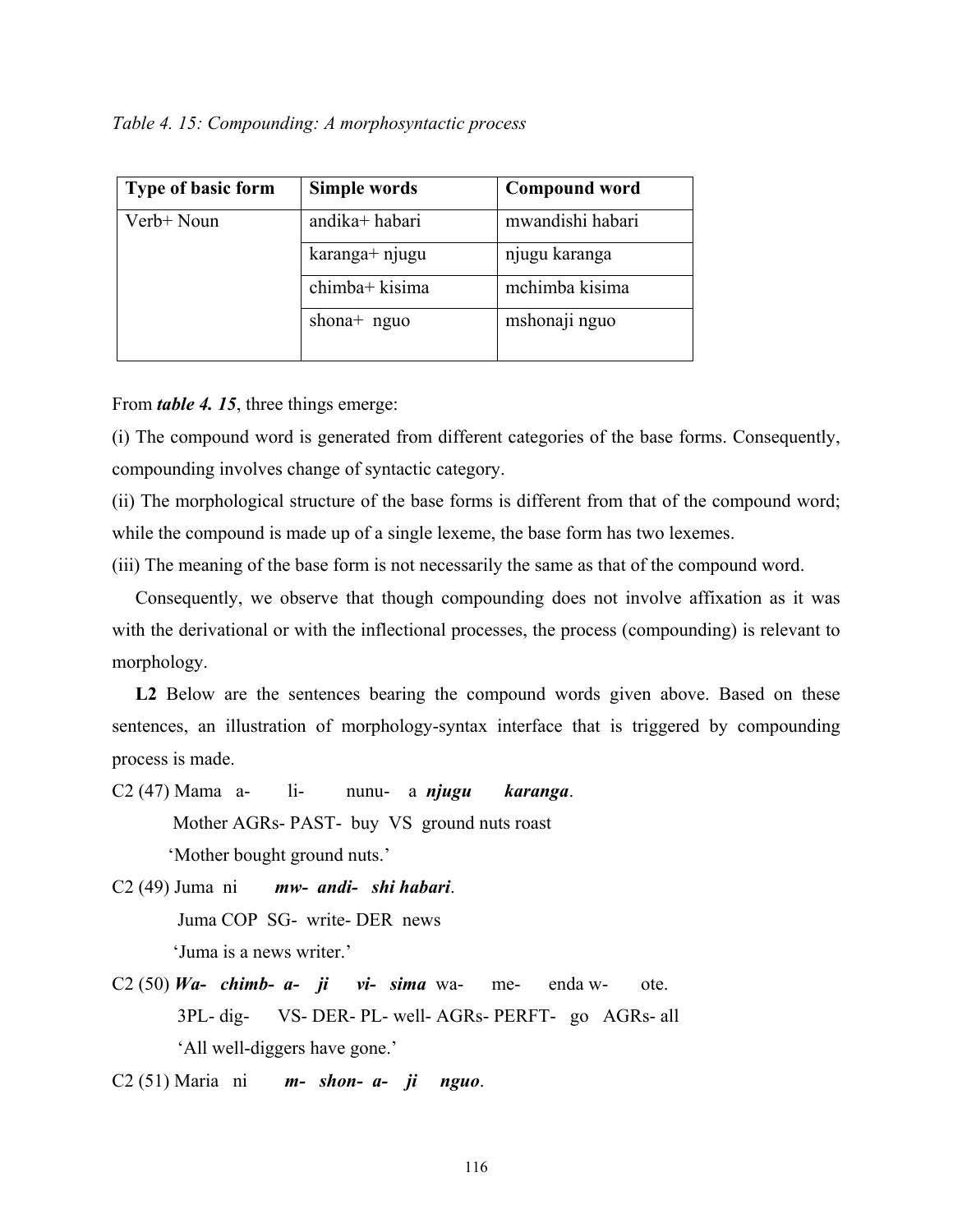*Table 4. 15: Compounding: A morphosyntactic process*

| Type of basic form | Simple words | Compound word |
|---|---|---|
| Verb+ Noun | andika+ habari | mwandishi habari |
| | karanga+ njugu | njugu karanga |
| | chimba+ kisima | mchimba kisima |
| | shona+ nguo | mshonaji nguo |

From ***table 4. 15***, three things emerge:

(i) The compound word is generated from different categories of the base forms. Consequently, compounding involves change of syntactic category.

(ii) The morphological structure of the base forms is different from that of the compound word; while the compound is made up of a single lexeme, the base form has two lexemes.

(iii) The meaning of the base form is not necessarily the same as that of the compound word.

Consequently, we observe that though compounding does not involve affixation as it was with the derivational or with the inflectional processes, the process (compounding) is relevant to morphology.

**L2** Below are the sentences bearing the compound words given above. Based on these sentences, an illustration of morphology-syntax interface that is triggered by compounding process is made.

C2 (47) Mama a- li- nunu- a ***njugu karanga***.
Mother AGRs- PAST- buy VS ground nuts roast
'Mother bought ground nuts.'

C2 (49) Juma ni ***mw- andi- shi habari***.
Juma COP SG- write- DER news
'Juma is a news writer.'

C2 (50) ***Wa- chimb- a- ji vi- sima*** wa- me- enda w- ote.
3PL- dig- VS- DER- PL- well- AGRs- PERFT- go AGRs- all
'All well-diggers have gone.'

C2 (51) Maria ni ***m- shon- a- ji nguo***.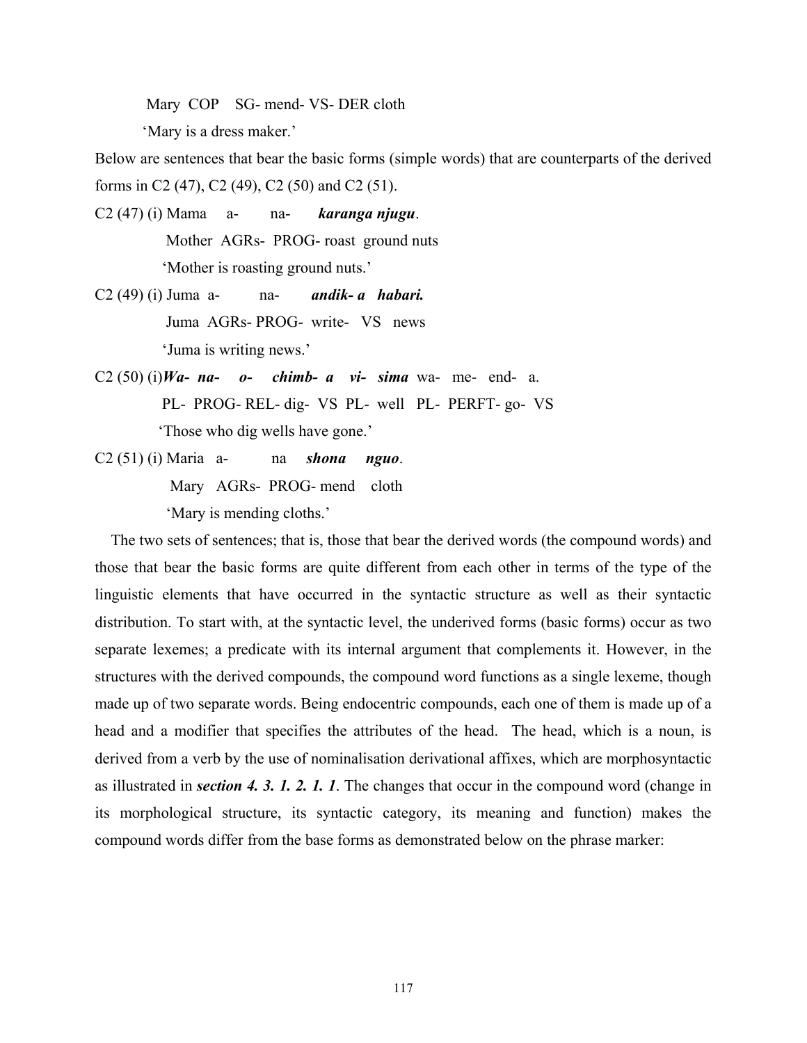Mary COP SG- mend- VS- DER cloth

'Mary is a dress maker.'

Below are sentences that bear the basic forms (simple words) that are counterparts of the derived forms in C2 (47), C2 (49), C2 (50) and C2 (51).

C2 (47) (i) Mama a- na- ***karanga njugu***.

Mother AGRs- PROG- roast ground nuts

'Mother is roasting ground nuts.'

C2 (49) (i) Juma a- na- ***andik- a habari.***

Juma AGRs- PROG- write- VS news

'Juma is writing news.'

C2 (50) (i) ***Wa- na- o- chimb- a vi- sima*** wa- me- end- a.

PL- PROG- REL- dig- VS PL- well PL- PERFT- go- VS

'Those who dig wells have gone.'

C2 (51) (i) Maria a- na ***shona nguo***.

Mary AGRs- PROG- mend cloth

'Mary is mending cloths.'

The two sets of sentences; that is, those that bear the derived words (the compound words) and those that bear the basic forms are quite different from each other in terms of the type of the linguistic elements that have occurred in the syntactic structure as well as their syntactic distribution. To start with, at the syntactic level, the underived forms (basic forms) occur as two separate lexemes; a predicate with its internal argument that complements it. However, in the structures with the derived compounds, the compound word functions as a single lexeme, though made up of two separate words. Being endocentric compounds, each one of them is made up of a head and a modifier that specifies the attributes of the head. The head, which is a noun, is derived from a verb by the use of nominalisation derivational affixes, which are morphosyntactic as illustrated in ***section 4. 3. 1. 2. 1. 1***. The changes that occur in the compound word (change in its morphological structure, its syntactic category, its meaning and function) makes the compound words differ from the base forms as demonstrated below on the phrase marker: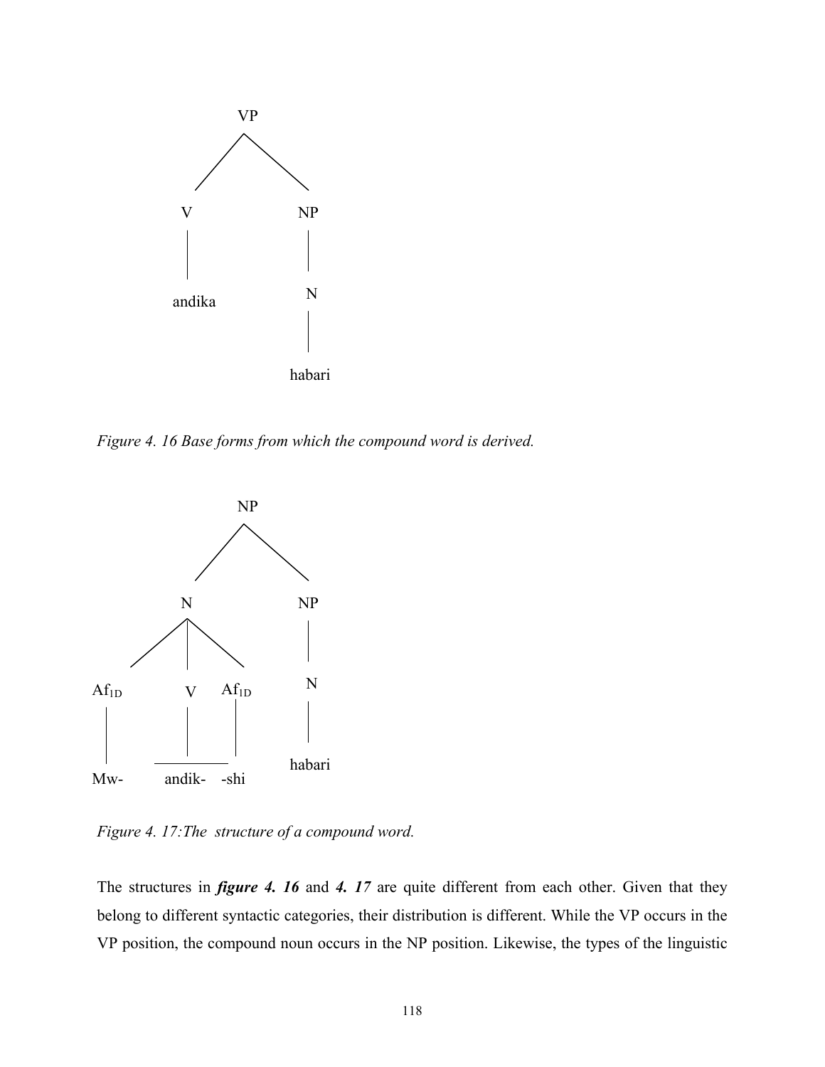```
            VP
           /  \
          V    NP
          |     |
       andika   N
                |
             habari
```

*Figure 4. 16 Base forms from which the compound word is derived.*

```
                 NP
                /  \
               N    NP
             / | \    |
        Af1D   V  Af1D N
         |     |   |   |
        Mw-  andik- -shi habari
```

*Figure 4. 17:The structure of a compound word.*

The structures in ***figure 4. 16*** and ***4. 17*** are quite different from each other. Given that they belong to different syntactic categories, their distribution is different. While the VP occurs in the VP position, the compound noun occurs in the NP position. Likewise, the types of the linguistic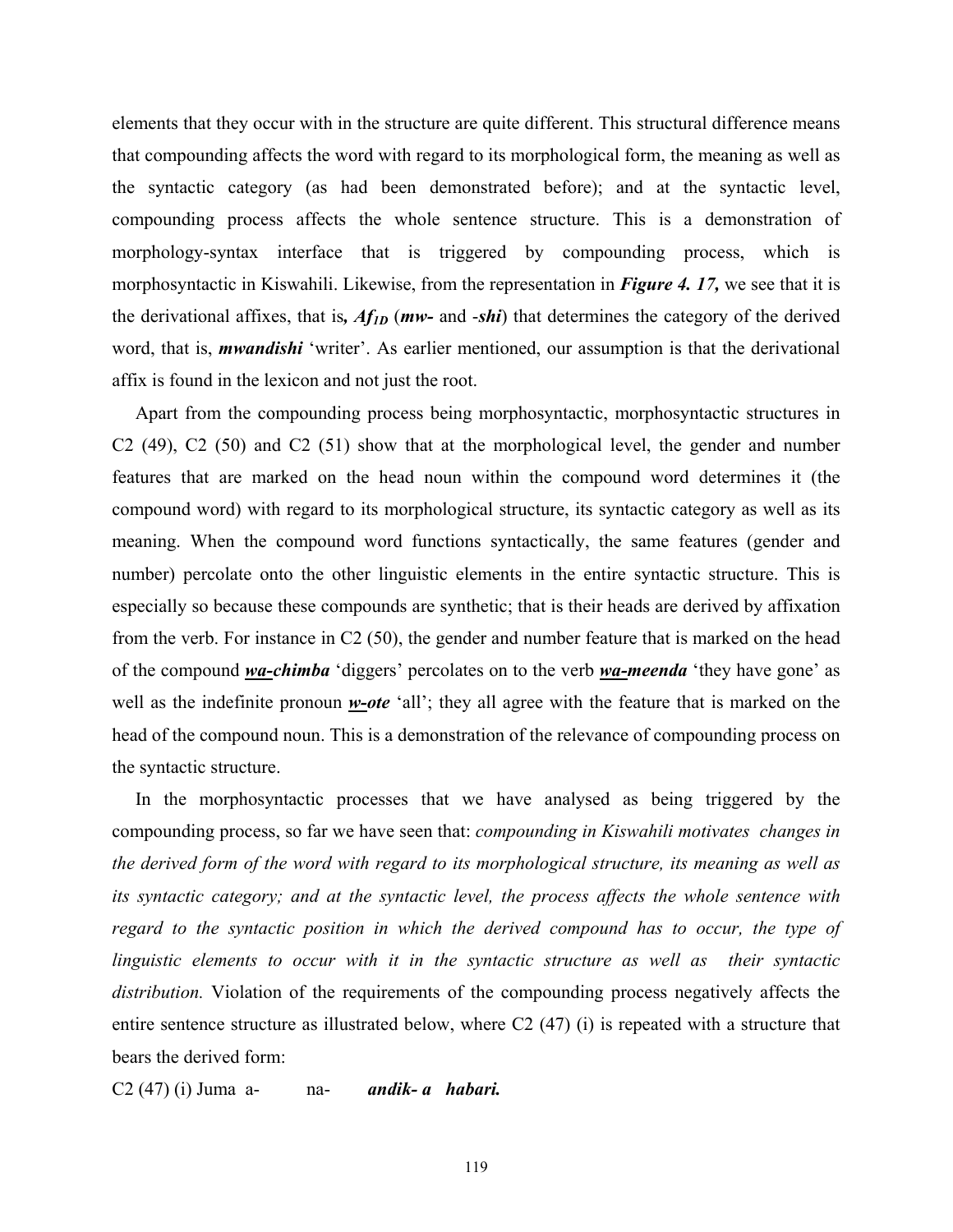elements that they occur with in the structure are quite different. This structural difference means that compounding affects the word with regard to its morphological form, the meaning as well as the syntactic category (as had been demonstrated before); and at the syntactic level, compounding process affects the whole sentence structure. This is a demonstration of morphology-syntax interface that is triggered by compounding process, which is morphosyntactic in Kiswahili. Likewise, from the representation in ***Figure 4. 17,*** we see that it is the derivational affixes, that is, $Af_{1D}$ (***mw-*** and -***shi***) that determines the category of the derived word, that is, ***mwandishi*** 'writer'. As earlier mentioned, our assumption is that the derivational affix is found in the lexicon and not just the root.

Apart from the compounding process being morphosyntactic, morphosyntactic structures in C2 (49), C2 (50) and C2 (51) show that at the morphological level, the gender and number features that are marked on the head noun within the compound word determines it (the compound word) with regard to its morphological structure, its syntactic category as well as its meaning. When the compound word functions syntactically, the same features (gender and number) percolate onto the other linguistic elements in the entire syntactic structure. This is especially so because these compounds are synthetic; that is their heads are derived by affixation from the verb. For instance in C2 (50), the gender and number feature that is marked on the head of the compound ***<u>wa-</u>chimba*** 'diggers' percolates on to the verb ***<u>wa-</u>meenda*** 'they have gone' as well as the indefinite pronoun ***<u>w-</u>ote*** 'all'; they all agree with the feature that is marked on the head of the compound noun. This is a demonstration of the relevance of compounding process on the syntactic structure.

In the morphosyntactic processes that we have analysed as being triggered by the compounding process, so far we have seen that: *compounding in Kiswahili motivates changes in the derived form of the word with regard to its morphological structure, its meaning as well as its syntactic category; and at the syntactic level, the process affects the whole sentence with regard to the syntactic position in which the derived compound has to occur, the type of linguistic elements to occur with it in the syntactic structure as well as their syntactic distribution.* Violation of the requirements of the compounding process negatively affects the entire sentence structure as illustrated below, where C2 (47) (i) is repeated with a structure that bears the derived form:

C2 (47) (i) Juma a- na- ***andik- a habari.***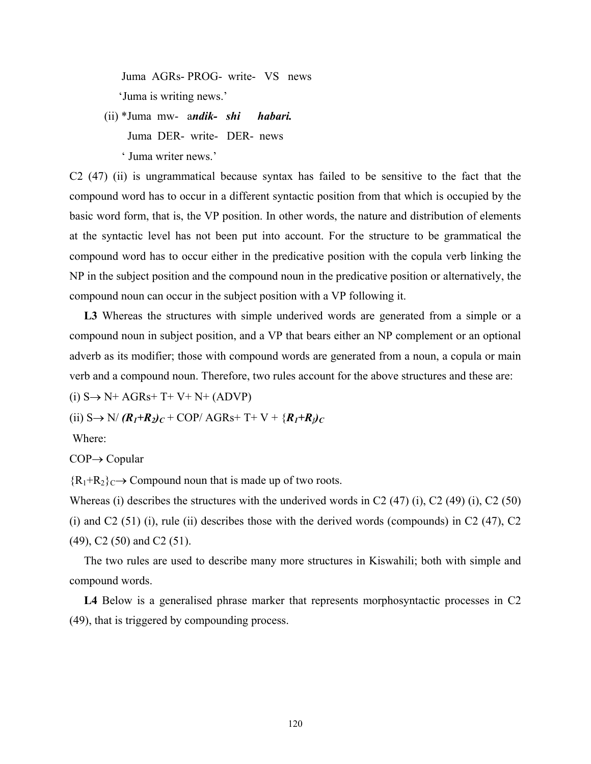Juma AGRs- PROG- write- VS news

'Juma is writing news.'

(ii) *Juma mw- a***ndik-** ***shi*** ***habari.***

Juma DER- write- DER- news

' Juma writer news.'

C2 (47) (ii) is ungrammatical because syntax has failed to be sensitive to the fact that the compound word has to occur in a different syntactic position from that which is occupied by the basic word form, that is, the VP position. In other words, the nature and distribution of elements at the syntactic level has not been put into account. For the structure to be grammatical the compound word has to occur either in the predicative position with the copula verb linking the NP in the subject position and the compound noun in the predicative position or alternatively, the compound noun can occur in the subject position with a VP following it.

**L3** Whereas the structures with simple underived words are generated from a simple or a compound noun in subject position, and a VP that bears either an NP complement or an optional adverb as its modifier; those with compound words are generated from a noun, a copula or main verb and a compound noun. Therefore, two rules account for the above structures and these are:

(i) S$\rightarrow$ N+ AGRs+ T+ V+ N+ (ADVP)

(ii) S$\rightarrow$ N/ $\boldsymbol{(R_1+R_2)_C}$ + COP/ AGRs+ T+ V + $\{\boldsymbol{R_1+R_j)_C}$

Where:

COP$\rightarrow$ Copular

$\{R_1+R_2\}_C\rightarrow$ Compound noun that is made up of two roots.

Whereas (i) describes the structures with the underived words in C2 (47) (i), C2 (49) (i), C2 (50) (i) and C2 (51) (i), rule (ii) describes those with the derived words (compounds) in C2 (47), C2 (49), C2 (50) and C2 (51).

The two rules are used to describe many more structures in Kiswahili; both with simple and compound words.

**L4** Below is a generalised phrase marker that represents morphosyntactic processes in C2 (49), that is triggered by compounding process.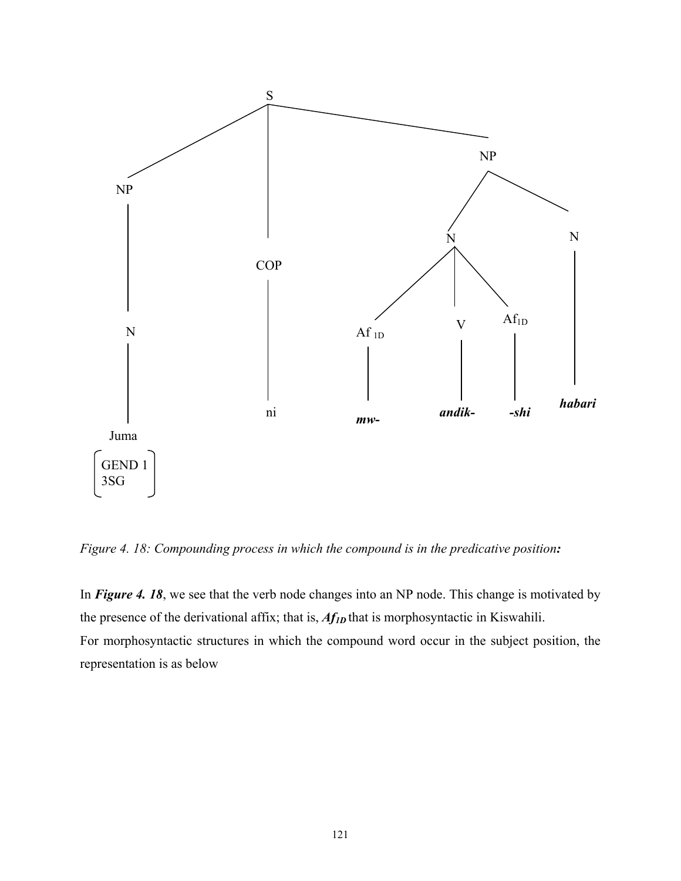```
                              S
          ____________________|_____________________
         |                    |                     |
         NP                   |                     NP
         |                    |              _______|________
         |                   COP            |                |
         N                    |             N                N
         |                    |      _______|_______         |
         |                    |     |       |       |        |
         |                    |   Af 1D     V     Af1D       |
         |                    |     |       |       |        |
       Juma                   ni   mw-    andik-   -shi    habari
    [GEND 1]
    [3SG   ]
```

*Figure 4. 18: Compounding process in which the compound is in the predicative position:*

In ***Figure 4. 18***, we see that the verb node changes into an NP node. This change is motivated by the presence of the derivational affix; that is, ***Af***$_{1D}$ that is morphosyntactic in Kiswahili.

For morphosyntactic structures in which the compound word occur in the subject position, the representation is as below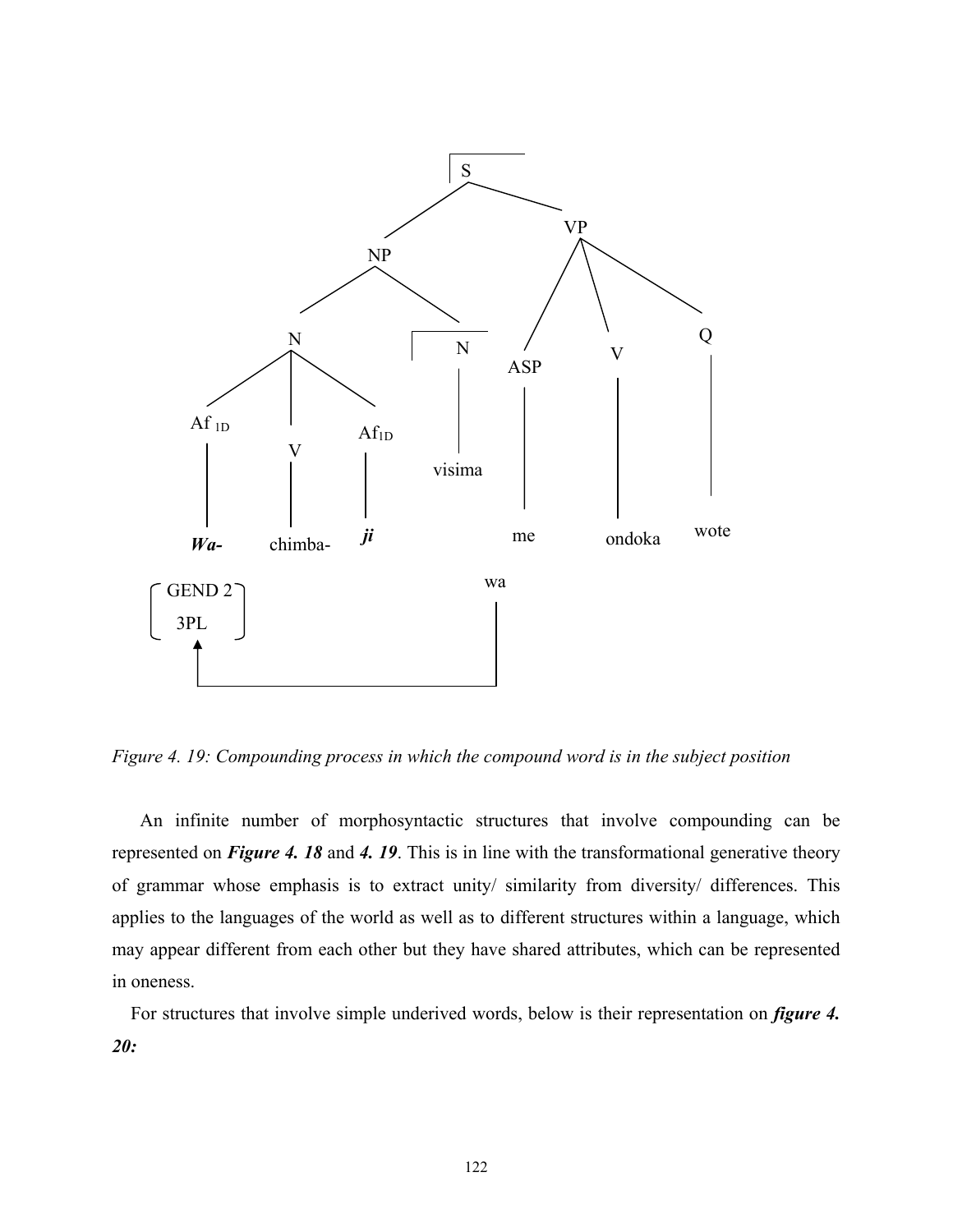```
                                S
                    ____________|____________
                   NP                        VP
          _________|_________        ________|________
          N                  N      ASP      V        Q
    ______|______            |       |       |        |
  Af_1D    V    Af_1D      visima    me    ondoka    wote
    |      |      |
   Wa-  chimba-   ji

[GEND 2]                    wa
[3PL   ]  <------------------'
```

*Figure 4. 19: Compounding process in which the compound word is in the subject position*

An infinite number of morphosyntactic structures that involve compounding can be represented on ***Figure 4. 18*** and ***4. 19***. This is in line with the transformational generative theory of grammar whose emphasis is to extract unity/ similarity from diversity/ differences. This applies to the languages of the world as well as to different structures within a language, which may appear different from each other but they have shared attributes, which can be represented in oneness.

For structures that involve simple underived words, below is their representation on ***figure 4. 20:***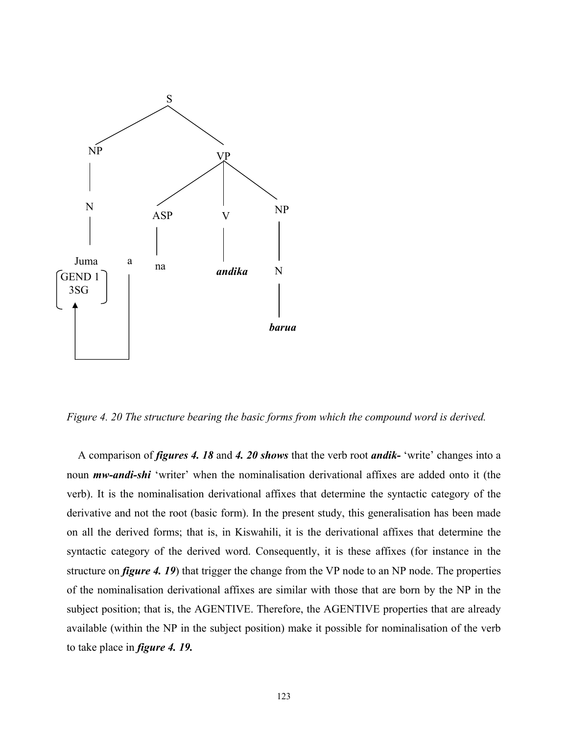```
                S
              /   \
            NP     VP
            |    /  |  \
            N  ASP  V   NP
            |   |   |    |
         Juma a na andika N
     [GEND 1]              |
     [ 3SG  ]            barua
        ^    |
        |____|
```

*Figure 4. 20 The structure bearing the basic forms from which the compound word is derived.*

A comparison of ***figures 4. 18*** and ***4. 20 shows*** that the verb root ***andik-*** 'write' changes into a noun ***mw-andi-shi*** 'writer' when the nominalisation derivational affixes are added onto it (the verb). It is the nominalisation derivational affixes that determine the syntactic category of the derivative and not the root (basic form). In the present study, this generalisation has been made on all the derived forms; that is, in Kiswahili, it is the derivational affixes that determine the syntactic category of the derived word. Consequently, it is these affixes (for instance in the structure on ***figure 4. 19***) that trigger the change from the VP node to an NP node. The properties of the nominalisation derivational affixes are similar with those that are born by the NP in the subject position; that is, the AGENTIVE. Therefore, the AGENTIVE properties that are already available (within the NP in the subject position) make it possible for nominalisation of the verb to take place in ***figure 4. 19.***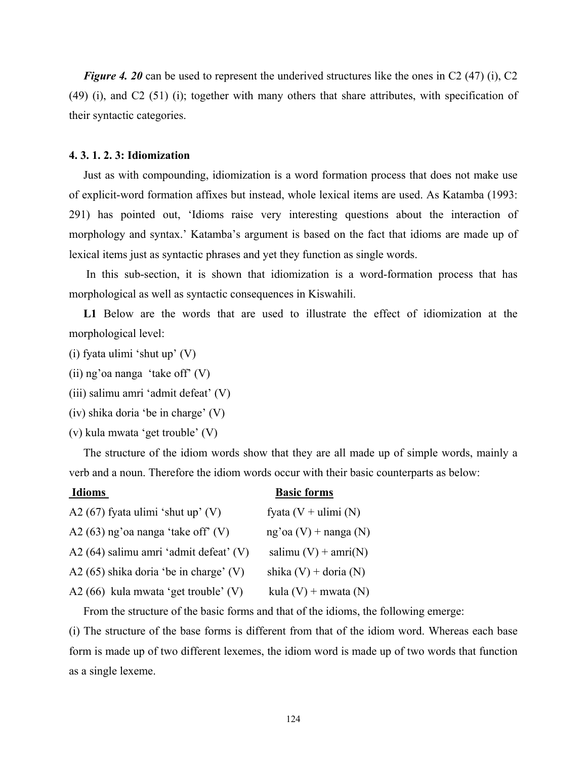*Figure 4. 20* can be used to represent the underived structures like the ones in C2 (47) (i), C2 (49) (i), and C2 (51) (i); together with many others that share attributes, with specification of their syntactic categories.

#### 4. 3. 1. 2. 3: Idiomization

Just as with compounding, idiomization is a word formation process that does not make use of explicit-word formation affixes but instead, whole lexical items are used. As Katamba (1993: 291) has pointed out, 'Idioms raise very interesting questions about the interaction of morphology and syntax.' Katamba's argument is based on the fact that idioms are made up of lexical items just as syntactic phrases and yet they function as single words.

In this sub-section, it is shown that idiomization is a word-formation process that has morphological as well as syntactic consequences in Kiswahili.

**L1** Below are the words that are used to illustrate the effect of idiomization at the morphological level:

(i) fyata ulimi 'shut up' (V)

(ii) ng'oa nanga 'take off' (V)

(iii) salimu amri 'admit defeat' (V)

(iv) shika doria 'be in charge' (V)

(v) kula mwata 'get trouble' (V)

The structure of the idiom words show that they are all made up of simple words, mainly a verb and a noun. Therefore the idiom words occur with their basic counterparts as below:

| Idioms | Basic forms |
|---|---|
| A2 (67) fyata ulimi 'shut up' (V) | fyata (V + ulimi (N) |
| A2 (63) ng'oa nanga 'take off' (V) | ng'oa (V) + nanga (N) |
| A2 (64) salimu amri 'admit defeat' (V) | salimu (V) + amri(N) |
| A2 (65) shika doria 'be in charge' (V) | shika (V) + doria (N) |
| A2 (66) kula mwata 'get trouble' (V) | kula (V) + mwata (N) |

From the structure of the basic forms and that of the idioms, the following emerge:

(i) The structure of the base forms is different from that of the idiom word. Whereas each base form is made up of two different lexemes, the idiom word is made up of two words that function as a single lexeme.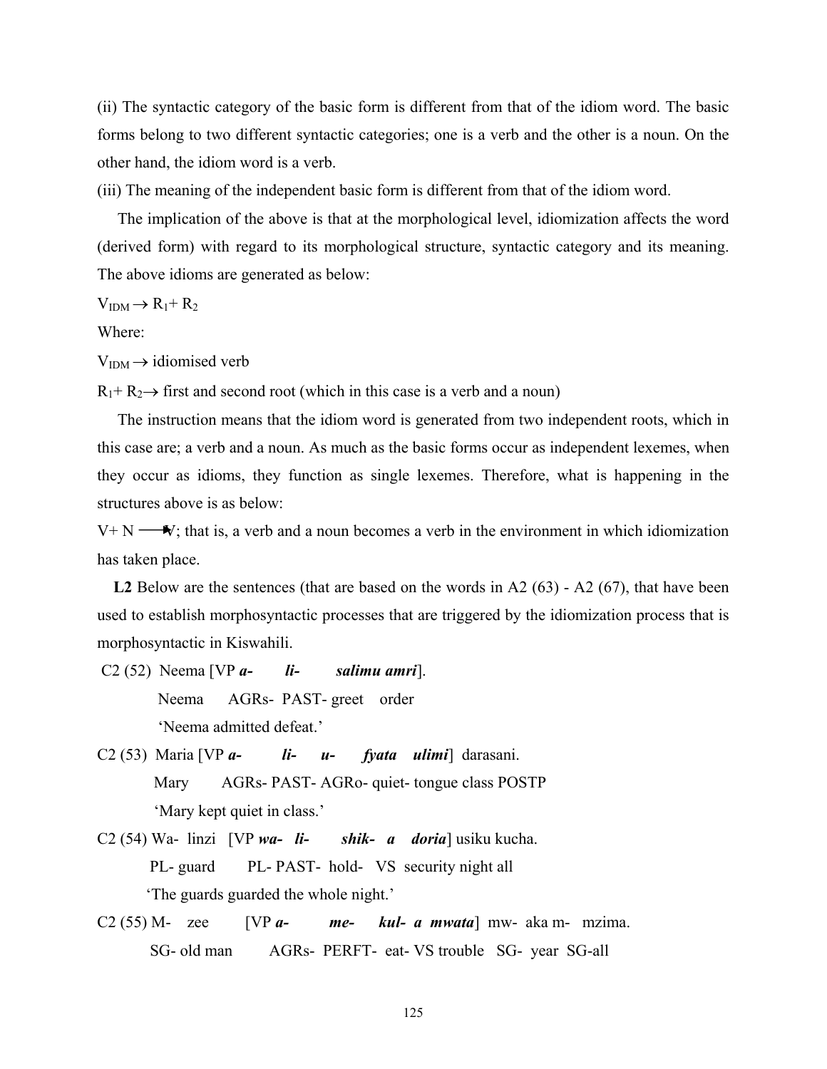(ii) The syntactic category of the basic form is different from that of the idiom word. The basic forms belong to two different syntactic categories; one is a verb and the other is a noun. On the other hand, the idiom word is a verb.

(iii) The meaning of the independent basic form is different from that of the idiom word.

The implication of the above is that at the morphological level, idiomization affects the word (derived form) with regard to its morphological structure, syntactic category and its meaning. The above idioms are generated as below:

$V_{IDM} \rightarrow R_1 + R_2$

Where:

$V_{IDM} \rightarrow$ idiomised verb

$R_1 + R_2 \rightarrow$ first and second root (which in this case is a verb and a noun)

The instruction means that the idiom word is generated from two independent roots, which in this case are; a verb and a noun. As much as the basic forms occur as independent lexemes, when they occur as idioms, they function as single lexemes. Therefore, what is happening in the structures above is as below:

$V + N \longrightarrow V$; that is, a verb and a noun becomes a verb in the environment in which idiomization has taken place.

**L2** Below are the sentences (that are based on the words in A2 (63) - A2 (67), that have been used to establish morphosyntactic processes that are triggered by the idiomization process that is morphosyntactic in Kiswahili.

C2 (52) Neema [VP ***a- li- salimu amri***].
Neema AGRs- PAST- greet order
'Neema admitted defeat.'

C2 (53) Maria [VP ***a- li- u- fyata ulimi***] darasani.
Mary AGRs- PAST- AGRo- quiet- tongue class POSTP
'Mary kept quiet in class.'

C2 (54) Wa- linzi [VP ***wa- li- shik- a doria***] usiku kucha.
PL- guard PL- PAST- hold- VS security night all
'The guards guarded the whole night.'

C2 (55) M- zee [VP ***a- me- kul- a mwata***] mw- aka m- mzima.
SG- old man AGRs- PERFT- eat- VS trouble SG- year SG-all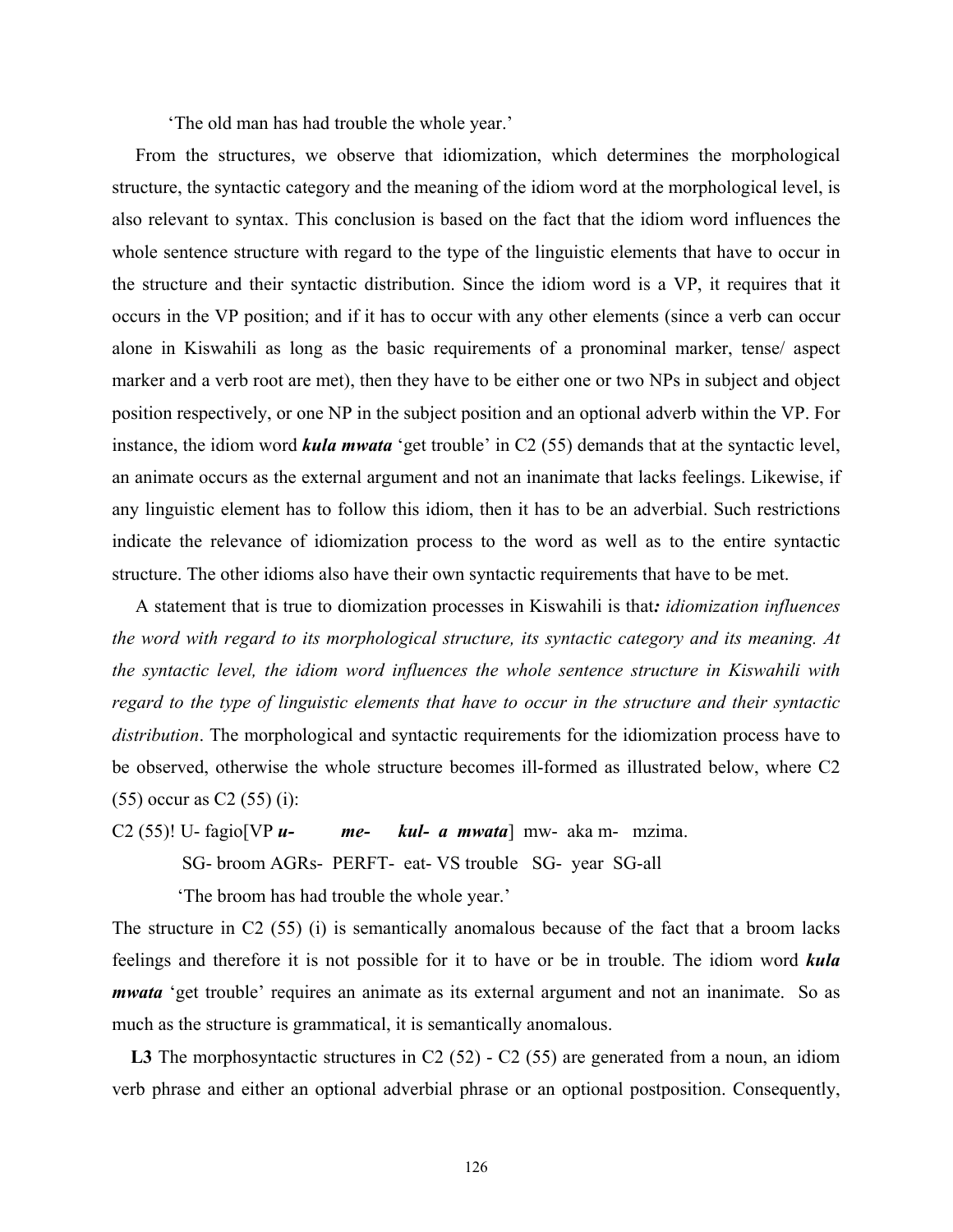'The old man has had trouble the whole year.'

From the structures, we observe that idiomization, which determines the morphological structure, the syntactic category and the meaning of the idiom word at the morphological level, is also relevant to syntax. This conclusion is based on the fact that the idiom word influences the whole sentence structure with regard to the type of the linguistic elements that have to occur in the structure and their syntactic distribution. Since the idiom word is a VP, it requires that it occurs in the VP position; and if it has to occur with any other elements (since a verb can occur alone in Kiswahili as long as the basic requirements of a pronominal marker, tense/ aspect marker and a verb root are met), then they have to be either one or two NPs in subject and object position respectively, or one NP in the subject position and an optional adverb within the VP. For instance, the idiom word ***kula mwata*** 'get trouble' in C2 (55) demands that at the syntactic level, an animate occurs as the external argument and not an inanimate that lacks feelings. Likewise, if any linguistic element has to follow this idiom, then it has to be an adverbial. Such restrictions indicate the relevance of idiomization process to the word as well as to the entire syntactic structure. The other idioms also have their own syntactic requirements that have to be met.

A statement that is true to diomization processes in Kiswahili is that***:*** *idiomization influences the word with regard to its morphological structure, its syntactic category and its meaning. At the syntactic level, the idiom word influences the whole sentence structure in Kiswahili with regard to the type of linguistic elements that have to occur in the structure and their syntactic distribution*. The morphological and syntactic requirements for the idiomization process have to be observed, otherwise the whole structure becomes ill-formed as illustrated below, where C2 (55) occur as C2 (55) (i):

C2 (55)! U- fagio[VP ***u-*** ***me-*** ***kul- a mwata***] mw- aka m- mzima.

SG- broom AGRs- PERFT- eat- VS trouble SG- year SG-all

'The broom has had trouble the whole year.'

The structure in C2 (55) (i) is semantically anomalous because of the fact that a broom lacks feelings and therefore it is not possible for it to have or be in trouble. The idiom word ***kula mwata*** 'get trouble' requires an animate as its external argument and not an inanimate. So as much as the structure is grammatical, it is semantically anomalous.

**L3** The morphosyntactic structures in C2 (52) - C2 (55) are generated from a noun, an idiom verb phrase and either an optional adverbial phrase or an optional postposition. Consequently,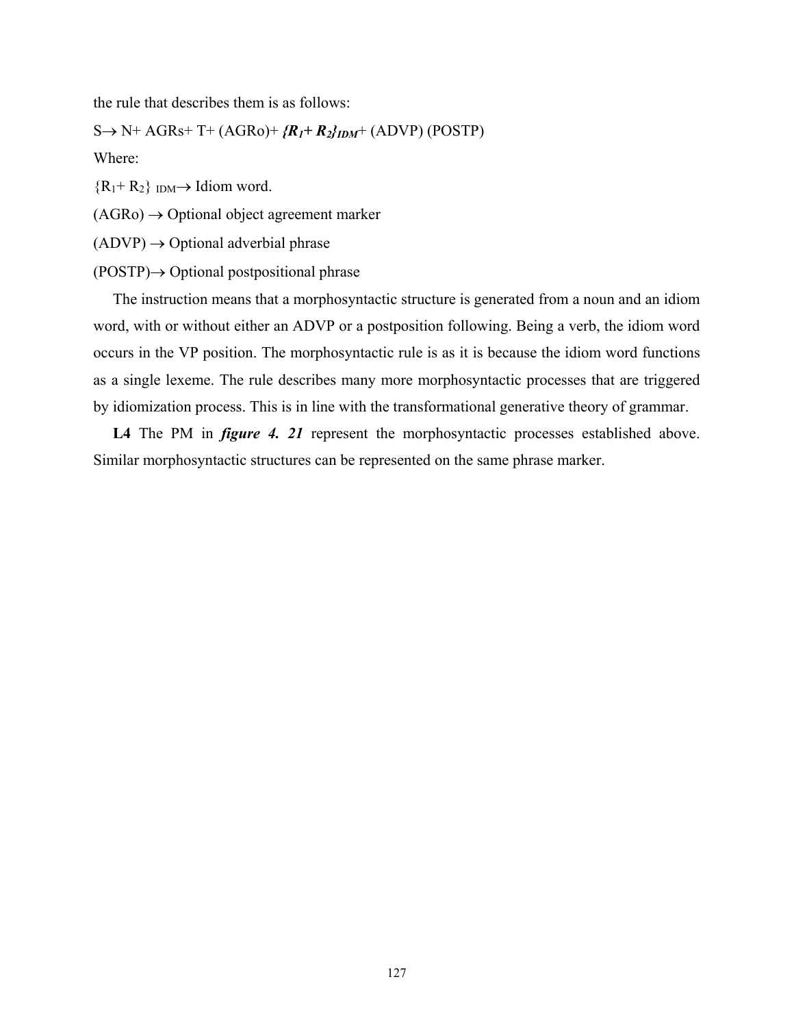the rule that describes them is as follows:

S→ N+ AGRs+ T+ (AGRo)+ ***{R₁+ R₂}ᵢᴅᴍ***+ (ADVP) (POSTP)

Where:

$\{R_1 + R_2\}_{IDM}$→ Idiom word.

(AGRo) → Optional object agreement marker

(ADVP) → Optional adverbial phrase

(POSTP)→ Optional postpositional phrase

The instruction means that a morphosyntactic structure is generated from a noun and an idiom word, with or without either an ADVP or a postposition following. Being a verb, the idiom word occurs in the VP position. The morphosyntactic rule is as it is because the idiom word functions as a single lexeme. The rule describes many more morphosyntactic processes that are triggered by idiomization process. This is in line with the transformational generative theory of grammar.

**L4** The PM in ***figure 4. 21*** represent the morphosyntactic processes established above. Similar morphosyntactic structures can be represented on the same phrase marker.

the rule that describes them is as follows:

S→ N+ AGRs+ T+ (AGRo)+ $\boldsymbol{\{R_1 + R_2\}_{IDM}}$+ (ADVP) (POSTP)

Where:

$\{R_1 + R_2\}_{IDM}$→ Idiom word.

(AGRo) → Optional object agreement marker

(ADVP) → Optional adverbial phrase

(POSTP)→ Optional postpositional phrase

The instruction means that a morphosyntactic structure is generated from a noun and an idiom word, with or without either an ADVP or a postposition following. Being a verb, the idiom word occurs in the VP position. The morphosyntactic rule is as it is because the idiom word functions as a single lexeme. The rule describes many more morphosyntactic processes that are triggered by idiomization process. This is in line with the transformational generative theory of grammar.

**L4** The PM in ***figure 4. 21*** represent the morphosyntactic processes established above. Similar morphosyntactic structures can be represented on the same phrase marker.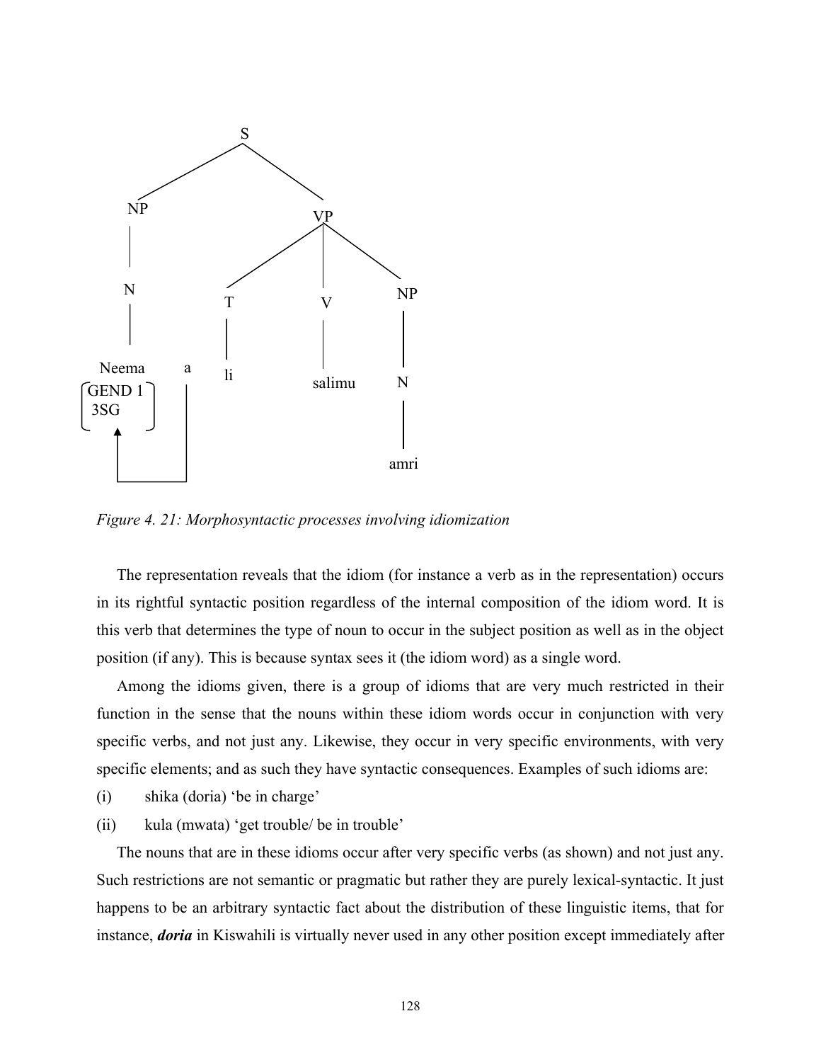```
                    S
                 /     \
              NP         VP
              |        /  |  \
              N       T   V   NP
              |       |   |    |
           Neema  a   li salimu N
         [GEND 1]  |            |
         [3SG   ]  |           amri
              ^    |
              |____|
```

*Figure 4. 21: Morphosyntactic processes involving idiomization*

The representation reveals that the idiom (for instance a verb as in the representation) occurs in its rightful syntactic position regardless of the internal composition of the idiom word. It is this verb that determines the type of noun to occur in the subject position as well as in the object position (if any). This is because syntax sees it (the idiom word) as a single word.

Among the idioms given, there is a group of idioms that are very much restricted in their function in the sense that the nouns within these idiom words occur in conjunction with very specific verbs, and not just any. Likewise, they occur in very specific environments, with very specific elements; and as such they have syntactic consequences. Examples of such idioms are:

(i) shika (doria) 'be in charge'

(ii) kula (mwata) 'get trouble/ be in trouble'

The nouns that are in these idioms occur after very specific verbs (as shown) and not just any. Such restrictions are not semantic or pragmatic but rather they are purely lexical-syntactic. It just happens to be an arbitrary syntactic fact about the distribution of these linguistic items, that for instance, ***doria*** in Kiswahili is virtually never used in any other position except immediately after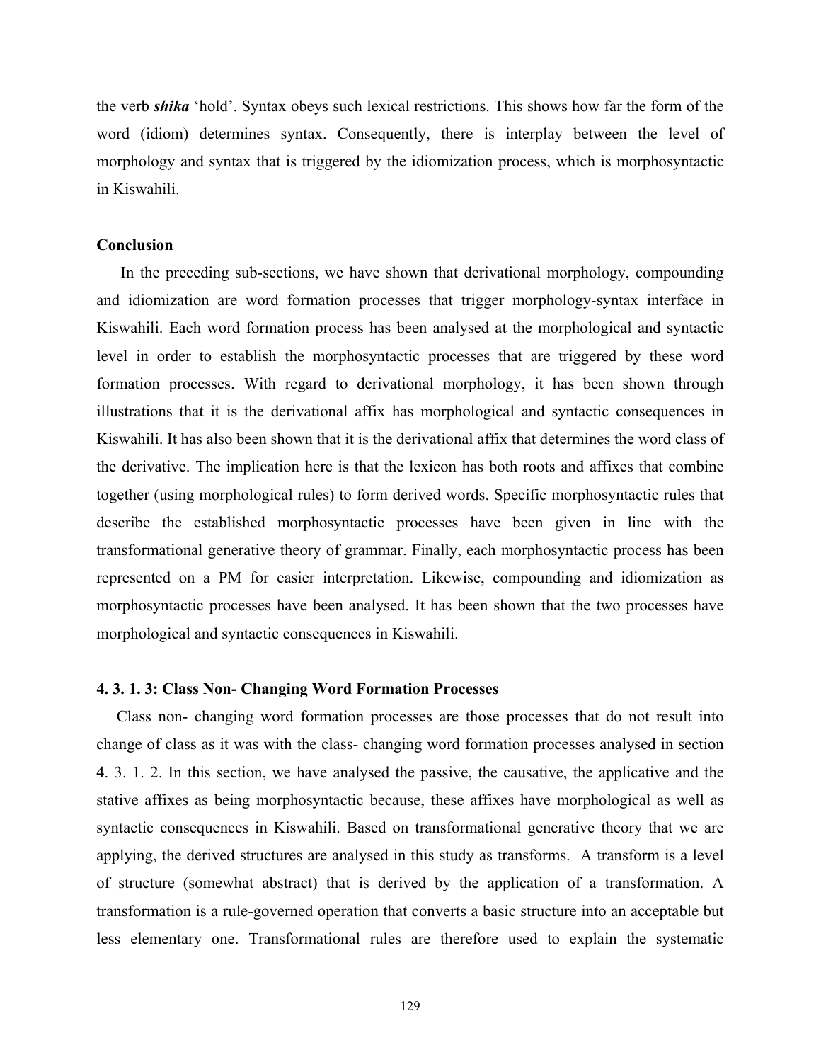the verb ***shika*** 'hold'. Syntax obeys such lexical restrictions. This shows how far the form of the word (idiom) determines syntax. Consequently, there is interplay between the level of morphology and syntax that is triggered by the idiomization process, which is morphosyntactic in Kiswahili.

**Conclusion**

In the preceding sub-sections, we have shown that derivational morphology, compounding and idiomization are word formation processes that trigger morphology-syntax interface in Kiswahili. Each word formation process has been analysed at the morphological and syntactic level in order to establish the morphosyntactic processes that are triggered by these word formation processes. With regard to derivational morphology, it has been shown through illustrations that it is the derivational affix has morphological and syntactic consequences in Kiswahili. It has also been shown that it is the derivational affix that determines the word class of the derivative. The implication here is that the lexicon has both roots and affixes that combine together (using morphological rules) to form derived words. Specific morphosyntactic rules that describe the established morphosyntactic processes have been given in line with the transformational generative theory of grammar. Finally, each morphosyntactic process has been represented on a PM for easier interpretation. Likewise, compounding and idiomization as morphosyntactic processes have been analysed. It has been shown that the two processes have morphological and syntactic consequences in Kiswahili.

**4. 3. 1. 3: Class Non- Changing Word Formation Processes**

Class non- changing word formation processes are those processes that do not result into change of class as it was with the class- changing word formation processes analysed in section 4. 3. 1. 2. In this section, we have analysed the passive, the causative, the applicative and the stative affixes as being morphosyntactic because, these affixes have morphological as well as syntactic consequences in Kiswahili. Based on transformational generative theory that we are applying, the derived structures are analysed in this study as transforms. A transform is a level of structure (somewhat abstract) that is derived by the application of a transformation. A transformation is a rule-governed operation that converts a basic structure into an acceptable but less elementary one. Transformational rules are therefore used to explain the systematic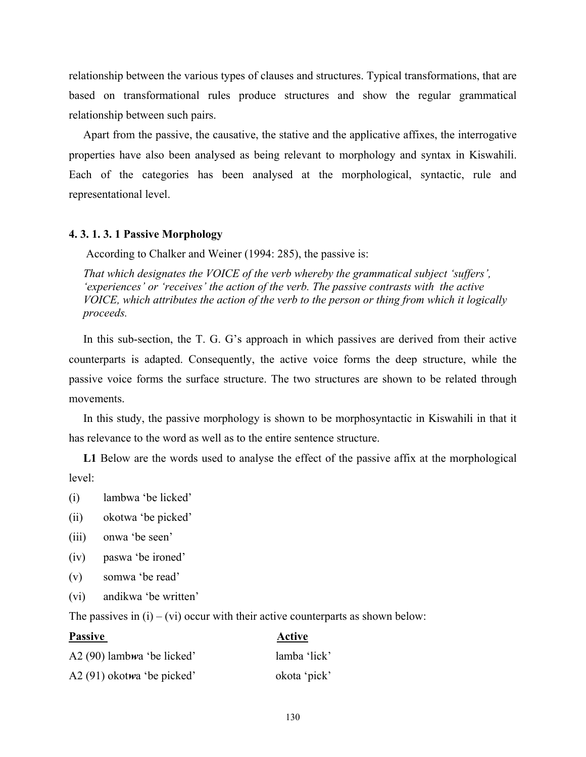relationship between the various types of clauses and structures. Typical transformations, that are based on transformational rules produce structures and show the regular grammatical relationship between such pairs.

Apart from the passive, the causative, the stative and the applicative affixes, the interrogative properties have also been analysed as being relevant to morphology and syntax in Kiswahili. Each of the categories has been analysed at the morphological, syntactic, rule and representational level.

#### 4. 3. 1. 3. 1 Passive Morphology

According to Chalker and Weiner (1994: 285), the passive is:

> *That which designates the VOICE of the verb whereby the grammatical subject 'suffers', 'experiences' or 'receives' the action of the verb. The passive contrasts with the active VOICE, which attributes the action of the verb to the person or thing from which it logically proceeds.*

In this sub-section, the T. G. G's approach in which passives are derived from their active counterparts is adapted. Consequently, the active voice forms the deep structure, while the passive voice forms the surface structure. The two structures are shown to be related through movements.

In this study, the passive morphology is shown to be morphosyntactic in Kiswahili in that it has relevance to the word as well as to the entire sentence structure.

**L1** Below are the words used to analyse the effect of the passive affix at the morphological level:

(i) lambwa 'be licked'

(ii) okotwa 'be picked'

(iii) onwa 'be seen'

(iv) paswa 'be ironed'

(v) somwa 'be read'

(vi) andikwa 'be written'

The passives in (i) – (vi) occur with their active counterparts as shown below:

| **Passive** | **Active** |
|---|---|
| A2 (90) lamb***w***a 'be licked' | lamba 'lick' |
| A2 (91) okot***w***a 'be picked' | okota 'pick' |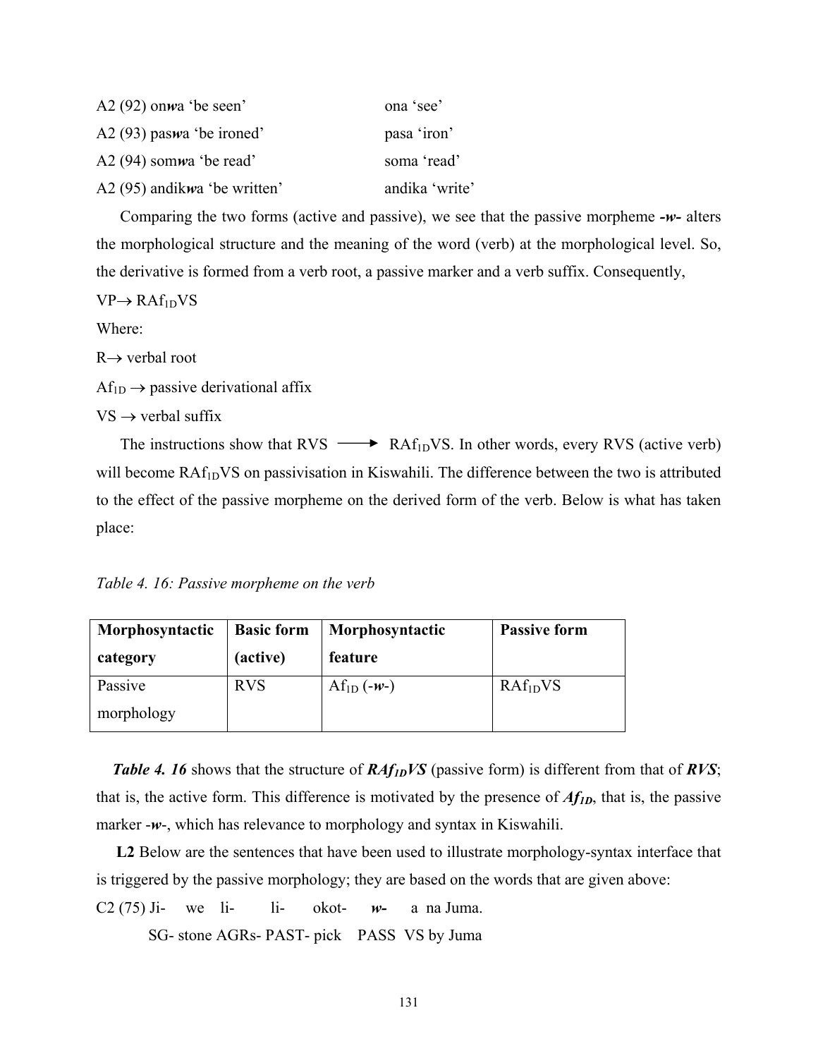A2 (92) on***w***a 'be seen' ona 'see'

A2 (93) pas***w***a 'be ironed' pasa 'iron'

A2 (94) som***w***a 'be read' soma 'read'

A2 (95) andik***w***a 'be written' andika 'write'

Comparing the two forms (active and passive), we see that the passive morpheme ***-w-*** alters the morphological structure and the meaning of the word (verb) at the morphological level. So, the derivative is formed from a verb root, a passive marker and a verb suffix. Consequently,

$VP \rightarrow RAf_{1D}VS$

Where:

$R \rightarrow$ verbal root

$Af_{1D} \rightarrow$ passive derivational affix

$VS \rightarrow$ verbal suffix

The instructions show that RVS $\longrightarrow$ $RAf_{1D}VS$. In other words, every RVS (active verb) will become $RAf_{1D}VS$ on passivisation in Kiswahili. The difference between the two is attributed to the effect of the passive morpheme on the derived form of the verb. Below is what has taken place:

*Table 4. 16: Passive morpheme on the verb*

| Morphosyntactic category | Basic form (active) | Morphosyntactic feature | Passive form |
|---|---|---|---|
| Passive morphology | RVS | $Af_{1D}$ (-***w***-) | $RAf_{1D}VS$ |

***Table 4. 16*** shows that the structure of ***$RAf_{1D}VS$*** (passive form) is different from that of ***RVS***; that is, the active form. This difference is motivated by the presence of ***$Af_{1D}$***, that is, the passive marker -***w***-, which has relevance to morphology and syntax in Kiswahili.

**L2** Below are the sentences that have been used to illustrate morphology-syntax interface that is triggered by the passive morphology; they are based on the words that are given above:

C2 (75) Ji- we li- li- okot- ***w-*** a na Juma.

SG- stone AGRs- PAST- pick PASS VS by Juma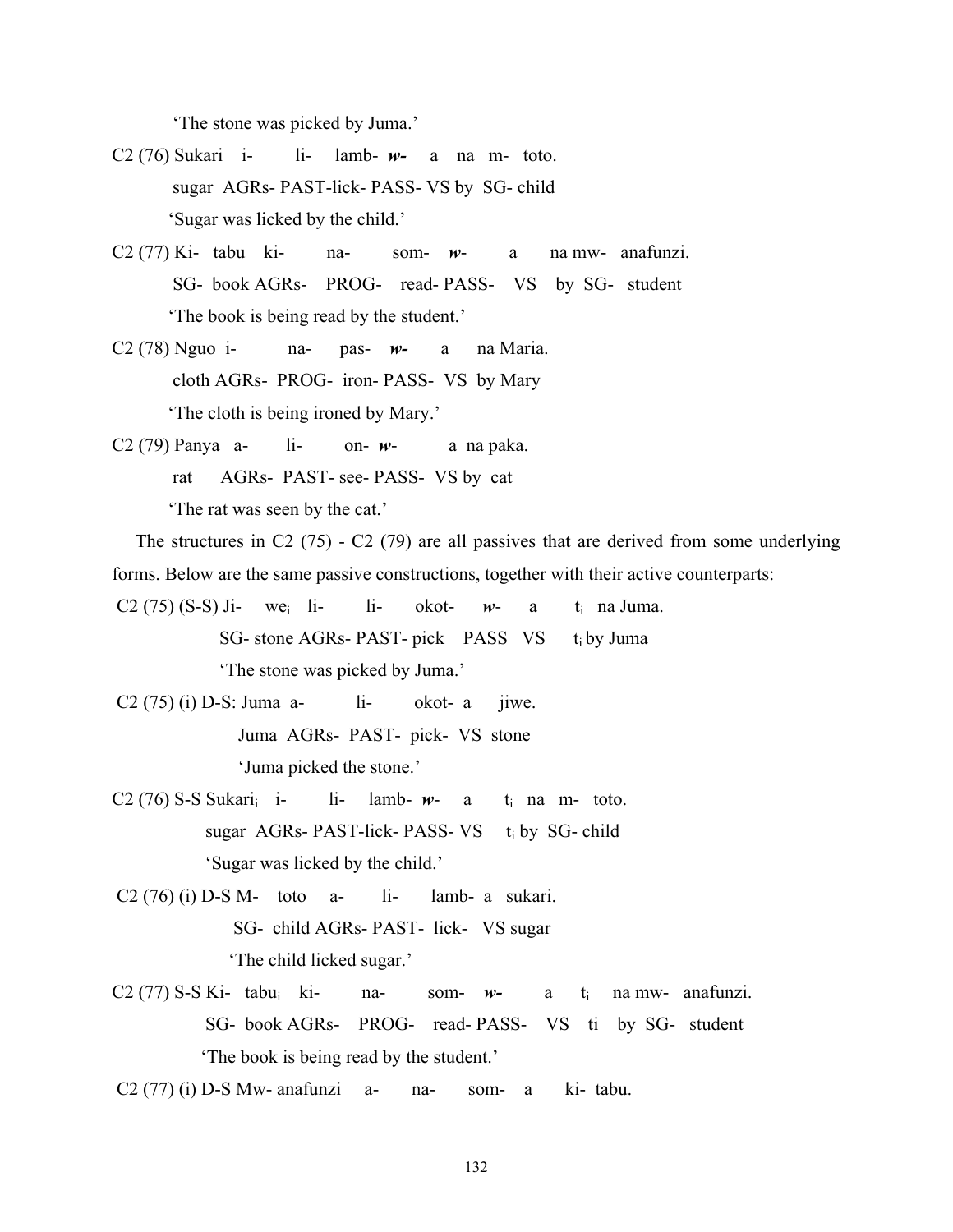'The stone was picked by Juma.'

C2 (76) Sukari i- li- lamb- ***w***- a na m- toto.
sugar AGRs- PAST-lick- PASS- VS by SG- child
'Sugar was licked by the child.'

C2 (77) Ki- tabu ki- na- som- ***w***- a na mw- anafunzi.
SG- book AGRs- PROG- read- PASS- VS by SG- student
'The book is being read by the student.'

C2 (78) Nguo i- na- pas- ***w***- a na Maria.
cloth AGRs- PROG- iron- PASS- VS by Mary
'The cloth is being ironed by Mary.'

C2 (79) Panya a- li- on- ***w***- a na paka.
rat AGRs- PAST- see- PASS- VS by cat
'The rat was seen by the cat.'

The structures in C2 (75) - C2 (79) are all passives that are derived from some underlying forms. Below are the same passive constructions, together with their active counterparts:

C2 (75) (S-S) Ji- we$_i$ li- li- okot- ***w***- a t$_i$ na Juma.
SG- stone AGRs- PAST- pick PASS VS t$_i$ by Juma
'The stone was picked by Juma.'

C2 (75) (i) D-S: Juma a- li- okot- a jiwe.
Juma AGRs- PAST- pick- VS stone
'Juma picked the stone.'

C2 (76) S-S Sukari$_i$ i- li- lamb- ***w***- a t$_i$ na m- toto.
sugar AGRs- PAST-lick- PASS- VS t$_i$ by SG- child
'Sugar was licked by the child.'

C2 (76) (i) D-S M- toto a- li- lamb- a sukari.
SG- child AGRs- PAST- lick- VS sugar
'The child licked sugar.'

C2 (77) S-S Ki- tabu$_i$ ki- na- som- ***w***- a t$_i$ na mw- anafunzi.
SG- book AGRs- PROG- read- PASS- VS ti by SG- student
'The book is being read by the student.'

C2 (77) (i) D-S Mw- anafunzi a- na- som- a ki- tabu.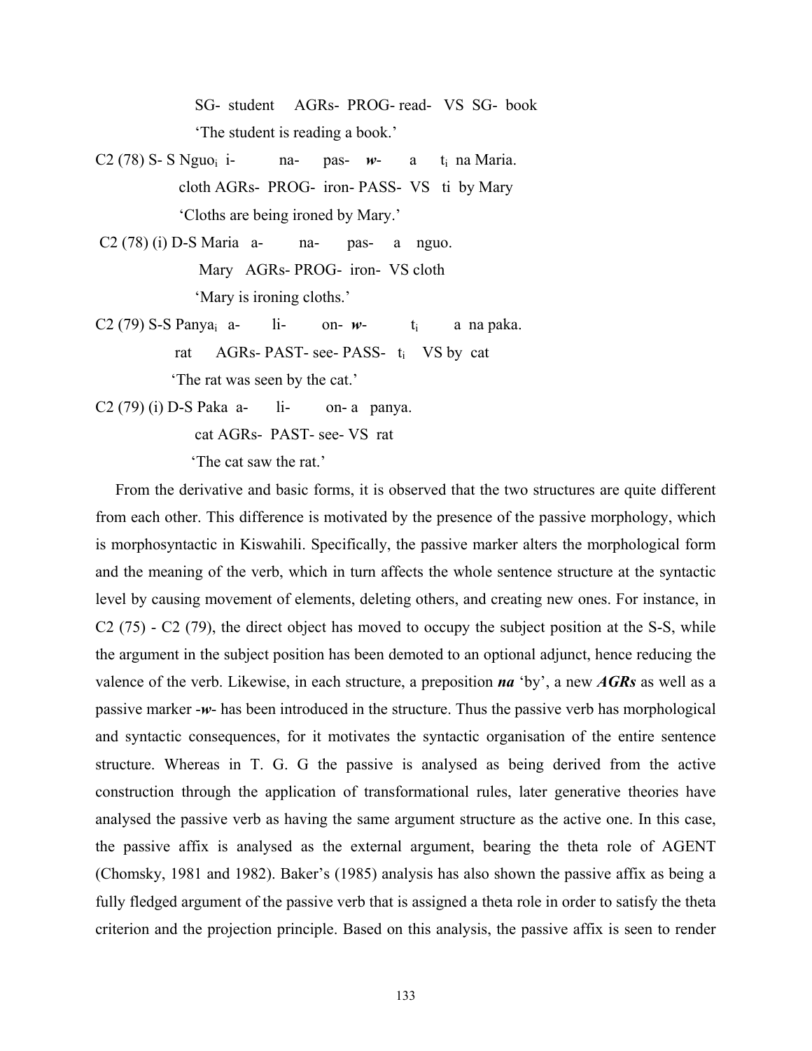SG- student AGRs- PROG- read- VS SG- book

'The student is reading a book.'

C2 (78) S- S Nguo$_i$ i- na- pas- ***w***- a t$_i$ na Maria.

cloth AGRs- PROG- iron- PASS- VS ti by Mary

'Cloths are being ironed by Mary.'

C2 (78) (i) D-S Maria a- na- pas- a nguo.

Mary AGRs- PROG- iron- VS cloth

'Mary is ironing cloths.'

C2 (79) S-S Panya$_i$ a- li- on- ***w***- t$_i$ a na paka.

rat AGRs- PAST- see- PASS- t$_i$ VS by cat

'The rat was seen by the cat.'

C2 (79) (i) D-S Paka a- li- on- a panya.

cat AGRs- PAST- see- VS rat

'The cat saw the rat.'

From the derivative and basic forms, it is observed that the two structures are quite different from each other. This difference is motivated by the presence of the passive morphology, which is morphosyntactic in Kiswahili. Specifically, the passive marker alters the morphological form and the meaning of the verb, which in turn affects the whole sentence structure at the syntactic level by causing movement of elements, deleting others, and creating new ones. For instance, in C2 (75) - C2 (79), the direct object has moved to occupy the subject position at the S-S, while the argument in the subject position has been demoted to an optional adjunct, hence reducing the valence of the verb. Likewise, in each structure, a preposition ***na*** 'by', a new ***AGRs*** as well as a passive marker -***w***- has been introduced in the structure. Thus the passive verb has morphological and syntactic consequences, for it motivates the syntactic organisation of the entire sentence structure. Whereas in T. G. G the passive is analysed as being derived from the active construction through the application of transformational rules, later generative theories have analysed the passive verb as having the same argument structure as the active one. In this case, the passive affix is analysed as the external argument, bearing the theta role of AGENT (Chomsky, 1981 and 1982). Baker's (1985) analysis has also shown the passive affix as being a fully fledged argument of the passive verb that is assigned a theta role in order to satisfy the theta criterion and the projection principle. Based on this analysis, the passive affix is seen to render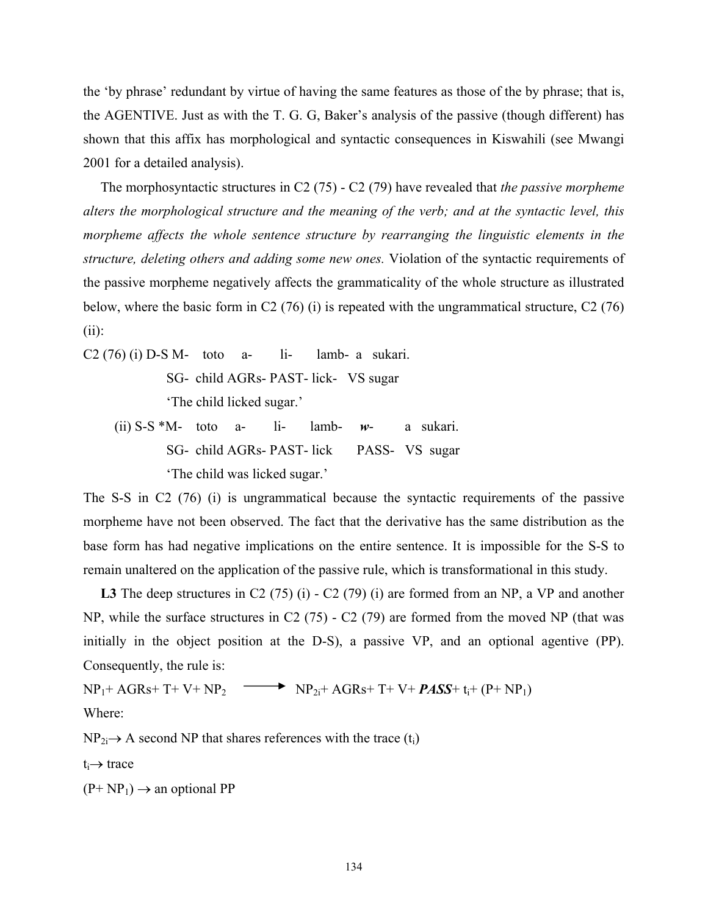the 'by phrase' redundant by virtue of having the same features as those of the by phrase; that is, the AGENTIVE. Just as with the T. G. G, Baker's analysis of the passive (though different) has shown that this affix has morphological and syntactic consequences in Kiswahili (see Mwangi 2001 for a detailed analysis).

The morphosyntactic structures in C2 (75) - C2 (79) have revealed that *the passive morpheme alters the morphological structure and the meaning of the verb; and at the syntactic level, this morpheme affects the whole sentence structure by rearranging the linguistic elements in the structure, deleting others and adding some new ones.* Violation of the syntactic requirements of the passive morpheme negatively affects the grammaticality of the whole structure as illustrated below, where the basic form in C2 (76) (i) is repeated with the ungrammatical structure, C2 (76) (ii):

C2 (76) (i) D-S M- toto a- li- lamb- a sukari.
SG- child AGRs- PAST- lick- VS sugar
'The child licked sugar.'

(ii) S-S *M- toto a- li- lamb- ***w***- a sukari.
SG- child AGRs- PAST- lick PASS- VS sugar
'The child was licked sugar.'

The S-S in C2 (76) (i) is ungrammatical because the syntactic requirements of the passive morpheme have not been observed. The fact that the derivative has the same distribution as the base form has had negative implications on the entire sentence. It is impossible for the S-S to remain unaltered on the application of the passive rule, which is transformational in this study.

**L3** The deep structures in C2 (75) (i) - C2 (79) (i) are formed from an NP, a VP and another NP, while the surface structures in C2 (75) - C2 (79) are formed from the moved NP (that was initially in the object position at the D-S), a passive VP, and an optional agentive (PP). Consequently, the rule is:

$NP_1$+ AGRs+ T+ V+ $NP_2$ $\longrightarrow$ $NP_{2i}$+ AGRs+ T+ V+ ***PASS***+ $t_i$+ (P+ $NP_1$)

Where:

$NP_{2i} \rightarrow$ A second NP that shares references with the trace ($t_i$)

$t_i \rightarrow$ trace

(P+ $NP_1$) $\rightarrow$ an optional PP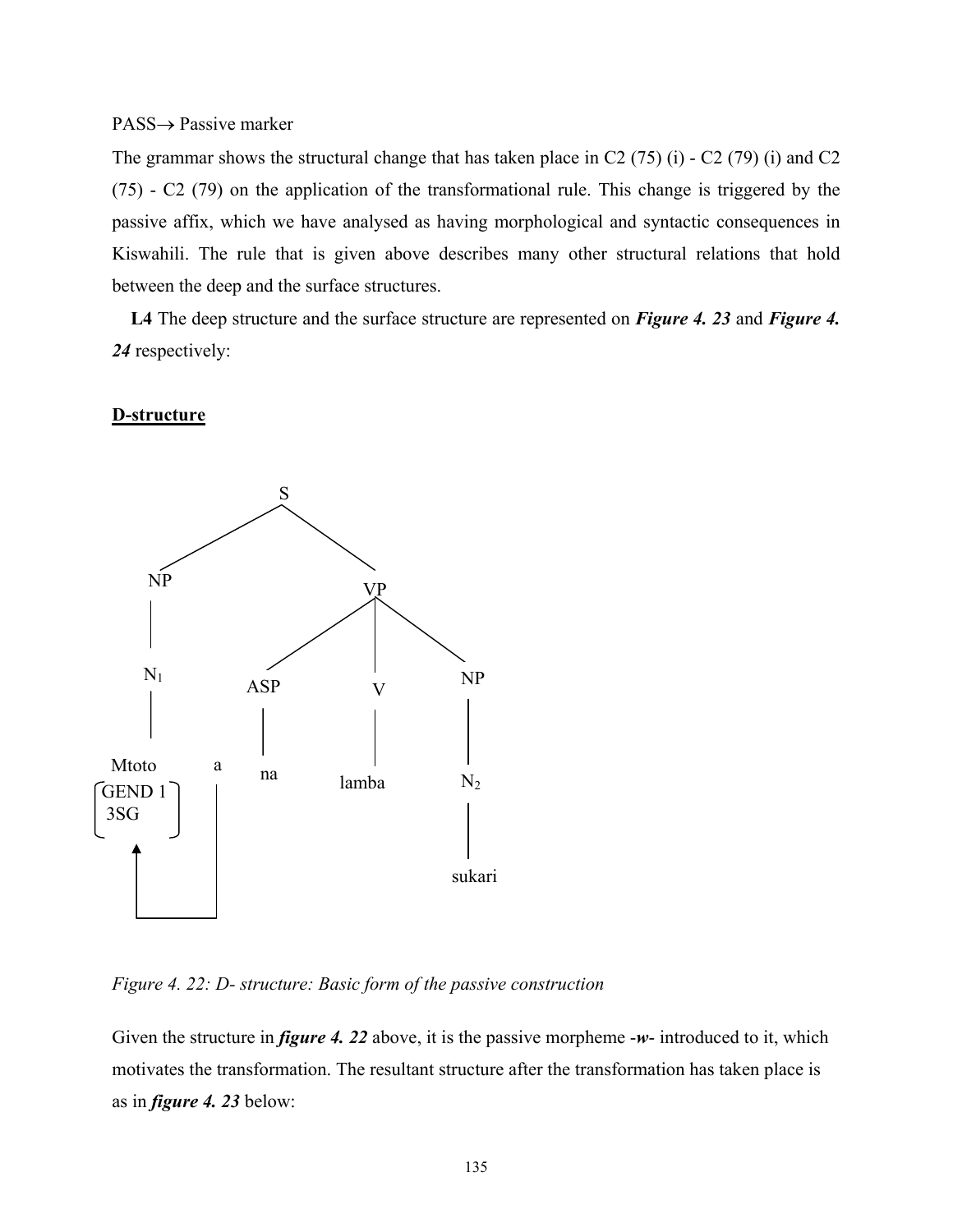PASS→ Passive marker

The grammar shows the structural change that has taken place in C2 (75) (i) - C2 (79) (i) and C2 (75) - C2 (79) on the application of the transformational rule. This change is triggered by the passive affix, which we have analysed as having morphological and syntactic consequences in Kiswahili. The rule that is given above describes many other structural relations that hold between the deep and the surface structures.

**L4** The deep structure and the surface structure are represented on ***Figure 4. 23*** and ***Figure 4. 24*** respectively:

**D-structure**

```
                    S
                  /   \
               NP       VP
               |      /  |  \
               N1   ASP  V   NP
               |     |   |    |
           Mtoto  a  na lamba N2
        [GEND 1]  |            |
        [3SG   ]  |          sukari
            ↑     |
            └─────┘
```

*Figure 4. 22: D- structure: Basic form of the passive construction*

Given the structure in ***figure 4. 22*** above, it is the passive morpheme -***w***- introduced to it, which motivates the transformation. The resultant structure after the transformation has taken place is as in ***figure 4. 23*** below: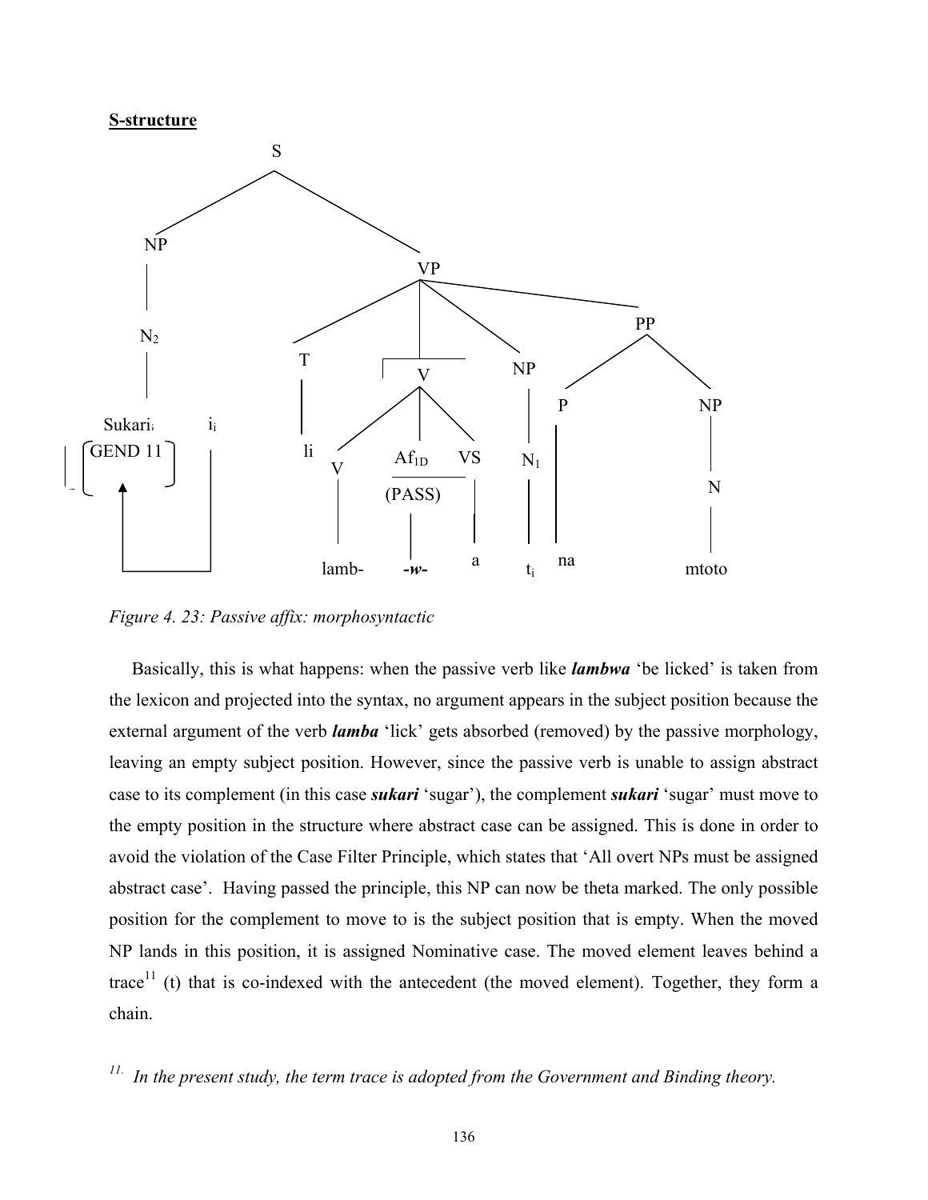**S-structure**

```
S
├── NP
│   └── N2
│       └── Sukari_i [GEND 11]      i_i
│           ↑___________________________|
└── VP
    ├── T
    │   └── li
    ├── V
    │   ├── V
    │   │   └── lamb-
    │   ├── Af1D (PASS)
    │   │   └── -w-
    │   └── VS
    │       └── a
    ├── NP
    │   └── N1
    │       └── t_i
    └── PP
        ├── P
        │   └── na
        └── NP
            └── N
                └── mtoto
```

*Figure 4. 23: Passive affix: morphosyntactic*

Basically, this is what happens: when the passive verb like ***lambwa*** 'be licked' is taken from the lexicon and projected into the syntax, no argument appears in the subject position because the external argument of the verb ***lamba*** 'lick' gets absorbed (removed) by the passive morphology, leaving an empty subject position. However, since the passive verb is unable to assign abstract case to its complement (in this case ***sukari*** 'sugar'), the complement ***sukari*** 'sugar' must move to the empty position in the structure where abstract case can be assigned. This is done in order to avoid the violation of the Case Filter Principle, which states that 'All overt NPs must be assigned abstract case'. Having passed the principle, this NP can now be theta marked. The only possible position for the complement to move to is the subject position that is empty. When the moved NP lands in this position, it is assigned Nominative case. The moved element leaves behind a trace[11] (t) that is co-indexed with the antecedent (the moved element). Together, they form a chain.

[11] *In the present study, the term trace is adopted from the Government and Binding theory.*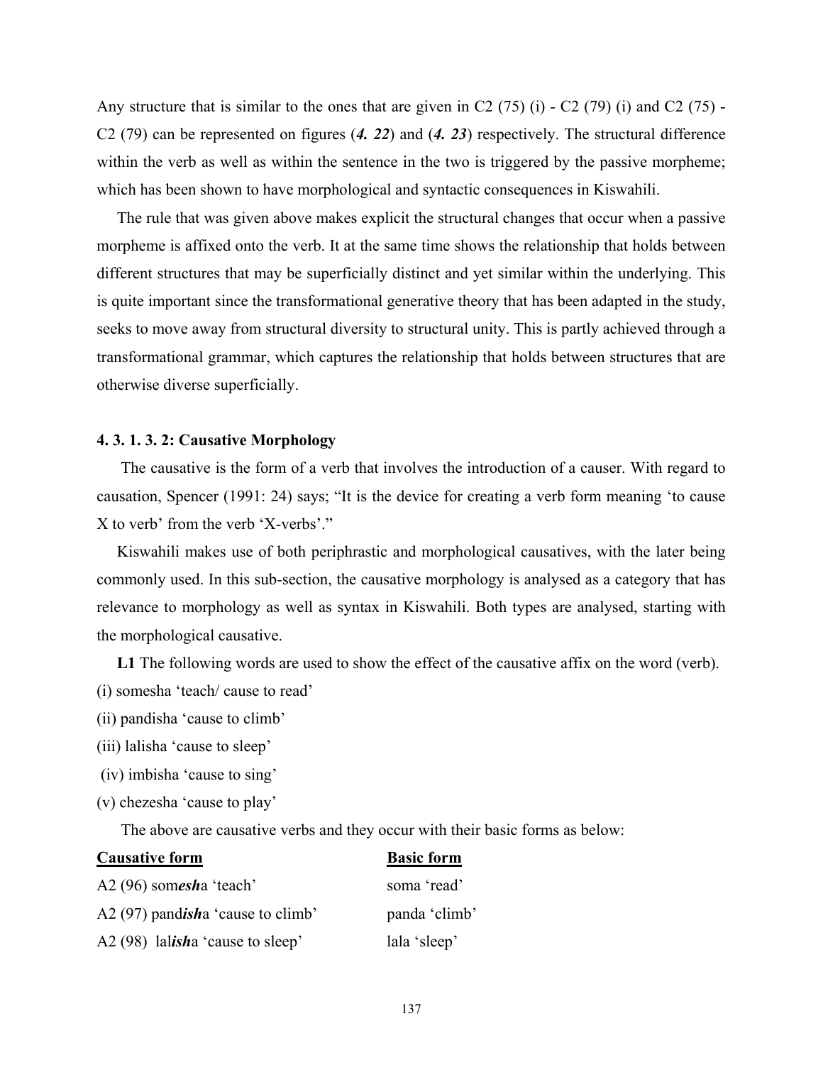Any structure that is similar to the ones that are given in C2 (75) (i) - C2 (79) (i) and C2 (75) - C2 (79) can be represented on figures (***4. 22***) and (***4. 23***) respectively. The structural difference within the verb as well as within the sentence in the two is triggered by the passive morpheme; which has been shown to have morphological and syntactic consequences in Kiswahili.

The rule that was given above makes explicit the structural changes that occur when a passive morpheme is affixed onto the verb. It at the same time shows the relationship that holds between different structures that may be superficially distinct and yet similar within the underlying. This is quite important since the transformational generative theory that has been adapted in the study, seeks to move away from structural diversity to structural unity. This is partly achieved through a transformational grammar, which captures the relationship that holds between structures that are otherwise diverse superficially.

#### 4. 3. 1. 3. 2: Causative Morphology

The causative is the form of a verb that involves the introduction of a causer. With regard to causation, Spencer (1991: 24) says; "It is the device for creating a verb form meaning 'to cause X to verb' from the verb 'X-verbs'."

Kiswahili makes use of both periphrastic and morphological causatives, with the later being commonly used. In this sub-section, the causative morphology is analysed as a category that has relevance to morphology as well as syntax in Kiswahili. Both types are analysed, starting with the morphological causative.

**L1** The following words are used to show the effect of the causative affix on the word (verb).

(i) somesha 'teach/ cause to read'

(ii) pandisha 'cause to climb'

(iii) lalisha 'cause to sleep'

(iv) imbisha 'cause to sing'

(v) chezesha 'cause to play'

The above are causative verbs and they occur with their basic forms as below:

| <u>**Causative form**</u> | <u>**Basic form**</u> |
|---|---|
| A2 (96) som***esh***a 'teach' | soma 'read' |
| A2 (97) pand***ish***a 'cause to climb' | panda 'climb' |
| A2 (98) lal***ish***a 'cause to sleep' | lala 'sleep' |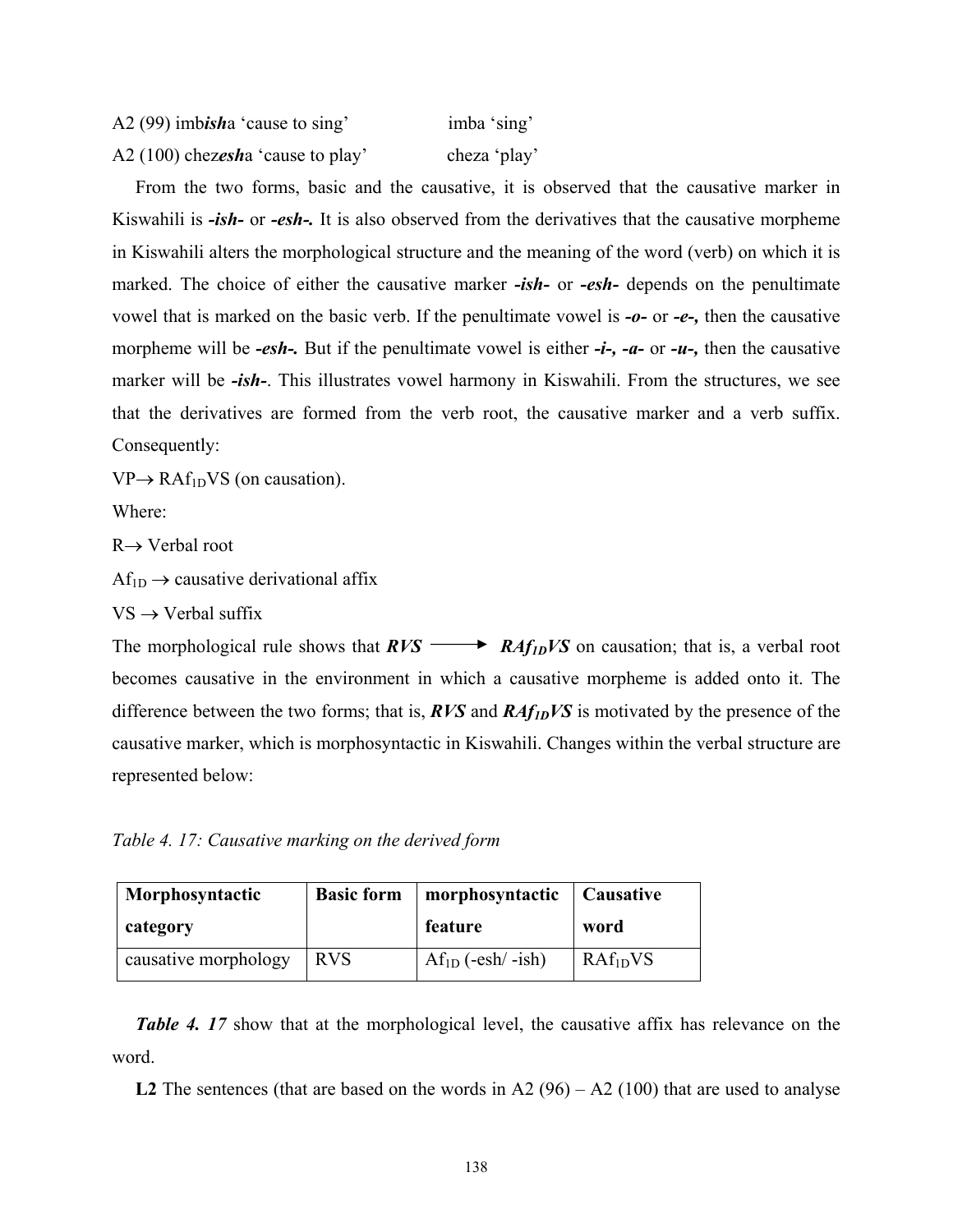A2 (99) imb***ish***a 'cause to sing' imba 'sing'

A2 (100) chez***esh***a 'cause to play' cheza 'play'

From the two forms, basic and the causative, it is observed that the causative marker in Kiswahili is ***-ish-*** or ***-esh-.*** It is also observed from the derivatives that the causative morpheme in Kiswahili alters the morphological structure and the meaning of the word (verb) on which it is marked. The choice of either the causative marker ***-ish-*** or ***-esh-*** depends on the penultimate vowel that is marked on the basic verb. If the penultimate vowel is ***-o-*** or ***-e-,*** then the causative morpheme will be ***-esh-.*** But if the penultimate vowel is either ***-i-, -a-*** or ***-u-,*** then the causative marker will be ***-ish-***. This illustrates vowel harmony in Kiswahili. From the structures, we see that the derivatives are formed from the verb root, the causative marker and a verb suffix. Consequently:

VP$\rightarrow$ RAf$_{1D}$VS (on causation).

Where:

R$\rightarrow$ Verbal root

Af$_{1D}$ $\rightarrow$ causative derivational affix

VS $\rightarrow$ Verbal suffix

The morphological rule shows that ***RVS*** $\longrightarrow$ ***RAf$_{1D}$VS*** on causation; that is, a verbal root becomes causative in the environment in which a causative morpheme is added onto it. The difference between the two forms; that is, ***RVS*** and ***RAf$_{1D}$VS*** is motivated by the presence of the causative marker, which is morphosyntactic in Kiswahili. Changes within the verbal structure are represented below:

*Table 4. 17: Causative marking on the derived form*

| **Morphosyntactic category** | **Basic form** | **morphosyntactic feature** | **Causative word** |
|---|---|---|---|
| causative morphology | RVS | Af$_{1D}$ (-esh/ -ish) | RAf$_{1D}$VS |

***Table 4. 17*** show that at the morphological level, the causative affix has relevance on the word.

**L2** The sentences (that are based on the words in A2 (96) – A2 (100) that are used to analyse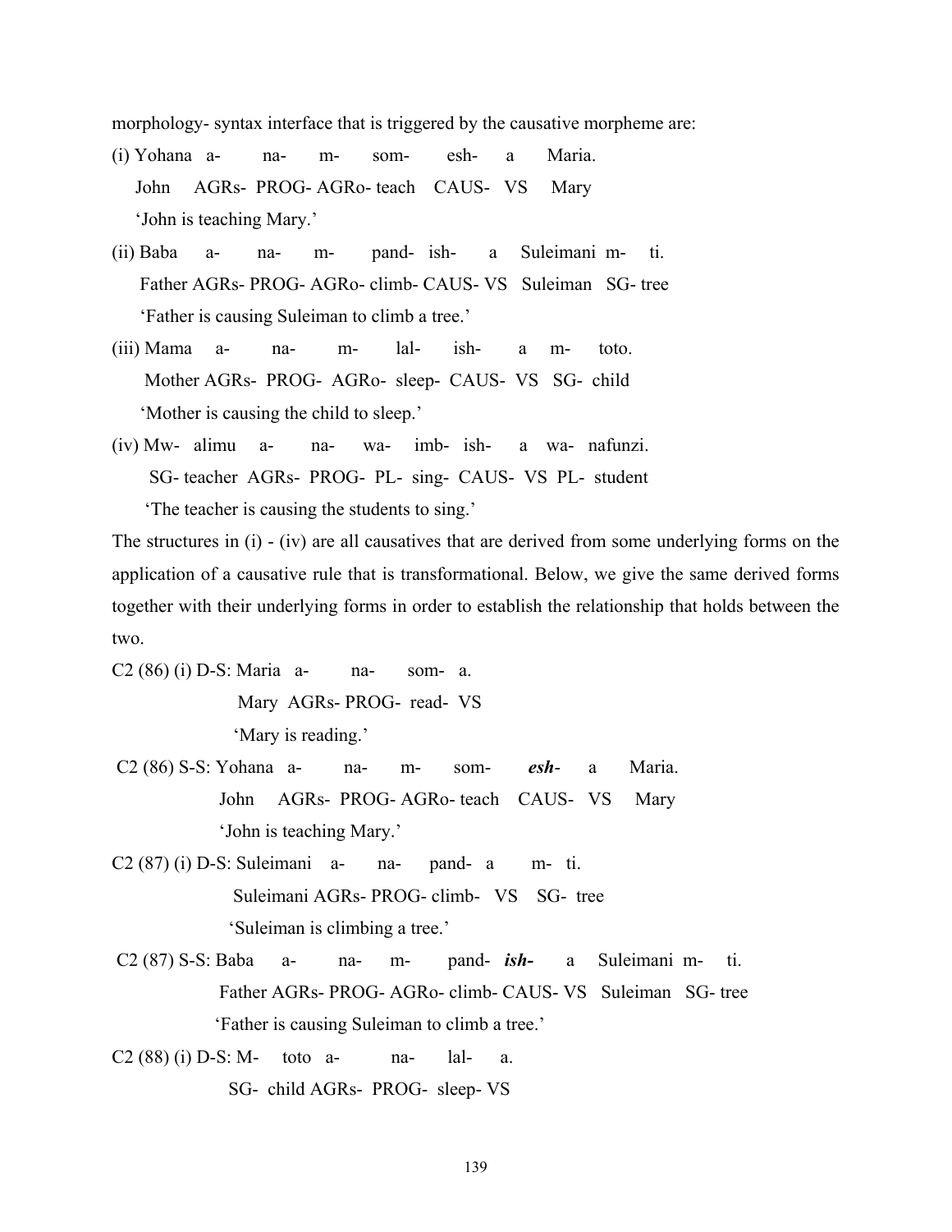morphology- syntax interface that is triggered by the causative morpheme are:

(i) Yohana a- na- m- som- esh- a Maria.
John AGRs- PROG- AGRo- teach CAUS- VS Mary
'John is teaching Mary.'

(ii) Baba a- na- m- pand- ish- a Suleimani m- ti.
Father AGRs- PROG- AGRo- climb- CAUS- VS Suleiman SG- tree
'Father is causing Suleiman to climb a tree.'

(iii) Mama a- na- m- lal- ish- a m- toto.
Mother AGRs- PROG- AGRo- sleep- CAUS- VS SG- child
'Mother is causing the child to sleep.'

(iv) Mw- alimu a- na- wa- imb- ish- a wa- nafunzi.
SG- teacher AGRs- PROG- PL- sing- CAUS- VS PL- student
'The teacher is causing the students to sing.'

The structures in (i) - (iv) are all causatives that are derived from some underlying forms on the application of a causative rule that is transformational. Below, we give the same derived forms together with their underlying forms in order to establish the relationship that holds between the two.

C2 (86) (i) D-S: Maria a- na- som- a.
Mary AGRs- PROG- read- VS
'Mary is reading.'

C2 (86) S-S: Yohana a- na- m- som- ***esh***- a Maria.
John AGRs- PROG- AGRo- teach CAUS- VS Mary
'John is teaching Mary.'

C2 (87) (i) D-S: Suleimani a- na- pand- a m- ti.
Suleimani AGRs- PROG- climb- VS SG- tree
'Suleiman is climbing a tree.'

C2 (87) S-S: Baba a- na- m- pand- ***ish***- a Suleimani m- ti.
Father AGRs- PROG- AGRo- climb- CAUS- VS Suleiman SG- tree
'Father is causing Suleiman to climb a tree.'

C2 (88) (i) D-S: M- toto a- na- lal- a.
SG- child AGRs- PROG- sleep- VS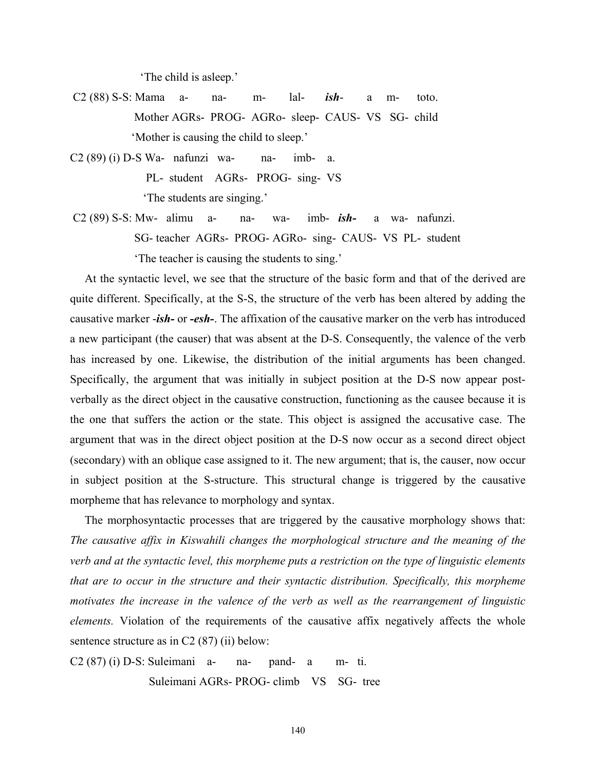'The child is asleep.'

C2 (88) S-S: Mama a- na- m- lal- ***ish***- a m- toto.
Mother AGRs- PROG- AGRo- sleep- CAUS- VS SG- child
'Mother is causing the child to sleep.'

C2 (89) (i) D-S Wa- nafunzi wa- na- imb- a.
PL- student AGRs- PROG- sing- VS
'The students are singing.'

C2 (89) S-S: Mw- alimu a- na- wa- imb- ***ish-*** a wa- nafunzi.
SG- teacher AGRs- PROG- AGRo- sing- CAUS- VS PL- student
'The teacher is causing the students to sing.'

At the syntactic level, we see that the structure of the basic form and that of the derived are quite different. Specifically, at the S-S, the structure of the verb has been altered by adding the causative marker ***-ish-*** or ***-esh-***. The affixation of the causative marker on the verb has introduced a new participant (the causer) that was absent at the D-S. Consequently, the valence of the verb has increased by one. Likewise, the distribution of the initial arguments has been changed. Specifically, the argument that was initially in subject position at the D-S now appear post-verbally as the direct object in the causative construction, functioning as the causee because it is the one that suffers the action or the state. This object is assigned the accusative case. The argument that was in the direct object position at the D-S now occur as a second direct object (secondary) with an oblique case assigned to it. The new argument; that is, the causer, now occur in subject position at the S-structure. This structural change is triggered by the causative morpheme that has relevance to morphology and syntax.

The morphosyntactic processes that are triggered by the causative morphology shows that: *The causative affix in Kiswahili changes the morphological structure and the meaning of the verb and at the syntactic level, this morpheme puts a restriction on the type of linguistic elements that are to occur in the structure and their syntactic distribution. Specifically, this morpheme motivates the increase in the valence of the verb as well as the rearrangement of linguistic elements.* Violation of the requirements of the causative affix negatively affects the whole sentence structure as in C2 (87) (ii) below:

C2 (87) (i) D-S: Suleimani a- na- pand- a m- ti.
Suleimani AGRs- PROG- climb VS SG- tree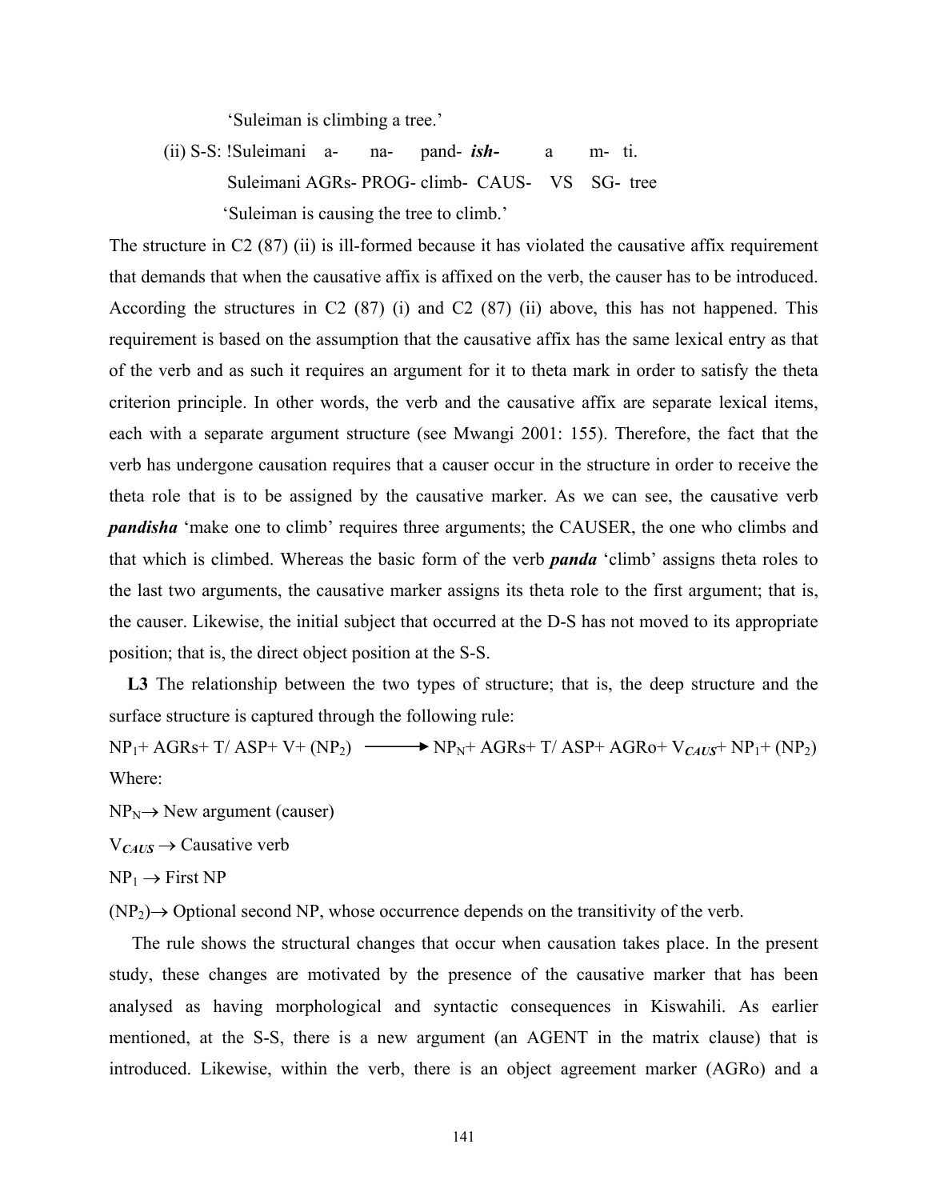'Suleiman is climbing a tree.'

(ii) S-S: !Suleimani a- na- pand- ***ish-*** a m- ti.

Suleimani AGRs- PROG- climb- CAUS- VS SG- tree

'Suleiman is causing the tree to climb.'

The structure in C2 (87) (ii) is ill-formed because it has violated the causative affix requirement that demands that when the causative affix is affixed on the verb, the causer has to be introduced. According the structures in C2 (87) (i) and C2 (87) (ii) above, this has not happened. This requirement is based on the assumption that the causative affix has the same lexical entry as that of the verb and as such it requires an argument for it to theta mark in order to satisfy the theta criterion principle. In other words, the verb and the causative affix are separate lexical items, each with a separate argument structure (see Mwangi 2001: 155). Therefore, the fact that the verb has undergone causation requires that a causer occur in the structure in order to receive the theta role that is to be assigned by the causative marker. As we can see, the causative verb ***pandisha*** 'make one to climb' requires three arguments; the CAUSER, the one who climbs and that which is climbed. Whereas the basic form of the verb ***panda*** 'climb' assigns theta roles to the last two arguments, the causative marker assigns its theta role to the first argument; that is, the causer. Likewise, the initial subject that occurred at the D-S has not moved to its appropriate position; that is, the direct object position at the S-S.

**L3** The relationship between the two types of structure; that is, the deep structure and the surface structure is captured through the following rule:

$NP_1$+ AGRs+ T/ ASP+ V+ ($NP_2$) $\longrightarrow$ $NP_N$+ AGRs+ T/ ASP+ AGRo+ $V_{CAUS}$+ $NP_1$+ ($NP_2$)

Where:

$NP_N \rightarrow$ New argument (causer)

$V_{CAUS} \rightarrow$ Causative verb

$NP_1 \rightarrow$ First NP

($NP_2$)$\rightarrow$ Optional second NP, whose occurrence depends on the transitivity of the verb.

The rule shows the structural changes that occur when causation takes place. In the present study, these changes are motivated by the presence of the causative marker that has been analysed as having morphological and syntactic consequences in Kiswahili. As earlier mentioned, at the S-S, there is a new argument (an AGENT in the matrix clause) that is introduced. Likewise, within the verb, there is an object agreement marker (AGRo) and a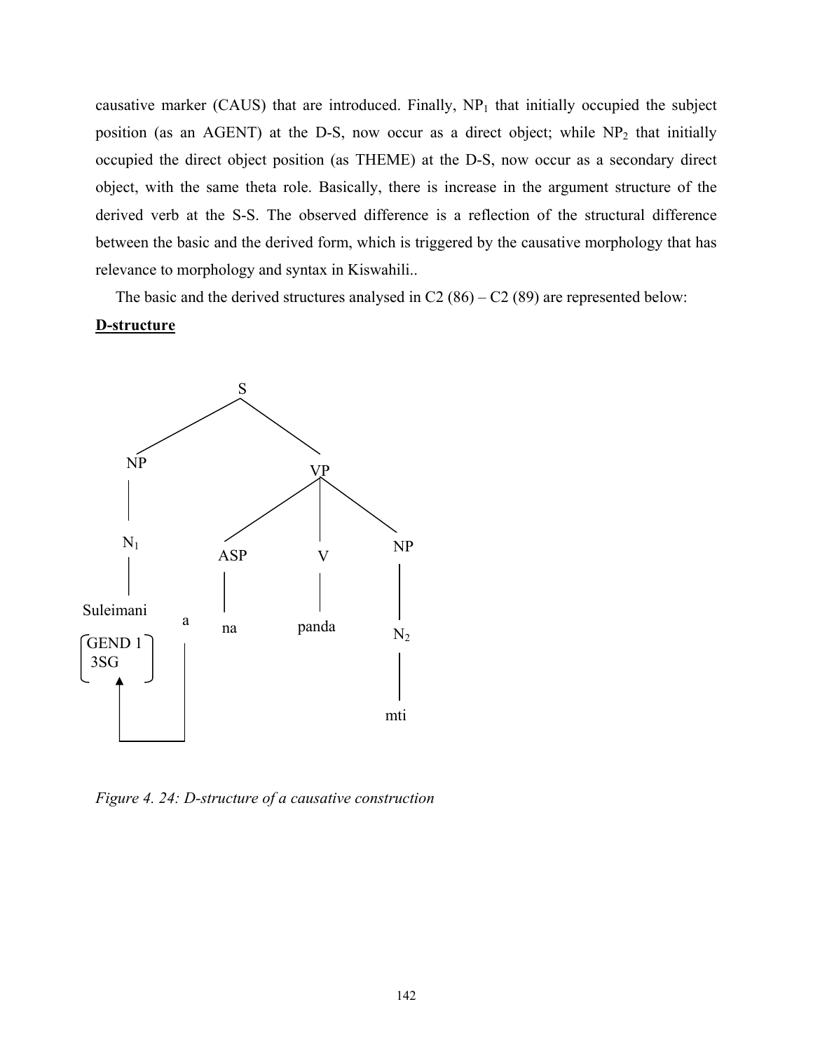causative marker (CAUS) that are introduced. Finally, $NP_1$ that initially occupied the subject position (as an AGENT) at the D-S, now occur as a direct object; while $NP_2$ that initially occupied the direct object position (as THEME) at the D-S, now occur as a secondary direct object, with the same theta role. Basically, there is increase in the argument structure of the derived verb at the S-S. The observed difference is a reflection of the structural difference between the basic and the derived form, which is triggered by the causative morphology that has relevance to morphology and syntax in Kiswahili..

The basic and the derived structures analysed in C2 (86) – C2 (89) are represented below:

**D-structure**

```
                    S
          __________|__________
         |                     |
         NP                    VP
         |            _________|_________
         N1          |         |         |
         |          ASP        V         NP
     Suleimani       |         |         |
    [GEND 1]   a     na      panda       N2
    [3SG   ]   |                         |
       ^       |                        mti
       |_______|
```

*Figure 4. 24: D-structure of a causative construction*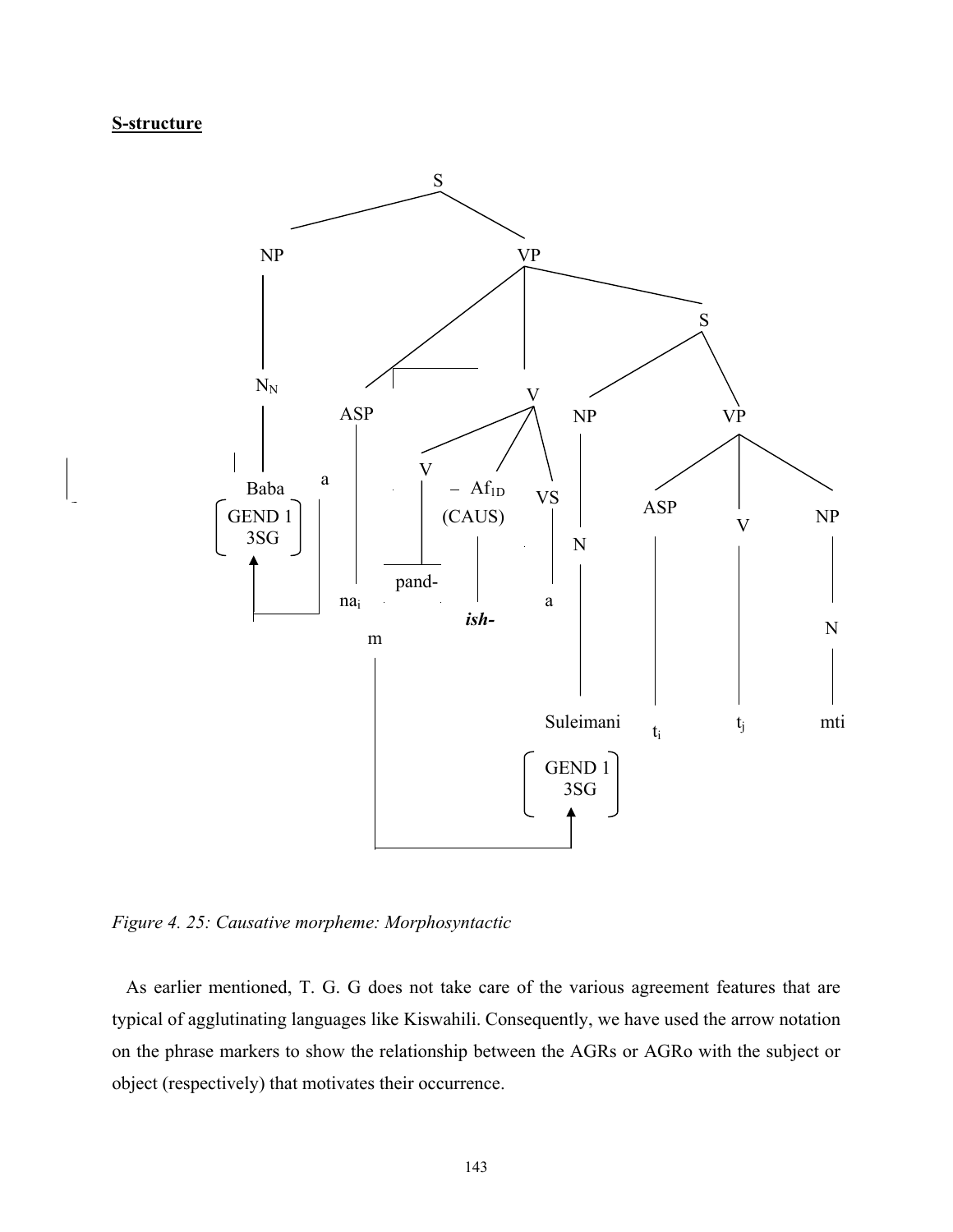**S-structure**

```
                                S
                  ______________|______________
                 NP                            VP
                 |              _______________|_______________
                 N_N           ASP        V                     S
                 |              |    _____|_____           _____|_____
                Baba    a       |   V   - Af_1D   VS       NP          VP
             [GEND 1]           |   |   (CAUS)    |        |      _____|_____
             [ 3SG  ]          na_i pand-  ish-   a        N     ASP   V    NP
                ^               m                          |      |    |    |
                |_______________|                      Suleimani t_i  t_j   N
                                                       [GEND 1]             |
                                                       [ 3SG  ]            mti
```

*Figure 4. 25: Causative morpheme: Morphosyntactic*

As earlier mentioned, T. G. G does not take care of the various agreement features that are typical of agglutinating languages like Kiswahili. Consequently, we have used the arrow notation on the phrase markers to show the relationship between the AGRs or AGRo with the subject or object (respectively) that motivates their occurrence.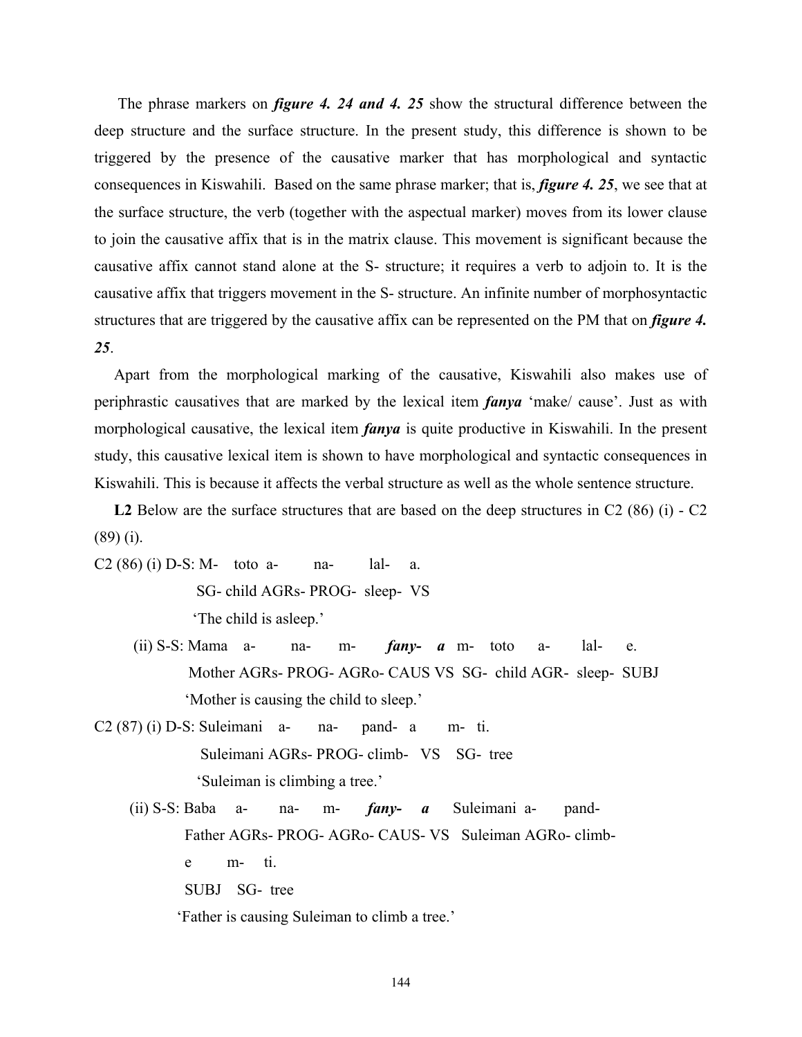The phrase markers on ***figure 4. 24 and 4. 25*** show the structural difference between the deep structure and the surface structure. In the present study, this difference is shown to be triggered by the presence of the causative marker that has morphological and syntactic consequences in Kiswahili. Based on the same phrase marker; that is, ***figure 4. 25***, we see that at the surface structure, the verb (together with the aspectual marker) moves from its lower clause to join the causative affix that is in the matrix clause. This movement is significant because the causative affix cannot stand alone at the S- structure; it requires a verb to adjoin to. It is the causative affix that triggers movement in the S- structure. An infinite number of morphosyntactic structures that are triggered by the causative affix can be represented on the PM that on ***figure 4. 25***.

Apart from the morphological marking of the causative, Kiswahili also makes use of periphrastic causatives that are marked by the lexical item ***fanya*** 'make/ cause'. Just as with morphological causative, the lexical item ***fanya*** is quite productive in Kiswahili. In the present study, this causative lexical item is shown to have morphological and syntactic consequences in Kiswahili. This is because it affects the verbal structure as well as the whole sentence structure.

**L2** Below are the surface structures that are based on the deep structures in C2 (86) (i) - C2 (89) (i).

C2 (86) (i) D-S: M- toto a- na- lal- a.
SG- child AGRs- PROG- sleep- VS
'The child is asleep.'

(ii) S-S: Mama a- na- m- ***fany- a*** m- toto a- lal- e.
Mother AGRs- PROG- AGRo- CAUS VS SG- child AGR- sleep- SUBJ
'Mother is causing the child to sleep.'

C2 (87) (i) D-S: Suleimani a- na- pand- a m- ti.
Suleimani AGRs- PROG- climb- VS SG- tree
'Suleiman is climbing a tree.'

(ii) S-S: Baba a- na- m- ***fany- a*** Suleimani a- pand-
Father AGRs- PROG- AGRo- CAUS- VS Suleiman AGRo- climb-
e m- ti.
SUBJ SG- tree
'Father is causing Suleiman to climb a tree.'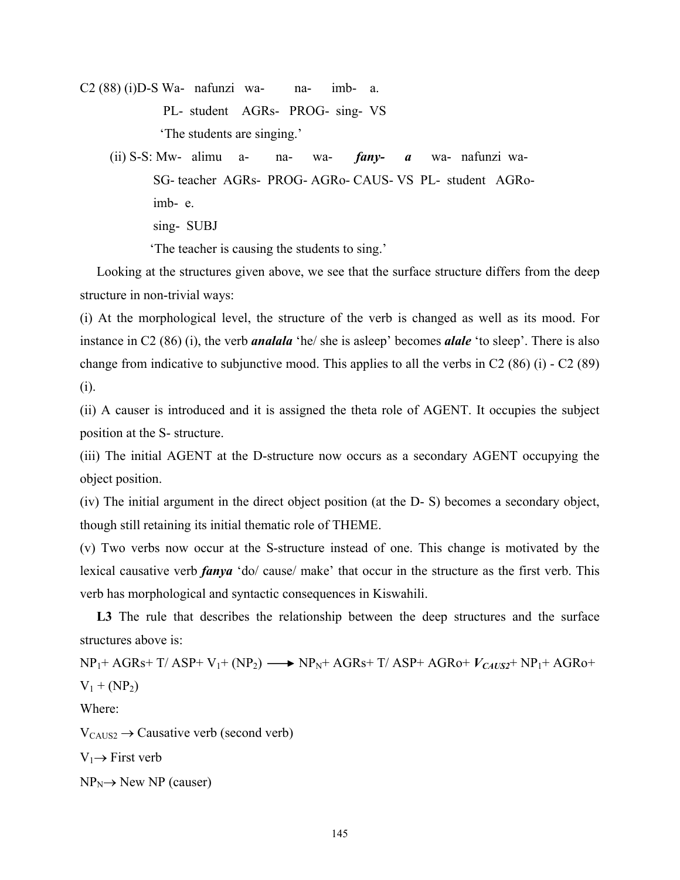C2 (88) (i)D-S Wa- nafunzi wa- na- imb- a.

PL- student AGRs- PROG- sing- VS

'The students are singing.'

(ii) S-S: Mw- alimu a- na- wa- ***fany- a*** wa- nafunzi wa-

SG- teacher AGRs- PROG- AGRo- CAUS- VS PL- student AGRo-

imb- e.

sing- SUBJ

'The teacher is causing the students to sing.'

Looking at the structures given above, we see that the surface structure differs from the deep structure in non-trivial ways:

(i) At the morphological level, the structure of the verb is changed as well as its mood. For instance in C2 (86) (i), the verb ***analala*** 'he/ she is asleep' becomes ***alale*** 'to sleep'. There is also change from indicative to subjunctive mood. This applies to all the verbs in C2 (86) (i) - C2 (89) (i).

(ii) A causer is introduced and it is assigned the theta role of AGENT. It occupies the subject position at the S- structure.

(iii) The initial AGENT at the D-structure now occurs as a secondary AGENT occupying the object position.

(iv) The initial argument in the direct object position (at the D- S) becomes a secondary object, though still retaining its initial thematic role of THEME.

(v) Two verbs now occur at the S-structure instead of one. This change is motivated by the lexical causative verb ***fanya*** 'do/ cause/ make' that occur in the structure as the first verb. This verb has morphological and syntactic consequences in Kiswahili.

**L3** The rule that describes the relationship between the deep structures and the surface structures above is:

$NP_1$+ AGRs+ T/ ASP+ $V_1$+ ($NP_2$) $\longrightarrow$ $NP_N$+ AGRs+ T/ ASP+ AGRo+ $\boldsymbol{V_{CAUS2}}$+ $NP_1$+ AGRo+ $V_1$ + ($NP_2$)

Where:

$V_{CAUS2} \rightarrow$ Causative verb (second verb)

$V_1 \rightarrow$ First verb

$NP_N \rightarrow$ New NP (causer)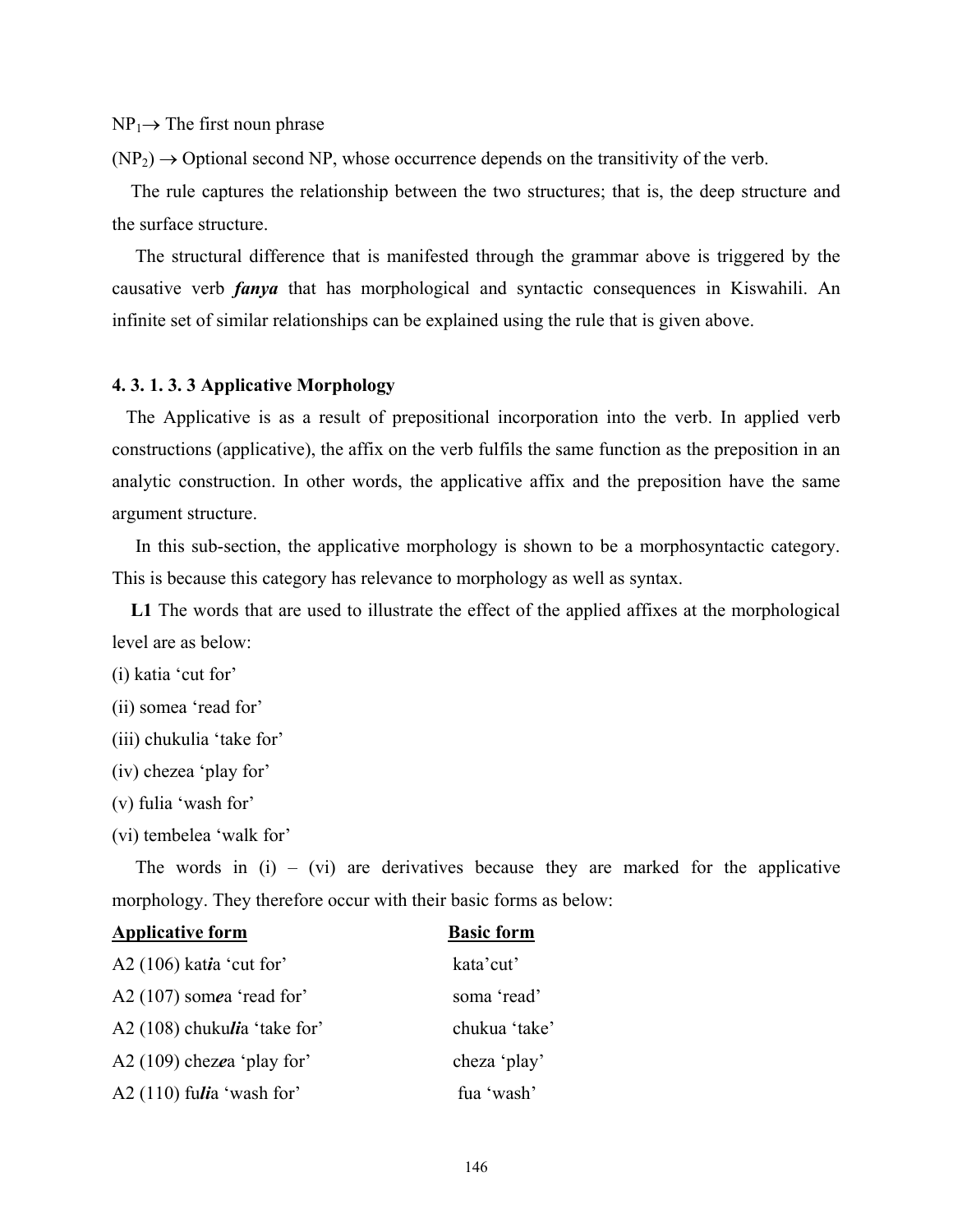$NP_1 \rightarrow$ The first noun phrase

$(NP_2) \rightarrow$ Optional second NP, whose occurrence depends on the transitivity of the verb.

The rule captures the relationship between the two structures; that is, the deep structure and the surface structure.

The structural difference that is manifested through the grammar above is triggered by the causative verb ***fanya*** that has morphological and syntactic consequences in Kiswahili. An infinite set of similar relationships can be explained using the rule that is given above.

#### 4. 3. 1. 3. 3 Applicative Morphology

The Applicative is as a result of prepositional incorporation into the verb. In applied verb constructions (applicative), the affix on the verb fulfils the same function as the preposition in an analytic construction. In other words, the applicative affix and the preposition have the same argument structure.

In this sub-section, the applicative morphology is shown to be a morphosyntactic category. This is because this category has relevance to morphology as well as syntax.

**L1** The words that are used to illustrate the effect of the applied affixes at the morphological level are as below:

(i) katia 'cut for'

(ii) somea 'read for'

(iii) chukulia 'take for'

(iv) chezea 'play for'

(v) fulia 'wash for'

(vi) tembelea 'walk for'

The words in (i) – (vi) are derivatives because they are marked for the applicative morphology. They therefore occur with their basic forms as below:

| <u>**Applicative form**</u> | <u>**Basic form**</u> |
|---|---|
| A2 (106) kat***i***a 'cut for' | kata'cut' |
| A2 (107) som***e***a 'read for' | soma 'read' |
| A2 (108) chuku***li***a 'take for' | chukua 'take' |
| A2 (109) chez***e***a 'play for' | cheza 'play' |
| A2 (110) fu***li***a 'wash for' | fua 'wash' |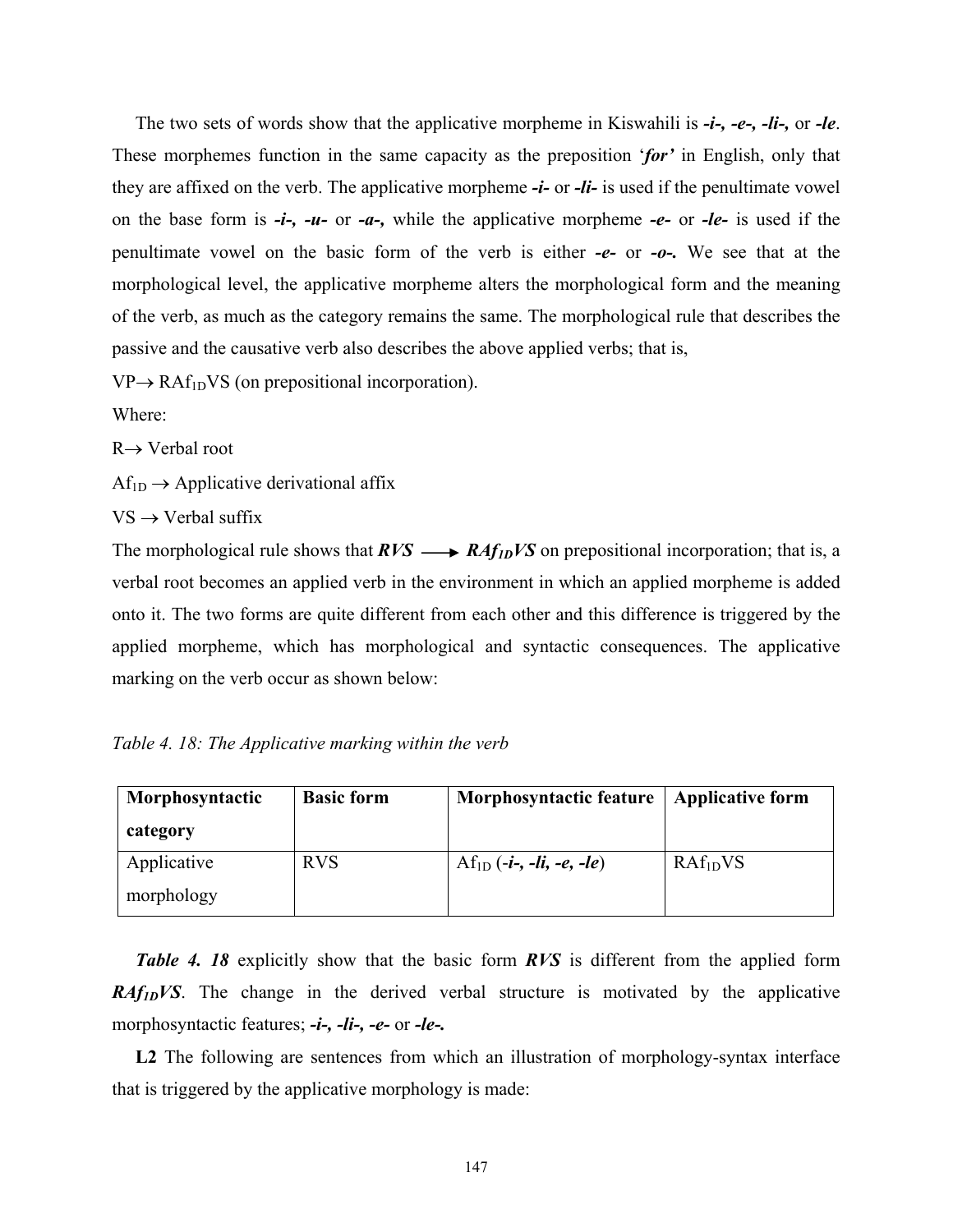The two sets of words show that the applicative morpheme in Kiswahili is ***-i-, -e-, -li-,*** or ***-le***. These morphemes function in the same capacity as the preposition '***for'*** in English, only that they are affixed on the verb. The applicative morpheme ***-i-*** or ***-li-*** is used if the penultimate vowel on the base form is ***-i-, -u-*** or ***-a-,*** while the applicative morpheme ***-e-*** or ***-le-*** is used if the penultimate vowel on the basic form of the verb is either ***-e-*** or ***-o-.*** We see that at the morphological level, the applicative morpheme alters the morphological form and the meaning of the verb, as much as the category remains the same. The morphological rule that describes the passive and the causative verb also describes the above applied verbs; that is,

VP$\rightarrow$ RAf$_{1D}$VS (on prepositional incorporation).

Where:

R$\rightarrow$ Verbal root

Af$_{1D}$ $\rightarrow$ Applicative derivational affix

VS $\rightarrow$ Verbal suffix

The morphological rule shows that ***RVS*** $\longrightarrow$ ***RAf$_{1D}$VS*** on prepositional incorporation; that is, a verbal root becomes an applied verb in the environment in which an applied morpheme is added onto it. The two forms are quite different from each other and this difference is triggered by the applied morpheme, which has morphological and syntactic consequences. The applicative marking on the verb occur as shown below:

*Table 4. 18: The Applicative marking within the verb*

| **Morphosyntactic category** | **Basic form** | **Morphosyntactic feature** | **Applicative form** |
|---|---|---|---|
| Applicative morphology | RVS | Af$_{1D}$ (***-i-, -li, -e, -le***) | RAf$_{1D}$VS |

***Table 4. 18*** explicitly show that the basic form ***RVS*** is different from the applied form ***RAf$_{1D}$VS***. The change in the derived verbal structure is motivated by the applicative morphosyntactic features; ***-i-, -li-, -e-*** or ***-le-.***

**L2** The following are sentences from which an illustration of morphology-syntax interface that is triggered by the applicative morphology is made: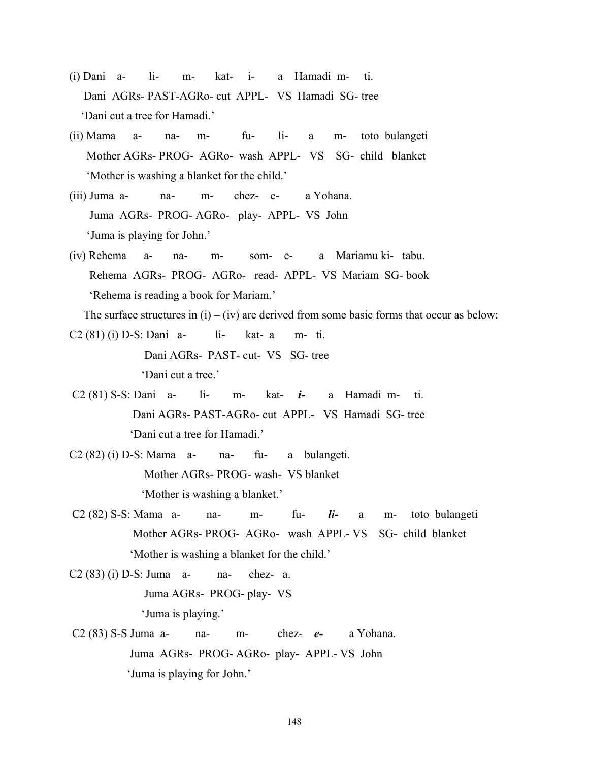(i) Dani a- li- m- kat- i- a Hamadi m- ti.
Dani AGRs- PAST-AGRo- cut APPL- VS Hamadi SG- tree
'Dani cut a tree for Hamadi.'

(ii) Mama a- na- m- fu- li- a m- toto bulangeti
Mother AGRs- PROG- AGRo- wash APPL- VS SG- child blanket
'Mother is washing a blanket for the child.'

(iii) Juma a- na- m- chez- e- a Yohana.
Juma AGRs- PROG- AGRo- play- APPL- VS John
'Juma is playing for John.'

(iv) Rehema a- na- m- som- e- a Mariamu ki- tabu.
Rehema AGRs- PROG- AGRo- read- APPL- VS Mariam SG- book
'Rehema is reading a book for Mariam.'

The surface structures in (i) – (iv) are derived from some basic forms that occur as below:

C2 (81) (i) D-S: Dani a- li- kat- a m- ti.
Dani AGRs- PAST- cut- VS SG- tree
'Dani cut a tree.'

C2 (81) S-S: Dani a- li- m- kat- ***i-*** a Hamadi m- ti.
Dani AGRs- PAST-AGRo- cut APPL- VS Hamadi SG- tree
'Dani cut a tree for Hamadi.'

C2 (82) (i) D-S: Mama a- na- fu- a bulangeti.
Mother AGRs- PROG- wash- VS blanket
'Mother is washing a blanket.'

C2 (82) S-S: Mama a- na- m- fu- ***li-*** a m- toto bulangeti
Mother AGRs- PROG- AGRo- wash APPL- VS SG- child blanket
'Mother is washing a blanket for the child.'

C2 (83) (i) D-S: Juma a- na- chez- a.
Juma AGRs- PROG- play- VS
'Juma is playing.'

C2 (83) S-S Juma a- na- m- chez- ***e-*** a Yohana.
Juma AGRs- PROG- AGRo- play- APPL- VS John
'Juma is playing for John.'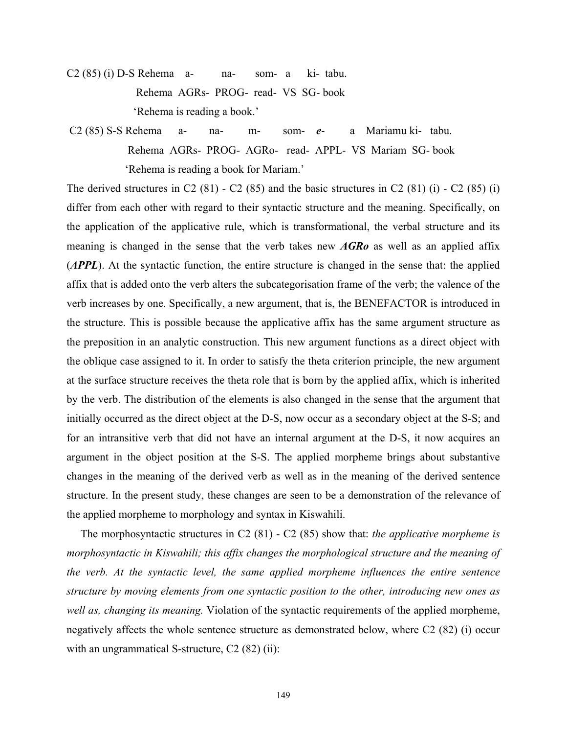C2 (85) (i) D-S Rehema a- na- som- a ki- tabu.

Rehema AGRs- PROG- read- VS SG- book

'Rehema is reading a book.'

C2 (85) S-S Rehema a- na- m- som- ***e***- a Mariamu ki- tabu.

Rehema AGRs- PROG- AGRo- read- APPL- VS Mariam SG- book

'Rehema is reading a book for Mariam.'

The derived structures in C2 (81) - C2 (85) and the basic structures in C2 (81) (i) - C2 (85) (i) differ from each other with regard to their syntactic structure and the meaning. Specifically, on the application of the applicative rule, which is transformational, the verbal structure and its meaning is changed in the sense that the verb takes new ***AGRo*** as well as an applied affix (***APPL***). At the syntactic function, the entire structure is changed in the sense that: the applied affix that is added onto the verb alters the subcategorisation frame of the verb; the valence of the verb increases by one. Specifically, a new argument, that is, the BENEFACTOR is introduced in the structure. This is possible because the applicative affix has the same argument structure as the preposition in an analytic construction. This new argument functions as a direct object with the oblique case assigned to it. In order to satisfy the theta criterion principle, the new argument at the surface structure receives the theta role that is born by the applied affix, which is inherited by the verb. The distribution of the elements is also changed in the sense that the argument that initially occurred as the direct object at the D-S, now occur as a secondary object at the S-S; and for an intransitive verb that did not have an internal argument at the D-S, it now acquires an argument in the object position at the S-S. The applied morpheme brings about substantive changes in the meaning of the derived verb as well as in the meaning of the derived sentence structure. In the present study, these changes are seen to be a demonstration of the relevance of the applied morpheme to morphology and syntax in Kiswahili.

The morphosyntactic structures in C2 (81) - C2 (85) show that: *the applicative morpheme is morphosyntactic in Kiswahili; this affix changes the morphological structure and the meaning of the verb. At the syntactic level, the same applied morpheme influences the entire sentence structure by moving elements from one syntactic position to the other, introducing new ones as well as, changing its meaning.* Violation of the syntactic requirements of the applied morpheme, negatively affects the whole sentence structure as demonstrated below, where C2 (82) (i) occur with an ungrammatical S-structure, C2 (82) (ii):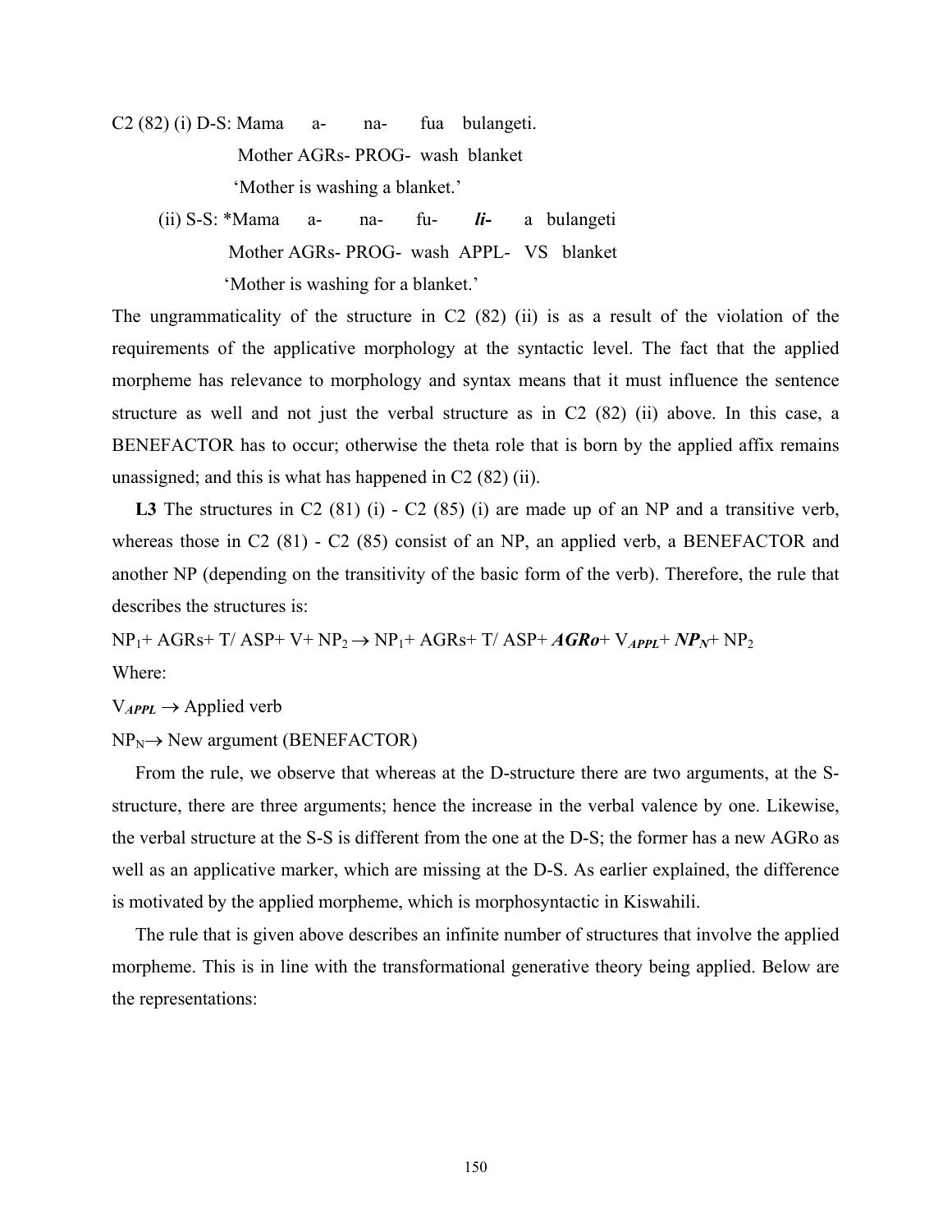C2 (82) (i) D-S: Mama a- na- fua bulangeti.

Mother AGRs- PROG- wash blanket

'Mother is washing a blanket.'

(ii) S-S: *Mama a- na- fu- ***li-*** a bulangeti

Mother AGRs- PROG- wash APPL- VS blanket

'Mother is washing for a blanket.'

The ungrammaticality of the structure in C2 (82) (ii) is as a result of the violation of the requirements of the applicative morphology at the syntactic level. The fact that the applied morpheme has relevance to morphology and syntax means that it must influence the sentence structure as well and not just the verbal structure as in C2 (82) (ii) above. In this case, a BENEFACTOR has to occur; otherwise the theta role that is born by the applied affix remains unassigned; and this is what has happened in C2 (82) (ii).

**L3** The structures in C2 (81) (i) - C2 (85) (i) are made up of an NP and a transitive verb, whereas those in C2 (81) - C2 (85) consist of an NP, an applied verb, a BENEFACTOR and another NP (depending on the transitivity of the basic form of the verb). Therefore, the rule that describes the structures is:

$NP_1$+ AGRs+ T/ ASP+ V+ $NP_2$ $\rightarrow$ $NP_1$+ AGRs+ T/ ASP+ ***AGRo***+ $V_{\boldsymbol{APPL}}$+ $\boldsymbol{NP_N}$+ $NP_2$

Where:

$V_{\boldsymbol{APPL}}$ $\rightarrow$ Applied verb

$NP_N$ $\rightarrow$ New argument (BENEFACTOR)

From the rule, we observe that whereas at the D-structure there are two arguments, at the S-structure, there are three arguments; hence the increase in the verbal valence by one. Likewise, the verbal structure at the S-S is different from the one at the D-S; the former has a new AGRo as well as an applicative marker, which are missing at the D-S. As earlier explained, the difference is motivated by the applied morpheme, which is morphosyntactic in Kiswahili.

The rule that is given above describes an infinite number of structures that involve the applied morpheme. This is in line with the transformational generative theory being applied. Below are the representations: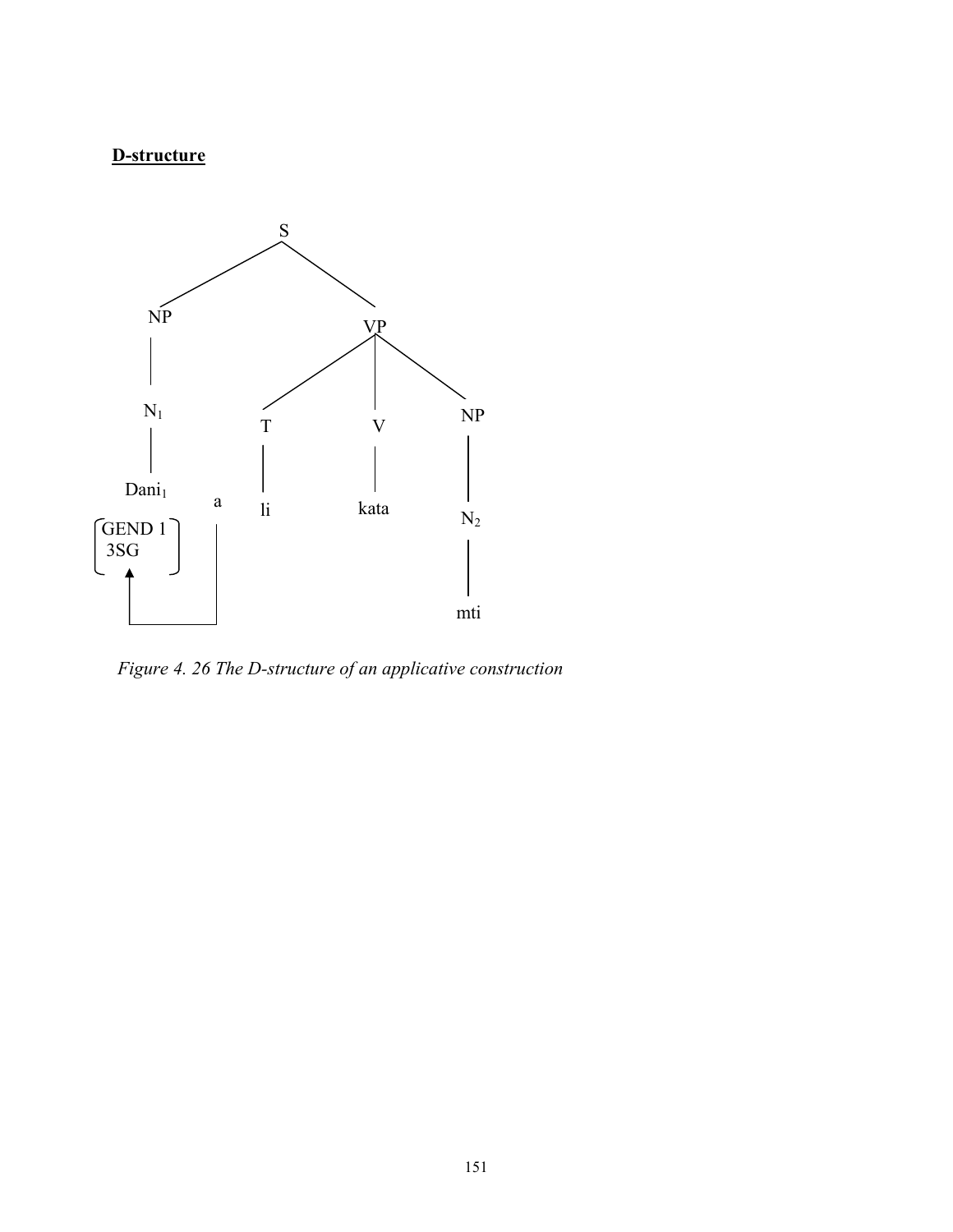**D-structure**

```
                         S
                  _______|_______
                 |               |
                 NP              VP
                 |         ______|______
                 |        |      |      |
                 N1       T      V      NP
                 |        |      |      |
               Dani1   a  li    kata    N2
            [GEND 1]   |                |
            [ 3SG  ]   |                mti
                ^      |
                |______|
```

*Figure 4. 26 The D-structure of an applicative construction*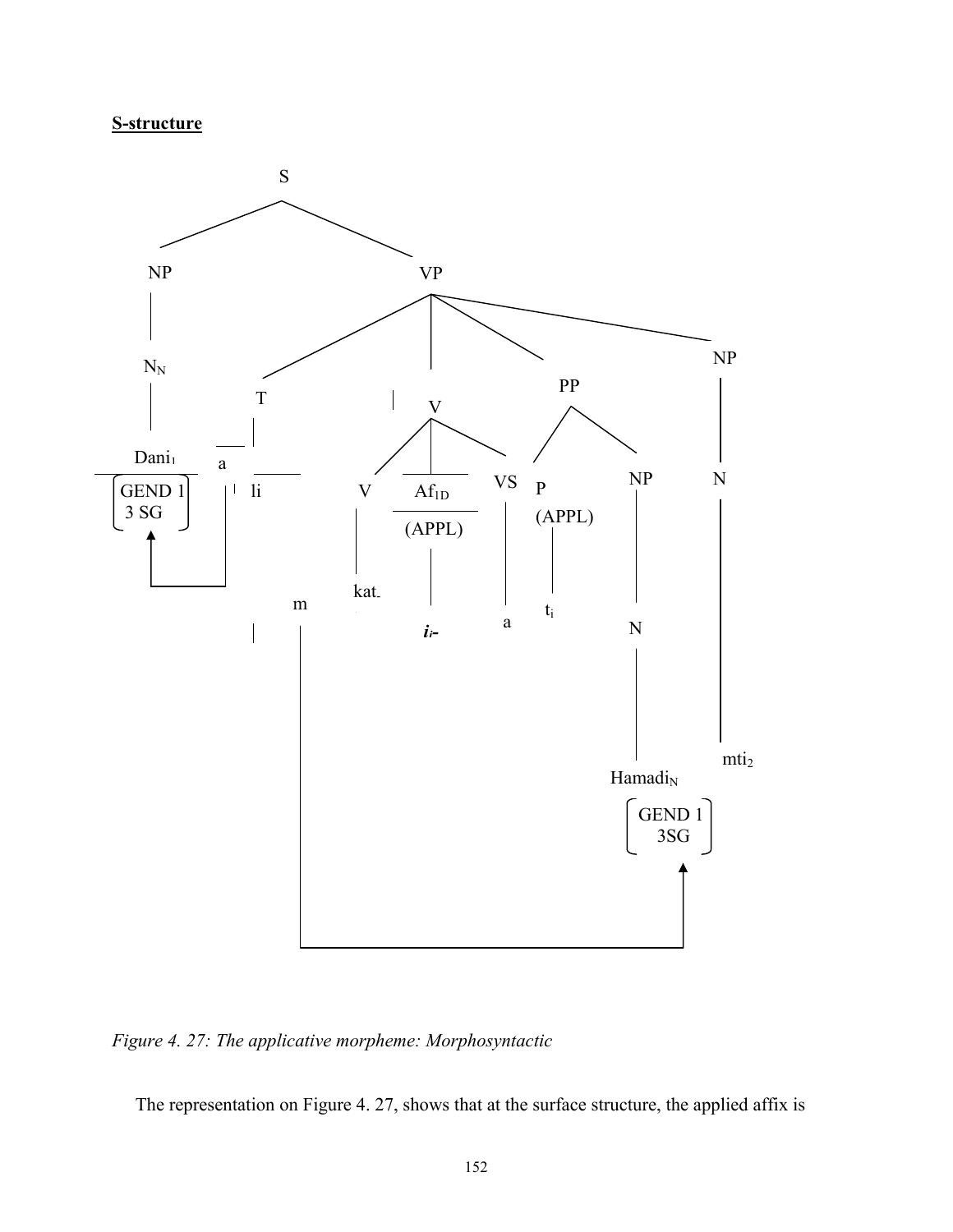**S-structure**

```
S
├── NP
│   └── N_N
│       └── Dani_1 [GEND 1, 3 SG]
└── VP
    ├── T
    │   └── a | li | m
    ├── V
    │   ├── V
    │   │   └── kat-
    │   ├── Af_1D (APPL)
    │   │   └── i_i-
    │   └── VS
    │       └── a
    ├── PP
    │   ├── P (APPL)
    │   │   └── t_i
    │   └── NP
    │       └── N
    │           └── Hamadi_N [GEND 1, 3SG]
    └── NP
        └── N
            └── mti_2
```

*Figure 4. 27: The applicative morpheme: Morphosyntactic*

The representation on Figure 4. 27, shows that at the surface structure, the applied affix is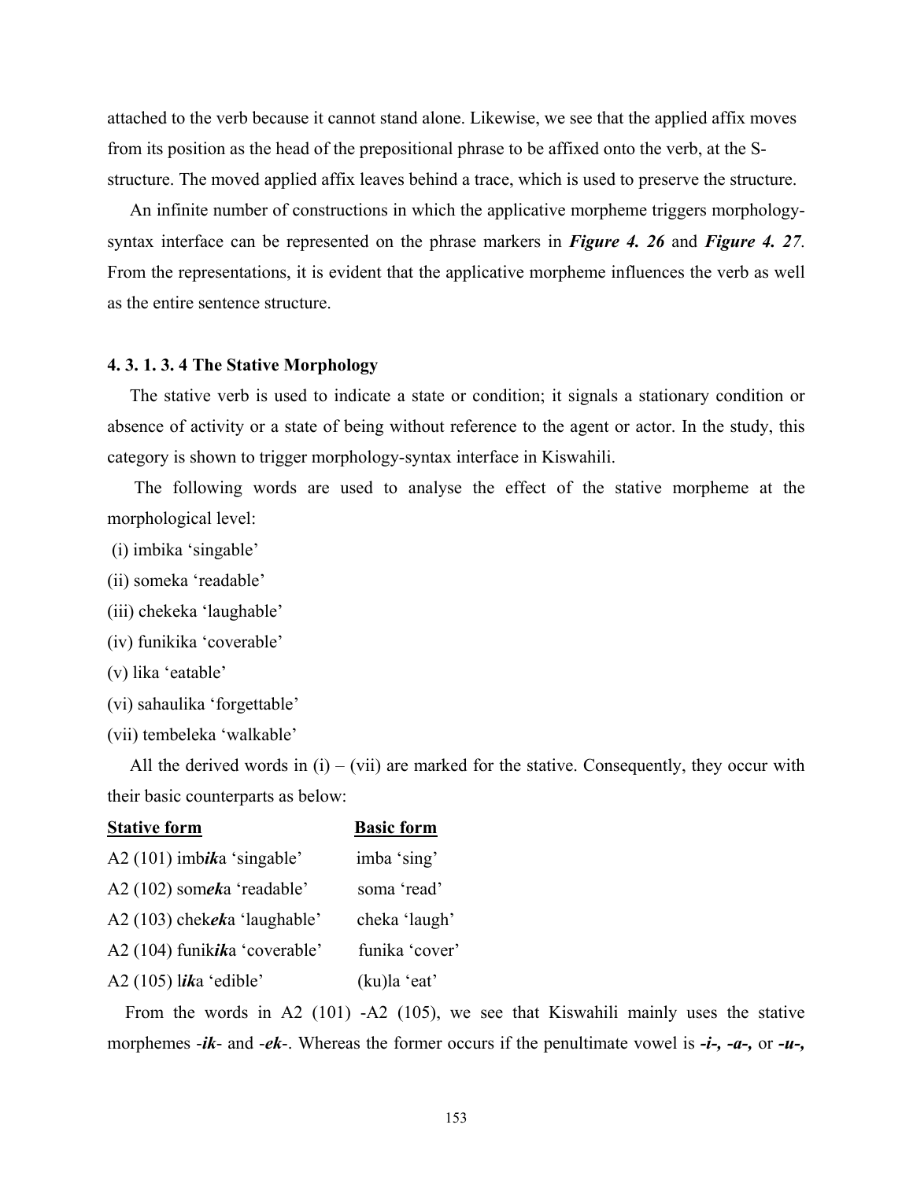attached to the verb because it cannot stand alone. Likewise, we see that the applied affix moves from its position as the head of the prepositional phrase to be affixed onto the verb, at the S-structure. The moved applied affix leaves behind a trace, which is used to preserve the structure.

An infinite number of constructions in which the applicative morpheme triggers morphology-syntax interface can be represented on the phrase markers in ***Figure 4. 26*** and ***Figure 4. 27***. From the representations, it is evident that the applicative morpheme influences the verb as well as the entire sentence structure.

#### 4. 3. 1. 3. 4 The Stative Morphology

The stative verb is used to indicate a state or condition; it signals a stationary condition or absence of activity or a state of being without reference to the agent or actor. In the study, this category is shown to trigger morphology-syntax interface in Kiswahili.

The following words are used to analyse the effect of the stative morpheme at the morphological level:

(i) imbika 'singable'
(ii) someka 'readable'
(iii) chekeka 'laughable'
(iv) funikika 'coverable'
(v) lika 'eatable'
(vi) sahaulika 'forgettable'
(vii) tembeleka 'walkable'

All the derived words in (i) – (vii) are marked for the stative. Consequently, they occur with their basic counterparts as below:

| <u>**Stative form**</u> | <u>**Basic form**</u> |
|---|---|
| A2 (101) imb***ik***a 'singable' | imba 'sing' |
| A2 (102) som***ek***a 'readable' | soma 'read' |
| A2 (103) chek***ek***a 'laughable' | cheka 'laugh' |
| A2 (104) funik***ik***a 'coverable' | funika 'cover' |
| A2 (105) l***ik***a 'edible' | (ku)la 'eat' |

From the words in A2 (101) -A2 (105), we see that Kiswahili mainly uses the stative morphemes -***ik***- and -***ek***-. Whereas the former occurs if the penultimate vowel is ***-i-, -a-,*** or ***-u-,***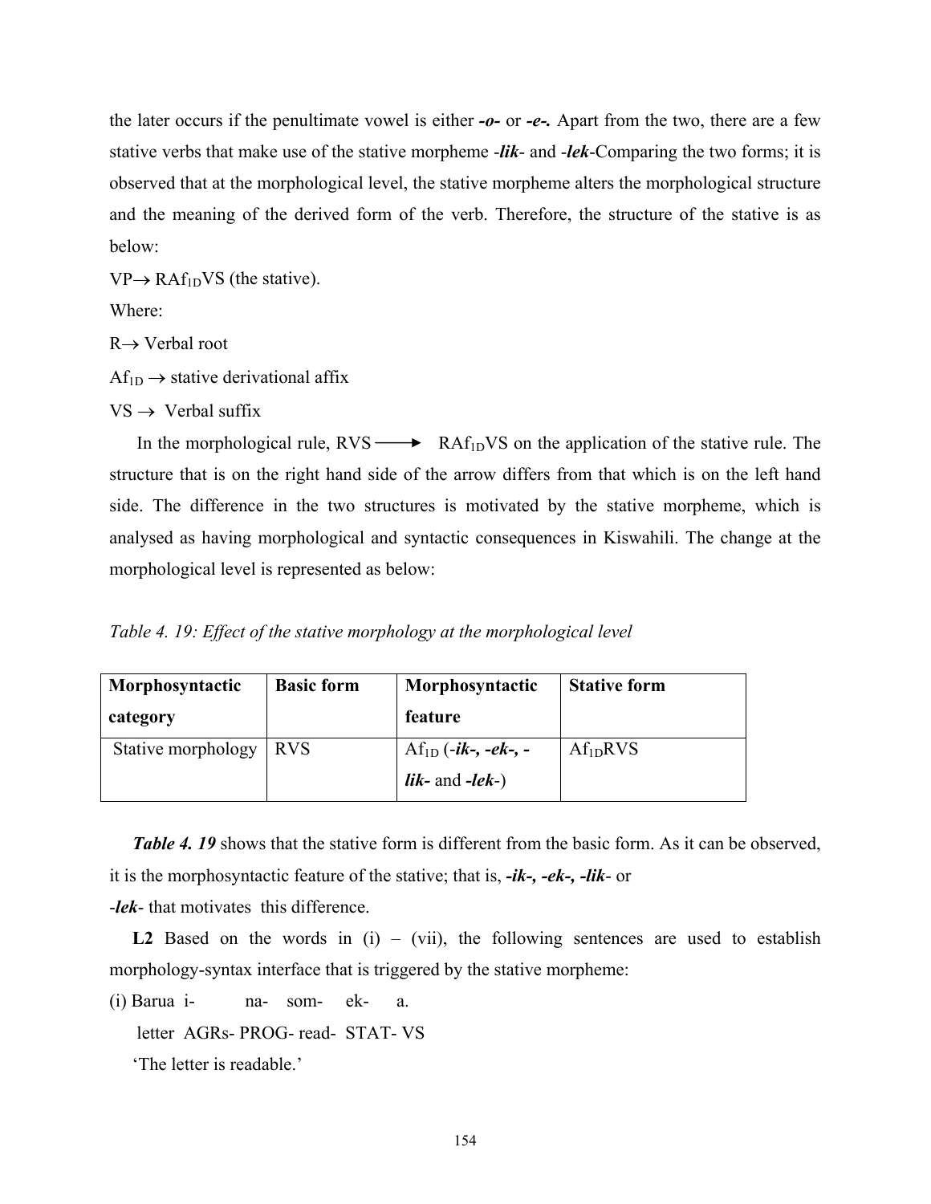the later occurs if the penultimate vowel is either ***-o-*** or ***-e-.*** Apart from the two, there are a few stative verbs that make use of the stative morpheme -***lik***- and -***lek***-Comparing the two forms; it is observed that at the morphological level, the stative morpheme alters the morphological structure and the meaning of the derived form of the verb. Therefore, the structure of the stative is as below:

VP$\rightarrow$ RAf$_{1D}$VS (the stative).

Where:

R$\rightarrow$ Verbal root

Af$_{1D}$ $\rightarrow$ stative derivational affix

VS $\rightarrow$ Verbal suffix

In the morphological rule, RVS $\longrightarrow$ RAf$_{1D}$VS on the application of the stative rule. The structure that is on the right hand side of the arrow differs from that which is on the left hand side. The difference in the two structures is motivated by the stative morpheme, which is analysed as having morphological and syntactic consequences in Kiswahili. The change at the morphological level is represented as below:

*Table 4. 19: Effect of the stative morphology at the morphological level*

| **Morphosyntactic category** | **Basic form** | **Morphosyntactic feature** | **Stative form** |
|---|---|---|---|
| Stative morphology | RVS | Af$_{1D}$ (***-ik-, -ek-, -lik-*** and ***-lek-***) | Af$_{1D}$RVS |

***Table 4. 19*** shows that the stative form is different from the basic form. As it can be observed, it is the morphosyntactic feature of the stative; that is, ***-ik-, -ek-, -lik-*** or -***lek***- that motivates this difference.

**L2** Based on the words in (i) – (vii), the following sentences are used to establish morphology-syntax interface that is triggered by the stative morpheme:

(i) Barua i- na- som- ek- a.

letter AGRs- PROG- read- STAT- VS

'The letter is readable.'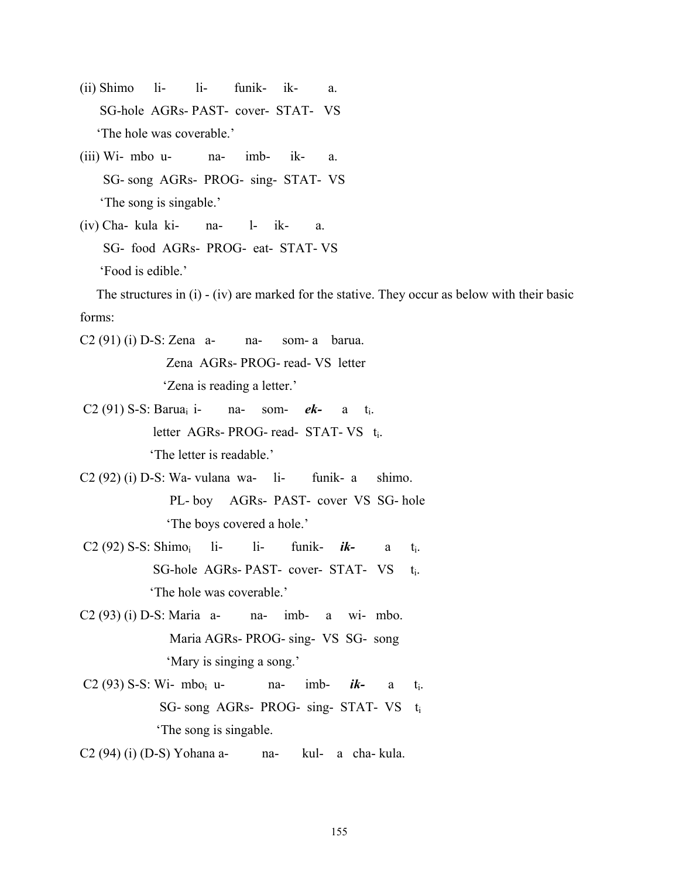(ii) Shimo li- li- funik- ik- a.
SG-hole AGRs- PAST- cover- STAT- VS
'The hole was coverable.'

(iii) Wi- mbo u- na- imb- ik- a.
SG- song AGRs- PROG- sing- STAT- VS
'The song is singable.'

(iv) Cha- kula ki- na- l- ik- a.
SG- food AGRs- PROG- eat- STAT- VS
'Food is edible.'

The structures in (i) - (iv) are marked for the stative. They occur as below with their basic forms:

C2 (91) (i) D-S: Zena a- na- som- a barua.
Zena AGRs- PROG- read- VS letter
'Zena is reading a letter.'

C2 (91) S-S: Barua$_i$ i- na- som- ***ek-*** a t$_i$.
letter AGRs- PROG- read- STAT- VS t$_i$.
'The letter is readable.'

C2 (92) (i) D-S: Wa- vulana wa- li- funik- a shimo.
PL- boy AGRs- PAST- cover VS SG- hole
'The boys covered a hole.'

C2 (92) S-S: Shimo$_i$ li- li- funik- ***ik-*** a t$_i$.
SG-hole AGRs- PAST- cover- STAT- VS t$_i$.
'The hole was coverable.'

C2 (93) (i) D-S: Maria a- na- imb- a wi- mbo.
Maria AGRs- PROG- sing- VS SG- song
'Mary is singing a song.'

C2 (93) S-S: Wi- mbo$_i$ u- na- imb- ***ik-*** a t$_i$.
SG- song AGRs- PROG- sing- STAT- VS t$_i$
'The song is singable.

C2 (94) (i) (D-S) Yohana a- na- kul- a cha- kula.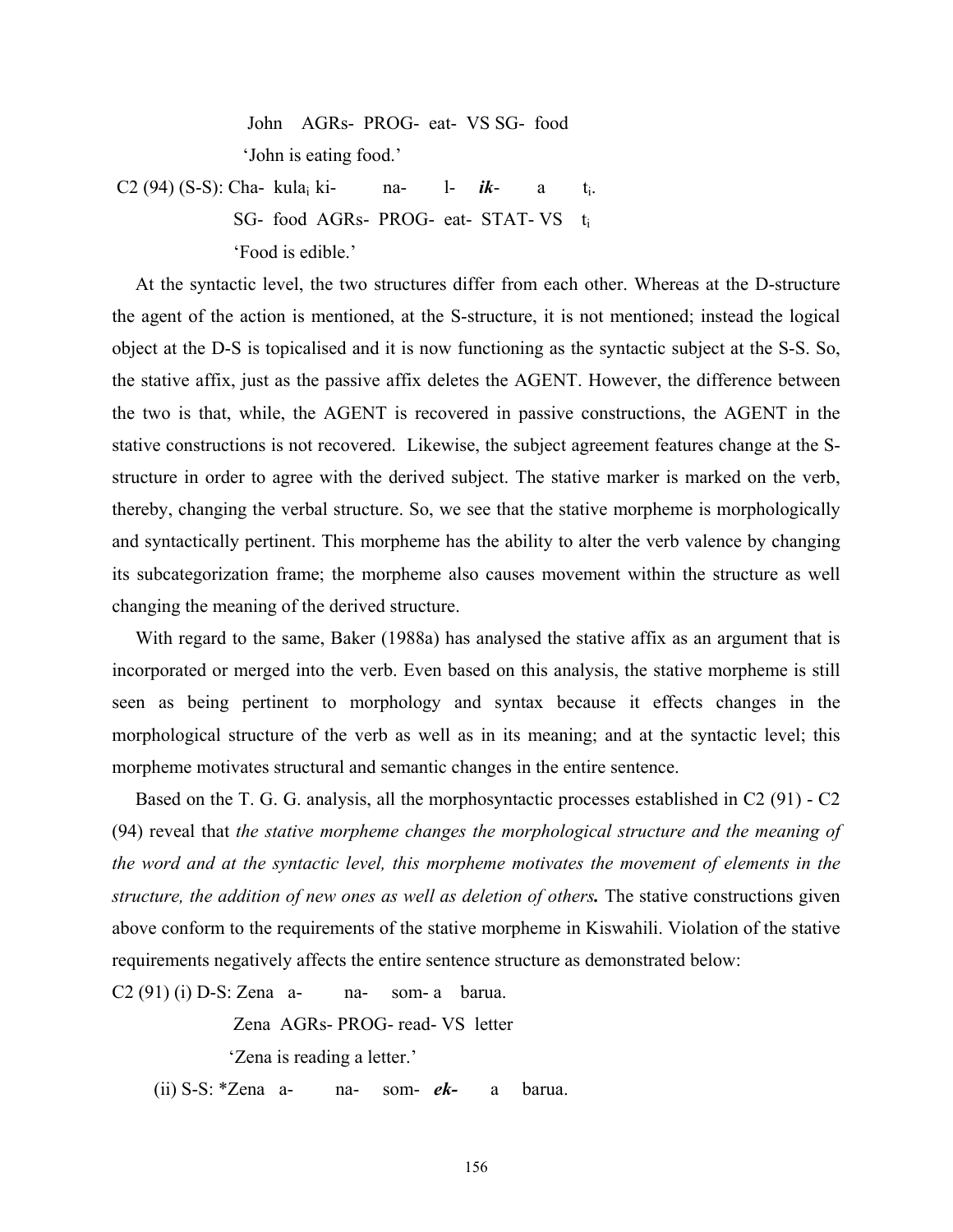John AGRs- PROG- eat- VS SG- food

'John is eating food.'

C2 (94) (S-S): Cha- kula$_i$ ki- na- l- ***ik***- a t$_i$.

SG- food AGRs- PROG- eat- STAT- VS t$_i$

'Food is edible.'

At the syntactic level, the two structures differ from each other. Whereas at the D-structure the agent of the action is mentioned, at the S-structure, it is not mentioned; instead the logical object at the D-S is topicalised and it is now functioning as the syntactic subject at the S-S. So, the stative affix, just as the passive affix deletes the AGENT. However, the difference between the two is that, while, the AGENT is recovered in passive constructions, the AGENT in the stative constructions is not recovered. Likewise, the subject agreement features change at the S-structure in order to agree with the derived subject. The stative marker is marked on the verb, thereby, changing the verbal structure. So, we see that the stative morpheme is morphologically and syntactically pertinent. This morpheme has the ability to alter the verb valence by changing its subcategorization frame; the morpheme also causes movement within the structure as well changing the meaning of the derived structure.

With regard to the same, Baker (1988a) has analysed the stative affix as an argument that is incorporated or merged into the verb. Even based on this analysis, the stative morpheme is still seen as being pertinent to morphology and syntax because it effects changes in the morphological structure of the verb as well as in its meaning; and at the syntactic level; this morpheme motivates structural and semantic changes in the entire sentence.

Based on the T. G. G. analysis, all the morphosyntactic processes established in C2 (91) - C2 (94) reveal that *the stative morpheme changes the morphological structure and the meaning of the word and at the syntactic level, this morpheme motivates the movement of elements in the structure, the addition of new ones as well as deletion of others***.** The stative constructions given above conform to the requirements of the stative morpheme in Kiswahili. Violation of the stative requirements negatively affects the entire sentence structure as demonstrated below:

C2 (91) (i) D-S: Zena a- na- som- a barua.

Zena AGRs- PROG- read- VS letter

'Zena is reading a letter.'

(ii) S-S: *Zena a- na- som- ***ek-*** a barua.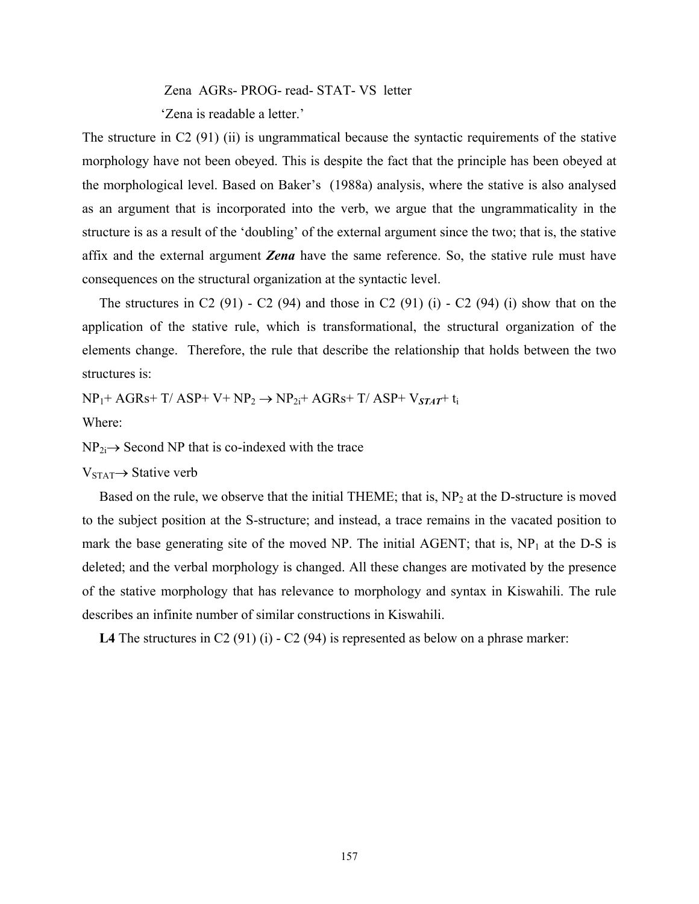Zena AGRs- PROG- read- STAT- VS letter

'Zena is readable a letter.'

The structure in C2 (91) (ii) is ungrammatical because the syntactic requirements of the stative morphology have not been obeyed. This is despite the fact that the principle has been obeyed at the morphological level. Based on Baker's (1988a) analysis, where the stative is also analysed as an argument that is incorporated into the verb, we argue that the ungrammaticality in the structure is as a result of the 'doubling' of the external argument since the two; that is, the stative affix and the external argument ***Zena*** have the same reference. So, the stative rule must have consequences on the structural organization at the syntactic level.

The structures in C2 (91) - C2 (94) and those in C2 (91) (i) - C2 (94) (i) show that on the application of the stative rule, which is transformational, the structural organization of the elements change. Therefore, the rule that describe the relationship that holds between the two structures is:

$NP_1$+ AGRs+ T/ ASP+ V+ $NP_2 \rightarrow NP_{2i}$+ AGRs+ T/ ASP+ $V_{\textbf{\textit{STAT}}}$+ $t_i$

Where:

$NP_{2i} \rightarrow$ Second NP that is co-indexed with the trace

$V_{STAT} \rightarrow$ Stative verb

Based on the rule, we observe that the initial THEME; that is, $NP_2$ at the D-structure is moved to the subject position at the S-structure; and instead, a trace remains in the vacated position to mark the base generating site of the moved NP. The initial AGENT; that is, $NP_1$ at the D-S is deleted; and the verbal morphology is changed. All these changes are motivated by the presence of the stative morphology that has relevance to morphology and syntax in Kiswahili. The rule describes an infinite number of similar constructions in Kiswahili.

**L4** The structures in C2 (91) (i) - C2 (94) is represented as below on a phrase marker: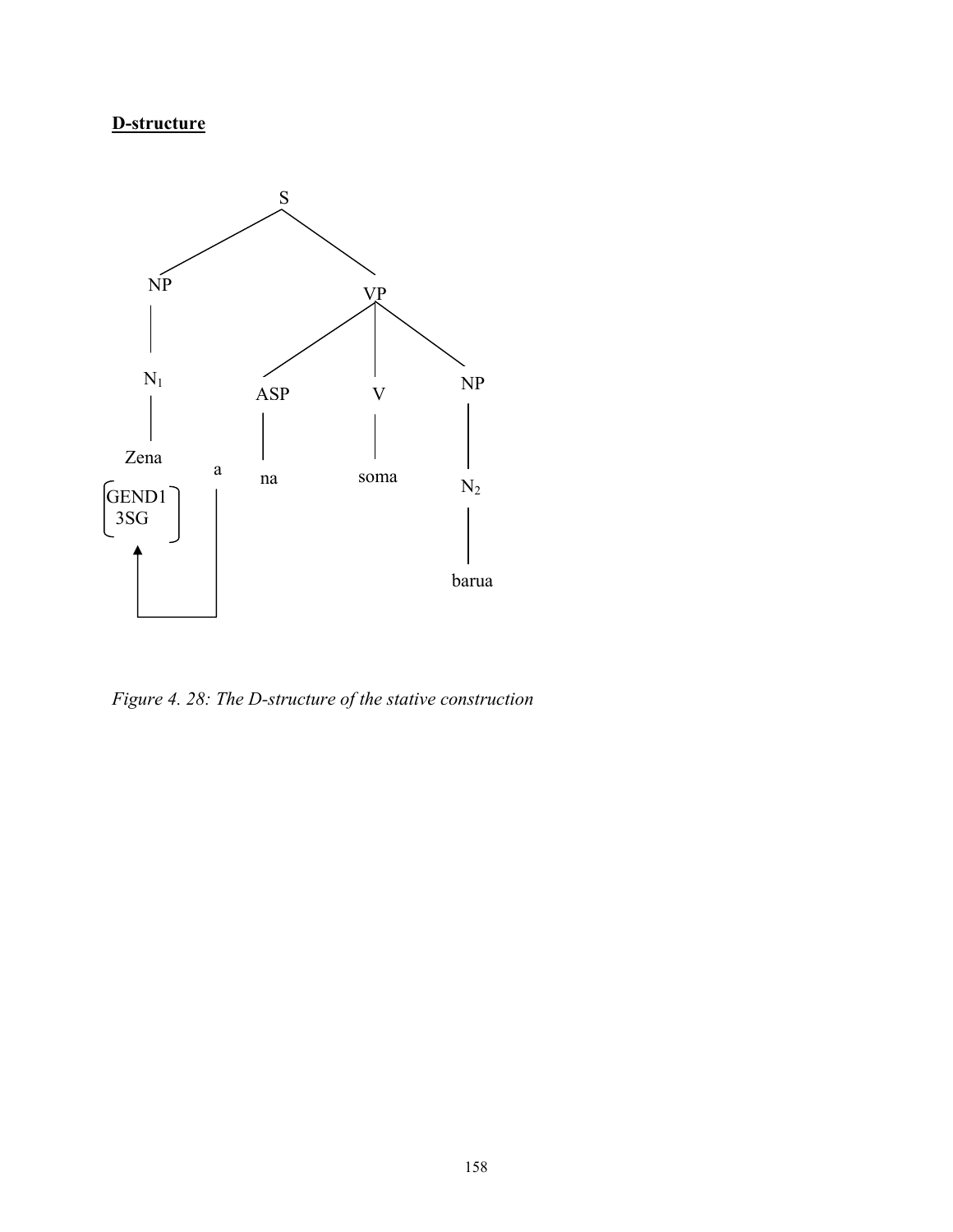**D-structure**

```
                    S
                  /   \
                NP     VP
                |    /  |  \
               N_1  ASP  V   NP
                |    |   |    |
              Zena  na  soma  N_2
            [GEND1]  a         |
            [ 3SG ]  |       barua
               ^     |
               |_____|
```

*Figure 4. 28: The D-structure of the stative construction*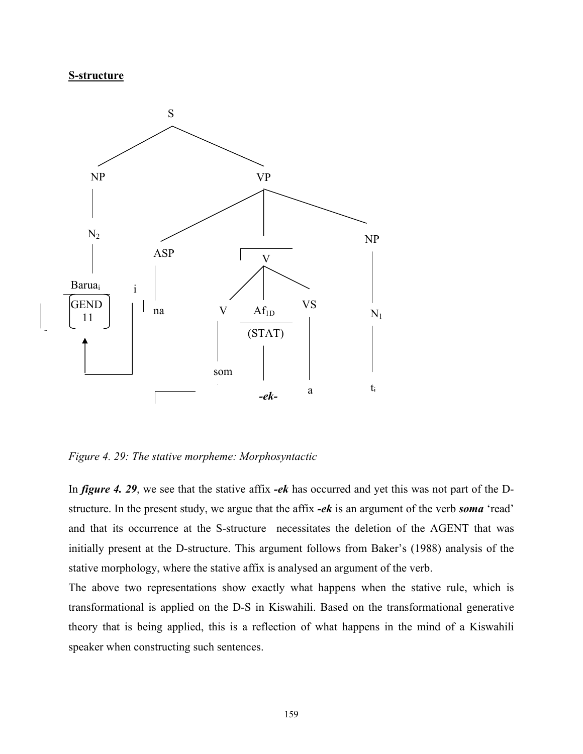**S-structure**

```
                    S
           ________|________
          NP               VP
          |         _______|________________
          N2       ASP        V             NP
          |         |     ____|____          |
       Barua_i      na   V   Af1D   VS       N1
       [GEND 11]         |  (STAT)   |       |
                        som   -ek-   a       t_i
```

*Figure 4. 29: The stative morpheme: Morphosyntactic*

In ***figure 4. 29***, we see that the stative affix ***-ek*** has occurred and yet this was not part of the D-structure. In the present study, we argue that the affix ***-ek*** is an argument of the verb ***soma*** 'read' and that its occurrence at the S-structure necessitates the deletion of the AGENT that was initially present at the D-structure. This argument follows from Baker's (1988) analysis of the stative morphology, where the stative affix is analysed an argument of the verb.

The above two representations show exactly what happens when the stative rule, which is transformational is applied on the D-S in Kiswahili. Based on the transformational generative theory that is being applied, this is a reflection of what happens in the mind of a Kiswahili speaker when constructing such sentences.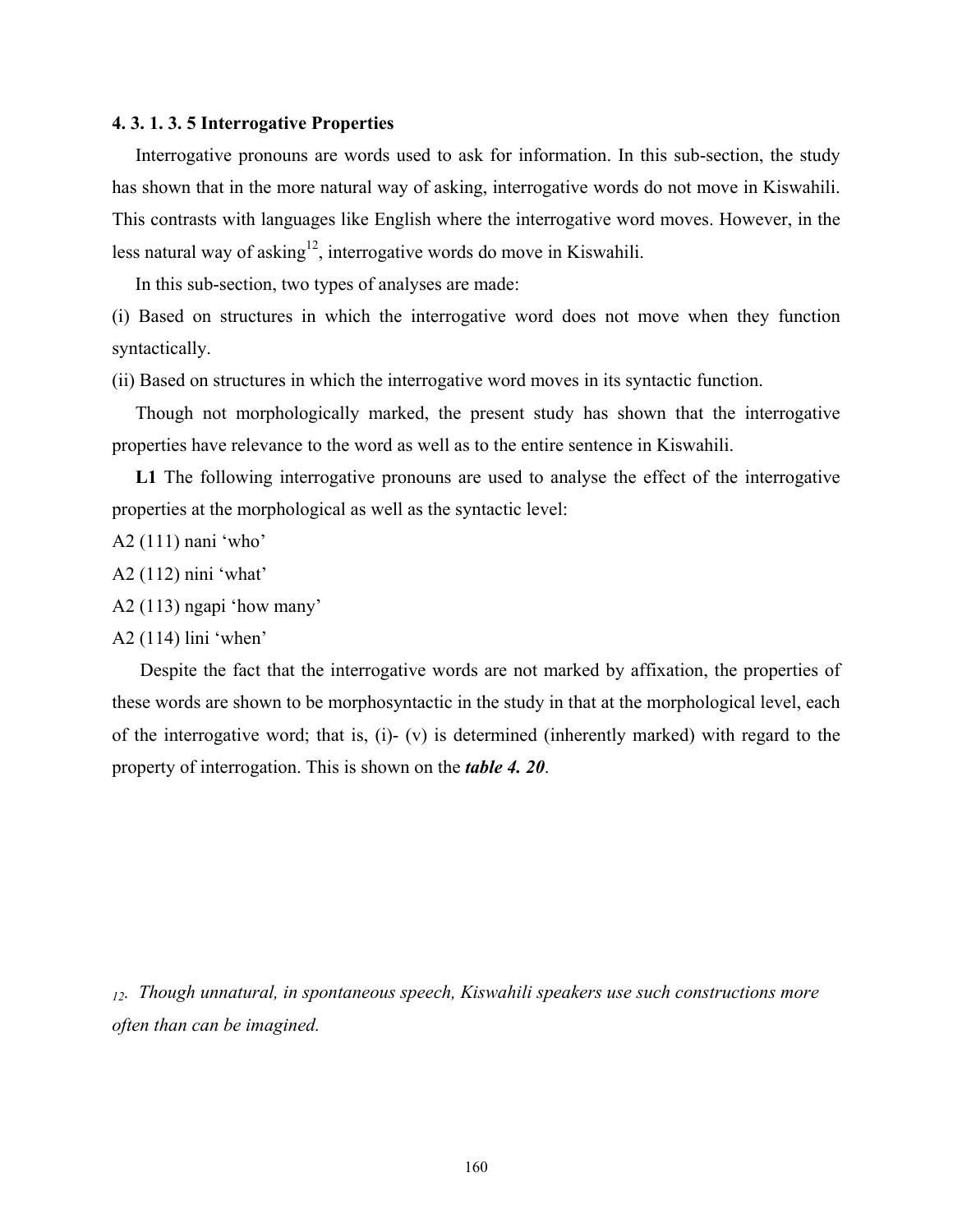#### 4. 3. 1. 3. 5 Interrogative Properties

Interrogative pronouns are words used to ask for information. In this sub-section, the study has shown that in the more natural way of asking, interrogative words do not move in Kiswahili. This contrasts with languages like English where the interrogative word moves. However, in the less natural way of asking[12], interrogative words do move in Kiswahili.

In this sub-section, two types of analyses are made:

(i) Based on structures in which the interrogative word does not move when they function syntactically.

(ii) Based on structures in which the interrogative word moves in its syntactic function.

Though not morphologically marked, the present study has shown that the interrogative properties have relevance to the word as well as to the entire sentence in Kiswahili.

**L1** The following interrogative pronouns are used to analyse the effect of the interrogative properties at the morphological as well as the syntactic level:

A2 (111) nani 'who'

A2 (112) nini 'what'

A2 (113) ngapi 'how many'

A2 (114) lini 'when'

Despite the fact that the interrogative words are not marked by affixation, the properties of these words are shown to be morphosyntactic in the study in that at the morphological level, each of the interrogative word; that is, (i)- (v) is determined (inherently marked) with regard to the property of interrogation. This is shown on the ***table 4. 20***.

[12]. *Though unnatural, in spontaneous speech, Kiswahili speakers use such constructions more often than can be imagined.*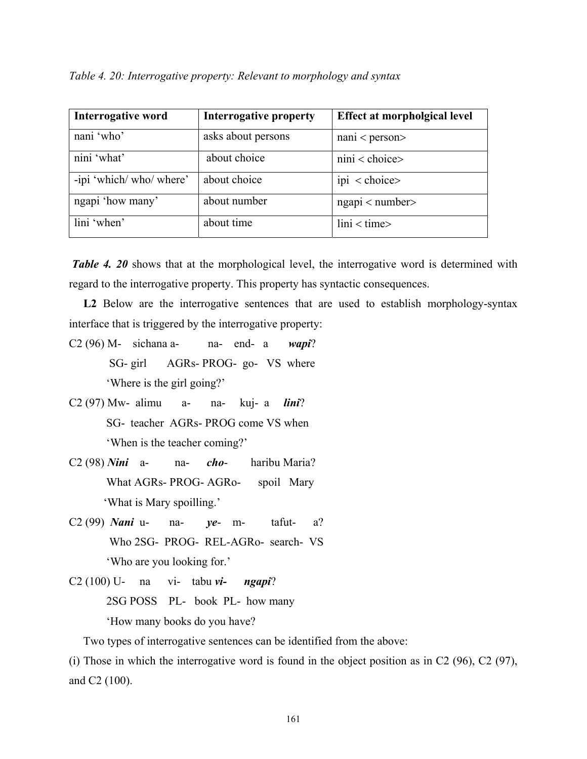*Table 4. 20: Interrogative property: Relevant to morphology and syntax*

| Interrogative word | Interrogative property | Effect at morpholgical level |
|---|---|---|
| nani 'who' | asks about persons | nani < person> |
| nini 'what' | about choice | nini < choice> |
| -ipi 'which/ who/ where' | about choice | ipi < choice> |
| ngapi 'how many' | about number | ngapi < number> |
| lini 'when' | about time | lini < time> |

***Table 4. 20*** shows that at the morphological level, the interrogative word is determined with regard to the interrogative property. This property has syntactic consequences.

**L2** Below are the interrogative sentences that are used to establish morphology-syntax interface that is triggered by the interrogative property:

C2 (96) M- sichana a- na- end- a ***wapi***?
SG- girl AGRs- PROG- go- VS where
'Where is the girl going?'

C2 (97) Mw- alimu a- na- kuj- a ***lini***?
SG- teacher AGRs- PROG come VS when
'When is the teacher coming?'

C2 (98) ***Nini*** a- na- ***cho***- haribu Maria?
What AGRs- PROG- AGRo- spoil Mary
'What is Mary spoilling.'

C2 (99) ***Nani*** u- na- ***ye***- m- tafut- a?
Who 2SG- PROG- REL-AGRo- search- VS
'Who are you looking for.'

C2 (100) U- na vi- tabu ***vi- ngapi***?
2SG POSS PL- book PL- how many
'How many books do you have?

Two types of interrogative sentences can be identified from the above:

(i) Those in which the interrogative word is found in the object position as in C2 (96), C2 (97), and C2 (100).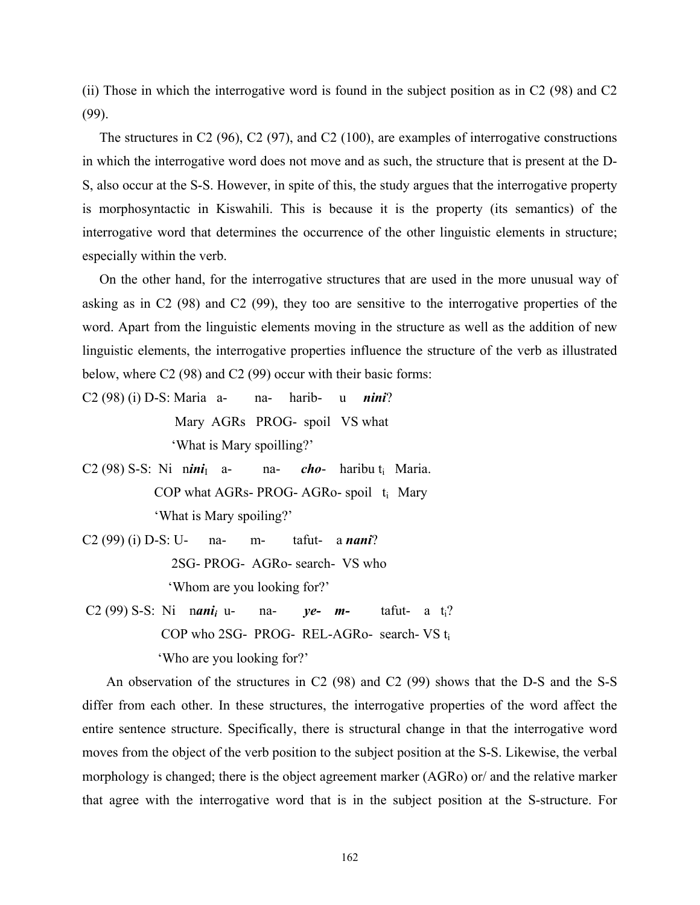(ii) Those in which the interrogative word is found in the subject position as in C2 (98) and C2 (99).

The structures in C2 (96), C2 (97), and C2 (100), are examples of interrogative constructions in which the interrogative word does not move and as such, the structure that is present at the D-S, also occur at the S-S. However, in spite of this, the study argues that the interrogative property is morphosyntactic in Kiswahili. This is because it is the property (its semantics) of the interrogative word that determines the occurrence of the other linguistic elements in structure; especially within the verb.

On the other hand, for the interrogative structures that are used in the more unusual way of asking as in C2 (98) and C2 (99), they too are sensitive to the interrogative properties of the word. Apart from the linguistic elements moving in the structure as well as the addition of new linguistic elements, the interrogative properties influence the structure of the verb as illustrated below, where C2 (98) and C2 (99) occur with their basic forms:

C2 (98) (i) D-S: Maria a- na- harib- u ***nini***?
Mary AGRs PROG- spoil VS what
'What is Mary spoilling?'

C2 (98) S-S: Ni n***ini***$_I$ a- na- ***cho***- haribu $t_i$ Maria.
COP what AGRs- PROG- AGRo- spoil $t_i$ Mary
'What is Mary spoiling?'

C2 (99) (i) D-S: U- na- m- tafut- a ***nani***?
2SG- PROG- AGRo- search- VS who
'Whom are you looking for?'

C2 (99) S-S: Ni n***ani***$_i$ u- na- ***ye- m-*** tafut- a $t_i$?
COP who 2SG- PROG- REL-AGRo- search- VS $t_i$
'Who are you looking for?'

An observation of the structures in C2 (98) and C2 (99) shows that the D-S and the S-S differ from each other. In these structures, the interrogative properties of the word affect the entire sentence structure. Specifically, there is structural change in that the interrogative word moves from the object of the verb position to the subject position at the S-S. Likewise, the verbal morphology is changed; there is the object agreement marker (AGRo) or/ and the relative marker that agree with the interrogative word that is in the subject position at the S-structure. For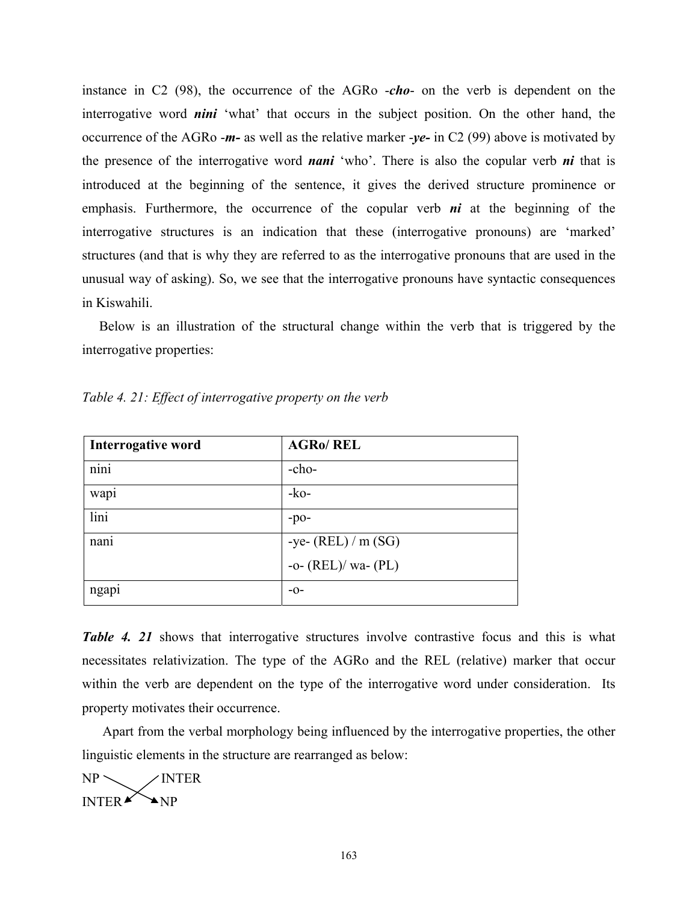instance in C2 (98), the occurrence of the AGRo -***cho***- on the verb is dependent on the interrogative word ***nini*** 'what' that occurs in the subject position. On the other hand, the occurrence of the AGRo -***m-*** as well as the relative marker -***ye-*** in C2 (99) above is motivated by the presence of the interrogative word ***nani*** 'who'. There is also the copular verb ***ni*** that is introduced at the beginning of the sentence, it gives the derived structure prominence or emphasis. Furthermore, the occurrence of the copular verb ***ni*** at the beginning of the interrogative structures is an indication that these (interrogative pronouns) are 'marked' structures (and that is why they are referred to as the interrogative pronouns that are used in the unusual way of asking). So, we see that the interrogative pronouns have syntactic consequences in Kiswahili.

Below is an illustration of the structural change within the verb that is triggered by the interrogative properties:

*Table 4. 21: Effect of interrogative property on the verb*

| **Interrogative word** | **AGRo/ REL** |
|---|---|
| nini | -cho- |
| wapi | -ko- |
| lini | -po- |
| nani | -ye- (REL) / m (SG)<br>-o- (REL)/ wa- (PL) |
| ngapi | -o- |

***Table 4. 21*** shows that interrogative structures involve contrastive focus and this is what necessitates relativization. The type of the AGRo and the REL (relative) marker that occur within the verb are dependent on the type of the interrogative word under consideration. Its property motivates their occurrence.

Apart from the verbal morphology being influenced by the interrogative properties, the other linguistic elements in the structure are rearranged as below:

NP ↘ ↙ INTER

INTER ↙ ↘ NP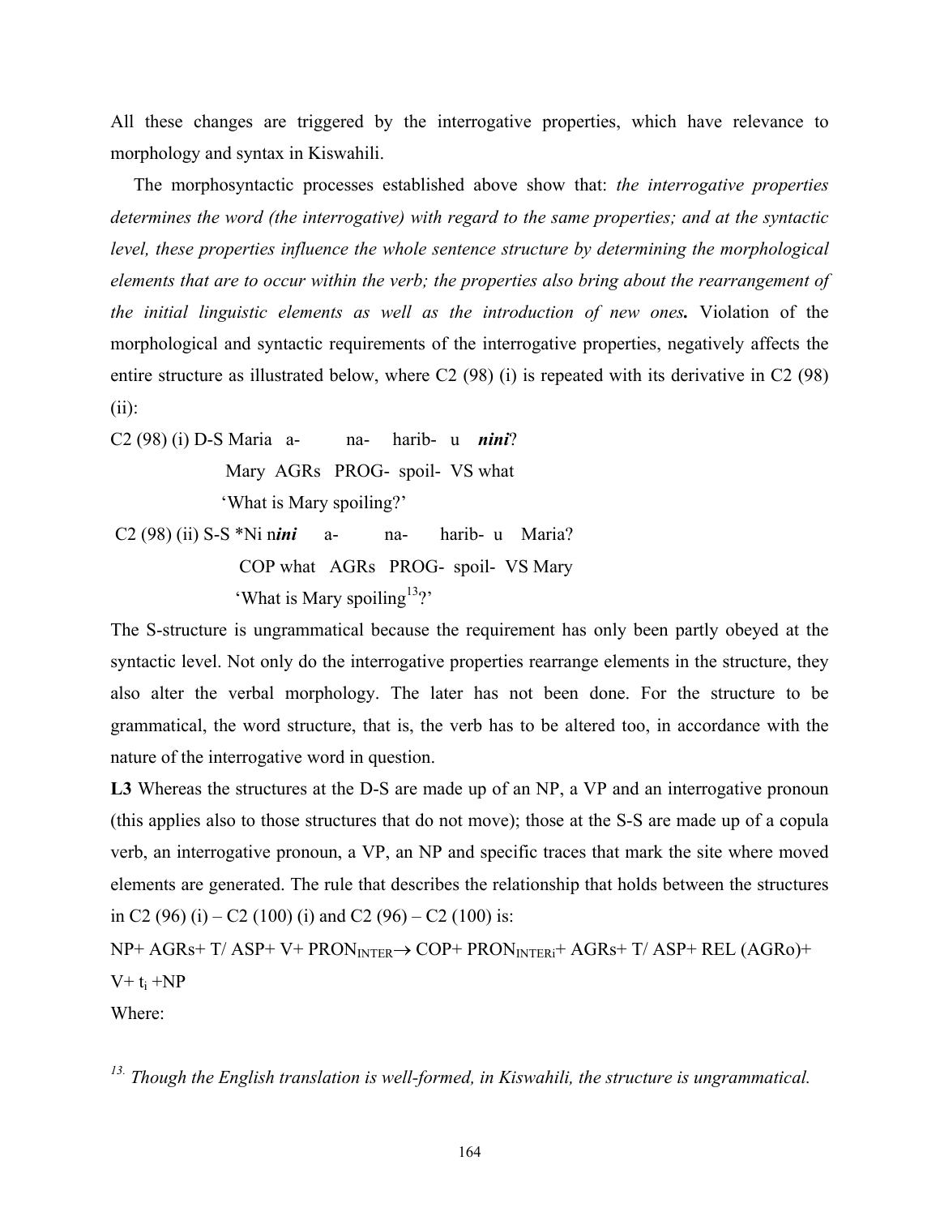All these changes are triggered by the interrogative properties, which have relevance to morphology and syntax in Kiswahili.

The morphosyntactic processes established above show that: *the interrogative properties determines the word (the interrogative) with regard to the same properties; and at the syntactic level, these properties influence the whole sentence structure by determining the morphological elements that are to occur within the verb; the properties also bring about the rearrangement of the initial linguistic elements as well as the introduction of new ones.* Violation of the morphological and syntactic requirements of the interrogative properties, negatively affects the entire structure as illustrated below, where C2 (98) (i) is repeated with its derivative in C2 (98) (ii):

C2 (98) (i) D-S Maria a- na- harib- u ***nini***?

Mary AGRs PROG- spoil- VS what

'What is Mary spoiling?'

C2 (98) (ii) S-S *Ni n***ini*** a- na- harib- u Maria?

COP what AGRs PROG- spoil- VS Mary

'What is Mary spoiling[13]?'

The S-structure is ungrammatical because the requirement has only been partly obeyed at the syntactic level. Not only do the interrogative properties rearrange elements in the structure, they also alter the verbal morphology. The later has not been done. For the structure to be grammatical, the word structure, that is, the verb has to be altered too, in accordance with the nature of the interrogative word in question.

**L3** Whereas the structures at the D-S are made up of an NP, a VP and an interrogative pronoun (this applies also to those structures that do not move); those at the S-S are made up of a copula verb, an interrogative pronoun, a VP, an NP and specific traces that mark the site where moved elements are generated. The rule that describes the relationship that holds between the structures in C2 (96) (i) – C2 (100) (i) and C2 (96) – C2 (100) is:

NP+ AGRs+ T/ ASP+ V+ $PRON_{INTER} \rightarrow$ COP+ $PRON_{INTERi}$+ AGRs+ T/ ASP+ REL (AGRo)+ V+ $t_i$ +NP

Where:

[13] *Though the English translation is well-formed, in Kiswahili, the structure is ungrammatical.*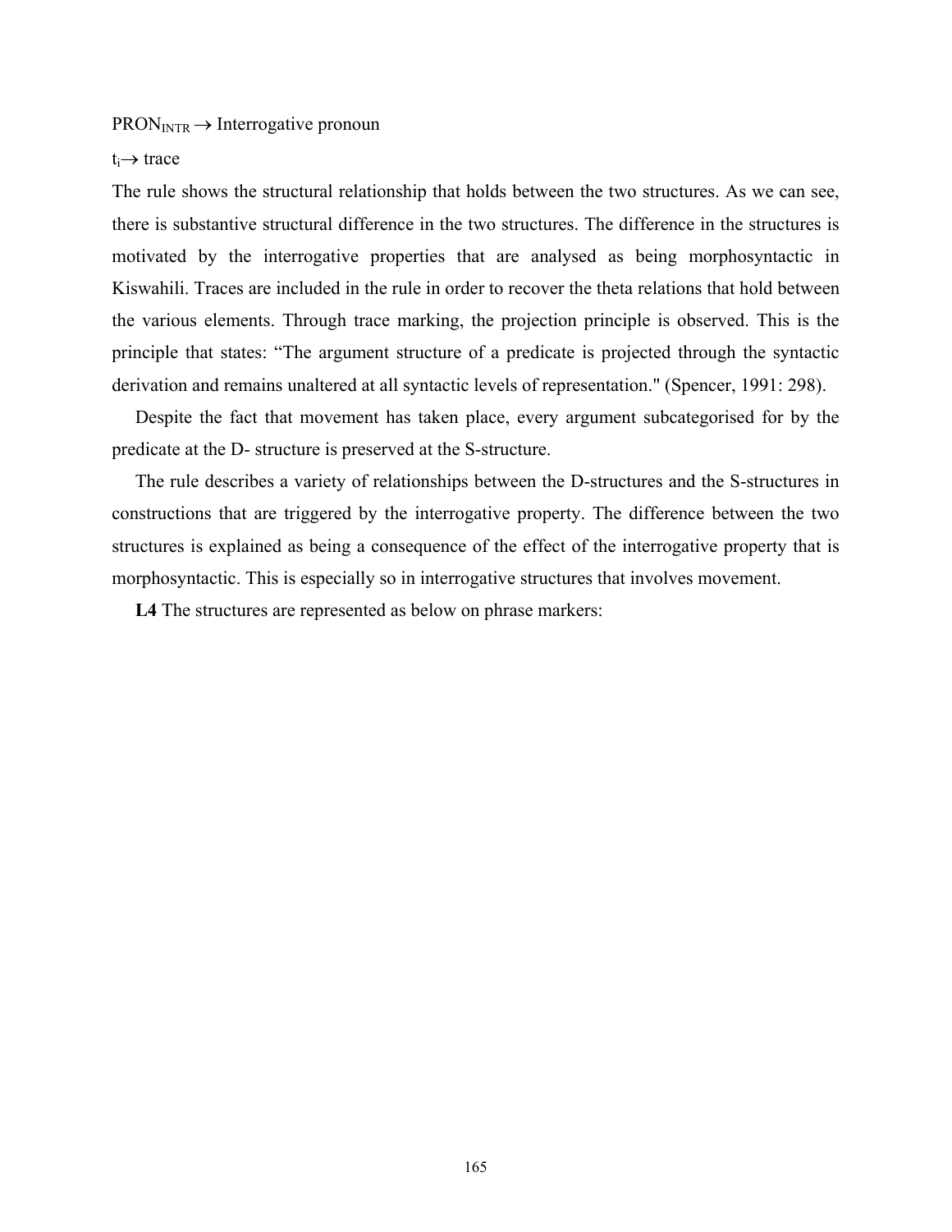$PRON_{INTR} \rightarrow$ Interrogative pronoun

$t_i \rightarrow$ trace

The rule shows the structural relationship that holds between the two structures. As we can see, there is substantive structural difference in the two structures. The difference in the structures is motivated by the interrogative properties that are analysed as being morphosyntactic in Kiswahili. Traces are included in the rule in order to recover the theta relations that hold between the various elements. Through trace marking, the projection principle is observed. This is the principle that states: "The argument structure of a predicate is projected through the syntactic derivation and remains unaltered at all syntactic levels of representation." (Spencer, 1991: 298).

Despite the fact that movement has taken place, every argument subcategorised for by the predicate at the D- structure is preserved at the S-structure.

The rule describes a variety of relationships between the D-structures and the S-structures in constructions that are triggered by the interrogative property. The difference between the two structures is explained as being a consequence of the effect of the interrogative property that is morphosyntactic. This is especially so in interrogative structures that involves movement.

**L4** The structures are represented as below on phrase markers: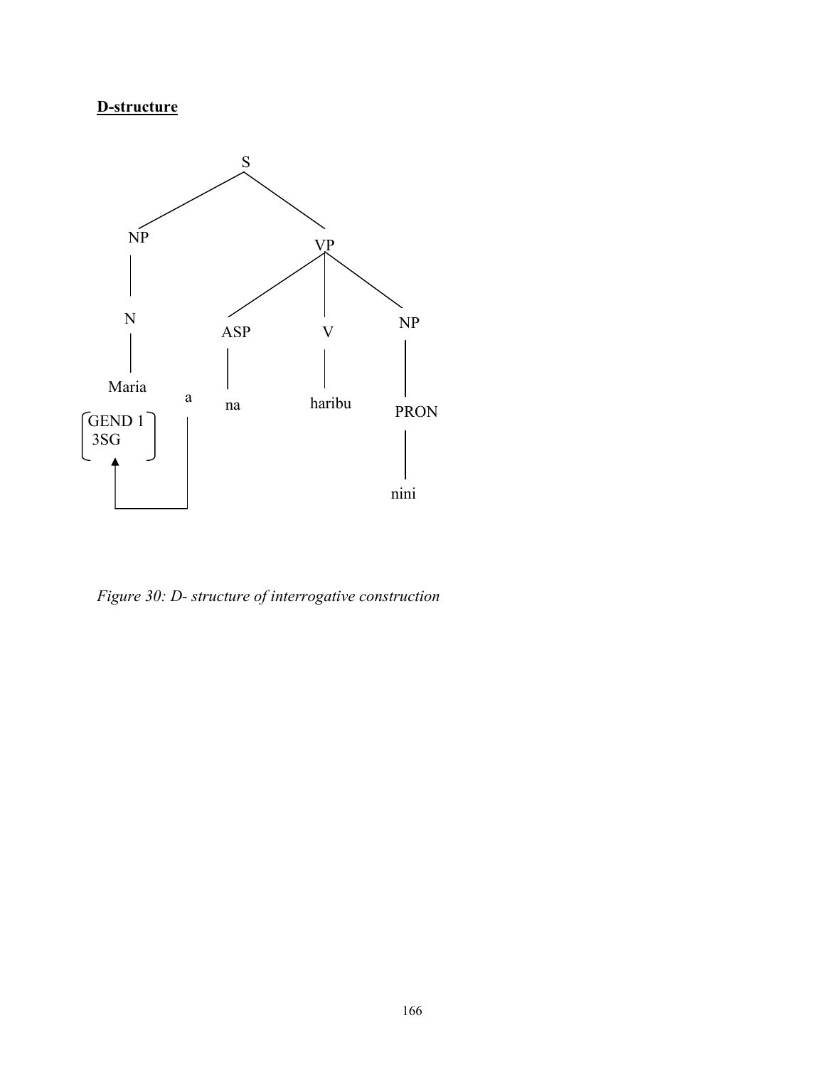**D-structure**

```
                    S
          __________|__________
         |                     |
         NP                    VP
         |          ___________|___________
         N         |           |           |
         |        ASP          V           NP
       Maria       |           |           |
  [GEND 1]   a     na        haribu       PRON
  [3SG   ]   |                             |
      ^      |                            nini
      |______|
```

*Figure 30: D- structure of interrogative construction*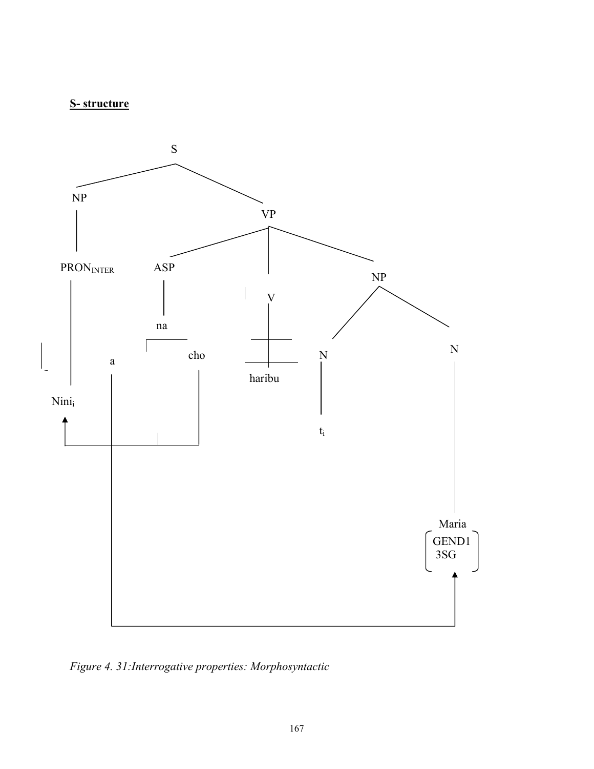**S- structure**

S
NP
VP
$PRON_{INTER}$
ASP
na
a
cho
V
haribu
NP
N
N
$Nini_i$
$t_i$
Maria
GEND1
3SG

*Figure 4. 31:Interrogative properties: Morphosyntactic*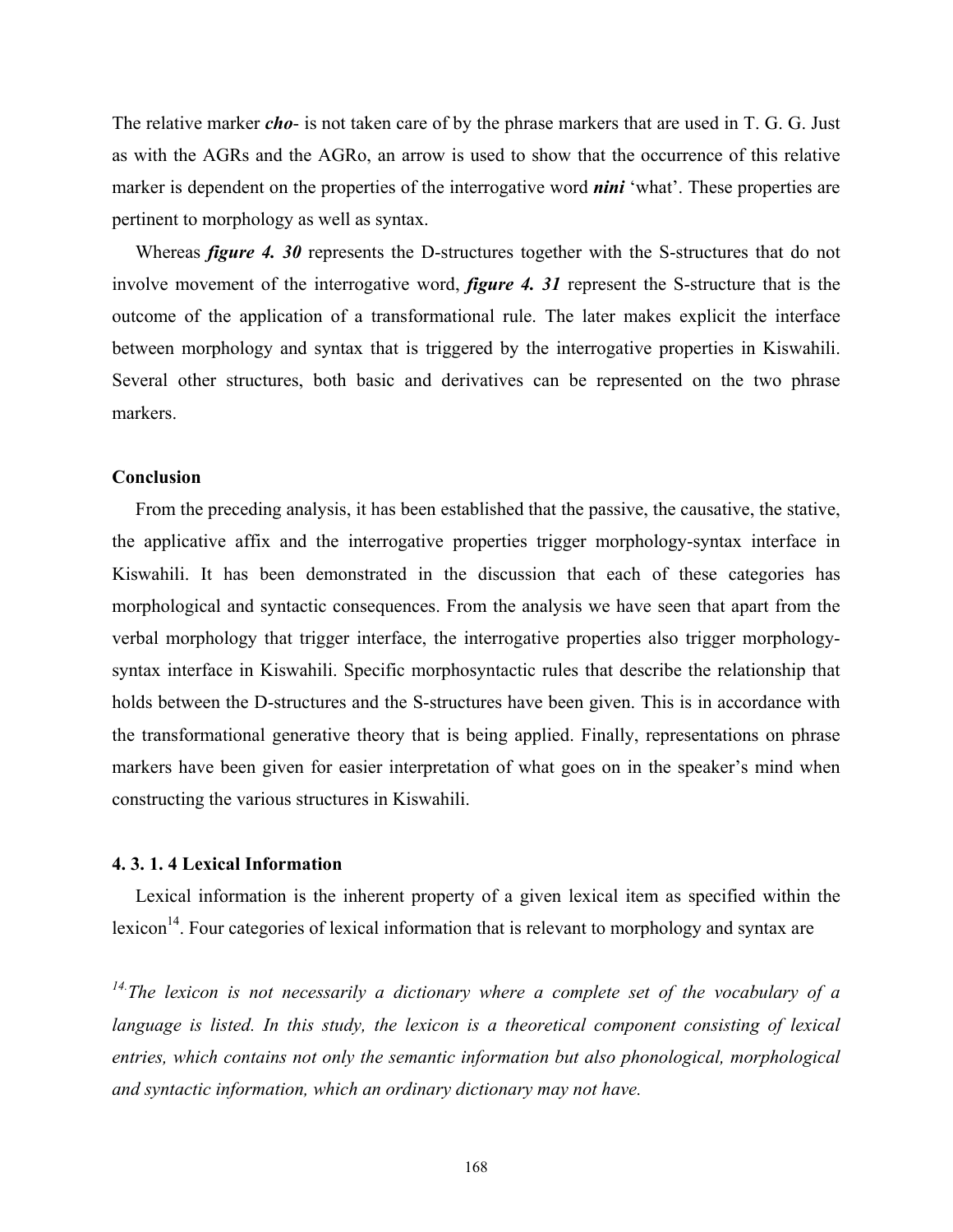The relative marker ***cho***- is not taken care of by the phrase markers that are used in T. G. G. Just as with the AGRs and the AGRo, an arrow is used to show that the occurrence of this relative marker is dependent on the properties of the interrogative word ***nini*** 'what'. These properties are pertinent to morphology as well as syntax.

Whereas ***figure 4. 30*** represents the D-structures together with the S-structures that do not involve movement of the interrogative word, ***figure 4. 31*** represent the S-structure that is the outcome of the application of a transformational rule. The later makes explicit the interface between morphology and syntax that is triggered by the interrogative properties in Kiswahili. Several other structures, both basic and derivatives can be represented on the two phrase markers.

**Conclusion**

From the preceding analysis, it has been established that the passive, the causative, the stative, the applicative affix and the interrogative properties trigger morphology-syntax interface in Kiswahili. It has been demonstrated in the discussion that each of these categories has morphological and syntactic consequences. From the analysis we have seen that apart from the verbal morphology that trigger interface, the interrogative properties also trigger morphology-syntax interface in Kiswahili. Specific morphosyntactic rules that describe the relationship that holds between the D-structures and the S-structures have been given. This is in accordance with the transformational generative theory that is being applied. Finally, representations on phrase markers have been given for easier interpretation of what goes on in the speaker's mind when constructing the various structures in Kiswahili.

#### 4. 3. 1. 4 Lexical Information

Lexical information is the inherent property of a given lexical item as specified within the lexicon[14]. Four categories of lexical information that is relevant to morphology and syntax are

*[14]The lexicon is not necessarily a dictionary where a complete set of the vocabulary of a language is listed. In this study, the lexicon is a theoretical component consisting of lexical entries, which contains not only the semantic information but also phonological, morphological and syntactic information, which an ordinary dictionary may not have.*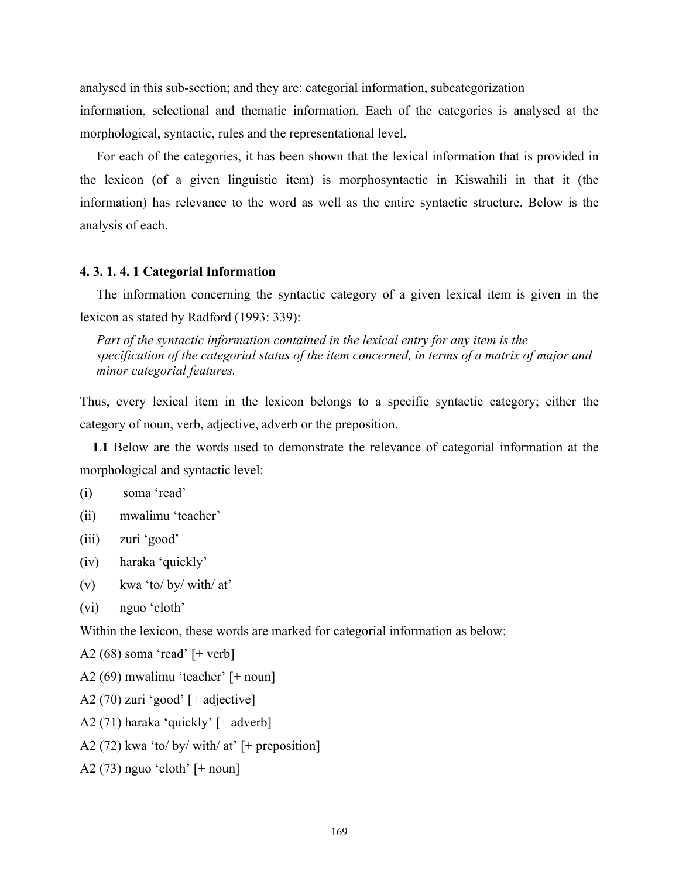analysed in this sub-section; and they are: categorial information, subcategorization information, selectional and thematic information. Each of the categories is analysed at the morphological, syntactic, rules and the representational level.

For each of the categories, it has been shown that the lexical information that is provided in the lexicon (of a given linguistic item) is morphosyntactic in Kiswahili in that it (the information) has relevance to the word as well as the entire syntactic structure. Below is the analysis of each.

#### 4. 3. 1. 4. 1 Categorial Information

The information concerning the syntactic category of a given lexical item is given in the lexicon as stated by Radford (1993: 339):

> *Part of the syntactic information contained in the lexical entry for any item is the specification of the categorial status of the item concerned, in terms of a matrix of major and minor categorial features.*

Thus, every lexical item in the lexicon belongs to a specific syntactic category; either the category of noun, verb, adjective, adverb or the preposition.

**L1** Below are the words used to demonstrate the relevance of categorial information at the morphological and syntactic level:

(i) soma 'read'

(ii) mwalimu 'teacher'

(iii) zuri 'good'

(iv) haraka 'quickly'

(v) kwa 'to/ by/ with/ at'

(vi) nguo 'cloth'

Within the lexicon, these words are marked for categorial information as below:

A2 (68) soma 'read' [+ verb]

A2 (69) mwalimu 'teacher' [+ noun]

A2 (70) zuri 'good' [+ adjective]

A2 (71) haraka 'quickly' [+ adverb]

A2 (72) kwa 'to/ by/ with/ at' [+ preposition]

A2 (73) nguo 'cloth' [+ noun]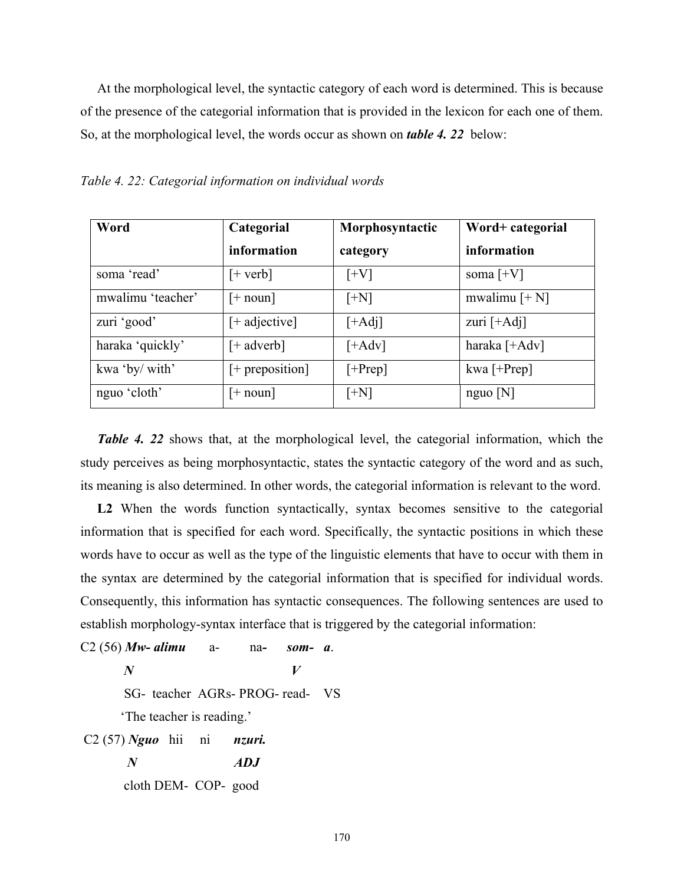At the morphological level, the syntactic category of each word is determined. This is because of the presence of the categorial information that is provided in the lexicon for each one of them. So, at the morphological level, the words occur as shown on ***table 4. 22*** below:

*Table 4. 22: Categorial information on individual words*

| **Word** | **Categorial information** | **Morphosyntactic category** | **Word+ categorial information** |
|---|---|---|---|
| soma ‘read’ | [+ verb] | [+V] | soma [+V] |
| mwalimu ‘teacher’ | [+ noun] | [+N] | mwalimu [+ N] |
| zuri ‘good’ | [+ adjective] | [+Adj] | zuri [+Adj] |
| haraka ‘quickly’ | [+ adverb] | [+Adv] | haraka [+Adv] |
| kwa ‘by/ with’ | [+ preposition] | [+Prep] | kwa [+Prep] |
| nguo ‘cloth’ | [+ noun] | [+N] | nguo [N] |

***Table 4. 22*** shows that, at the morphological level, the categorial information, which the study perceives as being morphosyntactic, states the syntactic category of the word and as such, its meaning is also determined. In other words, the categorial information is relevant to the word.

**L2** When the words function syntactically, syntax becomes sensitive to the categorial information that is specified for each word. Specifically, the syntactic positions in which these words have to occur as well as the type of the linguistic elements that have to occur with them in the syntax are determined by the categorial information that is specified for individual words. Consequently, this information has syntactic consequences. The following sentences are used to establish morphology-syntax interface that is triggered by the categorial information:

C2 (56) ***Mw- alimu*** a- na- ***som- a***.

***N*** ***V***

SG- teacher AGRs- PROG- read- VS

‘The teacher is reading.’

C2 (57) ***Nguo*** hii ni ***nzuri.***

***N*** ***ADJ***

cloth DEM- COP- good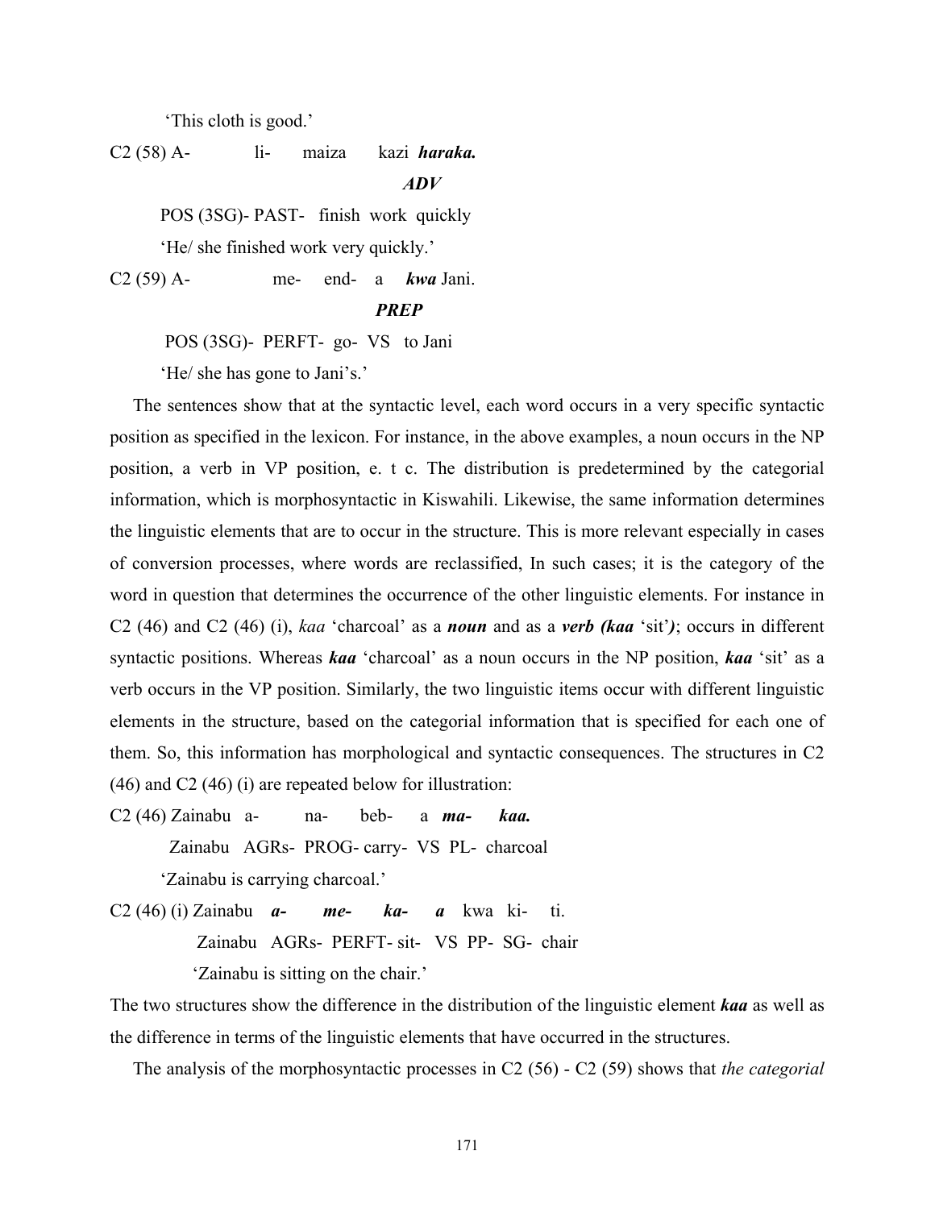'This cloth is good.'

C2 (58) A- li- maiza kazi ***haraka.***

***ADV***

POS (3SG)- PAST- finish work quickly

'He/ she finished work very quickly.'

C2 (59) A- me- end- a ***kwa*** Jani.

***PREP***

POS (3SG)- PERFT- go- VS to Jani

'He/ she has gone to Jani's.'

The sentences show that at the syntactic level, each word occurs in a very specific syntactic position as specified in the lexicon. For instance, in the above examples, a noun occurs in the NP position, a verb in VP position, e. t c. The distribution is predetermined by the categorial information, which is morphosyntactic in Kiswahili. Likewise, the same information determines the linguistic elements that are to occur in the structure. This is more relevant especially in cases of conversion processes, where words are reclassified, In such cases; it is the category of the word in question that determines the occurrence of the other linguistic elements. For instance in C2 (46) and C2 (46) (i), *kaa* 'charcoal' as a ***noun*** and as a ***verb (kaa*** 'sit'***)***; occurs in different syntactic positions. Whereas ***kaa*** 'charcoal' as a noun occurs in the NP position, ***kaa*** 'sit' as a verb occurs in the VP position. Similarly, the two linguistic items occur with different linguistic elements in the structure, based on the categorial information that is specified for each one of them. So, this information has morphological and syntactic consequences. The structures in C2 (46) and C2 (46) (i) are repeated below for illustration:

C2 (46) Zainabu a- na- beb- a ***ma- kaa.***

Zainabu AGRs- PROG- carry- VS PL- charcoal

'Zainabu is carrying charcoal.'

C2 (46) (i) Zainabu ***a- me- ka- a*** kwa ki- ti.

Zainabu AGRs- PERFT- sit- VS PP- SG- chair

'Zainabu is sitting on the chair.'

The two structures show the difference in the distribution of the linguistic element ***kaa*** as well as the difference in terms of the linguistic elements that have occurred in the structures.

The analysis of the morphosyntactic processes in C2 (56) - C2 (59) shows that *the categorial*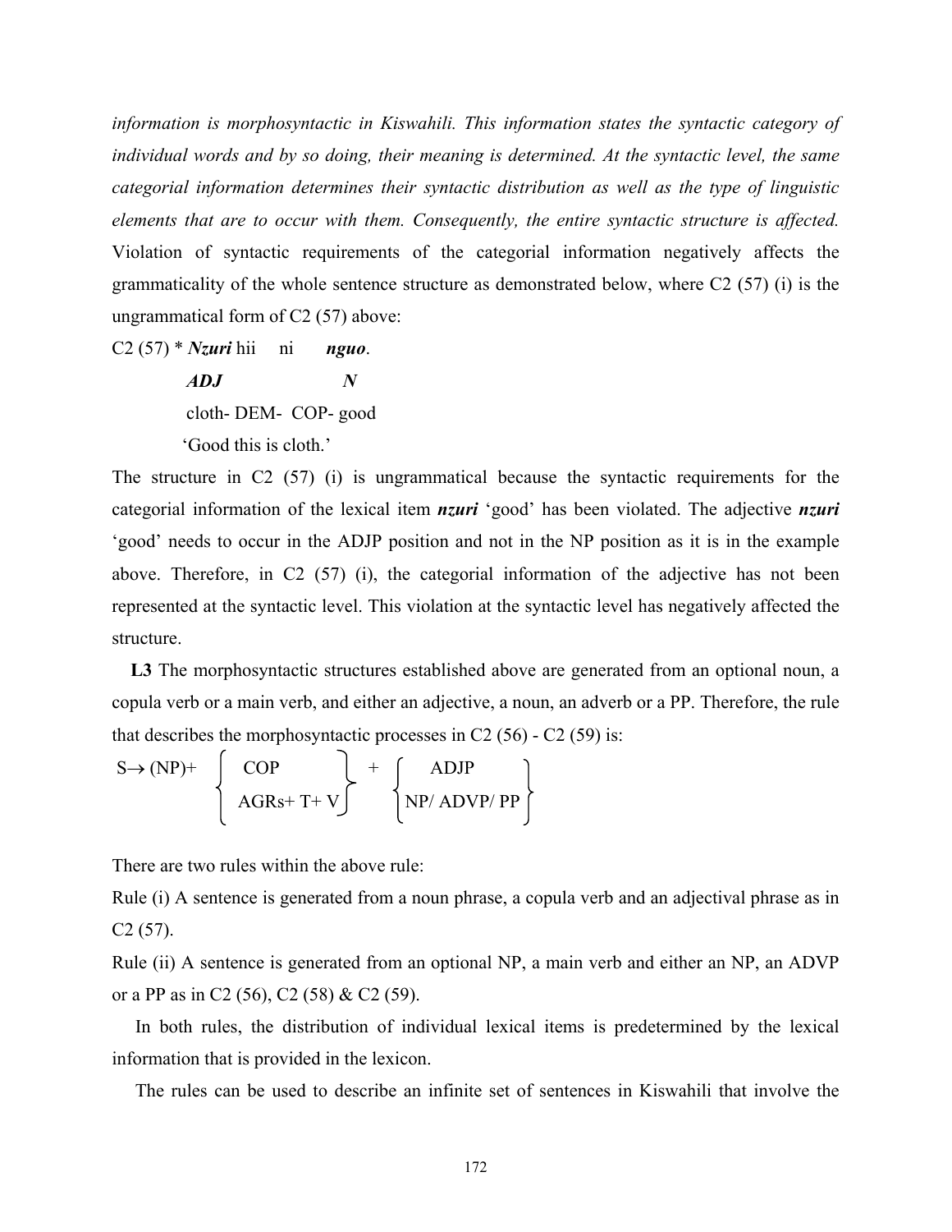*information is morphosyntactic in Kiswahili. This information states the syntactic category of individual words and by so doing, their meaning is determined. At the syntactic level, the same categorial information determines their syntactic distribution as well as the type of linguistic elements that are to occur with them. Consequently, the entire syntactic structure is affected.* Violation of syntactic requirements of the categorial information negatively affects the grammaticality of the whole sentence structure as demonstrated below, where C2 (57) (i) is the ungrammatical form of C2 (57) above:

C2 (57) * ***Nzuri*** hii ni ***nguo***.

***ADJ*** ***N***

cloth- DEM- COP- good

'Good this is cloth.'

The structure in C2 (57) (i) is ungrammatical because the syntactic requirements for the categorial information of the lexical item ***nzuri*** 'good' has been violated. The adjective ***nzuri*** 'good' needs to occur in the ADJP position and not in the NP position as it is in the example above. Therefore, in C2 (57) (i), the categorial information of the adjective has not been represented at the syntactic level. This violation at the syntactic level has negatively affected the structure.

**L3** The morphosyntactic structures established above are generated from an optional noun, a copula verb or a main verb, and either an adjective, a noun, an adverb or a PP. Therefore, the rule that describes the morphosyntactic processes in C2 (56) - C2 (59) is:

$$S \rightarrow (NP) + \left\{ \begin{array}{c} COP \\ AGRs + T + V \end{array} \right\} + \left\{ \begin{array}{c} ADJP \\ NP/ ADVP/ PP \end{array} \right\}$$

There are two rules within the above rule:

Rule (i) A sentence is generated from a noun phrase, a copula verb and an adjectival phrase as in C2 (57).

Rule (ii) A sentence is generated from an optional NP, a main verb and either an NP, an ADVP or a PP as in C2 (56), C2 (58) & C2 (59).

In both rules, the distribution of individual lexical items is predetermined by the lexical information that is provided in the lexicon.

The rules can be used to describe an infinite set of sentences in Kiswahili that involve the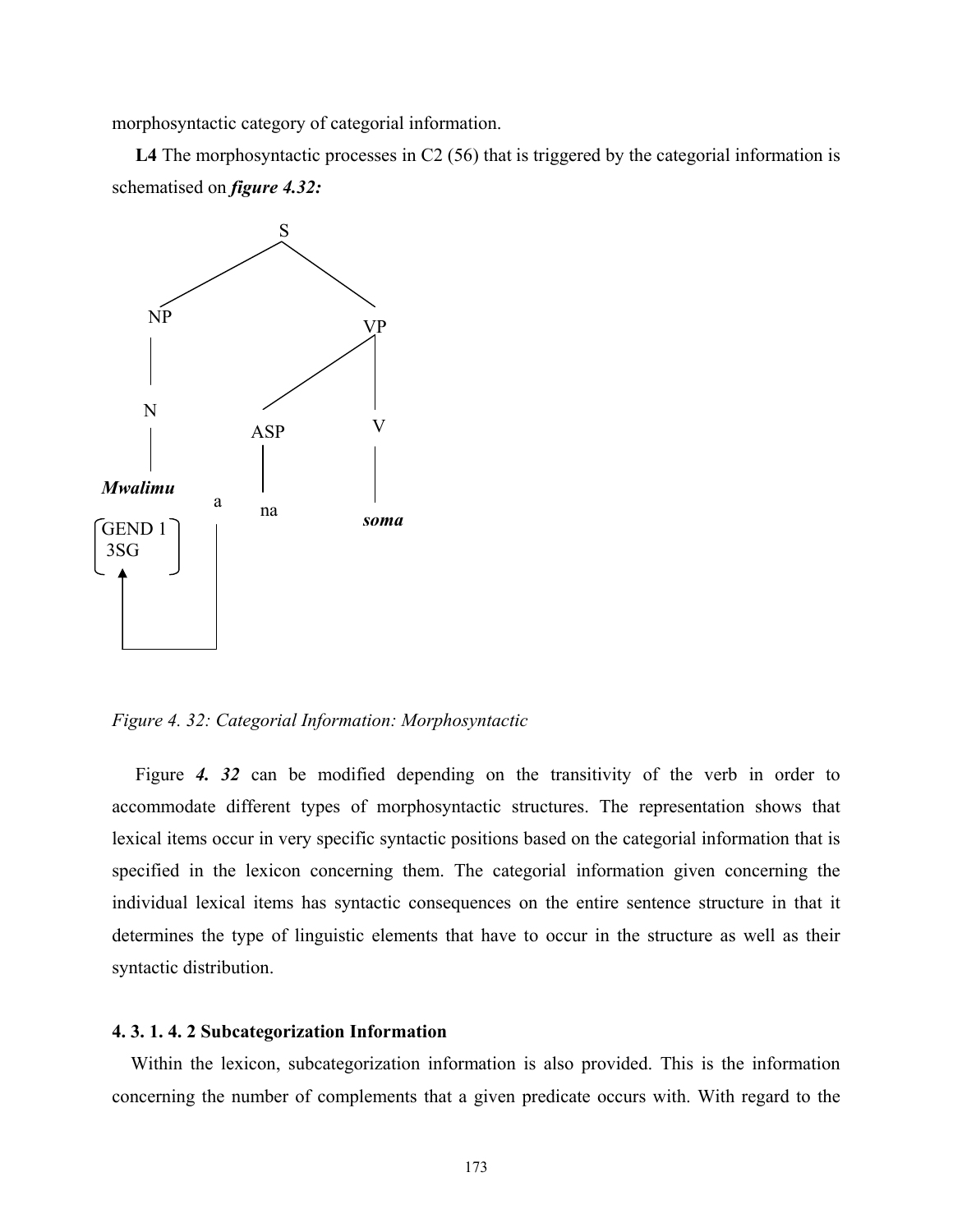morphosyntactic category of categorial information.

**L4** The morphosyntactic processes in C2 (56) that is triggered by the categorial information is schematised on ***figure 4.32:***

```
                S
              /   \
            NP     VP
            |     /  \
            N   ASP   V
            |    |    |
        Mwalimu  |    |
                a  na   soma
        [GEND 1]  |
        [3SG   ]  |
            ^     |
            |_____|
```

*Figure 4. 32: Categorial Information: Morphosyntactic*

Figure ***4. 32*** can be modified depending on the transitivity of the verb in order to accommodate different types of morphosyntactic structures. The representation shows that lexical items occur in very specific syntactic positions based on the categorial information that is specified in the lexicon concerning them. The categorial information given concerning the individual lexical items has syntactic consequences on the entire sentence structure in that it determines the type of linguistic elements that have to occur in the structure as well as their syntactic distribution.

#### 4. 3. 1. 4. 2 Subcategorization Information

Within the lexicon, subcategorization information is also provided. This is the information concerning the number of complements that a given predicate occurs with. With regard to the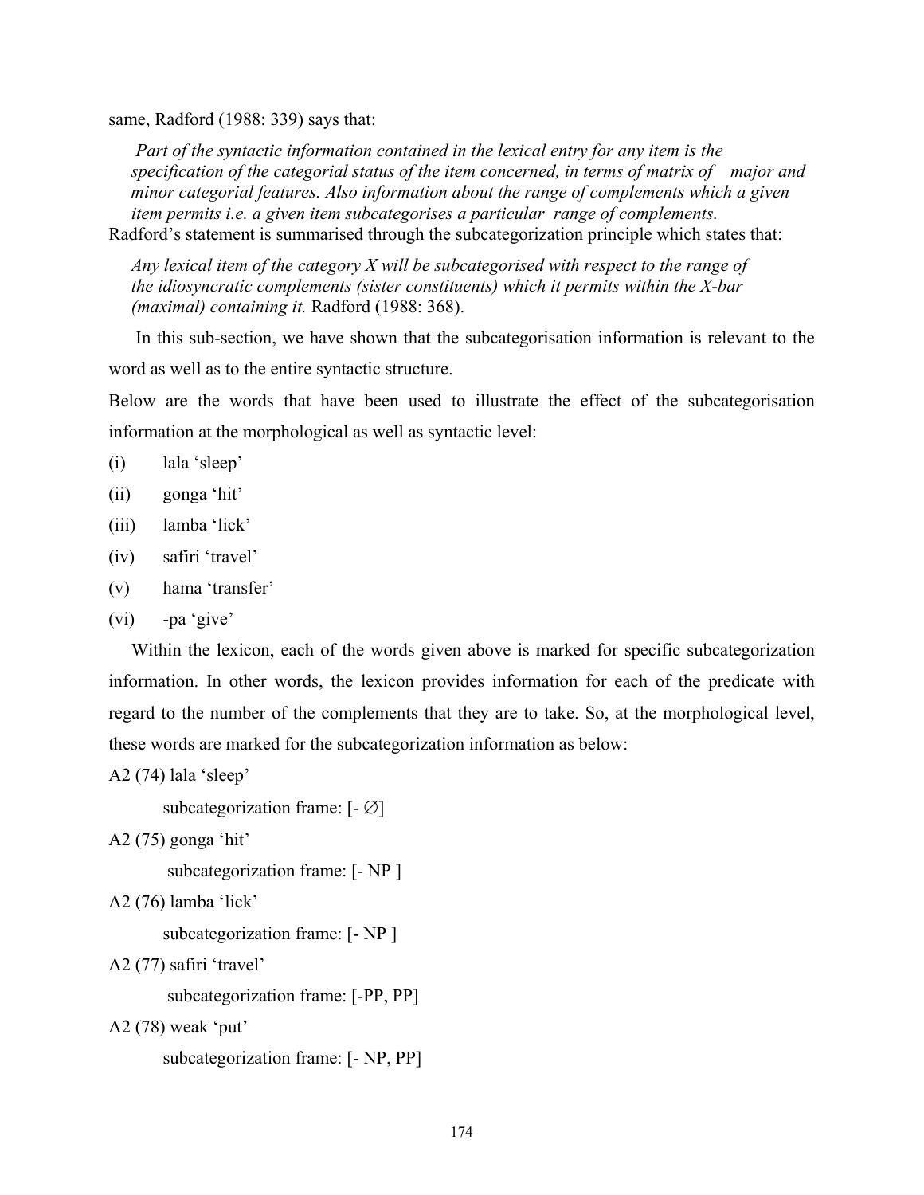same, Radford (1988: 339) says that:

> *Part of the syntactic information contained in the lexical entry for any item is the specification of the categorial status of the item concerned, in terms of matrix of major and minor categorial features. Also information about the range of complements which a given item permits i.e. a given item subcategorises a particular range of complements.*

Radford's statement is summarised through the subcategorization principle which states that:

> *Any lexical item of the category X will be subcategorised with respect to the range of the idiosyncratic complements (sister constituents) which it permits within the X-bar (maximal) containing it.* Radford (1988: 368).

In this sub-section, we have shown that the subcategorisation information is relevant to the word as well as to the entire syntactic structure.

Below are the words that have been used to illustrate the effect of the subcategorisation information at the morphological as well as syntactic level:

(i) lala 'sleep'

(ii) gonga 'hit'

(iii) lamba 'lick'

(iv) safiri 'travel'

(v) hama 'transfer'

(vi) -pa 'give'

Within the lexicon, each of the words given above is marked for specific subcategorization information. In other words, the lexicon provides information for each of the predicate with regard to the number of the complements that they are to take. So, at the morphological level, these words are marked for the subcategorization information as below:

A2 (74) lala 'sleep'

subcategorization frame: [- ∅]

A2 (75) gonga 'hit'

subcategorization frame: [- NP ]

A2 (76) lamba 'lick'

subcategorization frame: [- NP ]

A2 (77) safiri 'travel'

subcategorization frame: [-PP, PP]

A2 (78) weak 'put'

subcategorization frame: [- NP, PP]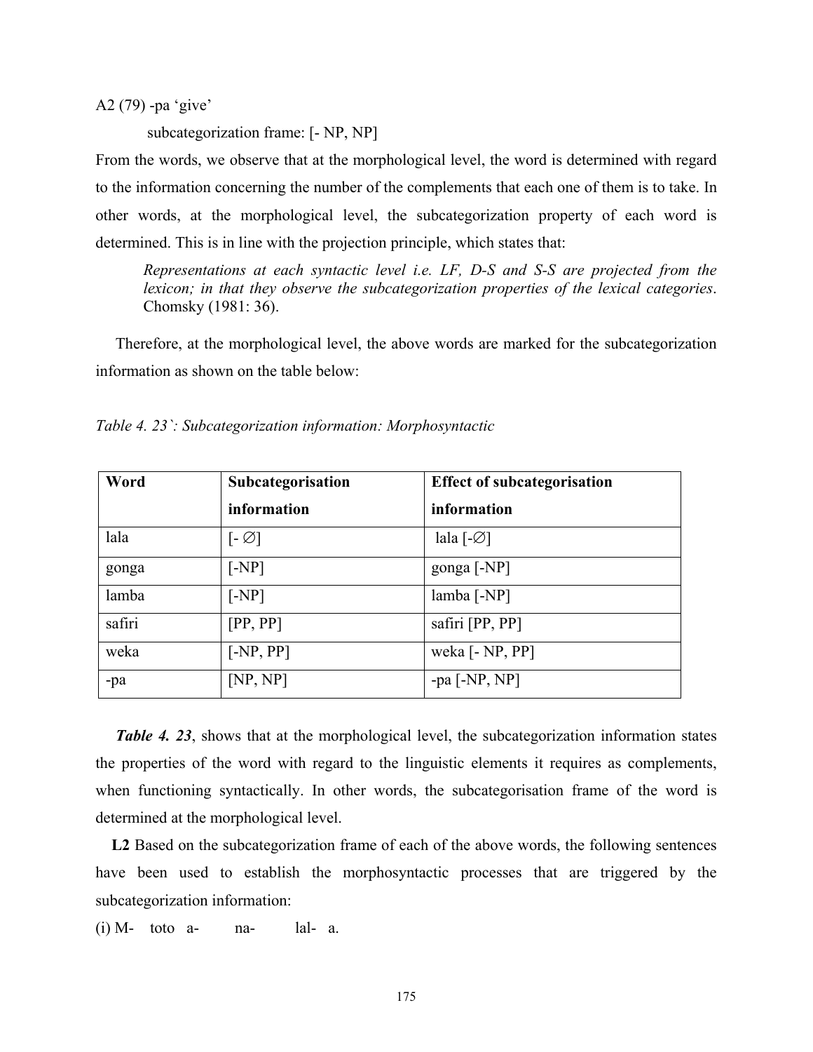A2 (79) -pa 'give'

subcategorization frame: [- NP, NP]

From the words, we observe that at the morphological level, the word is determined with regard to the information concerning the number of the complements that each one of them is to take. In other words, at the morphological level, the subcategorization property of each word is determined. This is in line with the projection principle, which states that:

> *Representations at each syntactic level i.e. LF, D-S and S-S are projected from the lexicon; in that they observe the subcategorization properties of the lexical categories*. Chomsky (1981: 36).

Therefore, at the morphological level, the above words are marked for the subcategorization information as shown on the table below:

*Table 4. 23`: Subcategorization information: Morphosyntactic*

| **Word** | **Subcategorisation information** | **Effect of subcategorisation information** |
|---|---|---|
| lala | [- ∅] | lala [-∅] |
| gonga | [-NP] | gonga [-NP] |
| lamba | [-NP] | lamba [-NP] |
| safiri | [PP, PP] | safiri [PP, PP] |
| weka | [-NP, PP] | weka [- NP, PP] |
| -pa | [NP, NP] | -pa [-NP, NP] |

***Table 4. 23***, shows that at the morphological level, the subcategorization information states the properties of the word with regard to the linguistic elements it requires as complements, when functioning syntactically. In other words, the subcategorisation frame of the word is determined at the morphological level.

**L2** Based on the subcategorization frame of each of the above words, the following sentences have been used to establish the morphosyntactic processes that are triggered by the subcategorization information:

(i) M- toto a- na- lal- a.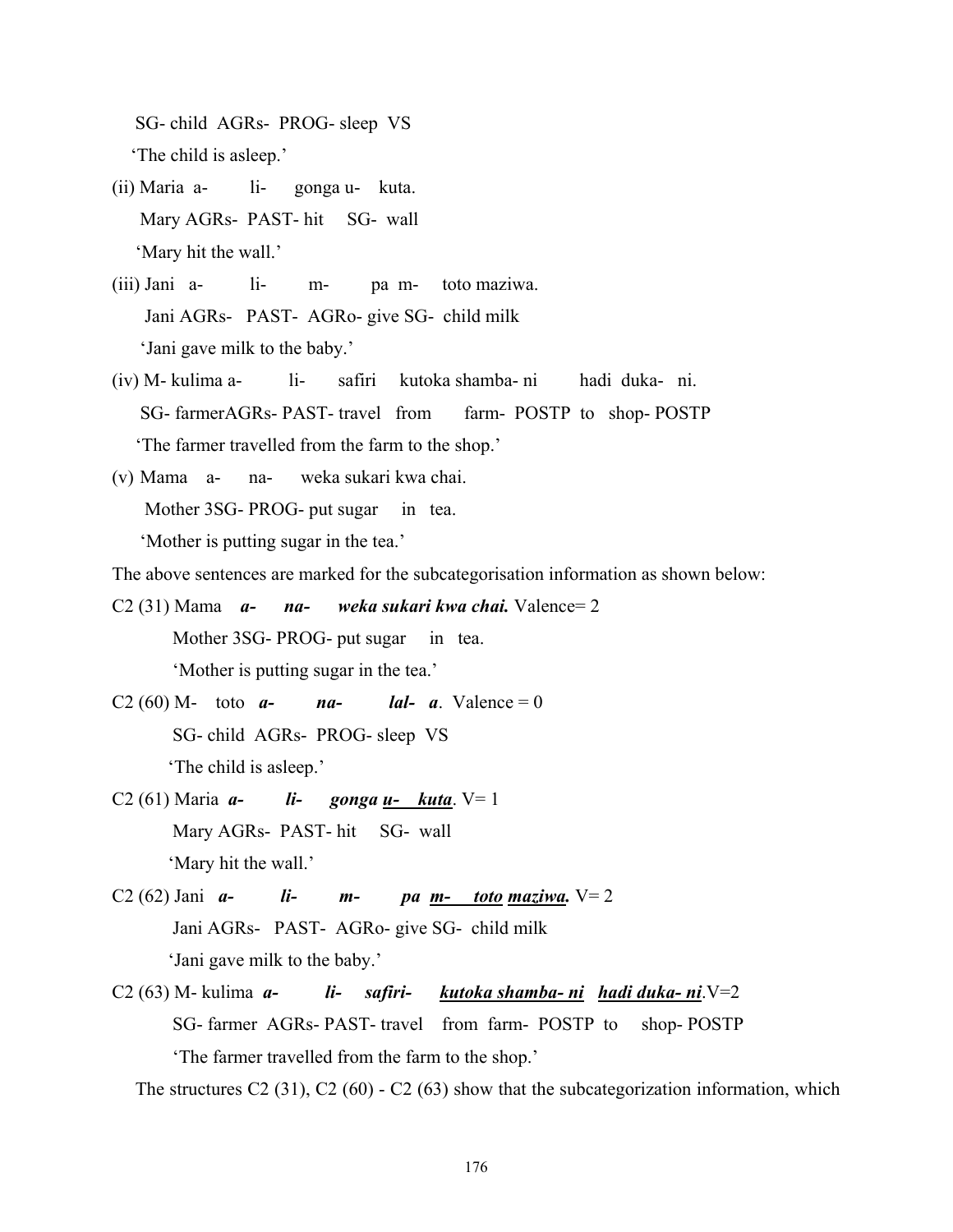SG- child  AGRs-  PROG- sleep  VS

'The child is asleep.'

(ii) Maria  a-  li-  gonga u-  kuta.

Mary AGRs-  PAST- hit  SG-  wall

'Mary hit the wall.'

(iii) Jani  a-  li-  m-  pa  m-  toto maziwa.

Jani AGRs-  PAST-  AGRo- give SG-  child milk

'Jani gave milk to the baby.'

(iv) M- kulima a-  li-  safiri  kutoka shamba- ni  hadi  duka-  ni.

SG- farmerAGRs- PAST- travel  from  farm-  POSTP  to  shop- POSTP

'The farmer travelled from the farm to the shop.'

(v) Mama  a-  na-  weka sukari kwa chai.

Mother 3SG- PROG- put sugar  in  tea.

'Mother is putting sugar in the tea.'

The above sentences are marked for the subcategorisation information as shown below:

C2 (31) Mama  ***a-  na-  weka sukari kwa chai.*** Valence= 2

Mother 3SG- PROG- put sugar  in  tea.

'Mother is putting sugar in the tea.'

C2 (60) M-  toto  ***a-  na-  lal-  a***.  Valence = 0

SG- child  AGRs-  PROG- sleep  VS

'The child is asleep.'

C2 (61) Maria  ***a-  li-  gonga <u>u-  kuta</u>***. V= 1

Mary AGRs-  PAST- hit  SG-  wall

'Mary hit the wall.'

C2 (62) Jani  ***a-  li-  m-  pa <u>m-  toto</u> <u>maziwa.</u>*** V= 2

Jani AGRs-  PAST-  AGRo- give SG-  child milk

'Jani gave milk to the baby.'

C2 (63) M- kulima  ***a-  li-  safiri-  <u>kutoka shamba- ni</u>  <u>hadi duka- ni</u>***.V=2

SG- farmer  AGRs- PAST- travel  from  farm-  POSTP  to  shop- POSTP

'The farmer travelled from the farm to the shop.'

The structures C2 (31), C2 (60) - C2 (63) show that the subcategorization information, which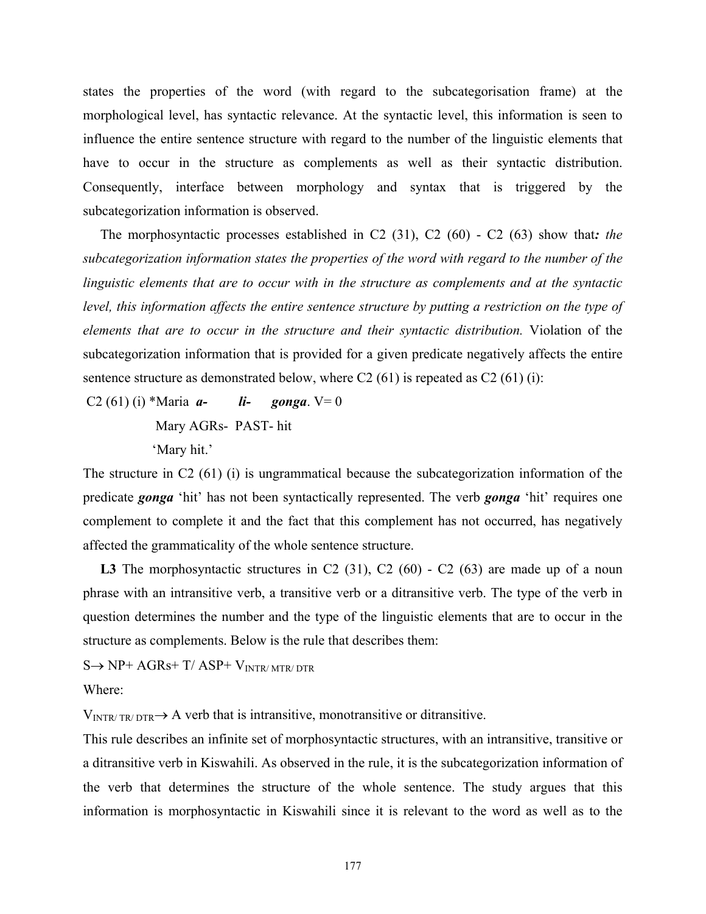states the properties of the word (with regard to the subcategorisation frame) at the morphological level, has syntactic relevance. At the syntactic level, this information is seen to influence the entire sentence structure with regard to the number of the linguistic elements that have to occur in the structure as complements as well as their syntactic distribution. Consequently, interface between morphology and syntax that is triggered by the subcategorization information is observed.

The morphosyntactic processes established in C2 (31), C2 (60) - C2 (63) show that***:*** *the subcategorization information states the properties of the word with regard to the number of the linguistic elements that are to occur with in the structure as complements and at the syntactic level, this information affects the entire sentence structure by putting a restriction on the type of elements that are to occur in the structure and their syntactic distribution.* Violation of the subcategorization information that is provided for a given predicate negatively affects the entire sentence structure as demonstrated below, where C2 (61) is repeated as C2 (61) (i):

C2 (61) (i) *Maria ***a-*** ***li-*** ***gonga***. V= 0

Mary AGRs- PAST- hit

'Mary hit.'

The structure in C2 (61) (i) is ungrammatical because the subcategorization information of the predicate ***gonga*** 'hit' has not been syntactically represented. The verb ***gonga*** 'hit' requires one complement to complete it and the fact that this complement has not occurred, has negatively affected the grammaticality of the whole sentence structure.

**L3** The morphosyntactic structures in C2 (31), C2 (60) - C2 (63) are made up of a noun phrase with an intransitive verb, a transitive verb or a ditransitive verb. The type of the verb in question determines the number and the type of the linguistic elements that are to occur in the structure as complements. Below is the rule that describes them:

$S \rightarrow NP + AGRs + T/\ ASP + V_{INTR/\ MTR/\ DTR}$

Where:

$V_{INTR/\ TR/\ DTR} \rightarrow$ A verb that is intransitive, monotransitive or ditransitive.

This rule describes an infinite set of morphosyntactic structures, with an intransitive, transitive or a ditransitive verb in Kiswahili. As observed in the rule, it is the subcategorization information of the verb that determines the structure of the whole sentence. The study argues that this information is morphosyntactic in Kiswahili since it is relevant to the word as well as to the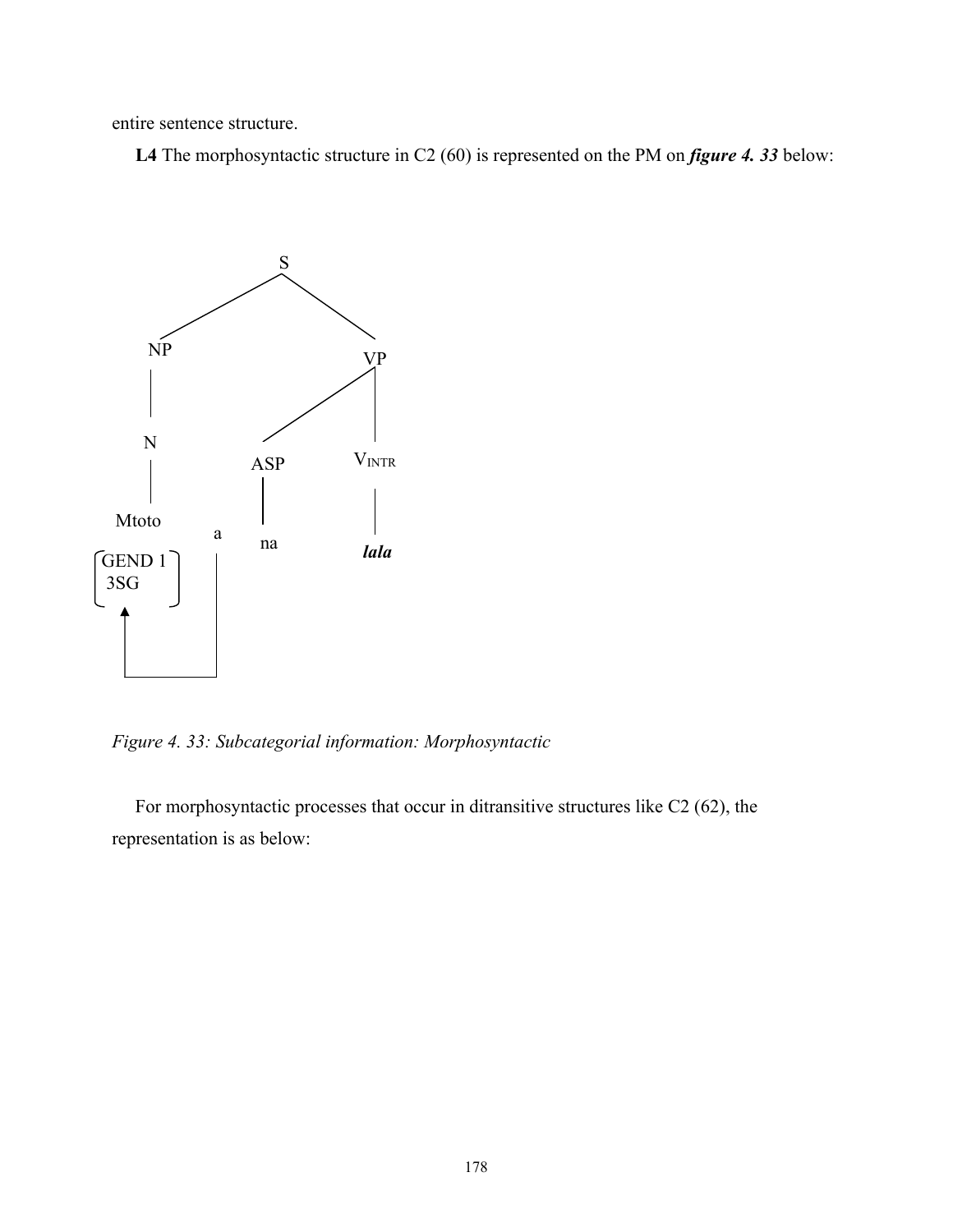entire sentence structure.

**L4** The morphosyntactic structure in C2 (60) is represented on the PM on ***figure 4. 33*** below:

```
                    S
                  /   \
               NP       VP
               |       /  \
               N     ASP   V_INTR
               |      |      |
             Mtoto  a  na   lala
          [GEND 1]  |
          [3SG   ]  |
              ^     |
              |_____|
```

*Figure 4. 33: Subcategorial information: Morphosyntactic*

For morphosyntactic processes that occur in ditransitive structures like C2 (62), the representation is as below: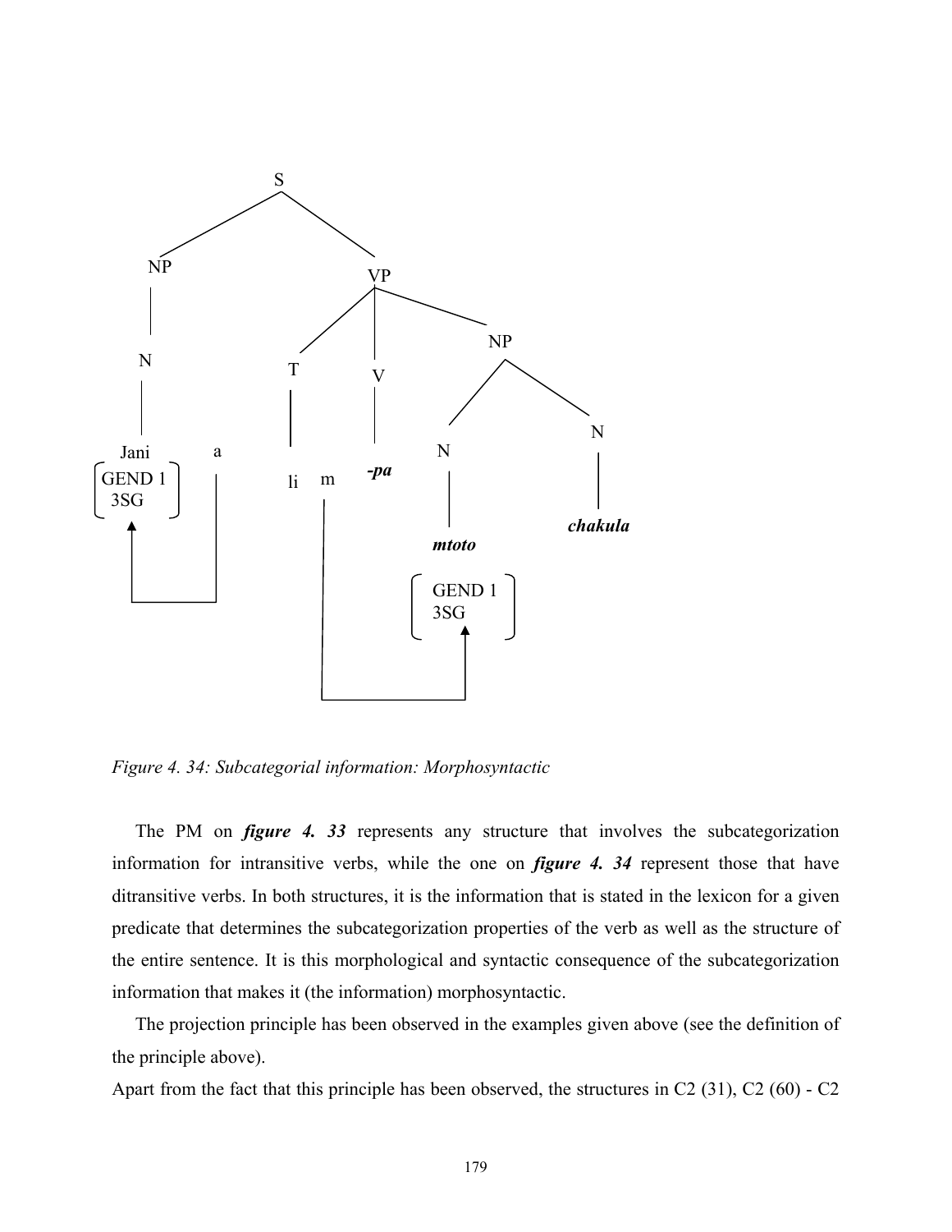S

NP — N — Jani [GEND 1, 3SG]

a

VP — T — li; m; V — *-pa*; NP — N — ***mtoto*** [GEND 1, 3SG]; N — ***chakula***

*Figure 4. 34: Subcategorial information: Morphosyntactic*

The PM on ***figure 4. 33*** represents any structure that involves the subcategorization information for intransitive verbs, while the one on ***figure 4. 34*** represent those that have ditransitive verbs. In both structures, it is the information that is stated in the lexicon for a given predicate that determines the subcategorization properties of the verb as well as the structure of the entire sentence. It is this morphological and syntactic consequence of the subcategorization information that makes it (the information) morphosyntactic.

The projection principle has been observed in the examples given above (see the definition of the principle above).

Apart from the fact that this principle has been observed, the structures in C2 (31), C2 (60) - C2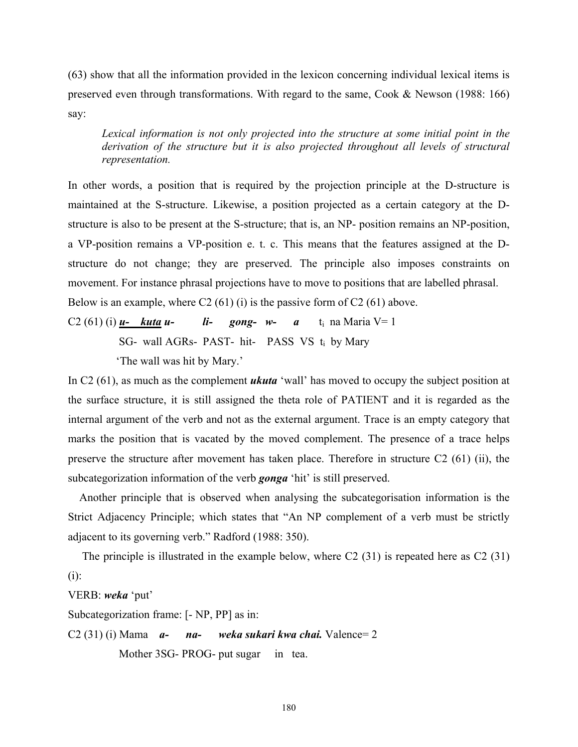(63) show that all the information provided in the lexicon concerning individual lexical items is preserved even through transformations. With regard to the same, Cook & Newson (1988: 166) say:

> *Lexical information is not only projected into the structure at some initial point in the derivation of the structure but it is also projected throughout all levels of structural representation.*

In other words, a position that is required by the projection principle at the D-structure is maintained at the S-structure. Likewise, a position projected as a certain category at the D-structure is also to be present at the S-structure; that is, an NP- position remains an NP-position, a VP-position remains a VP-position e. t. c. This means that the features assigned at the D-structure do not change; they are preserved. The principle also imposes constraints on movement. For instance phrasal projections have to move to positions that are labelled phrasal. Below is an example, where C2 (61) (i) is the passive form of C2 (61) above.

C2 (61) (i) ***u- kuta*** ***u- li- gong- w- a*** $t_i$ na Maria V= 1

SG- wall AGRs- PAST- hit- PASS VS $t_i$ by Mary

'The wall was hit by Mary.'

In C2 (61), as much as the complement ***ukuta*** 'wall' has moved to occupy the subject position at the surface structure, it is still assigned the theta role of PATIENT and it is regarded as the internal argument of the verb and not as the external argument. Trace is an empty category that marks the position that is vacated by the moved complement. The presence of a trace helps preserve the structure after movement has taken place. Therefore in structure C2 (61) (ii), the subcategorization information of the verb ***gonga*** 'hit' is still preserved.

Another principle that is observed when analysing the subcategorisation information is the Strict Adjacency Principle; which states that "An NP complement of a verb must be strictly adjacent to its governing verb." Radford (1988: 350).

The principle is illustrated in the example below, where C2 (31) is repeated here as C2 (31) (i):

VERB: ***weka*** 'put'

Subcategorization frame: [- NP, PP] as in:

C2 (31) (i) Mama ***a- na- weka sukari kwa chai.*** Valence= 2

Mother 3SG- PROG- put sugar in tea.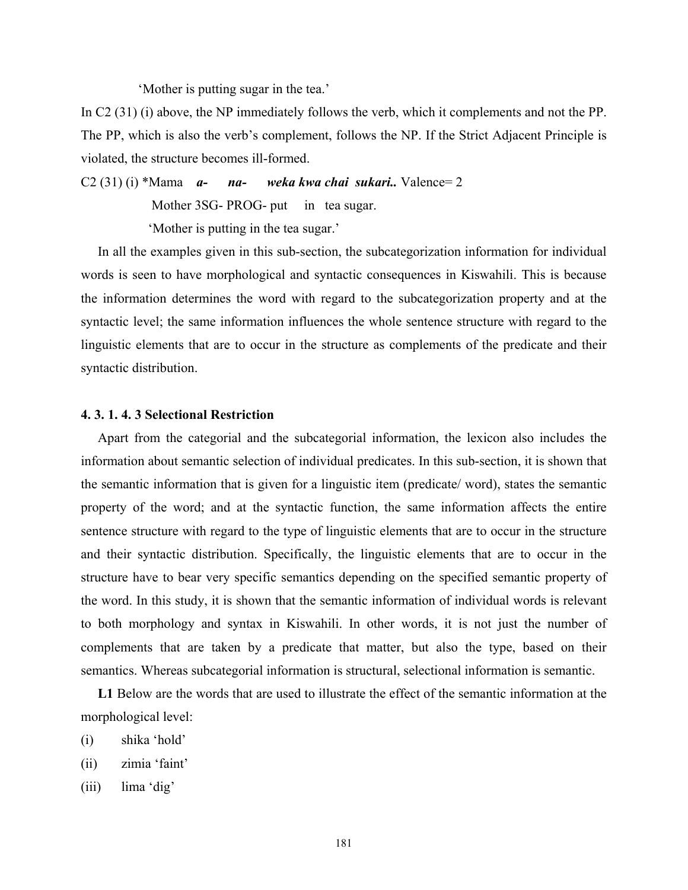'Mother is putting sugar in the tea.'

In C2 (31) (i) above, the NP immediately follows the verb, which it complements and not the PP. The PP, which is also the verb's complement, follows the NP. If the Strict Adjacent Principle is violated, the structure becomes ill-formed.

C2 (31) (i) *Mama ***a- na- weka kwa chai sukari..*** Valence= 2

Mother 3SG- PROG- put in tea sugar.

'Mother is putting in the tea sugar.'

In all the examples given in this sub-section, the subcategorization information for individual words is seen to have morphological and syntactic consequences in Kiswahili. This is because the information determines the word with regard to the subcategorization property and at the syntactic level; the same information influences the whole sentence structure with regard to the linguistic elements that are to occur in the structure as complements of the predicate and their syntactic distribution.

#### 4. 3. 1. 4. 3 Selectional Restriction

Apart from the categorial and the subcategorial information, the lexicon also includes the information about semantic selection of individual predicates. In this sub-section, it is shown that the semantic information that is given for a linguistic item (predicate/ word), states the semantic property of the word; and at the syntactic function, the same information affects the entire sentence structure with regard to the type of linguistic elements that are to occur in the structure and their syntactic distribution. Specifically, the linguistic elements that are to occur in the structure have to bear very specific semantics depending on the specified semantic property of the word. In this study, it is shown that the semantic information of individual words is relevant to both morphology and syntax in Kiswahili. In other words, it is not just the number of complements that are taken by a predicate that matter, but also the type, based on their semantics. Whereas subcategorial information is structural, selectional information is semantic.

**L1** Below are the words that are used to illustrate the effect of the semantic information at the morphological level:

(i) shika 'hold'

(ii) zimia 'faint'

(iii) lima 'dig'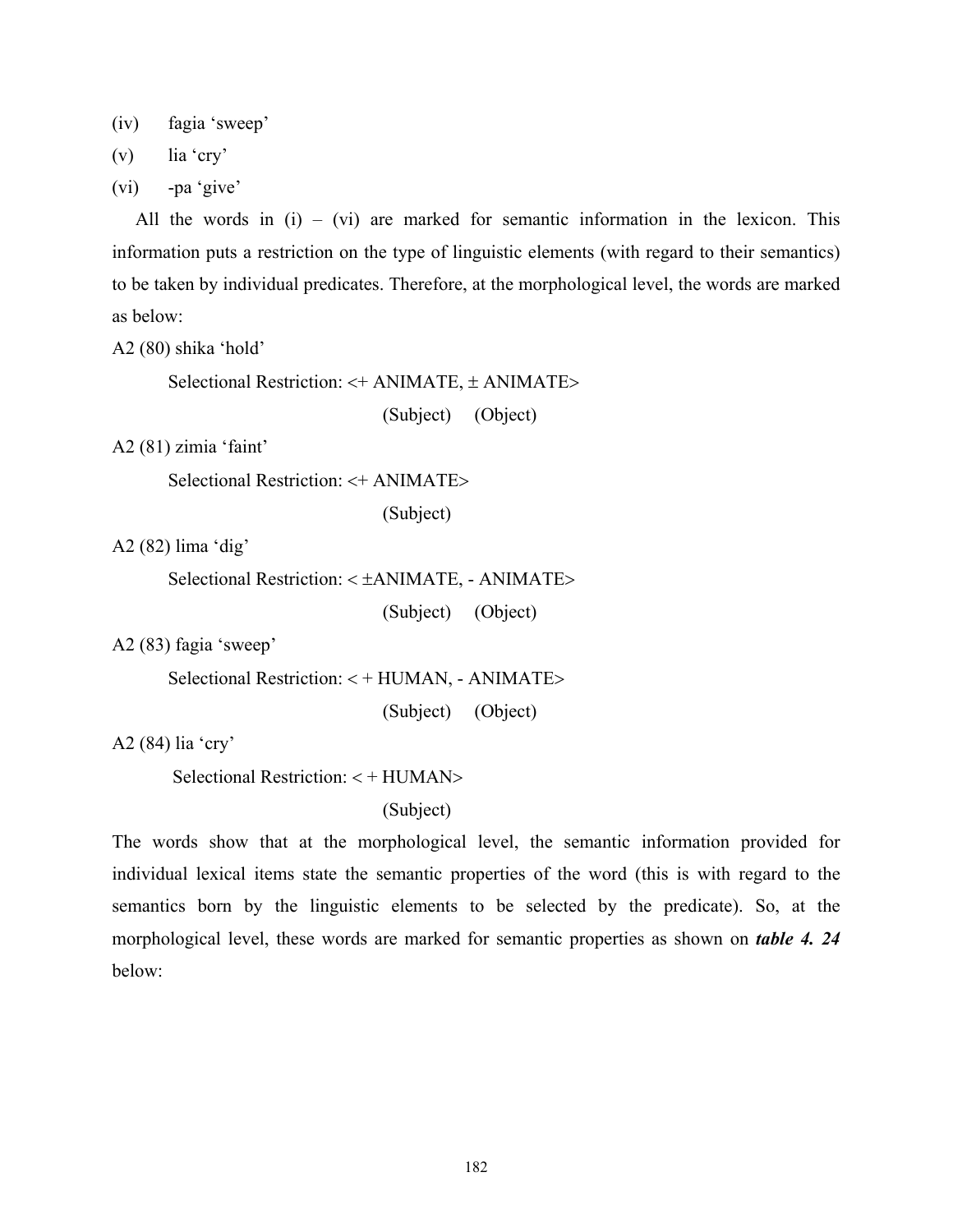(iv) fagia 'sweep'

(v) lia 'cry'

(vi) -pa 'give'

All the words in (i) – (vi) are marked for semantic information in the lexicon. This information puts a restriction on the type of linguistic elements (with regard to their semantics) to be taken by individual predicates. Therefore, at the morphological level, the words are marked as below:

A2 (80) shika 'hold'

Selectional Restriction: <+ ANIMATE, ± ANIMATE>
(Subject) (Object)

A2 (81) zimia 'faint'

Selectional Restriction: <+ ANIMATE>
(Subject)

A2 (82) lima 'dig'

Selectional Restriction: < ±ANIMATE, - ANIMATE>
(Subject) (Object)

A2 (83) fagia 'sweep'

Selectional Restriction: < + HUMAN, - ANIMATE>
(Subject) (Object)

A2 (84) lia 'cry'

Selectional Restriction: < + HUMAN>
(Subject)

The words show that at the morphological level, the semantic information provided for individual lexical items state the semantic properties of the word (this is with regard to the semantics born by the linguistic elements to be selected by the predicate). So, at the morphological level, these words are marked for semantic properties as shown on ***table 4. 24*** below: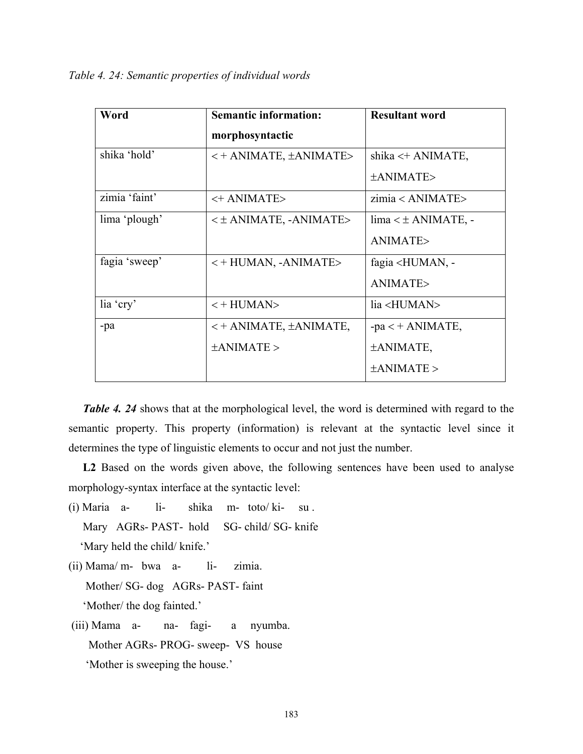*Table 4. 24: Semantic properties of individual words*

| Word | Semantic information: morphosyntactic | Resultant word |
|---|---|---|
| shika 'hold' | < + ANIMATE, ±ANIMATE> | shika <+ ANIMATE, ±ANIMATE> |
| zimia 'faint' | <+ ANIMATE> | zimia < ANIMATE> |
| lima 'plough' | < ± ANIMATE, -ANIMATE> | lima < ± ANIMATE, -ANIMATE> |
| fagia 'sweep' | < + HUMAN, -ANIMATE> | fagia <HUMAN, -ANIMATE> |
| lia 'cry' | < + HUMAN> | lia <HUMAN> |
| -pa | < + ANIMATE, ±ANIMATE, ±ANIMATE > | -pa < + ANIMATE, ±ANIMATE, ±ANIMATE > |

***Table 4. 24*** shows that at the morphological level, the word is determined with regard to the semantic property. This property (information) is relevant at the syntactic level since it determines the type of linguistic elements to occur and not just the number.

**L2** Based on the words given above, the following sentences have been used to analyse morphology-syntax interface at the syntactic level:

(i) Maria a- li- shika m- toto/ ki- su .
   Mary AGRs- PAST- hold SG- child/ SG- knife
   'Mary held the child/ knife.'

(ii) Mama/ m- bwa a- li- zimia.
   Mother/ SG- dog AGRs- PAST- faint
   'Mother/ the dog fainted.'

(iii) Mama a- na- fagi- a nyumba.
   Mother AGRs- PROG- sweep- VS house
   'Mother is sweeping the house.'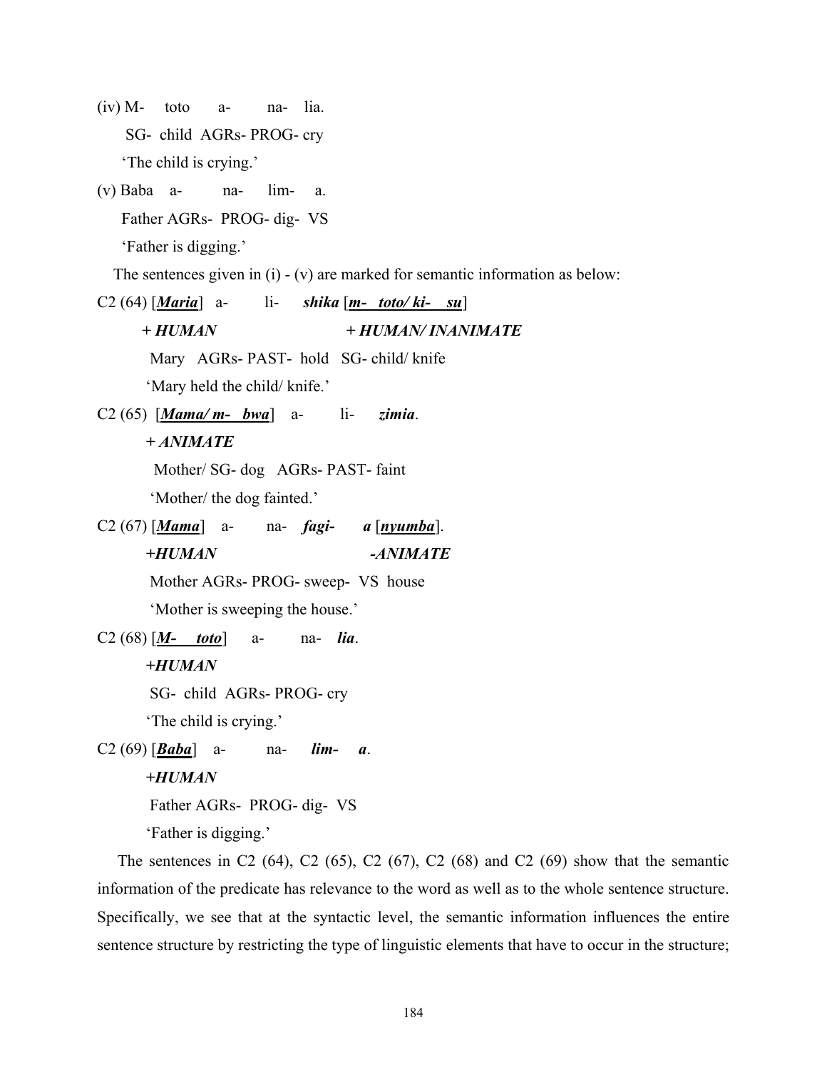(iv) M- toto a- na- lia.

SG- child AGRs- PROG- cry

'The child is crying.'

(v) Baba a- na- lim- a.

Father AGRs- PROG- dig- VS

'Father is digging.'

The sentences given in (i) - (v) are marked for semantic information as below:

C2 (64) [***Maria***] a- li- ***shika*** [***m- toto/ ki- su***]

***+ HUMAN*** ***+ HUMAN/ INANIMATE***

Mary AGRs- PAST- hold SG- child/ knife

'Mary held the child/ knife.'

C2 (65) [***Mama/ m- bwa***] a- li- ***zimia***.

***+ ANIMATE***

Mother/ SG- dog AGRs- PAST- faint

'Mother/ the dog fainted.'

C2 (67) [***Mama***] a- na- ***fagi- a*** [***nyumba***].

***+HUMAN*** ***-ANIMATE***

Mother AGRs- PROG- sweep- VS house

'Mother is sweeping the house.'

C2 (68) [***M- toto***] a- na- ***lia***.

***+HUMAN***

SG- child AGRs- PROG- cry

'The child is crying.'

C2 (69) [***Baba***] a- na- ***lim- a***.

***+HUMAN***

Father AGRs- PROG- dig- VS

'Father is digging.'

The sentences in C2 (64), C2 (65), C2 (67), C2 (68) and C2 (69) show that the semantic information of the predicate has relevance to the word as well as to the whole sentence structure. Specifically, we see that at the syntactic level, the semantic information influences the entire sentence structure by restricting the type of linguistic elements that have to occur in the structure;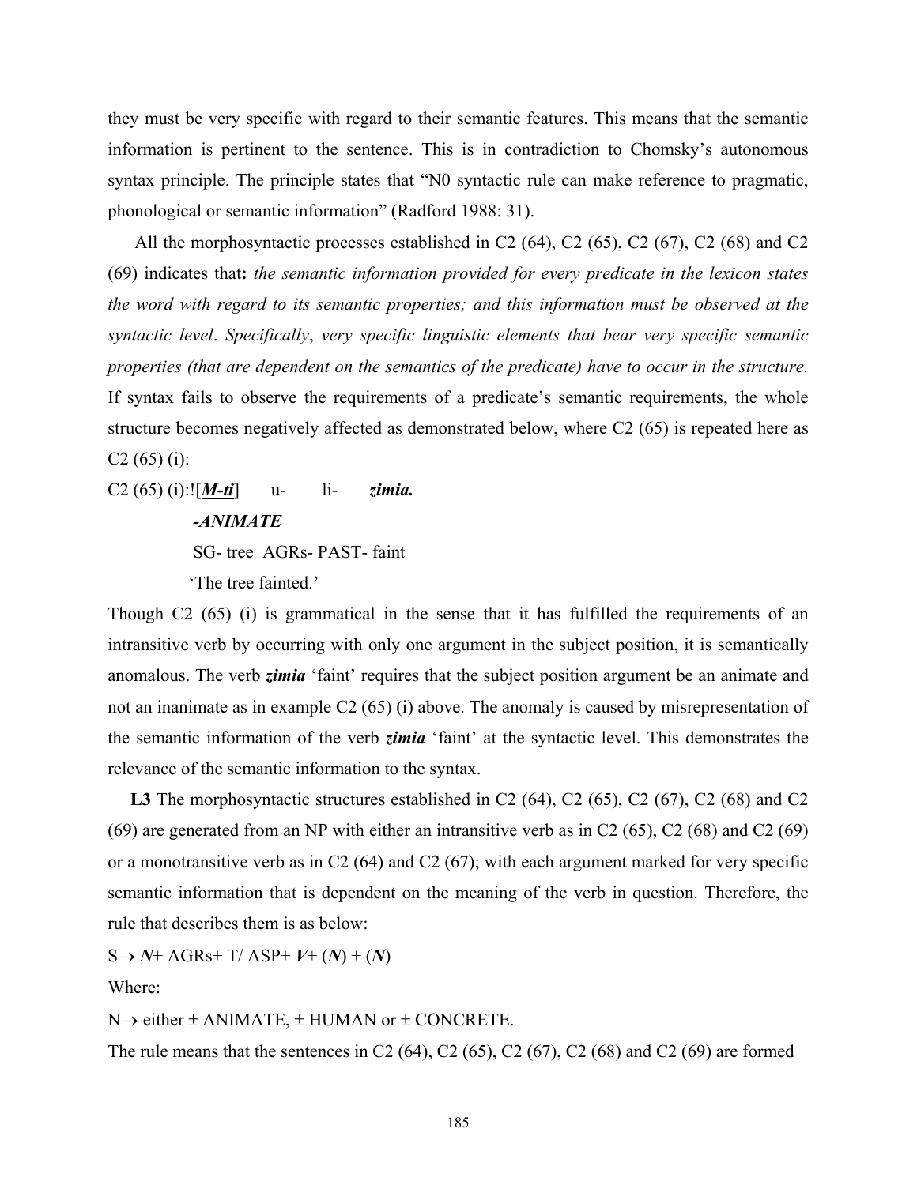they must be very specific with regard to their semantic features. This means that the semantic information is pertinent to the sentence. This is in contradiction to Chomsky's autonomous syntax principle. The principle states that "N0 syntactic rule can make reference to pragmatic, phonological or semantic information" (Radford 1988: 31).

All the morphosyntactic processes established in C2 (64), C2 (65), C2 (67), C2 (68) and C2 (69) indicates that**:** *the semantic information provided for every predicate in the lexicon states the word with regard to its semantic properties; and this information must be observed at the syntactic level*. *Specifically*, *very specific linguistic elements that bear very specific semantic properties (that are dependent on the semantics of the predicate) have to occur in the structure.* If syntax fails to observe the requirements of a predicate's semantic requirements, the whole structure becomes negatively affected as demonstrated below, where C2 (65) is repeated here as C2 (65) (i):

C2 (65) (i):![***M-ti***] u- li- ***zimia.***

***-ANIMATE***

SG- tree AGRs- PAST- faint

'The tree fainted.'

Though C2 (65) (i) is grammatical in the sense that it has fulfilled the requirements of an intransitive verb by occurring with only one argument in the subject position, it is semantically anomalous. The verb ***zimia*** 'faint' requires that the subject position argument be an animate and not an inanimate as in example C2 (65) (i) above. The anomaly is caused by misrepresentation of the semantic information of the verb ***zimia*** 'faint' at the syntactic level. This demonstrates the relevance of the semantic information to the syntax.

**L3** The morphosyntactic structures established in C2 (64), C2 (65), C2 (67), C2 (68) and C2 (69) are generated from an NP with either an intransitive verb as in C2 (65), C2 (68) and C2 (69) or a monotransitive verb as in C2 (64) and C2 (67); with each argument marked for very specific semantic information that is dependent on the meaning of the verb in question. Therefore, the rule that describes them is as below:

S→ ***N***+ AGRs+ T/ ASP+ ***V***+ (***N***) + (***N***)

Where:

N→ either ± ANIMATE, ± HUMAN or ± CONCRETE.

The rule means that the sentences in C2 (64), C2 (65), C2 (67), C2 (68) and C2 (69) are formed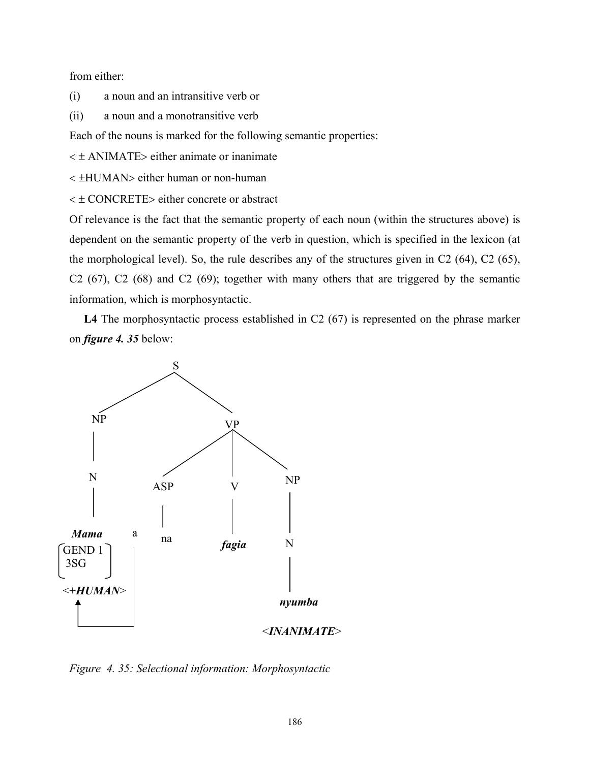from either:

(i) a noun and an intransitive verb or

(ii) a noun and a monotransitive verb

Each of the nouns is marked for the following semantic properties:

< ± ANIMATE> either animate or inanimate

< ±HUMAN> either human or non-human

< ± CONCRETE> either concrete or abstract

Of relevance is the fact that the semantic property of each noun (within the structures above) is dependent on the semantic property of the verb in question, which is specified in the lexicon (at the morphological level). So, the rule describes any of the structures given in C2 (64), C2 (65), C2 (67), C2 (68) and C2 (69); together with many others that are triggered by the semantic information, which is morphosyntactic.

**L4** The morphosyntactic process established in C2 (67) is represented on the phrase marker on ***figure 4. 35*** below:

```
                    S
                 /     \
              NP         VP
              |        /  |   \
              N      ASP  V    NP
              |       |   |     |
           Mama   a   na fagia  N
        [GEND 1]  |             |
        [3SG   ]  |           nyumba
        <+HUMAN>  |         <INANIMATE>
            ^     |
            |_____|
```

*Figure 4. 35: Selectional information: Morphosyntactic*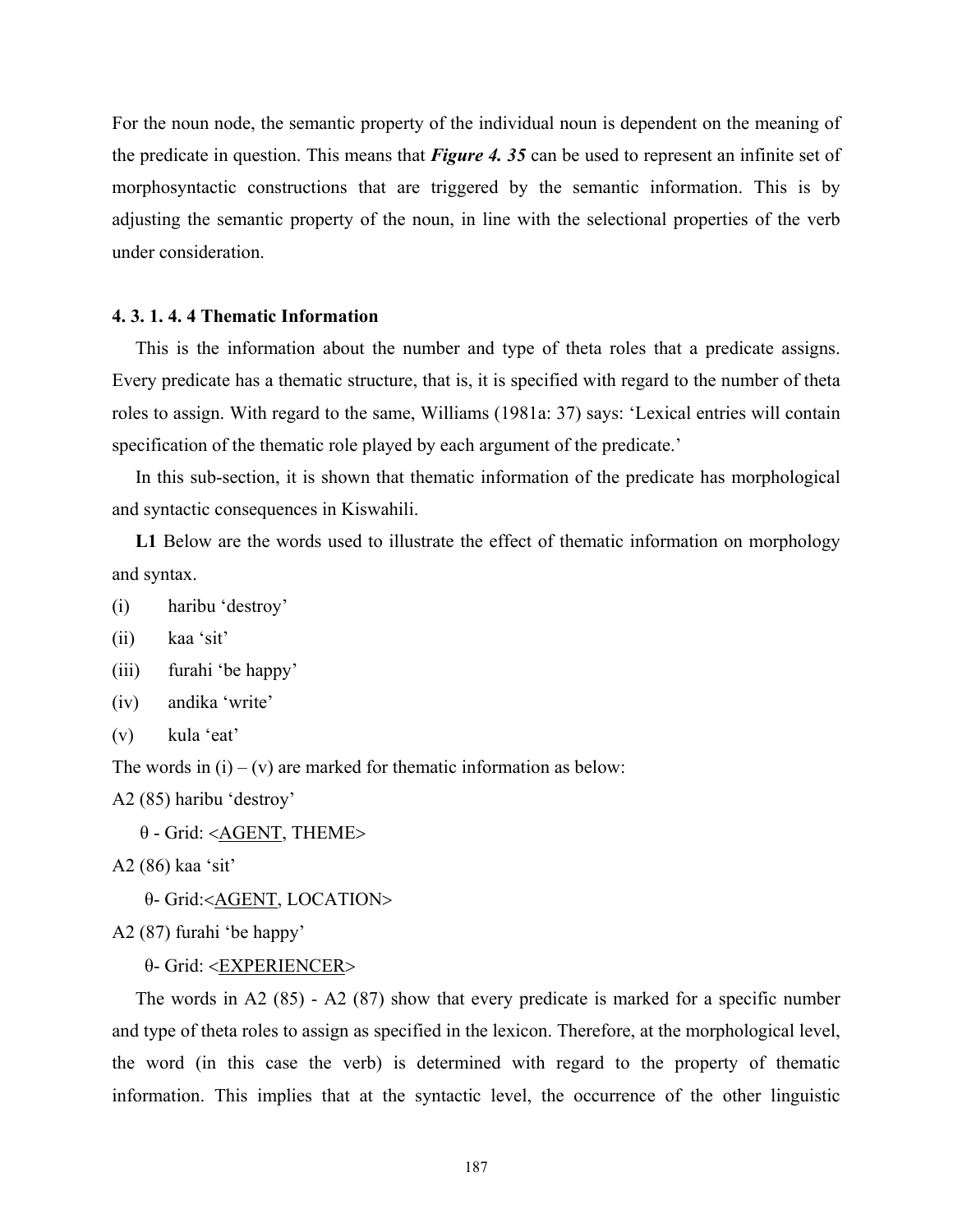For the noun node, the semantic property of the individual noun is dependent on the meaning of the predicate in question. This means that ***Figure 4. 35*** can be used to represent an infinite set of morphosyntactic constructions that are triggered by the semantic information. This is by adjusting the semantic property of the noun, in line with the selectional properties of the verb under consideration.

#### 4. 3. 1. 4. 4 Thematic Information

This is the information about the number and type of theta roles that a predicate assigns. Every predicate has a thematic structure, that is, it is specified with regard to the number of theta roles to assign. With regard to the same, Williams (1981a: 37) says: 'Lexical entries will contain specification of the thematic role played by each argument of the predicate.'

In this sub-section, it is shown that thematic information of the predicate has morphological and syntactic consequences in Kiswahili.

**L1** Below are the words used to illustrate the effect of thematic information on morphology and syntax.

(i) haribu 'destroy'

(ii) kaa 'sit'

(iii) furahi 'be happy'

(iv) andika 'write'

(v) kula 'eat'

The words in (i) – (v) are marked for thematic information as below:

A2 (85) haribu 'destroy'

θ - Grid: <<u>AGENT</u>, THEME>

A2 (86) kaa 'sit'

θ- Grid:<<u>AGENT</u>, LOCATION>

A2 (87) furahi 'be happy'

θ- Grid: <<u>EXPERIENCER</u>>

The words in A2 (85) - A2 (87) show that every predicate is marked for a specific number and type of theta roles to assign as specified in the lexicon. Therefore, at the morphological level, the word (in this case the verb) is determined with regard to the property of thematic information. This implies that at the syntactic level, the occurrence of the other linguistic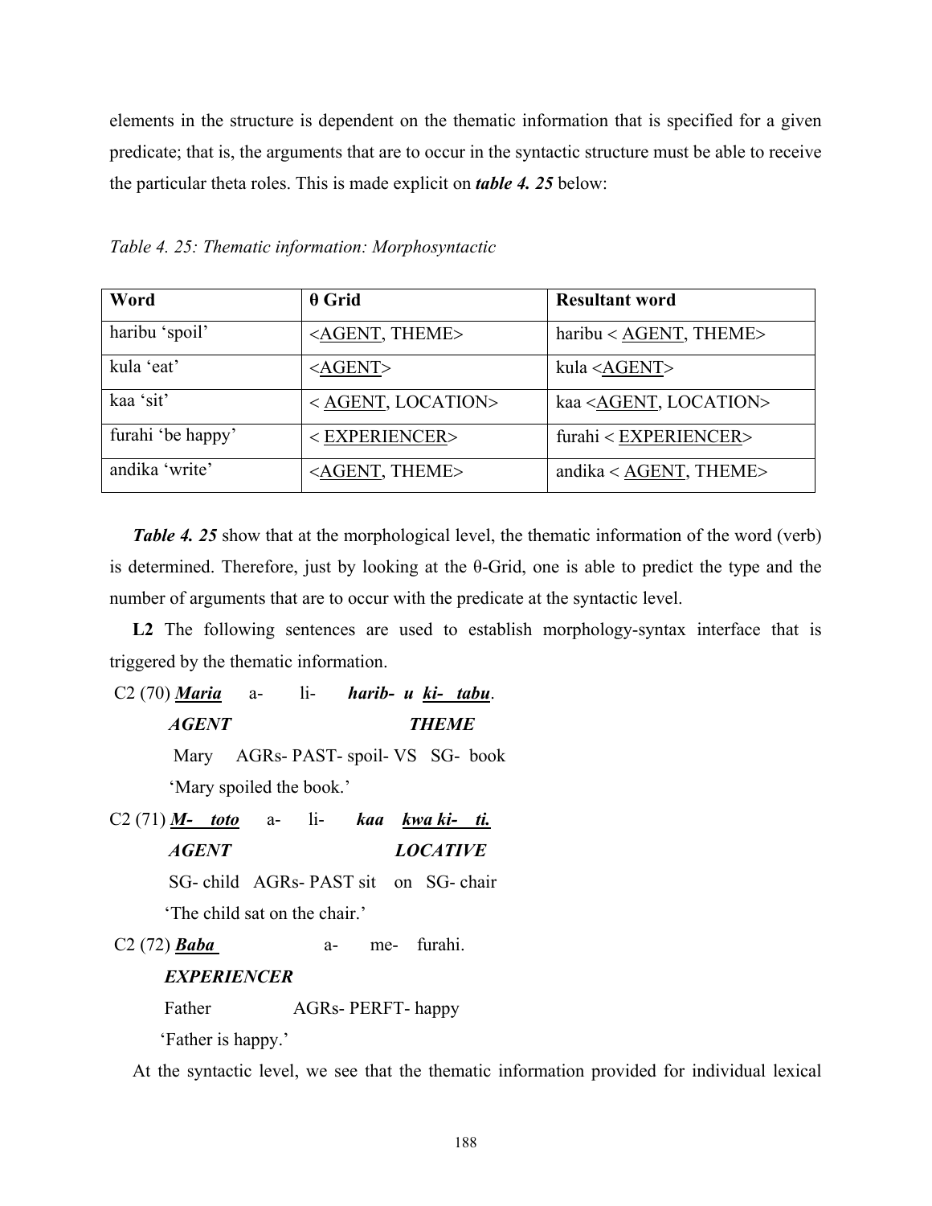elements in the structure is dependent on the thematic information that is specified for a given predicate; that is, the arguments that are to occur in the syntactic structure must be able to receive the particular theta roles. This is made explicit on ***table 4. 25*** below:

*Table 4. 25: Thematic information: Morphosyntactic*

| **Word** | **θ Grid** | **Resultant word** |
|---|---|---|
| haribu 'spoil' | <<u>AGENT</u>, THEME> | haribu < <u>AGENT</u>, THEME> |
| kula 'eat' | <<u>AGENT</u>> | kula <<u>AGENT</u>> |
| kaa 'sit' | < <u>AGENT</u>, LOCATION> | kaa <<u>AGENT</u>, LOCATION> |
| furahi 'be happy' | < <u>EXPERIENCER</u>> | furahi < <u>EXPERIENCER</u>> |
| andika 'write' | <<u>AGENT</u>, THEME> | andika < <u>AGENT</u>, THEME> |

***Table 4. 25*** show that at the morphological level, the thematic information of the word (verb) is determined. Therefore, just by looking at the θ-Grid, one is able to predict the type and the number of arguments that are to occur with the predicate at the syntactic level.

**L2** The following sentences are used to establish morphology-syntax interface that is triggered by the thematic information.

C2 (70) ***<u>Maria</u>*** a- li- ***harib- u <u>ki- tabu</u>***.
***AGENT*** ***THEME***
Mary AGRs- PAST- spoil- VS SG- book
'Mary spoiled the book.'

C2 (71) ***<u>M- toto</u>*** a- li- ***kaa <u>kwa ki- ti.</u>***
***AGENT*** ***LOCATIVE***
SG- child AGRs- PAST sit on SG- chair
'The child sat on the chair.'

C2 (72) ***<u>Baba</u>*** a- me- furahi.
***EXPERIENCER***
Father AGRs- PERFT- happy
'Father is happy.'

At the syntactic level, we see that the thematic information provided for individual lexical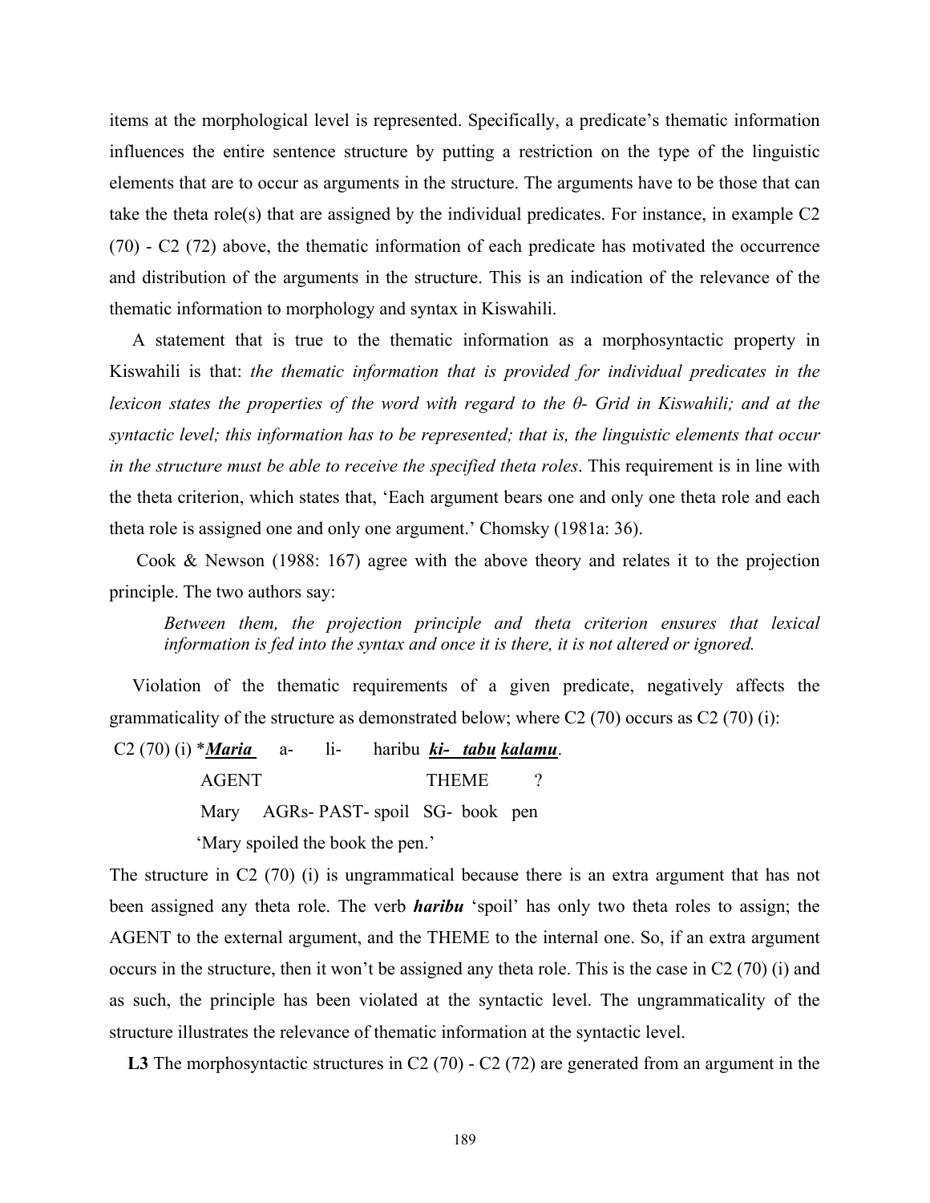items at the morphological level is represented. Specifically, a predicate's thematic information influences the entire sentence structure by putting a restriction on the type of the linguistic elements that are to occur as arguments in the structure. The arguments have to be those that can take the theta role(s) that are assigned by the individual predicates. For instance, in example C2 (70) - C2 (72) above, the thematic information of each predicate has motivated the occurrence and distribution of the arguments in the structure. This is an indication of the relevance of the thematic information to morphology and syntax in Kiswahili.

A statement that is true to the thematic information as a morphosyntactic property in Kiswahili is that: *the thematic information that is provided for individual predicates in the lexicon states the properties of the word with regard to the θ- Grid in Kiswahili; and at the syntactic level; this information has to be represented; that is, the linguistic elements that occur in the structure must be able to receive the specified theta roles*. This requirement is in line with the theta criterion, which states that, 'Each argument bears one and only one theta role and each theta role is assigned one and only one argument.' Chomsky (1981a: 36).

Cook & Newson (1988: 167) agree with the above theory and relates it to the projection principle. The two authors say:

> *Between them, the projection principle and theta criterion ensures that lexical information is fed into the syntax and once it is there, it is not altered or ignored.*

Violation of the thematic requirements of a given predicate, negatively affects the grammaticality of the structure as demonstrated below; where C2 (70) occurs as C2 (70) (i):

C2 (70) (i) \****Maria*** a- li- haribu ***ki- tabu*** ***kalamu***.

AGENT THEME ?

Mary AGRs- PAST- spoil SG- book pen

'Mary spoiled the book the pen.'

The structure in C2 (70) (i) is ungrammatical because there is an extra argument that has not been assigned any theta role. The verb ***haribu*** 'spoil' has only two theta roles to assign; the AGENT to the external argument, and the THEME to the internal one. So, if an extra argument occurs in the structure, then it won't be assigned any theta role. This is the case in C2 (70) (i) and as such, the principle has been violated at the syntactic level. The ungrammaticality of the structure illustrates the relevance of thematic information at the syntactic level.

**L3** The morphosyntactic structures in C2 (70) - C2 (72) are generated from an argument in the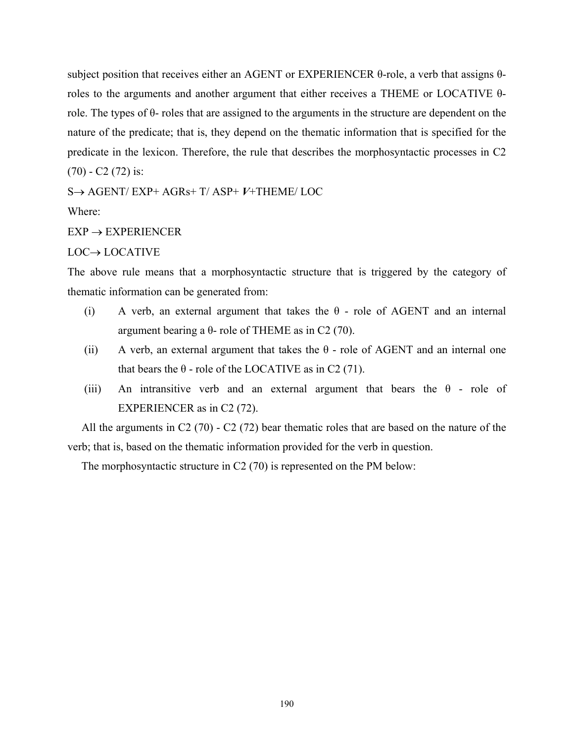subject position that receives either an AGENT or EXPERIENCER θ-role, a verb that assigns θ-roles to the arguments and another argument that either receives a THEME or LOCATIVE θ-role. The types of θ- roles that are assigned to the arguments in the structure are dependent on the nature of the predicate; that is, they depend on the thematic information that is specified for the predicate in the lexicon. Therefore, the rule that describes the morphosyntactic processes in C2 (70) - C2 (72) is:

S→ AGENT/ EXP+ AGRs+ T/ ASP+ ***V***+THEME/ LOC

Where:

EXP → EXPERIENCER

LOC→ LOCATIVE

The above rule means that a morphosyntactic structure that is triggered by the category of thematic information can be generated from:

(i) A verb, an external argument that takes the θ - role of AGENT and an internal argument bearing a θ- role of THEME as in C2 (70).

(ii) A verb, an external argument that takes the θ - role of AGENT and an internal one that bears the θ - role of the LOCATIVE as in C2 (71).

(iii) An intransitive verb and an external argument that bears the θ - role of EXPERIENCER as in C2 (72).

All the arguments in C2 (70) - C2 (72) bear thematic roles that are based on the nature of the verb; that is, based on the thematic information provided for the verb in question.

The morphosyntactic structure in C2 (70) is represented on the PM below: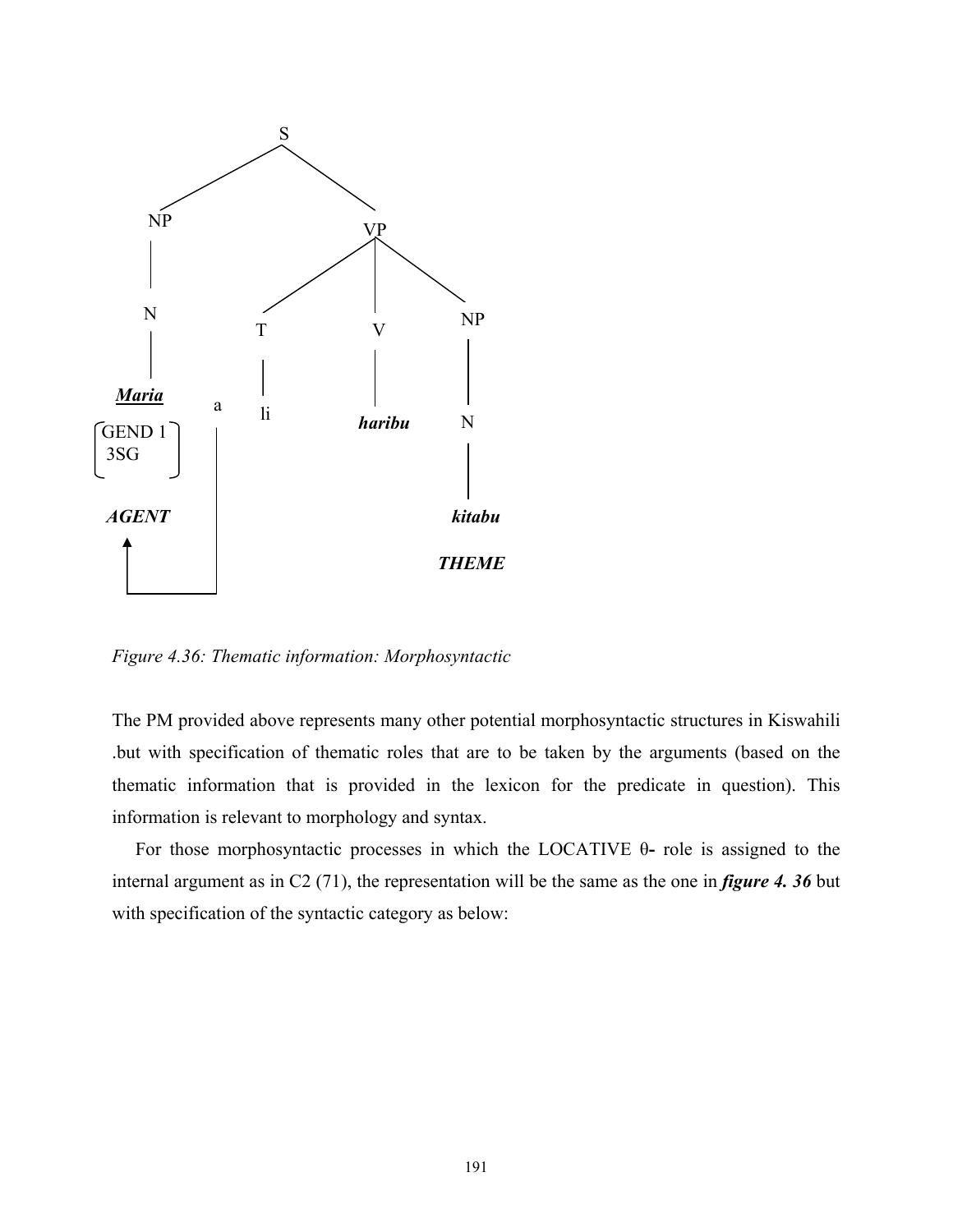```
                    S
                 /     \
               NP        VP
               |       /  |  \
               N      T   V   NP
               |      |   |    |
             Maria  a li haribu N
          [GEND 1]  |           |
          [3SG   ]  |         kitabu
                    |
           AGENT    |         THEME
             ^      |
             |______|
```

*Figure 4.36: Thematic information: Morphosyntactic*

The PM provided above represents many other potential morphosyntactic structures in Kiswahili .but with specification of thematic roles that are to be taken by the arguments (based on the thematic information that is provided in the lexicon for the predicate in question). This information is relevant to morphology and syntax.

For those morphosyntactic processes in which the LOCATIVE θ- role is assigned to the internal argument as in C2 (71), the representation will be the same as the one in ***figure 4. 36*** but with specification of the syntactic category as below: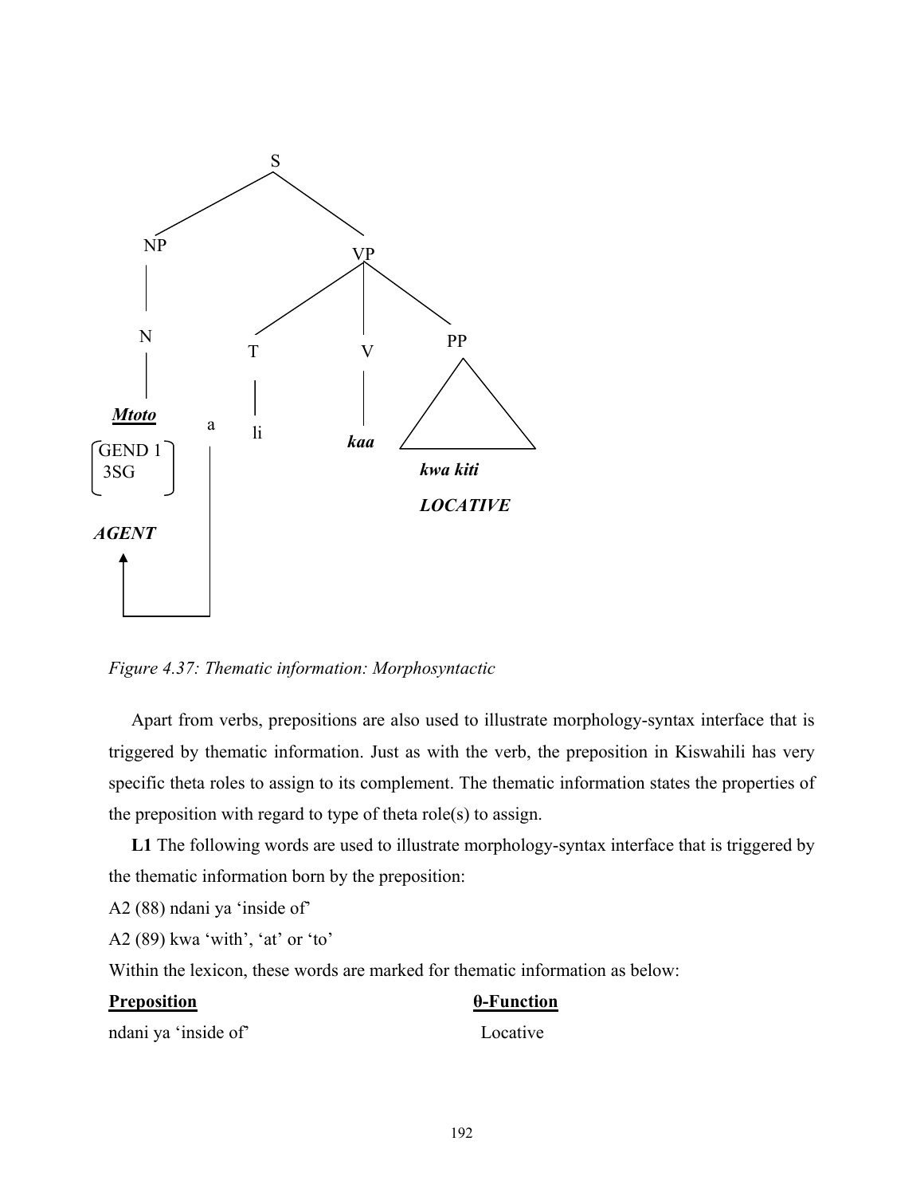S

NP VP

N T V PP

***Mtoto*** a li ***kaa*** *kwa kiti*

GEND 1
3SG

***LOCATIVE***

***AGENT***

*Figure 4.37: Thematic information: Morphosyntactic*

Apart from verbs, prepositions are also used to illustrate morphology-syntax interface that is triggered by thematic information. Just as with the verb, the preposition in Kiswahili has very specific theta roles to assign to its complement. The thematic information states the properties of the preposition with regard to type of theta role(s) to assign.

**L1** The following words are used to illustrate morphology-syntax interface that is triggered by the thematic information born by the preposition:

A2 (88) ndani ya 'inside of'

A2 (89) kwa 'with', 'at' or 'to'

Within the lexicon, these words are marked for thematic information as below:

| **Preposition** | **θ-Function** |
|---|---|
| ndani ya 'inside of' | Locative |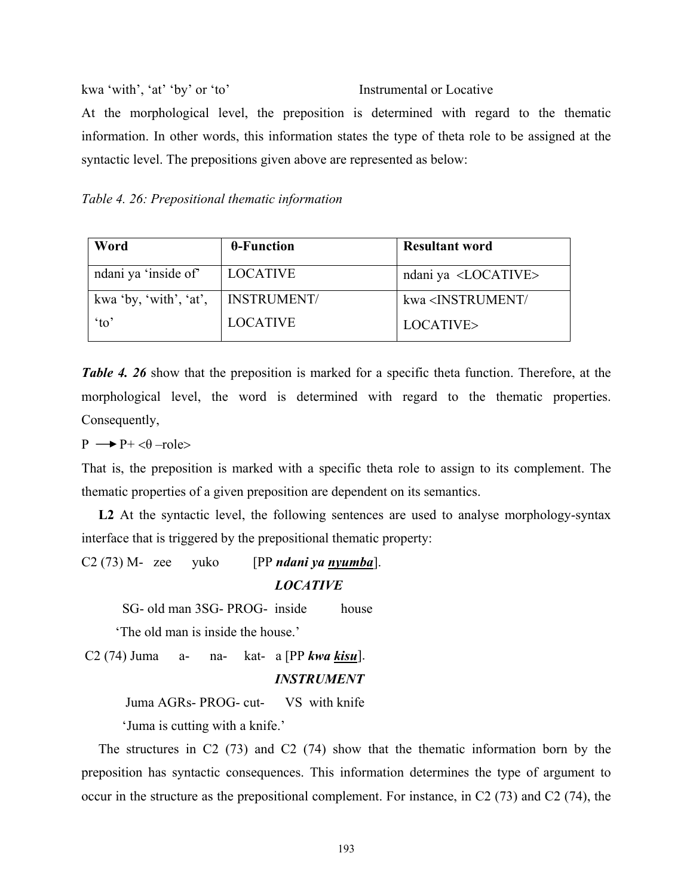kwa 'with', 'at' 'by' or 'to' Instrumental or Locative

At the morphological level, the preposition is determined with regard to the thematic information. In other words, this information states the type of theta role to be assigned at the syntactic level. The prepositions given above are represented as below:

*Table 4. 26: Prepositional thematic information*

| Word | θ-Function | Resultant word |
|---|---|---|
| ndani ya 'inside of' | LOCATIVE | ndani ya <LOCATIVE> |
| kwa 'by, 'with', 'at', 'to' | INSTRUMENT/ LOCATIVE | kwa <INSTRUMENT/ LOCATIVE> |

***Table 4. 26*** show that the preposition is marked for a specific theta function. Therefore, at the morphological level, the word is determined with regard to the thematic properties. Consequently,

P ⟶ P+ <θ –role>

That is, the preposition is marked with a specific theta role to assign to its complement. The thematic properties of a given preposition are dependent on its semantics.

**L2** At the syntactic level, the following sentences are used to analyse morphology-syntax interface that is triggered by the prepositional thematic property:

C2 (73) M- zee yuko [PP ***ndani ya <u>nyumba</u>***].

***LOCATIVE***

SG- old man 3SG- PROG- inside house

'The old man is inside the house.'

C2 (74) Juma a- na- kat- a [PP ***kwa <u>kisu</u>***].

***INSTRUMENT***

Juma AGRs- PROG- cut- VS with knife

'Juma is cutting with a knife.'

The structures in C2 (73) and C2 (74) show that the thematic information born by the preposition has syntactic consequences. This information determines the type of argument to occur in the structure as the prepositional complement. For instance, in C2 (73) and C2 (74), the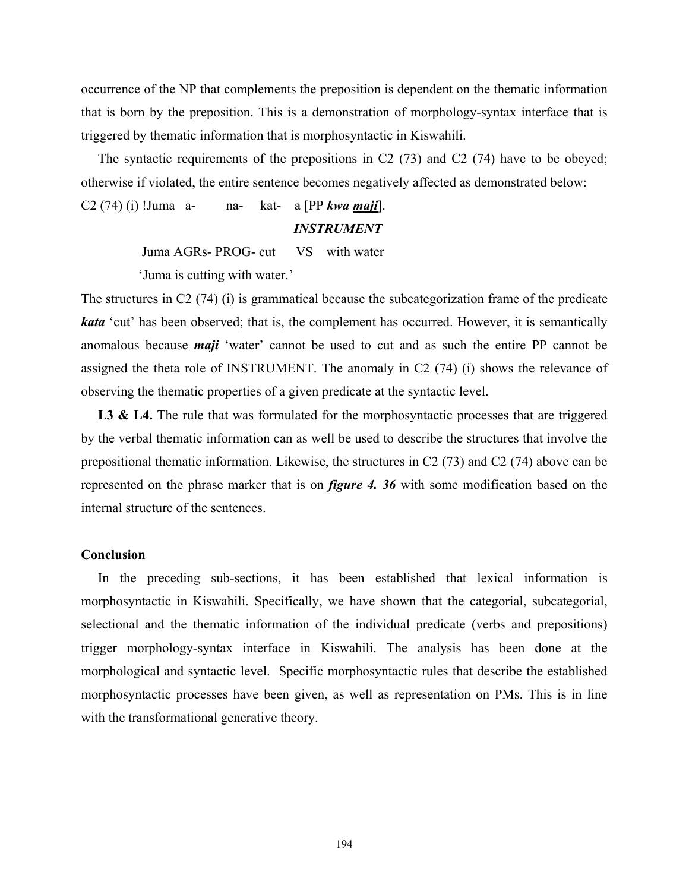occurrence of the NP that complements the preposition is dependent on the thematic information that is born by the preposition. This is a demonstration of morphology-syntax interface that is triggered by thematic information that is morphosyntactic in Kiswahili.

The syntactic requirements of the prepositions in C2 (73) and C2 (74) have to be obeyed; otherwise if violated, the entire sentence becomes negatively affected as demonstrated below:

C2 (74) (i) !Juma a- na- kat- a [PP ***kwa <u>maji</u>***].

***INSTRUMENT***

Juma AGRs- PROG- cut VS with water

'Juma is cutting with water.'

The structures in C2 (74) (i) is grammatical because the subcategorization frame of the predicate ***kata*** 'cut' has been observed; that is, the complement has occurred. However, it is semantically anomalous because ***maji*** 'water' cannot be used to cut and as such the entire PP cannot be assigned the theta role of INSTRUMENT. The anomaly in C2 (74) (i) shows the relevance of observing the thematic properties of a given predicate at the syntactic level.

**L3 & L4.** The rule that was formulated for the morphosyntactic processes that are triggered by the verbal thematic information can as well be used to describe the structures that involve the prepositional thematic information. Likewise, the structures in C2 (73) and C2 (74) above can be represented on the phrase marker that is on ***figure 4. 36*** with some modification based on the internal structure of the sentences.

**Conclusion**

In the preceding sub-sections, it has been established that lexical information is morphosyntactic in Kiswahili. Specifically, we have shown that the categorial, subcategorial, selectional and the thematic information of the individual predicate (verbs and prepositions) trigger morphology-syntax interface in Kiswahili. The analysis has been done at the morphological and syntactic level. Specific morphosyntactic rules that describe the established morphosyntactic processes have been given, as well as representation on PMs. This is in line with the transformational generative theory.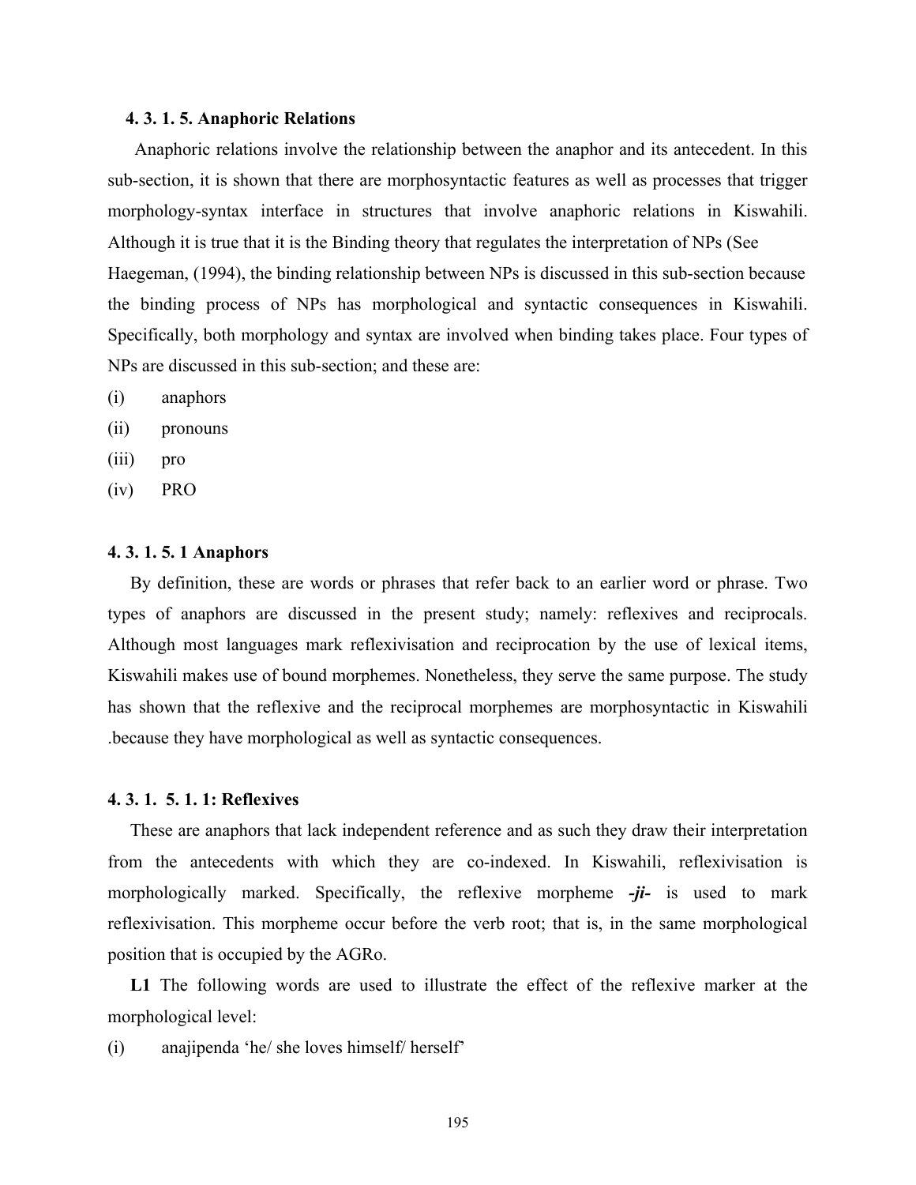#### 4. 3. 1. 5. Anaphoric Relations

Anaphoric relations involve the relationship between the anaphor and its antecedent. In this sub-section, it is shown that there are morphosyntactic features as well as processes that trigger morphology-syntax interface in structures that involve anaphoric relations in Kiswahili. Although it is true that it is the Binding theory that regulates the interpretation of NPs (See Haegeman, (1994), the binding relationship between NPs is discussed in this sub-section because the binding process of NPs has morphological and syntactic consequences in Kiswahili. Specifically, both morphology and syntax are involved when binding takes place. Four types of NPs are discussed in this sub-section; and these are:

(i) anaphors

(ii) pronouns

(iii) pro

(iv) PRO

#### 4. 3. 1. 5. 1 Anaphors

By definition, these are words or phrases that refer back to an earlier word or phrase. Two types of anaphors are discussed in the present study; namely: reflexives and reciprocals. Although most languages mark reflexivisation and reciprocation by the use of lexical items, Kiswahili makes use of bound morphemes. Nonetheless, they serve the same purpose. The study has shown that the reflexive and the reciprocal morphemes are morphosyntactic in Kiswahili .because they have morphological as well as syntactic consequences.

#### 4. 3. 1. 5. 1. 1: Reflexives

These are anaphors that lack independent reference and as such they draw their interpretation from the antecedents with which they are co-indexed. In Kiswahili, reflexivisation is morphologically marked. Specifically, the reflexive morpheme ***-ji-*** is used to mark reflexivisation. This morpheme occur before the verb root; that is, in the same morphological position that is occupied by the AGRo.

**L1** The following words are used to illustrate the effect of the reflexive marker at the morphological level:

(i) anajipenda 'he/ she loves himself/ herself'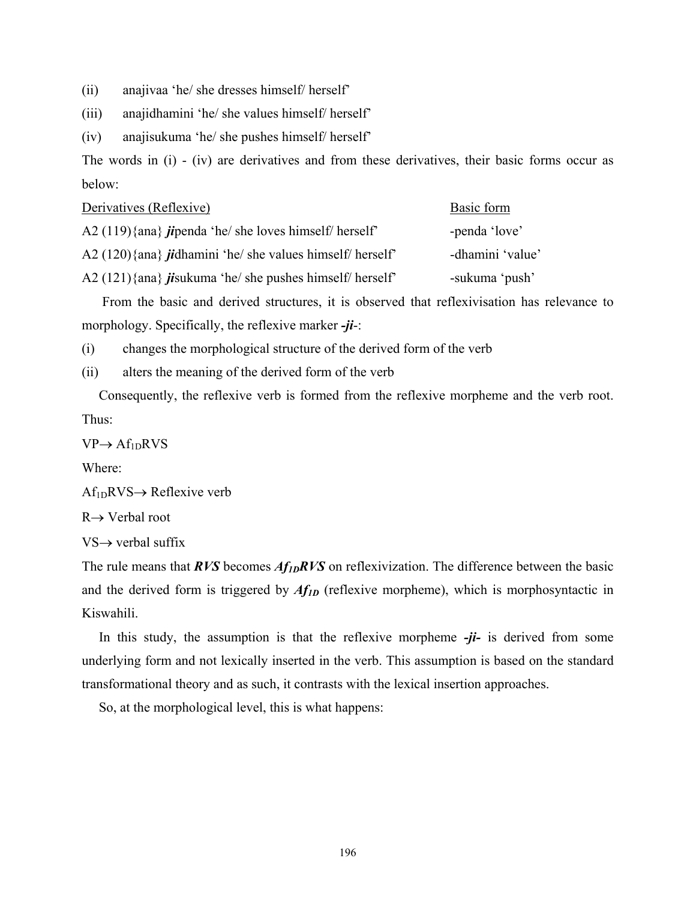(ii) anajivaa 'he/ she dresses himself/ herself'

(iii) anajidhamini 'he/ she values himself/ herself'

(iv) anajisukuma 'he/ she pushes himself/ herself'

The words in (i) - (iv) are derivatives and from these derivatives, their basic forms occur as below:

| Derivatives (Reflexive) | Basic form |
|---|---|
| A2 (119){ana} ***ji***penda 'he/ she loves himself/ herself' | -penda 'love' |
| A2 (120){ana} ***ji***dhamini 'he/ she values himself/ herself' | -dhamini 'value' |
| A2 (121){ana} ***ji***sukuma 'he/ she pushes himself/ herself' | -sukuma 'push' |

From the basic and derived structures, it is observed that reflexivisation has relevance to morphology. Specifically, the reflexive marker ***-ji-***:

(i) changes the morphological structure of the derived form of the verb

(ii) alters the meaning of the derived form of the verb

Consequently, the reflexive verb is formed from the reflexive morpheme and the verb root. Thus:

$VP \rightarrow Af_{1D}RVS$

Where:

$Af_{1D}RVS \rightarrow$ Reflexive verb

$R \rightarrow$ Verbal root

$VS \rightarrow$ verbal suffix

The rule means that $\boldsymbol{RVS}$ becomes $\boldsymbol{Af_{1D}RVS}$ on reflexivization. The difference between the basic and the derived form is triggered by $\boldsymbol{Af_{1D}}$ (reflexive morpheme), which is morphosyntactic in Kiswahili.

In this study, the assumption is that the reflexive morpheme ***-ji-*** is derived from some underlying form and not lexically inserted in the verb. This assumption is based on the standard transformational theory and as such, it contrasts with the lexical insertion approaches.

So, at the morphological level, this is what happens: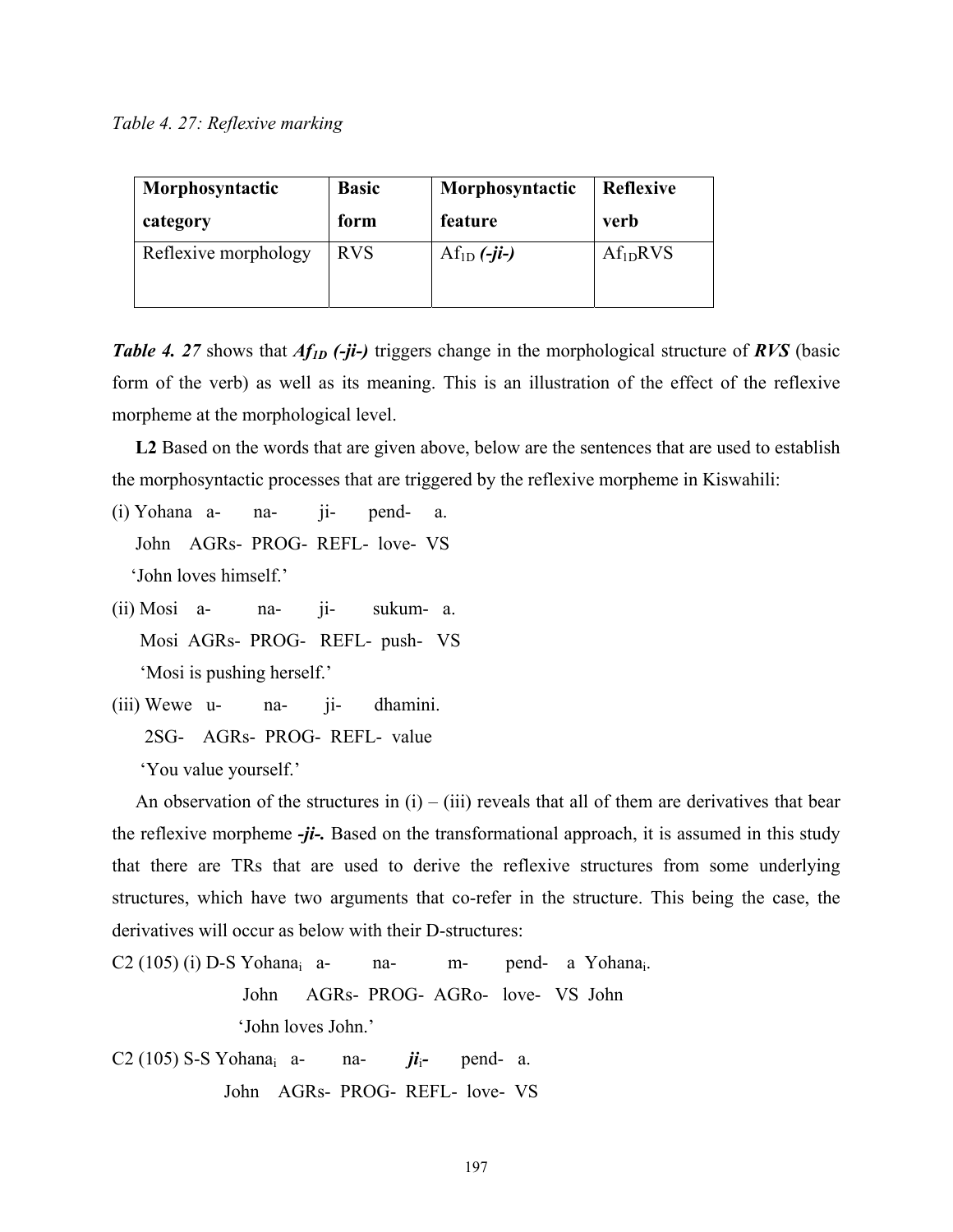*Table 4. 27: Reflexive marking*

| Morphosyntactic category | Basic form | Morphosyntactic feature | Reflexive verb |
|---|---|---|---|
| Reflexive morphology | RVS | $Af_{1D}$ ***(-ji-)*** | $Af_{1D}$RVS |

***Table 4. 27*** shows that ***$Af_{1D}$ (-ji-)*** triggers change in the morphological structure of ***RVS*** (basic form of the verb) as well as its meaning. This is an illustration of the effect of the reflexive morpheme at the morphological level.

**L2** Based on the words that are given above, below are the sentences that are used to establish the morphosyntactic processes that are triggered by the reflexive morpheme in Kiswahili:

(i) Yohana a- na- ji- pend- a.
John AGRs- PROG- REFL- love- VS
'John loves himself.'

(ii) Mosi a- na- ji- sukum- a.
Mosi AGRs- PROG- REFL- push- VS
'Mosi is pushing herself.'

(iii) Wewe u- na- ji- dhamini.
2SG- AGRs- PROG- REFL- value
'You value yourself.'

An observation of the structures in (i) – (iii) reveals that all of them are derivatives that bear the reflexive morpheme ***-ji-.*** Based on the transformational approach, it is assumed in this study that there are TRs that are used to derive the reflexive structures from some underlying structures, which have two arguments that co-refer in the structure. This being the case, the derivatives will occur as below with their D-structures:

C2 (105) (i) D-S Yohana$_i$ a- na- m- pend- a Yohana$_i$.
John AGRs- PROG- AGRo- love- VS John
'John loves John.'

C2 (105) S-S Yohana$_i$ a- na- ***ji***$_i$- pend- a.
John AGRs- PROG- REFL- love- VS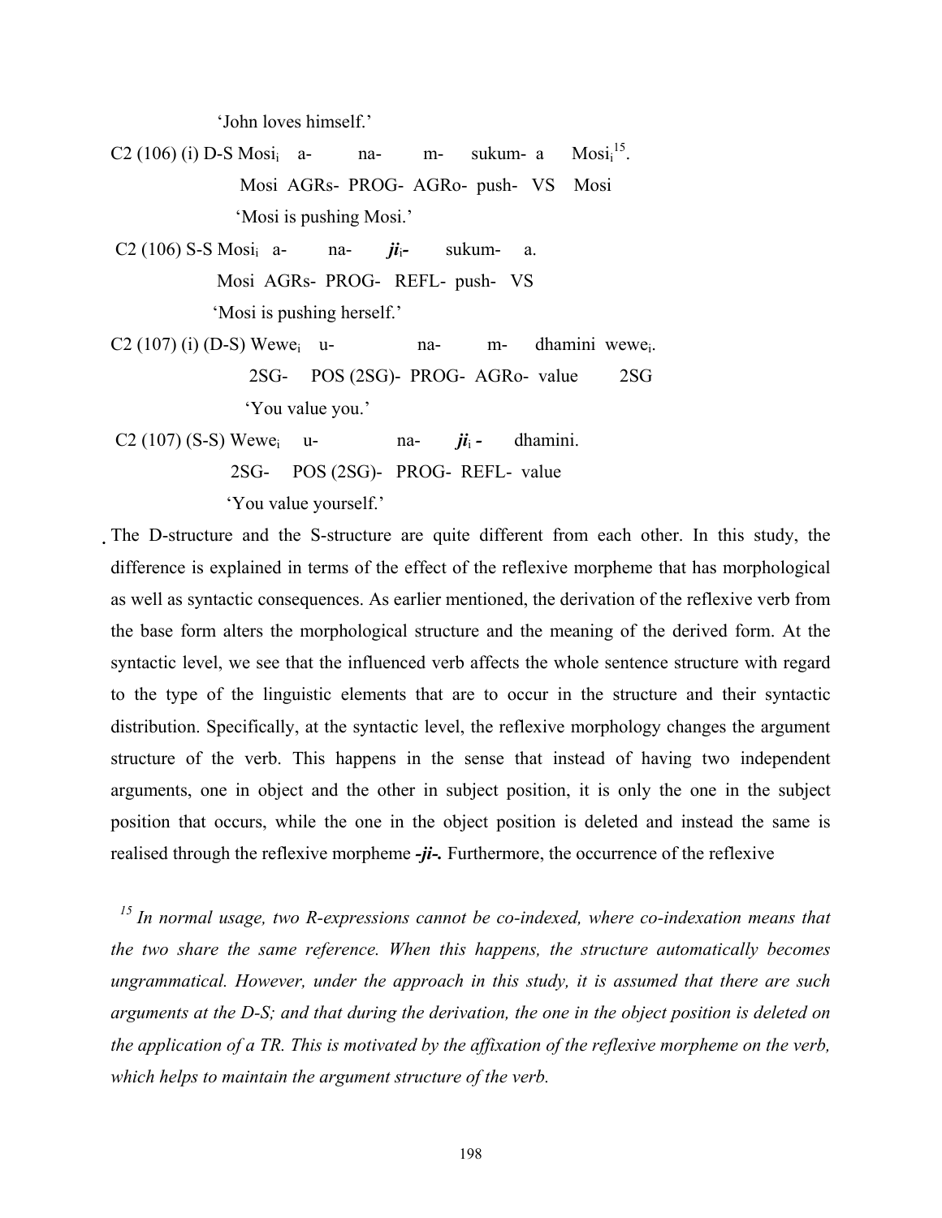'John loves himself.'

C2 (106) (i) D-S Mosi$_i$ a- na- m- sukum- a Mosi$_i$[15].

Mosi AGRs- PROG- AGRo- push- VS Mosi

'Mosi is pushing Mosi.'

C2 (106) S-S Mosi$_i$ a- na- ***ji***$_i$**-** sukum- a.

Mosi AGRs- PROG- REFL- push- VS

'Mosi is pushing herself.'

C2 (107) (i) (D-S) Wewe$_i$ u- na- m- dhamini wewe$_i$.

2SG- POS (2SG)- PROG- AGRo- value 2SG

'You value you.'

C2 (107) (S-S) Wewe$_i$ u- na- ***ji***$_i$ **-** dhamini.

2SG- POS (2SG)- PROG- REFL- value

'You value yourself.'

The D-structure and the S-structure are quite different from each other. In this study, the difference is explained in terms of the effect of the reflexive morpheme that has morphological as well as syntactic consequences. As earlier mentioned, the derivation of the reflexive verb from the base form alters the morphological structure and the meaning of the derived form. At the syntactic level, we see that the influenced verb affects the whole sentence structure with regard to the type of the linguistic elements that are to occur in the structure and their syntactic distribution. Specifically, at the syntactic level, the reflexive morphology changes the argument structure of the verb. This happens in the sense that instead of having two independent arguments, one in object and the other in subject position, it is only the one in the subject position that occurs, while the one in the object position is deleted and instead the same is realised through the reflexive morpheme ***-ji-.*** Furthermore, the occurrence of the reflexive

[15] *In normal usage, two R-expressions cannot be co-indexed, where co-indexation means that the two share the same reference. When this happens, the structure automatically becomes ungrammatical. However, under the approach in this study, it is assumed that there are such arguments at the D-S; and that during the derivation, the one in the object position is deleted on the application of a TR. This is motivated by the affixation of the reflexive morpheme on the verb, which helps to maintain the argument structure of the verb.*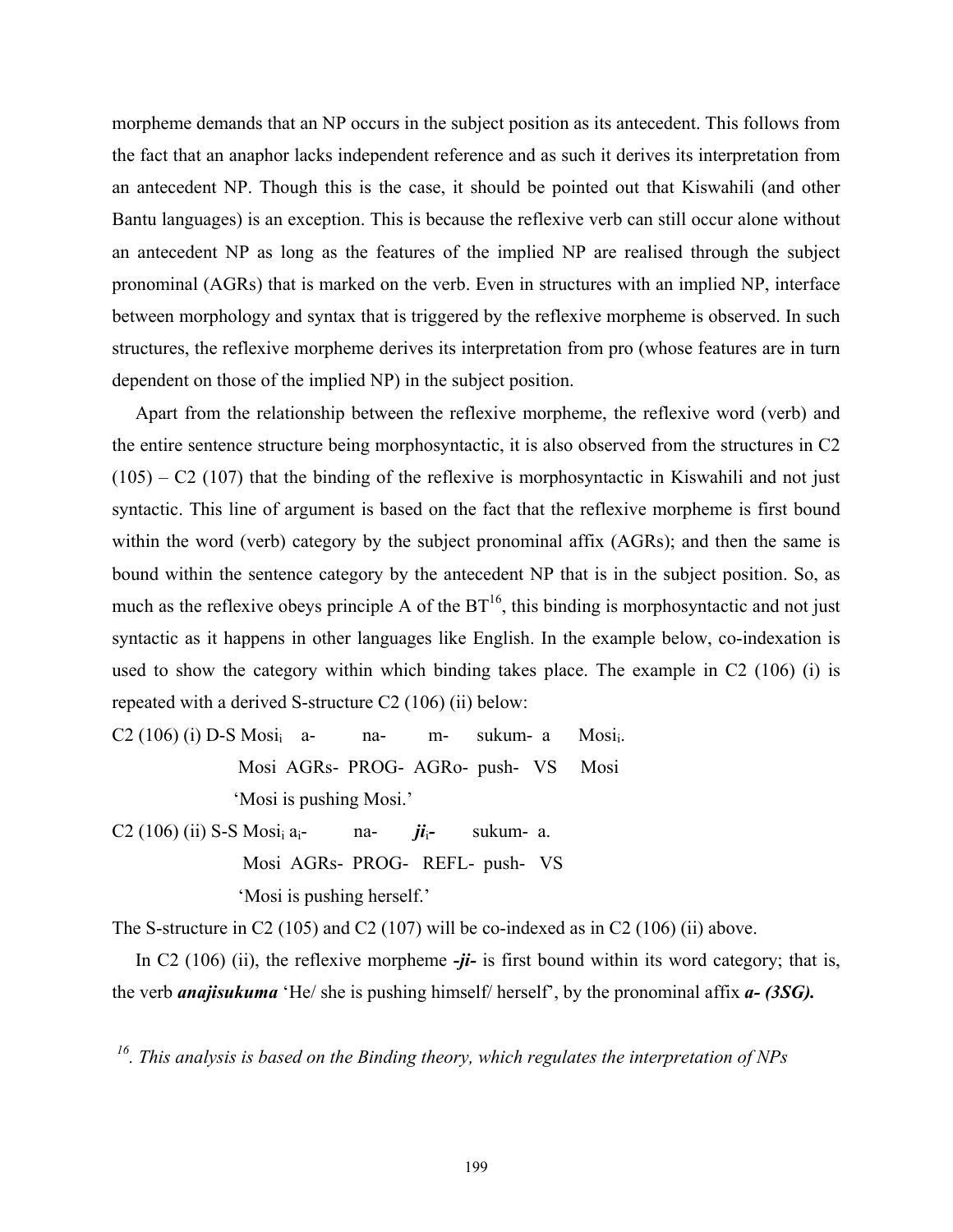morpheme demands that an NP occurs in the subject position as its antecedent. This follows from the fact that an anaphor lacks independent reference and as such it derives its interpretation from an antecedent NP. Though this is the case, it should be pointed out that Kiswahili (and other Bantu languages) is an exception. This is because the reflexive verb can still occur alone without an antecedent NP as long as the features of the implied NP are realised through the subject pronominal (AGRs) that is marked on the verb. Even in structures with an implied NP, interface between morphology and syntax that is triggered by the reflexive morpheme is observed. In such structures, the reflexive morpheme derives its interpretation from pro (whose features are in turn dependent on those of the implied NP) in the subject position.

Apart from the relationship between the reflexive morpheme, the reflexive word (verb) and the entire sentence structure being morphosyntactic, it is also observed from the structures in C2 (105) – C2 (107) that the binding of the reflexive is morphosyntactic in Kiswahili and not just syntactic. This line of argument is based on the fact that the reflexive morpheme is first bound within the word (verb) category by the subject pronominal affix (AGRs); and then the same is bound within the sentence category by the antecedent NP that is in the subject position. So, as much as the reflexive obeys principle A of the BT[16], this binding is morphosyntactic and not just syntactic as it happens in other languages like English. In the example below, co-indexation is used to show the category within which binding takes place. The example in C2 (106) (i) is repeated with a derived S-structure C2 (106) (ii) below:

C2 (106) (i) D-S Mosi$_i$ a- na- m- sukum- a Mosi$_i$.

Mosi AGRs- PROG- AGRo- push- VS Mosi

'Mosi is pushing Mosi.'

C2 (106) (ii) S-S Mosi$_i$ a$_i$- na- ***ji***$_i$**-** sukum- a.

Mosi AGRs- PROG- REFL- push- VS

'Mosi is pushing herself.'

The S-structure in C2 (105) and C2 (107) will be co-indexed as in C2 (106) (ii) above.

In C2 (106) (ii), the reflexive morpheme ***-ji-*** is first bound within its word category; that is, the verb ***anajisukuma*** 'He/ she is pushing himself/ herself', by the pronominal affix ***a- (3SG).***

[16]. *This analysis is based on the Binding theory, which regulates the interpretation of NPs*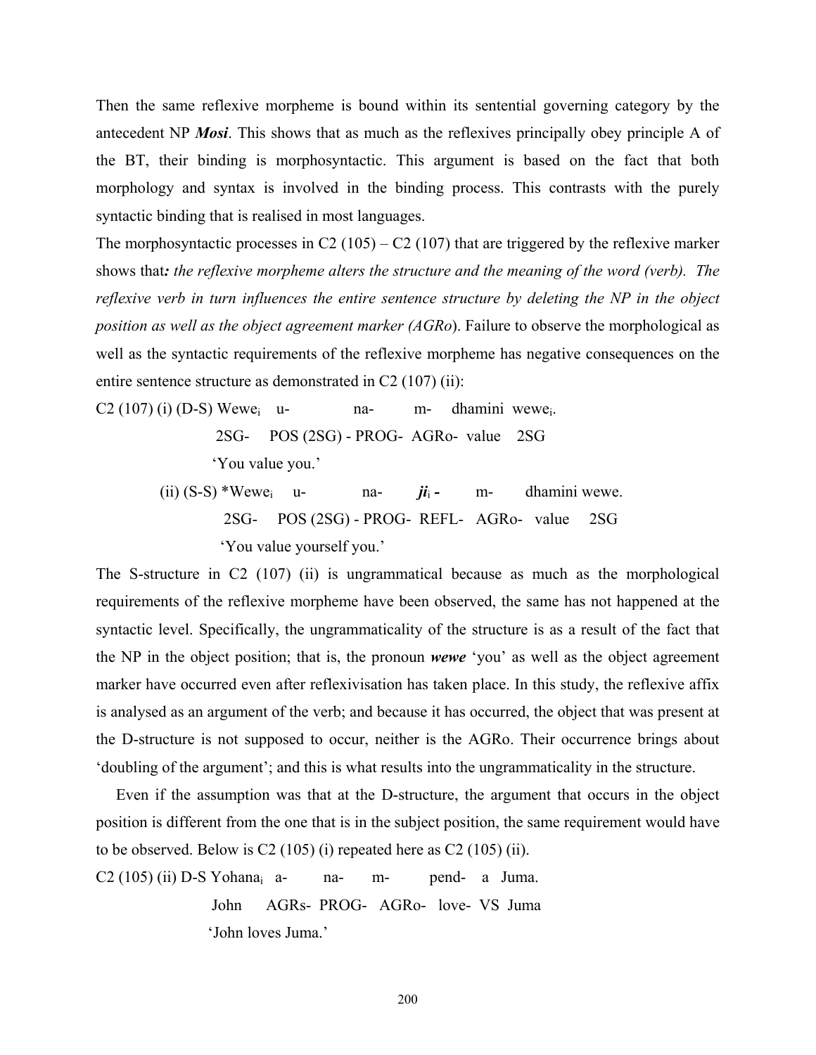Then the same reflexive morpheme is bound within its sentential governing category by the antecedent NP ***Mosi***. This shows that as much as the reflexives principally obey principle A of the BT, their binding is morphosyntactic. This argument is based on the fact that both morphology and syntax is involved in the binding process. This contrasts with the purely syntactic binding that is realised in most languages.

The morphosyntactic processes in C2 (105) – C2 (107) that are triggered by the reflexive marker shows that***:*** *the reflexive morpheme alters the structure and the meaning of the word (verb). The reflexive verb in turn influences the entire sentence structure by deleting the NP in the object position as well as the object agreement marker (AGRo*). Failure to observe the morphological as well as the syntactic requirements of the reflexive morpheme has negative consequences on the entire sentence structure as demonstrated in C2 (107) (ii):

C2 (107) (i) (D-S) Wewe$_i$ u- na- m- dhamini wewe$_i$.
2SG- POS (2SG) - PROG- AGRo- value 2SG
'You value you.'

(ii) (S-S) *Wewe$_i$ u- na- ***ji***$_i$ - m- dhamini wewe.
2SG- POS (2SG) - PROG- REFL- AGRo- value 2SG
'You value yourself you.'

The S-structure in C2 (107) (ii) is ungrammatical because as much as the morphological requirements of the reflexive morpheme have been observed, the same has not happened at the syntactic level. Specifically, the ungrammaticality of the structure is as a result of the fact that the NP in the object position; that is, the pronoun ***wewe*** 'you' as well as the object agreement marker have occurred even after reflexivisation has taken place. In this study, the reflexive affix is analysed as an argument of the verb; and because it has occurred, the object that was present at the D-structure is not supposed to occur, neither is the AGRo. Their occurrence brings about 'doubling of the argument'; and this is what results into the ungrammaticality in the structure.

Even if the assumption was that at the D-structure, the argument that occurs in the object position is different from the one that is in the subject position, the same requirement would have to be observed. Below is C2 (105) (i) repeated here as C2 (105) (ii).

C2 (105) (ii) D-S Yohana$_i$ a- na- m- pend- a Juma.
John AGRs- PROG- AGRo- love- VS Juma
'John loves Juma.'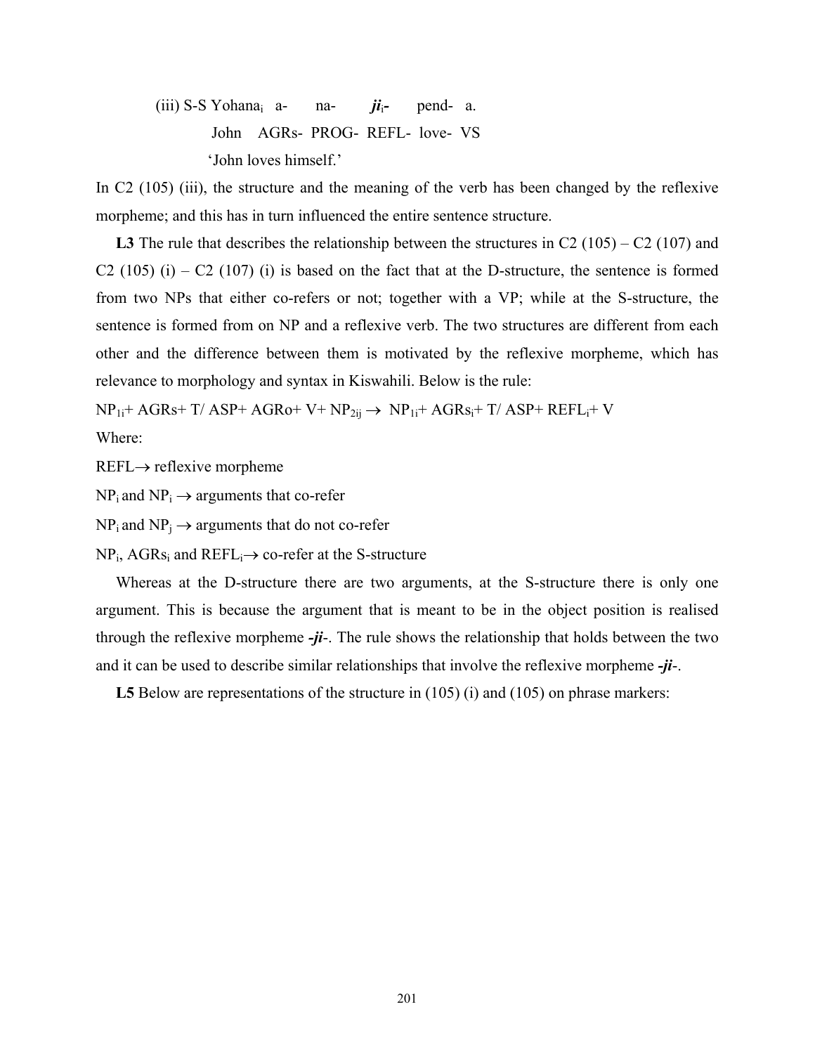(iii) S-S Yohana$_i$ a- na- ***ji***$_i$**-** pend- a.

John AGRs- PROG- REFL- love- VS

'John loves himself.'

In C2 (105) (iii), the structure and the meaning of the verb has been changed by the reflexive morpheme; and this has in turn influenced the entire sentence structure.

**L3** The rule that describes the relationship between the structures in C2 (105) – C2 (107) and C2 (105) (i) – C2 (107) (i) is based on the fact that at the D-structure, the sentence is formed from two NPs that either co-refers or not; together with a VP; while at the S-structure, the sentence is formed from on NP and a reflexive verb. The two structures are different from each other and the difference between them is motivated by the reflexive morpheme, which has relevance to morphology and syntax in Kiswahili. Below is the rule:

$NP_{1i}$+ AGRs+ T/ ASP+ AGRo+ V+ $NP_{2ij}$ $\rightarrow$ $NP_{1i}$+ $AGRs_i$+ T/ ASP+ $REFL_i$+ V

Where:

REFL$\rightarrow$ reflexive morpheme

$NP_i$ and $NP_i$ $\rightarrow$ arguments that co-refer

$NP_i$ and $NP_j$ $\rightarrow$ arguments that do not co-refer

$NP_i$, $AGRs_i$ and $REFL_i$$\rightarrow$ co-refer at the S-structure

Whereas at the D-structure there are two arguments, at the S-structure there is only one argument. This is because the argument that is meant to be in the object position is realised through the reflexive morpheme ***-ji***-. The rule shows the relationship that holds between the two and it can be used to describe similar relationships that involve the reflexive morpheme ***-ji***-.

**L5** Below are representations of the structure in (105) (i) and (105) on phrase markers: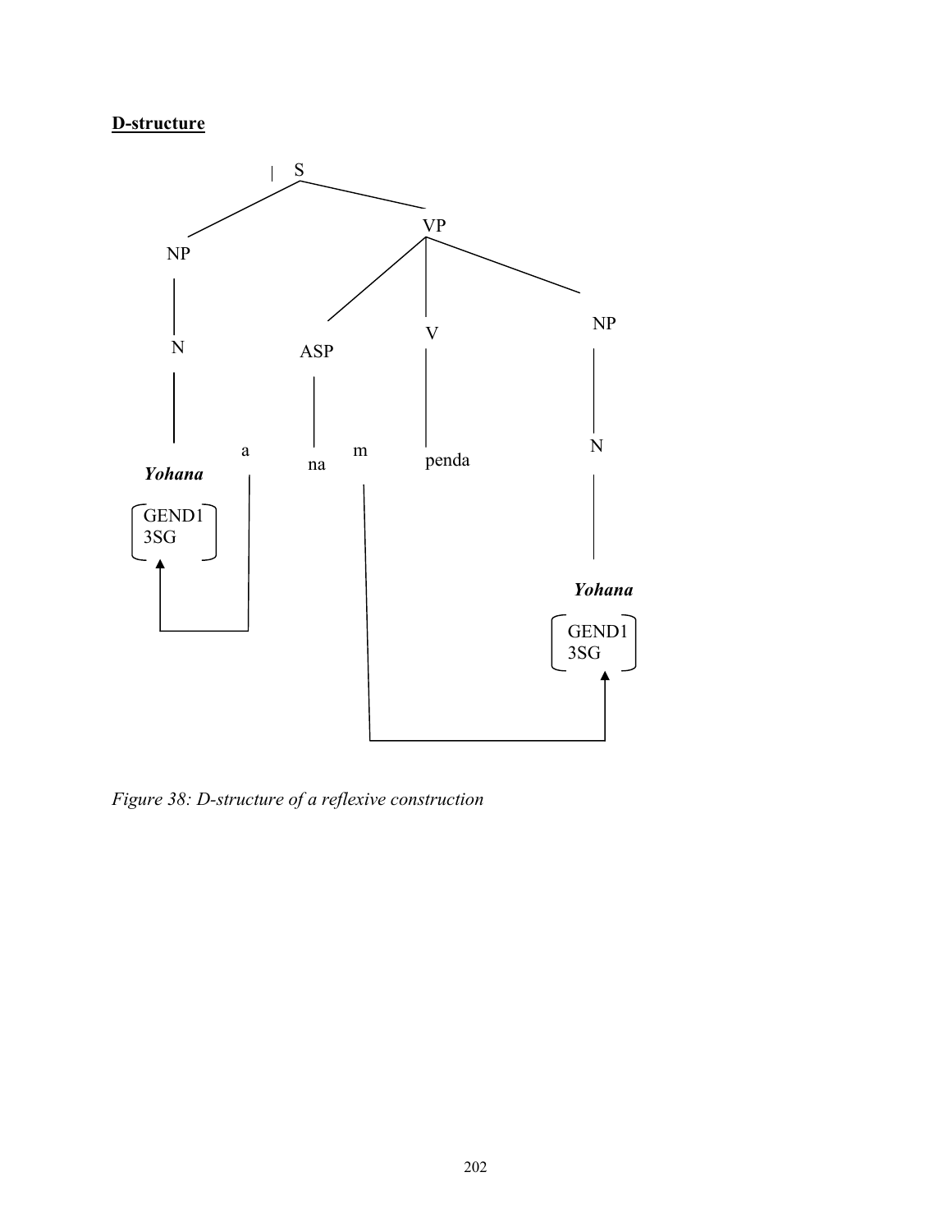**D-structure**

```
                    S
          __________|__________
         |                     |
         NP                    VP
         |          ___________|___________
         N         |           |           |
         |         ASP         V           NP
         |         |           |           |
      Yohana   a   na    m   penda         N
   [GEND1  ]   |         |                 |
   [3SG    ]   |         |               Yohana
       ^       |         |             [GEND1  ]
       |_______|         |             [3SG    ]
                         |                 ^
                         |_________________|
```

*Figure 38: D-structure of a reflexive construction*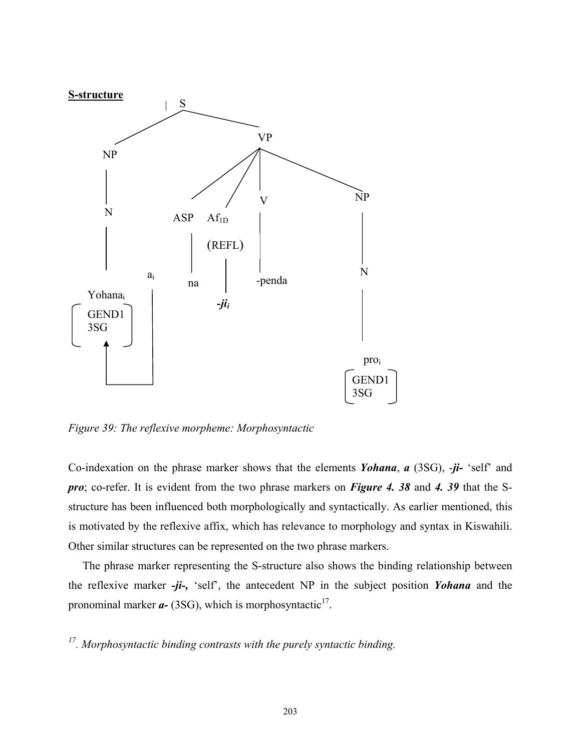**S-structure**

```
                    S
           _________|_________
          |                   |
          NP                  VP
          |        ___________|___________________
          N       |       |        |              |
          |      ASP    Af1D       V              NP
          |       |    (REFL)      |              |
          |  a_i  na     |       -penda           N
      Yohana_i    |    -ji_i                      |
     [GEND1]      |                             pro_i
     [3SG  ]      |                            [GEND1]
        ^         |                            [3SG  ]
        |_________|
```

*Figure 39: The reflexive morpheme: Morphosyntactic*

Co-indexation on the phrase marker shows that the elements ***Yohana***, ***a*** (3SG), -***ji***- 'self' and ***pro***; co-refer. It is evident from the two phrase markers on ***Figure 4. 38*** and ***4. 39*** that the S-structure has been influenced both morphologically and syntactically. As earlier mentioned, this is motivated by the reflexive affix, which has relevance to morphology and syntax in Kiswahili. Other similar structures can be represented on the two phrase markers.

The phrase marker representing the S-structure also shows the binding relationship between the reflexive marker ***-ji-,*** 'self', the antecedent NP in the subject position ***Yohana*** and the pronominal marker ***a-*** (3SG), which is morphosyntactic[17].

*[17]. Morphosyntactic binding contrasts with the purely syntactic binding.*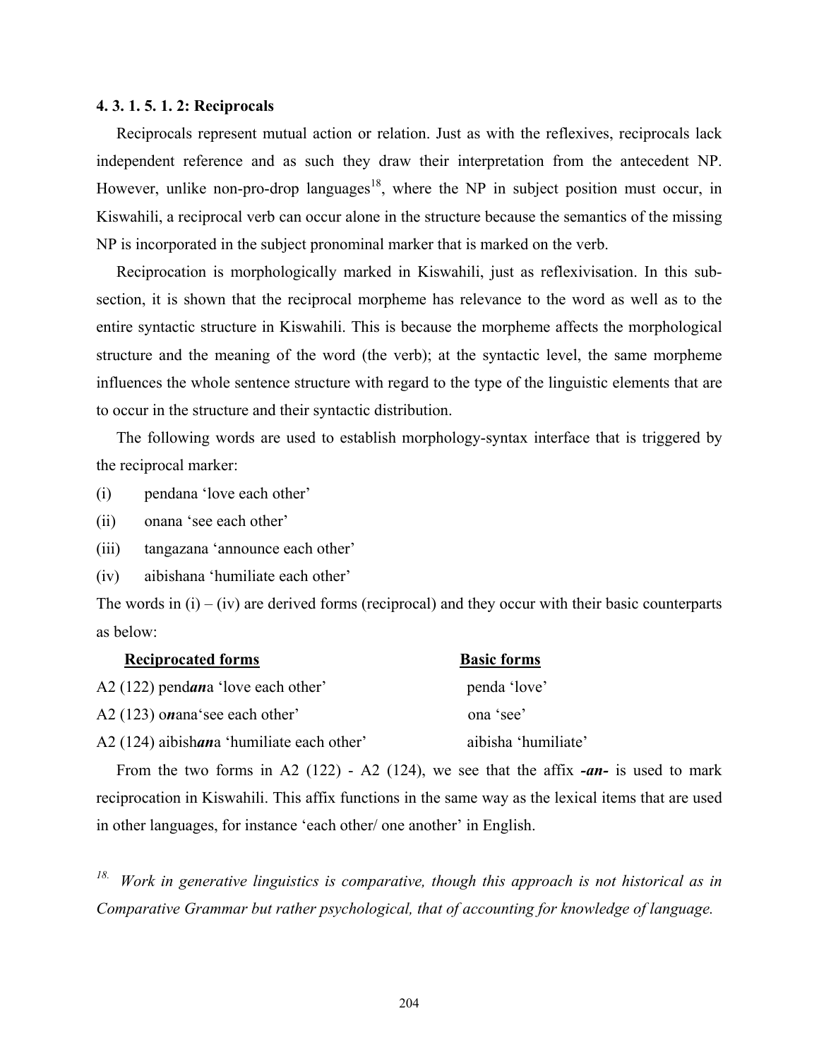#### 4. 3. 1. 5. 1. 2: Reciprocals

Reciprocals represent mutual action or relation. Just as with the reflexives, reciprocals lack independent reference and as such they draw their interpretation from the antecedent NP. However, unlike non-pro-drop languages[18], where the NP in subject position must occur, in Kiswahili, a reciprocal verb can occur alone in the structure because the semantics of the missing NP is incorporated in the subject pronominal marker that is marked on the verb.

Reciprocation is morphologically marked in Kiswahili, just as reflexivisation. In this sub-section, it is shown that the reciprocal morpheme has relevance to the word as well as to the entire syntactic structure in Kiswahili. This is because the morpheme affects the morphological structure and the meaning of the word (the verb); at the syntactic level, the same morpheme influences the whole sentence structure with regard to the type of the linguistic elements that are to occur in the structure and their syntactic distribution.

The following words are used to establish morphology-syntax interface that is triggered by the reciprocal marker:

(i) pendana 'love each other'

(ii) onana 'see each other'

(iii) tangazana 'announce each other'

(iv) aibishana 'humiliate each other'

The words in (i) – (iv) are derived forms (reciprocal) and they occur with their basic counterparts as below:

| **Reciprocated forms** | **Basic forms** |
|---|---|
| A2 (122) pend***an***a 'love each other' | penda 'love' |
| A2 (123) o***n***ana'see each other' | ona 'see' |
| A2 (124) aibish***an***a 'humiliate each other' | aibisha 'humiliate' |

From the two forms in A2 (122) - A2 (124), we see that the affix ***-an-*** is used to mark reciprocation in Kiswahili. This affix functions in the same way as the lexical items that are used in other languages, for instance 'each other/ one another' in English.

---

[18]. *Work in generative linguistics is comparative, though this approach is not historical as in Comparative Grammar but rather psychological, that of accounting for knowledge of language.*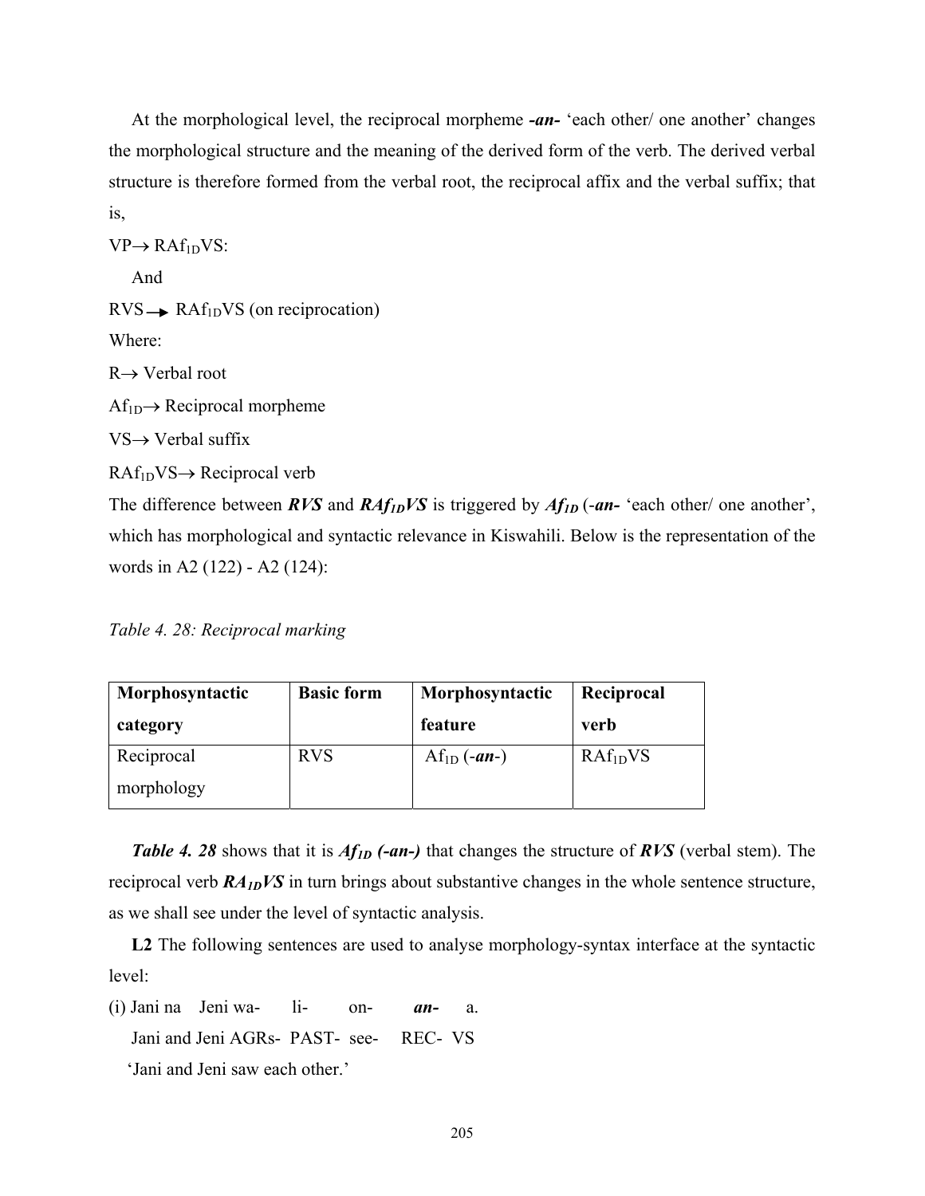At the morphological level, the reciprocal morpheme ***-an-*** 'each other/ one another' changes the morphological structure and the meaning of the derived form of the verb. The derived verbal structure is therefore formed from the verbal root, the reciprocal affix and the verbal suffix; that is,

$VP \rightarrow RAf_{1D}VS$:

And

$RVS \rightarrow RAf_{1D}VS$ (on reciprocation)

Where:

$R \rightarrow$ Verbal root

$Af_{1D} \rightarrow$ Reciprocal morpheme

$VS \rightarrow$ Verbal suffix

$RAf_{1D}VS \rightarrow$ Reciprocal verb

The difference between ***RVS*** and ***$RAf_{1D}VS$*** is triggered by ***$Af_{1D}$*** (***-an-*** 'each other/ one another', which has morphological and syntactic relevance in Kiswahili. Below is the representation of the words in A2 (122) - A2 (124):

*Table 4. 28: Reciprocal marking*

| **Morphosyntactic category** | **Basic form** | **Morphosyntactic feature** | **Reciprocal verb** |
|---|---|---|---|
| Reciprocal morphology | RVS | $Af_{1D}$ (***-an-***) | $RAf_{1D}VS$ |

***Table 4. 28*** shows that it is ***$Af_{1D}$ (-an-)*** that changes the structure of ***RVS*** (verbal stem). The reciprocal verb ***$RA_{1D}VS$*** in turn brings about substantive changes in the whole sentence structure, as we shall see under the level of syntactic analysis.

**L2** The following sentences are used to analyse morphology-syntax interface at the syntactic level:

(i) Jani na Jeni wa- li- on- ***an-*** a.
Jani and Jeni AGRs- PAST- see- REC- VS
'Jani and Jeni saw each other.'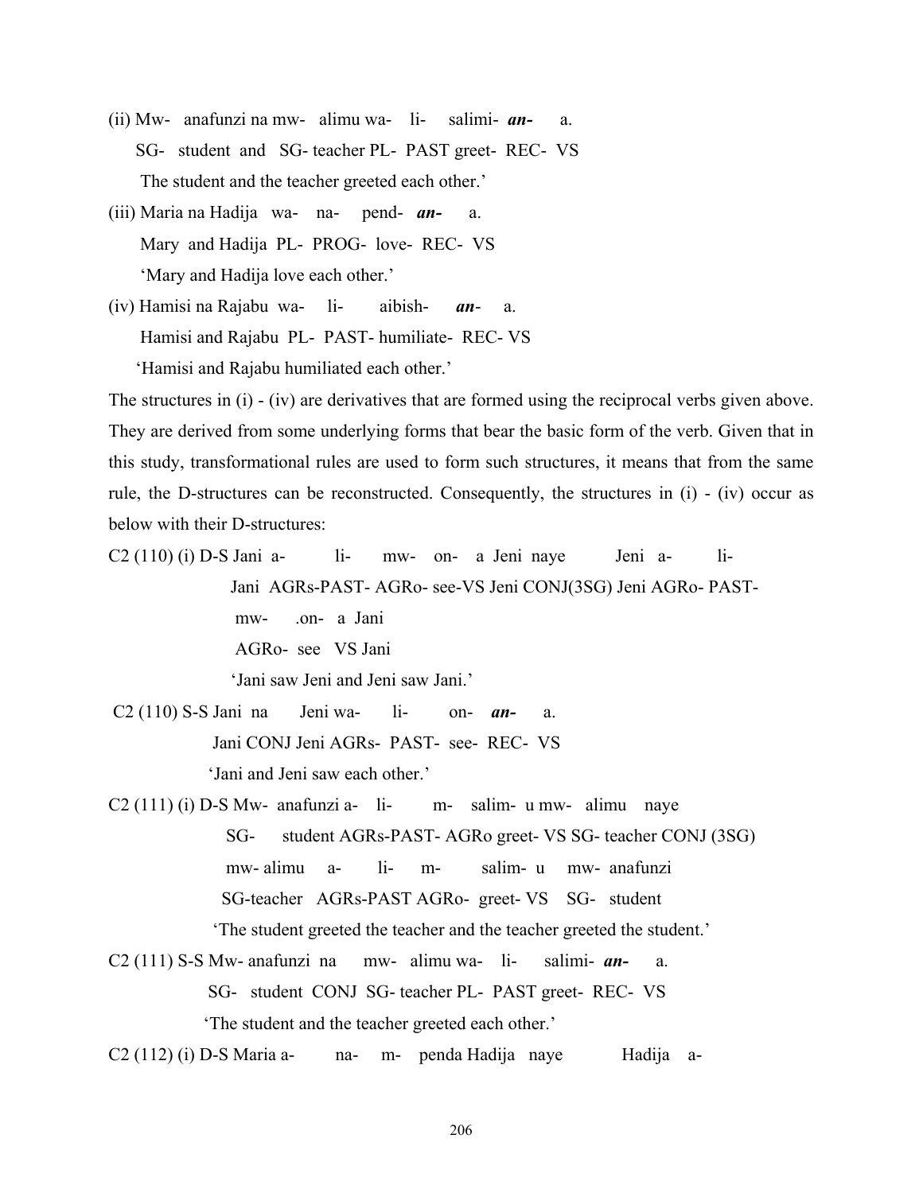(ii) Mw- anafunzi na mw- alimu wa- li- salimi- ***an-*** a.

SG- student and SG- teacher PL- PAST greet- REC- VS

The student and the teacher greeted each other.'

(iii) Maria na Hadija wa- na- pend- ***an-*** a.

Mary and Hadija PL- PROG- love- REC- VS

'Mary and Hadija love each other.'

(iv) Hamisi na Rajabu wa- li- aibish- ***an-*** a.

Hamisi and Rajabu PL- PAST- humiliate- REC- VS

'Hamisi and Rajabu humiliated each other.'

The structures in (i) - (iv) are derivatives that are formed using the reciprocal verbs given above. They are derived from some underlying forms that bear the basic form of the verb. Given that in this study, transformational rules are used to form such structures, it means that from the same rule, the D-structures can be reconstructed. Consequently, the structures in (i) - (iv) occur as below with their D-structures:

C2 (110) (i) D-S Jani a- li- mw- on- a Jeni naye Jeni a- li-

Jani AGRs-PAST- AGRo- see-VS Jeni CONJ(3SG) Jeni AGRo- PAST-

mw- .on- a Jani

AGRo- see VS Jani

'Jani saw Jeni and Jeni saw Jani.'

C2 (110) S-S Jani na Jeni wa- li- on- ***an-*** a.

Jani CONJ Jeni AGRs- PAST- see- REC- VS

'Jani and Jeni saw each other.'

C2 (111) (i) D-S Mw- anafunzi a- li- m- salim- u mw- alimu naye

SG- student AGRs-PAST- AGRo greet- VS SG- teacher CONJ (3SG)

mw- alimu a- li- m- salim- u mw- anafunzi

SG-teacher AGRs-PAST AGRo- greet- VS SG- student

'The student greeted the teacher and the teacher greeted the student.'

C2 (111) S-S Mw- anafunzi na mw- alimu wa- li- salimi- ***an-*** a.

SG- student CONJ SG- teacher PL- PAST greet- REC- VS

'The student and the teacher greeted each other.'

C2 (112) (i) D-S Maria a- na- m- penda Hadija naye Hadija a-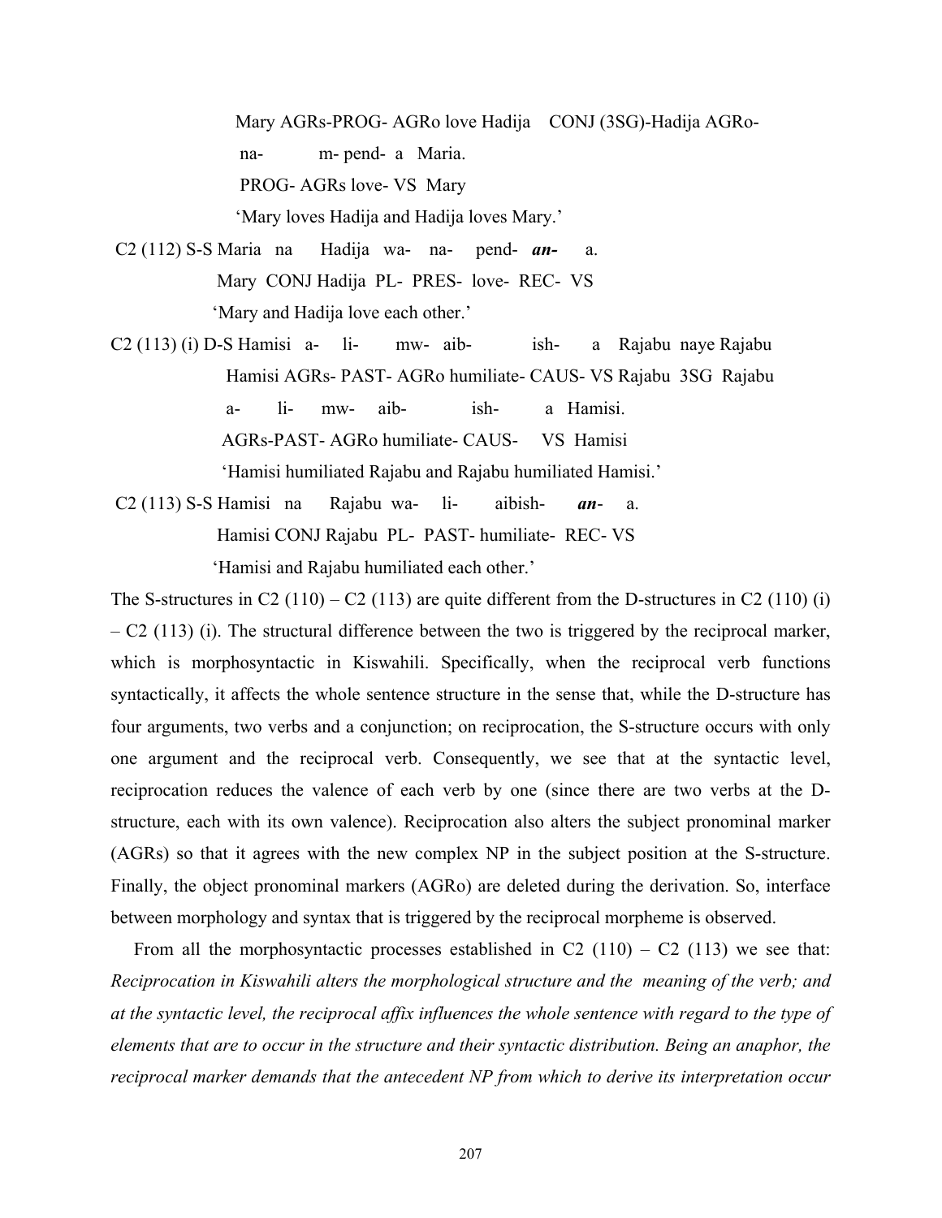Mary AGRs-PROG- AGRo love Hadija CONJ (3SG)-Hadija AGRo-

na- m- pend- a Maria.

PROG- AGRs love- VS Mary

'Mary loves Hadija and Hadija loves Mary.'

C2 (112) S-S Maria na Hadija wa- na- pend- ***an-*** a.

Mary CONJ Hadija PL- PRES- love- REC- VS

'Mary and Hadija love each other.'

C2 (113) (i) D-S Hamisi a- li- mw- aib- ish- a Rajabu naye Rajabu

Hamisi AGRs- PAST- AGRo humiliate- CAUS- VS Rajabu 3SG Rajabu

a- li- mw- aib- ish- a Hamisi.

AGRs-PAST- AGRo humiliate- CAUS- VS Hamisi

'Hamisi humiliated Rajabu and Rajabu humiliated Hamisi.'

C2 (113) S-S Hamisi na Rajabu wa- li- aibish- ***an-*** a.

Hamisi CONJ Rajabu PL- PAST- humiliate- REC- VS

'Hamisi and Rajabu humiliated each other.'

The S-structures in C2 (110) – C2 (113) are quite different from the D-structures in C2 (110) (i) – C2 (113) (i). The structural difference between the two is triggered by the reciprocal marker, which is morphosyntactic in Kiswahili. Specifically, when the reciprocal verb functions syntactically, it affects the whole sentence structure in the sense that, while the D-structure has four arguments, two verbs and a conjunction; on reciprocation, the S-structure occurs with only one argument and the reciprocal verb. Consequently, we see that at the syntactic level, reciprocation reduces the valence of each verb by one (since there are two verbs at the D-structure, each with its own valence). Reciprocation also alters the subject pronominal marker (AGRs) so that it agrees with the new complex NP in the subject position at the S-structure. Finally, the object pronominal markers (AGRo) are deleted during the derivation. So, interface between morphology and syntax that is triggered by the reciprocal morpheme is observed.

From all the morphosyntactic processes established in C2 (110) – C2 (113) we see that: *Reciprocation in Kiswahili alters the morphological structure and the meaning of the verb; and at the syntactic level, the reciprocal affix influences the whole sentence with regard to the type of elements that are to occur in the structure and their syntactic distribution. Being an anaphor, the reciprocal marker demands that the antecedent NP from which to derive its interpretation occur*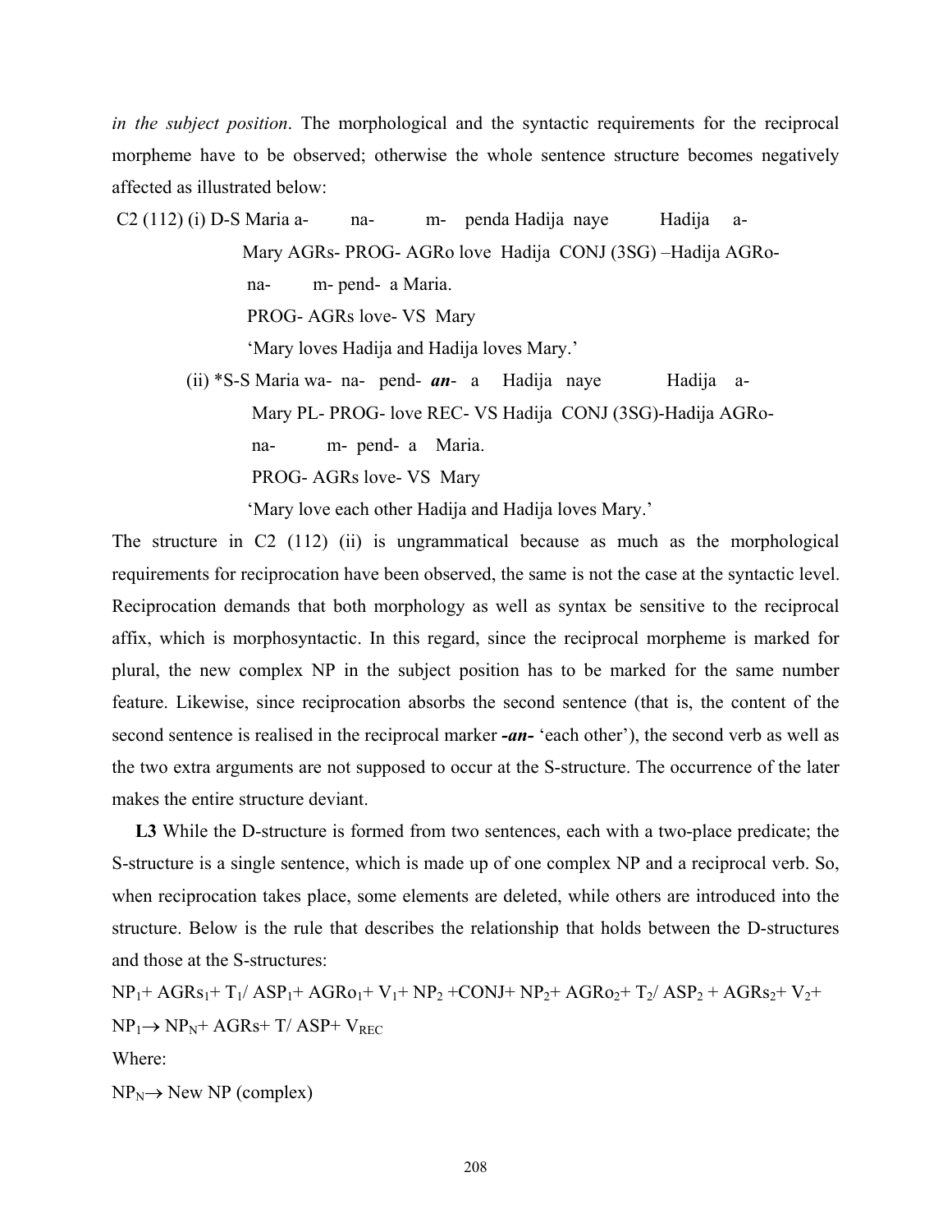*in the subject position*. The morphological and the syntactic requirements for the reciprocal morpheme have to be observed; otherwise the whole sentence structure becomes negatively affected as illustrated below:

C2 (112) (i) D-S Maria a- na- m- penda Hadija naye Hadija a-
Mary AGRs- PROG- AGRo love Hadija CONJ (3SG) –Hadija AGRo-
na- m- pend- a Maria.
PROG- AGRs love- VS Mary
'Mary loves Hadija and Hadija loves Mary.'

(ii) *S-S Maria wa- na- pend- ***an***- a Hadija naye Hadija a-
Mary PL- PROG- love REC- VS Hadija CONJ (3SG)-Hadija AGRo-
na- m- pend- a Maria.
PROG- AGRs love- VS Mary
'Mary love each other Hadija and Hadija loves Mary.'

The structure in C2 (112) (ii) is ungrammatical because as much as the morphological requirements for reciprocation have been observed, the same is not the case at the syntactic level. Reciprocation demands that both morphology as well as syntax be sensitive to the reciprocal affix, which is morphosyntactic. In this regard, since the reciprocal morpheme is marked for plural, the new complex NP in the subject position has to be marked for the same number feature. Likewise, since reciprocation absorbs the second sentence (that is, the content of the second sentence is realised in the reciprocal marker ***-an-*** 'each other'), the second verb as well as the two extra arguments are not supposed to occur at the S-structure. The occurrence of the later makes the entire structure deviant.

**L3** While the D-structure is formed from two sentences, each with a two-place predicate; the S-structure is a single sentence, which is made up of one complex NP and a reciprocal verb. So, when reciprocation takes place, some elements are deleted, while others are introduced into the structure. Below is the rule that describes the relationship that holds between the D-structures and those at the S-structures:

$NP_1 + AGRs_1 + T_1/\ ASP_1 + AGRo_1 + V_1 + NP_2 + CONJ + NP_2 + AGRo_2 + T_2/\ ASP_2 + AGRs_2 + V_2 + NP_1 \rightarrow NP_N + AGRs + T/\ ASP + V_{REC}$

Where:

$NP_N \rightarrow$ New NP (complex)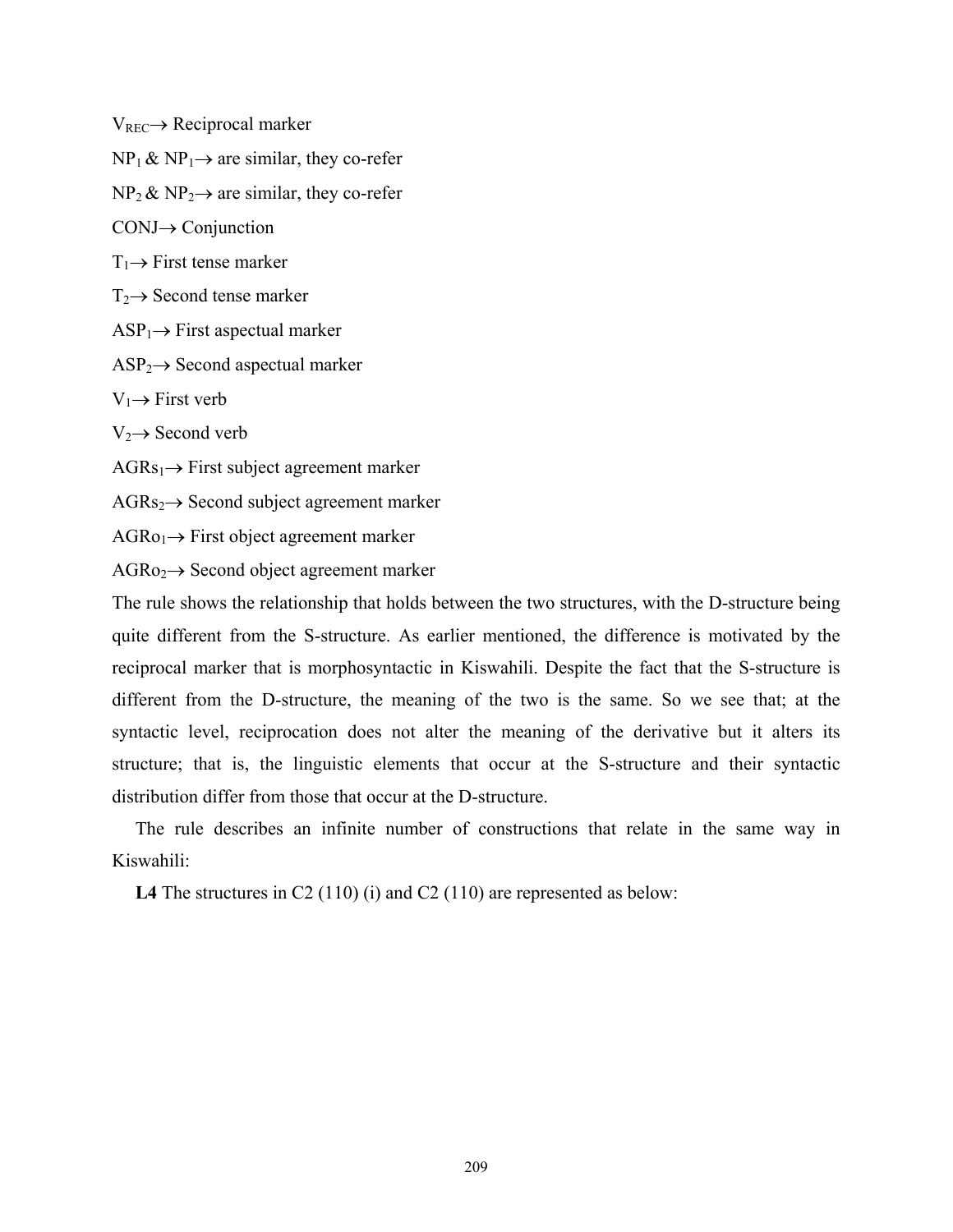$V_{REC} \rightarrow$ Reciprocal marker

$NP_1$ & $NP_1 \rightarrow$ are similar, they co-refer

$NP_2$ & $NP_2 \rightarrow$ are similar, they co-refer

CONJ$\rightarrow$ Conjunction

$T_1 \rightarrow$ First tense marker

$T_2 \rightarrow$ Second tense marker

$ASP_1 \rightarrow$ First aspectual marker

$ASP_2 \rightarrow$ Second aspectual marker

$V_1 \rightarrow$ First verb

$V_2 \rightarrow$ Second verb

$AGRs_1 \rightarrow$ First subject agreement marker

$AGRs_2 \rightarrow$ Second subject agreement marker

$AGRo_1 \rightarrow$ First object agreement marker

$AGRo_2 \rightarrow$ Second object agreement marker

The rule shows the relationship that holds between the two structures, with the D-structure being quite different from the S-structure. As earlier mentioned, the difference is motivated by the reciprocal marker that is morphosyntactic in Kiswahili. Despite the fact that the S-structure is different from the D-structure, the meaning of the two is the same. So we see that; at the syntactic level, reciprocation does not alter the meaning of the derivative but it alters its structure; that is, the linguistic elements that occur at the S-structure and their syntactic distribution differ from those that occur at the D-structure.

The rule describes an infinite number of constructions that relate in the same way in Kiswahili:

**L4** The structures in C2 (110) (i) and C2 (110) are represented as below: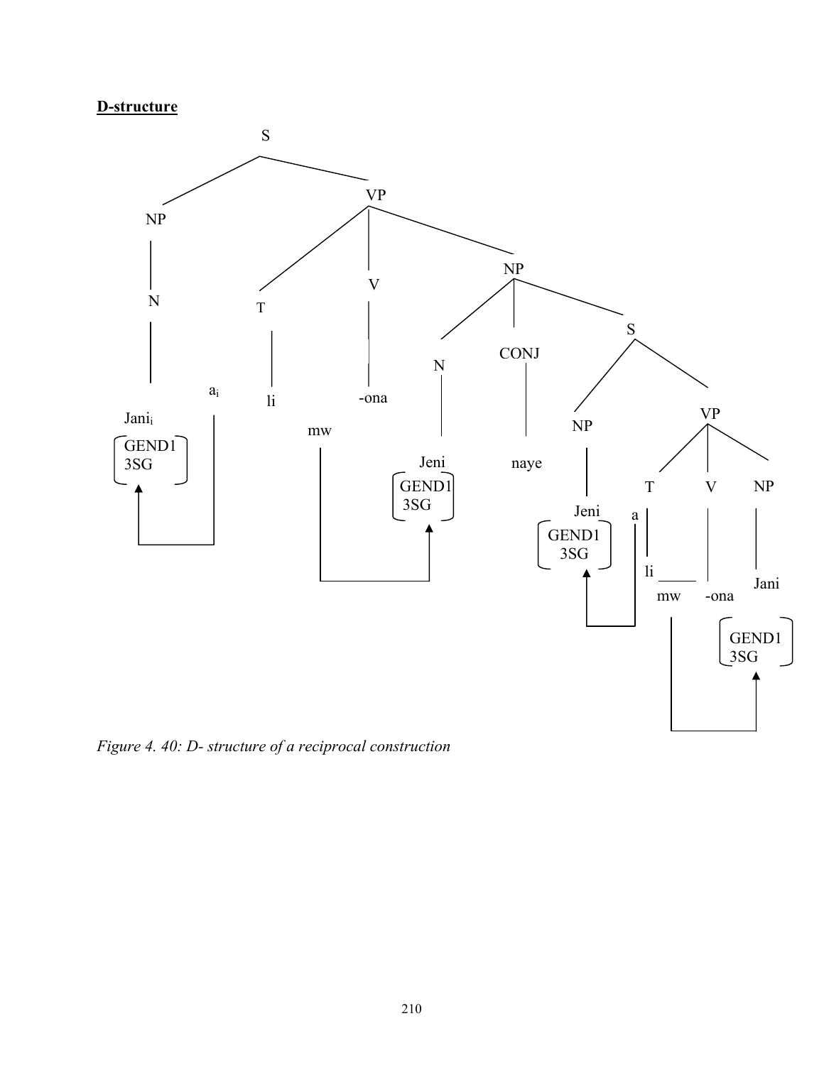**D-structure**

```
S
├── NP
│   └── N
│       └── Jani_i [GEND1 3SG]   (← a_i)
└── VP
    ├── T
    │   └── li
    ├── V
    │   └── -ona   (mw → Jeni)
    └── NP
        ├── N
        │   └── Jeni [GEND1 3SG]
        ├── CONJ
        │   └── naye
        └── S
            ├── NP
            │   └── Jeni [GEND1 3SG]   (← a)
            └── VP
                ├── T
                │   └── li
                ├── V
                │   └── mw -ona   (mw → Jani)
                └── NP
                    └── Jani [GEND1 3SG]
```

*Figure 4. 40: D- structure of a reciprocal construction*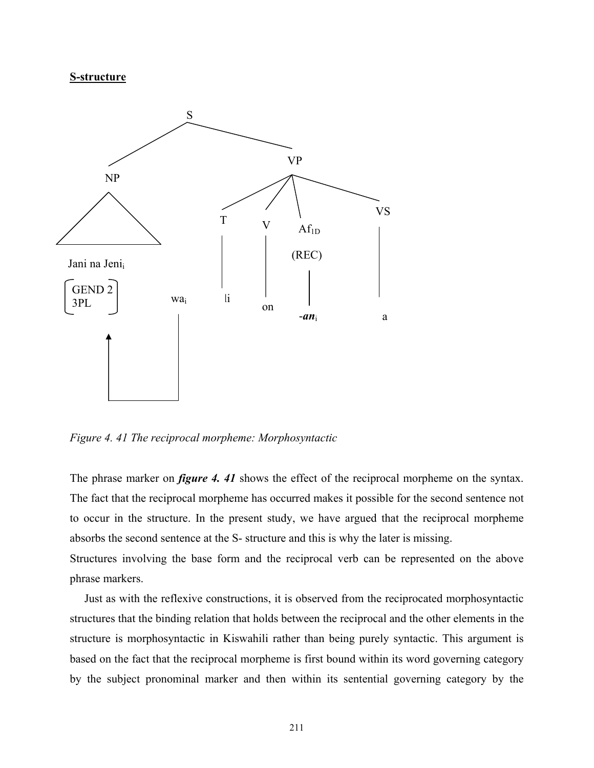**S-structure**

```
                    S
                  /   \
                NP     VP
               /\    /  |   |      \
              /  \  T   V   Af1D    VS
             /____\ |   |   (REC)   |
                    |   |    |      |
Jani na Jeni_i      |   |    |      |
[GEND 2]    wa_i    li  on  -an_i   a
[3PL   ]     |
    ^        |
    |________|
```

*Figure 4. 41 The reciprocal morpheme: Morphosyntactic*

The phrase marker on ***figure 4. 41*** shows the effect of the reciprocal morpheme on the syntax. The fact that the reciprocal morpheme has occurred makes it possible for the second sentence not to occur in the structure. In the present study, we have argued that the reciprocal morpheme absorbs the second sentence at the S- structure and this is why the later is missing.

Structures involving the base form and the reciprocal verb can be represented on the above phrase markers.

Just as with the reflexive constructions, it is observed from the reciprocated morphosyntactic structures that the binding relation that holds between the reciprocal and the other elements in the structure is morphosyntactic in Kiswahili rather than being purely syntactic. This argument is based on the fact that the reciprocal morpheme is first bound within its word governing category by the subject pronominal marker and then within its sentential governing category by the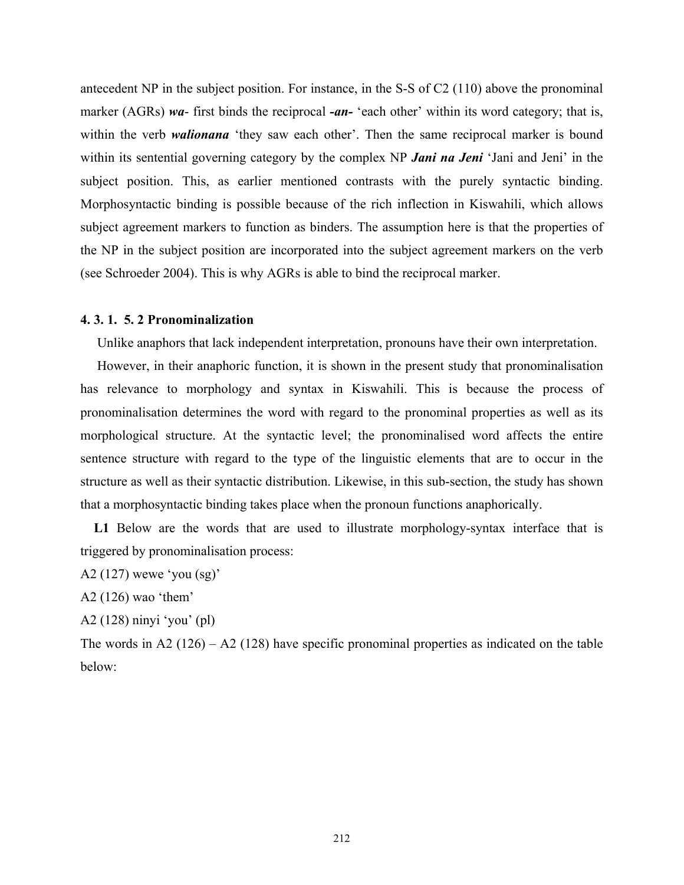antecedent NP in the subject position. For instance, in the S-S of C2 (110) above the pronominal marker (AGRs) ***wa***- first binds the reciprocal ***-an-*** 'each other' within its word category; that is, within the verb ***walionana*** 'they saw each other'. Then the same reciprocal marker is bound within its sentential governing category by the complex NP ***Jani na Jeni*** 'Jani and Jeni' in the subject position. This, as earlier mentioned contrasts with the purely syntactic binding. Morphosyntactic binding is possible because of the rich inflection in Kiswahili, which allows subject agreement markers to function as binders. The assumption here is that the properties of the NP in the subject position are incorporated into the subject agreement markers on the verb (see Schroeder 2004). This is why AGRs is able to bind the reciprocal marker.

#### 4. 3. 1. 5. 2 Pronominalization

Unlike anaphors that lack independent interpretation, pronouns have their own interpretation.

However, in their anaphoric function, it is shown in the present study that pronominalisation has relevance to morphology and syntax in Kiswahili. This is because the process of pronominalisation determines the word with regard to the pronominal properties as well as its morphological structure. At the syntactic level; the pronominalised word affects the entire sentence structure with regard to the type of the linguistic elements that are to occur in the structure as well as their syntactic distribution. Likewise, in this sub-section, the study has shown that a morphosyntactic binding takes place when the pronoun functions anaphorically.

**L1** Below are the words that are used to illustrate morphology-syntax interface that is triggered by pronominalisation process:

A2 (127) wewe 'you (sg)'

A2 (126) wao 'them'

A2 (128) ninyi 'you' (pl)

The words in A2 (126) – A2 (128) have specific pronominal properties as indicated on the table below: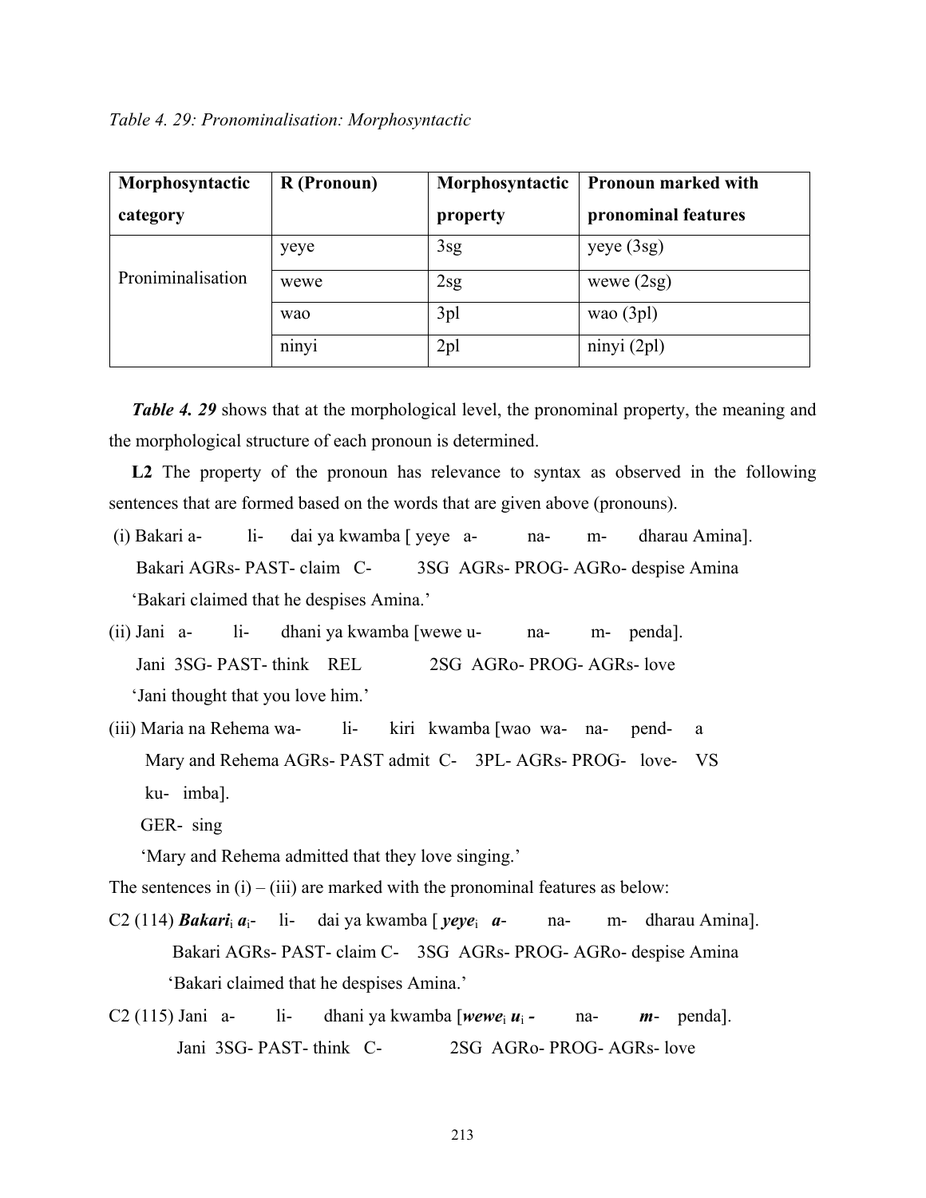*Table 4. 29: Pronominalisation: Morphosyntactic*

| Morphosyntactic category | R (Pronoun) | Morphosyntactic property | Pronoun marked with pronominal features |
|---|---|---|---|
| Proniminalisation | yeye | 3sg | yeye (3sg) |
| | wewe | 2sg | wewe (2sg) |
| | wao | 3pl | wao (3pl) |
| | ninyi | 2pl | ninyi (2pl) |

***Table 4. 29*** shows that at the morphological level, the pronominal property, the meaning and the morphological structure of each pronoun is determined.

**L2** The property of the pronoun has relevance to syntax as observed in the following sentences that are formed based on the words that are given above (pronouns).

(i) Bakari a- li- dai ya kwamba [ yeye a- na- m- dharau Amina].
   Bakari AGRs- PAST- claim C- 3SG AGRs- PROG- AGRo- despise Amina
   'Bakari claimed that he despises Amina.'

(ii) Jani a- li- dhani ya kwamba [wewe u- na- m- penda].
   Jani 3SG- PAST- think REL 2SG AGRo- PROG- AGRs- love
   'Jani thought that you love him.'

(iii) Maria na Rehema wa- li- kiri kwamba [wao wa- na- pend- a
   Mary and Rehema AGRs- PAST admit C- 3PL- AGRs- PROG- love- VS
   ku- imba].
   GER- sing
   'Mary and Rehema admitted that they love singing.'

The sentences in (i) – (iii) are marked with the pronominal features as below:

C2 (114) ***Bakari***$_i$ ***a***$_i$- li- dai ya kwamba [ ***yeye***$_i$ ***a***- na- m- dharau Amina].
   Bakari AGRs- PAST- claim C- 3SG AGRs- PROG- AGRo- despise Amina
   'Bakari claimed that he despises Amina.'

C2 (115) Jani a- li- dhani ya kwamba [***wewe***$_i$ ***u***$_i$ **-** na- ***m***- penda].
   Jani 3SG- PAST- think C- 2SG AGRo- PROG- AGRs- love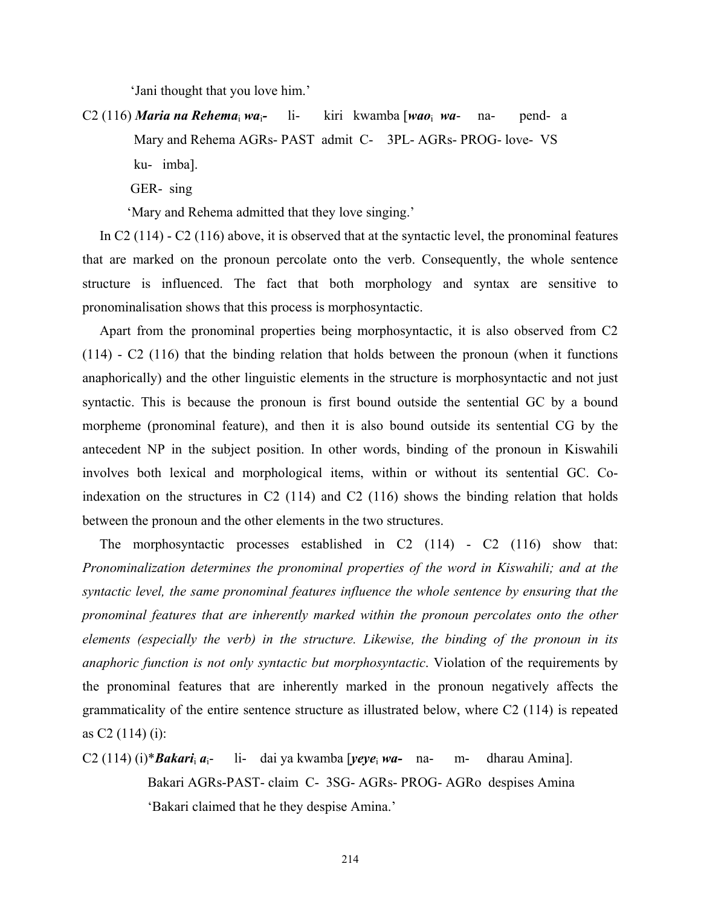'Jani thought that you love him.'

C2 (116) ***Maria na Rehema***$_i$ ***wa***$_i$**-** li- kiri kwamba [***wao***$_i$ ***wa***- na- pend- a

Mary and Rehema AGRs- PAST admit C- 3PL- AGRs- PROG- love- VS

ku- imba].

GER- sing

'Mary and Rehema admitted that they love singing.'

In C2 (114) - C2 (116) above, it is observed that at the syntactic level, the pronominal features that are marked on the pronoun percolate onto the verb. Consequently, the whole sentence structure is influenced. The fact that both morphology and syntax are sensitive to pronominalisation shows that this process is morphosyntactic.

Apart from the pronominal properties being morphosyntactic, it is also observed from C2 (114) - C2 (116) that the binding relation that holds between the pronoun (when it functions anaphorically) and the other linguistic elements in the structure is morphosyntactic and not just syntactic. This is because the pronoun is first bound outside the sentential GC by a bound morpheme (pronominal feature), and then it is also bound outside its sentential CG by the antecedent NP in the subject position. In other words, binding of the pronoun in Kiswahili involves both lexical and morphological items, within or without its sentential GC. Co-indexation on the structures in C2 (114) and C2 (116) shows the binding relation that holds between the pronoun and the other elements in the two structures.

The morphosyntactic processes established in C2 (114) - C2 (116) show that: *Pronominalization determines the pronominal properties of the word in Kiswahili; and at the syntactic level, the same pronominal features influence the whole sentence by ensuring that the pronominal features that are inherently marked within the pronoun percolates onto the other elements (especially the verb) in the structure. Likewise, the binding of the pronoun in its anaphoric function is not only syntactic but morphosyntactic*. Violation of the requirements by the pronominal features that are inherently marked in the pronoun negatively affects the grammaticality of the entire sentence structure as illustrated below, where C2 (114) is repeated as C2 (114) (i):

C2 (114) (i)****Bakari***$_i$ ***a***$_i$- li- dai ya kwamba [***yeye***$_i$ ***wa-*** na- m- dharau Amina].

Bakari AGRs-PAST- claim C- 3SG- AGRs- PROG- AGRo despises Amina

'Bakari claimed that he they despise Amina.'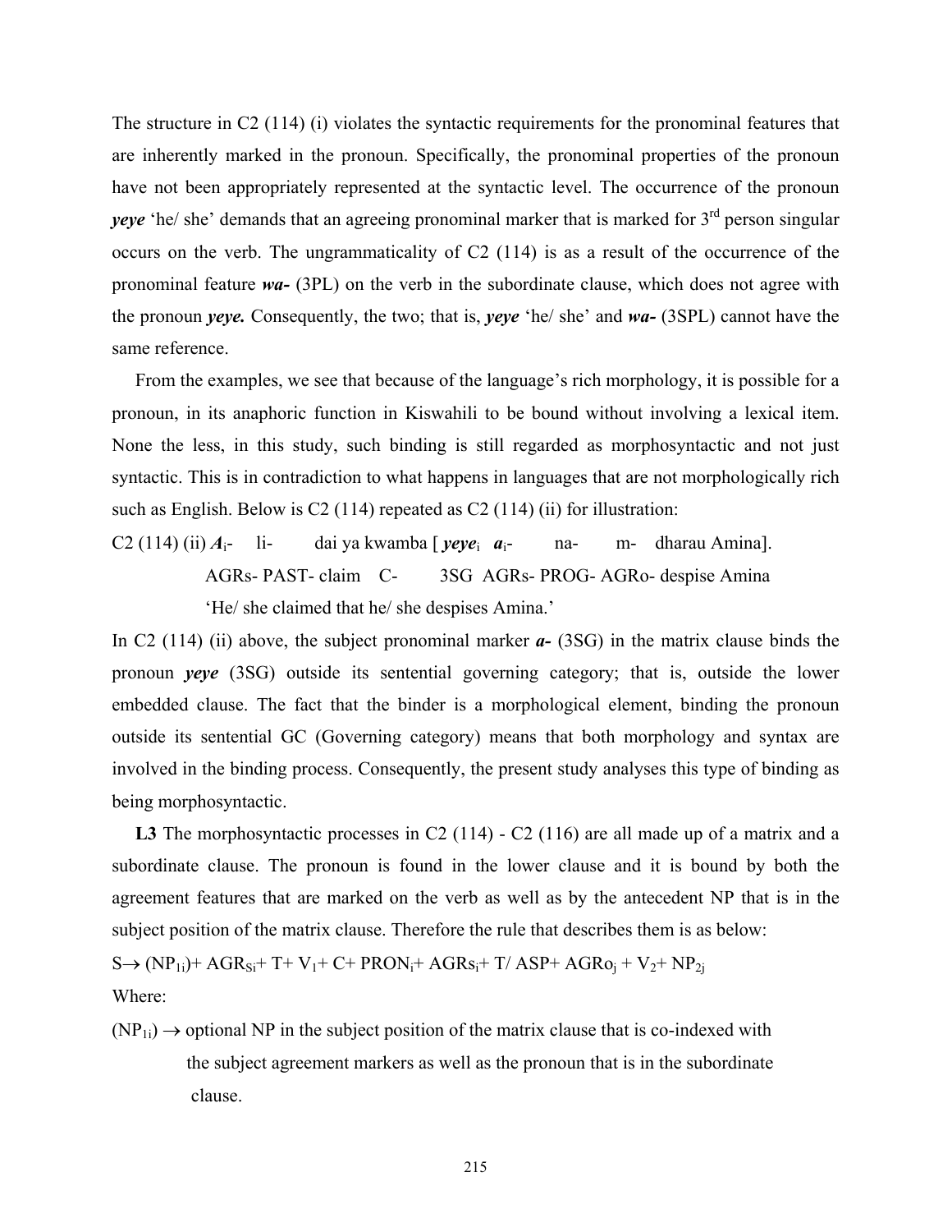The structure in C2 (114) (i) violates the syntactic requirements for the pronominal features that are inherently marked in the pronoun. Specifically, the pronominal properties of the pronoun have not been appropriately represented at the syntactic level. The occurrence of the pronoun ***yeye*** 'he/ she' demands that an agreeing pronominal marker that is marked for 3rd person singular occurs on the verb. The ungrammaticality of C2 (114) is as a result of the occurrence of the pronominal feature ***wa-*** (3PL) on the verb in the subordinate clause, which does not agree with the pronoun ***yeye.*** Consequently, the two; that is, ***yeye*** 'he/ she' and ***wa-*** (3SPL) cannot have the same reference.

From the examples, we see that because of the language's rich morphology, it is possible for a pronoun, in its anaphoric function in Kiswahili to be bound without involving a lexical item. None the less, in this study, such binding is still regarded as morphosyntactic and not just syntactic. This is in contradiction to what happens in languages that are not morphologically rich such as English. Below is C2 (114) repeated as C2 (114) (ii) for illustration:

C2 (114) (ii) ***A***$_i$- li- dai ya kwamba [ ***yeye***$_i$ ***a***$_i$- na- m- dharau Amina].
AGRs- PAST- claim C- 3SG AGRs- PROG- AGRo- despise Amina
'He/ she claimed that he/ she despises Amina.'

In C2 (114) (ii) above, the subject pronominal marker ***a-*** (3SG) in the matrix clause binds the pronoun ***yeye*** (3SG) outside its sentential governing category; that is, outside the lower embedded clause. The fact that the binder is a morphological element, binding the pronoun outside its sentential GC (Governing category) means that both morphology and syntax are involved in the binding process. Consequently, the present study analyses this type of binding as being morphosyntactic.

**L3** The morphosyntactic processes in C2 (114) - C2 (116) are all made up of a matrix and a subordinate clause. The pronoun is found in the lower clause and it is bound by both the agreement features that are marked on the verb as well as by the antecedent NP that is in the subject position of the matrix clause. Therefore the rule that describes them is as below:

$S \rightarrow (NP_{1i}) + AGR_{Si} + T + V_1 + C + PRON_i + AGRs_i + T/\ ASP + AGRo_j + V_2 + NP_{2j}$

Where:

$(NP_{1i}) \rightarrow$ optional NP in the subject position of the matrix clause that is co-indexed with the subject agreement markers as well as the pronoun that is in the subordinate clause.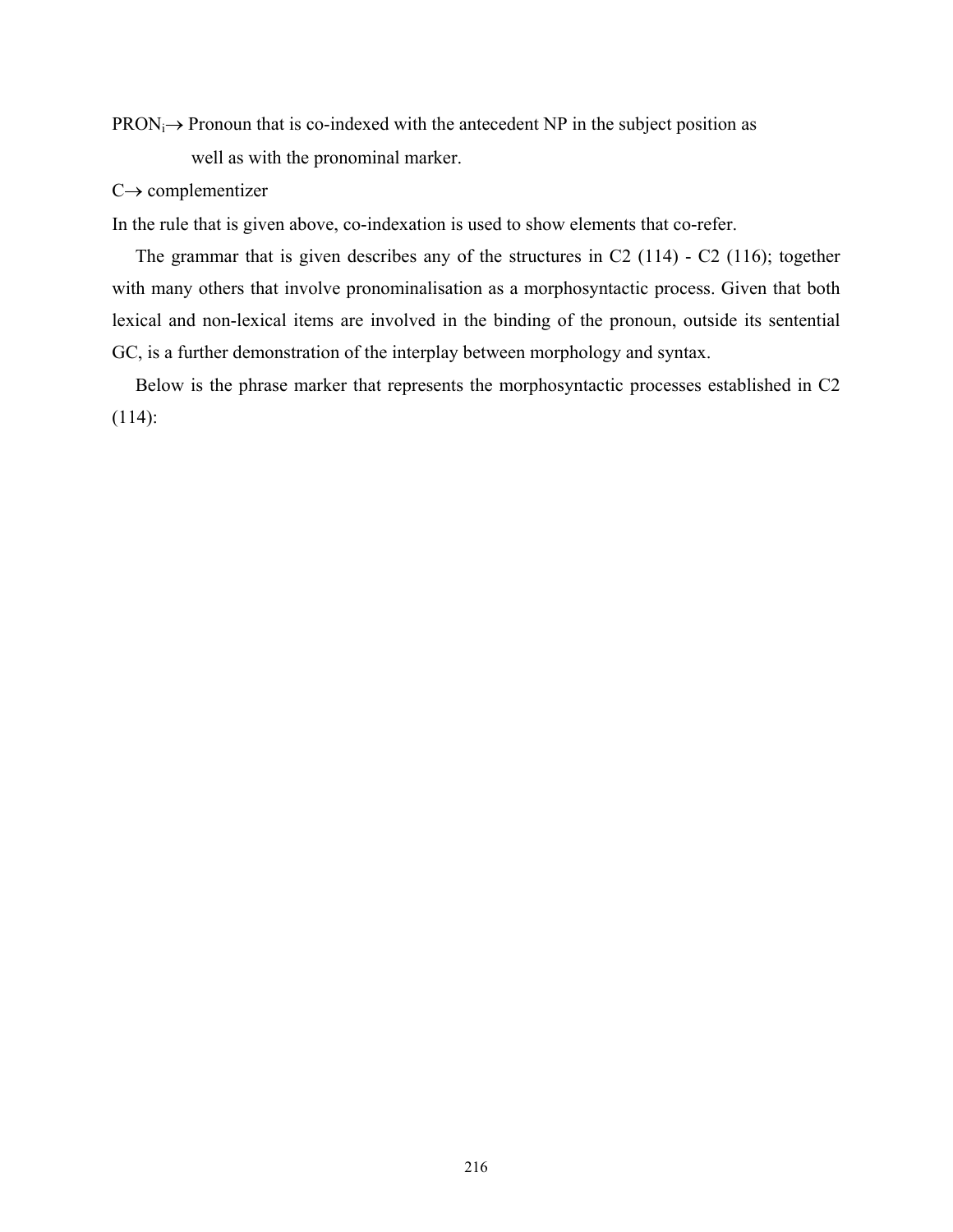$PRON_i \rightarrow$ Pronoun that is co-indexed with the antecedent NP in the subject position as well as with the pronominal marker.

$C \rightarrow$ complementizer

In the rule that is given above, co-indexation is used to show elements that co-refer.

The grammar that is given describes any of the structures in C2 (114) - C2 (116); together with many others that involve pronominalisation as a morphosyntactic process. Given that both lexical and non-lexical items are involved in the binding of the pronoun, outside its sentential GC, is a further demonstration of the interplay between morphology and syntax.

Below is the phrase marker that represents the morphosyntactic processes established in C2 (114):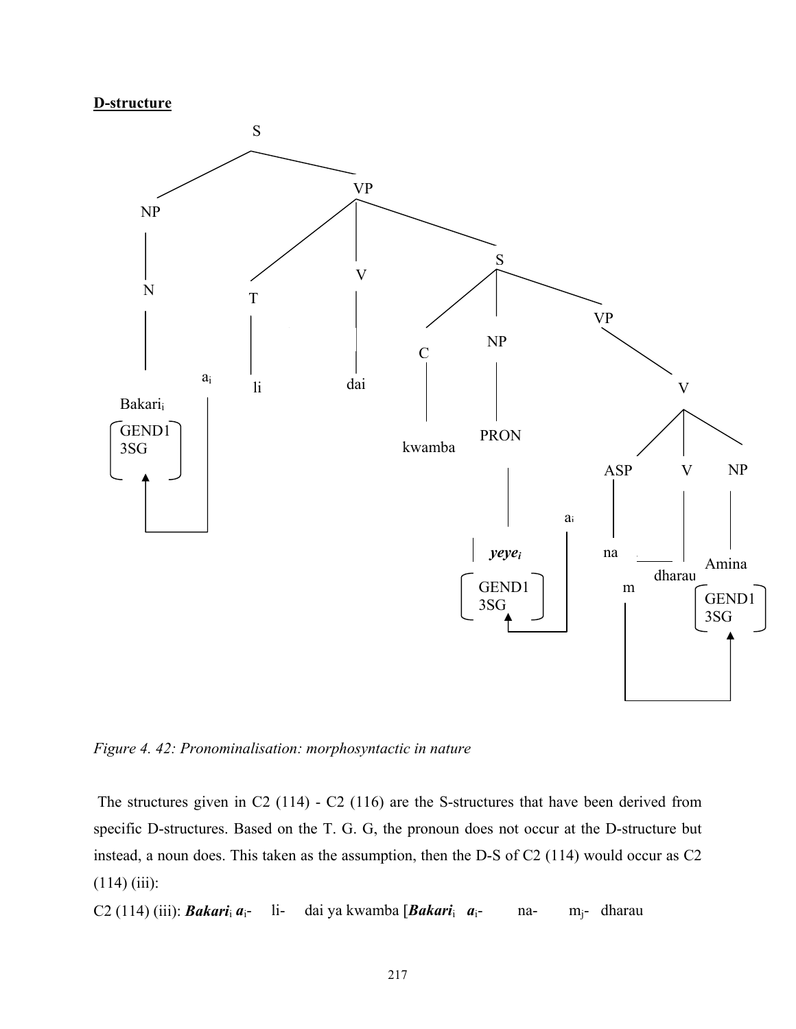**D-structure**

```
S
├── NP
│   └── N
│       └── Bakari_i  [GEND1 3SG]  ← a_i
└── VP
    ├── T
    │   └── li
    ├── V
    │   └── dai
    └── S
        ├── C
        │   └── kwamba
        ├── NP
        │   └── PRON
        │       └── yeye_i  [GEND1 3SG]  ← a_i
        └── VP
            └── V
                ├── ASP
                │   └── na
                ├── V
                │   └── m - dharau
                └── NP
                    └── Amina  [GEND1 3SG]  ← m
```

*Figure 4. 42: Pronominalisation: morphosyntactic in nature*

The structures given in C2 (114) - C2 (116) are the S-structures that have been derived from specific D-structures. Based on the T. G. G, the pronoun does not occur at the D-structure but instead, a noun does. This taken as the assumption, then the D-S of C2 (114) would occur as C2 (114) (iii):

C2 (114) (iii): ***Bakari***$_i$ ***a***$_i$- li- dai ya kwamba [***Bakari***$_i$ ***a***$_i$- na- m$_j$- dharau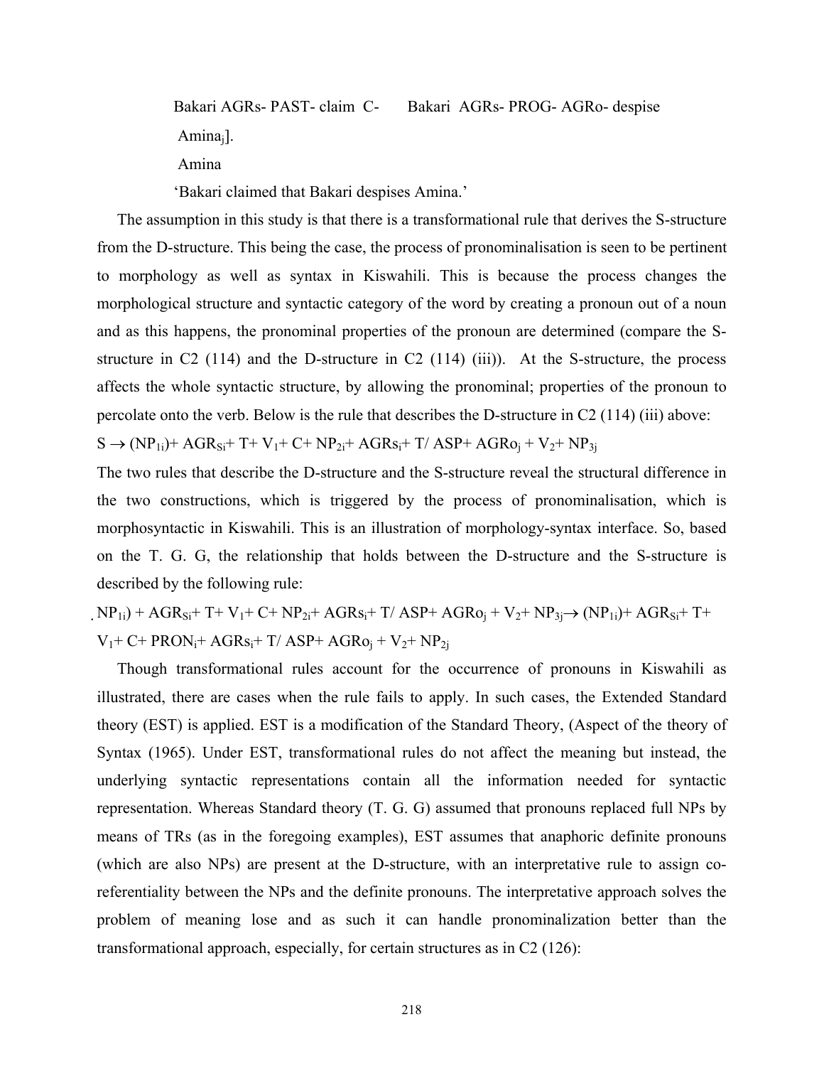Bakari AGRs- PAST- claim C- Bakari AGRs- PROG- AGRo- despise

$\text{Amina}_j$].

Amina

'Bakari claimed that Bakari despises Amina.'

The assumption in this study is that there is a transformational rule that derives the S-structure from the D-structure. This being the case, the process of pronominalisation is seen to be pertinent to morphology as well as syntax in Kiswahili. This is because the process changes the morphological structure and syntactic category of the word by creating a pronoun out of a noun and as this happens, the pronominal properties of the pronoun are determined (compare the S-structure in C2 (114) and the D-structure in C2 (114) (iii)). At the S-structure, the process affects the whole syntactic structure, by allowing the pronominal; properties of the pronoun to percolate onto the verb. Below is the rule that describes the D-structure in C2 (114) (iii) above:

$S \rightarrow (NP_{1i}) + AGR_{Si} + T + V_1 + C + NP_{2i} + AGRs_i + T/\ ASP + AGRo_j + V_2 + NP_{3j}$

The two rules that describe the D-structure and the S-structure reveal the structural difference in the two constructions, which is triggered by the process of pronominalisation, which is morphosyntactic in Kiswahili. This is an illustration of morphology-syntax interface. So, based on the T. G. G, the relationship that holds between the D-structure and the S-structure is described by the following rule:

$.\ NP_{1i}) + AGR_{Si} + T + V_1 + C + NP_{2i} + AGRs_i + T/\ ASP + AGRo_j + V_2 + NP_{3j} \rightarrow (NP_{1i}) + AGR_{Si} + T + V_1 + C + PRON_i + AGRs_i + T/\ ASP + AGRo_j + V_2 + NP_{2j}$

Though transformational rules account for the occurrence of pronouns in Kiswahili as illustrated, there are cases when the rule fails to apply. In such cases, the Extended Standard theory (EST) is applied. EST is a modification of the Standard Theory, (Aspect of the theory of Syntax (1965). Under EST, transformational rules do not affect the meaning but instead, the underlying syntactic representations contain all the information needed for syntactic representation. Whereas Standard theory (T. G. G) assumed that pronouns replaced full NPs by means of TRs (as in the foregoing examples), EST assumes that anaphoric definite pronouns (which are also NPs) are present at the D-structure, with an interpretative rule to assign co-referentiality between the NPs and the definite pronouns. The interpretative approach solves the problem of meaning lose and as such it can handle pronominalization better than the transformational approach, especially, for certain structures as in C2 (126):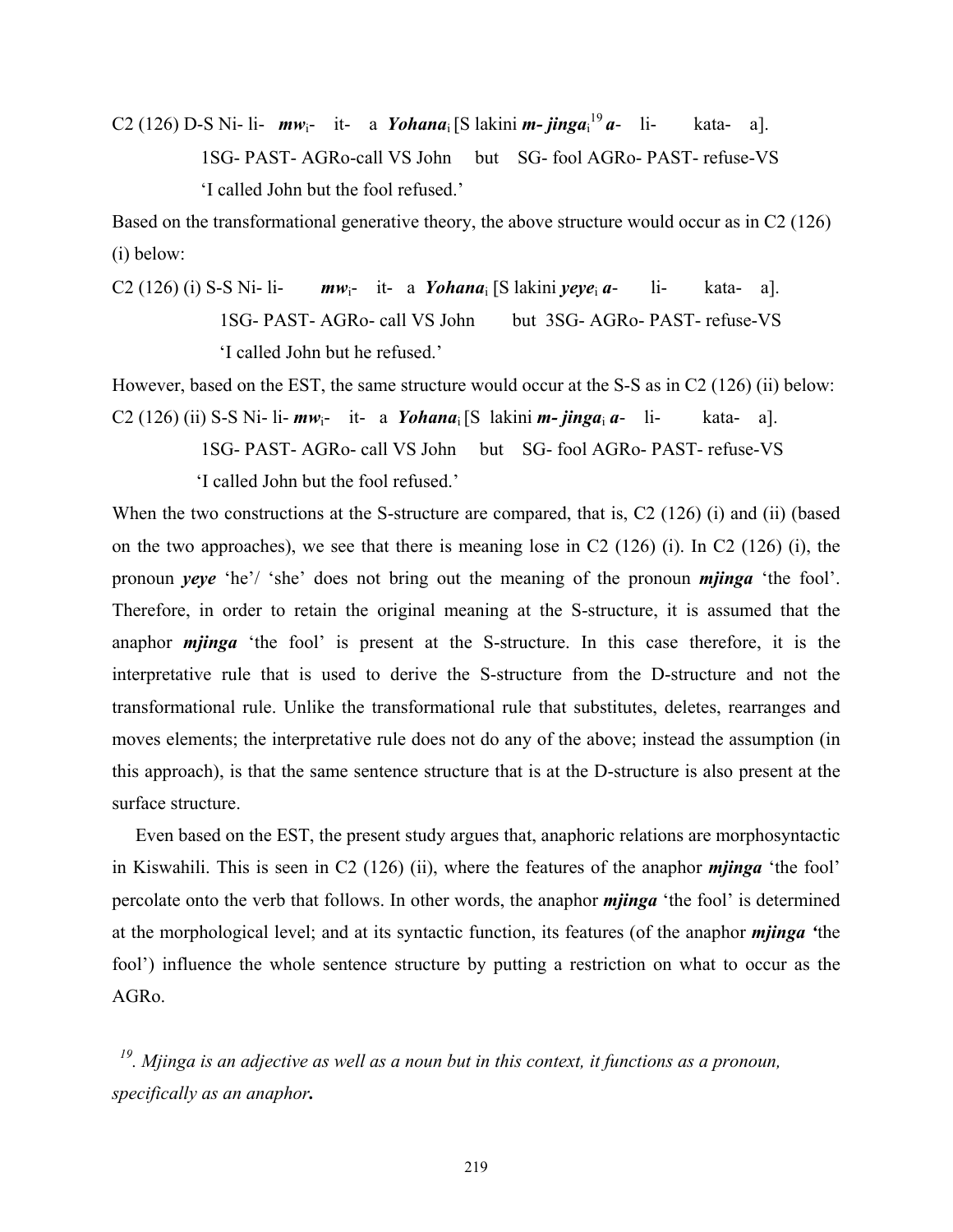C2 (126) D-S Ni- li- ***mw***$_i$- it- a ***Yohana***$_i$ [S lakini ***m- jinga***$_i$[19] ***a***- li- kata- a].

1SG- PAST- AGRo-call VS John but SG- fool AGRo- PAST- refuse-VS

'I called John but the fool refused.'

Based on the transformational generative theory, the above structure would occur as in C2 (126) (i) below:

C2 (126) (i) S-S Ni- li- ***mw***$_i$- it- a ***Yohana***$_i$ [S lakini ***yeye***$_i$ ***a***- li- kata- a].

1SG- PAST- AGRo- call VS John but 3SG- AGRo- PAST- refuse-VS

'I called John but he refused.'

However, based on the EST, the same structure would occur at the S-S as in C2 (126) (ii) below:

C2 (126) (ii) S-S Ni- li- ***mw***$_i$- it- a ***Yohana***$_i$ [S lakini ***m- jinga***$_i$ ***a***- li- kata- a].

1SG- PAST- AGRo- call VS John but SG- fool AGRo- PAST- refuse-VS

'I called John but the fool refused.'

When the two constructions at the S-structure are compared, that is, C2 (126) (i) and (ii) (based on the two approaches), we see that there is meaning lose in C2 (126) (i). In C2 (126) (i), the pronoun ***yeye*** 'he'/ 'she' does not bring out the meaning of the pronoun ***mjinga*** 'the fool'. Therefore, in order to retain the original meaning at the S-structure, it is assumed that the anaphor ***mjinga*** 'the fool' is present at the S-structure. In this case therefore, it is the interpretative rule that is used to derive the S-structure from the D-structure and not the transformational rule. Unlike the transformational rule that substitutes, deletes, rearranges and moves elements; the interpretative rule does not do any of the above; instead the assumption (in this approach), is that the same sentence structure that is at the D-structure is also present at the surface structure.

Even based on the EST, the present study argues that, anaphoric relations are morphosyntactic in Kiswahili. This is seen in C2 (126) (ii), where the features of the anaphor ***mjinga*** 'the fool' percolate onto the verb that follows. In other words, the anaphor ***mjinga*** 'the fool' is determined at the morphological level; and at its syntactic function, its features (of the anaphor ***mjinga*** 'the fool') influence the whole sentence structure by putting a restriction on what to occur as the AGRo.

[19]. *Mjinga is an adjective as well as a noun but in this context, it functions as a pronoun, specifically as an anaphor* ***.***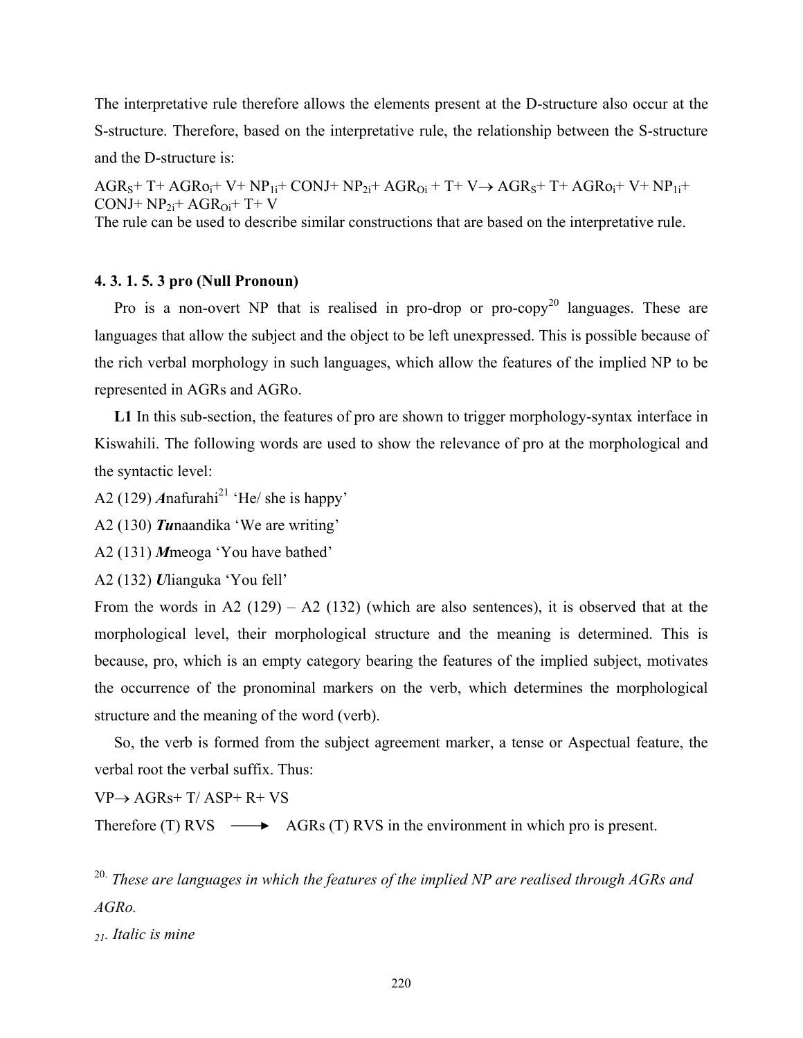The interpretative rule therefore allows the elements present at the D-structure also occur at the S-structure. Therefore, based on the interpretative rule, the relationship between the S-structure and the D-structure is:

$AGR_S + T + AGRo_i + V + NP_{1i} + CONJ + NP_{2i} + AGR_{Oi} + T + V \rightarrow AGR_S + T + AGRo_i + V + NP_{1i} + CONJ + NP_{2i} + AGR_{Oi} + T + V$

The rule can be used to describe similar constructions that are based on the interpretative rule.

#### 4. 3. 1. 5. 3 pro (Null Pronoun)

Pro is a non-overt NP that is realised in pro-drop or pro-copy[20] languages. These are languages that allow the subject and the object to be left unexpressed. This is possible because of the rich verbal morphology in such languages, which allow the features of the implied NP to be represented in AGRs and AGRo.

**L1** In this sub-section, the features of pro are shown to trigger morphology-syntax interface in Kiswahili. The following words are used to show the relevance of pro at the morphological and the syntactic level:

A2 (129) ***A***nafurahi[21] 'He/ she is happy'

A2 (130) ***Tu***naandika 'We are writing'

A2 (131) ***M***meoga 'You have bathed'

A2 (132) ***U***lianguka 'You fell'

From the words in A2 (129) – A2 (132) (which are also sentences), it is observed that at the morphological level, their morphological structure and the meaning is determined. This is because, pro, which is an empty category bearing the features of the implied subject, motivates the occurrence of the pronominal markers on the verb, which determines the morphological structure and the meaning of the word (verb).

So, the verb is formed from the subject agreement marker, a tense or Aspectual feature, the verbal root the verbal suffix. Thus:

$VP \rightarrow AGRs + T/\ ASP + R + VS$

Therefore (T) RVS $\longrightarrow$ AGRs (T) RVS in the environment in which pro is present.

[20]. *These are languages in which the features of the implied NP are realised through AGRs and AGRo.*

[21]. *Italic is mine*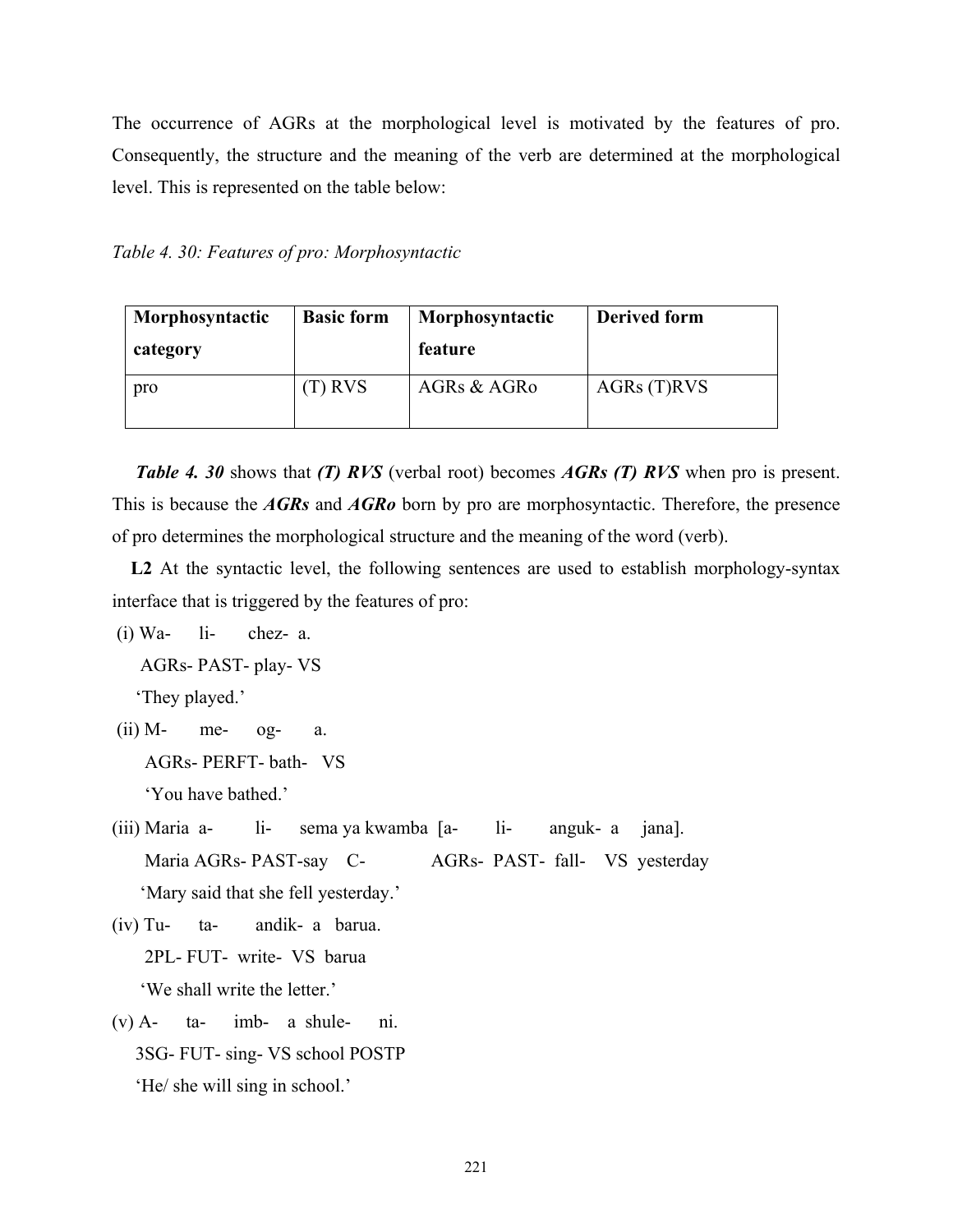The occurrence of AGRs at the morphological level is motivated by the features of pro. Consequently, the structure and the meaning of the verb are determined at the morphological level. This is represented on the table below:

*Table 4. 30: Features of pro: Morphosyntactic*

| **Morphosyntactic category** | **Basic form** | **Morphosyntactic feature** | **Derived form** |
|---|---|---|---|
| pro | (T) RVS | AGRs & AGRo | AGRs (T)RVS |

***Table 4. 30*** shows that ***(T) RVS*** (verbal root) becomes ***AGRs (T) RVS*** when pro is present. This is because the ***AGRs*** and ***AGRo*** born by pro are morphosyntactic. Therefore, the presence of pro determines the morphological structure and the meaning of the word (verb).

**L2** At the syntactic level, the following sentences are used to establish morphology-syntax interface that is triggered by the features of pro:

(i) Wa- li- chez- a.
AGRs- PAST- play- VS
'They played.'

(ii) M- me- og- a.
AGRs- PERFT- bath- VS
'You have bathed.'

(iii) Maria a- li- sema ya kwamba [a- li- anguk- a jana].
Maria AGRs- PAST-say C- AGRs- PAST- fall- VS yesterday
'Mary said that she fell yesterday.'

(iv) Tu- ta- andik- a barua.
2PL- FUT- write- VS barua
'We shall write the letter.'

(v) A- ta- imb- a shule- ni.
3SG- FUT- sing- VS school POSTP
'He/ she will sing in school.'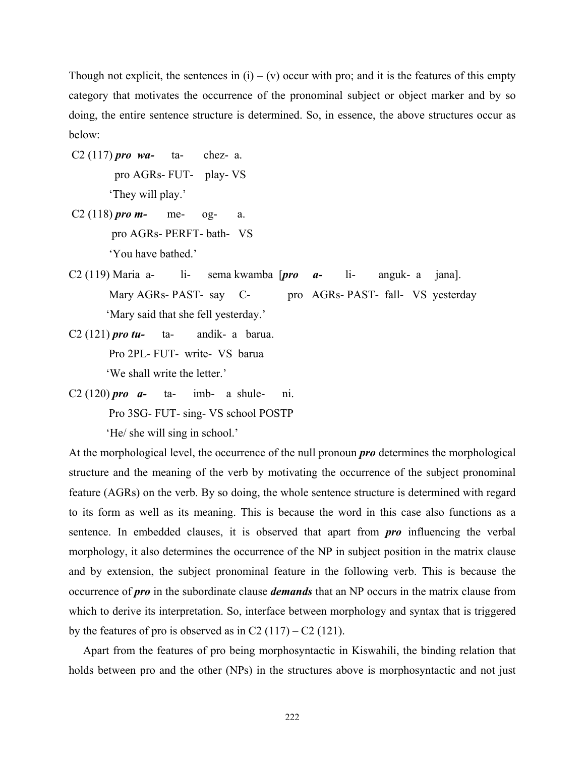Though not explicit, the sentences in (i) – (v) occur with pro; and it is the features of this empty category that motivates the occurrence of the pronominal subject or object marker and by so doing, the entire sentence structure is determined. So, in essence, the above structures occur as below:

C2 (117) ***pro wa-*** ta- chez- a.
pro AGRs- FUT- play- VS
'They will play.'

C2 (118) ***pro m-*** me- og- a.
pro AGRs- PERFT- bath- VS
'You have bathed.'

C2 (119) Maria a- li- sema kwamba [***pro a-*** li- anguk- a jana].
Mary AGRs- PAST- say C- pro AGRs- PAST- fall- VS yesterday
'Mary said that she fell yesterday.'

C2 (121) ***pro tu-*** ta- andik- a barua.
Pro 2PL- FUT- write- VS barua
'We shall write the letter.'

C2 (120) ***pro a-*** ta- imb- a shule- ni.
Pro 3SG- FUT- sing- VS school POSTP
'He/ she will sing in school.'

At the morphological level, the occurrence of the null pronoun ***pro*** determines the morphological structure and the meaning of the verb by motivating the occurrence of the subject pronominal feature (AGRs) on the verb. By so doing, the whole sentence structure is determined with regard to its form as well as its meaning. This is because the word in this case also functions as a sentence. In embedded clauses, it is observed that apart from ***pro*** influencing the verbal morphology, it also determines the occurrence of the NP in subject position in the matrix clause and by extension, the subject pronominal feature in the following verb. This is because the occurrence of ***pro*** in the subordinate clause ***demands*** that an NP occurs in the matrix clause from which to derive its interpretation. So, interface between morphology and syntax that is triggered by the features of pro is observed as in C2 (117) – C2 (121).

Apart from the features of pro being morphosyntactic in Kiswahili, the binding relation that holds between pro and the other (NPs) in the structures above is morphosyntactic and not just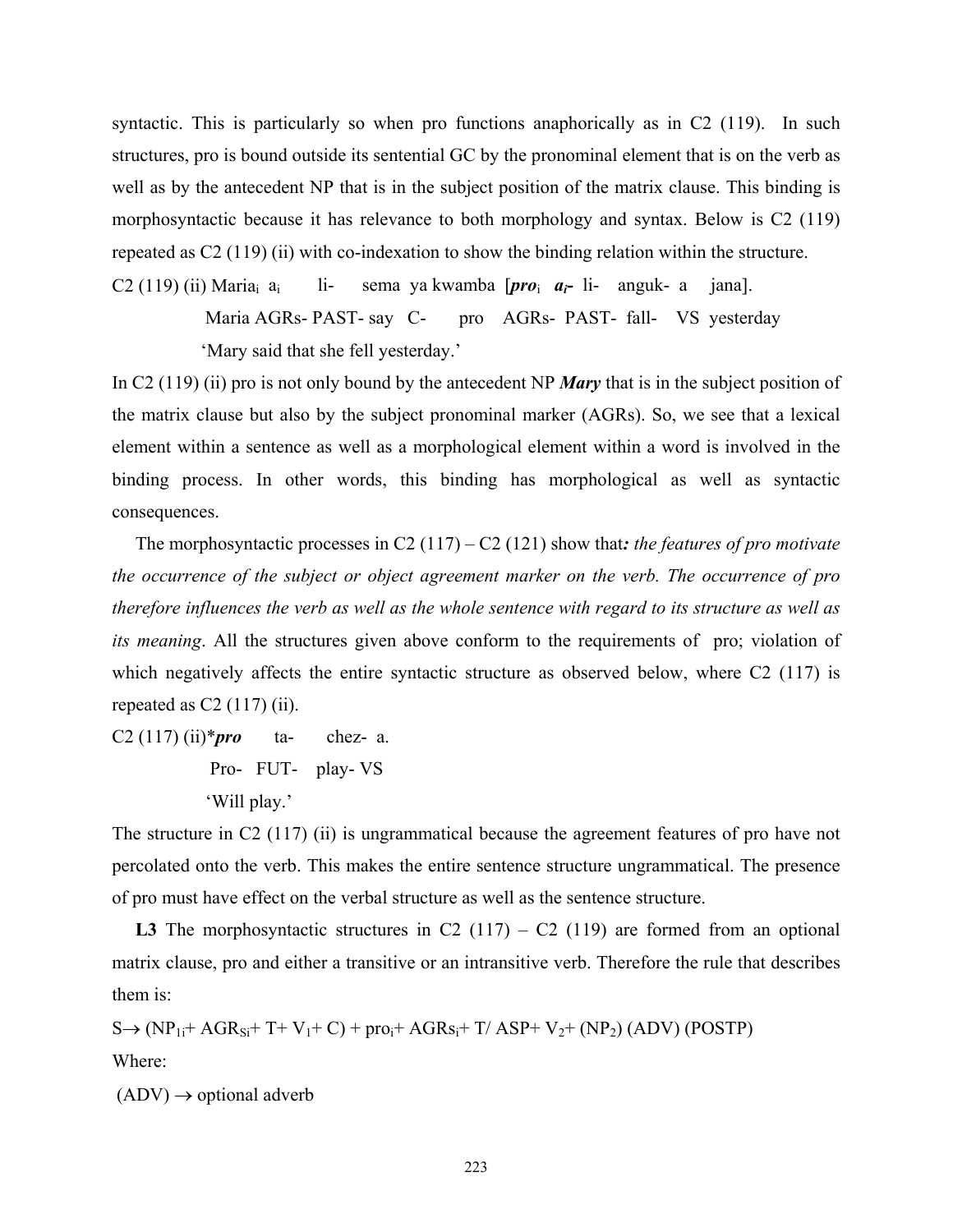syntactic. This is particularly so when pro functions anaphorically as in C2 (119). In such structures, pro is bound outside its sentential GC by the pronominal element that is on the verb as well as by the antecedent NP that is in the subject position of the matrix clause. This binding is morphosyntactic because it has relevance to both morphology and syntax. Below is C2 (119) repeated as C2 (119) (ii) with co-indexation to show the binding relation within the structure.

C2 (119) (ii) Maria$_i$ a$_i$ li- sema ya kwamba [***pro***$_i$ ***a$_i$*-** li- anguk- a jana].

Maria AGRs- PAST- say C- pro AGRs- PAST- fall- VS yesterday

'Mary said that she fell yesterday.'

In C2 (119) (ii) pro is not only bound by the antecedent NP ***Mary*** that is in the subject position of the matrix clause but also by the subject pronominal marker (AGRs). So, we see that a lexical element within a sentence as well as a morphological element within a word is involved in the binding process. In other words, this binding has morphological as well as syntactic consequences.

The morphosyntactic processes in C2 (117) – C2 (121) show that***:*** *the features of pro motivate the occurrence of the subject or object agreement marker on the verb. The occurrence of pro therefore influences the verb as well as the whole sentence with regard to its structure as well as its meaning*. All the structures given above conform to the requirements of pro; violation of which negatively affects the entire syntactic structure as observed below, where C2 (117) is repeated as C2 (117) (ii).

C2 (117) (ii)****pro*** ta- chez- a.

Pro- FUT- play- VS

'Will play.'

The structure in C2 (117) (ii) is ungrammatical because the agreement features of pro have not percolated onto the verb. This makes the entire sentence structure ungrammatical. The presence of pro must have effect on the verbal structure as well as the sentence structure.

**L3** The morphosyntactic structures in C2 (117) – C2 (119) are formed from an optional matrix clause, pro and either a transitive or an intransitive verb. Therefore the rule that describes them is:

S$\rightarrow$ (NP$_{1i}$+ AGR$_{Si}$+ T+ V$_1$+ C) + pro$_i$+ AGRs$_i$+ T/ ASP+ V$_2$+ (NP$_2$) (ADV) (POSTP)

Where:

(ADV) $\rightarrow$ optional adverb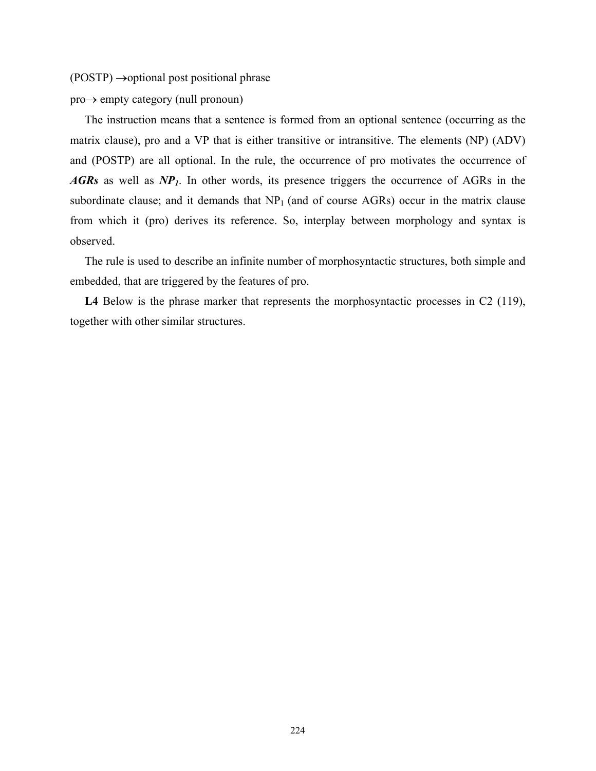(POSTP) →optional post positional phrase

pro→ empty category (null pronoun)

The instruction means that a sentence is formed from an optional sentence (occurring as the matrix clause), pro and a VP that is either transitive or intransitive. The elements (NP) (ADV) and (POSTP) are all optional. In the rule, the occurrence of pro motivates the occurrence of ***AGRs*** as well as ***$NP_1$***. In other words, its presence triggers the occurrence of AGRs in the subordinate clause; and it demands that $NP_1$ (and of course AGRs) occur in the matrix clause from which it (pro) derives its reference. So, interplay between morphology and syntax is observed.

The rule is used to describe an infinite number of morphosyntactic structures, both simple and embedded, that are triggered by the features of pro.

**L4** Below is the phrase marker that represents the morphosyntactic processes in C2 (119), together with other similar structures.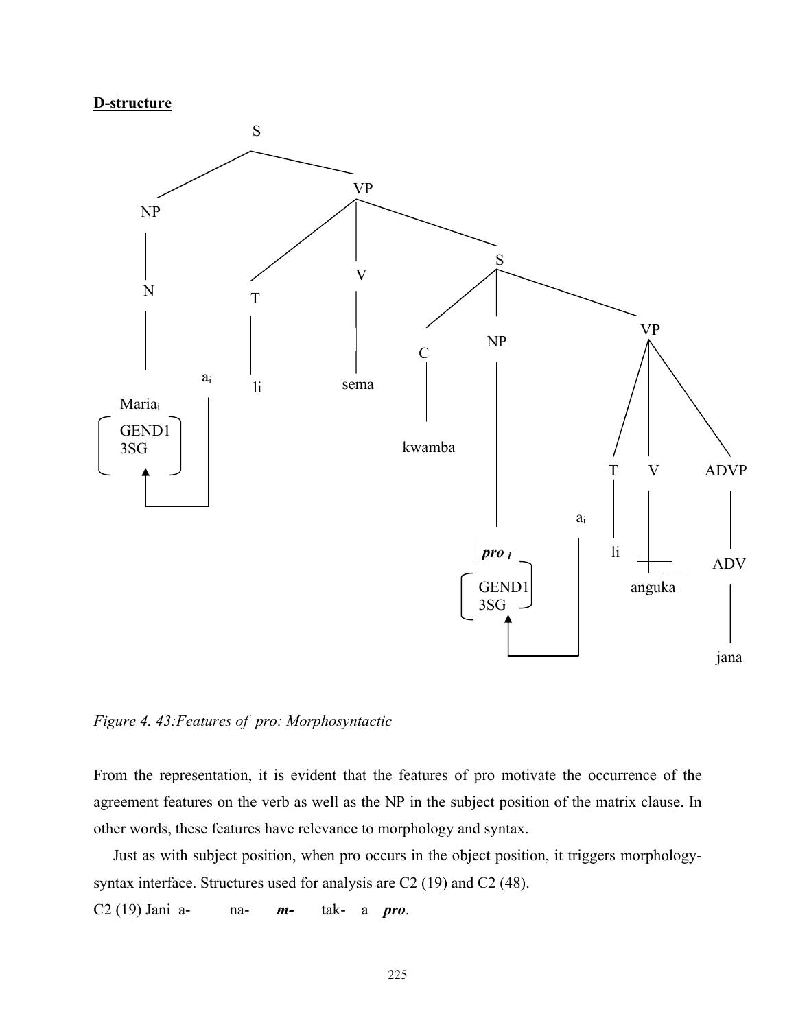**D-structure**

```
S
├── NP
│   └── N
│       └── Maria_i [GEND1 3SG]  ← a_i
└── VP
    ├── T
    │   └── li
    ├── V
    │   └── sema
    └── S
        ├── C
        │   └── kwamba
        ├── NP
        │   └── pro_i [GEND1 3SG]  ← a_i
        └── VP
            ├── T
            │   └── li
            ├── V
            │   └── anguka
            └── ADVP
                └── ADV
                    └── jana
```

*Figure 4. 43:Features of pro: Morphosyntactic*

From the representation, it is evident that the features of pro motivate the occurrence of the agreement features on the verb as well as the NP in the subject position of the matrix clause. In other words, these features have relevance to morphology and syntax.

Just as with subject position, when pro occurs in the object position, it triggers morphology-syntax interface. Structures used for analysis are C2 (19) and C2 (48).

C2 (19) Jani a- na- ***m-*** tak- a ***pro***.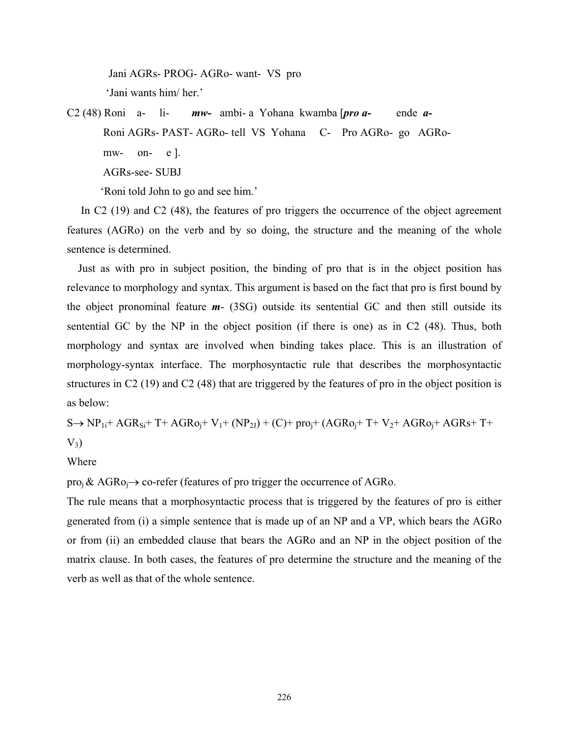Jani AGRs- PROG- AGRo- want- VS pro

'Jani wants him/ her.'

C2 (48) Roni a- li- ***mw-*** ambi- a Yohana kwamba [***pro a-*** ende ***a-***

Roni AGRs- PAST- AGRo- tell VS Yohana C- Pro AGRo- go AGRo-

mw- on- e ].

AGRs-see- SUBJ

'Roni told John to go and see him.'

In C2 (19) and C2 (48), the features of pro triggers the occurrence of the object agreement features (AGRo) on the verb and by so doing, the structure and the meaning of the whole sentence is determined.

Just as with pro in subject position, the binding of pro that is in the object position has relevance to morphology and syntax. This argument is based on the fact that pro is first bound by the object pronominal feature ***m***- (3SG) outside its sentential GC and then still outside its sentential GC by the NP in the object position (if there is one) as in C2 (48). Thus, both morphology and syntax are involved when binding takes place. This is an illustration of morphology-syntax interface. The morphosyntactic rule that describes the morphosyntactic structures in C2 (19) and C2 (48) that are triggered by the features of pro in the object position is as below:

$S \rightarrow NP_{1i} + AGR_{Si} + T + AGRo_j + V_1 + (NP_{2J}) + (C) + pro_j + (AGRo_j + T + V_2 + AGRo_j + AGRs + T + V_3)$

Where

$pro_j$ & $AGRo_j \rightarrow$ co-refer (features of pro trigger the occurrence of AGRo.

The rule means that a morphosyntactic process that is triggered by the features of pro is either generated from (i) a simple sentence that is made up of an NP and a VP, which bears the AGRo or from (ii) an embedded clause that bears the AGRo and an NP in the object position of the matrix clause. In both cases, the features of pro determine the structure and the meaning of the verb as well as that of the whole sentence.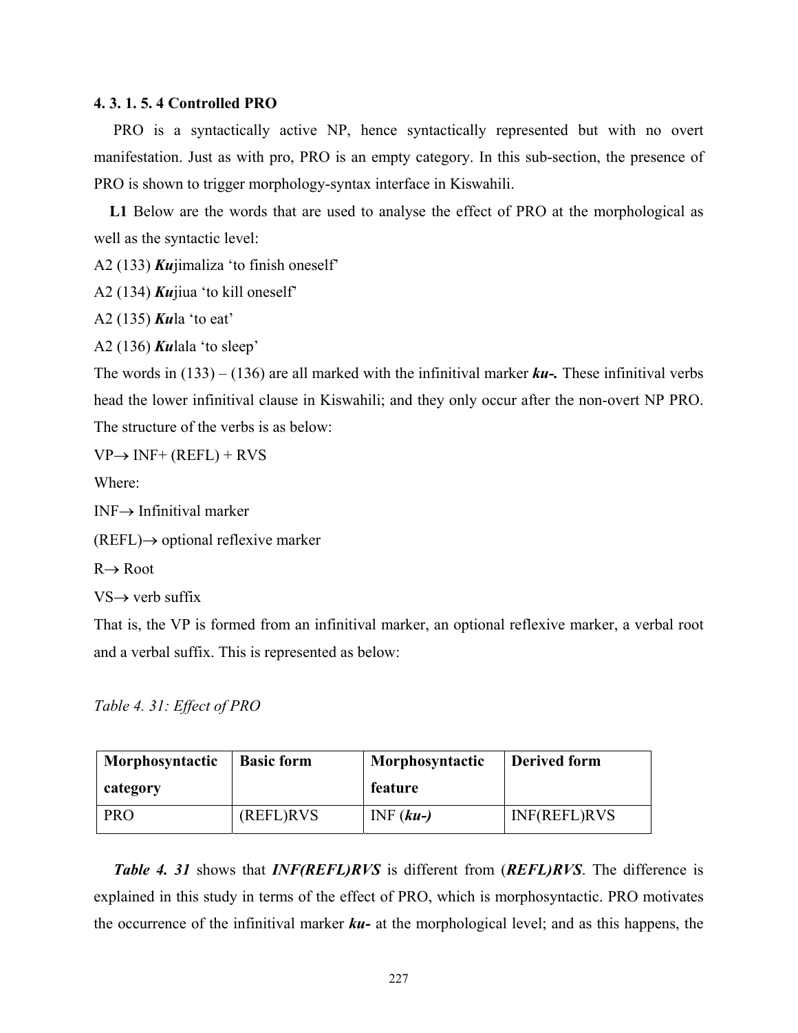### 4. 3. 1. 5. 4 Controlled PRO

PRO is a syntactically active NP, hence syntactically represented but with no overt manifestation. Just as with pro, PRO is an empty category. In this sub-section, the presence of PRO is shown to trigger morphology-syntax interface in Kiswahili.

**L1** Below are the words that are used to analyse the effect of PRO at the morphological as well as the syntactic level:

A2 (133) ***Ku***jimaliza 'to finish oneself'

A2 (134) ***Ku***jiua 'to kill oneself'

A2 (135) ***Ku***la 'to eat'

A2 (136) ***Ku***lala 'to sleep'

The words in (133) – (136) are all marked with the infinitival marker ***ku-***. These infinitival verbs head the lower infinitival clause in Kiswahili; and they only occur after the non-overt NP PRO. The structure of the verbs is as below:

VP→ INF+ (REFL) + RVS

Where:

INF→ Infinitival marker

(REFL)→ optional reflexive marker

R→ Root

VS→ verb suffix

That is, the VP is formed from an infinitival marker, an optional reflexive marker, a verbal root and a verbal suffix. This is represented as below:

*Table 4. 31: Effect of PRO*

| Morphosyntactic category | Basic form | Morphosyntactic feature | Derived form |
|---|---|---|---|
| PRO | (REFL)RVS | INF (***ku-)*** | INF(REFL)RVS |

***Table 4. 31*** shows that ***INF(REFL)RVS*** is different from (***REFL)RVS***. The difference is explained in this study in terms of the effect of PRO, which is morphosyntactic. PRO motivates the occurrence of the infinitival marker ***ku-*** at the morphological level; and as this happens, the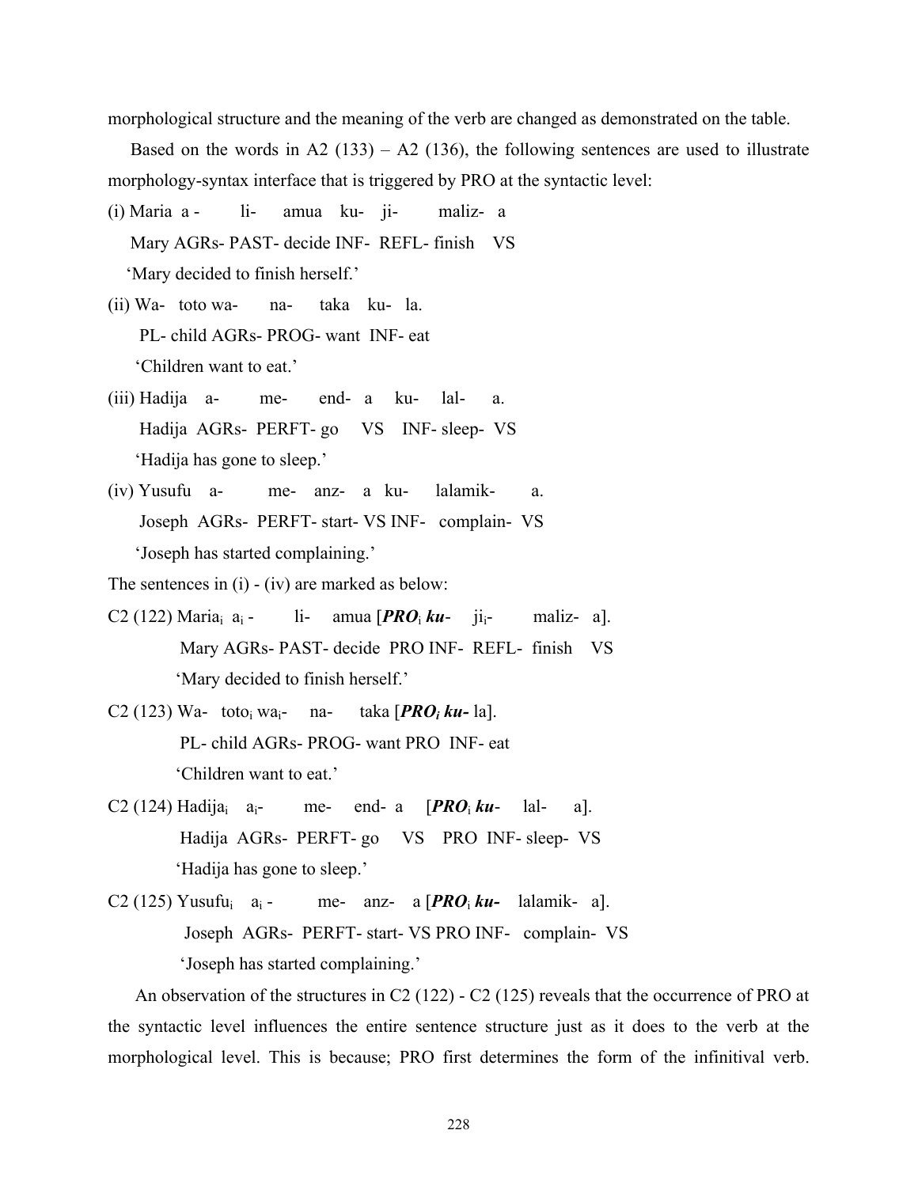morphological structure and the meaning of the verb are changed as demonstrated on the table.

Based on the words in A2 (133) – A2 (136), the following sentences are used to illustrate morphology-syntax interface that is triggered by PRO at the syntactic level:

(i) Maria a - li- amua ku- ji- maliz- a
Mary AGRs- PAST- decide INF- REFL- finish VS
'Mary decided to finish herself.'

(ii) Wa- toto wa- na- taka ku- la.
PL- child AGRs- PROG- want INF- eat
'Children want to eat.'

(iii) Hadija a- me- end- a ku- lal- a.
Hadija AGRs- PERFT- go VS INF- sleep- VS
'Hadija has gone to sleep.'

(iv) Yusufu a- me- anz- a ku- lalamik- a.
Joseph AGRs- PERFT- start- VS INF- complain- VS
'Joseph has started complaining.'

The sentences in (i) - (iv) are marked as below:

C2 (122) Maria$_i$ a$_i$ - li- amua [***PRO***$_i$ ***ku***- ji$_i$- maliz- a].
Mary AGRs- PAST- decide PRO INF- REFL- finish VS
'Mary decided to finish herself.'

C2 (123) Wa- toto$_i$ wa$_i$- na- taka [***PRO$_i$*** ***ku-*** la].
PL- child AGRs- PROG- want PRO INF- eat
'Children want to eat.'

C2 (124) Hadija$_i$ a$_i$- me- end- a [***PRO***$_i$ ***ku***- lal- a].
Hadija AGRs- PERFT- go VS PRO INF- sleep- VS
'Hadija has gone to sleep.'

C2 (125) Yusufu$_i$ a$_i$ - me- anz- a [***PRO***$_i$ ***ku-*** lalamik- a].
Joseph AGRs- PERFT- start- VS PRO INF- complain- VS
'Joseph has started complaining.'

An observation of the structures in C2 (122) - C2 (125) reveals that the occurrence of PRO at the syntactic level influences the entire sentence structure just as it does to the verb at the morphological level. This is because; PRO first determines the form of the infinitival verb.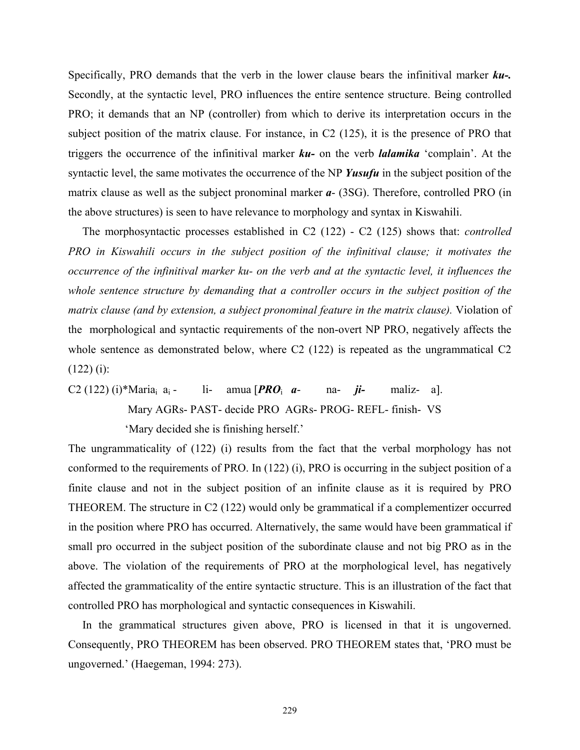Specifically, PRO demands that the verb in the lower clause bears the infinitival marker ***ku-.*** Secondly, at the syntactic level, PRO influences the entire sentence structure. Being controlled PRO; it demands that an NP (controller) from which to derive its interpretation occurs in the subject position of the matrix clause. For instance, in C2 (125), it is the presence of PRO that triggers the occurrence of the infinitival marker ***ku-*** on the verb ***lalamika*** 'complain'. At the syntactic level, the same motivates the occurrence of the NP ***Yusufu*** in the subject position of the matrix clause as well as the subject pronominal marker ***a***- (3SG). Therefore, controlled PRO (in the above structures) is seen to have relevance to morphology and syntax in Kiswahili.

The morphosyntactic processes established in C2 (122) - C2 (125) shows that: *controlled PRO in Kiswahili occurs in the subject position of the infinitival clause; it motivates the occurrence of the infinitival marker ku- on the verb and at the syntactic level, it influences the whole sentence structure by demanding that a controller occurs in the subject position of the matrix clause (and by extension, a subject pronominal feature in the matrix clause).* Violation of the morphological and syntactic requirements of the non-overt NP PRO, negatively affects the whole sentence as demonstrated below, where C2 (122) is repeated as the ungrammatical C2 (122) (i):

C2 (122) (i)*Maria$_i$ a$_i$ - li- amua [***PRO***$_i$ ***a***- na- ***ji***- maliz- a].
Mary AGRs- PAST- decide PRO AGRs- PROG- REFL- finish- VS
'Mary decided she is finishing herself.'

The ungrammaticality of (122) (i) results from the fact that the verbal morphology has not conformed to the requirements of PRO. In (122) (i), PRO is occurring in the subject position of a finite clause and not in the subject position of an infinite clause as it is required by PRO THEOREM. The structure in C2 (122) would only be grammatical if a complementizer occurred in the position where PRO has occurred. Alternatively, the same would have been grammatical if small pro occurred in the subject position of the subordinate clause and not big PRO as in the above. The violation of the requirements of PRO at the morphological level, has negatively affected the grammaticality of the entire syntactic structure. This is an illustration of the fact that controlled PRO has morphological and syntactic consequences in Kiswahili.

In the grammatical structures given above, PRO is licensed in that it is ungoverned. Consequently, PRO THEOREM has been observed. PRO THEOREM states that, 'PRO must be ungoverned.' (Haegeman, 1994: 273).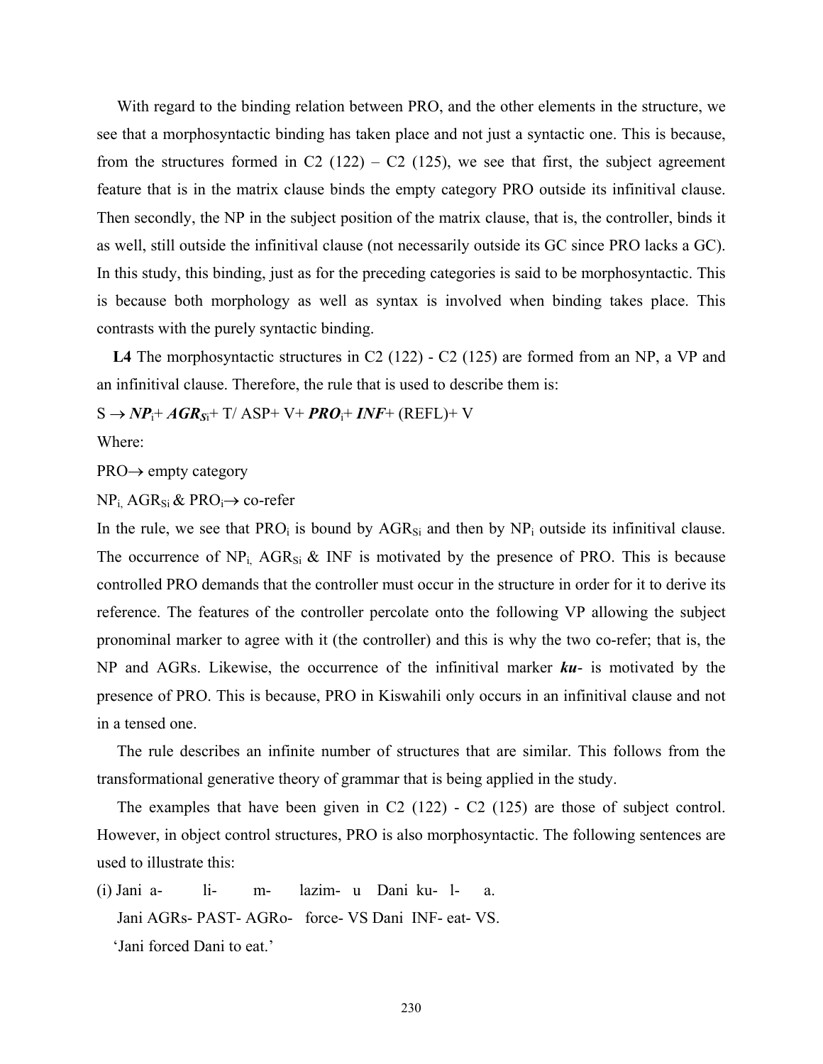With regard to the binding relation between PRO, and the other elements in the structure, we see that a morphosyntactic binding has taken place and not just a syntactic one. This is because, from the structures formed in C2 (122) – C2 (125), we see that first, the subject agreement feature that is in the matrix clause binds the empty category PRO outside its infinitival clause. Then secondly, the NP in the subject position of the matrix clause, that is, the controller, binds it as well, still outside the infinitival clause (not necessarily outside its GC since PRO lacks a GC). In this study, this binding, just as for the preceding categories is said to be morphosyntactic. This is because both morphology as well as syntax is involved when binding takes place. This contrasts with the purely syntactic binding.

**L4** The morphosyntactic structures in C2 (122) - C2 (125) are formed from an NP, a VP and an infinitival clause. Therefore, the rule that is used to describe them is:

S → ***NP***$_i$+ ***AGR$_{Si}$***+ T/ ASP+ V+ ***PRO***$_i$+ ***INF***+ (REFL)+ V

Where:

PRO→ empty category

NP$_i$, AGR$_{Si}$ & PRO$_i$→ co-refer

In the rule, we see that PRO$_i$ is bound by AGR$_{Si}$ and then by NP$_i$ outside its infinitival clause. The occurrence of NP$_i$, AGR$_{Si}$ & INF is motivated by the presence of PRO. This is because controlled PRO demands that the controller must occur in the structure in order for it to derive its reference. The features of the controller percolate onto the following VP allowing the subject pronominal marker to agree with it (the controller) and this is why the two co-refer; that is, the NP and AGRs. Likewise, the occurrence of the infinitival marker ***ku***- is motivated by the presence of PRO. This is because, PRO in Kiswahili only occurs in an infinitival clause and not in a tensed one.

The rule describes an infinite number of structures that are similar. This follows from the transformational generative theory of grammar that is being applied in the study.

The examples that have been given in C2 (122) - C2 (125) are those of subject control. However, in object control structures, PRO is also morphosyntactic. The following sentences are used to illustrate this:

(i) Jani a- li- m- lazim- u Dani ku- l- a.
Jani AGRs- PAST- AGRo- force- VS Dani INF- eat- VS.
'Jani forced Dani to eat.'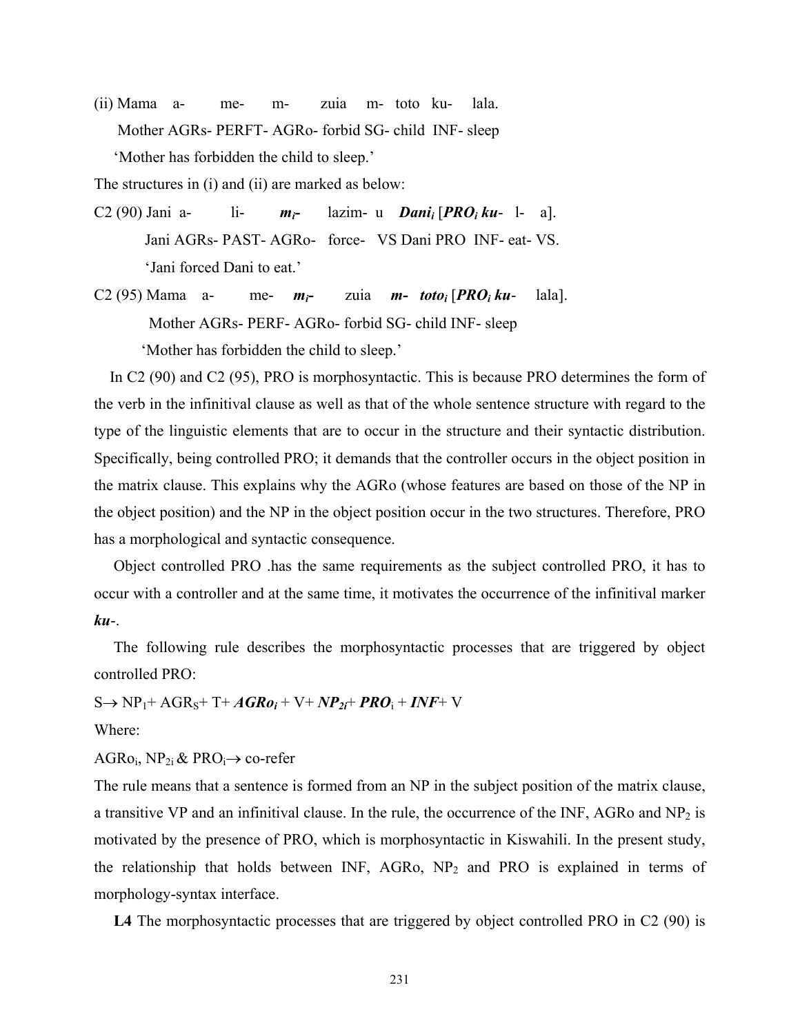(ii) Mama a- me- m- zuia m- toto ku- lala.

Mother AGRs- PERFT- AGRo- forbid SG- child INF- sleep

'Mother has forbidden the child to sleep.'

The structures in (i) and (ii) are marked as below:

C2 (90) Jani a- li- ***m$_i$-*** lazim- u ***Dani$_i$*** [***PRO$_i$ ku***- l- a].

Jani AGRs- PAST- AGRo- force- VS Dani PRO INF- eat- VS.

'Jani forced Dani to eat.'

C2 (95) Mama a- me- ***m$_i$-*** zuia ***m- toto$_i$*** [***PRO$_i$ ku***- lala].

Mother AGRs- PERF- AGRo- forbid SG- child INF- sleep

'Mother has forbidden the child to sleep.'

In C2 (90) and C2 (95), PRO is morphosyntactic. This is because PRO determines the form of the verb in the infinitival clause as well as that of the whole sentence structure with regard to the type of the linguistic elements that are to occur in the structure and their syntactic distribution. Specifically, being controlled PRO; it demands that the controller occurs in the object position in the matrix clause. This explains why the AGRo (whose features are based on those of the NP in the object position) and the NP in the object position occur in the two structures. Therefore, PRO has a morphological and syntactic consequence.

Object controlled PRO .has the same requirements as the subject controlled PRO, it has to occur with a controller and at the same time, it motivates the occurrence of the infinitival marker ***ku***-.

The following rule describes the morphosyntactic processes that are triggered by object controlled PRO:

$S \rightarrow NP_1 + AGR_S + T + \boldsymbol{AGRo_i} + V + \boldsymbol{NP_{2i}} + \boldsymbol{PRO}_i + \boldsymbol{INF} + V$

Where:

$AGRo_i$, $NP_{2i}$ & $PRO_i \rightarrow$ co-refer

The rule means that a sentence is formed from an NP in the subject position of the matrix clause, a transitive VP and an infinitival clause. In the rule, the occurrence of the INF, AGRo and $NP_2$ is motivated by the presence of PRO, which is morphosyntactic in Kiswahili. In the present study, the relationship that holds between INF, AGRo, $NP_2$ and PRO is explained in terms of morphology-syntax interface.

**L4** The morphosyntactic processes that are triggered by object controlled PRO in C2 (90) is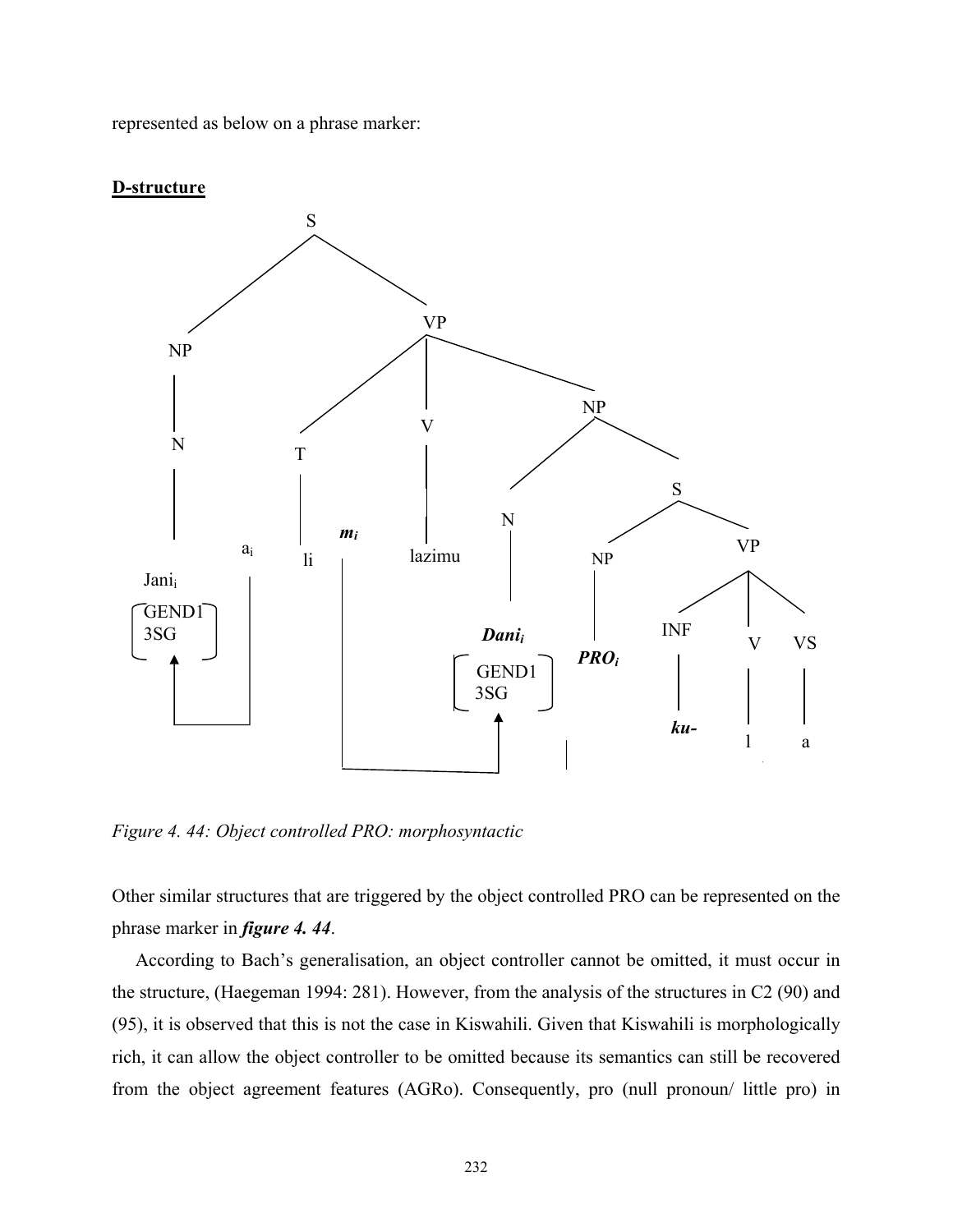represented as below on a phrase marker:

**D-structure**

```
S
├── NP
│   └── N
│       └── Jani_i [GEND1 3SG]   ← a_i
└── VP
    ├── T
    │   └── li   m_i
    ├── V
    │   └── lazimu
    └── NP
        ├── N
        │   └── Dani_i [GEND1 3SG]   ← m_i
        └── S
            ├── NP
            │   └── PRO_i
            └── VP
                ├── INF
                │   └── ku-
                ├── V
                │   └── l
                └── VS
                    └── a
```

*Figure 4. 44: Object controlled PRO: morphosyntactic*

Other similar structures that are triggered by the object controlled PRO can be represented on the phrase marker in ***figure 4. 44***.

According to Bach's generalisation, an object controller cannot be omitted, it must occur in the structure, (Haegeman 1994: 281). However, from the analysis of the structures in C2 (90) and (95), it is observed that this is not the case in Kiswahili. Given that Kiswahili is morphologically rich, it can allow the object controller to be omitted because its semantics can still be recovered from the object agreement features (AGRo). Consequently, pro (null pronoun/ little pro) in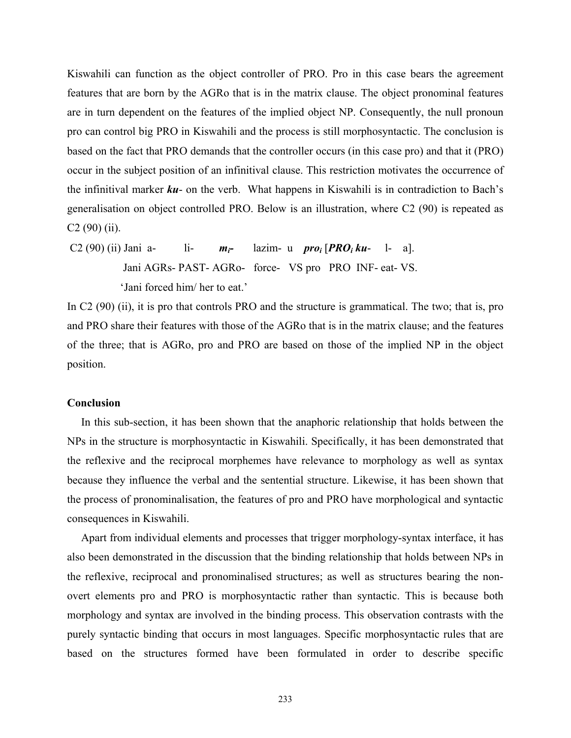Kiswahili can function as the object controller of PRO. Pro in this case bears the agreement features that are born by the AGRo that is in the matrix clause. The object pronominal features are in turn dependent on the features of the implied object NP. Consequently, the null pronoun pro can control big PRO in Kiswahili and the process is still morphosyntactic. The conclusion is based on the fact that PRO demands that the controller occurs (in this case pro) and that it (PRO) occur in the subject position of an infinitival clause. This restriction motivates the occurrence of the infinitival marker ***ku***- on the verb. What happens in Kiswahili is in contradiction to Bach's generalisation on object controlled PRO. Below is an illustration, where C2 (90) is repeated as C2 (90) (ii).

C2 (90) (ii) Jani a- li- ***m$_i$*-** lazim- u ***pro$_i$*** [***PRO$_i$ ku***- l- a].
Jani AGRs- PAST- AGRo- force- VS pro PRO INF- eat- VS.
'Jani forced him/ her to eat.'

In C2 (90) (ii), it is pro that controls PRO and the structure is grammatical. The two; that is, pro and PRO share their features with those of the AGRo that is in the matrix clause; and the features of the three; that is AGRo, pro and PRO are based on those of the implied NP in the object position.

**Conclusion**

In this sub-section, it has been shown that the anaphoric relationship that holds between the NPs in the structure is morphosyntactic in Kiswahili. Specifically, it has been demonstrated that the reflexive and the reciprocal morphemes have relevance to morphology as well as syntax because they influence the verbal and the sentential structure. Likewise, it has been shown that the process of pronominalisation, the features of pro and PRO have morphological and syntactic consequences in Kiswahili.

Apart from individual elements and processes that trigger morphology-syntax interface, it has also been demonstrated in the discussion that the binding relationship that holds between NPs in the reflexive, reciprocal and pronominalised structures; as well as structures bearing the non-overt elements pro and PRO is morphosyntactic rather than syntactic. This is because both morphology and syntax are involved in the binding process. This observation contrasts with the purely syntactic binding that occurs in most languages. Specific morphosyntactic rules that are based on the structures formed have been formulated in order to describe specific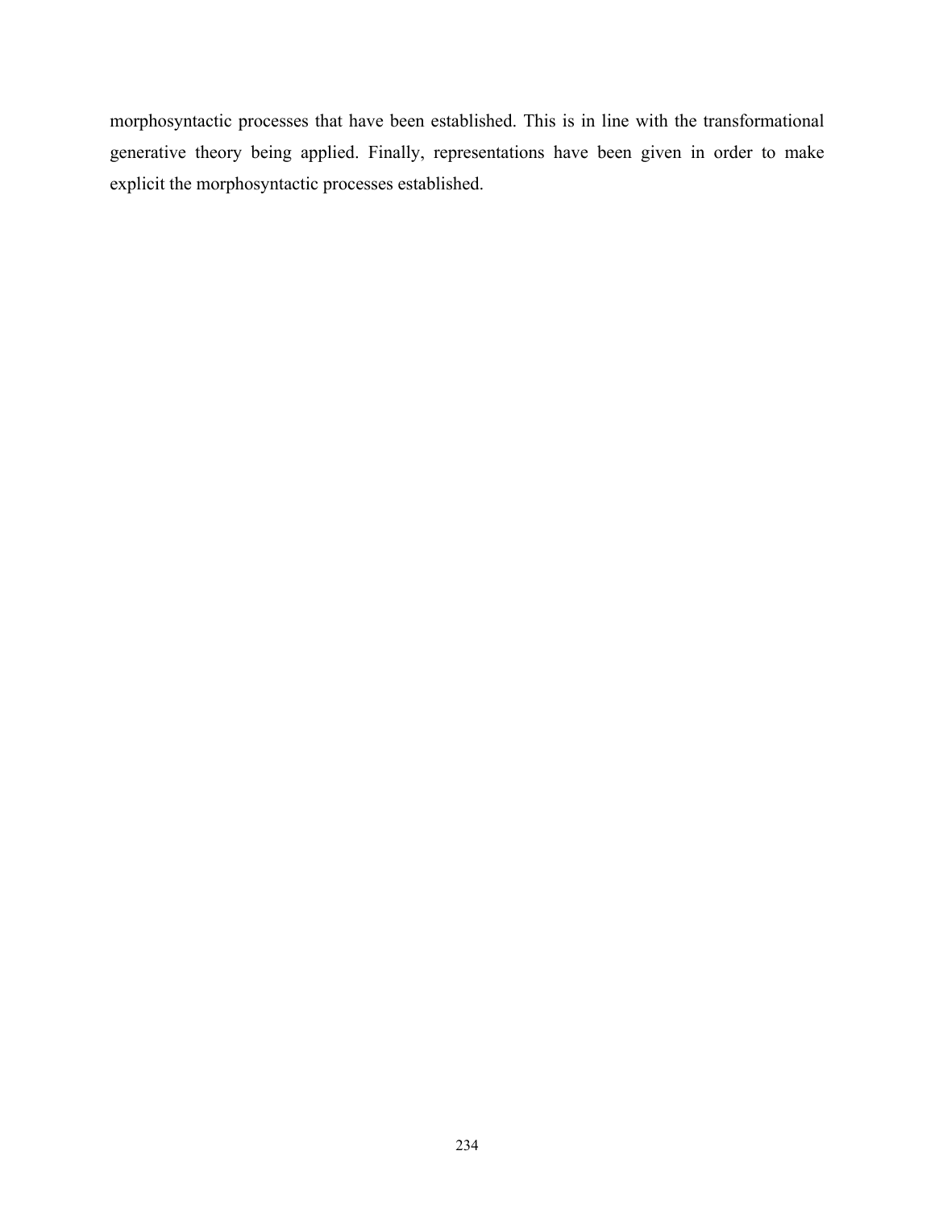morphosyntactic processes that have been established. This is in line with the transformational generative theory being applied. Finally, representations have been given in order to make explicit the morphosyntactic processes established.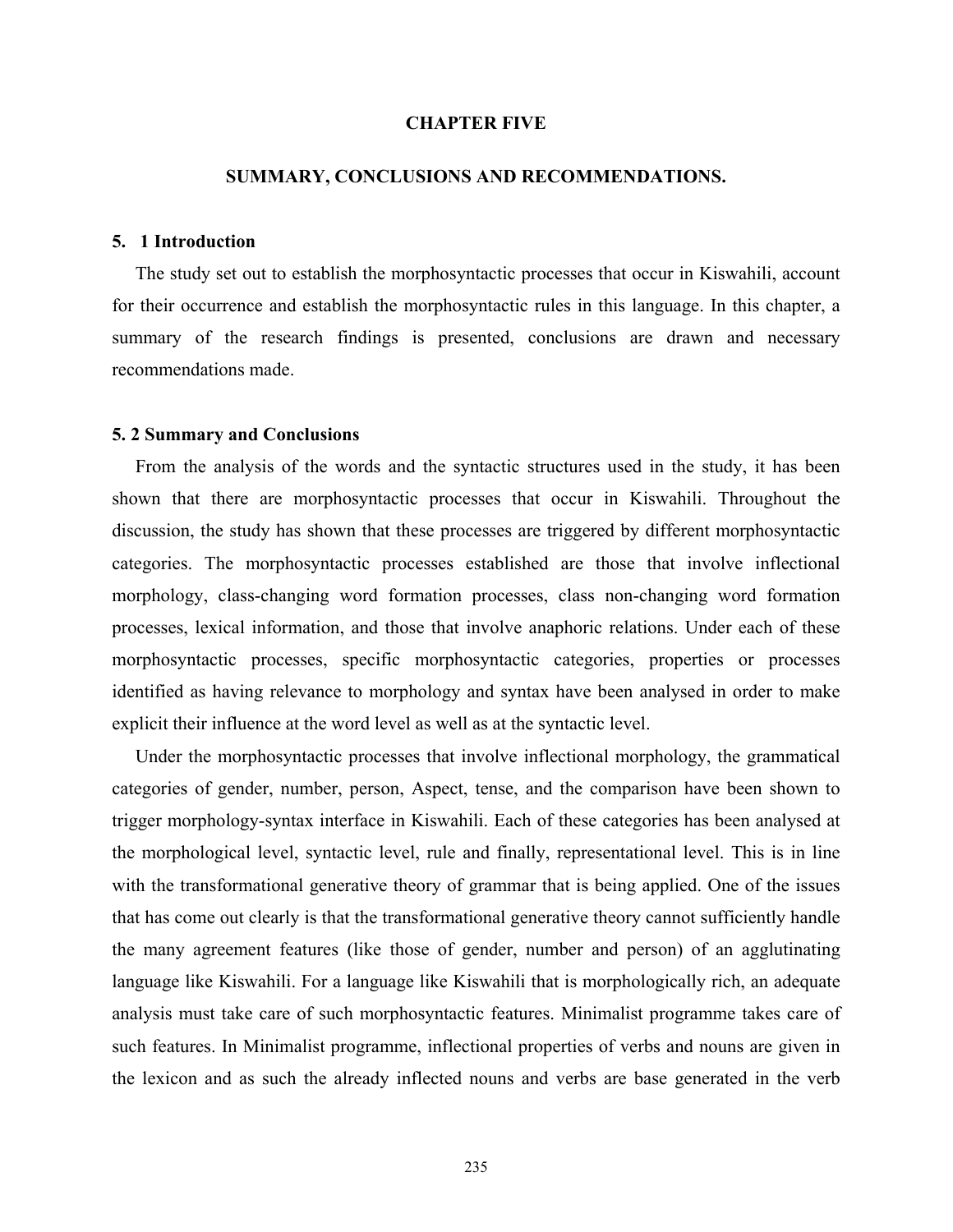# CHAPTER FIVE

## SUMMARY, CONCLUSIONS AND RECOMMENDATIONS.

### 5. 1 Introduction

The study set out to establish the morphosyntactic processes that occur in Kiswahili, account for their occurrence and establish the morphosyntactic rules in this language. In this chapter, a summary of the research findings is presented, conclusions are drawn and necessary recommendations made.

### 5. 2 Summary and Conclusions

From the analysis of the words and the syntactic structures used in the study, it has been shown that there are morphosyntactic processes that occur in Kiswahili. Throughout the discussion, the study has shown that these processes are triggered by different morphosyntactic categories. The morphosyntactic processes established are those that involve inflectional morphology, class-changing word formation processes, class non-changing word formation processes, lexical information, and those that involve anaphoric relations. Under each of these morphosyntactic processes, specific morphosyntactic categories, properties or processes identified as having relevance to morphology and syntax have been analysed in order to make explicit their influence at the word level as well as at the syntactic level.

Under the morphosyntactic processes that involve inflectional morphology, the grammatical categories of gender, number, person, Aspect, tense, and the comparison have been shown to trigger morphology-syntax interface in Kiswahili. Each of these categories has been analysed at the morphological level, syntactic level, rule and finally, representational level. This is in line with the transformational generative theory of grammar that is being applied. One of the issues that has come out clearly is that the transformational generative theory cannot sufficiently handle the many agreement features (like those of gender, number and person) of an agglutinating language like Kiswahili. For a language like Kiswahili that is morphologically rich, an adequate analysis must take care of such morphosyntactic features. Minimalist programme takes care of such features. In Minimalist programme, inflectional properties of verbs and nouns are given in the lexicon and as such the already inflected nouns and verbs are base generated in the verb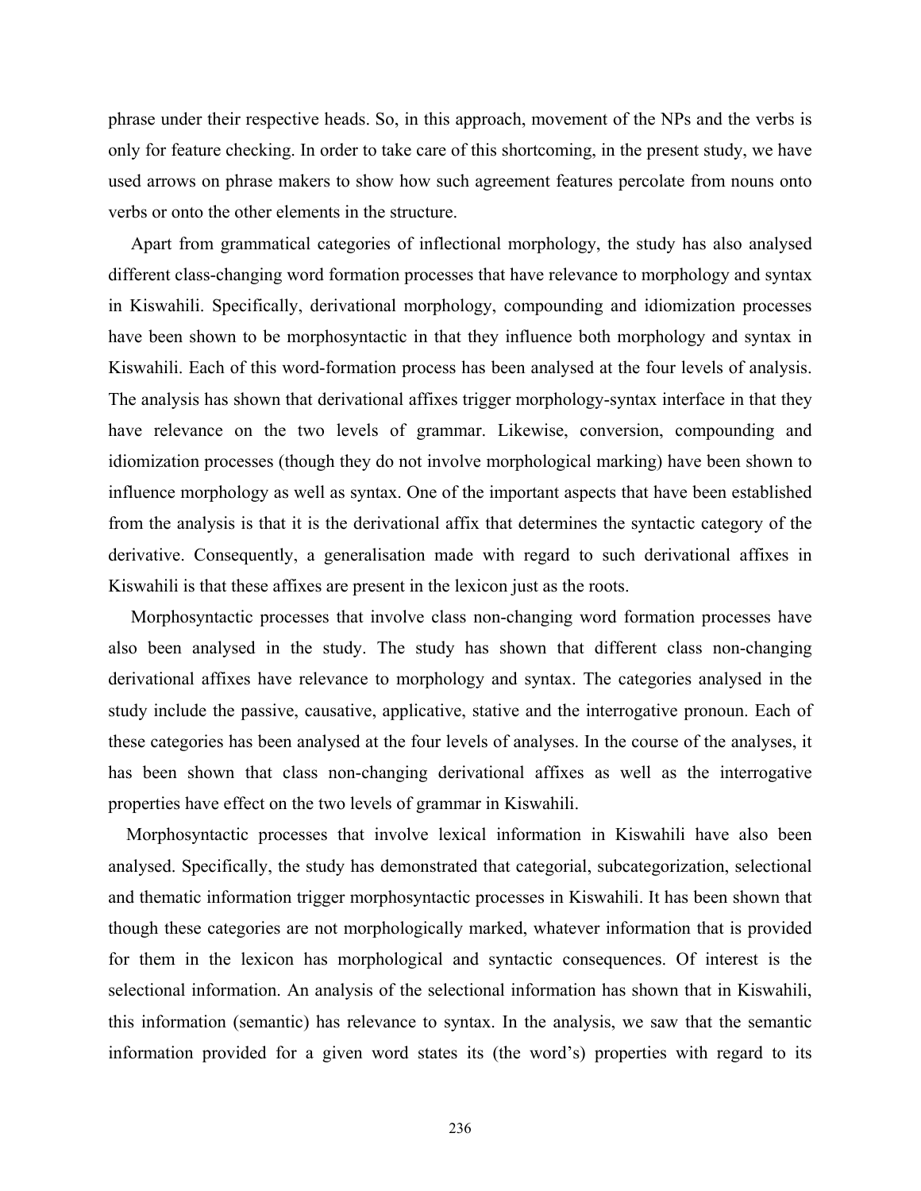phrase under their respective heads. So, in this approach, movement of the NPs and the verbs is only for feature checking. In order to take care of this shortcoming, in the present study, we have used arrows on phrase makers to show how such agreement features percolate from nouns onto verbs or onto the other elements in the structure.

Apart from grammatical categories of inflectional morphology, the study has also analysed different class-changing word formation processes that have relevance to morphology and syntax in Kiswahili. Specifically, derivational morphology, compounding and idiomization processes have been shown to be morphosyntactic in that they influence both morphology and syntax in Kiswahili. Each of this word-formation process has been analysed at the four levels of analysis. The analysis has shown that derivational affixes trigger morphology-syntax interface in that they have relevance on the two levels of grammar. Likewise, conversion, compounding and idiomization processes (though they do not involve morphological marking) have been shown to influence morphology as well as syntax. One of the important aspects that have been established from the analysis is that it is the derivational affix that determines the syntactic category of the derivative. Consequently, a generalisation made with regard to such derivational affixes in Kiswahili is that these affixes are present in the lexicon just as the roots.

Morphosyntactic processes that involve class non-changing word formation processes have also been analysed in the study. The study has shown that different class non-changing derivational affixes have relevance to morphology and syntax. The categories analysed in the study include the passive, causative, applicative, stative and the interrogative pronoun. Each of these categories has been analysed at the four levels of analyses. In the course of the analyses, it has been shown that class non-changing derivational affixes as well as the interrogative properties have effect on the two levels of grammar in Kiswahili.

Morphosyntactic processes that involve lexical information in Kiswahili have also been analysed. Specifically, the study has demonstrated that categorial, subcategorization, selectional and thematic information trigger morphosyntactic processes in Kiswahili. It has been shown that though these categories are not morphologically marked, whatever information that is provided for them in the lexicon has morphological and syntactic consequences. Of interest is the selectional information. An analysis of the selectional information has shown that in Kiswahili, this information (semantic) has relevance to syntax. In the analysis, we saw that the semantic information provided for a given word states its (the word's) properties with regard to its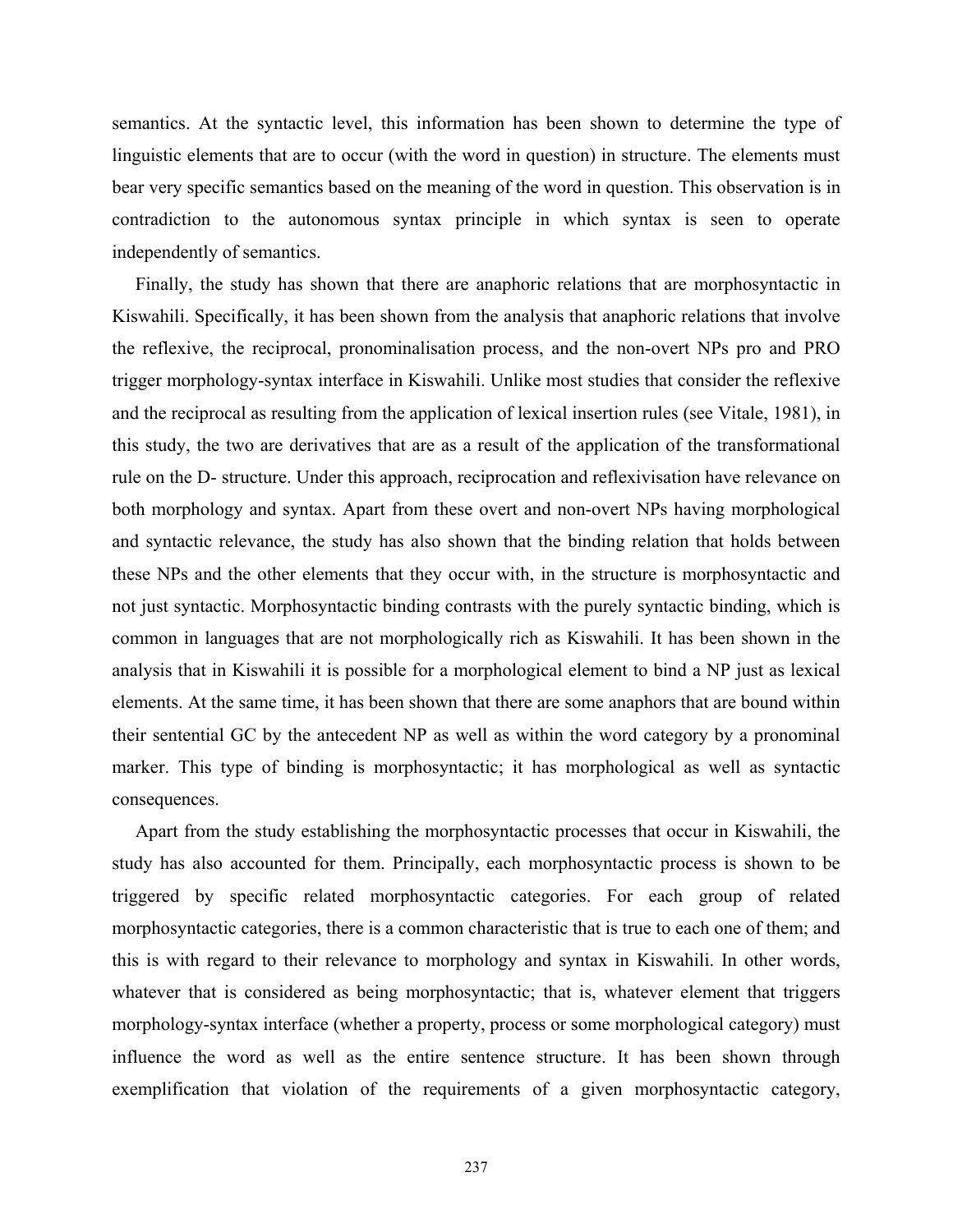semantics. At the syntactic level, this information has been shown to determine the type of linguistic elements that are to occur (with the word in question) in structure. The elements must bear very specific semantics based on the meaning of the word in question. This observation is in contradiction to the autonomous syntax principle in which syntax is seen to operate independently of semantics.

Finally, the study has shown that there are anaphoric relations that are morphosyntactic in Kiswahili. Specifically, it has been shown from the analysis that anaphoric relations that involve the reflexive, the reciprocal, pronominalisation process, and the non-overt NPs pro and PRO trigger morphology-syntax interface in Kiswahili. Unlike most studies that consider the reflexive and the reciprocal as resulting from the application of lexical insertion rules (see Vitale, 1981), in this study, the two are derivatives that are as a result of the application of the transformational rule on the D- structure. Under this approach, reciprocation and reflexivisation have relevance on both morphology and syntax. Apart from these overt and non-overt NPs having morphological and syntactic relevance, the study has also shown that the binding relation that holds between these NPs and the other elements that they occur with, in the structure is morphosyntactic and not just syntactic. Morphosyntactic binding contrasts with the purely syntactic binding, which is common in languages that are not morphologically rich as Kiswahili. It has been shown in the analysis that in Kiswahili it is possible for a morphological element to bind a NP just as lexical elements. At the same time, it has been shown that there are some anaphors that are bound within their sentential GC by the antecedent NP as well as within the word category by a pronominal marker. This type of binding is morphosyntactic; it has morphological as well as syntactic consequences.

Apart from the study establishing the morphosyntactic processes that occur in Kiswahili, the study has also accounted for them. Principally, each morphosyntactic process is shown to be triggered by specific related morphosyntactic categories. For each group of related morphosyntactic categories, there is a common characteristic that is true to each one of them; and this is with regard to their relevance to morphology and syntax in Kiswahili. In other words, whatever that is considered as being morphosyntactic; that is, whatever element that triggers morphology-syntax interface (whether a property, process or some morphological category) must influence the word as well as the entire sentence structure. It has been shown through exemplification that violation of the requirements of a given morphosyntactic category,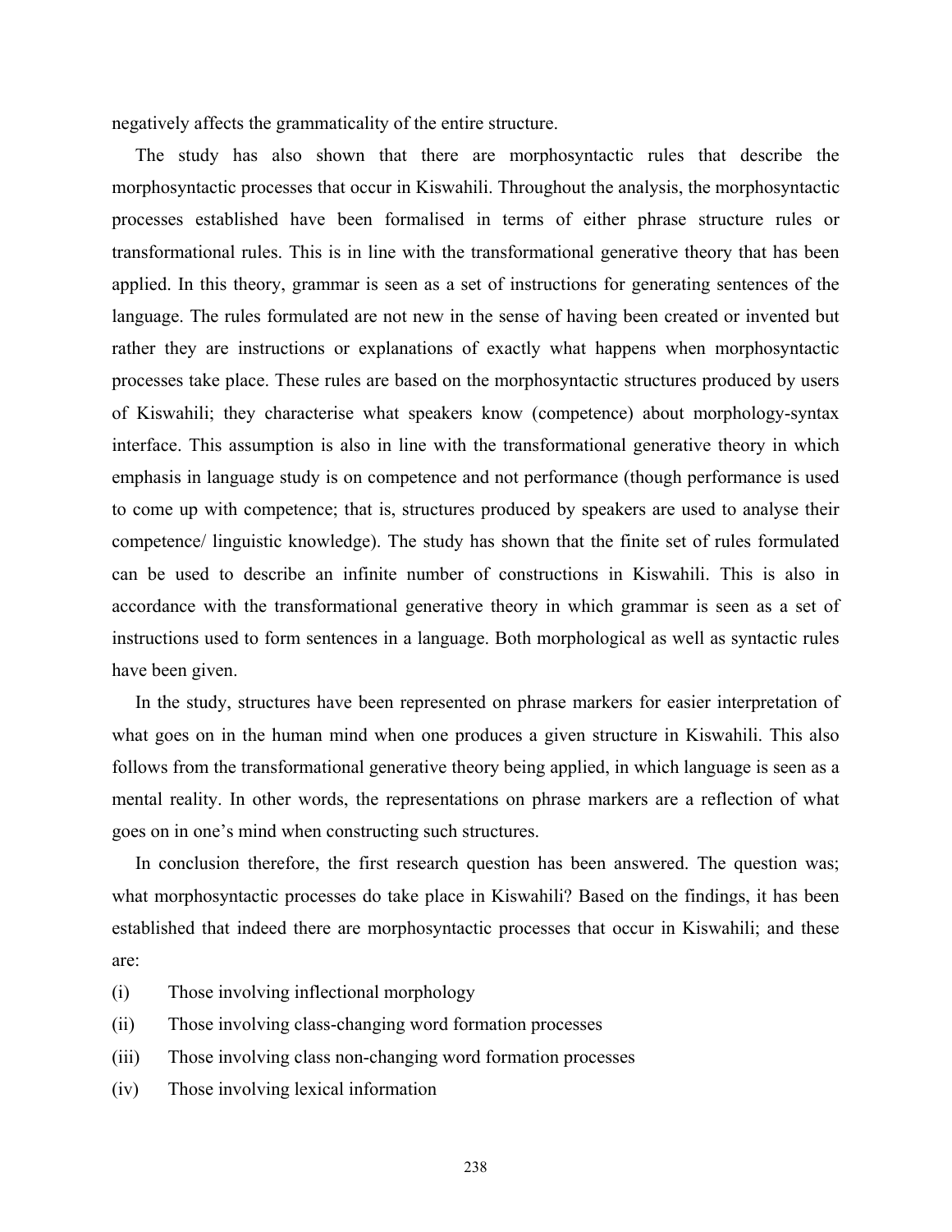negatively affects the grammaticality of the entire structure.

The study has also shown that there are morphosyntactic rules that describe the morphosyntactic processes that occur in Kiswahili. Throughout the analysis, the morphosyntactic processes established have been formalised in terms of either phrase structure rules or transformational rules. This is in line with the transformational generative theory that has been applied. In this theory, grammar is seen as a set of instructions for generating sentences of the language. The rules formulated are not new in the sense of having been created or invented but rather they are instructions or explanations of exactly what happens when morphosyntactic processes take place. These rules are based on the morphosyntactic structures produced by users of Kiswahili; they characterise what speakers know (competence) about morphology-syntax interface. This assumption is also in line with the transformational generative theory in which emphasis in language study is on competence and not performance (though performance is used to come up with competence; that is, structures produced by speakers are used to analyse their competence/ linguistic knowledge). The study has shown that the finite set of rules formulated can be used to describe an infinite number of constructions in Kiswahili. This is also in accordance with the transformational generative theory in which grammar is seen as a set of instructions used to form sentences in a language. Both morphological as well as syntactic rules have been given.

In the study, structures have been represented on phrase markers for easier interpretation of what goes on in the human mind when one produces a given structure in Kiswahili. This also follows from the transformational generative theory being applied, in which language is seen as a mental reality. In other words, the representations on phrase markers are a reflection of what goes on in one's mind when constructing such structures.

In conclusion therefore, the first research question has been answered. The question was; what morphosyntactic processes do take place in Kiswahili? Based on the findings, it has been established that indeed there are morphosyntactic processes that occur in Kiswahili; and these are:

(i) Those involving inflectional morphology

(ii) Those involving class-changing word formation processes

(iii) Those involving class non-changing word formation processes

(iv) Those involving lexical information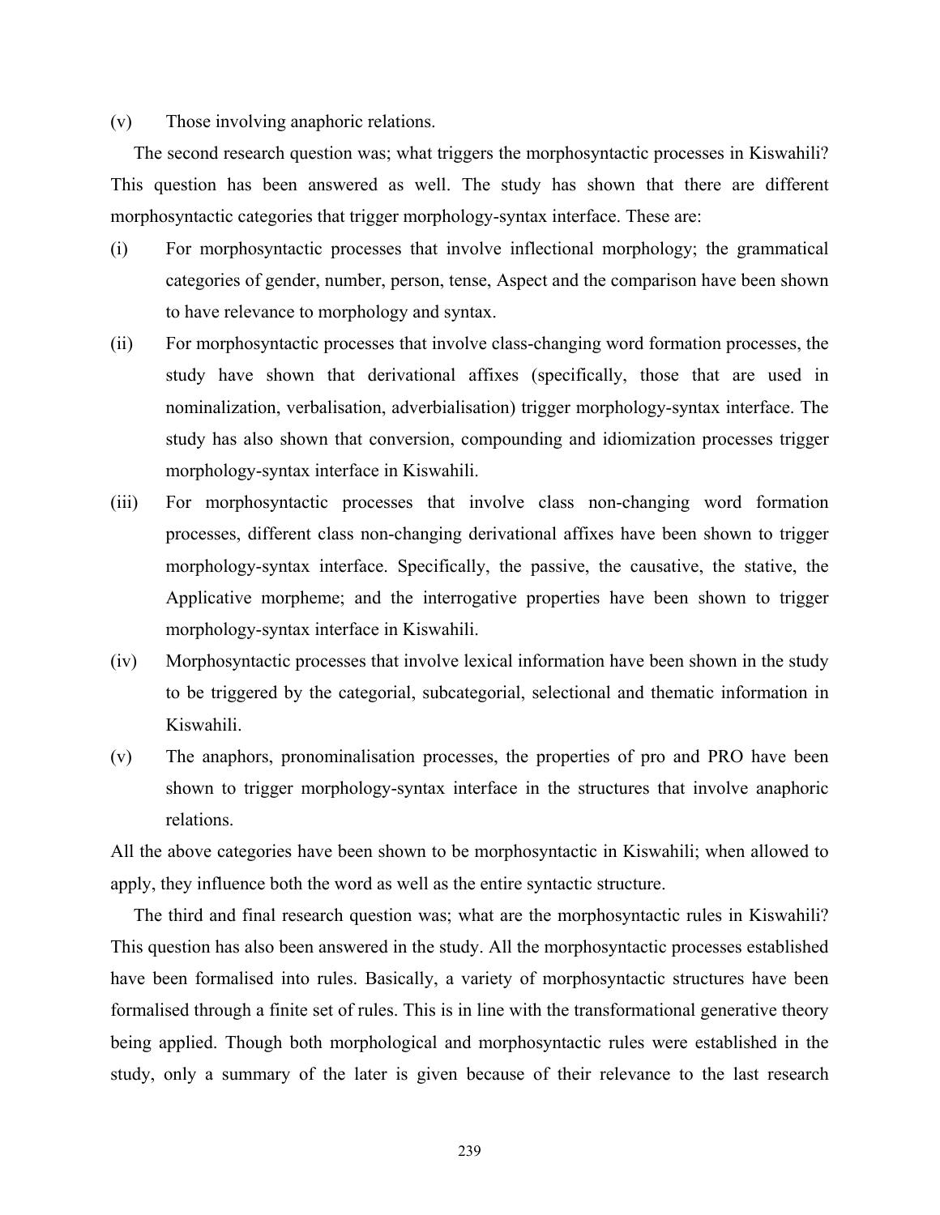(v) Those involving anaphoric relations.

The second research question was; what triggers the morphosyntactic processes in Kiswahili? This question has been answered as well. The study has shown that there are different morphosyntactic categories that trigger morphology-syntax interface. These are:

(i) For morphosyntactic processes that involve inflectional morphology; the grammatical categories of gender, number, person, tense, Aspect and the comparison have been shown to have relevance to morphology and syntax.

(ii) For morphosyntactic processes that involve class-changing word formation processes, the study have shown that derivational affixes (specifically, those that are used in nominalization, verbalisation, adverbialisation) trigger morphology-syntax interface. The study has also shown that conversion, compounding and idiomization processes trigger morphology-syntax interface in Kiswahili.

(iii) For morphosyntactic processes that involve class non-changing word formation processes, different class non-changing derivational affixes have been shown to trigger morphology-syntax interface. Specifically, the passive, the causative, the stative, the Applicative morpheme; and the interrogative properties have been shown to trigger morphology-syntax interface in Kiswahili.

(iv) Morphosyntactic processes that involve lexical information have been shown in the study to be triggered by the categorial, subcategorial, selectional and thematic information in Kiswahili.

(v) The anaphors, pronominalisation processes, the properties of pro and PRO have been shown to trigger morphology-syntax interface in the structures that involve anaphoric relations.

All the above categories have been shown to be morphosyntactic in Kiswahili; when allowed to apply, they influence both the word as well as the entire syntactic structure.

The third and final research question was; what are the morphosyntactic rules in Kiswahili? This question has also been answered in the study. All the morphosyntactic processes established have been formalised into rules. Basically, a variety of morphosyntactic structures have been formalised through a finite set of rules. This is in line with the transformational generative theory being applied. Though both morphological and morphosyntactic rules were established in the study, only a summary of the later is given because of their relevance to the last research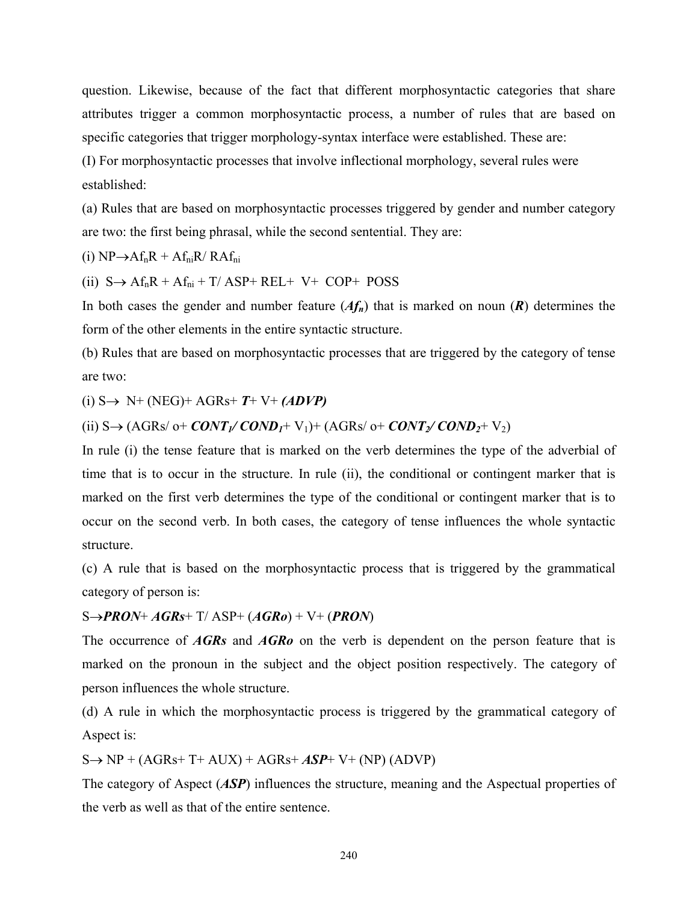question. Likewise, because of the fact that different morphosyntactic categories that share attributes trigger a common morphosyntactic process, a number of rules that are based on specific categories that trigger morphology-syntax interface were established. These are:

(I) For morphosyntactic processes that involve inflectional morphology, several rules were established:

(a) Rules that are based on morphosyntactic processes triggered by gender and number category are two: the first being phrasal, while the second sentential. They are:

(i) NP→$Af_n$R + $Af_{ni}$R/ R$Af_{ni}$

(ii) S→ $Af_n$R + $Af_{ni}$ + T/ ASP+ REL+ V+ COP+ POSS

In both cases the gender and number feature (***$Af_n$***) that is marked on noun (***R***) determines the form of the other elements in the entire syntactic structure.

(b) Rules that are based on morphosyntactic processes that are triggered by the category of tense are two:

(i) S→ N+ (NEG)+ AGRs+ ***T***+ V+ ***(ADVP)***

(ii) S→ (AGRs/ o+ ***$CONT_1$/ $COND_1$***+ $V_1$)+ (AGRs/ o+ ***$CONT_2$/ $COND_2$***+ $V_2$)

In rule (i) the tense feature that is marked on the verb determines the type of the adverbial of time that is to occur in the structure. In rule (ii), the conditional or contingent marker that is marked on the first verb determines the type of the conditional or contingent marker that is to occur on the second verb. In both cases, the category of tense influences the whole syntactic structure.

(c) A rule that is based on the morphosyntactic process that is triggered by the grammatical category of person is:

S→***PRON***+ ***AGRs***+ T/ ASP+ (***AGRo***) + V+ (***PRON***)

The occurrence of ***AGRs*** and ***AGRo*** on the verb is dependent on the person feature that is marked on the pronoun in the subject and the object position respectively. The category of person influences the whole structure.

(d) A rule in which the morphosyntactic process is triggered by the grammatical category of Aspect is:

S→ NP + (AGRs+ T+ AUX) + AGRs+ ***ASP***+ V+ (NP) (ADVP)

The category of Aspect (***ASP***) influences the structure, meaning and the Aspectual properties of the verb as well as that of the entire sentence.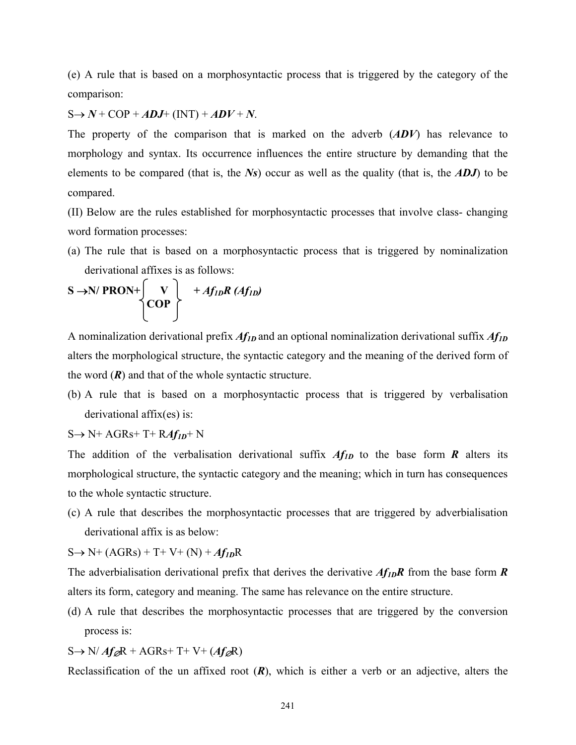(e) A rule that is based on a morphosyntactic process that is triggered by the category of the comparison:

S→ ***N*** + COP + ***ADJ***+ (INT) + ***ADV*** + ***N***.

The property of the comparison that is marked on the adverb (***ADV***) has relevance to morphology and syntax. Its occurrence influences the entire structure by demanding that the elements to be compared (that is, the ***Ns***) occur as well as the quality (that is, the ***ADJ***) to be compared.

(II) Below are the rules established for morphosyntactic processes that involve class- changing word formation processes:

(a) The rule that is based on a morphosyntactic process that is triggered by nominalization derivational affixes is as follows:

$$\mathbf{S \rightarrow N/\ PRON+} \begin{Bmatrix} \mathbf{V} \\ \mathbf{COP} \end{Bmatrix} \boldsymbol{+\ Af_{1D}R\ (Af_{1D})}$$

A nominalization derivational prefix $Af_{1D}$ and an optional nominalization derivational suffix $Af_{1D}$ alters the morphological structure, the syntactic category and the meaning of the derived form of the word (***R***) and that of the whole syntactic structure.

(b) A rule that is based on a morphosyntactic process that is triggered by verbalisation derivational affix(es) is:

S→ N+ AGRs+ T+ R$Af_{1D}$+ N

The addition of the verbalisation derivational suffix $Af_{1D}$ to the base form ***R*** alters its morphological structure, the syntactic category and the meaning; which in turn has consequences to the whole syntactic structure.

(c) A rule that describes the morphosyntactic processes that are triggered by adverbialisation derivational affix is as below:

S→ N+ (AGRs) + T+ V+ (N) + $Af_{1D}$R

The adverbialisation derivational prefix that derives the derivative $Af_{1D}R$ from the base form ***R*** alters its form, category and meaning. The same has relevance on the entire structure.

(d) A rule that describes the morphosyntactic processes that are triggered by the conversion process is:

S→ N/ $Af_{\varnothing}$R + AGRs+ T+ V+ ($Af_{\varnothing}$R)

Reclassification of the un affixed root (***R***), which is either a verb or an adjective, alters the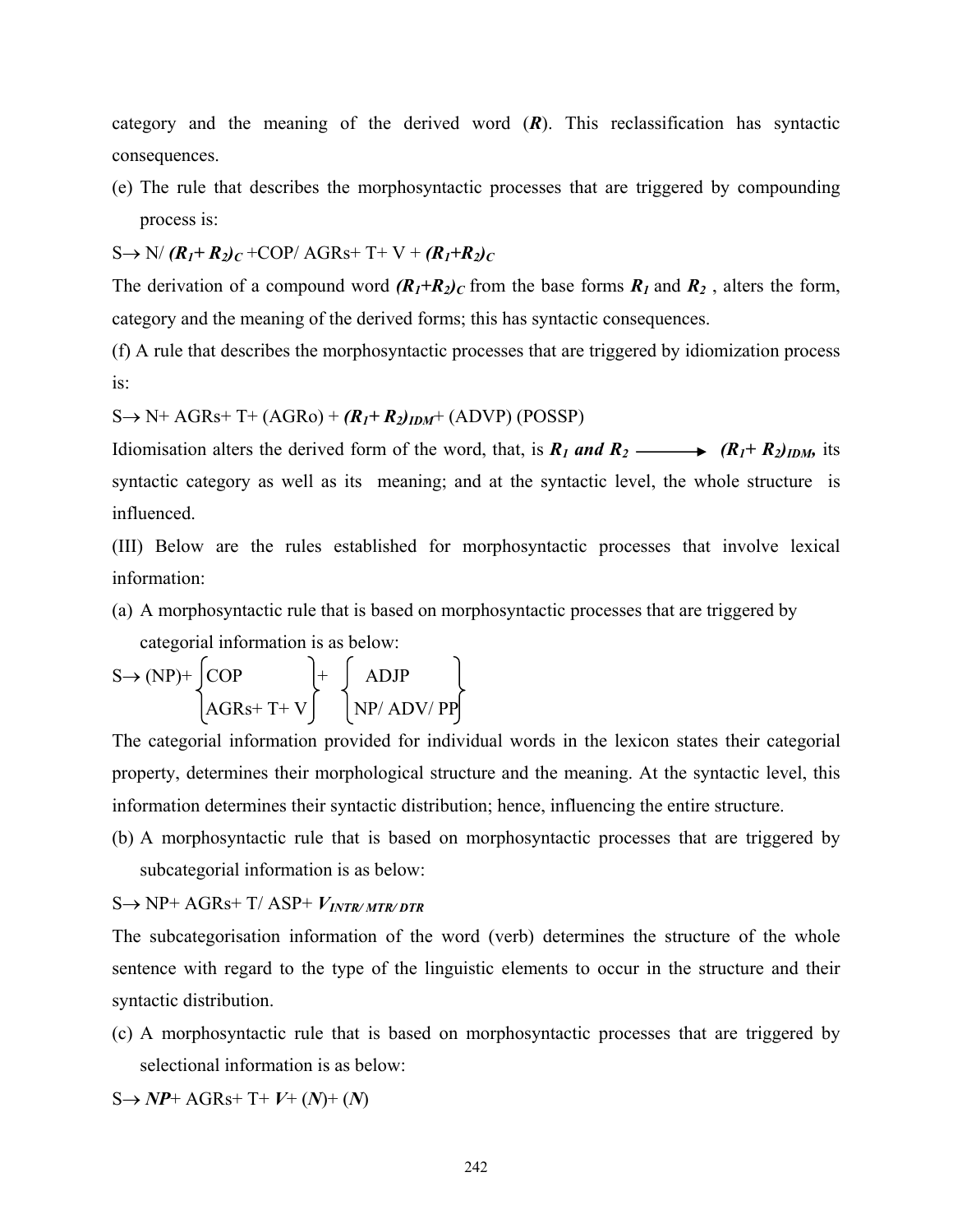category and the meaning of the derived word (***R***). This reclassification has syntactic consequences.

(e) The rule that describes the morphosyntactic processes that are triggered by compounding process is:

$S \rightarrow N/\ (R_1 + R_2)_C + COP/\ AGRs + T + V + (R_1 + R_2)_C$

The derivation of a compound word $(R_1+R_2)_C$ from the base forms $R_1$ and $R_2$ , alters the form, category and the meaning of the derived forms; this has syntactic consequences.

(f) A rule that describes the morphosyntactic processes that are triggered by idiomization process is:

$S \rightarrow N + AGRs + T + (AGRo) + (R_1 + R_2)_{IDM} + (ADVP)\ (POSSP)$

Idiomisation alters the derived form of the word, that, is $R_1$ *and* $R_2 \longrightarrow (R_1 + R_2)_{IDM}$, its syntactic category as well as its meaning; and at the syntactic level, the whole structure is influenced.

(III) Below are the rules established for morphosyntactic processes that involve lexical information:

(a) A morphosyntactic rule that is based on morphosyntactic processes that are triggered by categorial information is as below:

$$S \rightarrow (NP) + \begin{Bmatrix} COP \\ AGRs + T + V \end{Bmatrix} + \begin{Bmatrix} ADJP \\ NP/\ ADV/\ PP \end{Bmatrix}$$

The categorial information provided for individual words in the lexicon states their categorial property, determines their morphological structure and the meaning. At the syntactic level, this information determines their syntactic distribution; hence, influencing the entire structure.

(b) A morphosyntactic rule that is based on morphosyntactic processes that are triggered by subcategorial information is as below:

$S \rightarrow NP + AGRs + T/\ ASP + V_{INTR/\ MTR/\ DTR}$

The subcategorisation information of the word (verb) determines the structure of the whole sentence with regard to the type of the linguistic elements to occur in the structure and their syntactic distribution.

(c) A morphosyntactic rule that is based on morphosyntactic processes that are triggered by selectional information is as below:

$S \rightarrow NP + AGRs + T + V + (N) + (N)$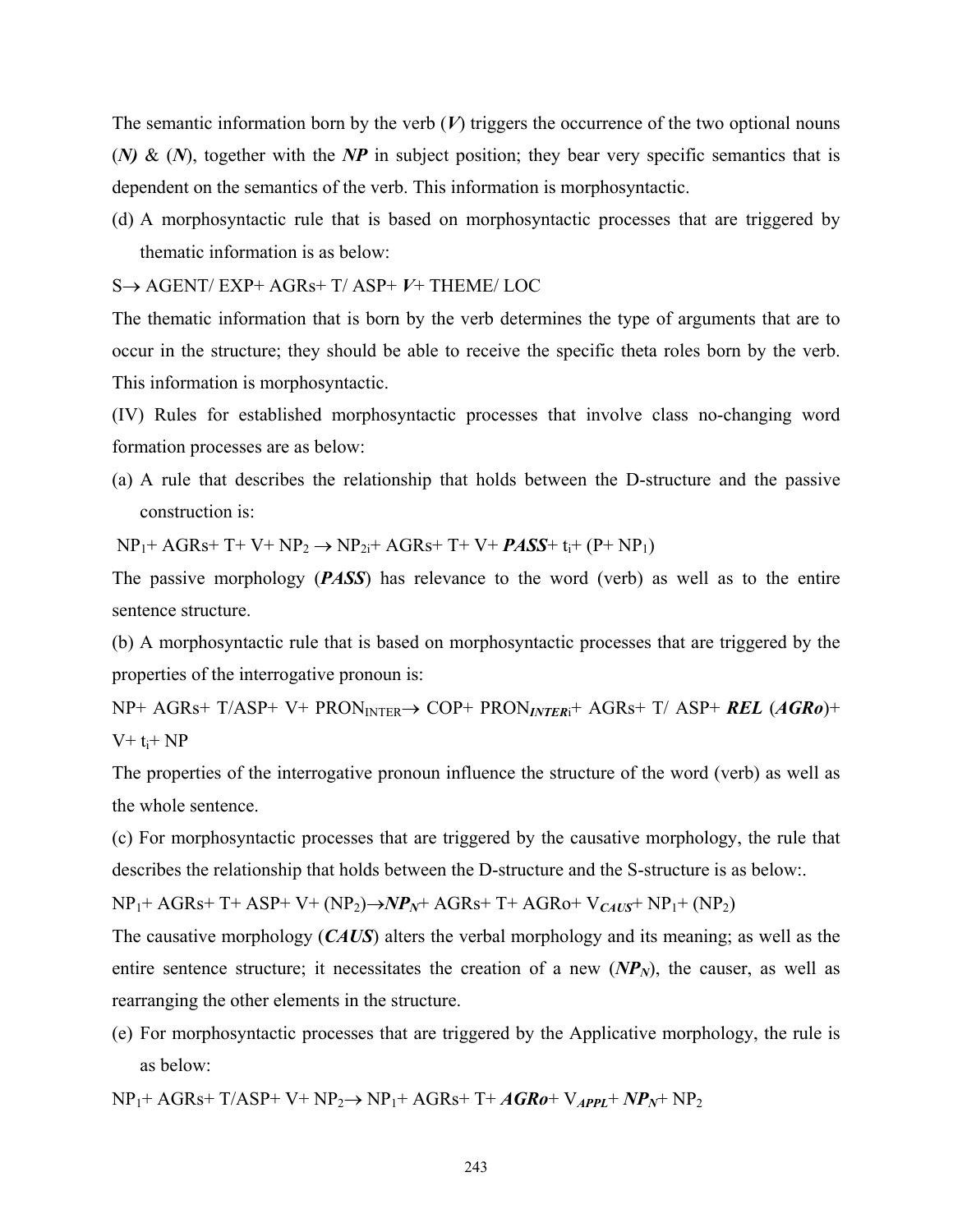The semantic information born by the verb (***V***) triggers the occurrence of the two optional nouns (***N)*** & (***N***), together with the ***NP*** in subject position; they bear very specific semantics that is dependent on the semantics of the verb. This information is morphosyntactic.

(d) A morphosyntactic rule that is based on morphosyntactic processes that are triggered by thematic information is as below:

S→ AGENT/ EXP+ AGRs+ T/ ASP+ ***V***+ THEME/ LOC

The thematic information that is born by the verb determines the type of arguments that are to occur in the structure; they should be able to receive the specific theta roles born by the verb. This information is morphosyntactic.

(IV) Rules for established morphosyntactic processes that involve class no-changing word formation processes are as below:

(a) A rule that describes the relationship that holds between the D-structure and the passive construction is:

$NP_1$+ AGRs+ T+ V+ $NP_2$ → $NP_{2i}$+ AGRs+ T+ V+ ***PASS***+ $t_i$+ (P+ $NP_1$)

The passive morphology (***PASS***) has relevance to the word (verb) as well as to the entire sentence structure.

(b) A morphosyntactic rule that is based on morphosyntactic processes that are triggered by the properties of the interrogative pronoun is:

NP+ AGRs+ T/ASP+ V+ $PRON_{INTER}$→ COP+ $PRON_{\boldsymbol{INTER}i}$+ AGRs+ T/ ASP+ ***REL*** (***AGRo***)+ V+ $t_i$+ NP

The properties of the interrogative pronoun influence the structure of the word (verb) as well as the whole sentence.

(c) For morphosyntactic processes that are triggered by the causative morphology, the rule that describes the relationship that holds between the D-structure and the S-structure is as below:.

$NP_1$+ AGRs+ T+ ASP+ V+ ($NP_2$)→$\boldsymbol{NP_N}$+ AGRs+ T+ AGRo+ $V_{\boldsymbol{CAUS}}$+ $NP_1$+ ($NP_2$)

The causative morphology (***CAUS***) alters the verbal morphology and its meaning; as well as the entire sentence structure; it necessitates the creation of a new ($\boldsymbol{NP_N}$), the causer, as well as rearranging the other elements in the structure.

(e) For morphosyntactic processes that are triggered by the Applicative morphology, the rule is as below:

$NP_1$+ AGRs+ T/ASP+ V+ $NP_2$→ $NP_1$+ AGRs+ T+ ***AGRo***+ $V_{\boldsymbol{APPL}}$+ $\boldsymbol{NP_N}$+ $NP_2$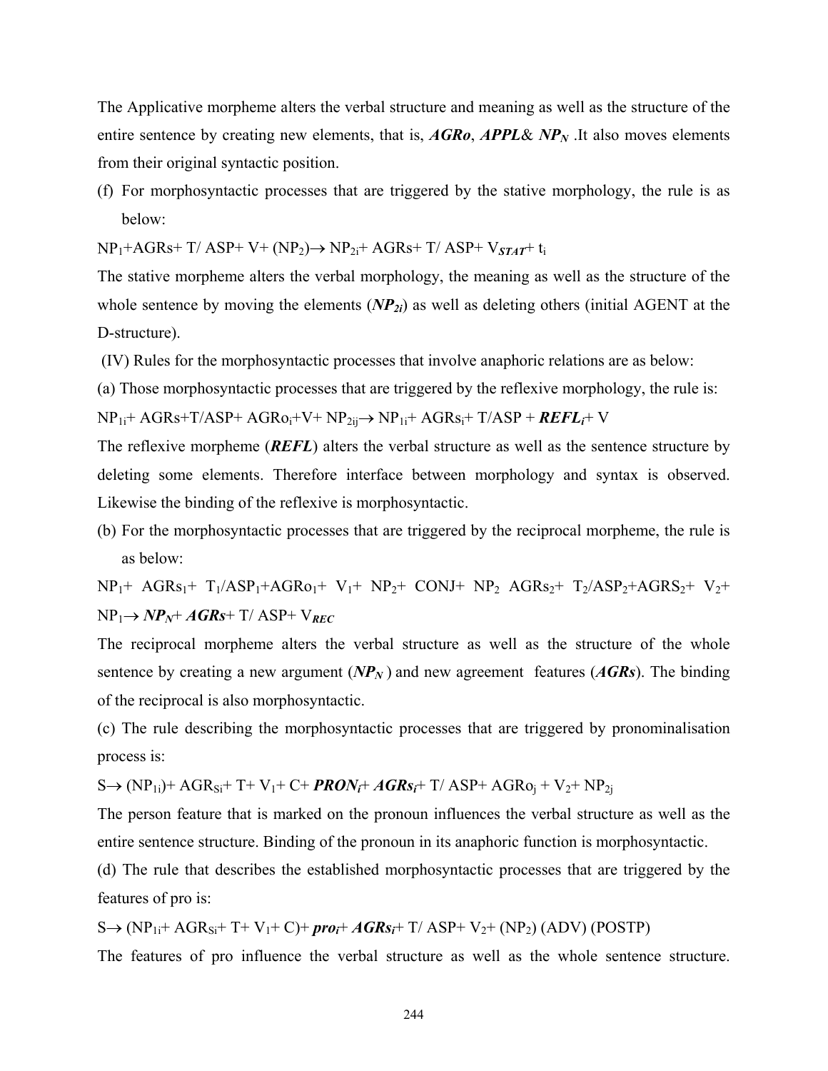The Applicative morpheme alters the verbal structure and meaning as well as the structure of the entire sentence by creating new elements, that is, ***AGRo***, ***APPL***& ***$NP_N$*** .It also moves elements from their original syntactic position.

(f) For morphosyntactic processes that are triggered by the stative morphology, the rule is as below:

$NP_1$+AGRs+ T/ ASP+ V+ ($NP_2$)$\rightarrow$ $NP_{2i}$+ AGRs+ T/ ASP+ $V_{\boldsymbol{STAT}}$+ $t_i$

The stative morpheme alters the verbal morphology, the meaning as well as the structure of the whole sentence by moving the elements (***$NP_{2i}$***) as well as deleting others (initial AGENT at the D-structure).

(IV) Rules for the morphosyntactic processes that involve anaphoric relations are as below:

(a) Those morphosyntactic processes that are triggered by the reflexive morphology, the rule is:

$NP_{1i}$+ AGRs+T/ASP+ $AGRo_i$+V+ $NP_{2ij}$$\rightarrow$ $NP_{1i}$+ $AGRs_i$+ T/ASP + ***$REFL_i$***+ V

The reflexive morpheme (***REFL***) alters the verbal structure as well as the sentence structure by deleting some elements. Therefore interface between morphology and syntax is observed. Likewise the binding of the reflexive is morphosyntactic.

(b) For the morphosyntactic processes that are triggered by the reciprocal morpheme, the rule is as below:

$NP_1$+ $AGRs_1$+ $T_1$/$ASP_1$+$AGRo_1$+ $V_1$+ $NP_2$+ CONJ+ $NP_2$ $AGRs_2$+ $T_2$/$ASP_2$+$AGRS_2$+ $V_2$+ $NP_1$$\rightarrow$ ***$NP_N$***+ ***AGRs***+ T/ ASP+ $V_{\boldsymbol{REC}}$

The reciprocal morpheme alters the verbal structure as well as the structure of the whole sentence by creating a new argument (***$NP_N$*** ) and new agreement features (***AGRs***). The binding of the reciprocal is also morphosyntactic.

(c) The rule describing the morphosyntactic processes that are triggered by pronominalisation process is:

S$\rightarrow$ ($NP_{1i}$)+ $AGR_{Si}$+ T+ $V_1$+ C+ ***$PRON_i$***+ ***$AGRs_i$***+ T/ ASP+ $AGRo_j$ + $V_2$+ $NP_{2j}$

The person feature that is marked on the pronoun influences the verbal structure as well as the entire sentence structure. Binding of the pronoun in its anaphoric function is morphosyntactic.

(d) The rule that describes the established morphosyntactic processes that are triggered by the features of pro is:

S$\rightarrow$ ($NP_{1i}$+ $AGR_{Si}$+ T+ $V_1$+ C)+ ***$pro_i$***+ ***$AGRs_i$***+ T/ ASP+ $V_2$+ ($NP_2$) (ADV) (POSTP)

The features of pro influence the verbal structure as well as the whole sentence structure.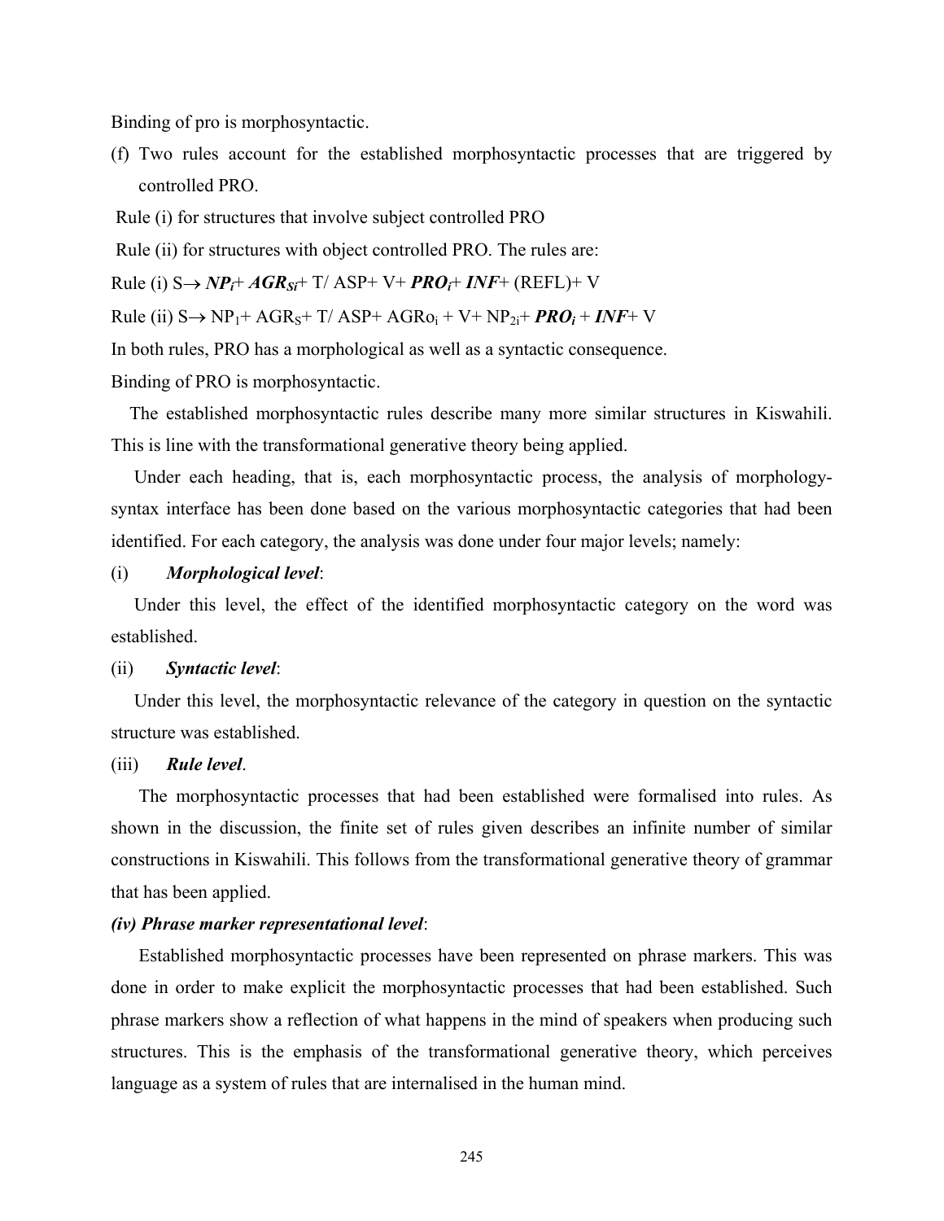Binding of pro is morphosyntactic.

(f) Two rules account for the established morphosyntactic processes that are triggered by controlled PRO.

Rule (i) for structures that involve subject controlled PRO

Rule (ii) for structures with object controlled PRO. The rules are:

Rule (i) S→ $\boldsymbol{NP_i}$+ $\boldsymbol{AGR_{Si}}$+ T/ ASP+ V+ $\boldsymbol{PRO_i}$+ ***INF***+ (REFL)+ V

Rule (ii) S→ $NP_1$+ $AGR_S$+ T/ ASP+ $AGRo_i$ + V+ $NP_{2i}$+ $\boldsymbol{PRO_i}$ + ***INF***+ V

In both rules, PRO has a morphological as well as a syntactic consequence.

Binding of PRO is morphosyntactic.

The established morphosyntactic rules describe many more similar structures in Kiswahili. This is line with the transformational generative theory being applied.

Under each heading, that is, each morphosyntactic process, the analysis of morphology-syntax interface has been done based on the various morphosyntactic categories that had been identified. For each category, the analysis was done under four major levels; namely:

(i) ***Morphological level***:

Under this level, the effect of the identified morphosyntactic category on the word was established.

(ii) ***Syntactic level***:

Under this level, the morphosyntactic relevance of the category in question on the syntactic structure was established.

(iii) ***Rule level***.

The morphosyntactic processes that had been established were formalised into rules. As shown in the discussion, the finite set of rules given describes an infinite number of similar constructions in Kiswahili. This follows from the transformational generative theory of grammar that has been applied.

***(iv) Phrase marker representational level***:

Established morphosyntactic processes have been represented on phrase markers. This was done in order to make explicit the morphosyntactic processes that had been established. Such phrase markers show a reflection of what happens in the mind of speakers when producing such structures. This is the emphasis of the transformational generative theory, which perceives language as a system of rules that are internalised in the human mind.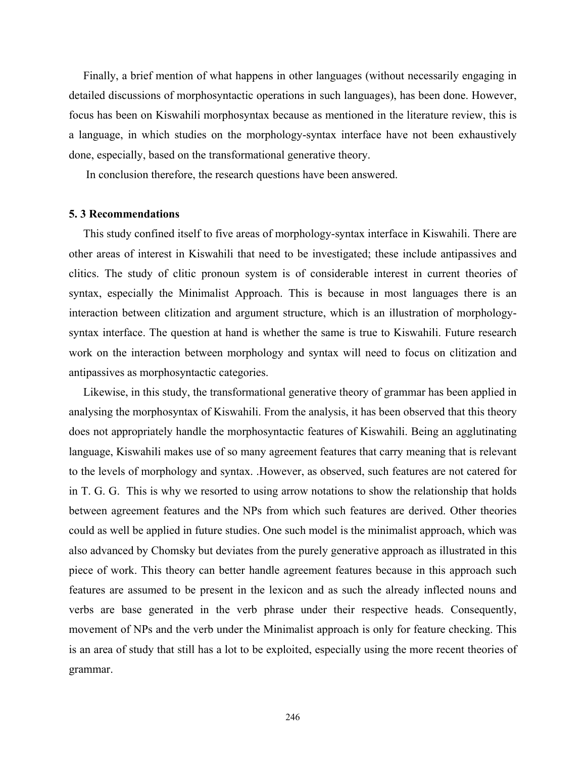Finally, a brief mention of what happens in other languages (without necessarily engaging in detailed discussions of morphosyntactic operations in such languages), has been done. However, focus has been on Kiswahili morphosyntax because as mentioned in the literature review, this is a language, in which studies on the morphology-syntax interface have not been exhaustively done, especially, based on the transformational generative theory.

In conclusion therefore, the research questions have been answered.

### 5. 3 Recommendations

This study confined itself to five areas of morphology-syntax interface in Kiswahili. There are other areas of interest in Kiswahili that need to be investigated; these include antipassives and clitics. The study of clitic pronoun system is of considerable interest in current theories of syntax, especially the Minimalist Approach. This is because in most languages there is an interaction between clitization and argument structure, which is an illustration of morphology-syntax interface. The question at hand is whether the same is true to Kiswahili. Future research work on the interaction between morphology and syntax will need to focus on clitization and antipassives as morphosyntactic categories.

Likewise, in this study, the transformational generative theory of grammar has been applied in analysing the morphosyntax of Kiswahili. From the analysis, it has been observed that this theory does not appropriately handle the morphosyntactic features of Kiswahili. Being an agglutinating language, Kiswahili makes use of so many agreement features that carry meaning that is relevant to the levels of morphology and syntax. .However, as observed, such features are not catered for in T. G. G. This is why we resorted to using arrow notations to show the relationship that holds between agreement features and the NPs from which such features are derived. Other theories could as well be applied in future studies. One such model is the minimalist approach, which was also advanced by Chomsky but deviates from the purely generative approach as illustrated in this piece of work. This theory can better handle agreement features because in this approach such features are assumed to be present in the lexicon and as such the already inflected nouns and verbs are base generated in the verb phrase under their respective heads. Consequently, movement of NPs and the verb under the Minimalist approach is only for feature checking. This is an area of study that still has a lot to be exploited, especially using the more recent theories of grammar.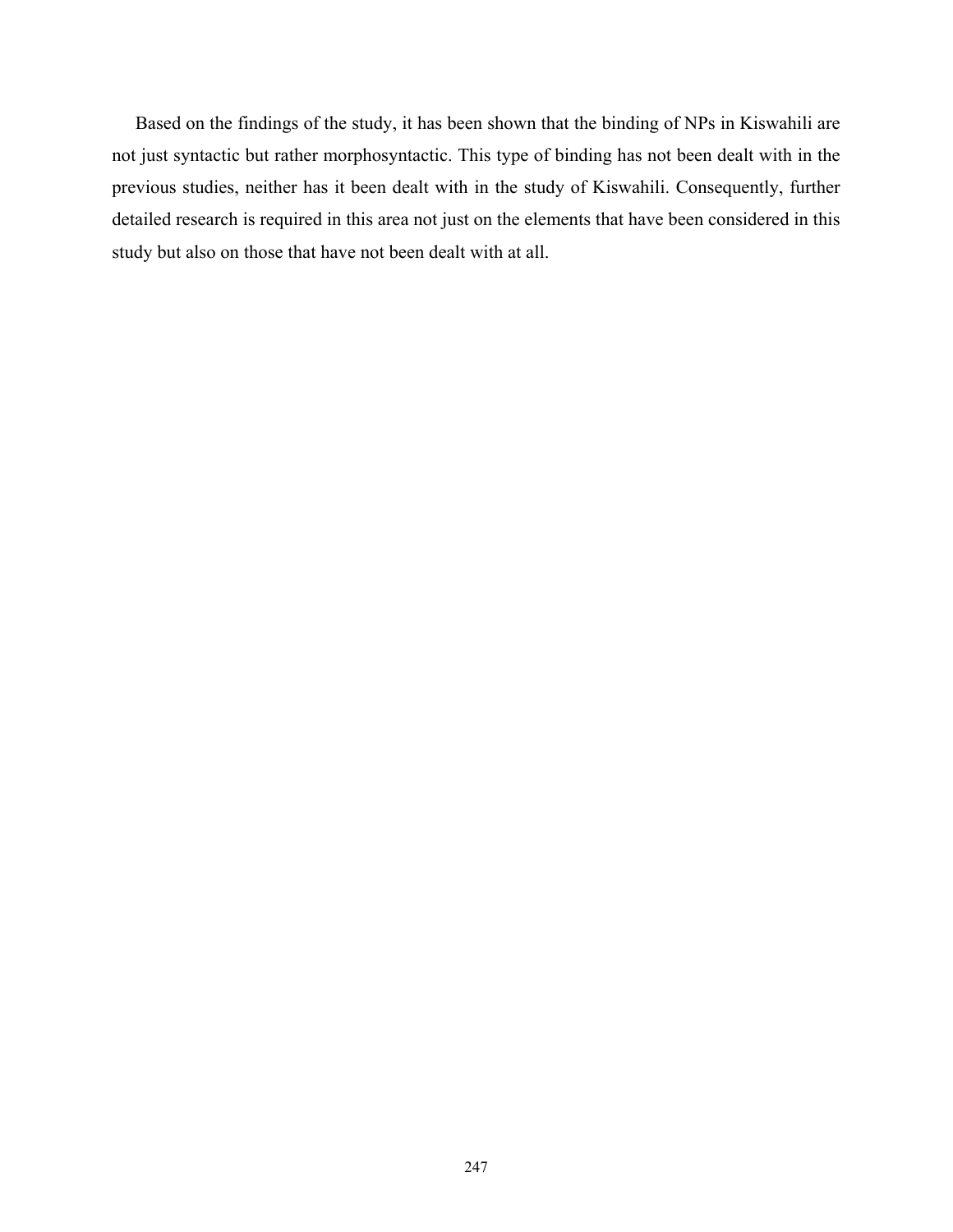Based on the findings of the study, it has been shown that the binding of NPs in Kiswahili are not just syntactic but rather morphosyntactic. This type of binding has not been dealt with in the previous studies, neither has it been dealt with in the study of Kiswahili. Consequently, further detailed research is required in this area not just on the elements that have been considered in this study but also on those that have not been dealt with at all.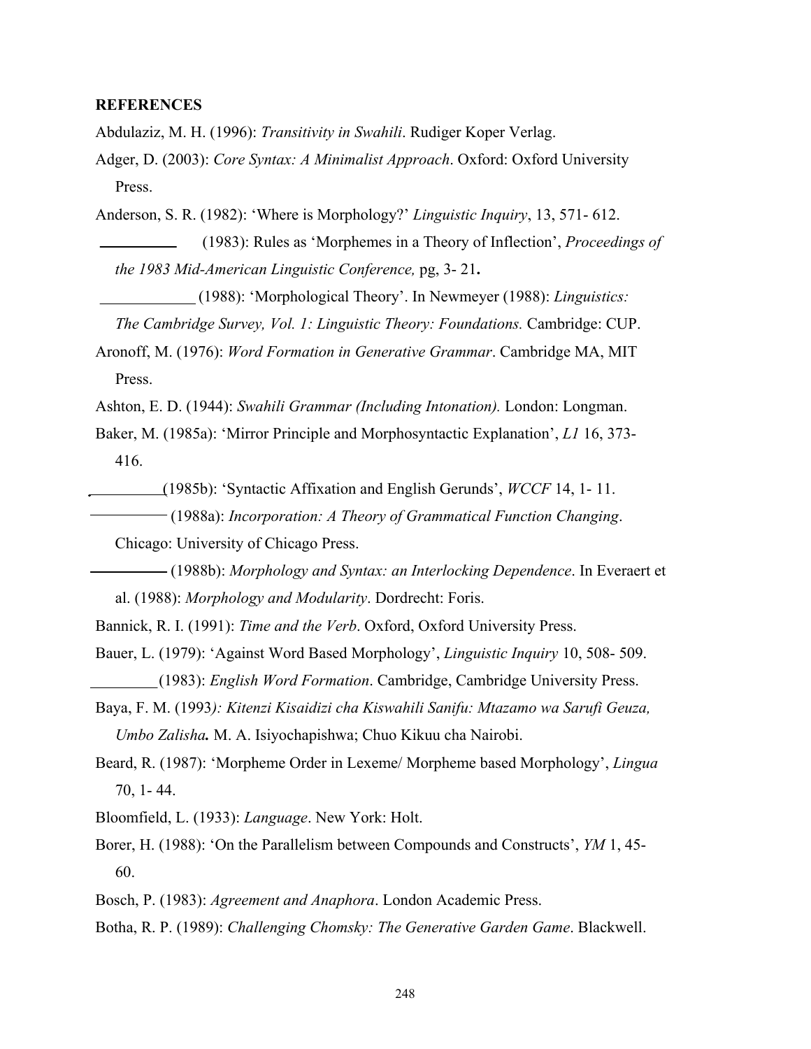## REFERENCES

Abdulaziz, M. H. (1996): *Transitivity in Swahili*. Rudiger Koper Verlag.

Adger, D. (2003): *Core Syntax: A Minimalist Approach*. Oxford: Oxford University Press.

Anderson, S. R. (1982): 'Where is Morphology?' *Linguistic Inquiry*, 13, 571- 612.

\_\_\_\_\_\_\_\_\_\_ (1983): Rules as 'Morphemes in a Theory of Inflection', *Proceedings of the 1983 Mid-American Linguistic Conference,* pg, 3- 21**.**

\_\_\_\_\_\_\_\_\_\_\_\_ (1988): 'Morphological Theory'. In Newmeyer (1988): *Linguistics: The Cambridge Survey, Vol. 1: Linguistic Theory: Foundations.* Cambridge: CUP.

Aronoff, M. (1976): *Word Formation in Generative Grammar*. Cambridge MA, MIT Press.

Ashton, E. D. (1944): *Swahili Grammar (Including Intonation).* London: Longman.

Baker, M. (1985a): 'Mirror Principle and Morphosyntactic Explanation', *L1* 16, 373- 416.

\_\_\_\_\_\_\_\_\_(1985b): 'Syntactic Affixation and English Gerunds', *WCCF* 14, 1- 11.

\_\_\_\_\_\_\_\_\_\_ (1988a): *Incorporation: A Theory of Grammatical Function Changing*. Chicago: University of Chicago Press.

\_\_\_\_\_\_\_\_\_\_ (1988b): *Morphology and Syntax: an Interlocking Dependence*. In Everaert et al. (1988): *Morphology and Modularity*. Dordrecht: Foris.

Bannick, R. I. (1991): *Time and the Verb*. Oxford, Oxford University Press.

Bauer, L. (1979): 'Against Word Based Morphology', *Linguistic Inquiry* 10, 508- 509.

\_\_\_\_\_\_\_\_(1983): *English Word Formation*. Cambridge, Cambridge University Press.

Baya, F. M. (1993*): Kitenzi Kisaidizi cha Kiswahili Sanifu: Mtazamo wa Sarufi Geuza, Umbo Zalisha***.** M. A. Isiyochapishwa; Chuo Kikuu cha Nairobi.

Beard, R. (1987): 'Morpheme Order in Lexeme/ Morpheme based Morphology', *Lingua* 70, 1- 44.

Bloomfield, L. (1933): *Language*. New York: Holt.

Borer, H. (1988): 'On the Parallelism between Compounds and Constructs', *YM* 1, 45- 60.

Bosch, P. (1983): *Agreement and Anaphora*. London Academic Press.

Botha, R. P. (1989): *Challenging Chomsky: The Generative Garden Game*. Blackwell.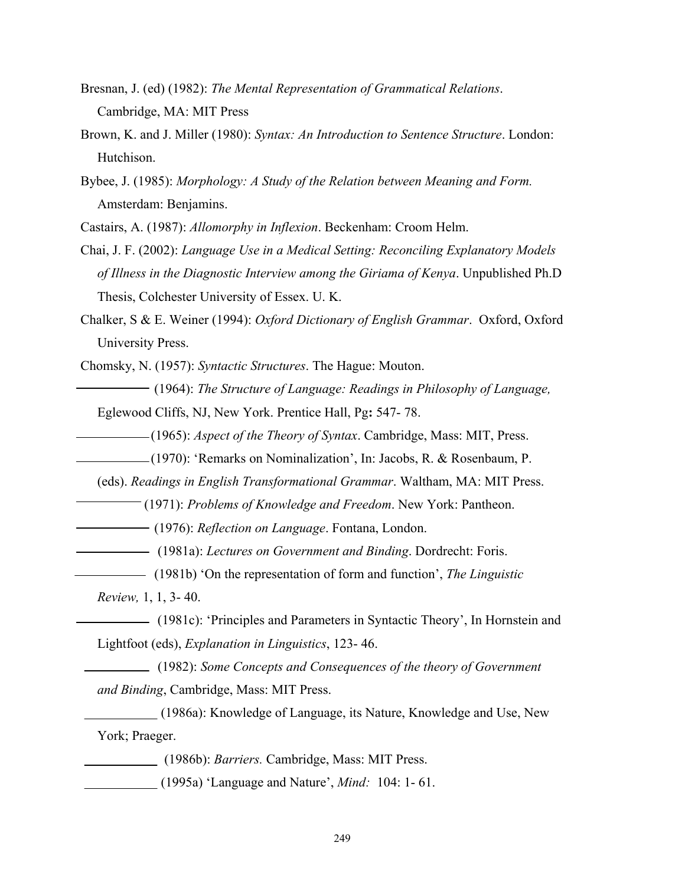Bresnan, J. (ed) (1982): *The Mental Representation of Grammatical Relations*. Cambridge, MA: MIT Press

Brown, K. and J. Miller (1980): *Syntax: An Introduction to Sentence Structure*. London: Hutchison.

Bybee, J. (1985): *Morphology: A Study of the Relation between Meaning and Form.* Amsterdam: Benjamins.

Castairs, A. (1987): *Allomorphy in Inflexion*. Beckenham: Croom Helm.

Chai, J. F. (2002): *Language Use in a Medical Setting: Reconciling Explanatory Models of Illness in the Diagnostic Interview among the Giriama of Kenya*. Unpublished Ph.D Thesis, Colchester University of Essex. U. K.

Chalker, S & E. Weiner (1994): *Oxford Dictionary of English Grammar*. Oxford, Oxford University Press.

Chomsky, N. (1957): *Syntactic Structures*. The Hague: Mouton.

__________ (1964): *The Structure of Language: Readings in Philosophy of Language,* Eglewood Cliffs, NJ, New York. Prentice Hall, Pg**:** 547- 78.

__________ (1965): *Aspect of the Theory of Syntax*. Cambridge, Mass: MIT, Press.

__________ (1970): 'Remarks on Nominalization', In: Jacobs, R. & Rosenbaum, P. (eds). *Readings in English Transformational Grammar*. Waltham, MA: MIT Press.

__________ (1971): *Problems of Knowledge and Freedom*. New York: Pantheon.

__________ (1976): *Reflection on Language*. Fontana, London.

__________ (1981a): *Lectures on Government and Binding*. Dordrecht: Foris.

__________ (1981b) 'On the representation of form and function', *The Linguistic Review,* 1, 1, 3- 40.

__________ (1981c): 'Principles and Parameters in Syntactic Theory', In Hornstein and Lightfoot (eds), *Explanation in Linguistics*, 123- 46.

__________ (1982): *Some Concepts and Consequences of the theory of Government and Binding*, Cambridge, Mass: MIT Press.

__________ (1986a): Knowledge of Language, its Nature, Knowledge and Use, New York; Praeger.

__________ (1986b): *Barriers.* Cambridge, Mass: MIT Press.

__________ (1995a) 'Language and Nature', *Mind:* 104: 1- 61.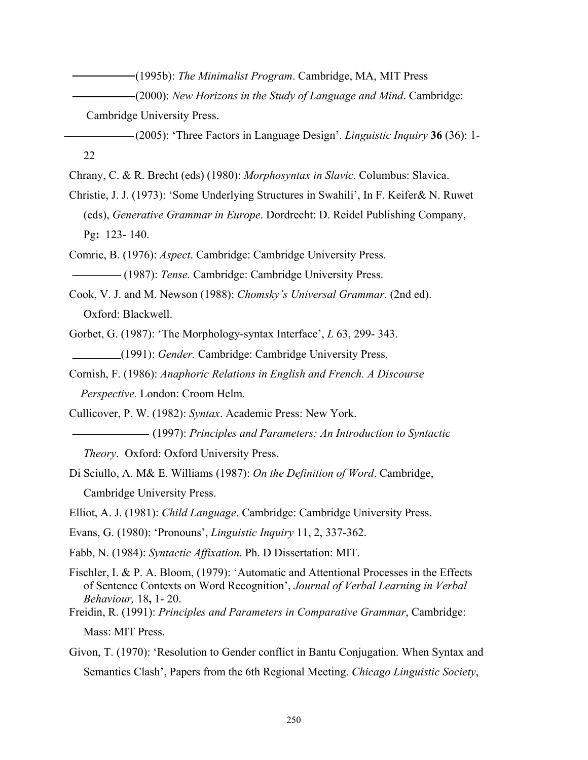———— (1995b): *The Minimalist Program*. Cambridge, MA, MIT Press

———— (2000): *New Horizons in the Study of Language and Mind*. Cambridge: Cambridge University Press.

———— (2005): 'Three Factors in Language Design'. *Linguistic Inquiry* **36** (36): 1-22

Chrany, C. & R. Brecht (eds) (1980): *Morphosyntax in Slavic*. Columbus: Slavica.

Christie, J. J. (1973): 'Some Underlying Structures in Swahili', In F. Keifer& N. Ruwet (eds), *Generative Grammar in Europe*. Dordrecht: D. Reidel Publishing Company, Pg**:** 123- 140.

Comrie, B. (1976): *Aspect*. Cambridge: Cambridge University Press.

———— (1987): *Tense.* Cambridge: Cambridge University Press.

Cook, V. J. and M. Newson (1988): *Chomsky's Universal Grammar*. (2nd ed). Oxford: Blackwell.

Gorbet, G. (1987): 'The Morphology-syntax Interface', *L* 63, 299- 343.

________(1991): *Gender.* Cambridge: Cambridge University Press.

Cornish, F. (1986): *Anaphoric Relations in English and French. A Discourse Perspective.* London: Croom Helm*.*

Cullicover, P. W. (1982): *Syntax*. Academic Press: New York.

———— (1997): *Principles and Parameters: An Introduction to Syntactic Theory*. Oxford: Oxford University Press.

Di Sciullo, A. M& E. Williams (1987): *On the Definition of Word*. Cambridge, Cambridge University Press.

Elliot, A. J. (1981): *Child Language*. Cambridge: Cambridge University Press.

Evans, G. (1980): 'Pronouns', *Linguistic Inquiry* 11, 2, 337-362.

Fabb, N. (1984): *Syntactic Affixation*. Ph. D Dissertation: MIT.

Fischler, I. & P. A. Bloom, (1979): 'Automatic and Attentional Processes in the Effects of Sentence Contexts on Word Recognition', *Journal of Verbal Learning in Verbal Behaviour,* 18**,** 1- 20.

Freidin, R. (1991): *Principles and Parameters in Comparative Grammar*, Cambridge: Mass: MIT Press.

Givon, T. (1970): 'Resolution to Gender conflict in Bantu Conjugation. When Syntax and Semantics Clash', Papers from the 6th Regional Meeting. *Chicago Linguistic Society*,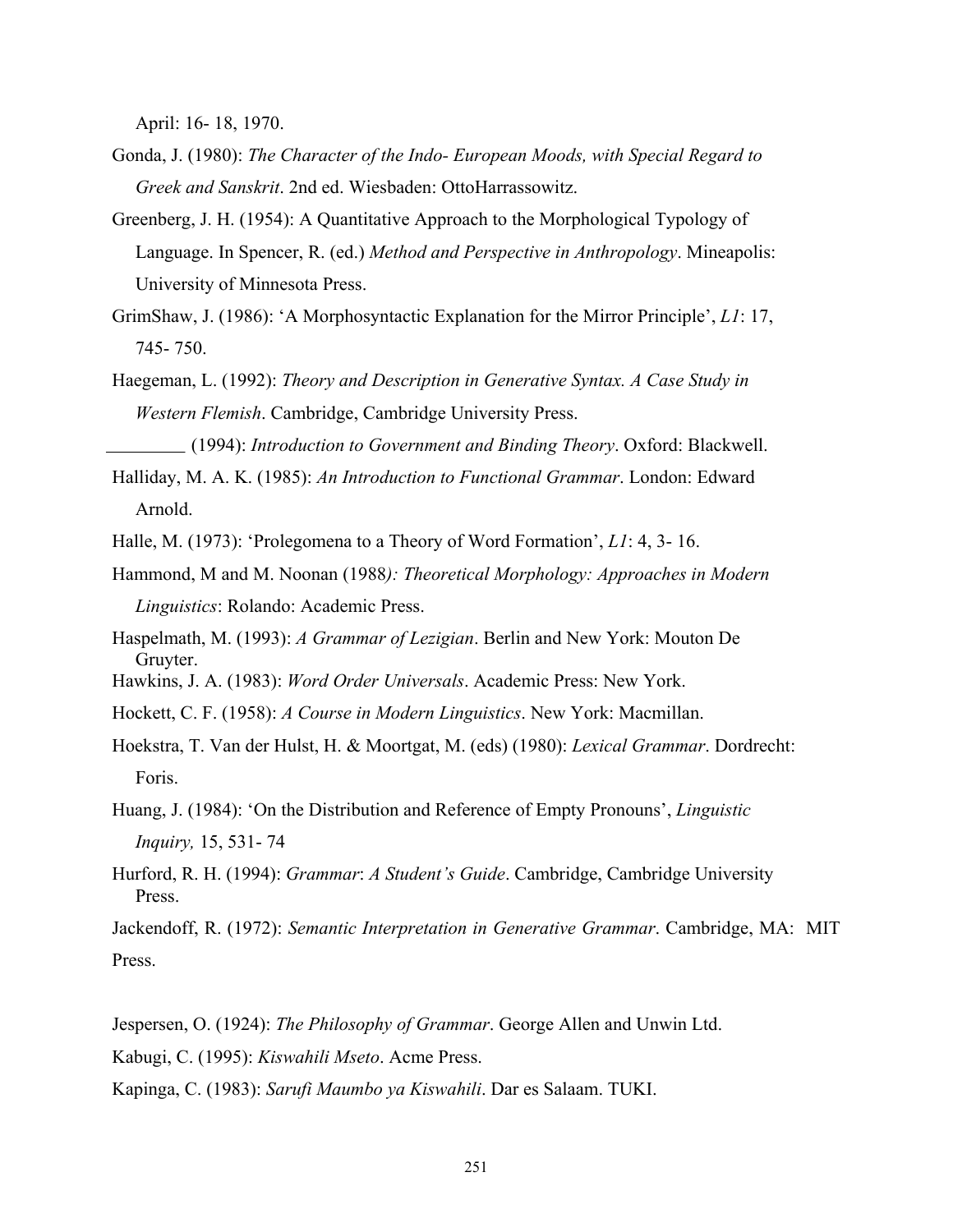April: 16- 18, 1970.

Gonda, J. (1980): *The Character of the Indo- European Moods, with Special Regard to Greek and Sanskrit*. 2nd ed. Wiesbaden: OttoHarrassowitz.

Greenberg, J. H. (1954): A Quantitative Approach to the Morphological Typology of Language. In Spencer, R. (ed.) *Method and Perspective in Anthropology*. Mineapolis: University of Minnesota Press.

GrimShaw, J. (1986): 'A Morphosyntactic Explanation for the Mirror Principle', *L1*: 17, 745- 750.

Haegeman, L. (1992): *Theory and Description in Generative Syntax. A Case Study in Western Flemish*. Cambridge, Cambridge University Press.

_________ (1994): *Introduction to Government and Binding Theory*. Oxford: Blackwell.

Halliday, M. A. K. (1985): *An Introduction to Functional Grammar*. London: Edward Arnold.

Halle, M. (1973): 'Prolegomena to a Theory of Word Formation', *L1*: 4, 3- 16.

Hammond, M and M. Noonan (1988*): Theoretical Morphology: Approaches in Modern Linguistics*: Rolando: Academic Press.

Haspelmath, M. (1993): *A Grammar of Lezigian*. Berlin and New York: Mouton De Gruyter.

Hawkins, J. A. (1983): *Word Order Universals*. Academic Press: New York.

Hockett, C. F. (1958): *A Course in Modern Linguistics*. New York: Macmillan.

Hoekstra, T. Van der Hulst, H. & Moortgat, M. (eds) (1980): *Lexical Grammar*. Dordrecht: Foris.

Huang, J. (1984): 'On the Distribution and Reference of Empty Pronouns', *Linguistic Inquiry,* 15, 531- 74

Hurford, R. H. (1994): *Grammar*: *A Student's Guide*. Cambridge, Cambridge University Press.

Jackendoff, R. (1972): *Semantic Interpretation in Generative Grammar*. Cambridge, MA: MIT Press.

Jespersen, O. (1924): *The Philosophy of Grammar*. George Allen and Unwin Ltd.

Kabugi, C. (1995): *Kiswahili Mseto*. Acme Press.

Kapinga, C. (1983): *Sarufi Maumbo ya Kiswahili*. Dar es Salaam. TUKI.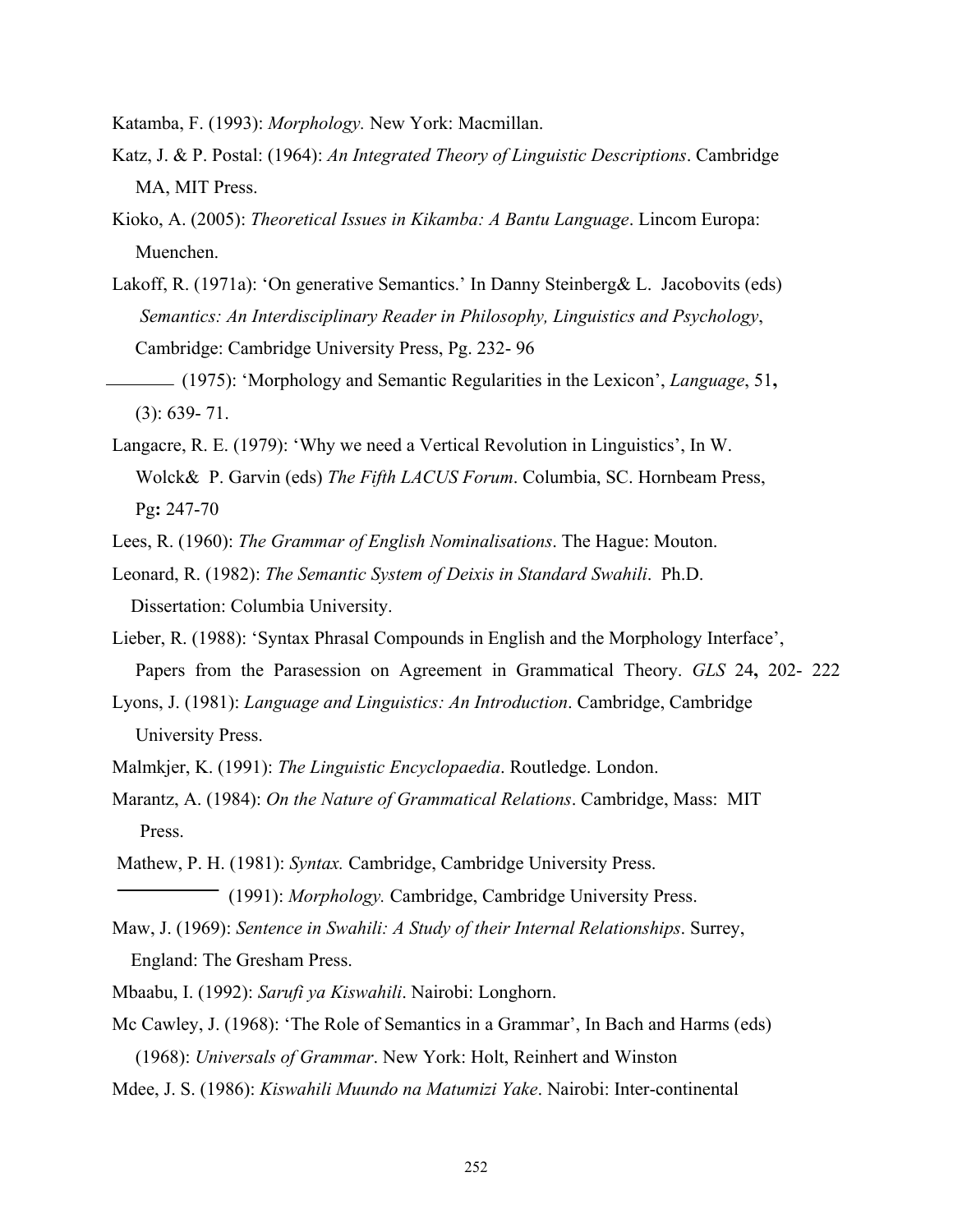Katamba, F. (1993): *Morphology.* New York: Macmillan.

Katz, J. & P. Postal: (1964): *An Integrated Theory of Linguistic Descriptions*. Cambridge MA, MIT Press.

Kioko, A. (2005): *Theoretical Issues in Kikamba: A Bantu Language*. Lincom Europa: Muenchen.

Lakoff, R. (1971a): 'On generative Semantics.' In Danny Steinberg& L. Jacobovits (eds) *Semantics: An Interdisciplinary Reader in Philosophy, Linguistics and Psychology*, Cambridge: Cambridge University Press, Pg. 232- 96

________ (1975): 'Morphology and Semantic Regularities in the Lexicon', *Language*, 51**,** (3): 639- 71.

Langacre, R. E. (1979): 'Why we need a Vertical Revolution in Linguistics', In W. Wolck& P. Garvin (eds) *The Fifth LACUS Forum*. Columbia, SC. Hornbeam Press, Pg**:** 247-70

Lees, R. (1960): *The Grammar of English Nominalisations*. The Hague: Mouton.

Leonard, R. (1982): *The Semantic System of Deixis in Standard Swahili*. Ph.D. Dissertation: Columbia University.

Lieber, R. (1988): 'Syntax Phrasal Compounds in English and the Morphology Interface', Papers from the Parasession on Agreement in Grammatical Theory. *GLS* 24**,** 202- 222

Lyons, J. (1981): *Language and Linguistics: An Introduction*. Cambridge, Cambridge University Press.

Malmkjer, K. (1991): *The Linguistic Encyclopaedia*. Routledge. London.

Marantz, A. (1984): *On the Nature of Grammatical Relations*. Cambridge, Mass: MIT Press.

Mathew, P. H. (1981): *Syntax.* Cambridge, Cambridge University Press.

___________ (1991): *Morphology.* Cambridge, Cambridge University Press.

Maw, J. (1969): *Sentence in Swahili: A Study of their Internal Relationships*. Surrey, England: The Gresham Press.

Mbaabu, I. (1992): *Sarufi ya Kiswahili*. Nairobi: Longhorn.

Mc Cawley, J. (1968): 'The Role of Semantics in a Grammar', In Bach and Harms (eds) (1968): *Universals of Grammar*. New York: Holt, Reinhert and Winston

Mdee, J. S. (1986): *Kiswahili Muundo na Matumizi Yake*. Nairobi: Inter-continental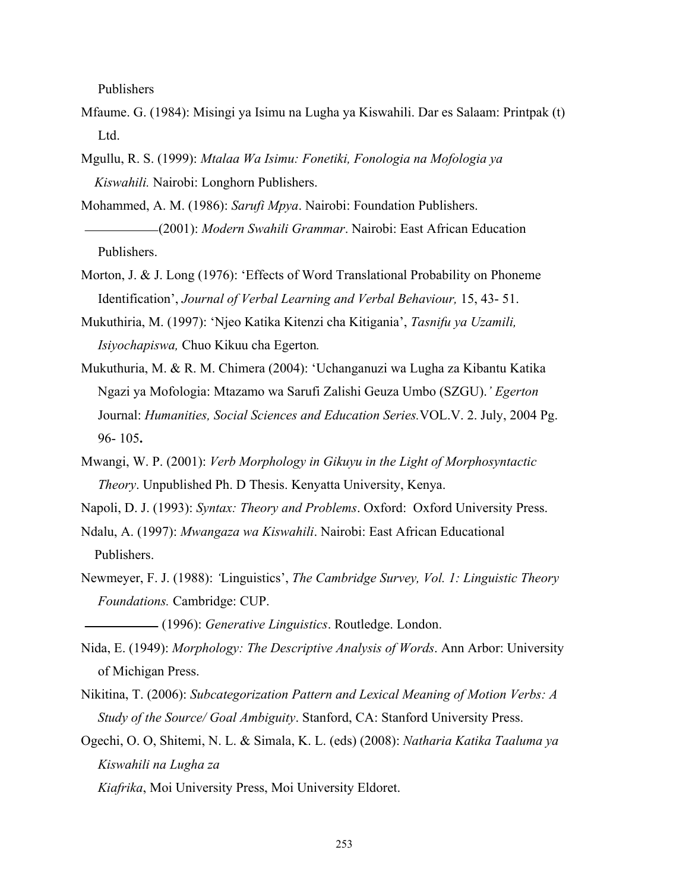Publishers

Mfaume. G. (1984): Misingi ya Isimu na Lugha ya Kiswahili. Dar es Salaam: Printpak (t) Ltd.

Mgullu, R. S. (1999): *Mtalaa Wa Isimu: Fonetiki, Fonologia na Mofologia ya Kiswahili.* Nairobi: Longhorn Publishers.

Mohammed, A. M. (1986): *Sarufi Mpya*. Nairobi: Foundation Publishers.

———— (2001): *Modern Swahili Grammar*. Nairobi: East African Education Publishers.

Morton, J. & J. Long (1976): 'Effects of Word Translational Probability on Phoneme Identification', *Journal of Verbal Learning and Verbal Behaviour,* 15, 43- 51.

Mukuthiria, M. (1997): 'Njeo Katika Kitenzi cha Kitigania', *Tasnifu ya Uzamili, Isiyochapiswa,* Chuo Kikuu cha Egerton*.*

Mukuthuria, M. & R. M. Chimera (2004): 'Uchanganuzi wa Lugha za Kibantu Katika Ngazi ya Mofologia: Mtazamo wa Sarufi Zalishi Geuza Umbo (SZGU).*' Egerton* Journal: *Humanities, Social Sciences and Education Series.*VOL.V. 2. July, 2004 Pg. 96- 105**.**

Mwangi, W. P. (2001): *Verb Morphology in Gikuyu in the Light of Morphosyntactic Theory*. Unpublished Ph. D Thesis. Kenyatta University, Kenya.

Napoli, D. J. (1993): *Syntax: Theory and Problems*. Oxford: Oxford University Press.

Ndalu, A. (1997): *Mwangaza wa Kiswahili*. Nairobi: East African Educational Publishers.

Newmeyer, F. J. (1988): *'*Linguistics', *The Cambridge Survey, Vol. 1: Linguistic Theory Foundations.* Cambridge: CUP.

———— (1996): *Generative Linguistics*. Routledge. London.

Nida, E. (1949): *Morphology: The Descriptive Analysis of Words*. Ann Arbor: University of Michigan Press.

Nikitina, T. (2006): *Subcategorization Pattern and Lexical Meaning of Motion Verbs: A Study of the Source/ Goal Ambiguity*. Stanford, CA: Stanford University Press.

Ogechi, O. O, Shitemi, N. L. & Simala, K. L. (eds) (2008): *Natharia Katika Taaluma ya Kiswahili na Lugha za Kiafrika*, Moi University Press, Moi University Eldoret.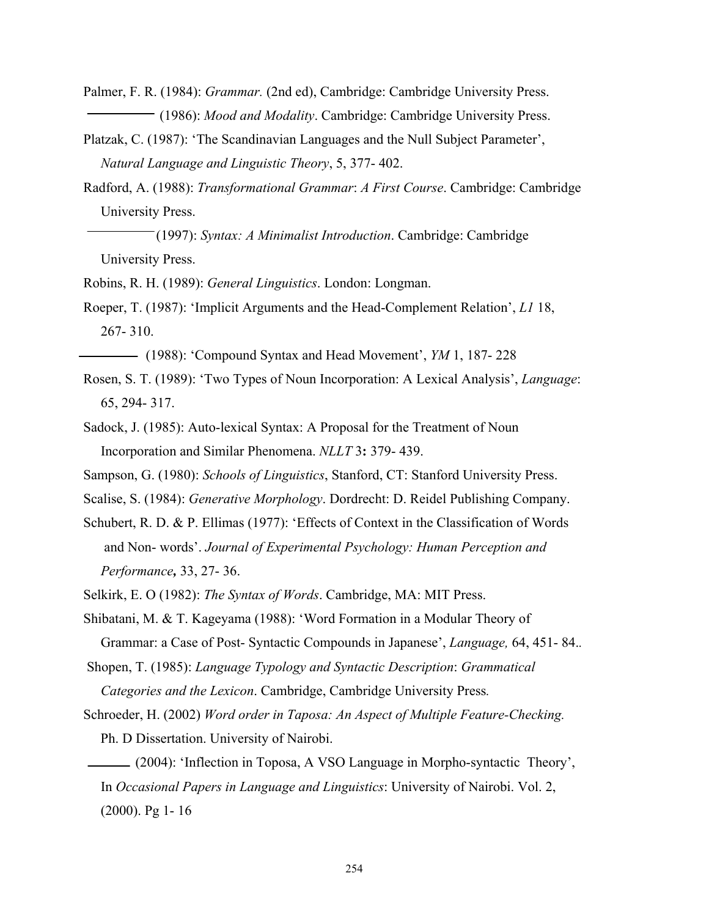Palmer, F. R. (1984): *Grammar.* (2nd ed), Cambridge: Cambridge University Press.

———— (1986): *Mood and Modality*. Cambridge: Cambridge University Press.

Platzak, C. (1987): 'The Scandinavian Languages and the Null Subject Parameter', *Natural Language and Linguistic Theory*, 5, 377- 402.

Radford, A. (1988): *Transformational Grammar*: *A First Course*. Cambridge: Cambridge University Press.

————(1997): *Syntax: A Minimalist Introduction*. Cambridge: Cambridge University Press.

Robins, R. H. (1989): *General Linguistics*. London: Longman.

Roeper, T. (1987): 'Implicit Arguments and the Head-Complement Relation', *L1* 18, 267- 310.

———— (1988): 'Compound Syntax and Head Movement', *YM* 1, 187- 228

Rosen, S. T. (1989): 'Two Types of Noun Incorporation: A Lexical Analysis', *Language*: 65, 294- 317.

Sadock, J. (1985): Auto-lexical Syntax: A Proposal for the Treatment of Noun Incorporation and Similar Phenomena. *NLLT* 3**:** 379- 439.

Sampson, G. (1980): *Schools of Linguistics*, Stanford, CT: Stanford University Press.

Scalise, S. (1984): *Generative Morphology*. Dordrecht: D. Reidel Publishing Company.

Schubert, R. D. & P. Ellimas (1977): 'Effects of Context in the Classification of Words and Non- words'. *Journal of Experimental Psychology: Human Perception and Performance,* 33, 27- 36.

Selkirk, E. O (1982): *The Syntax of Words*. Cambridge, MA: MIT Press.

Shibatani, M. & T. Kageyama (1988): 'Word Formation in a Modular Theory of Grammar: a Case of Post- Syntactic Compounds in Japanese', *Language,* 64, 451- 84..

Shopen, T. (1985): *Language Typology and Syntactic Description*: *Grammatical Categories and the Lexicon*. Cambridge, Cambridge University Press*.*

Schroeder, H. (2002) *Word order in Taposa: An Aspect of Multiple Feature-Checking.* Ph. D Dissertation. University of Nairobi.

———— (2004): 'Inflection in Toposa, A VSO Language in Morpho-syntactic Theory', In *Occasional Papers in Language and Linguistics*: University of Nairobi. Vol. 2, (2000). Pg 1- 16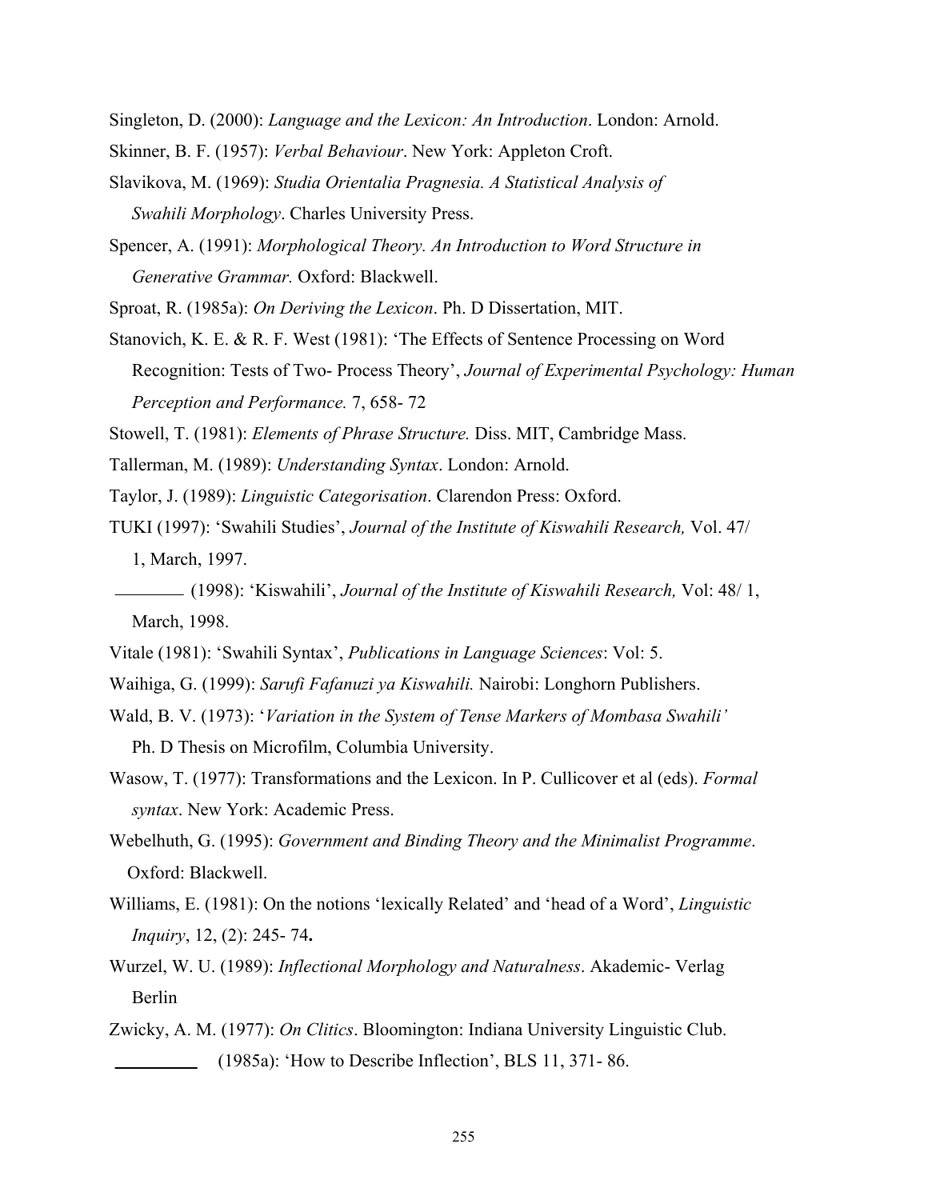Singleton, D. (2000): *Language and the Lexicon: An Introduction*. London: Arnold.

Skinner, B. F. (1957): *Verbal Behaviour*. New York: Appleton Croft.

Slavikova, M. (1969): *Studia Orientalia Pragnesia. A Statistical Analysis of Swahili Morphology*. Charles University Press.

Spencer, A. (1991): *Morphological Theory. An Introduction to Word Structure in Generative Grammar.* Oxford: Blackwell.

Sproat, R. (1985a): *On Deriving the Lexicon*. Ph. D Dissertation, MIT.

Stanovich, K. E. & R. F. West (1981): 'The Effects of Sentence Processing on Word Recognition: Tests of Two- Process Theory', *Journal of Experimental Psychology: Human Perception and Performance.* 7, 658- 72

Stowell, T. (1981): *Elements of Phrase Structure.* Diss. MIT, Cambridge Mass.

Tallerman, M. (1989): *Understanding Syntax*. London: Arnold.

Taylor, J. (1989): *Linguistic Categorisation*. Clarendon Press: Oxford.

TUKI (1997): 'Swahili Studies', *Journal of the Institute of Kiswahili Research,* Vol. 47/ 1, March, 1997.

________ (1998): 'Kiswahili', *Journal of the Institute of Kiswahili Research,* Vol: 48/ 1, March, 1998.

Vitale (1981): 'Swahili Syntax', *Publications in Language Sciences*: Vol: 5.

Waihiga, G. (1999): *Sarufi Fafanuzi ya Kiswahili.* Nairobi: Longhorn Publishers.

Wald, B. V. (1973): '*Variation in the System of Tense Markers of Mombasa Swahili'* Ph. D Thesis on Microfilm, Columbia University.

Wasow, T. (1977): Transformations and the Lexicon. In P. Cullicover et al (eds). *Formal syntax*. New York: Academic Press.

Webelhuth, G. (1995): *Government and Binding Theory and the Minimalist Programme*. Oxford: Blackwell.

Williams, E. (1981): On the notions 'lexically Related' and 'head of a Word', *Linguistic Inquiry*, 12, (2): 245- 74**.**

Wurzel, W. U. (1989): *Inflectional Morphology and Naturalness*. Akademic- Verlag Berlin

Zwicky, A. M. (1977): *On Clitics*. Bloomington: Indiana University Linguistic Club.

________ (1985a): 'How to Describe Inflection', BLS 11, 371- 86.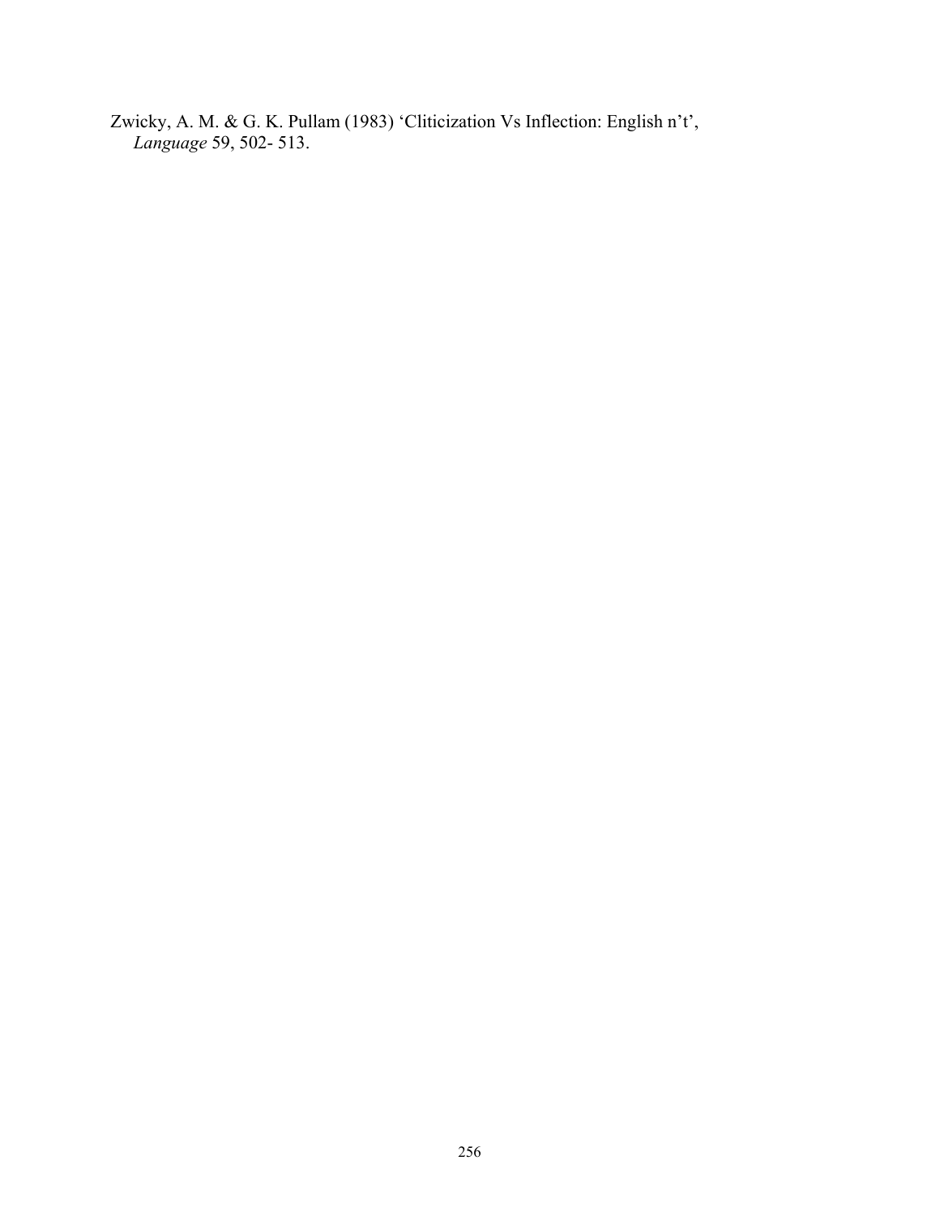Zwicky, A. M. & G. K. Pullam (1983) 'Cliticization Vs Inflection: English n't', *Language* 59, 502- 513.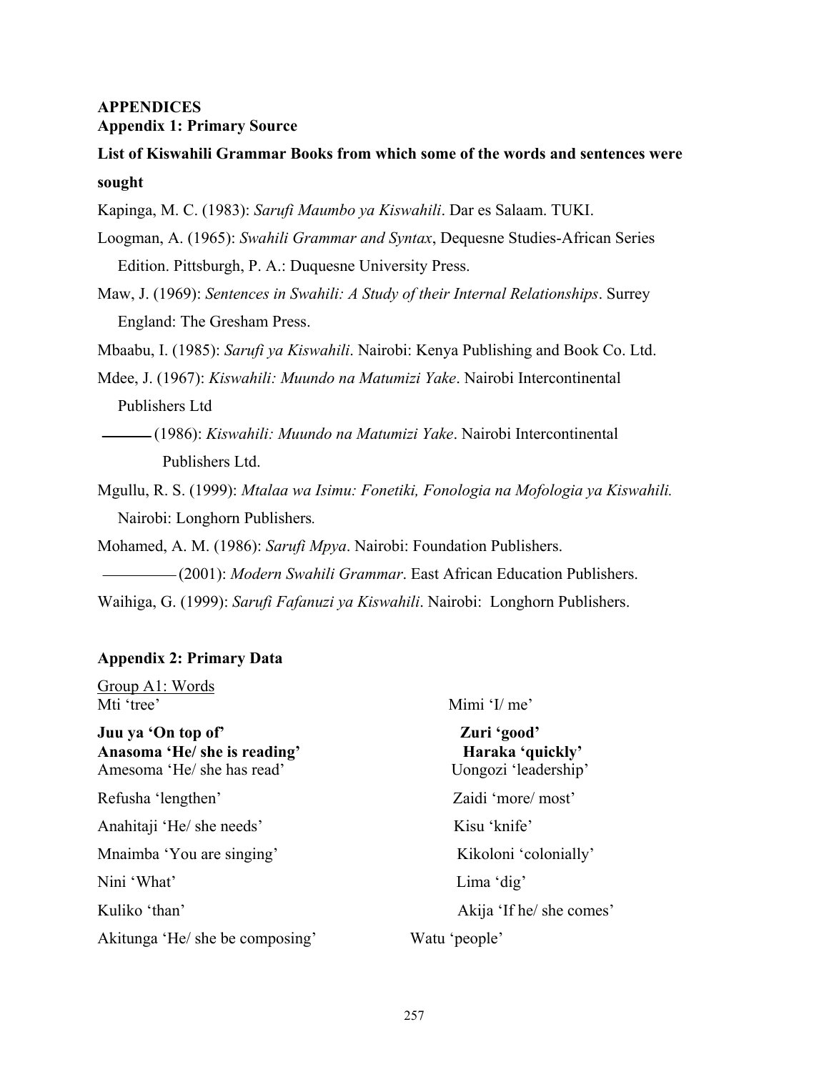**APPENDICES**

**Appendix 1: Primary Source**

**List of Kiswahili Grammar Books from which some of the words and sentences were sought**

Kapinga, M. C. (1983): *Sarufi Maumbo ya Kiswahili*. Dar es Salaam. TUKI.

Loogman, A. (1965): *Swahili Grammar and Syntax*, Dequesne Studies-African Series Edition. Pittsburgh, P. A.: Duquesne University Press.

Maw, J. (1969): *Sentences in Swahili: A Study of their Internal Relationships*. Surrey England: The Gresham Press.

Mbaabu, I. (1985): *Sarufi ya Kiswahili*. Nairobi: Kenya Publishing and Book Co. Ltd.

Mdee, J. (1967): *Kiswahili: Muundo na Matumizi Yake*. Nairobi Intercontinental Publishers Ltd

——— (1986): *Kiswahili: Muundo na Matumizi Yake*. Nairobi Intercontinental Publishers Ltd.

Mgullu, R. S. (1999): *Mtalaa wa Isimu: Fonetiki, Fonologia na Mofologia ya Kiswahili.* Nairobi: Longhorn Publishers.

Mohamed, A. M. (1986): *Sarufi Mpya*. Nairobi: Foundation Publishers.

———— (2001): *Modern Swahili Grammar*. East African Education Publishers.

Waihiga, G. (1999): *Sarufi Fafanuzi ya Kiswahili*. Nairobi: Longhorn Publishers.

**Appendix 2: Primary Data**

Group A1: Words

Mti 'tree'

**Juu ya 'On top of'**

**Anasoma 'He/ she is reading'**

Amesoma 'He/ she has read'

Refusha 'lengthen'

Anahitaji 'He/ she needs'

Mnaimba 'You are singing'

Nini 'What'

Kuliko 'than'

Akitunga 'He/ she be composing'

Mimi 'I/ me'

**Zuri 'good'**

**Haraka 'quickly'**

Uongozi 'leadership'

Zaidi 'more/ most'

Kisu 'knife'

Kikoloni 'colonially'

Lima 'dig'

Akija 'If he/ she comes'

Watu 'people'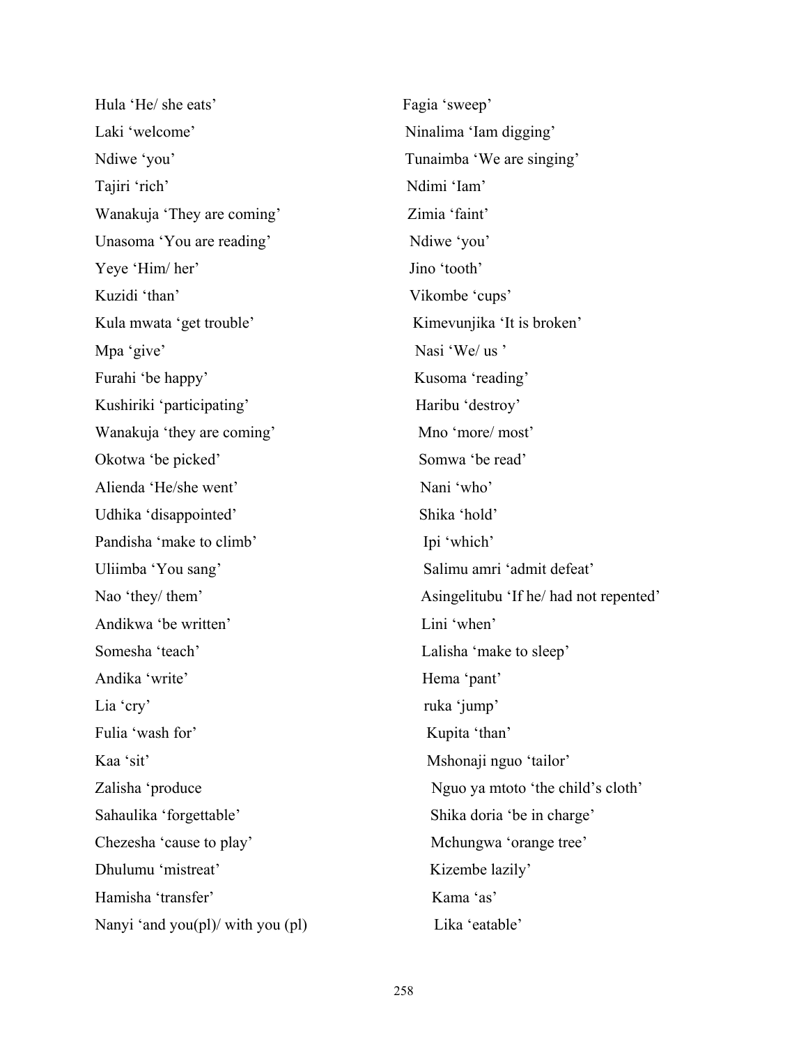Hula 'He/ she eats'  
Laki 'welcome'  
Ndiwe 'you'  
Tajiri 'rich'  
Wanakuja 'They are coming'  
Unasoma 'You are reading'  
Yeye 'Him/ her'  
Kuzidi 'than'  
Kula mwata 'get trouble'  
Mpa 'give'  
Furahi 'be happy'  
Kushiriki 'participating'  
Wanakuja 'they are coming'  
Okotwa 'be picked'  
Alienda 'He/she went'  
Udhika 'disappointed'  
Pandisha 'make to climb'  
Uliimba 'You sang'  
Nao 'they/ them'  
Andikwa 'be written'  
Somesha 'teach'  
Andika 'write'  
Lia 'cry'  
Fulia 'wash for'  
Kaa 'sit'  
Zalisha 'produce  
Sahaulika 'forgettable'  
Chezesha 'cause to play'  
Dhulumu 'mistreat'  
Hamisha 'transfer'  
Nanyi 'and you(pl)/ with you (pl)

Fagia 'sweep'  
Ninalima 'Iam digging'  
Tunaimba 'We are singing'  
Ndimi 'Iam'  
Zimia 'faint'  
Ndiwe 'you'  
Jino 'tooth'  
Vikombe 'cups'  
Kimevunjika 'It is broken'  
Nasi 'We/ us '  
Kusoma 'reading'  
Haribu 'destroy'  
Mno 'more/ most'  
Somwa 'be read'  
Nani 'who'  
Shika 'hold'  
Ipi 'which'  
Salimu amri 'admit defeat'  
Asingelitubu 'If he/ had not repented'  
Lini 'when'  
Lalisha 'make to sleep'  
Hema 'pant'  
ruka 'jump'  
Kupita 'than'  
Mshonaji nguo 'tailor'  
Nguo ya mtoto 'the child's cloth'  
Shika doria 'be in charge'  
Mchungwa 'orange tree'  
Kizembe lazily'  
Kama 'as'  
Lika 'eatable'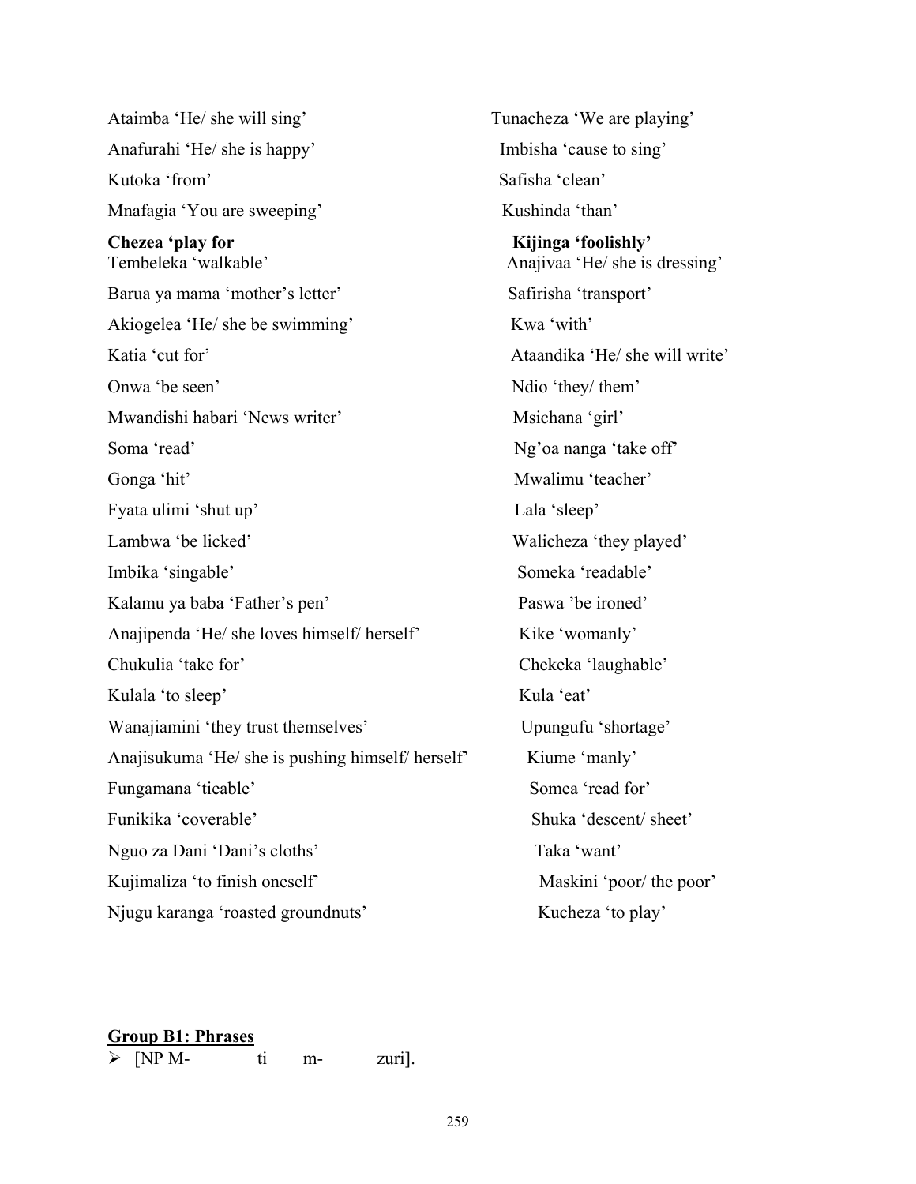Ataimba 'He/ she will sing'

Anafurahi 'He/ she is happy'

Kutoka 'from'

Mnafagia 'You are sweeping'

**Chezea 'play for**

Tembeleka 'walkable'

Barua ya mama 'mother's letter'

Akiogelea 'He/ she be swimming'

Katia 'cut for'

Onwa 'be seen'

Mwandishi habari 'News writer'

Soma 'read'

Gonga 'hit'

Fyata ulimi 'shut up'

Lambwa 'be licked'

Imbika 'singable'

Kalamu ya baba 'Father's pen'

Anajipenda 'He/ she loves himself/ herself'

Chukulia 'take for'

Kulala 'to sleep'

Wanajiamini 'they trust themselves'

Anajisukuma 'He/ she is pushing himself/ herself'

Fungamana 'tieable'

Funikika 'coverable'

Nguo za Dani 'Dani's cloths'

Kujimaliza 'to finish oneself'

Njugu karanga 'roasted groundnuts'

Tunacheza 'We are playing'

Imbisha 'cause to sing'

Safisha 'clean'

Kushinda 'than'

**Kijinga 'foolishly'**

Anajivaa 'He/ she is dressing'

Safirisha 'transport'

Kwa 'with'

Ataandika 'He/ she will write'

Ndio 'they/ them'

Msichana 'girl'

Ng'oa nanga 'take off'

Mwalimu 'teacher'

Lala 'sleep'

Walicheza 'they played'

Someka 'readable'

Paswa 'be ironed'

Kike 'womanly'

Chekeka 'laughable'

Kula 'eat'

Upungufu 'shortage'

Kiume 'manly'

Somea 'read for'

Shuka 'descent/ sheet'

Taka 'want'

Maskini 'poor/ the poor'

Kucheza 'to play'

**Group B1: Phrases**

- [NP M- ti m- zuri].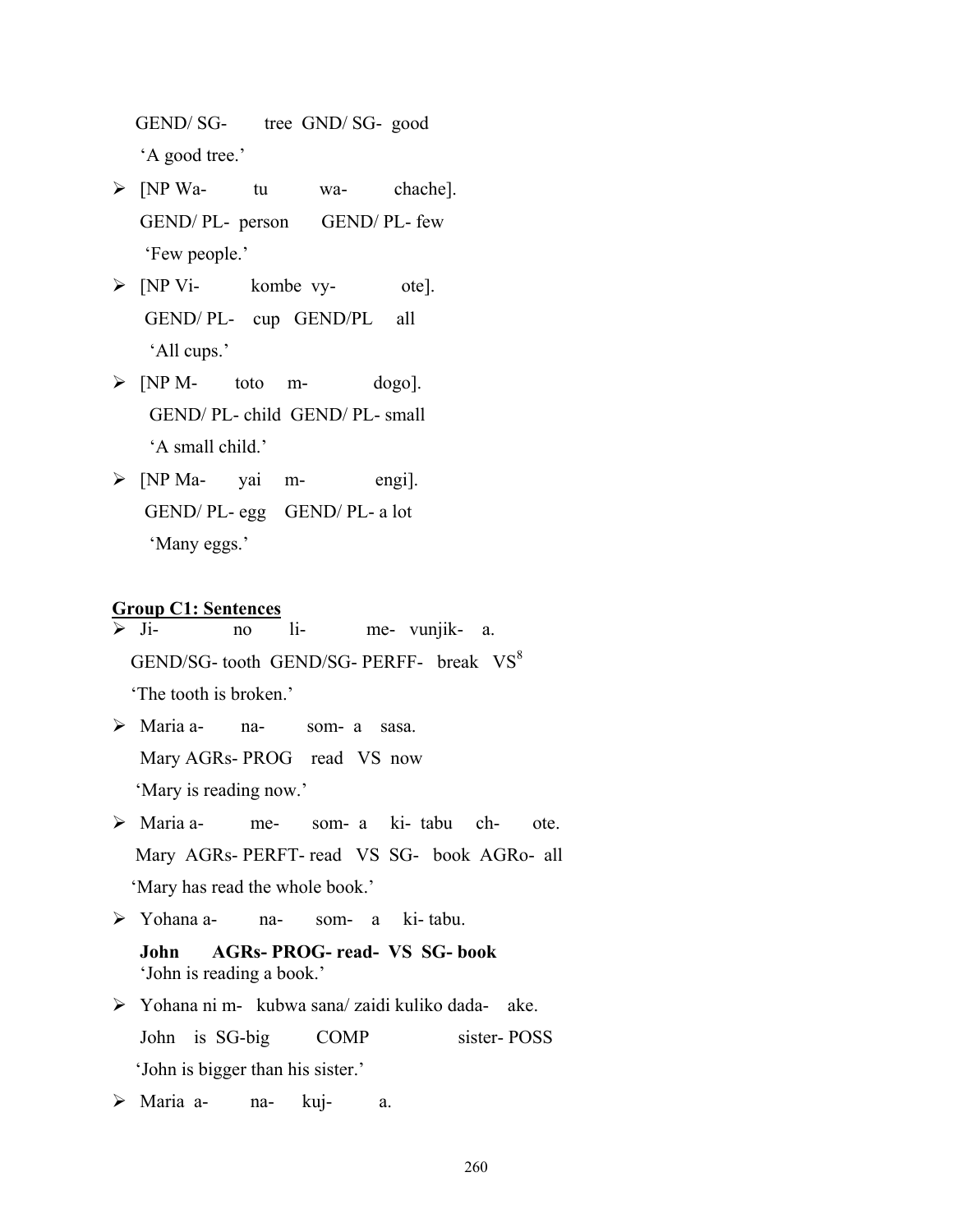GEND/ SG- tree GND/ SG- good

'A good tree.'

- [NP Wa- tu wa- chache].

  GEND/ PL- person GEND/ PL- few

  'Few people.'

- [NP Vi- kombe vy- ote].

  GEND/ PL- cup GEND/PL all

  'All cups.'

- [NP M- toto m- dogo].

  GEND/ PL- child GEND/ PL- small

  'A small child.'

- [NP Ma- yai m- engi].

  GEND/ PL- egg GEND/ PL- a lot

  'Many eggs.'

**Group C1: Sentences**

- Ji- no li- me- vunjik- a.

  GEND/SG- tooth GEND/SG- PERFF- break VS[8]

  'The tooth is broken.'

- Maria a- na- som- a sasa.

  Mary AGRs- PROG read VS now

  'Mary is reading now.'

- Maria a- me- som- a ki- tabu ch- ote.

  Mary AGRs- PERFT- read VS SG- book AGRo- all

  'Mary has read the whole book.'

- Yohana a- na- som- a ki- tabu.

  **John AGRs- PROG- read- VS SG- book**

  'John is reading a book.'

- Yohana ni m- kubwa sana/ zaidi kuliko dada- ake.

  John is SG-big COMP sister- POSS

  'John is bigger than his sister.'

- Maria a- na- kuj- a.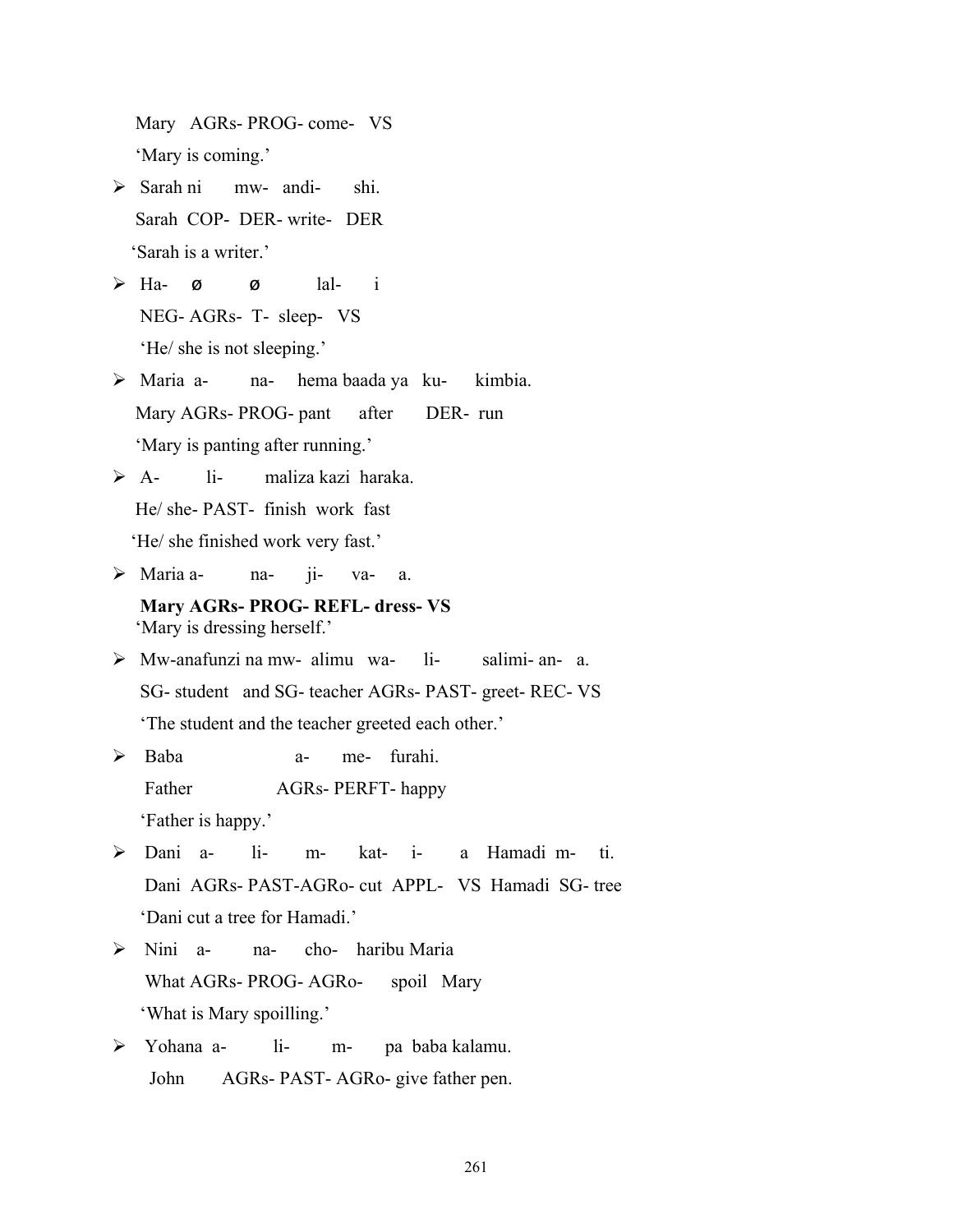Mary AGRs- PROG- come- VS

'Mary is coming.'

- Sarah ni mw- andi- shi.

  Sarah COP- DER- write- DER

  'Sarah is a writer.'

- Ha- ø ø lal- i

  NEG- AGRs- T- sleep- VS

  'He/ she is not sleeping.'

- Maria a- na- hema baada ya ku- kimbia.

  Mary AGRs- PROG- pant after DER- run

  'Mary is panting after running.'

- A- li- maliza kazi haraka.

  He/ she- PAST- finish work fast

  'He/ she finished work very fast.'

- Maria a- na- ji- va- a.

  **Mary AGRs- PROG- REFL- dress- VS**

  'Mary is dressing herself.'

- Mw-anafunzi na mw- alimu wa- li- salimi- an- a.

  SG- student and SG- teacher AGRs- PAST- greet- REC- VS

  'The student and the teacher greeted each other.'

- Baba a- me- furahi.

  Father AGRs- PERFT- happy

  'Father is happy.'

- Dani a- li- m- kat- i- a Hamadi m- ti.

  Dani AGRs- PAST-AGRo- cut APPL- VS Hamadi SG- tree

  'Dani cut a tree for Hamadi.'

- Nini a- na- cho- haribu Maria

  What AGRs- PROG- AGRo- spoil Mary

  'What is Mary spoilling.'

- Yohana a- li- m- pa baba kalamu.

  John AGRs- PAST- AGRo- give father pen.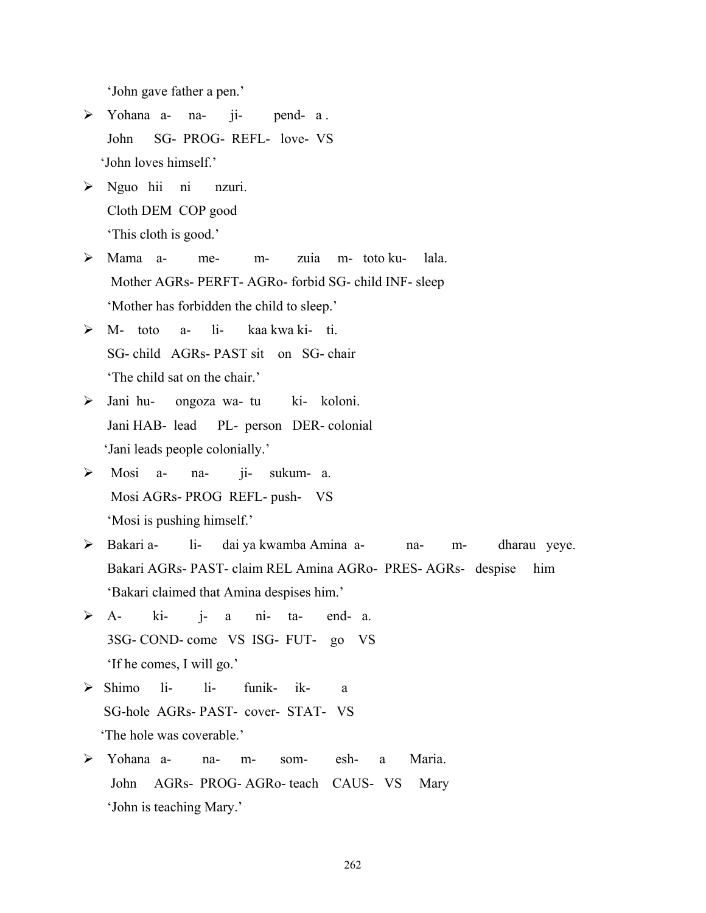'John gave father a pen.'

- Yohana a- na- ji- pend- a .
  John SG- PROG- REFL- love- VS
  'John loves himself.'
- Nguo hii ni nzuri.
  Cloth DEM COP good
  'This cloth is good.'
- Mama a- me- m- zuia m- toto ku- lala.
  Mother AGRs- PERFT- AGRo- forbid SG- child INF- sleep
  'Mother has forbidden the child to sleep.'
- M- toto a- li- kaa kwa ki- ti.
  SG- child AGRs- PAST sit on SG- chair
  'The child sat on the chair.'
- Jani hu- ongoza wa- tu ki- koloni.
  Jani HAB- lead PL- person DER- colonial
  'Jani leads people colonially.'
- Mosi a- na- ji- sukum- a.
  Mosi AGRs- PROG REFL- push- VS
  'Mosi is pushing himself.'
- Bakari a- li- dai ya kwamba Amina a- na- m- dharau yeye.
  Bakari AGRs- PAST- claim REL Amina AGRo- PRES- AGRs- despise him
  'Bakari claimed that Amina despises him.'
- A- ki- j- a ni- ta- end- a.
  3SG- COND- come VS ISG- FUT- go VS
  'If he comes, I will go.'
- Shimo li- li- funik- ik- a
  SG-hole AGRs- PAST- cover- STAT- VS
  'The hole was coverable.'
- Yohana a- na- m- som- esh- a Maria.
  John AGRs- PROG- AGRo- teach CAUS- VS Mary
  'John is teaching Mary.'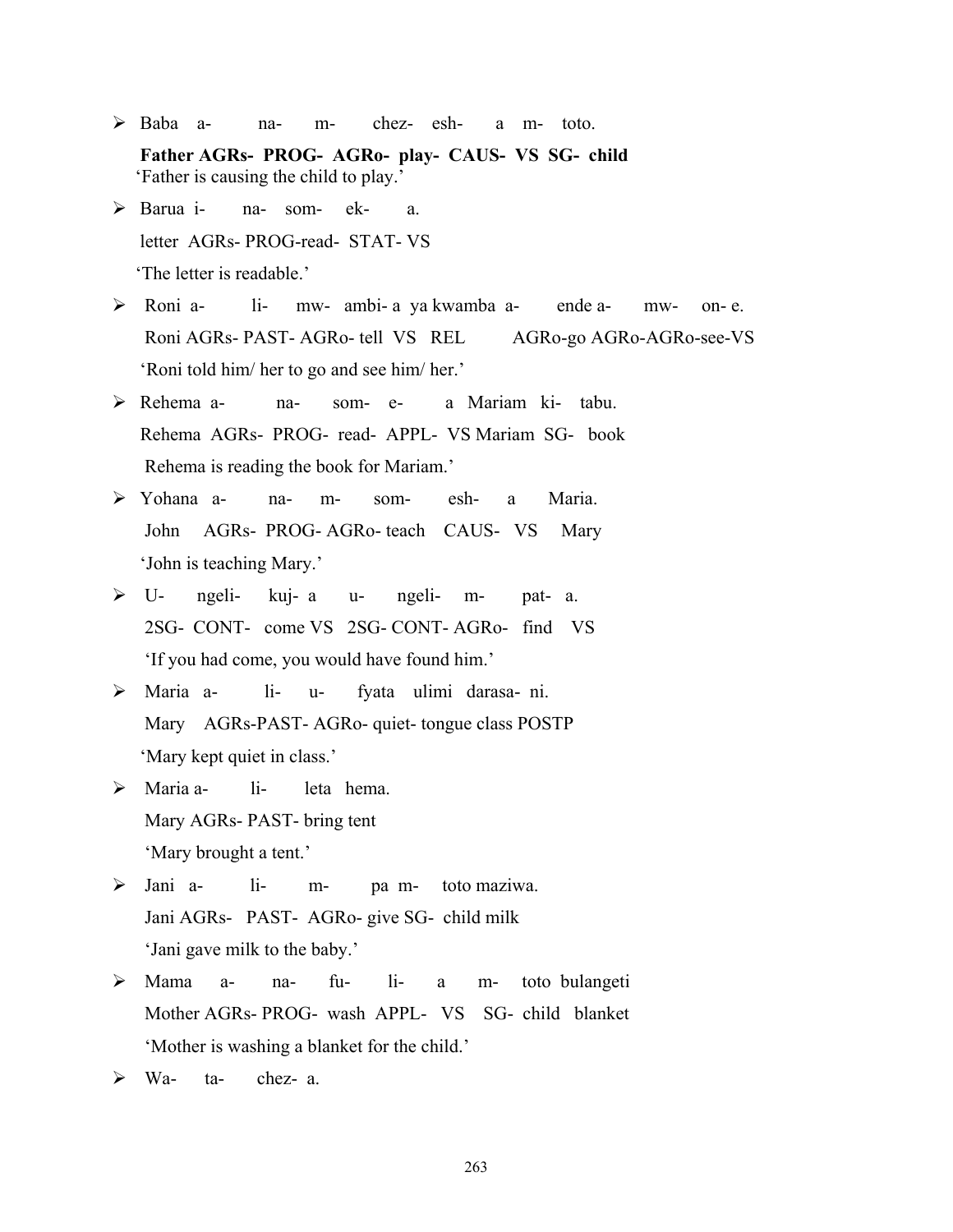- Baba a- na- m- chez- esh- a m- toto.
  **Father AGRs- PROG- AGRo- play- CAUS- VS SG- child**
  'Father is causing the child to play.'
- Barua i- na- som- ek- a.
  letter AGRs- PROG-read- STAT- VS
  'The letter is readable.'
- Roni a- li- mw- ambi- a ya kwamba a- ende a- mw- on- e.
  Roni AGRs- PAST- AGRo- tell VS REL AGRo-go AGRo-AGRo-see-VS
  'Roni told him/ her to go and see him/ her.'
- Rehema a- na- som- e- a Mariam ki- tabu.
  Rehema AGRs- PROG- read- APPL- VS Mariam SG- book
  Rehema is reading the book for Mariam.'
- Yohana a- na- m- som- esh- a Maria.
  John AGRs- PROG- AGRo- teach CAUS- VS Mary
  'John is teaching Mary.'
- U- ngeli- kuj- a u- ngeli- m- pat- a.
  2SG- CONT- come VS 2SG- CONT- AGRo- find VS
  'If you had come, you would have found him.'
- Maria a- li- u- fyata ulimi darasa- ni.
  Mary AGRs-PAST- AGRo- quiet- tongue class POSTP
  'Mary kept quiet in class.'
- Maria a- li- leta hema.
  Mary AGRs- PAST- bring tent
  'Mary brought a tent.'
- Jani a- li- m- pa m- toto maziwa.
  Jani AGRs- PAST- AGRo- give SG- child milk
  'Jani gave milk to the baby.'
- Mama a- na- fu- li- a m- toto bulangeti
  Mother AGRs- PROG- wash APPL- VS SG- child blanket
  'Mother is washing a blanket for the child.'
- Wa- ta- chez- a.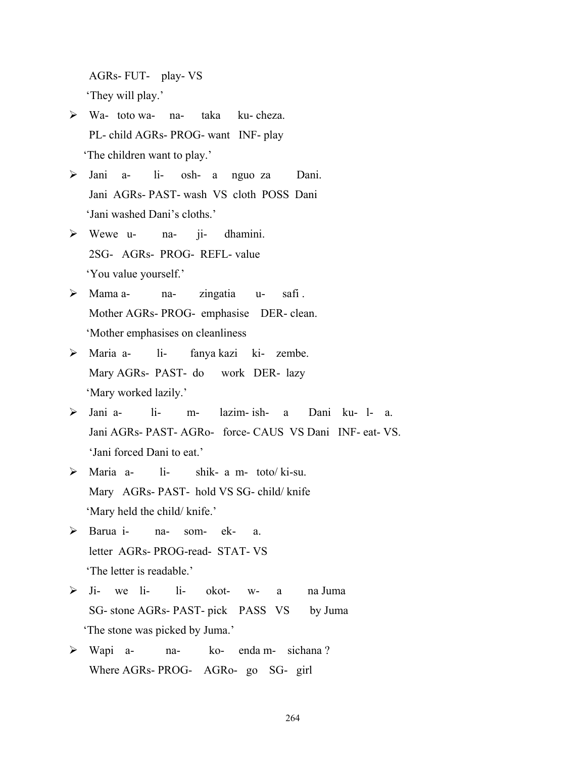AGRs- FUT- play- VS

'They will play.'

- Wa- toto wa- na- taka ku- cheza.

  PL- child AGRs- PROG- want INF- play

  'The children want to play.'

- Jani a- li- osh- a nguo za Dani.

  Jani AGRs- PAST- wash VS cloth POSS Dani

  'Jani washed Dani's cloths.'

- Wewe u- na- ji- dhamini.

  2SG- AGRs- PROG- REFL- value

  'You value yourself.'

- Mama a- na- zingatia u- safi .

  Mother AGRs- PROG- emphasise DER- clean.

  'Mother emphasises on cleanliness

- Maria a- li- fanya kazi ki- zembe.

  Mary AGRs- PAST- do work DER- lazy

  'Mary worked lazily.'

- Jani a- li- m- lazim- ish- a Dani ku- l- a.

  Jani AGRs- PAST- AGRo- force- CAUS VS Dani INF- eat- VS.

  'Jani forced Dani to eat.'

- Maria a- li- shik- a m- toto/ ki-su.

  Mary AGRs- PAST- hold VS SG- child/ knife

  'Mary held the child/ knife.'

- Barua i- na- som- ek- a.

  letter AGRs- PROG-read- STAT- VS

  'The letter is readable.'

- Ji- we li- li- okot- w- a na Juma

  SG- stone AGRs- PAST- pick PASS VS by Juma

  'The stone was picked by Juma.'

- Wapi a- na- ko- enda m- sichana ?

  Where AGRs- PROG- AGRo- go SG- girl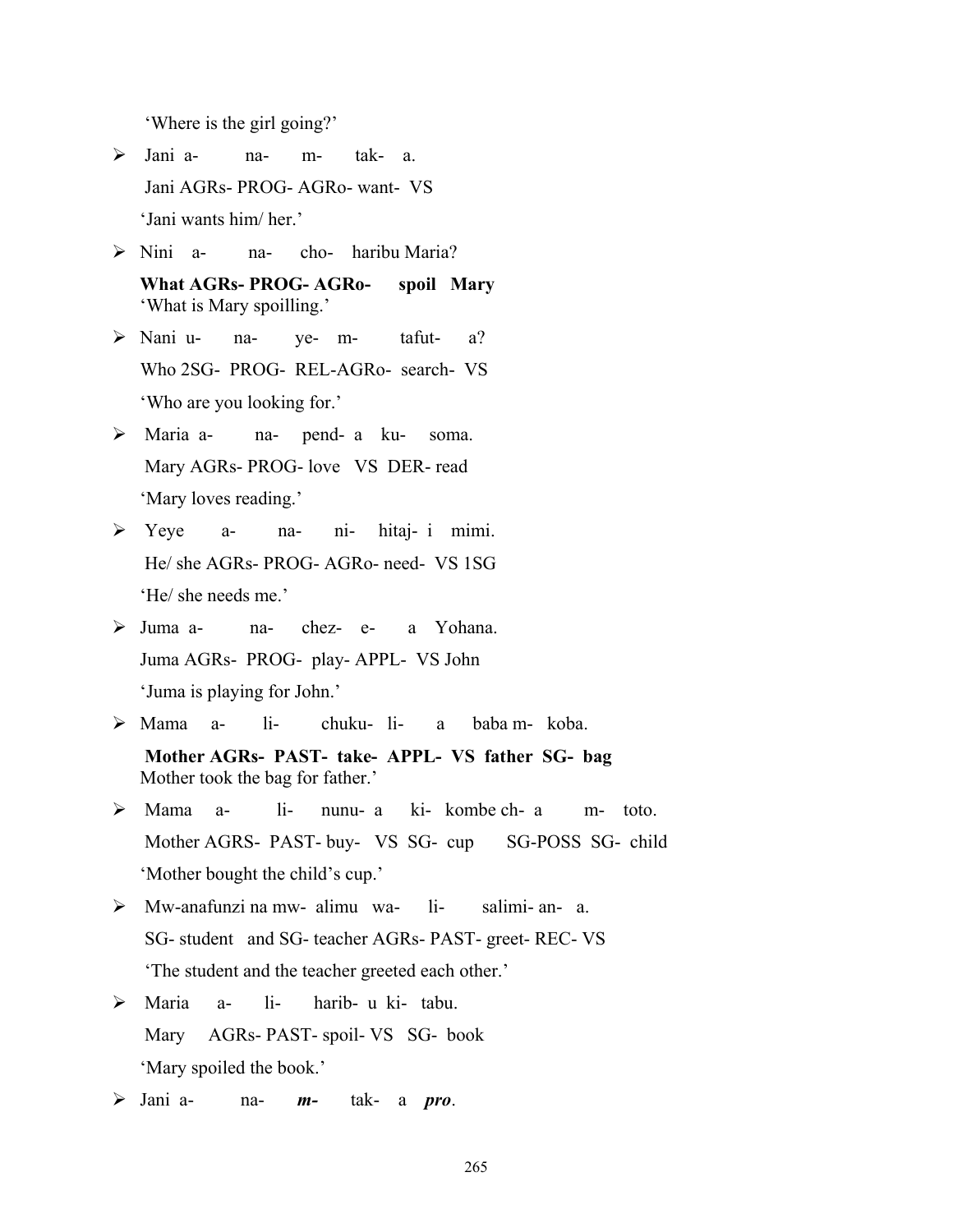'Where is the girl going?'

- Jani a- na- m- tak- a.

  Jani AGRs- PROG- AGRo- want- VS

  'Jani wants him/ her.'

- Nini a- na- cho- haribu Maria?

  **What AGRs- PROG- AGRo- spoil Mary**

  'What is Mary spoilling.'

- Nani u- na- ye- m- tafut- a?

  Who 2SG- PROG- REL-AGRo- search- VS

  'Who are you looking for.'

- Maria a- na- pend- a ku- soma.

  Mary AGRs- PROG- love VS DER- read

  'Mary loves reading.'

- Yeye a- na- ni- hitaj- i mimi.

  He/ she AGRs- PROG- AGRo- need- VS 1SG

  'He/ she needs me.'

- Juma a- na- chez- e- a Yohana.

  Juma AGRs- PROG- play- APPL- VS John

  'Juma is playing for John.'

- Mama a- li- chuku- li- a baba m- koba.

  **Mother AGRs- PAST- take- APPL- VS father SG- bag**

  Mother took the bag for father.'

- Mama a- li- nunu- a ki- kombe ch- a m- toto.

  Mother AGRS- PAST- buy- VS SG- cup SG-POSS SG- child

  'Mother bought the child's cup.'

- Mw-anafunzi na mw- alimu wa- li- salimi- an- a.

  SG- student and SG- teacher AGRs- PAST- greet- REC- VS

  'The student and the teacher greeted each other.'

- Maria a- li- harib- u ki- tabu.

  Mary AGRs- PAST- spoil- VS SG- book

  'Mary spoiled the book.'

- Jani a- na- ***m-*** tak- a ***pro***.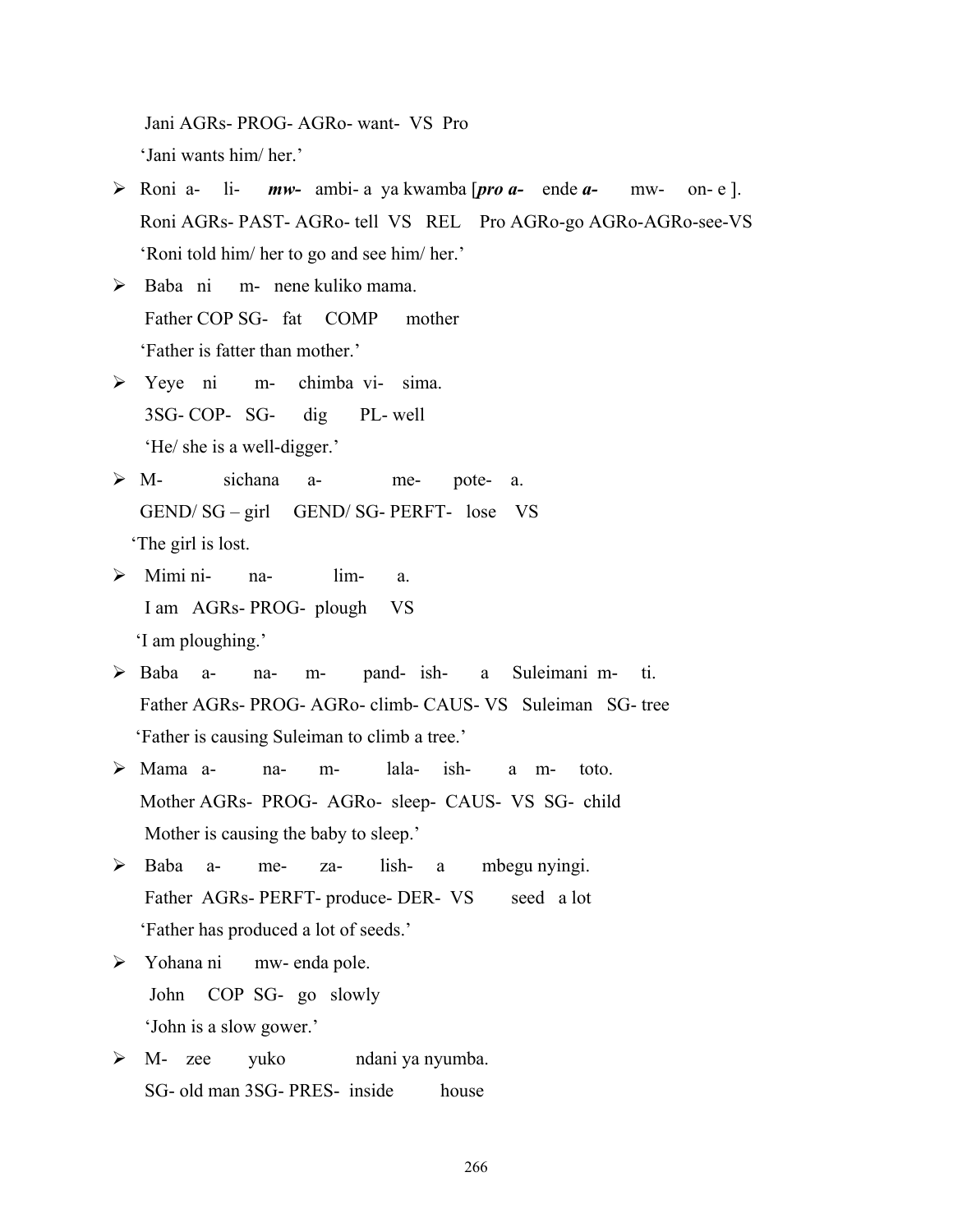Jani AGRs- PROG- AGRo- want- VS Pro

'Jani wants him/ her.'

- Roni a- li- ***mw-*** ambi- a ya kwamba [***pro a-*** ende ***a-*** mw- on- e ].

  Roni AGRs- PAST- AGRo- tell VS REL Pro AGRo-go AGRo-AGRo-see-VS

  'Roni told him/ her to go and see him/ her.'

- Baba ni m- nene kuliko mama.

  Father COP SG- fat COMP mother

  'Father is fatter than mother.'

- Yeye ni m- chimba vi- sima.

  3SG- COP- SG- dig PL- well

  'He/ she is a well-digger.'

- M- sichana a- me- pote- a.

  GEND/ SG – girl GEND/ SG- PERFT- lose VS

  'The girl is lost.

- Mimi ni- na- lim- a.

  I am AGRs- PROG- plough VS

  'I am ploughing.'

- Baba a- na- m- pand- ish- a Suleimani m- ti.

  Father AGRs- PROG- AGRo- climb- CAUS- VS Suleiman SG- tree

  'Father is causing Suleiman to climb a tree.'

- Mama a- na- m- lala- ish- a m- toto.

  Mother AGRs- PROG- AGRo- sleep- CAUS- VS SG- child

  Mother is causing the baby to sleep.'

- Baba a- me- za- lish- a mbegu nyingi.

  Father AGRs- PERFT- produce- DER- VS seed a lot

  'Father has produced a lot of seeds.'

- Yohana ni mw- enda pole.

  John COP SG- go slowly

  'John is a slow gower.'

- M- zee yuko ndani ya nyumba.

  SG- old man 3SG- PRES- inside house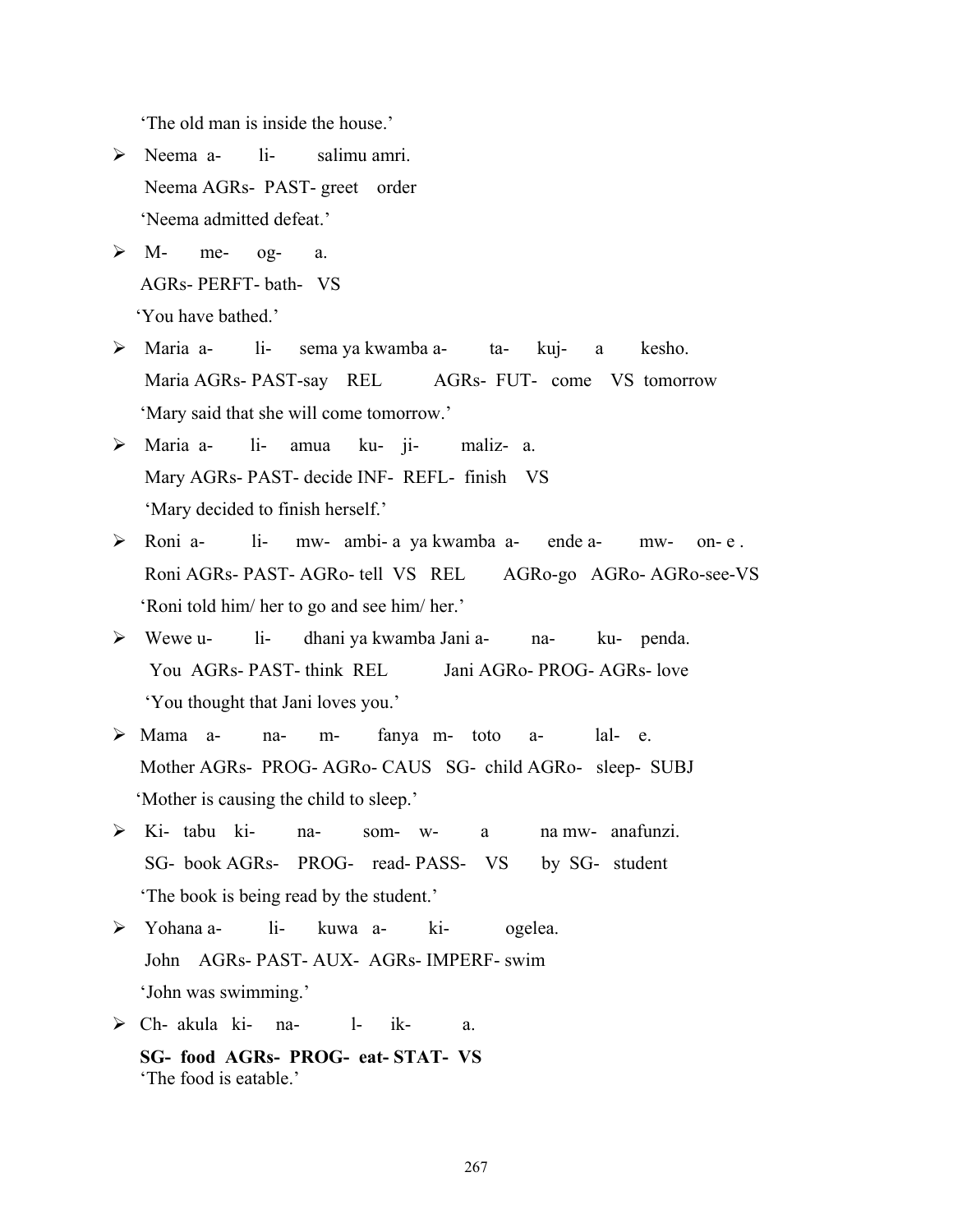'The old man is inside the house.'

- Neema a- li- salimu amri.
  Neema AGRs- PAST- greet order
  'Neema admitted defeat.'
- M- me- og- a.
  AGRs- PERFT- bath- VS
  'You have bathed.'
- Maria a- li- sema ya kwamba a- ta- kuj- a kesho.
  Maria AGRs- PAST-say REL AGRs- FUT- come VS tomorrow
  'Mary said that she will come tomorrow.'
- Maria a- li- amua ku- ji- maliz- a.
  Mary AGRs- PAST- decide INF- REFL- finish VS
  'Mary decided to finish herself.'
- Roni a- li- mw- ambi- a ya kwamba a- ende a- mw- on- e .
  Roni AGRs- PAST- AGRo- tell VS REL AGRo-go AGRo- AGRo-see-VS
  'Roni told him/ her to go and see him/ her.'
- Wewe u- li- dhani ya kwamba Jani a- na- ku- penda.
  You AGRs- PAST- think REL Jani AGRo- PROG- AGRs- love
  'You thought that Jani loves you.'
- Mama a- na- m- fanya m- toto a- lal- e.
  Mother AGRs- PROG- AGRo- CAUS SG- child AGRo- sleep- SUBJ
  'Mother is causing the child to sleep.'
- Ki- tabu ki- na- som- w- a na mw- anafunzi.
  SG- book AGRs- PROG- read- PASS- VS by SG- student
  'The book is being read by the student.'
- Yohana a- li- kuwa a- ki- ogelea.
  John AGRs- PAST- AUX- AGRs- IMPERF- swim
  'John was swimming.'
- Ch- akula ki- na- l- ik- a.
  **SG- food AGRs- PROG- eat- STAT- VS**
  'The food is eatable.'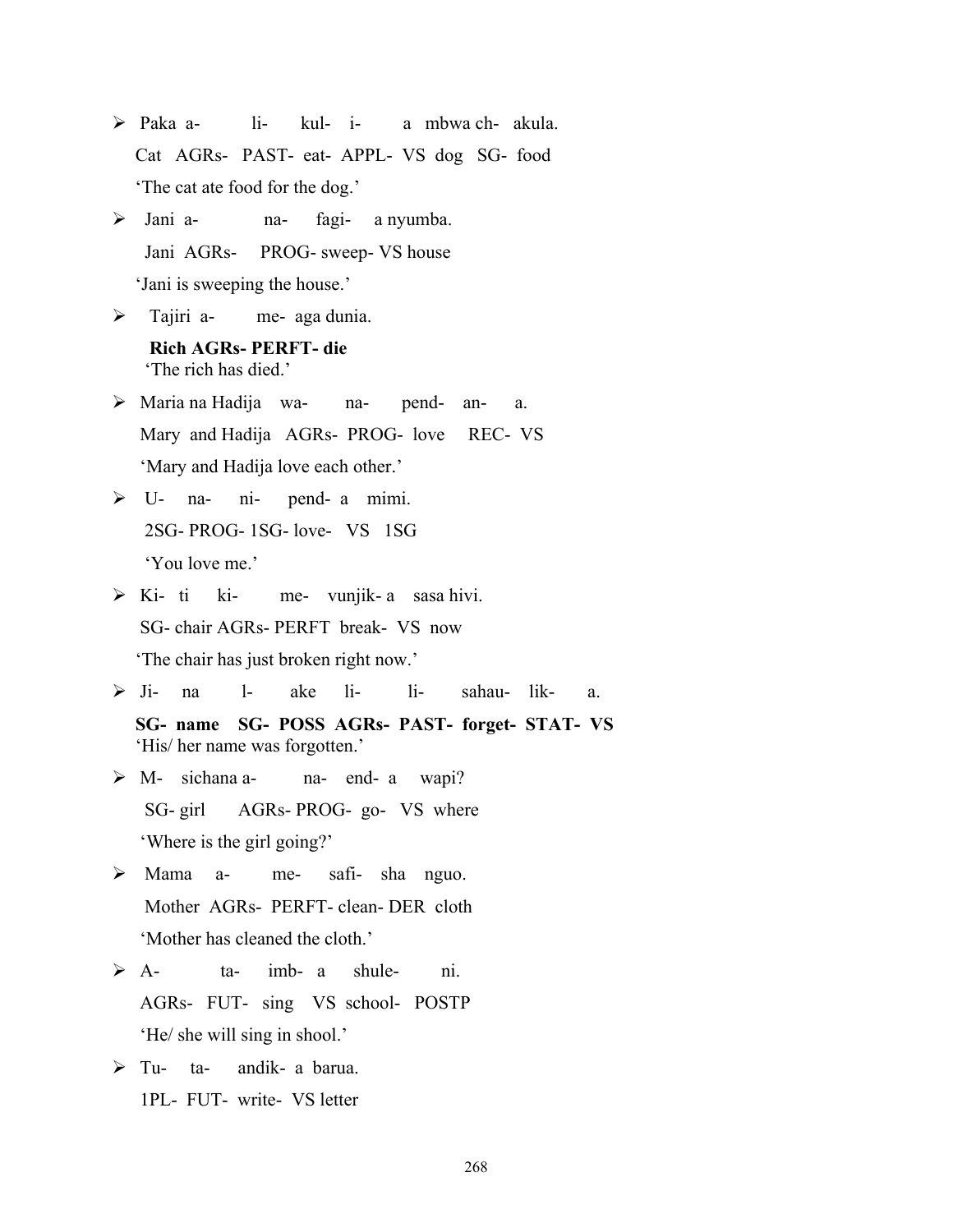- Paka a- li- kul- i- a mbwa ch- akula.
  Cat AGRs- PAST- eat- APPL- VS dog SG- food
  'The cat ate food for the dog.'
- Jani a- na- fagi- a nyumba.
  Jani AGRs- PROG- sweep- VS house
  'Jani is sweeping the house.'
- Tajiri a- me- aga dunia.
  **Rich AGRs- PERFT- die**
  'The rich has died.'
- Maria na Hadija wa- na- pend- an- a.
  Mary and Hadija AGRs- PROG- love REC- VS
  'Mary and Hadija love each other.'
- U- na- ni- pend- a mimi.
  2SG- PROG- 1SG- love- VS 1SG
  'You love me.'
- Ki- ti ki- me- vunjik- a sasa hivi.
  SG- chair AGRs- PERFT break- VS now
  'The chair has just broken right now.'
- Ji- na l- ake li- li- sahau- lik- a.
  **SG- name SG- POSS AGRs- PAST- forget- STAT- VS**
  'His/ her name was forgotten.'
- M- sichana a- na- end- a wapi?
  SG- girl AGRs- PROG- go- VS where
  'Where is the girl going?'
- Mama a- me- safi- sha nguo.
  Mother AGRs- PERFT- clean- DER cloth
  'Mother has cleaned the cloth.'
- A- ta- imb- a shule- ni.
  AGRs- FUT- sing VS school- POSTP
  'He/ she will sing in shool.'
- Tu- ta- andik- a barua.
  1PL- FUT- write- VS letter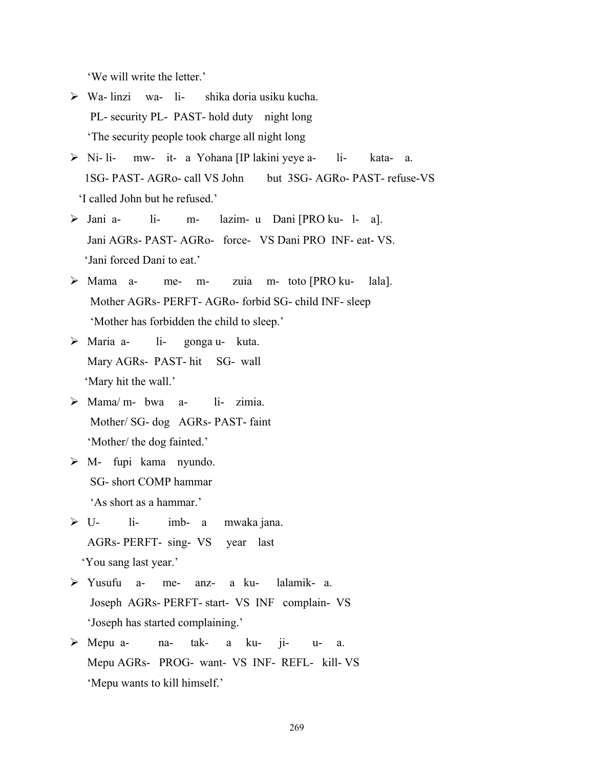'We will write the letter.'

- Wa- linzi wa- li- shika doria usiku kucha.
  PL- security PL- PAST- hold duty night long
  'The security people took charge all night long
- Ni- li- mw- it- a Yohana [IP lakini yeye a- li- kata- a.
  1SG- PAST- AGRo- call VS John but 3SG- AGRo- PAST- refuse-VS
  'I called John but he refused.'
- Jani a- li- m- lazim- u Dani [PRO ku- l- a].
  Jani AGRs- PAST- AGRo- force- VS Dani PRO INF- eat- VS.
  'Jani forced Dani to eat.'
- Mama a- me- m- zuia m- toto [PRO ku- lala].
  Mother AGRs- PERFT- AGRo- forbid SG- child INF- sleep
  'Mother has forbidden the child to sleep.'
- Maria a- li- gonga u- kuta.
  Mary AGRs- PAST- hit SG- wall
  'Mary hit the wall.'
- Mama/ m- bwa a- li- zimia.
  Mother/ SG- dog AGRs- PAST- faint
  'Mother/ the dog fainted.'
- M- fupi kama nyundo.
  SG- short COMP hammar
  'As short as a hammar.'
- U- li- imb- a mwaka jana.
  AGRs- PERFT- sing- VS year last
  'You sang last year.'
- Yusufu a- me- anz- a ku- lalamik- a.
  Joseph AGRs- PERFT- start- VS INF complain- VS
  'Joseph has started complaining.'
- Mepu a- na- tak- a ku- ji- u- a.
  Mepu AGRs- PROG- want- VS INF- REFL- kill- VS
  'Mepu wants to kill himself.'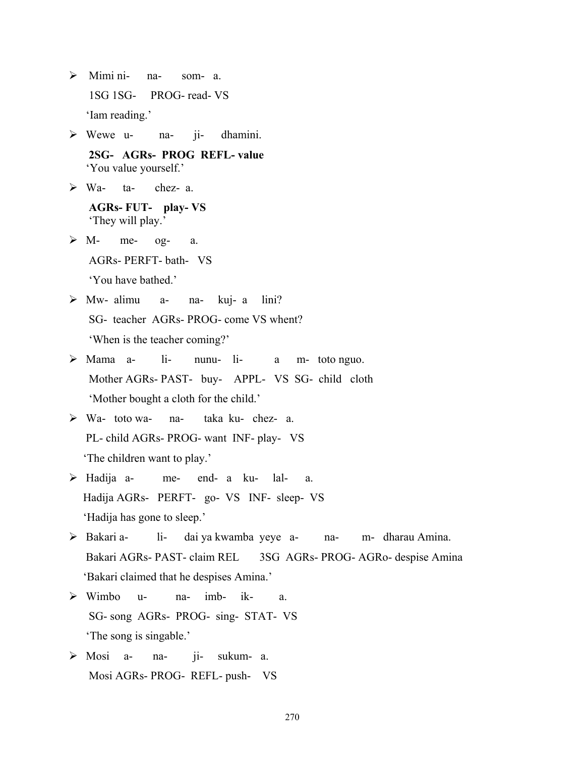- Mimi ni- na- som- a.
  1SG 1SG- PROG- read- VS
  'Iam reading.'
- Wewe u- na- ji- dhamini.
  **2SG- AGRs- PROG REFL- value**
  'You value yourself.'
- Wa- ta- chez- a.
  **AGRs- FUT- play- VS**
  'They will play.'
- M- me- og- a.
  AGRs- PERFT- bath- VS
  'You have bathed.'
- Mw- alimu a- na- kuj- a lini?
  SG- teacher AGRs- PROG- come VS whent?
  'When is the teacher coming?'
- Mama a- li- nunu- li- a m- toto nguo.
  Mother AGRs- PAST- buy- APPL- VS SG- child cloth
  'Mother bought a cloth for the child.'
- Wa- toto wa- na- taka ku- chez- a.
  PL- child AGRs- PROG- want INF- play- VS
  'The children want to play.'
- Hadija a- me- end- a ku- lal- a.
  Hadija AGRs- PERFT- go- VS INF- sleep- VS
  'Hadija has gone to sleep.'
- Bakari a- li- dai ya kwamba yeye a- na- m- dharau Amina.
  Bakari AGRs- PAST- claim REL 3SG AGRs- PROG- AGRo- despise Amina
  'Bakari claimed that he despises Amina.'
- Wimbo u- na- imb- ik- a.
  SG- song AGRs- PROG- sing- STAT- VS
  'The song is singable.'
- Mosi a- na- ji- sukum- a.
  Mosi AGRs- PROG- REFL- push- VS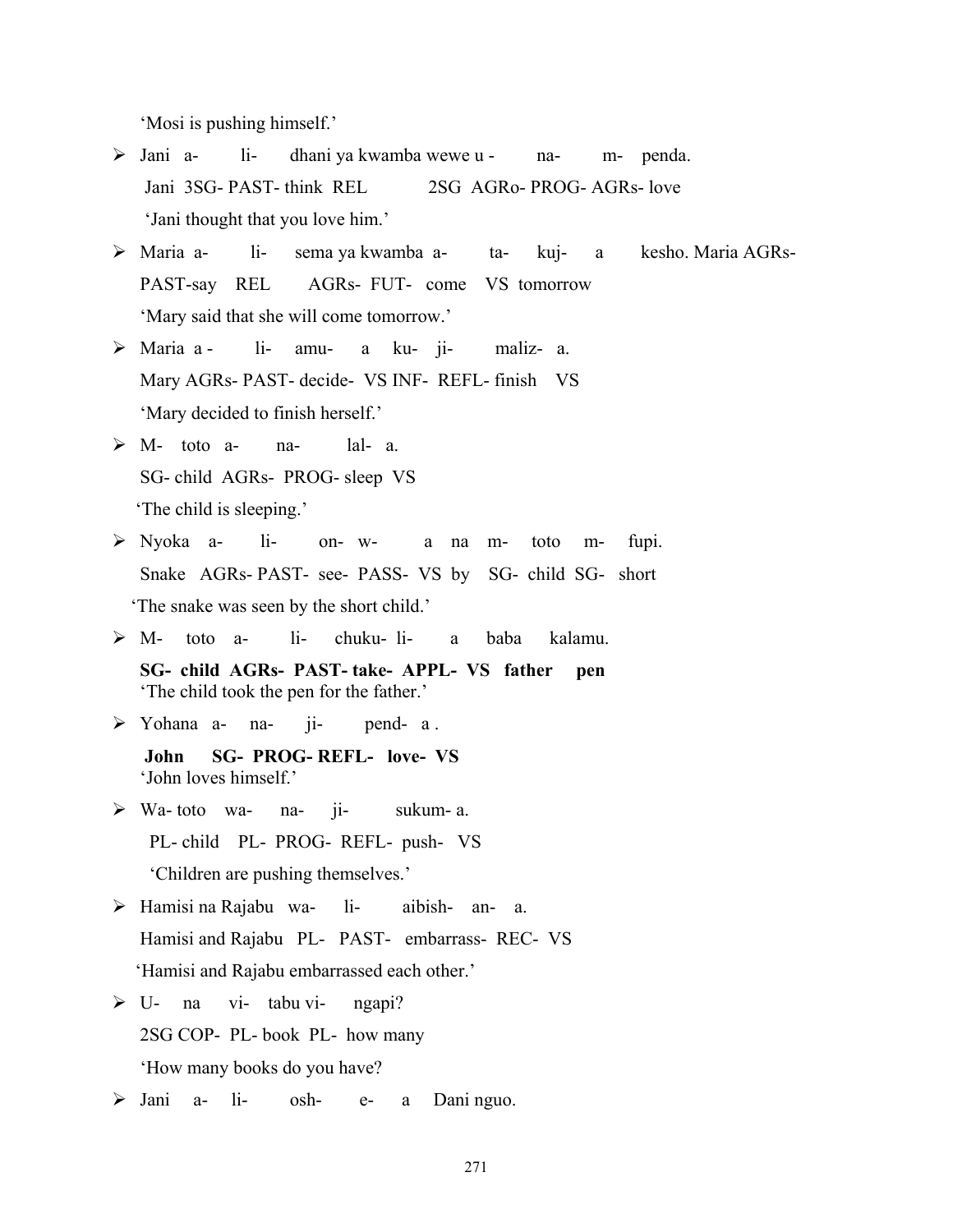'Mosi is pushing himself.'

- Jani a- li- dhani ya kwamba wewe u - na- m- penda.
  Jani 3SG- PAST- think REL 2SG AGRo- PROG- AGRs- love
  'Jani thought that you love him.'
- Maria a- li- sema ya kwamba a- ta- kuj- a kesho. Maria AGRs- PAST-say REL AGRs- FUT- come VS tomorrow
  'Mary said that she will come tomorrow.'
- Maria a - li- amu- a ku- ji- maliz- a.
  Mary AGRs- PAST- decide- VS INF- REFL- finish VS
  'Mary decided to finish herself.'
- M- toto a- na- lal- a.
  SG- child AGRs- PROG- sleep VS
  'The child is sleeping.'
- Nyoka a- li- on- w- a na m- toto m- fupi.
  Snake AGRs- PAST- see- PASS- VS by SG- child SG- short
  'The snake was seen by the short child.'
- M- toto a- li- chuku- li- a baba kalamu.
  **SG- child AGRs- PAST- take- APPL- VS father pen**
  'The child took the pen for the father.'
- Yohana a- na- ji- pend- a .
  **John SG- PROG- REFL- love- VS**
  'John loves himself.'
- Wa- toto wa- na- ji- sukum- a.
  PL- child PL- PROG- REFL- push- VS
  'Children are pushing themselves.'
- Hamisi na Rajabu wa- li- aibish- an- a.
  Hamisi and Rajabu PL- PAST- embarrass- REC- VS
  'Hamisi and Rajabu embarrassed each other.'
- U- na vi- tabu vi- ngapi?
  2SG COP- PL- book PL- how many
  'How many books do you have?'
- Jani a- li- osh- e- a Dani nguo.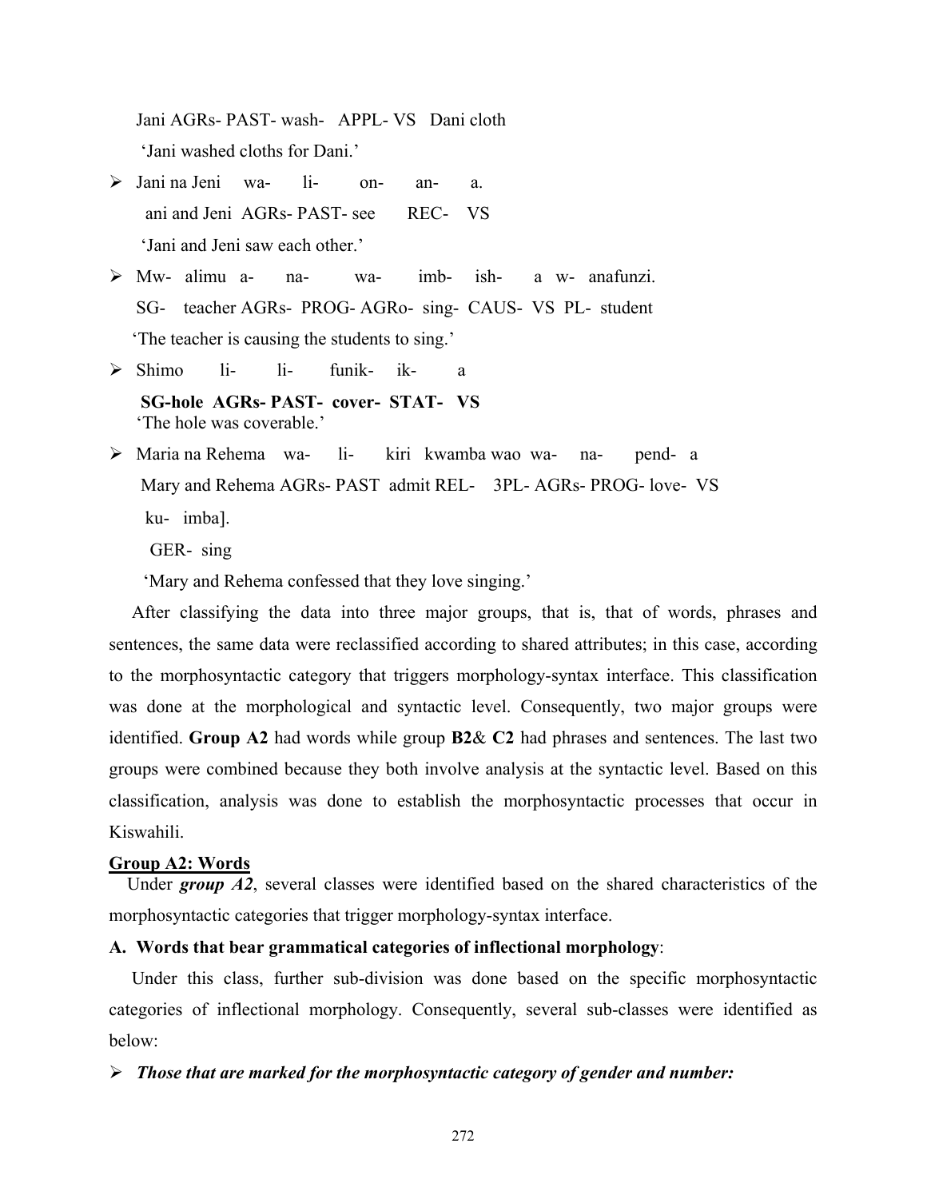Jani AGRs- PAST- wash- APPL- VS Dani cloth

'Jani washed cloths for Dani.'

- Jani na Jeni wa- li- on- an- a.

  ani and Jeni AGRs- PAST- see REC- VS

  'Jani and Jeni saw each other.'

- Mw- alimu a- na- wa- imb- ish- a w- anafunzi.

  SG- teacher AGRs- PROG- AGRo- sing- CAUS- VS PL- student

  'The teacher is causing the students to sing.'

- Shimo li- li- funik- ik- a

  **SG-hole AGRs- PAST- cover- STAT- VS**

  'The hole was coverable.'

- Maria na Rehema wa- li- kiri kwamba wao wa- na- pend- a

  Mary and Rehema AGRs- PAST admit REL- 3PL- AGRs- PROG- love- VS

  ku- imba].

  GER- sing

  'Mary and Rehema confessed that they love singing.'

After classifying the data into three major groups, that is, that of words, phrases and sentences, the same data were reclassified according to shared attributes; in this case, according to the morphosyntactic category that triggers morphology-syntax interface. This classification was done at the morphological and syntactic level. Consequently, two major groups were identified. **Group A2** had words while group **B2**& **C2** had phrases and sentences. The last two groups were combined because they both involve analysis at the syntactic level. Based on this classification, analysis was done to establish the morphosyntactic processes that occur in Kiswahili.

**Group A2: Words**

Under ***group A2***, several classes were identified based on the shared characteristics of the morphosyntactic categories that trigger morphology-syntax interface.

**A. Words that bear grammatical categories of inflectional morphology**:

Under this class, further sub-division was done based on the specific morphosyntactic categories of inflectional morphology. Consequently, several sub-classes were identified as below:

- ***Those that are marked for the morphosyntactic category of gender and number:***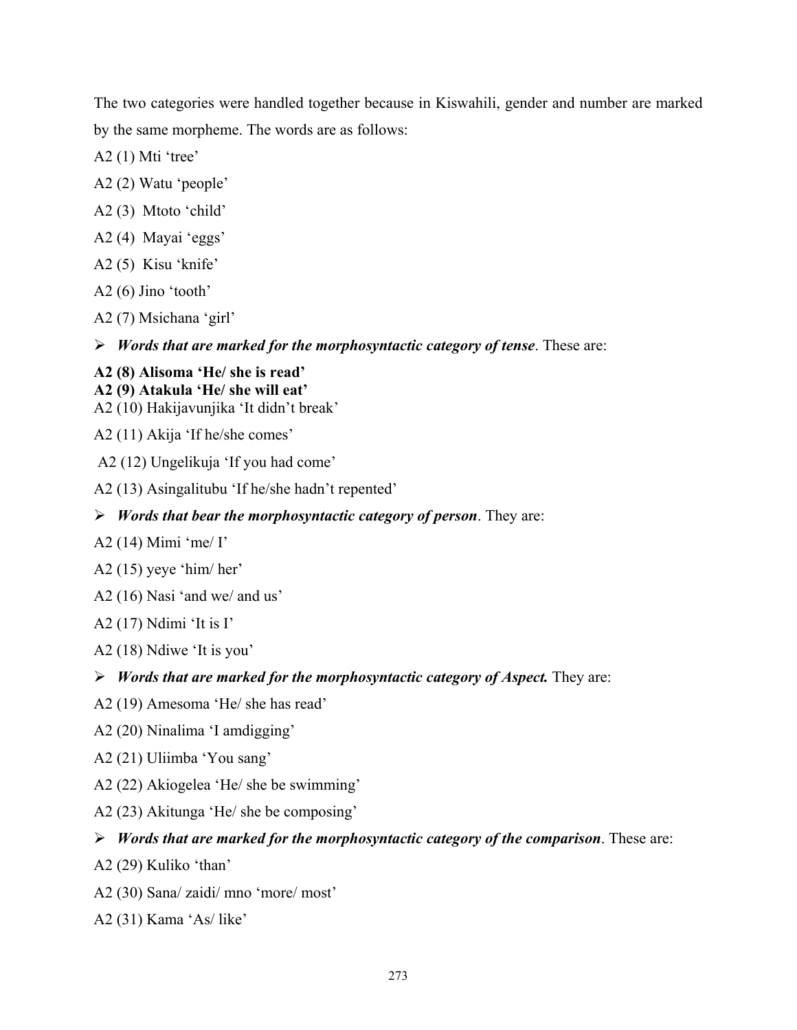The two categories were handled together because in Kiswahili, gender and number are marked by the same morpheme. The words are as follows:

A2 (1) Mti 'tree'

A2 (2) Watu 'people'

A2 (3) Mtoto 'child'

A2 (4) Mayai 'eggs'

A2 (5) Kisu 'knife'

A2 (6) Jino 'tooth'

A2 (7) Msichana 'girl'

- ***Words that are marked for the morphosyntactic category of tense***. These are:

**A2 (8) Alisoma 'He/ she is read'**
**A2 (9) Atakula 'He/ she will eat'**
A2 (10) Hakijavunjika 'It didn't break'

A2 (11) Akija 'If he/she comes'

A2 (12) Ungelikuja 'If you had come'

A2 (13) Asingalitubu 'If he/she hadn't repented'

- ***Words that bear the morphosyntactic category of person***. They are:

A2 (14) Mimi 'me/ I'

A2 (15) yeye 'him/ her'

A2 (16) Nasi 'and we/ and us'

A2 (17) Ndimi 'It is I'

A2 (18) Ndiwe 'It is you'

- ***Words that are marked for the morphosyntactic category of Aspect.*** They are:

A2 (19) Amesoma 'He/ she has read'

A2 (20) Ninalima 'I amdigging'

A2 (21) Uliimba 'You sang'

A2 (22) Akiogelea 'He/ she be swimming'

A2 (23) Akitunga 'He/ she be composing'

- ***Words that are marked for the morphosyntactic category of the comparison***. These are:

A2 (29) Kuliko 'than'

A2 (30) Sana/ zaidi/ mno 'more/ most'

A2 (31) Kama 'As/ like'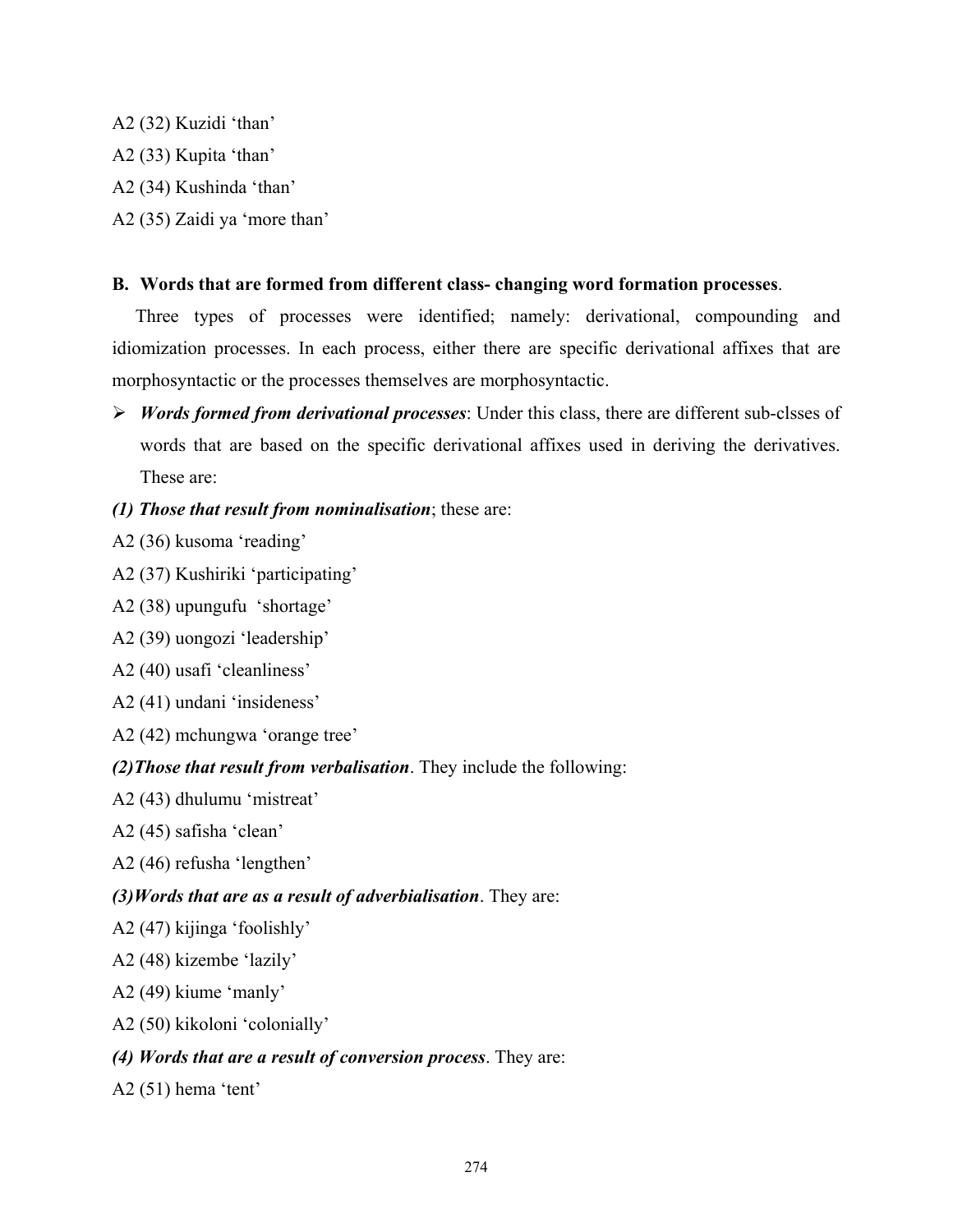A2 (32) Kuzidi 'than'

A2 (33) Kupita 'than'

A2 (34) Kushinda 'than'

A2 (35) Zaidi ya 'more than'

**B. Words that are formed from different class- changing word formation processes**.

Three types of processes were identified; namely: derivational, compounding and idiomization processes. In each process, either there are specific derivational affixes that are morphosyntactic or the processes themselves are morphosyntactic.

- ***Words formed from derivational processes***: Under this class, there are different sub-clsses of words that are based on the specific derivational affixes used in deriving the derivatives. These are:

***(1) Those that result from nominalisation***; these are:

A2 (36) kusoma 'reading'

A2 (37) Kushiriki 'participating'

A2 (38) upungufu 'shortage'

A2 (39) uongozi 'leadership'

A2 (40) usafi 'cleanliness'

A2 (41) undani 'insideness'

A2 (42) mchungwa 'orange tree'

***(2)Those that result from verbalisation***. They include the following:

A2 (43) dhulumu 'mistreat'

A2 (45) safisha 'clean'

A2 (46) refusha 'lengthen'

***(3)Words that are as a result of adverbialisation***. They are:

A2 (47) kijinga 'foolishly'

A2 (48) kizembe 'lazily'

A2 (49) kiume 'manly'

A2 (50) kikoloni 'colonially'

***(4) Words that are a result of conversion process***. They are:

A2 (51) hema 'tent'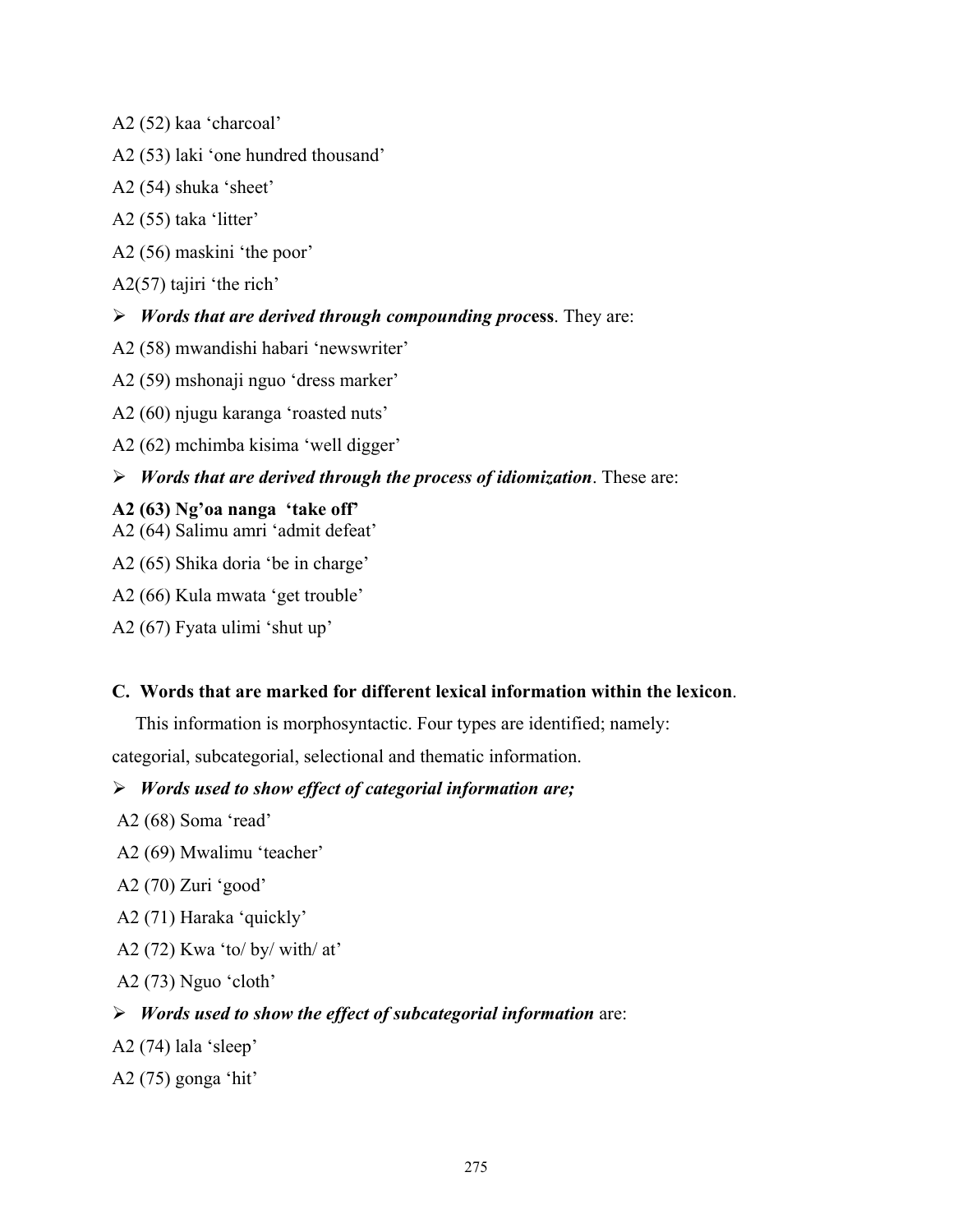A2 (52) kaa 'charcoal'

A2 (53) laki 'one hundred thousand'

A2 (54) shuka 'sheet'

A2 (55) taka 'litter'

A2 (56) maskini 'the poor'

A2(57) tajiri 'the rich'

- ***Words that are derived through compounding process***. They are:

A2 (58) mwandishi habari 'newswriter'

A2 (59) mshonaji nguo 'dress marker'

A2 (60) njugu karanga 'roasted nuts'

A2 (62) mchimba kisima 'well digger'

- ***Words that are derived through the process of idiomization***. These are:

**A2 (63) Ng'oa nanga 'take off'**

A2 (64) Salimu amri 'admit defeat'

A2 (65) Shika doria 'be in charge'

A2 (66) Kula mwata 'get trouble'

A2 (67) Fyata ulimi 'shut up'

**C. Words that are marked for different lexical information within the lexicon**.

This information is morphosyntactic. Four types are identified; namely: categorial, subcategorial, selectional and thematic information.

- ***Words used to show effect of categorial information are;***

A2 (68) Soma 'read'

A2 (69) Mwalimu 'teacher'

A2 (70) Zuri 'good'

A2 (71) Haraka 'quickly'

A2 (72) Kwa 'to/ by/ with/ at'

A2 (73) Nguo 'cloth'

- ***Words used to show the effect of subcategorial information*** are:

A2 (74) lala 'sleep'

A2 (75) gonga 'hit'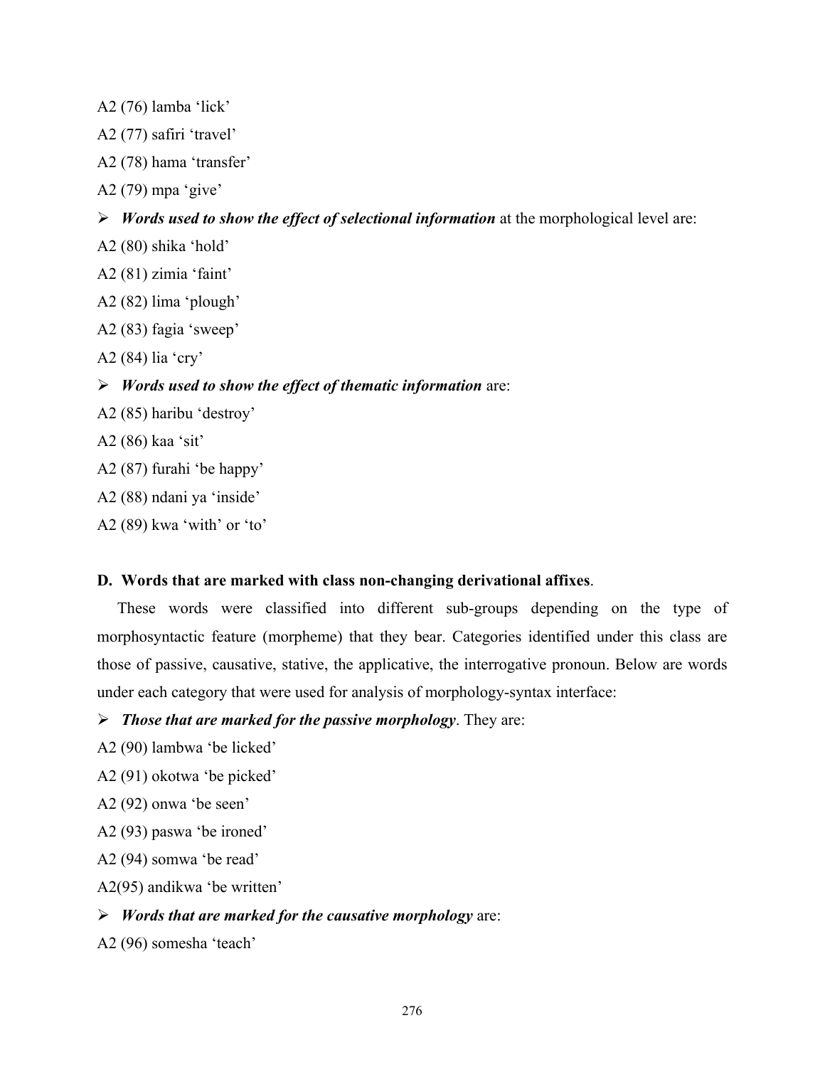A2 (76) lamba ‘lick’

A2 (77) safiri ‘travel’

A2 (78) hama ‘transfer’

A2 (79) mpa ‘give’

- ***Words used to show the effect of selectional information*** at the morphological level are:

A2 (80) shika ‘hold’

A2 (81) zimia ‘faint’

A2 (82) lima ‘plough’

A2 (83) fagia ‘sweep’

A2 (84) lia ‘cry’

- ***Words used to show the effect of thematic information*** are:

A2 (85) haribu ‘destroy’

A2 (86) kaa ‘sit’

A2 (87) furahi ‘be happy’

A2 (88) ndani ya ‘inside’

A2 (89) kwa ‘with’ or ‘to’

**D. Words that are marked with class non-changing derivational affixes**.

These words were classified into different sub-groups depending on the type of morphosyntactic feature (morpheme) that they bear. Categories identified under this class are those of passive, causative, stative, the applicative, the interrogative pronoun. Below are words under each category that were used for analysis of morphology-syntax interface:

- ***Those that are marked for the passive morphology***. They are:

A2 (90) lambwa ‘be licked’

A2 (91) okotwa ‘be picked’

A2 (92) onwa ‘be seen’

A2 (93) paswa ‘be ironed’

A2 (94) somwa ‘be read’

A2(95) andikwa ‘be written’

- ***Words that are marked for the causative morphology*** are:

A2 (96) somesha ‘teach’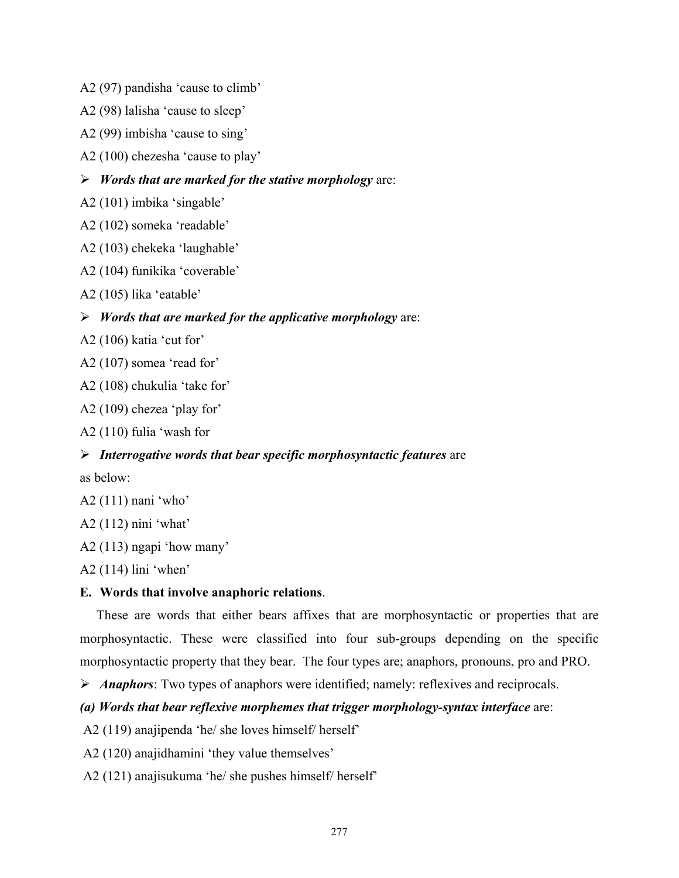A2 (97) pandisha 'cause to climb'

A2 (98) lalisha 'cause to sleep'

A2 (99) imbisha 'cause to sing'

A2 (100) chezesha 'cause to play'

- ***Words that are marked for the stative morphology*** are:

A2 (101) imbika 'singable'

A2 (102) someka 'readable'

A2 (103) chekeka 'laughable'

A2 (104) funikika 'coverable'

A2 (105) lika 'eatable'

- ***Words that are marked for the applicative morphology*** are:

A2 (106) katia 'cut for'

A2 (107) somea 'read for'

A2 (108) chukulia 'take for'

A2 (109) chezea 'play for'

A2 (110) fulia 'wash for

- ***Interrogative words that bear specific morphosyntactic features*** are as below:

A2 (111) nani 'who'

A2 (112) nini 'what'

A2 (113) ngapi 'how many'

A2 (114) lini 'when'

**E. Words that involve anaphoric relations**.

These are words that either bears affixes that are morphosyntactic or properties that are morphosyntactic. These were classified into four sub-groups depending on the specific morphosyntactic property that they bear. The four types are; anaphors, pronouns, pro and PRO.

- ***Anaphors***: Two types of anaphors were identified; namely: reflexives and reciprocals.

***(a) Words that bear reflexive morphemes that trigger morphology-syntax interface*** are:

A2 (119) anajipenda 'he/ she loves himself/ herself'

A2 (120) anajidhamini 'they value themselves'

A2 (121) anajisukuma 'he/ she pushes himself/ herself'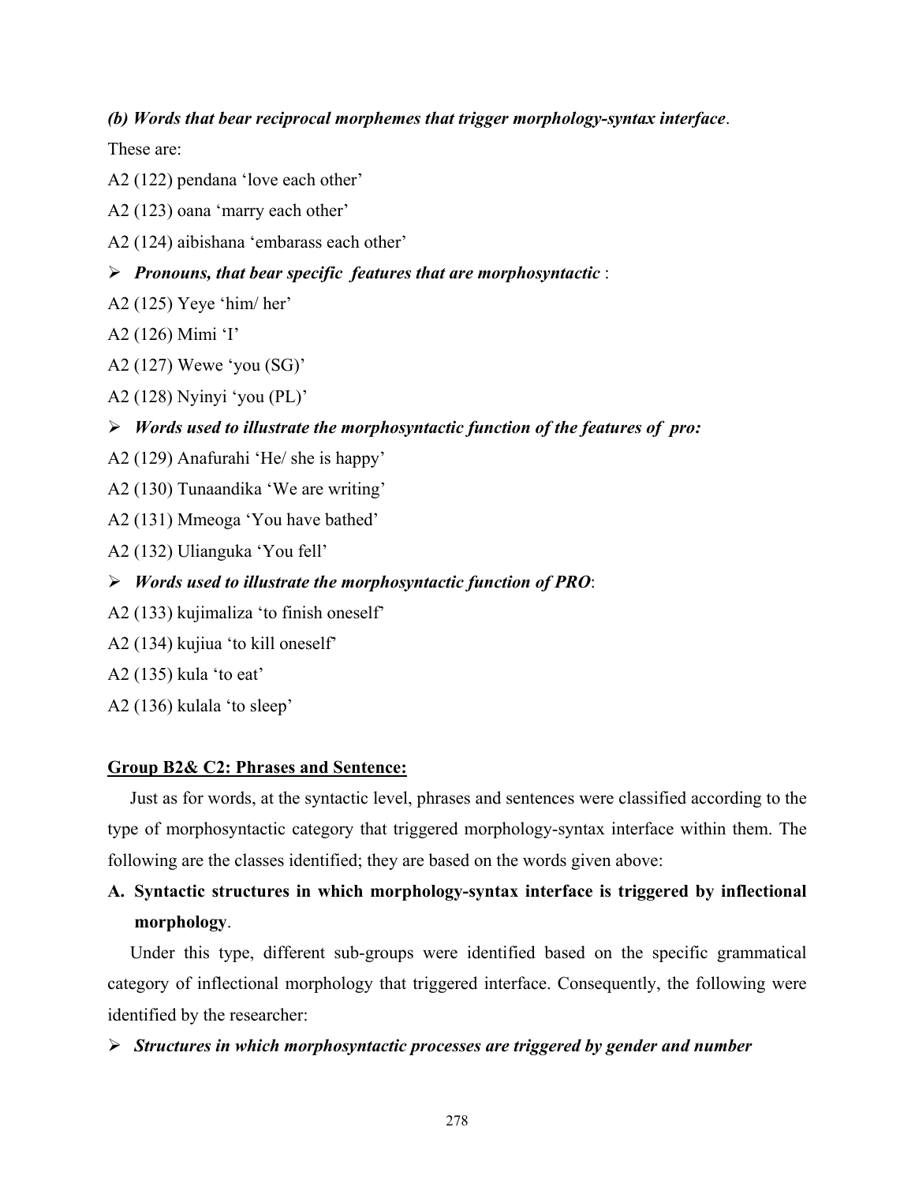***(b) Words that bear reciprocal morphemes that trigger morphology-syntax interface*.**

These are:

A2 (122) pendana 'love each other'

A2 (123) oana 'marry each other'

A2 (124) aibishana 'embarass each other'

- ***Pronouns, that bear specific features that are morphosyntactic*** :

A2 (125) Yeye 'him/ her'

A2 (126) Mimi 'I'

A2 (127) Wewe 'you (SG)'

A2 (128) Nyinyi 'you (PL)'

- ***Words used to illustrate the morphosyntactic function of the features of pro:***

A2 (129) Anafurahi 'He/ she is happy'

A2 (130) Tunaandika 'We are writing'

A2 (131) Mmeoga 'You have bathed'

A2 (132) Ulianguka 'You fell'

- ***Words used to illustrate the morphosyntactic function of PRO***:

A2 (133) kujimaliza 'to finish oneself'

A2 (134) kujiua 'to kill oneself'

A2 (135) kula 'to eat'

A2 (136) kulala 'to sleep'

**<u>Group B2& C2: Phrases and Sentence:</u>**

Just as for words, at the syntactic level, phrases and sentences were classified according to the type of morphosyntactic category that triggered morphology-syntax interface within them. The following are the classes identified; they are based on the words given above:

**A. Syntactic structures in which morphology-syntax interface is triggered by inflectional morphology**.

Under this type, different sub-groups were identified based on the specific grammatical category of inflectional morphology that triggered interface. Consequently, the following were identified by the researcher:

- ***Structures in which morphosyntactic processes are triggered by gender and number***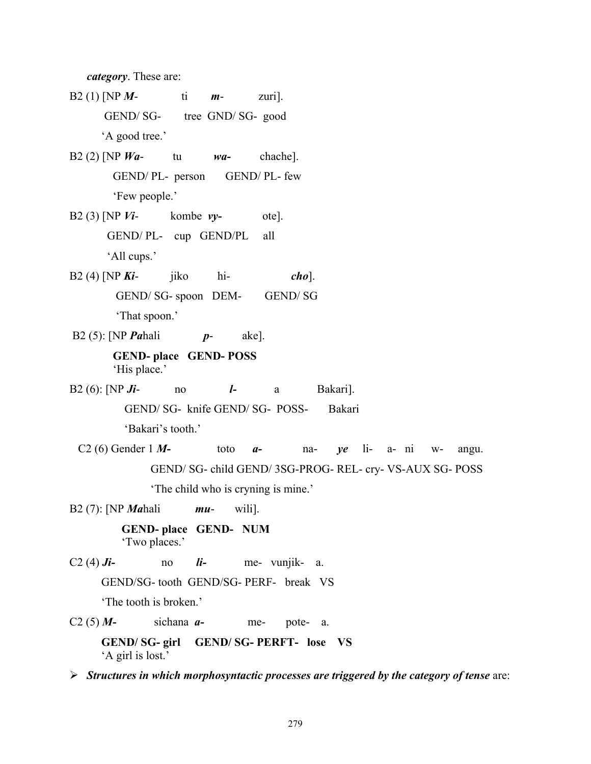*category*. These are:

B2 (1) [NP ***M***- ti ***m***- zuri].

GEND/ SG- tree GND/ SG- good

'A good tree.'

B2 (2) [NP ***Wa***- tu ***wa-*** chache].

GEND/ PL- person GEND/ PL- few

'Few people.'

B2 (3) [NP ***Vi***- kombe ***vy-*** ote].

GEND/ PL- cup GEND/PL all

'All cups.'

B2 (4) [NP ***Ki***- jiko hi- ***cho***].

GEND/ SG- spoon DEM- GEND/ SG

'That spoon.'

B2 (5): [NP ***Pa***hali ***p***- ake].

**GEND- place GEND- POSS**

'His place.'

B2 (6): [NP ***Ji***- no ***l-*** a Bakari].

GEND/ SG- knife GEND/ SG- POSS- Bakari

'Bakari's tooth.'

C2 (6) Gender 1 ***M-*** toto ***a-*** na- ***ye*** li- a- ni w- angu.

GEND/ SG- child GEND/ 3SG-PROG- REL- cry- VS-AUX SG- POSS

'The child who is cryning is mine.'

B2 (7): [NP ***Ma***hali ***mu***- wili].

**GEND- place GEND- NUM**

'Two places.'

C2 (4) ***Ji-*** no ***li-*** me- vunjik- a.

GEND/SG- tooth GEND/SG- PERF- break VS

'The tooth is broken.'

C2 (5) ***M-*** sichana ***a-*** me- pote- a.

**GEND/ SG- girl GEND/ SG- PERFT- lose VS**

'A girl is lost.'

- ***Structures in which morphosyntactic processes are triggered by the category of tense*** are: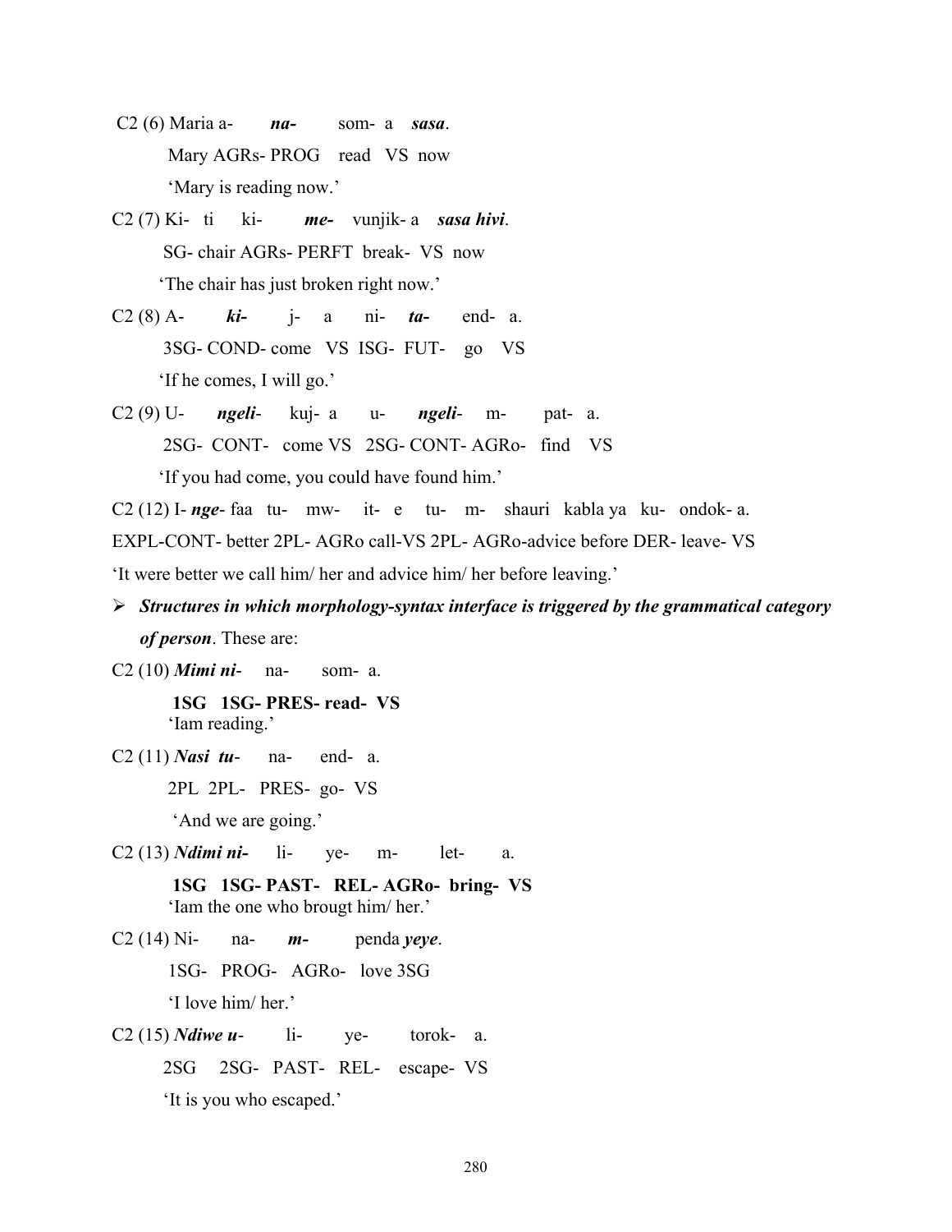C2 (6) Maria a- ***na-*** som- a ***sasa***.

Mary AGRs- PROG read VS now

'Mary is reading now.'

C2 (7) Ki- ti ki- ***me-*** vunjik- a ***sasa hivi***.

SG- chair AGRs- PERFT break- VS now

'The chair has just broken right now.'

C2 (8) A- ***ki-*** j- a ni- ***ta-*** end- a.

3SG- COND- come VS ISG- FUT- go VS

'If he comes, I will go.'

C2 (9) U- ***ngeli-*** kuj- a u- ***ngeli-*** m- pat- a.

2SG- CONT- come VS 2SG- CONT- AGRo- find VS

'If you had come, you could have found him.'

C2 (12) I- ***nge-*** faa tu- mw- it- e tu- m- shauri kabla ya ku- ondok- a.

EXPL-CONT- better 2PL- AGRo call-VS 2PL- AGRo-advice before DER- leave- VS

'It were better we call him/ her and advice him/ her before leaving.'

- ***Structures in which morphology-syntax interface is triggered by the grammatical category of person***. These are:

C2 (10) ***Mimi ni-*** na- som- a.

**1SG 1SG- PRES- read- VS**

'Iam reading.'

C2 (11) ***Nasi tu-*** na- end- a.

2PL 2PL- PRES- go- VS

'And we are going.'

C2 (13) ***Ndimi ni-*** li- ye- m- let- a.

**1SG 1SG- PAST- REL- AGRo- bring- VS**

'Iam the one who brougt him/ her.'

C2 (14) Ni- na- ***m-*** penda ***yeye***.

1SG- PROG- AGRo- love 3SG

'I love him/ her.'

C2 (15) ***Ndiwe u-*** li- ye- torok- a.

2SG 2SG- PAST- REL- escape- VS

'It is you who escaped.'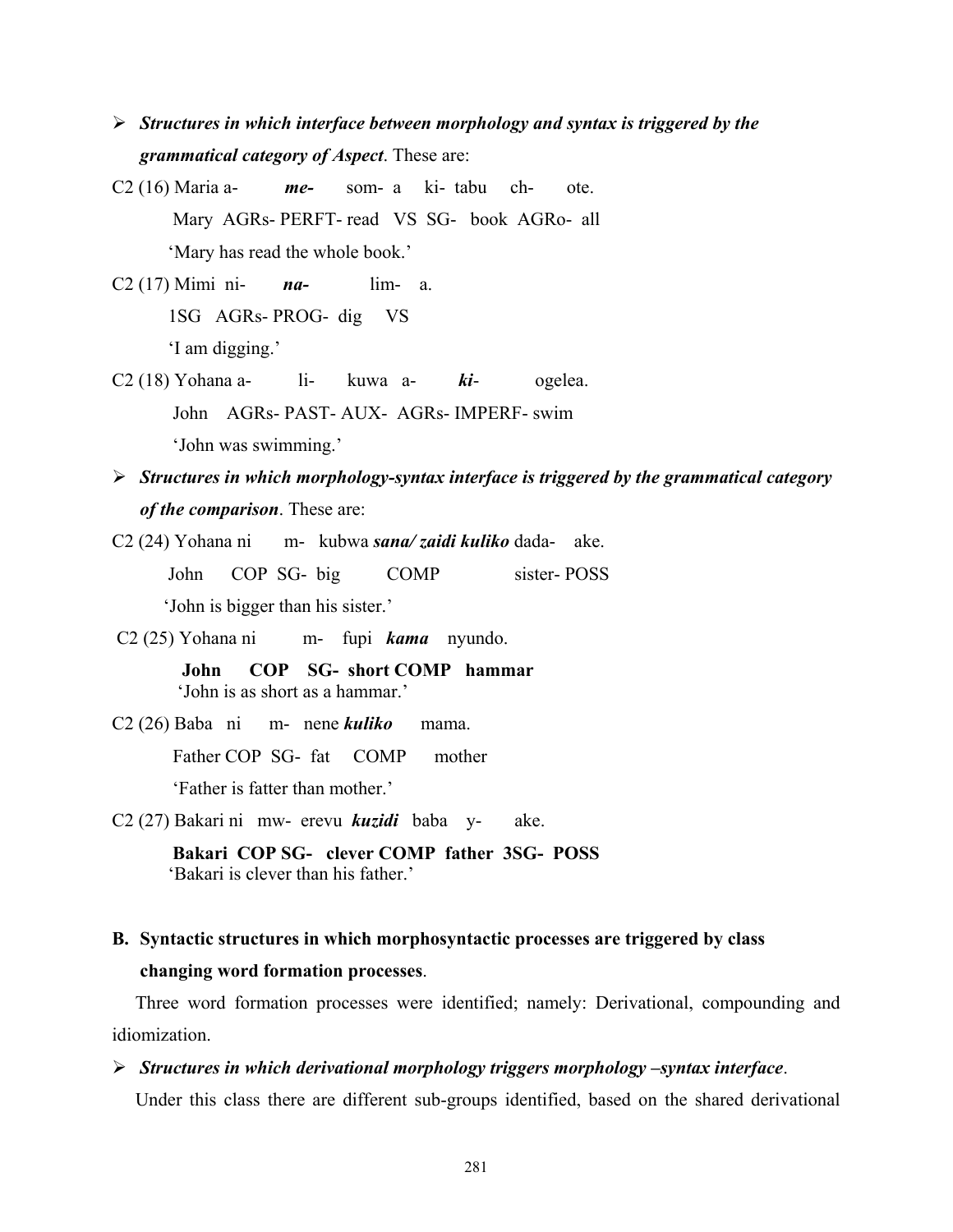- ***Structures in which interface between morphology and syntax is triggered by the grammatical category of Aspect***. These are:

C2 (16) Maria a- ***me-*** som- a ki- tabu ch- ote.
Mary AGRs- PERFT- read VS SG- book AGRo- all
'Mary has read the whole book.'

C2 (17) Mimi ni- ***na-*** lim- a.
1SG AGRs- PROG- dig VS
'I am digging.'

C2 (18) Yohana a- li- kuwa a- ***ki-*** ogelea.
John AGRs- PAST- AUX- AGRs- IMPERF- swim
'John was swimming.'

- ***Structures in which morphology-syntax interface is triggered by the grammatical category of the comparison***. These are:

C2 (24) Yohana ni m- kubwa ***sana/ zaidi kuliko*** dada- ake.
John COP SG- big COMP sister- POSS
'John is bigger than his sister.'

C2 (25) Yohana ni m- fupi ***kama*** nyundo.
**John COP SG- short COMP hammar**
'John is as short as a hammar.'

C2 (26) Baba ni m- nene ***kuliko*** mama.
Father COP SG- fat COMP mother
'Father is fatter than mother.'

C2 (27) Bakari ni mw- erevu ***kuzidi*** baba y- ake.
**Bakari COP SG- clever COMP father 3SG- POSS**
'Bakari is clever than his father.'

**B. Syntactic structures in which morphosyntactic processes are triggered by class changing word formation processes**.

Three word formation processes were identified; namely: Derivational, compounding and idiomization.

- ***Structures in which derivational morphology triggers morphology –syntax interface***.

Under this class there are different sub-groups identified, based on the shared derivational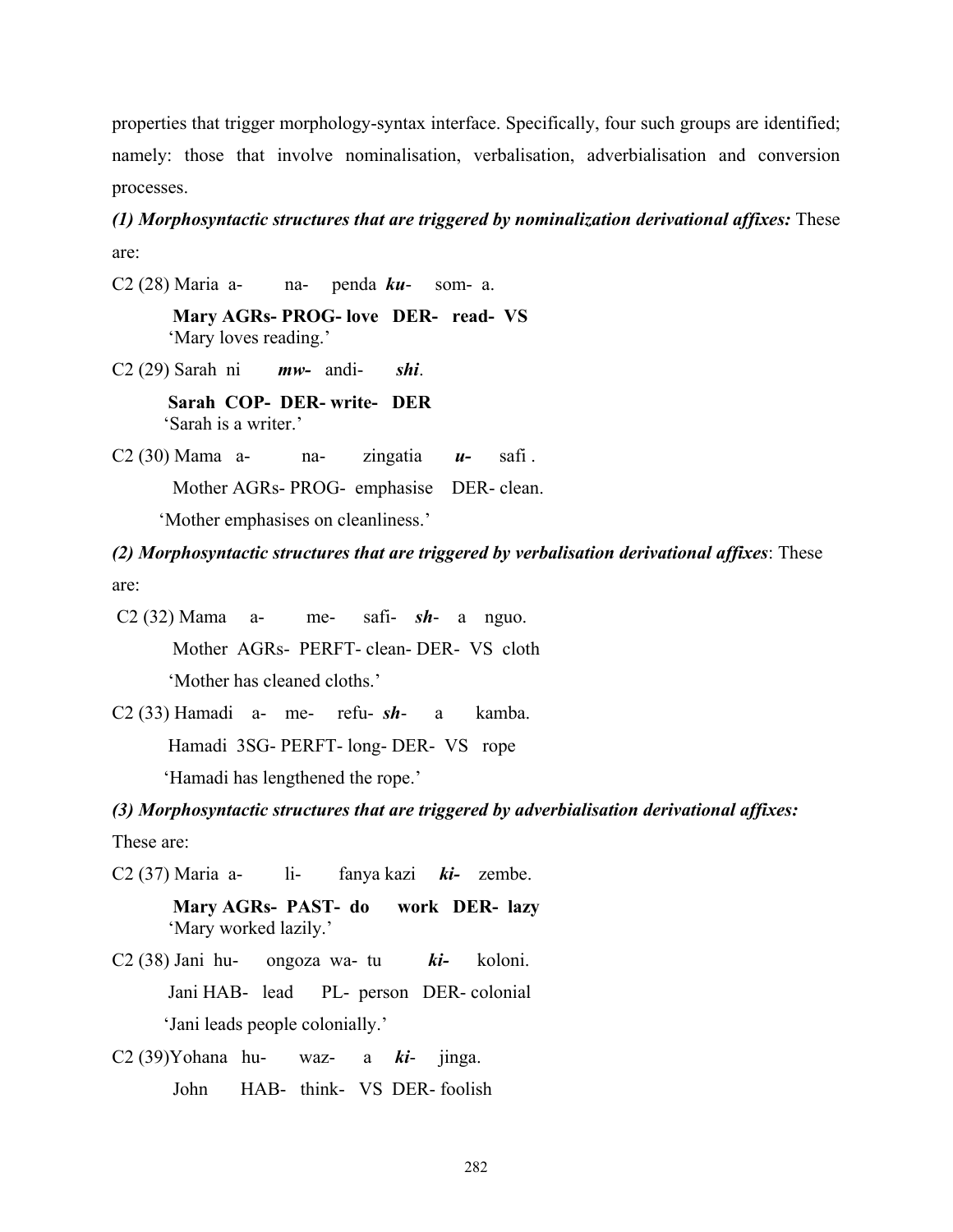properties that trigger morphology-syntax interface. Specifically, four such groups are identified; namely: those that involve nominalisation, verbalisation, adverbialisation and conversion processes.

***(1) Morphosyntactic structures that are triggered by nominalization derivational affixes:*** These are:

C2 (28) Maria a- na- penda ***ku***- som- a.

**Mary AGRs- PROG- love DER- read- VS**
'Mary loves reading.'

C2 (29) Sarah ni ***mw-*** andi- ***shi***.

**Sarah COP- DER- write- DER**
'Sarah is a writer.'

C2 (30) Mama a- na- zingatia ***u-*** safi .

Mother AGRs- PROG- emphasise DER- clean.

'Mother emphasises on cleanliness.'

***(2) Morphosyntactic structures that are triggered by verbalisation derivational affixes***: These are:

C2 (32) Mama a- me- safi- ***sh***- a nguo.

Mother AGRs- PERFT- clean- DER- VS cloth

'Mother has cleaned cloths.'

C2 (33) Hamadi a- me- refu- ***sh***- a kamba.

Hamadi 3SG- PERFT- long- DER- VS rope

'Hamadi has lengthened the rope.'

***(3) Morphosyntactic structures that are triggered by adverbialisation derivational affixes:*** These are:

C2 (37) Maria a- li- fanya kazi ***ki-*** zembe.

**Mary AGRs- PAST- do work DER- lazy**
'Mary worked lazily.'

C2 (38) Jani hu- ongoza wa- tu ***ki-*** koloni.

Jani HAB- lead PL- person DER- colonial

'Jani leads people colonially.'

C2 (39)Yohana hu- waz- a ***ki***- jinga.

John HAB- think- VS DER- foolish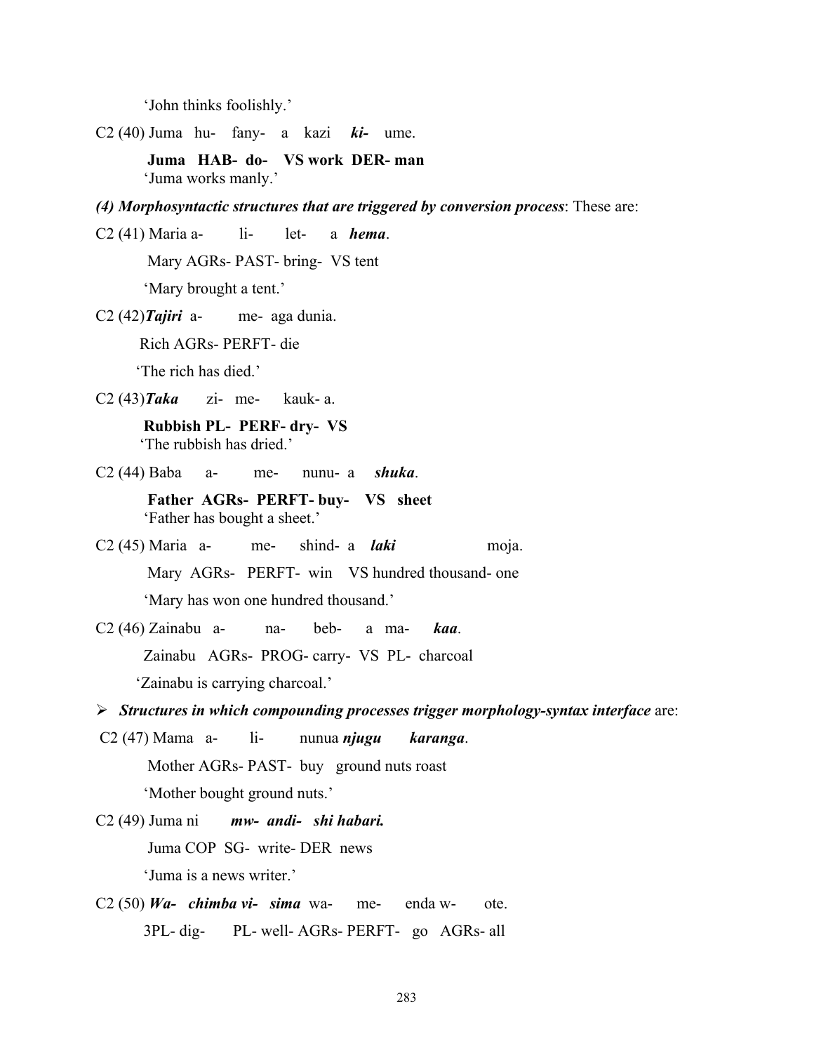'John thinks foolishly.'

C2 (40) Juma hu- fany- a kazi ***ki-*** ume.

**Juma HAB- do- VS work DER- man**

'Juma works manly.'

***(4) Morphosyntactic structures that are triggered by conversion process***: These are:

C2 (41) Maria a- li- let- a ***hema***.

Mary AGRs- PAST- bring- VS tent

'Mary brought a tent.'

C2 (42) ***Tajiri*** a- me- aga dunia.

Rich AGRs- PERFT- die

'The rich has died.'

C2 (43) ***Taka*** zi- me- kauk- a.

**Rubbish PL- PERF- dry- VS**

'The rubbish has dried.'

C2 (44) Baba a- me- nunu- a ***shuka***.

**Father AGRs- PERFT- buy- VS sheet**

'Father has bought a sheet.'

C2 (45) Maria a- me- shind- a ***laki*** moja.

Mary AGRs- PERFT- win VS hundred thousand- one

'Mary has won one hundred thousand.'

C2 (46) Zainabu a- na- beb- a ma- ***kaa***.

Zainabu AGRs- PROG- carry- VS PL- charcoal

'Zainabu is carrying charcoal.'

- ***Structures in which compounding processes trigger morphology-syntax interface*** are:

C2 (47) Mama a- li- nunua ***njugu karanga***.

Mother AGRs- PAST- buy ground nuts roast

'Mother bought ground nuts.'

C2 (49) Juma ni ***mw- andi- shi habari.***

Juma COP SG- write- DER news

'Juma is a news writer.'

C2 (50) ***Wa- chimba vi- sima*** wa- me- enda w- ote.

3PL- dig- PL- well- AGRs- PERFT- go AGRs- all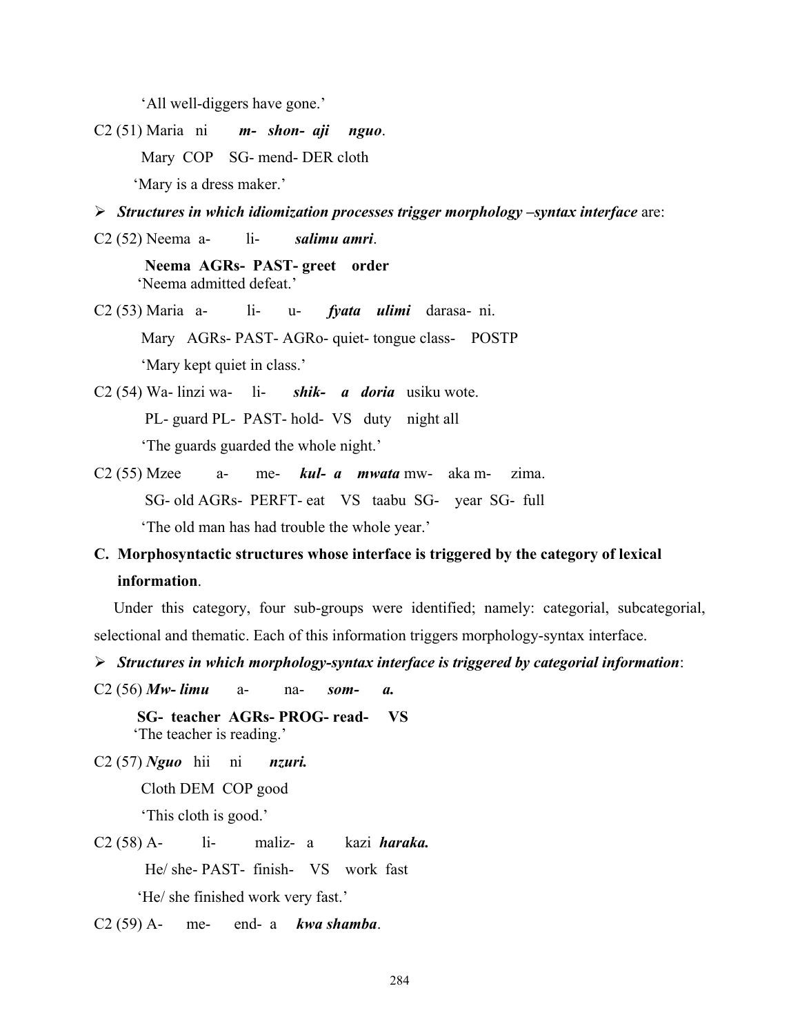'All well-diggers have gone.'

C2 (51) Maria ni ***m- shon- aji nguo***.

Mary COP SG- mend- DER cloth

'Mary is a dress maker.'

- ***Structures in which idiomization processes trigger morphology –syntax interface*** are:

C2 (52) Neema a- li- ***salimu amri***.

**Neema AGRs- PAST- greet order**

'Neema admitted defeat.'

C2 (53) Maria a- li- u- ***fyata ulimi*** darasa- ni.

Mary AGRs- PAST- AGRo- quiet- tongue class- POSTP

'Mary kept quiet in class.'

C2 (54) Wa- linzi wa- li- ***shik- a doria*** usiku wote.

PL- guard PL- PAST- hold- VS duty night all

'The guards guarded the whole night.'

C2 (55) Mzee a- me- ***kul- a mwata*** mw- aka m- zima.

SG- old AGRs- PERFT- eat VS taabu SG- year SG- full

'The old man has had trouble the whole year.'

**C. Morphosyntactic structures whose interface is triggered by the category of lexical information**.

Under this category, four sub-groups were identified; namely: categorial, subcategorial, selectional and thematic. Each of this information triggers morphology-syntax interface.

- ***Structures in which morphology-syntax interface is triggered by categorial information***:

C2 (56) ***Mw- limu*** a- na- ***som- a.***

**SG- teacher AGRs- PROG- read- VS**

'The teacher is reading.'

C2 (57) ***Nguo*** hii ni ***nzuri.***

Cloth DEM COP good

'This cloth is good.'

C2 (58) A- li- maliz- a kazi ***haraka.***

He/ she- PAST- finish- VS work fast

'He/ she finished work very fast.'

C2 (59) A- me- end- a ***kwa shamba***.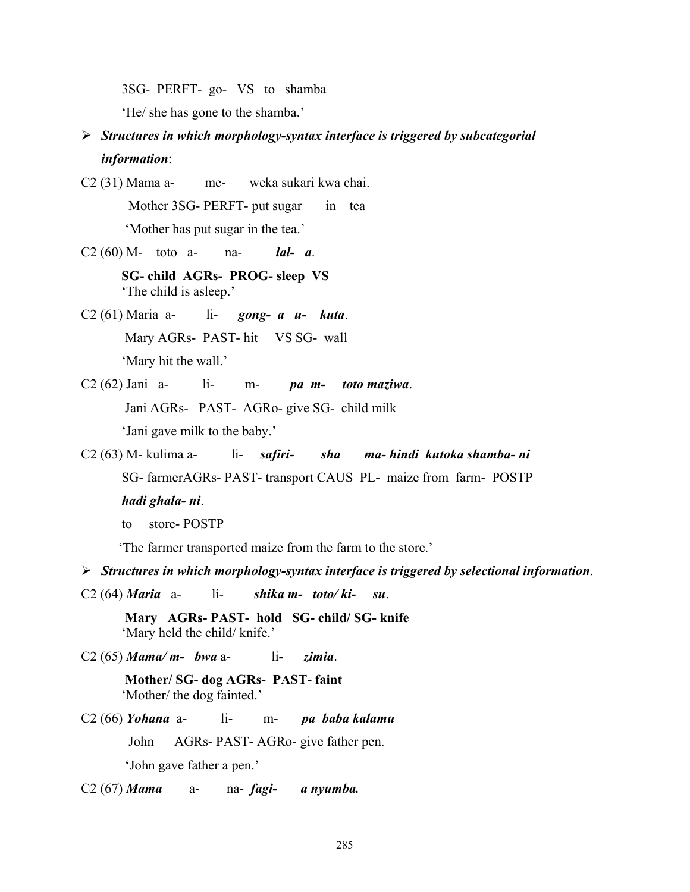3SG- PERFT- go- VS to shamba

'He/ she has gone to the shamba.'

- ***Structures in which morphology-syntax interface is triggered by subcategorial information***:

C2 (31) Mama a- me- weka sukari kwa chai.

Mother 3SG- PERFT- put sugar in tea

'Mother has put sugar in the tea.'

C2 (60) M- toto a- na- ***lal- a***.

**SG- child AGRs- PROG- sleep VS**

'The child is asleep.'

C2 (61) Maria a- li- ***gong- a u- kuta***.

Mary AGRs- PAST- hit VS SG- wall

'Mary hit the wall.'

C2 (62) Jani a- li- m- ***pa m- toto maziwa***.

Jani AGRs- PAST- AGRo- give SG- child milk

'Jani gave milk to the baby.'

C2 (63) M- kulima a- li- ***safiri- sha ma- hindi kutoka shamba- ni hadi ghala- ni***.

SG- farmerAGRs- PAST- transport CAUS PL- maize from farm- POSTP

to store- POSTP

'The farmer transported maize from the farm to the store.'

- ***Structures in which morphology-syntax interface is triggered by selectional information***.

C2 (64) ***Maria*** a- li- ***shika m- toto/ ki- su***.

**Mary AGRs- PAST- hold SG- child/ SG- knife**

'Mary held the child/ knife.'

C2 (65) ***Mama/ m- bwa*** a- li**-** ***zimia***.

**Mother/ SG- dog AGRs- PAST- faint**

'Mother/ the dog fainted.'

C2 (66) ***Yohana*** a- li- m- ***pa baba kalamu***

John AGRs- PAST- AGRo- give father pen.

'John gave father a pen.'

C2 (67) ***Mama*** a- na- ***fagi- a nyumba.***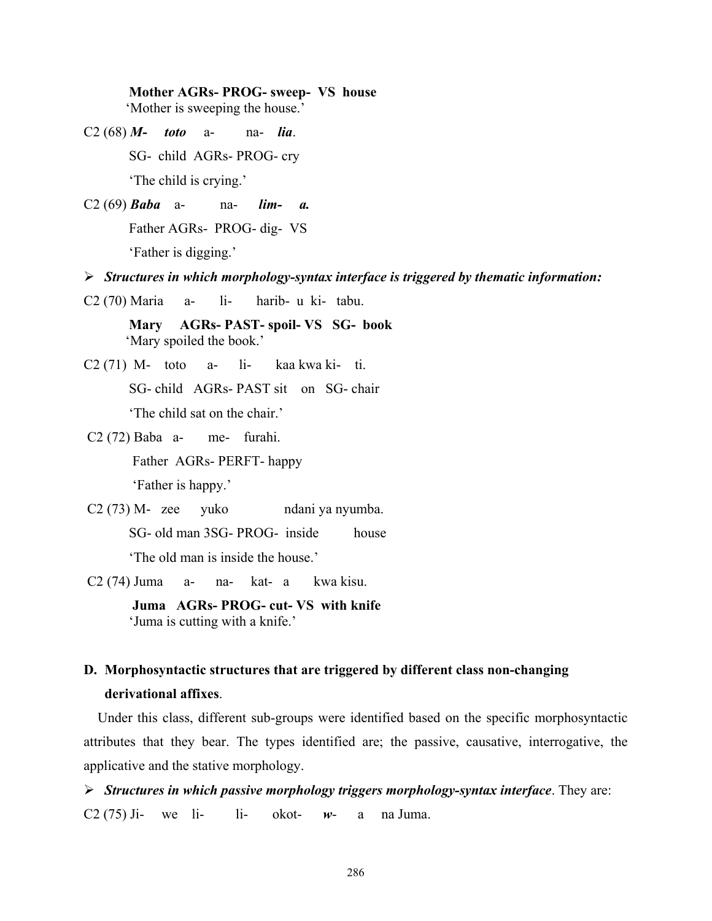**Mother AGRs- PROG- sweep- VS house**
'Mother is sweeping the house.'

C2 (68) ***M- toto*** a- na- ***lia***.

SG- child AGRs- PROG- cry

'The child is crying.'

C2 (69) ***Baba*** a- na- ***lim- a.***

Father AGRs- PROG- dig- VS

'Father is digging.'

- ***Structures in which morphology-syntax interface is triggered by thematic information:***

C2 (70) Maria a- li- harib- u ki- tabu.

**Mary AGRs- PAST- spoil- VS SG- book**
'Mary spoiled the book.'

C2 (71) M- toto a- li- kaa kwa ki- ti.

SG- child AGRs- PAST sit on SG- chair

'The child sat on the chair.'

C2 (72) Baba a- me- furahi.

Father AGRs- PERFT- happy

'Father is happy.'

C2 (73) M- zee yuko ndani ya nyumba.

SG- old man 3SG- PROG- inside house

'The old man is inside the house.'

C2 (74) Juma a- na- kat- a kwa kisu.

**Juma AGRs- PROG- cut- VS with knife**
'Juma is cutting with a knife.'

## D. Morphosyntactic structures that are triggered by different class non-changing derivational affixes.

Under this class, different sub-groups were identified based on the specific morphosyntactic attributes that they bear. The types identified are; the passive, causative, interrogative, the applicative and the stative morphology.

- ***Structures in which passive morphology triggers morphology-syntax interface***. They are:

C2 (75) Ji- we li- li- okot- ***w***- a na Juma.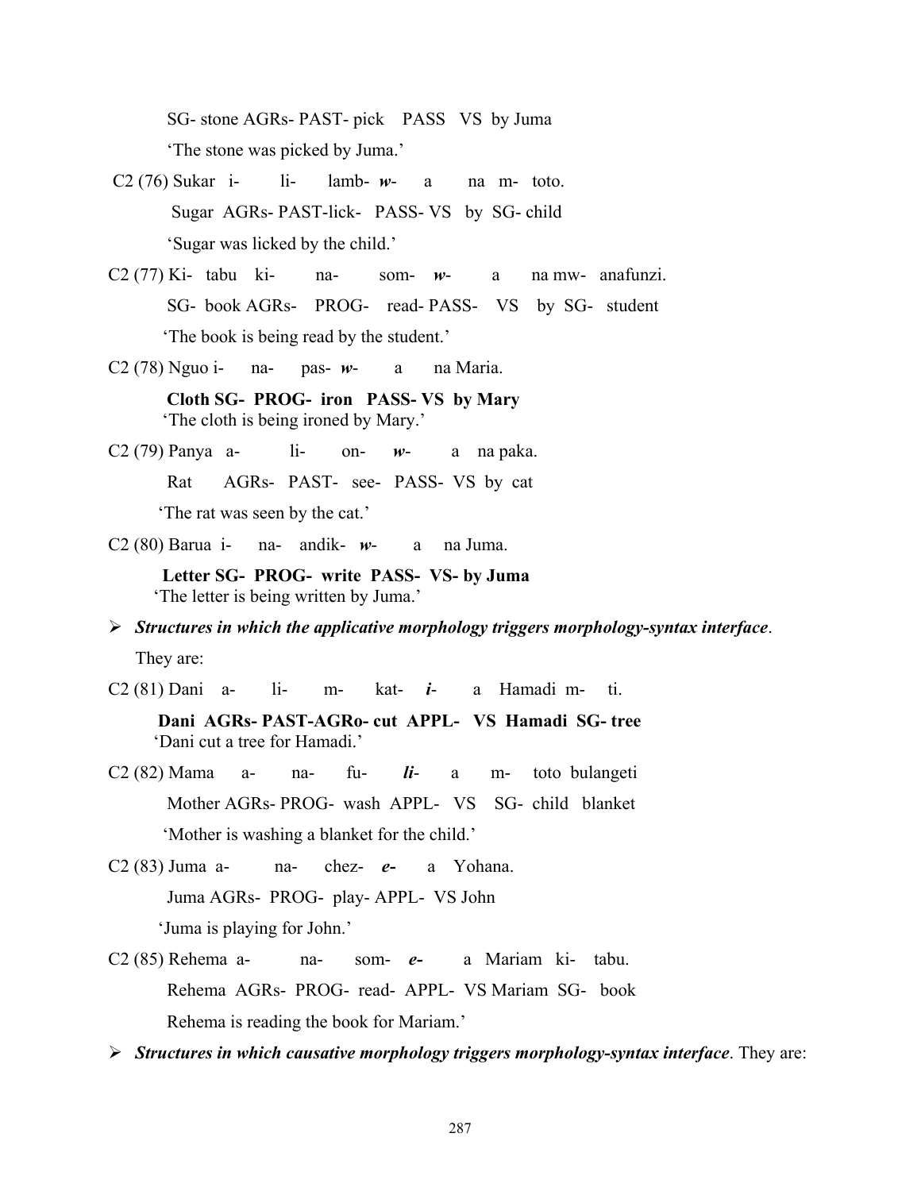SG- stone AGRs- PAST- pick PASS VS by Juma

'The stone was picked by Juma.'

C2 (76) Sukar i- li- lamb- ***w***- a na m- toto.

Sugar AGRs- PAST-lick- PASS- VS by SG- child

'Sugar was licked by the child.'

C2 (77) Ki- tabu ki- na- som- ***w***- a na mw- anafunzi.

SG- book AGRs- PROG- read- PASS- VS by SG- student

'The book is being read by the student.'

C2 (78) Nguo i- na- pas- ***w***- a na Maria.

**Cloth SG- PROG- iron PASS- VS by Mary**

'The cloth is being ironed by Mary.'

C2 (79) Panya a- li- on- ***w***- a na paka.

Rat AGRs- PAST- see- PASS- VS by cat

'The rat was seen by the cat.'

C2 (80) Barua i- na- andik- ***w***- a na Juma.

**Letter SG- PROG- write PASS- VS- by Juma**

'The letter is being written by Juma.'

- ***Structures in which the applicative morphology triggers morphology-syntax interface***. They are:

C2 (81) Dani a- li- m- kat- ***i***- a Hamadi m- ti.

**Dani AGRs- PAST-AGRo- cut APPL- VS Hamadi SG- tree**

'Dani cut a tree for Hamadi.'

C2 (82) Mama a- na- fu- ***li***- a m- toto bulangeti

Mother AGRs- PROG- wash APPL- VS SG- child blanket

'Mother is washing a blanket for the child.'

C2 (83) Juma a- na- chez- ***e-*** a Yohana.

Juma AGRs- PROG- play- APPL- VS John

'Juma is playing for John.'

C2 (85) Rehema a- na- som- ***e-*** a Mariam ki- tabu.

Rehema AGRs- PROG- read- APPL- VS Mariam SG- book

Rehema is reading the book for Mariam.'

- ***Structures in which causative morphology triggers morphology-syntax interface***. They are: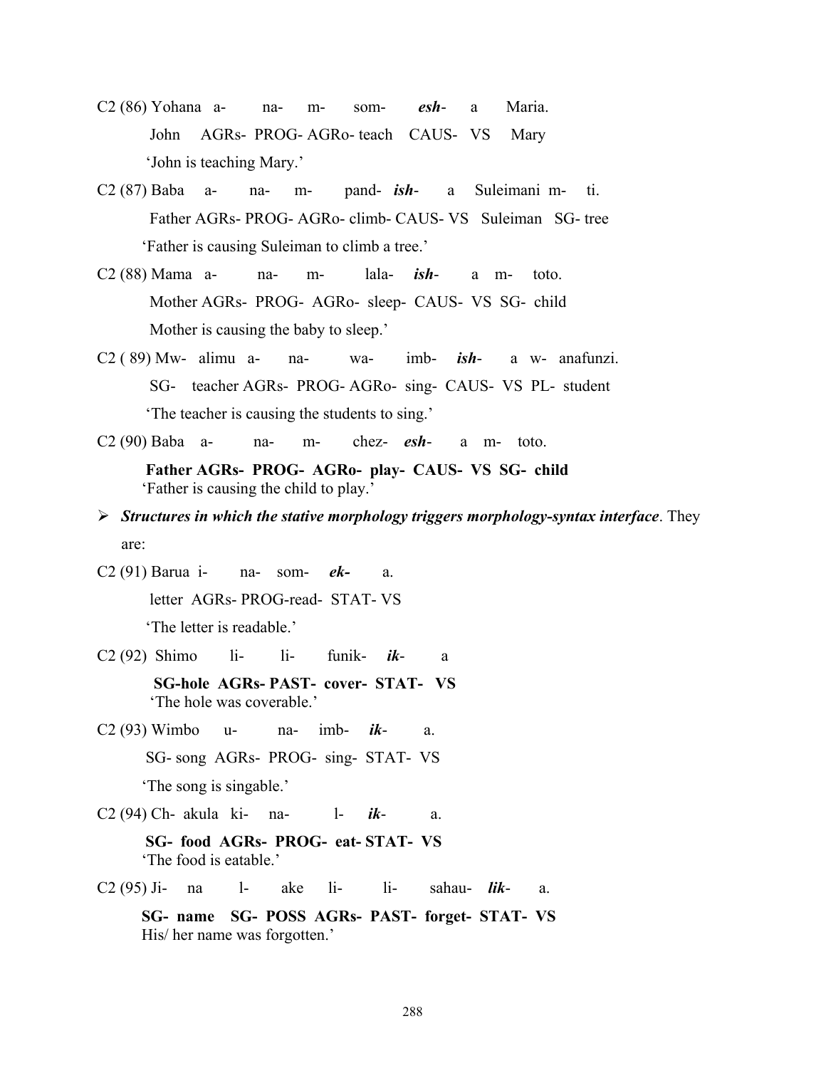C2 (86) Yohana a- na- m- som- ***esh***- a Maria.

John AGRs- PROG- AGRo- teach CAUS- VS Mary

'John is teaching Mary.'

C2 (87) Baba a- na- m- pand- ***ish***- a Suleimani m- ti.

Father AGRs- PROG- AGRo- climb- CAUS- VS Suleiman SG- tree

'Father is causing Suleiman to climb a tree.'

C2 (88) Mama a- na- m- lala- ***ish***- a m- toto.

Mother AGRs- PROG- AGRo- sleep- CAUS- VS SG- child

Mother is causing the baby to sleep.'

C2 ( 89) Mw- alimu a- na- wa- imb- ***ish***- a w- anafunzi.

SG- teacher AGRs- PROG- AGRo- sing- CAUS- VS PL- student

'The teacher is causing the students to sing.'

C2 (90) Baba a- na- m- chez- ***esh***- a m- toto.

**Father AGRs- PROG- AGRo- play- CAUS- VS SG- child**

'Father is causing the child to play.'

- ***Structures in which the stative morphology triggers morphology-syntax interface***. They are:

C2 (91) Barua i- na- som- ***ek-*** a.

letter AGRs- PROG-read- STAT- VS

'The letter is readable.'

C2 (92) Shimo li- li- funik- ***ik***- a

**SG-hole AGRs- PAST- cover- STAT- VS**

'The hole was coverable.'

C2 (93) Wimbo u- na- imb- ***ik***- a.

SG- song AGRs- PROG- sing- STAT- VS

'The song is singable.'

C2 (94) Ch- akula ki- na- l- ***ik***- a.

**SG- food AGRs- PROG- eat- STAT- VS**

'The food is eatable.'

C2 (95) Ji- na l- ake li- li- sahau- ***lik***- a.

**SG- name SG- POSS AGRs- PAST- forget- STAT- VS**

His/ her name was forgotten.'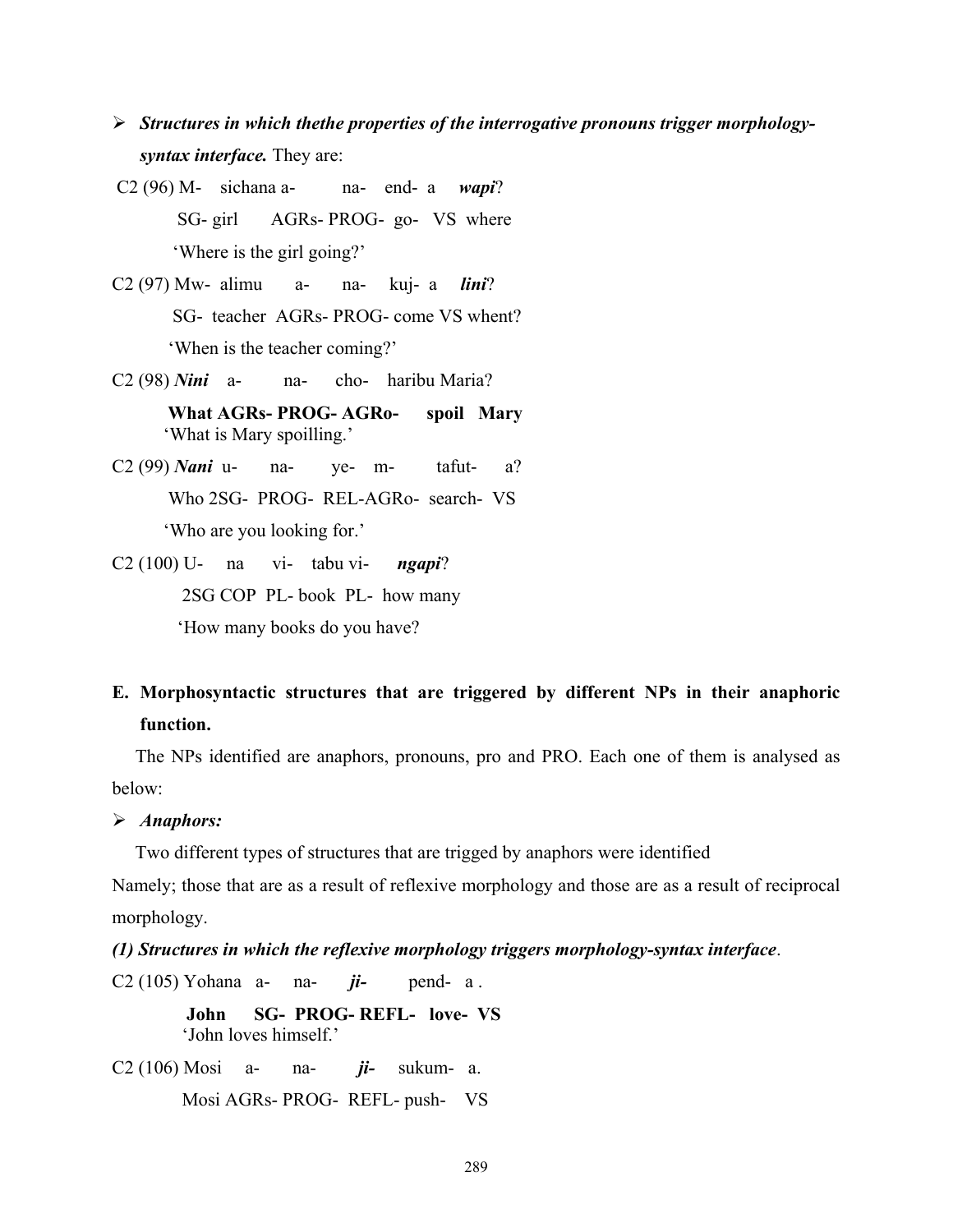- ***Structures in which thethe properties of the interrogative pronouns trigger morphology-syntax interface.*** They are:

C2 (96) M- sichana a- na- end- a ***wapi***?

SG- girl AGRs- PROG- go- VS where

'Where is the girl going?'

C2 (97) Mw- alimu a- na- kuj- a ***lini***?

SG- teacher AGRs- PROG- come VS whent?

'When is the teacher coming?'

C2 (98) ***Nini*** a- na- cho- haribu Maria?

**What AGRs- PROG- AGRo- spoil Mary**

'What is Mary spoilling.'

C2 (99) ***Nani*** u- na- ye- m- tafut- a?

Who 2SG- PROG- REL-AGRo- search- VS

'Who are you looking for.'

C2 (100) U- na vi- tabu vi- ***ngapi***?

2SG COP PL- book PL- how many

'How many books do you have?

**E. Morphosyntactic structures that are triggered by different NPs in their anaphoric function.**

The NPs identified are anaphors, pronouns, pro and PRO. Each one of them is analysed as below:

- ***Anaphors:***

Two different types of structures that are trigged by anaphors were identified

Namely; those that are as a result of reflexive morphology and those are as a result of reciprocal morphology.

***(1) Structures in which the reflexive morphology triggers morphology-syntax interface***.

C2 (105) Yohana a- na- ***ji-*** pend- a .

**John SG- PROG- REFL- love- VS**

'John loves himself.'

C2 (106) Mosi a- na- ***ji-*** sukum- a.

Mosi AGRs- PROG- REFL- push- VS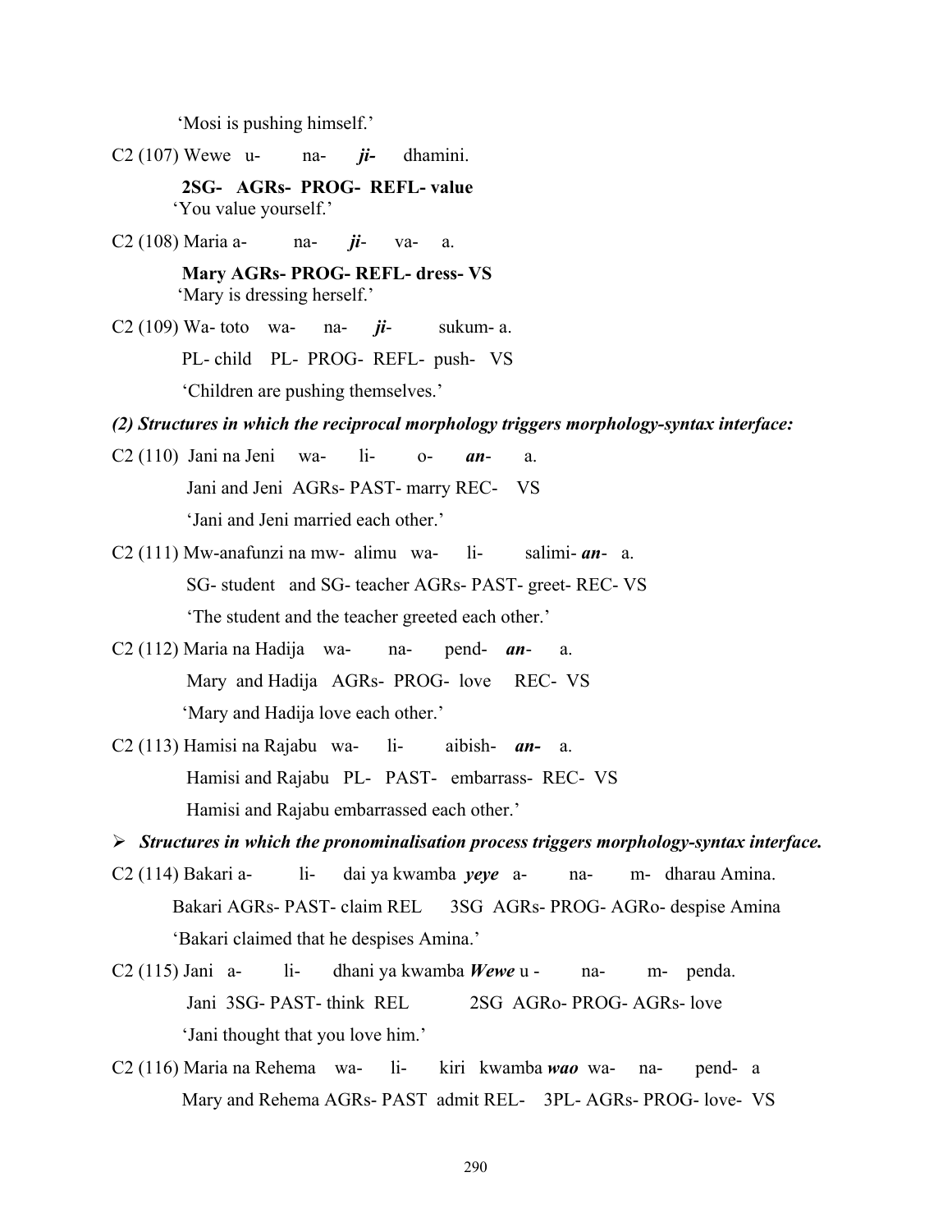'Mosi is pushing himself.'

C2 (107) Wewe u- na- ***ji-*** dhamini.

**2SG- AGRs- PROG- REFL- value**

'You value yourself.'

C2 (108) Maria a- na- ***ji-*** va- a.

**Mary AGRs- PROG- REFL- dress- VS**

'Mary is dressing herself.'

C2 (109) Wa- toto wa- na- ***ji-*** sukum- a.

PL- child PL- PROG- REFL- push- VS

'Children are pushing themselves.'

***(2) Structures in which the reciprocal morphology triggers morphology-syntax interface:***

C2 (110) Jani na Jeni wa- li- o- ***an-*** a.

Jani and Jeni AGRs- PAST- marry REC- VS

'Jani and Jeni married each other.'

C2 (111) Mw-anafunzi na mw- alimu wa- li- salimi- ***an-*** a.

SG- student and SG- teacher AGRs- PAST- greet- REC- VS

'The student and the teacher greeted each other.'

C2 (112) Maria na Hadija wa- na- pend- ***an-*** a.

Mary and Hadija AGRs- PROG- love REC- VS

'Mary and Hadija love each other.'

C2 (113) Hamisi na Rajabu wa- li- aibish- ***an-*** a.

Hamisi and Rajabu PL- PAST- embarrass- REC- VS

Hamisi and Rajabu embarrassed each other.'

- ***Structures in which the pronominalisation process triggers morphology-syntax interface.***

C2 (114) Bakari a- li- dai ya kwamba ***yeye*** a- na- m- dharau Amina.

Bakari AGRs- PAST- claim REL 3SG AGRs- PROG- AGRo- despise Amina

'Bakari claimed that he despises Amina.'

C2 (115) Jani a- li- dhani ya kwamba ***Wewe*** u - na- m- penda.

Jani 3SG- PAST- think REL 2SG AGRo- PROG- AGRs- love

'Jani thought that you love him.'

C2 (116) Maria na Rehema wa- li- kiri kwamba ***wao*** wa- na- pend- a

Mary and Rehema AGRs- PAST admit REL- 3PL- AGRs- PROG- love- VS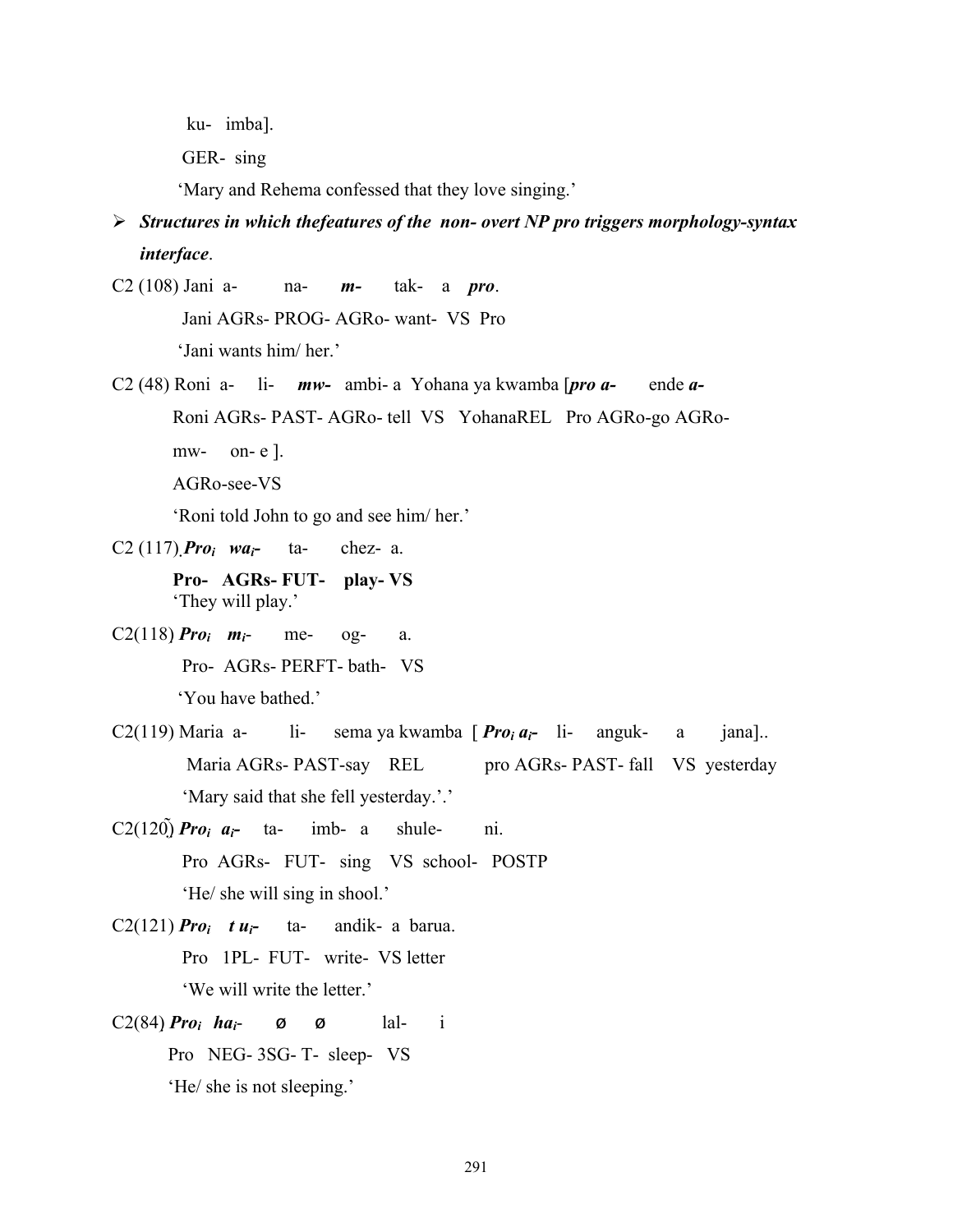ku- imba].

GER- sing

'Mary and Rehema confessed that they love singing.'

- ***Structures in which thefeatures of the non- overt NP pro triggers morphology-syntax interface*.**

C2 (108) Jani a- na- ***m-*** tak- a ***pro***.

Jani AGRs- PROG- AGRo- want- VS Pro

'Jani wants him/ her.'

C2 (48) Roni a- li- ***mw-*** ambi- a Yohana ya kwamba [***pro a-*** ende ***a-***

Roni AGRs- PAST- AGRo- tell VS YohanaREL Pro AGRo-go AGRo-

mw- on- e ].

AGRo-see-VS

'Roni told John to go and see him/ her.'

C2 (117) ***$Pro_i$ $wa_i$-*** ta- chez- a.

**Pro- AGRs- FUT- play- VS**

'They will play.'

C2(118) ***$Pro_i$ $m_i$-*** me- og- a.

Pro- AGRs- PERFT- bath- VS

'You have bathed.'

C2(119) Maria a- li- sema ya kwamba [ ***$Pro_i$ $a_i$-*** li- anguk- a jana]..

Maria AGRs- PAST-say REL pro AGRs- PAST- fall VS yesterday

'Mary said that she fell yesterday.'.'

C2(120) ***$Pro_i$ $a_i$-*** ta- imb- a shule- ni.

Pro AGRs- FUT- sing VS school- POSTP

'He/ she will sing in shool.'

C2(121) ***$Pro_i$ t $u_i$-*** ta- andik- a barua.

Pro 1PL- FUT- write- VS letter

'We will write the letter.'

C2(84) ***$Pro_i$ $ha_i$-*** ø ø lal- i

Pro NEG- 3SG- T- sleep- VS

'He/ she is not sleeping.'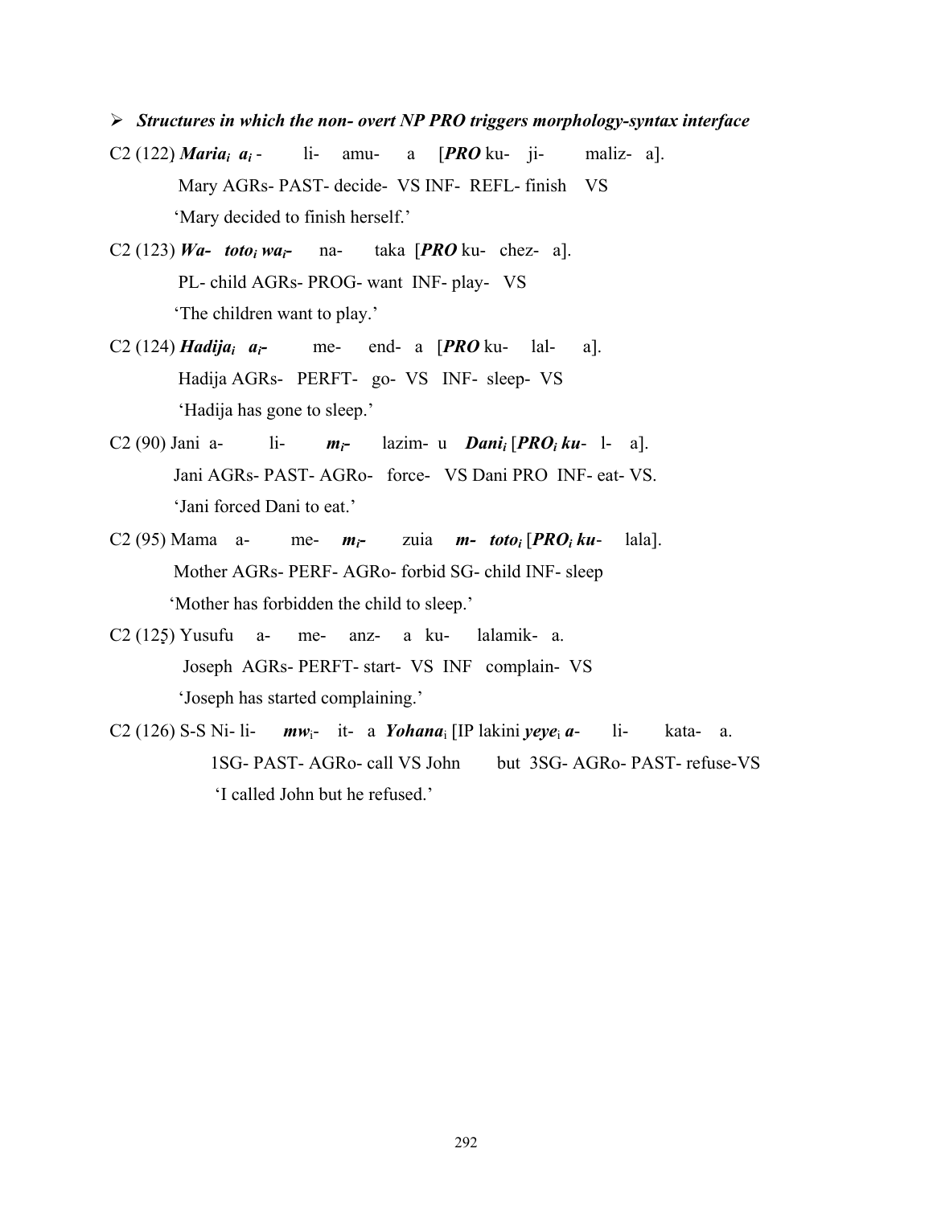- ***Structures in which the non- overt NP PRO triggers morphology-syntax interface***

C2 (122) ***Maria**$_i$* ***a**$_i$* - li- amu- a [***PRO*** ku- ji- maliz- a].
Mary AGRs- PAST- decide- VS INF- REFL- finish VS
'Mary decided to finish herself.'

C2 (123) ***Wa- toto**$_i$* ***wa**$_i$**-*** na- taka [***PRO*** ku- chez- a].
PL- child AGRs- PROG- want INF- play- VS
'The children want to play.'

C2 (124) ***Hadija**$_i$* ***a**$_i$**-*** me- end- a [***PRO*** ku- lal- a].
Hadija AGRs- PERFT- go- VS INF- sleep- VS
'Hadija has gone to sleep.'

C2 (90) Jani a- li- ***m**$_i$**-*** lazim- u ***Dani**$_i$* [***PRO**$_i$* ***ku-*** l- a].
Jani AGRs- PAST- AGRo- force- VS Dani PRO INF- eat- VS.
'Jani forced Dani to eat.'

C2 (95) Mama a- me- ***m**$_i$**-*** zuia ***m- toto**$_i$* [***PRO**$_i$* ***ku-*** lala].
Mother AGRs- PERF- AGRo- forbid SG- child INF- sleep
'Mother has forbidden the child to sleep.'

C2 (125) Yusufu a- me- anz- a ku- lalamik- a.
Joseph AGRs- PERFT- start- VS INF complain- VS
'Joseph has started complaining.'

C2 (126) S-S Ni- li- ***mw**$_i$*- it- a ***Yohana**$_i$* [IP lakini ***yeye**$_i$* ***a-*** li- kata- a.
1SG- PAST- AGRo- call VS John but 3SG- AGRo- PAST- refuse-VS
'I called John but he refused.'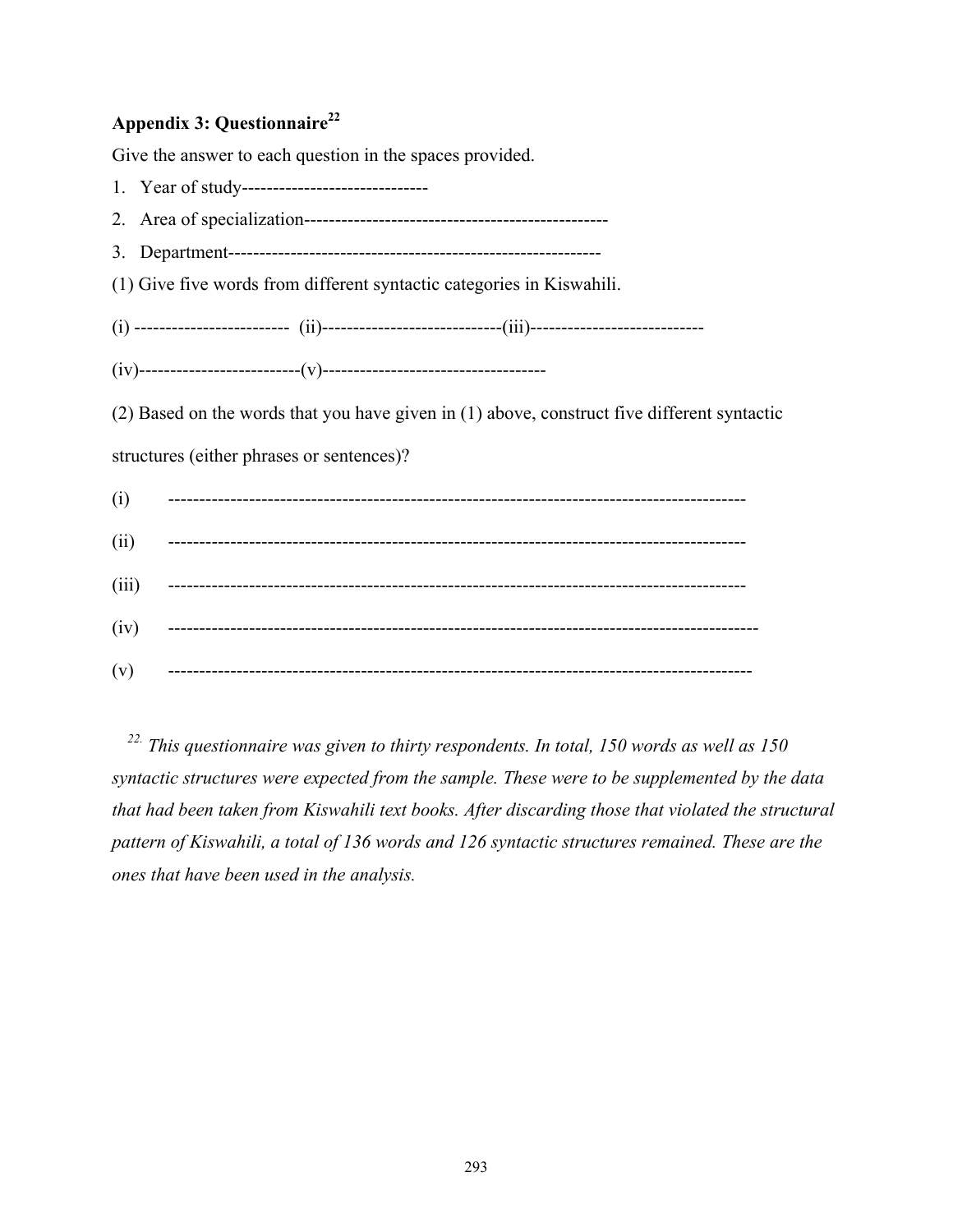## Appendix 3: Questionnaire[22]

Give the answer to each question in the spaces provided.

1. Year of study------------------------------
2. Area of specialization-------------------------------------------------
3. Department------------------------------------------------------------

(1) Give five words from different syntactic categories in Kiswahili.

(i) ------------------------- (ii)-----------------------------(iii)----------------------------

(iv)--------------------------(v)------------------------------------

(2) Based on the words that you have given in (1) above, construct five different syntactic structures (either phrases or sentences)?

(i) ------------------------------------------------------------------------------------------

(ii) ------------------------------------------------------------------------------------------

(iii) ------------------------------------------------------------------------------------------

(iv) ---------------------------------------------------------------------------------------------

(v) --------------------------------------------------------------------------------------------

*[22] This questionnaire was given to thirty respondents. In total, 150 words as well as 150 syntactic structures were expected from the sample. These were to be supplemented by the data that had been taken from Kiswahili text books. After discarding those that violated the structural pattern of Kiswahili, a total of 136 words and 126 syntactic structures remained. These are the ones that have been used in the analysis.*